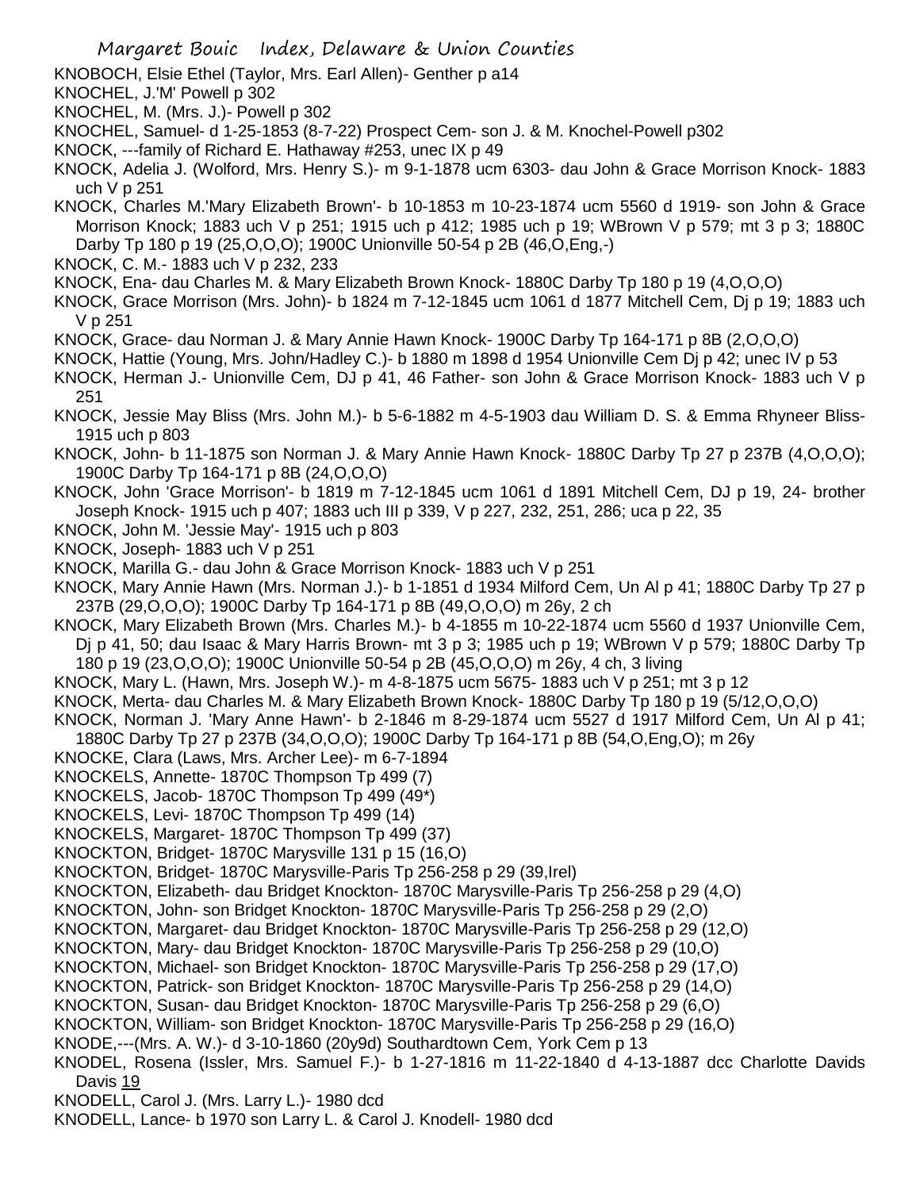KNOBOCH, Elsie Ethel (Taylor, Mrs. Earl Allen)- Genther p a14
KNOCHEL, J.'M' Powell p 302
KNOCHEL, M. (Mrs. J.)- Powell p 302
KNOCHEL, Samuel- d 1-25-1853 (8-7-22) Prospect Cem- son J. & M. Knochel-Powell p302
KNOCK, ---family of Richard E. Hathaway #253, unec IX p 49
KNOCK, Adelia J. (Wolford, Mrs. Henry S.)- m 9-1-1878 ucm 6303- dau John & Grace Morrison Knock- 1883 uch V p 251
KNOCK, Charles M.'Mary Elizabeth Brown'- b 10-1853 m 10-23-1874 ucm 5560 d 1919- son John & Grace Morrison Knock; 1883 uch V p 251; 1915 uch p 412; 1985 uch p 19; WBrown V p 579; mt 3 p 3; 1880C Darby Tp 180 p 19 (25,O,O,O); 1900C Unionville 50-54 p 2B (46,O,Eng,-)
KNOCK, C. M.- 1883 uch V p 232, 233
KNOCK, Ena- dau Charles M. & Mary Elizabeth Brown Knock- 1880C Darby Tp 180 p 19 (4,O,O,O)
KNOCK, Grace Morrison (Mrs. John)- b 1824 m 7-12-1845 ucm 1061 d 1877 Mitchell Cem, Dj p 19; 1883 uch V p 251
KNOCK, Grace- dau Norman J. & Mary Annie Hawn Knock- 1900C Darby Tp 164-171 p 8B (2,O,O,O)
KNOCK, Hattie (Young, Mrs. John/Hadley C.)- b 1880 m 1898 d 1954 Unionville Cem Dj p 42; unec IV p 53
KNOCK, Herman J.- Unionville Cem, DJ p 41, 46 Father- son John & Grace Morrison Knock- 1883 uch V p 251
KNOCK, Jessie May Bliss (Mrs. John M.)- b 5-6-1882 m 4-5-1903 dau William D. S. & Emma Rhyneer Bliss- 1915 uch p 803
KNOCK, John- b 11-1875 son Norman J. & Mary Annie Hawn Knock- 1880C Darby Tp 27 p 237B (4,O,O,O); 1900C Darby Tp 164-171 p 8B (24,O,O,O)
KNOCK, John 'Grace Morrison'- b 1819 m 7-12-1845 ucm 1061 d 1891 Mitchell Cem, DJ p 19, 24- brother Joseph Knock- 1915 uch p 407; 1883 uch III p 339, V p 227, 232, 251, 286; uca p 22, 35
KNOCK, John M. 'Jessie May'- 1915 uch p 803
KNOCK, Joseph- 1883 uch V p 251
KNOCK, Marilla G.- dau John & Grace Morrison Knock- 1883 uch V p 251
KNOCK, Mary Annie Hawn (Mrs. Norman J.)- b 1-1851 d 1934 Milford Cem, Un Al p 41; 1880C Darby Tp 27 p 237B (29,O,O,O); 1900C Darby Tp 164-171 p 8B (49,O,O,O) m 26y, 2 ch
KNOCK, Mary Elizabeth Brown (Mrs. Charles M.)- b 4-1855 m 10-22-1874 ucm 5560 d 1937 Unionville Cem, Dj p 41, 50; dau Isaac & Mary Harris Brown- mt 3 p 3; 1985 uch p 19; WBrown V p 579; 1880C Darby Tp 180 p 19 (23,O,O,O); 1900C Unionville 50-54 p 2B (45,O,O,O) m 26y, 4 ch, 3 living
KNOCK, Mary L. (Hawn, Mrs. Joseph W.)- m 4-8-1875 ucm 5675- 1883 uch V p 251; mt 3 p 12
KNOCK, Merta- dau Charles M. & Mary Elizabeth Brown Knock- 1880C Darby Tp 180 p 19 (5/12,O,O,O)
KNOCK, Norman J. 'Mary Anne Hawn'- b 2-1846 m 8-29-1874 ucm 5527 d 1917 Milford Cem, Un Al p 41; 1880C Darby Tp 27 p 237B (34,O,O,O); 1900C Darby Tp 164-171 p 8B (54,O,Eng,O); m 26y
KNOCKE, Clara (Laws, Mrs. Archer Lee)- m 6-7-1894
KNOCKELS, Annette- 1870C Thompson Tp 499 (7)
KNOCKELS, Jacob- 1870C Thompson Tp 499 (49*)
KNOCKELS, Levi- 1870C Thompson Tp 499 (14)
KNOCKELS, Margaret- 1870C Thompson Tp 499 (37)
KNOCKTON, Bridget- 1870C Marysville 131 p 15 (16,O)
KNOCKTON, Bridget- 1870C Marysville-Paris Tp 256-258 p 29 (39,Irel)
KNOCKTON, Elizabeth- dau Bridget Knockton- 1870C Marysville-Paris Tp 256-258 p 29 (4,O)
KNOCKTON, John- son Bridget Knockton- 1870C Marysville-Paris Tp 256-258 p 29 (2,O)
KNOCKTON, Margaret- dau Bridget Knockton- 1870C Marysville-Paris Tp 256-258 p 29 (12,O)
KNOCKTON, Mary- dau Bridget Knockton- 1870C Marysville-Paris Tp 256-258 p 29 (10,O)
KNOCKTON, Michael- son Bridget Knockton- 1870C Marysville-Paris Tp 256-258 p 29 (17,O)
KNOCKTON, Patrick- son Bridget Knockton- 1870C Marysville-Paris Tp 256-258 p 29 (14,O)
KNOCKTON, Susan- dau Bridget Knockton- 1870C Marysville-Paris Tp 256-258 p 29 (6,O)
KNOCKTON, William- son Bridget Knockton- 1870C Marysville-Paris Tp 256-258 p 29 (16,O)
KNODE,---(Mrs. A. W.)- d 3-10-1860 (20y9d) Southardtown Cem, York Cem p 13
KNODEL, Rosena (Issler, Mrs. Samuel F.)- b 1-27-1816 m 11-22-1840 d 4-13-1887 dcc Charlotte Davids Davis 19
KNODELL, Carol J. (Mrs. Larry L.)- 1980 dcd
KNODELL, Lance- b 1970 son Larry L. & Carol J. Knodell- 1980 dcd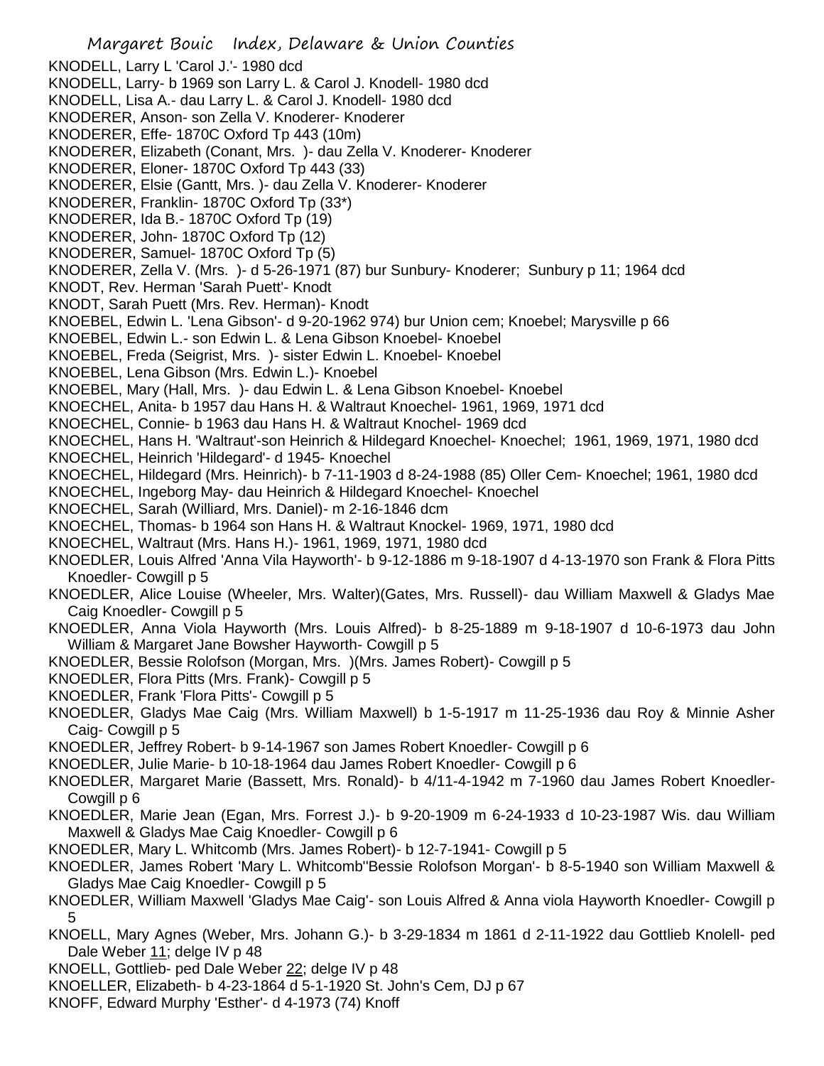KNODELL, Larry L 'Carol J.'- 1980 dcd
KNODELL, Larry- b 1969 son Larry L. & Carol J. Knodell- 1980 dcd
KNODELL, Lisa A.- dau Larry L. & Carol J. Knodell- 1980 dcd
KNODERER, Anson- son Zella V. Knoderer- Knoderer
KNODERER, Effe- 1870C Oxford Tp 443 (10m)
KNODERER, Elizabeth (Conant, Mrs. )- dau Zella V. Knoderer- Knoderer
KNODERER, Eloner- 1870C Oxford Tp 443 (33)
KNODERER, Elsie (Gantt, Mrs. )- dau Zella V. Knoderer- Knoderer
KNODERER, Franklin- 1870C Oxford Tp (33*)
KNODERER, Ida B.- 1870C Oxford Tp (19)
KNODERER, John- 1870C Oxford Tp (12)
KNODERER, Samuel- 1870C Oxford Tp (5)
KNODERER, Zella V. (Mrs. )- d 5-26-1971 (87) bur Sunbury- Knoderer; Sunbury p 11; 1964 dcd
KNODT, Rev. Herman 'Sarah Puett'- Knodt
KNODT, Sarah Puett (Mrs. Rev. Herman)- Knodt
KNOEBEL, Edwin L. 'Lena Gibson'- d 9-20-1962 974) bur Union cem; Knoebel; Marysville p 66
KNOEBEL, Edwin L.- son Edwin L. & Lena Gibson Knoebel- Knoebel
KNOEBEL, Freda (Seigrist, Mrs. )- sister Edwin L. Knoebel- Knoebel
KNOEBEL, Lena Gibson (Mrs. Edwin L.)- Knoebel
KNOEBEL, Mary (Hall, Mrs. )- dau Edwin L. & Lena Gibson Knoebel- Knoebel
KNOECHEL, Anita- b 1957 dau Hans H. & Waltraut Knoechel- 1961, 1969, 1971 dcd
KNOECHEL, Connie- b 1963 dau Hans H. & Waltraut Knochel- 1969 dcd
KNOECHEL, Hans H. 'Waltraut'-son Heinrich & Hildegard Knoechel- Knoechel; 1961, 1969, 1971, 1980 dcd
KNOECHEL, Heinrich 'Hildegard'- d 1945- Knoechel
KNOECHEL, Hildegard (Mrs. Heinrich)- b 7-11-1903 d 8-24-1988 (85) Oller Cem- Knoechel; 1961, 1980 dcd
KNOECHEL, Ingeborg May- dau Heinrich & Hildegard Knoechel- Knoechel
KNOECHEL, Sarah (Williard, Mrs. Daniel)- m 2-16-1846 dcm
KNOECHEL, Thomas- b 1964 son Hans H. & Waltraut Knockel- 1969, 1971, 1980 dcd
KNOECHEL, Waltraut (Mrs. Hans H.)- 1961, 1969, 1971, 1980 dcd
KNOEDLER, Louis Alfred 'Anna Vila Hayworth'- b 9-12-1886 m 9-18-1907 d 4-13-1970 son Frank & Flora Pitts Knoedler- Cowgill p 5
KNOEDLER, Alice Louise (Wheeler, Mrs. Walter)(Gates, Mrs. Russell)- dau William Maxwell & Gladys Mae Caig Knoedler- Cowgill p 5
KNOEDLER, Anna Viola Hayworth (Mrs. Louis Alfred)- b 8-25-1889 m 9-18-1907 d 10-6-1973 dau John William & Margaret Jane Bowsher Hayworth- Cowgill p 5
KNOEDLER, Bessie Rolofson (Morgan, Mrs. )(Mrs. James Robert)- Cowgill p 5
KNOEDLER, Flora Pitts (Mrs. Frank)- Cowgill p 5
KNOEDLER, Frank 'Flora Pitts'- Cowgill p 5
KNOEDLER, Gladys Mae Caig (Mrs. William Maxwell) b 1-5-1917 m 11-25-1936 dau Roy & Minnie Asher Caig- Cowgill p 5
KNOEDLER, Jeffrey Robert- b 9-14-1967 son James Robert Knoedler- Cowgill p 6
KNOEDLER, Julie Marie- b 10-18-1964 dau James Robert Knoedler- Cowgill p 6
KNOEDLER, Margaret Marie (Bassett, Mrs. Ronald)- b 4/11-4-1942 m 7-1960 dau James Robert Knoedler- Cowgill p 6
KNOEDLER, Marie Jean (Egan, Mrs. Forrest J.)- b 9-20-1909 m 6-24-1933 d 10-23-1987 Wis. dau William Maxwell & Gladys Mae Caig Knoedler- Cowgill p 6
KNOEDLER, Mary L. Whitcomb (Mrs. James Robert)- b 12-7-1941- Cowgill p 5
KNOEDLER, James Robert 'Mary L. Whitcomb''Bessie Rolofson Morgan'- b 8-5-1940 son William Maxwell & Gladys Mae Caig Knoedler- Cowgill p 5
KNOEDLER, William Maxwell 'Gladys Mae Caig'- son Louis Alfred & Anna viola Hayworth Knoedler- Cowgill p 5
KNOELL, Mary Agnes (Weber, Mrs. Johann G.)- b 3-29-1834 m 1861 d 2-11-1922 dau Gottlieb Knolell- ped Dale Weber 11; delge IV p 48
KNOELL, Gottlieb- ped Dale Weber 22; delge IV p 48
KNOELLER, Elizabeth- b 4-23-1864 d 5-1-1920 St. John's Cem, DJ p 67
KNOFF, Edward Murphy 'Esther'- d 4-1973 (74) Knoff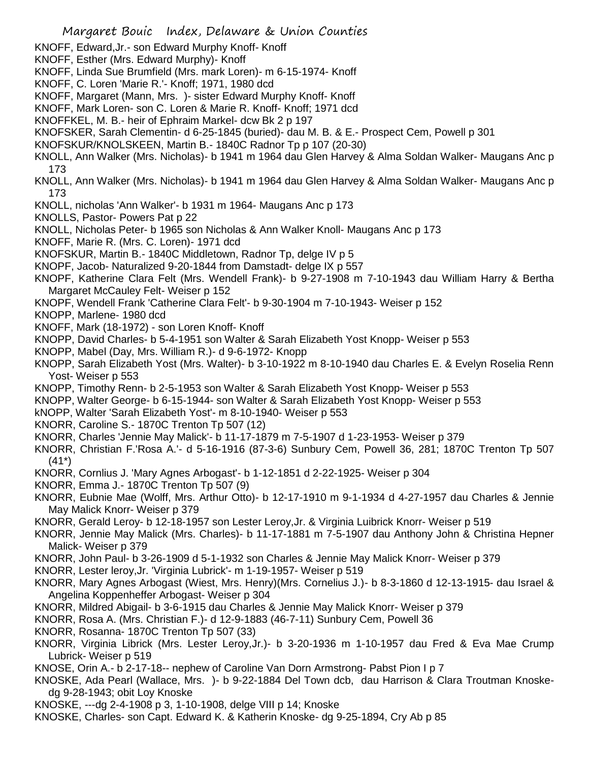KNOFF, Edward,Jr.- son Edward Murphy Knoff- Knoff

KNOFF, Esther (Mrs. Edward Murphy)- Knoff

KNOFF, Linda Sue Brumfield (Mrs. mark Loren)- m 6-15-1974- Knoff

KNOFF, C. Loren 'Marie R.'- Knoff; 1971, 1980 dcd

KNOFF, Margaret (Mann, Mrs. )- sister Edward Murphy Knoff- Knoff

KNOFF, Mark Loren- son C. Loren & Marie R. Knoff- Knoff; 1971 dcd

KNOFFKEL, M. B.- heir of Ephraim Markel- dcw Bk 2 p 197

KNOFSKER, Sarah Clementin- d 6-25-1845 (buried)- dau M. B. & E.- Prospect Cem, Powell p 301

KNOFSKUR/KNOLSKEEN, Martin B.- 1840C Radnor Tp p 107 (20-30)

KNOLL, Ann Walker (Mrs. Nicholas)- b 1941 m 1964 dau Glen Harvey & Alma Soldan Walker- Maugans Anc p 173

KNOLL, Ann Walker (Mrs. Nicholas)- b 1941 m 1964 dau Glen Harvey & Alma Soldan Walker- Maugans Anc p 173

KNOLL, nicholas 'Ann Walker'- b 1931 m 1964- Maugans Anc p 173

KNOLLS, Pastor- Powers Pat p 22

KNOLL, Nicholas Peter- b 1965 son Nicholas & Ann Walker Knoll- Maugans Anc p 173

KNOFF, Marie R. (Mrs. C. Loren)- 1971 dcd

KNOFSKUR, Martin B.- 1840C Middletown, Radnor Tp, delge IV p 5

KNOPF, Jacob- Naturalized 9-20-1844 from Damstadt- delge IX p 557

KNOPF, Katherine Clara Felt (Mrs. Wendell Frank)- b 9-27-1908 m 7-10-1943 dau William Harry & Bertha Margaret McCauley Felt- Weiser p 152

KNOPF, Wendell Frank 'Catherine Clara Felt'- b 9-30-1904 m 7-10-1943- Weiser p 152

KNOPP, Marlene- 1980 dcd

KNOFF, Mark (18-1972) - son Loren Knoff- Knoff

KNOPP, David Charles- b 5-4-1951 son Walter & Sarah Elizabeth Yost Knopp- Weiser p 553

KNOPP, Mabel (Day, Mrs. William R.)- d 9-6-1972- Knopp

KNOPP, Sarah Elizabeth Yost (Mrs. Walter)- b 3-10-1922 m 8-10-1940 dau Charles E. & Evelyn Roselia Renn Yost- Weiser p 553

KNOPP, Timothy Renn- b 2-5-1953 son Walter & Sarah Elizabeth Yost Knopp- Weiser p 553

KNOPP, Walter George- b 6-15-1944- son Walter & Sarah Elizabeth Yost Knopp- Weiser p 553

kNOPP, Walter 'Sarah Elizabeth Yost'- m 8-10-1940- Weiser p 553

KNORR, Caroline S.- 1870C Trenton Tp 507 (12)

KNORR, Charles 'Jennie May Malick'- b 11-17-1879 m 7-5-1907 d 1-23-1953- Weiser p 379

KNORR, Christian F.'Rosa A.'- d 5-16-1916 (87-3-6) Sunbury Cem, Powell 36, 281; 1870C Trenton Tp 507 (41*)

KNORR, Cornlius J. 'Mary Agnes Arbogast'- b 1-12-1851 d 2-22-1925- Weiser p 304

KNORR, Emma J.- 1870C Trenton Tp 507 (9)

KNORR, Eubnie Mae (Wolff, Mrs. Arthur Otto)- b 12-17-1910 m 9-1-1934 d 4-27-1957 dau Charles & Jennie May Malick Knorr- Weiser p 379

KNORR, Gerald Leroy- b 12-18-1957 son Lester Leroy,Jr. & Virginia Luibrick Knorr- Weiser p 519

KNORR, Jennie May Malick (Mrs. Charles)- b 11-17-1881 m 7-5-1907 dau Anthony John & Christina Hepner Malick- Weiser p 379

KNORR, John Paul- b 3-26-1909 d 5-1-1932 son Charles & Jennie May Malick Knorr- Weiser p 379

KNORR, Lester leroy,Jr. 'Virginia Lubrick'- m 1-19-1957- Weiser p 519

KNORR, Mary Agnes Arbogast (Wiest, Mrs. Henry)(Mrs. Cornelius J.)- b 8-3-1860 d 12-13-1915- dau Israel & Angelina Koppenheffer Arbogast- Weiser p 304

KNORR, Mildred Abigail- b 3-6-1915 dau Charles & Jennie May Malick Knorr- Weiser p 379

KNORR, Rosa A. (Mrs. Christian F.)- d 12-9-1883 (46-7-11) Sunbury Cem, Powell 36

KNORR, Rosanna- 1870C Trenton Tp 507 (33)

KNORR, Virginia Librick (Mrs. Lester Leroy,Jr.)- b 3-20-1936 m 1-10-1957 dau Fred & Eva Mae Crump Lubrick- Weiser p 519

KNOSE, Orin A.- b 2-17-18-- nephew of Caroline Van Dorn Armstrong- Pabst Pion I p 7

KNOSKE, Ada Pearl (Wallace, Mrs. )- b 9-22-1884 Del Town dcb, dau Harrison & Clara Troutman Knoske- dg 9-28-1943; obit Loy Knoske

KNOSKE, ---dg 2-4-1908 p 3, 1-10-1908, delge VIII p 14; Knoske

KNOSKE, Charles- son Capt. Edward K. & Katherin Knoske- dg 9-25-1894, Cry Ab p 85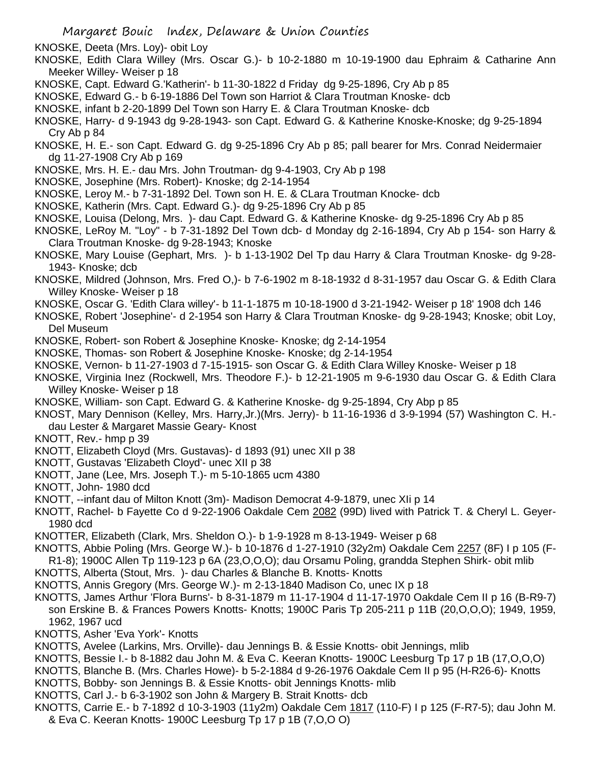KNOSKE, Deeta (Mrs. Loy)- obit Loy

KNOSKE, Edith Clara Willey (Mrs. Oscar G.)- b 10-2-1880 m 10-19-1900 dau Ephraim & Catharine Ann Meeker Willey- Weiser p 18

KNOSKE, Capt. Edward G.'Katherin'- b 11-30-1822 d Friday dg 9-25-1896, Cry Ab p 85

KNOSKE, Edward G.- b 6-19-1886 Del Town son Harriot & Clara Troutman Knoske- dcb

KNOSKE, infant b 2-20-1899 Del Town son Harry E. & Clara Troutman Knoske- dcb

KNOSKE, Harry- d 9-1943 dg 9-28-1943- son Capt. Edward G. & Katherine Knoske-Knoske; dg 9-25-1894 Cry Ab p 84

KNOSKE, H. E.- son Capt. Edward G. dg 9-25-1896 Cry Ab p 85; pall bearer for Mrs. Conrad Neidermaier dg 11-27-1908 Cry Ab p 169

KNOSKE, Mrs. H. E.- dau Mrs. John Troutman- dg 9-4-1903, Cry Ab p 198

KNOSKE, Josephine (Mrs. Robert)- Knoske; dg 2-14-1954

KNOSKE, Leroy M.- b 7-31-1892 Del. Town son H. E. & CLara Troutman Knocke- dcb

KNOSKE, Katherin (Mrs. Capt. Edward G.)- dg 9-25-1896 Cry Ab p 85

KNOSKE, Louisa (Delong, Mrs. )- dau Capt. Edward G. & Katherine Knoske- dg 9-25-1896 Cry Ab p 85

KNOSKE, LeRoy M. "Loy" - b 7-31-1892 Del Town dcb- d Monday dg 2-16-1894, Cry Ab p 154- son Harry & Clara Troutman Knoske- dg 9-28-1943; Knoske

KNOSKE, Mary Louise (Gephart, Mrs. )- b 1-13-1902 Del Tp dau Harry & Clara Troutman Knoske- dg 9-28-1943- Knoske; dcb

KNOSKE, Mildred (Johnson, Mrs. Fred O,)- b 7-6-1902 m 8-18-1932 d 8-31-1957 dau Oscar G. & Edith Clara Willey Knoske- Weiser p 18

KNOSKE, Oscar G. 'Edith Clara willey'- b 11-1-1875 m 10-18-1900 d 3-21-1942- Weiser p 18' 1908 dch 146

KNOSKE, Robert 'Josephine'- d 2-1954 son Harry & Clara Troutman Knoske- dg 9-28-1943; Knoske; obit Loy, Del Museum

KNOSKE, Robert- son Robert & Josephine Knoske- Knoske; dg 2-14-1954

KNOSKE, Thomas- son Robert & Josephine Knoske- Knoske; dg 2-14-1954

KNOSKE, Vernon- b 11-27-1903 d 7-15-1915- son Oscar G. & Edith Clara Willey Knoske- Weiser p 18

KNOSKE, Virginia Inez (Rockwell, Mrs. Theodore F.)- b 12-21-1905 m 9-6-1930 dau Oscar G. & Edith Clara Willey Knoske- Weiser p 18

KNOSKE, William- son Capt. Edward G. & Katherine Knoske- dg 9-25-1894, Cry Abp p 85

KNOST, Mary Dennison (Kelley, Mrs. Harry,Jr.)(Mrs. Jerry)- b 11-16-1936 d 3-9-1994 (57) Washington C. H.- dau Lester & Margaret Massie Geary- Knost

KNOTT, Rev.- hmp p 39

KNOTT, Elizabeth Cloyd (Mrs. Gustavas)- d 1893 (91) unec XII p 38

KNOTT, Gustavas 'Elizabeth Cloyd'- unec XII p 38

KNOTT, Jane (Lee, Mrs. Joseph T.)- m 5-10-1865 ucm 4380

KNOTT, John- 1980 dcd

KNOTT, --infant dau of Milton Knott (3m)- Madison Democrat 4-9-1879, unec XIi p 14

KNOTT, Rachel- b Fayette Co d 9-22-1906 Oakdale Cem 2082 (99D) lived with Patrick T. & Cheryl L. Geyer- 1980 dcd

KNOTTER, Elizabeth (Clark, Mrs. Sheldon O.)- b 1-9-1928 m 8-13-1949- Weiser p 68

KNOTTS, Abbie Poling (Mrs. George W.)- b 10-1876 d 1-27-1910 (32y2m) Oakdale Cem 2257 (8F) I p 105 (F-R1-8); 1900C Allen Tp 119-123 p 6A (23,O,O,O); dau Orsamu Poling, grandda Stephen Shirk- obit mlib

KNOTTS, Alberta (Stout, Mrs. )- dau Charles & Blanche B. Knotts- Knotts

KNOTTS, Annis Gregory (Mrs. George W.)- m 2-13-1840 Madison Co, unec IX p 18

KNOTTS, James Arthur 'Flora Burns'- b 8-31-1879 m 11-17-1904 d 11-17-1970 Oakdale Cem II p 16 (B-R9-7) son Erskine B. & Frances Powers Knotts- Knotts; 1900C Paris Tp 205-211 p 11B (20,O,O,O); 1949, 1959, 1962, 1967 ucd

KNOTTS, Asher 'Eva York'- Knotts

KNOTTS, Avelee (Larkins, Mrs. Orville)- dau Jennings B. & Essie Knotts- obit Jennings, mlib

KNOTTS, Bessie I.- b 8-1882 dau John M. & Eva C. Keeran Knotts- 1900C Leesburg Tp 17 p 1B (17,O,O,O)

KNOTTS, Blanche B. (Mrs. Charles Howe)- b 5-2-1884 d 9-26-1976 Oakdale Cem II p 95 (H-R26-6)- Knotts

KNOTTS, Bobby- son Jennings B. & Essie Knotts- obit Jennings Knotts- mlib

KNOTTS, Carl J.- b 6-3-1902 son John & Margery B. Strait Knotts- dcb

KNOTTS, Carrie E.- b 7-1892 d 10-3-1903 (11y2m) Oakdale Cem 1817 (110-F) I p 125 (F-R7-5); dau John M. & Eva C. Keeran Knotts- 1900C Leesburg Tp 17 p 1B (7,O,O O)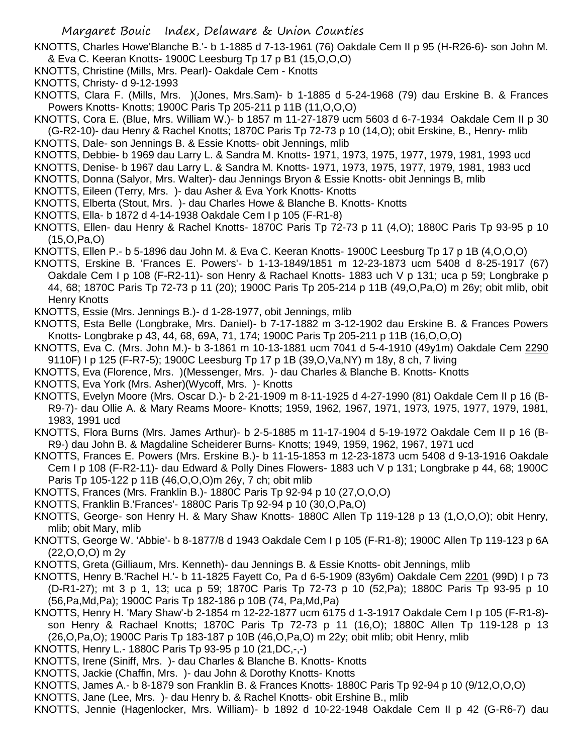KNOTTS, Charles Howe'Blanche B.'- b 1-1885 d 7-13-1961 (76) Oakdale Cem II p 95 (H-R26-6)- son John M. & Eva C. Keeran Knotts- 1900C Leesburg Tp 17 p B1 (15,O,O,O)

KNOTTS, Christine (Mills, Mrs. Pearl)- Oakdale Cem - Knotts

KNOTTS, Christy- d 9-12-1993

KNOTTS, Clara F. (Mills, Mrs. )(Jones, Mrs.Sam)- b 1-1885 d 5-24-1968 (79) dau Erskine B. & Frances Powers Knotts- Knotts; 1900C Paris Tp 205-211 p 11B (11,O,O,O)

KNOTTS, Cora E. (Blue, Mrs. William W.)- b 1857 m 11-27-1879 ucm 5603 d 6-7-1934 Oakdale Cem II p 30 (G-R2-10)- dau Henry & Rachel Knotts; 1870C Paris Tp 72-73 p 10 (14,O); obit Erskine, B., Henry- mlib

KNOTTS, Dale- son Jennings B. & Essie Knotts- obit Jennings, mlib

KNOTTS, Debbie- b 1969 dau Larry L. & Sandra M. Knotts- 1971, 1973, 1975, 1977, 1979, 1981, 1993 ucd

KNOTTS, Denise- b 1967 dau Larry L. & Sandra M. Knotts- 1971, 1973, 1975, 1977, 1979, 1981, 1983 ucd

KNOTTS, Donna (Salyor, Mrs. Walter)- dau Jennings Bryon & Essie Knotts- obit Jennings B, mlib

KNOTTS, Eileen (Terry, Mrs. )- dau Asher & Eva York Knotts- Knotts

KNOTTS, Elberta (Stout, Mrs. )- dau Charles Howe & Blanche B. Knotts- Knotts

KNOTTS, Ella- b 1872 d 4-14-1938 Oakdale Cem I p 105 (F-R1-8)

KNOTTS, Ellen- dau Henry & Rachel Knotts- 1870C Paris Tp 72-73 p 11 (4,O); 1880C Paris Tp 93-95 p 10 (15,O,Pa,O)

KNOTTS, Ellen P.- b 5-1896 dau John M. & Eva C. Keeran Knotts- 1900C Leesburg Tp 17 p 1B (4,O,O,O)

KNOTTS, Erskine B. 'Frances E. Powers'- b 1-13-1849/1851 m 12-23-1873 ucm 5408 d 8-25-1917 (67) Oakdale Cem I p 108 (F-R2-11)- son Henry & Rachael Knotts- 1883 uch V p 131; uca p 59; Longbrake p 44, 68; 1870C Paris Tp 72-73 p 11 (20); 1900C Paris Tp 205-214 p 11B (49,O,Pa,O) m 26y; obit mlib, obit Henry Knotts

KNOTTS, Essie (Mrs. Jennings B.)- d 1-28-1977, obit Jennings, mlib

KNOTTS, Esta Belle (Longbrake, Mrs. Daniel)- b 7-17-1882 m 3-12-1902 dau Erskine B. & Frances Powers Knotts- Longbrake p 43, 44, 68, 69A, 71, 174; 1900C Paris Tp 205-211 p 11B (16,O,O,O)

KNOTTS, Eva C. (Mrs. John M.)- b 3-1861 m 10-13-1881 ucm 7041 d 5-4-1910 (49y1m) Oakdale Cem 2290 9110F) I p 125 (F-R7-5); 1900C Leesburg Tp 17 p 1B (39,O,Va,NY) m 18y, 8 ch, 7 living

KNOTTS, Eva (Florence, Mrs. )(Messenger, Mrs. )- dau Charles & Blanche B. Knotts- Knotts

KNOTTS, Eva York (Mrs. Asher)(Wycoff, Mrs. )- Knotts

KNOTTS, Evelyn Moore (Mrs. Oscar D.)- b 2-21-1909 m 8-11-1925 d 4-27-1990 (81) Oakdale Cem II p 16 (B-R9-7)- dau Ollie A. & Mary Reams Moore- Knotts; 1959, 1962, 1967, 1971, 1973, 1975, 1977, 1979, 1981, 1983, 1991 ucd

KNOTTS, Flora Burns (Mrs. James Arthur)- b 2-5-1885 m 11-17-1904 d 5-19-1972 Oakdale Cem II p 16 (B-R9-) dau John B. & Magdaline Scheiderer Burns- Knotts; 1949, 1959, 1962, 1967, 1971 ucd

KNOTTS, Frances E. Powers (Mrs. Erskine B.)- b 11-15-1853 m 12-23-1873 ucm 5408 d 9-13-1916 Oakdale Cem I p 108 (F-R2-11)- dau Edward & Polly Dines Flowers- 1883 uch V p 131; Longbrake p 44, 68; 1900C Paris Tp 105-122 p 11B (46,O,O,O)m 26y, 7 ch; obit mlib

KNOTTS, Frances (Mrs. Franklin B.)- 1880C Paris Tp 92-94 p 10 (27,O,O,O)

KNOTTS, Franklin B.'Frances'- 1880C Paris Tp 92-94 p 10 (30,O,Pa,O)

KNOTTS, George- son Henry H. & Mary Shaw Knotts- 1880C Allen Tp 119-128 p 13 (1,O,O,O); obit Henry, mlib; obit Mary, mlib

KNOTTS, George W. 'Abbie'- b 8-1877/8 d 1943 Oakdale Cem I p 105 (F-R1-8); 1900C Allen Tp 119-123 p 6A (22,O,O,O) m 2y

KNOTTS, Greta (Gilliaum, Mrs. Kenneth)- dau Jennings B. & Essie Knotts- obit Jennings, mlib

KNOTTS, Henry B.'Rachel H.'- b 11-1825 Fayett Co, Pa d 6-5-1909 (83y6m) Oakdale Cem 2201 (99D) I p 73 (D-R1-27); mt 3 p 1, 13; uca p 59; 1870C Paris Tp 72-73 p 10 (52,Pa); 1880C Paris Tp 93-95 p 10 (56,Pa,Md,Pa); 1900C Paris Tp 182-186 p 10B (74, Pa,Md,Pa)

KNOTTS, Henry H. 'Mary Shaw'-b 2-1854 m 12-22-1877 ucm 6175 d 1-3-1917 Oakdale Cem I p 105 (F-R1-8)- son Henry & Rachael Knotts; 1870C Paris Tp 72-73 p 11 (16,O); 1880C Allen Tp 119-128 p 13 (26,O,Pa,O); 1900C Paris Tp 183-187 p 10B (46,O,Pa,O) m 22y; obit mlib; obit Henry, mlib

KNOTTS, Henry L.- 1880C Paris Tp 93-95 p 10 (21,DC,-,-)

KNOTTS, Irene (Siniff, Mrs. )- dau Charles & Blanche B. Knotts- Knotts

KNOTTS, Jackie (Chaffin, Mrs. )- dau John & Dorothy Knotts- Knotts

KNOTTS, James A.- b 8-1879 son Franklin B. & Frances Knotts- 1880C Paris Tp 92-94 p 10 (9/12,O,O,O)

KNOTTS, Jane (Lee, Mrs. )- dau Henry b. & Rachel Knotts- obit Ershine B., mlib

KNOTTS, Jennie (Hagenlocker, Mrs. William)- b 1892 d 10-22-1948 Oakdale Cem II p 42 (G-R6-7) dau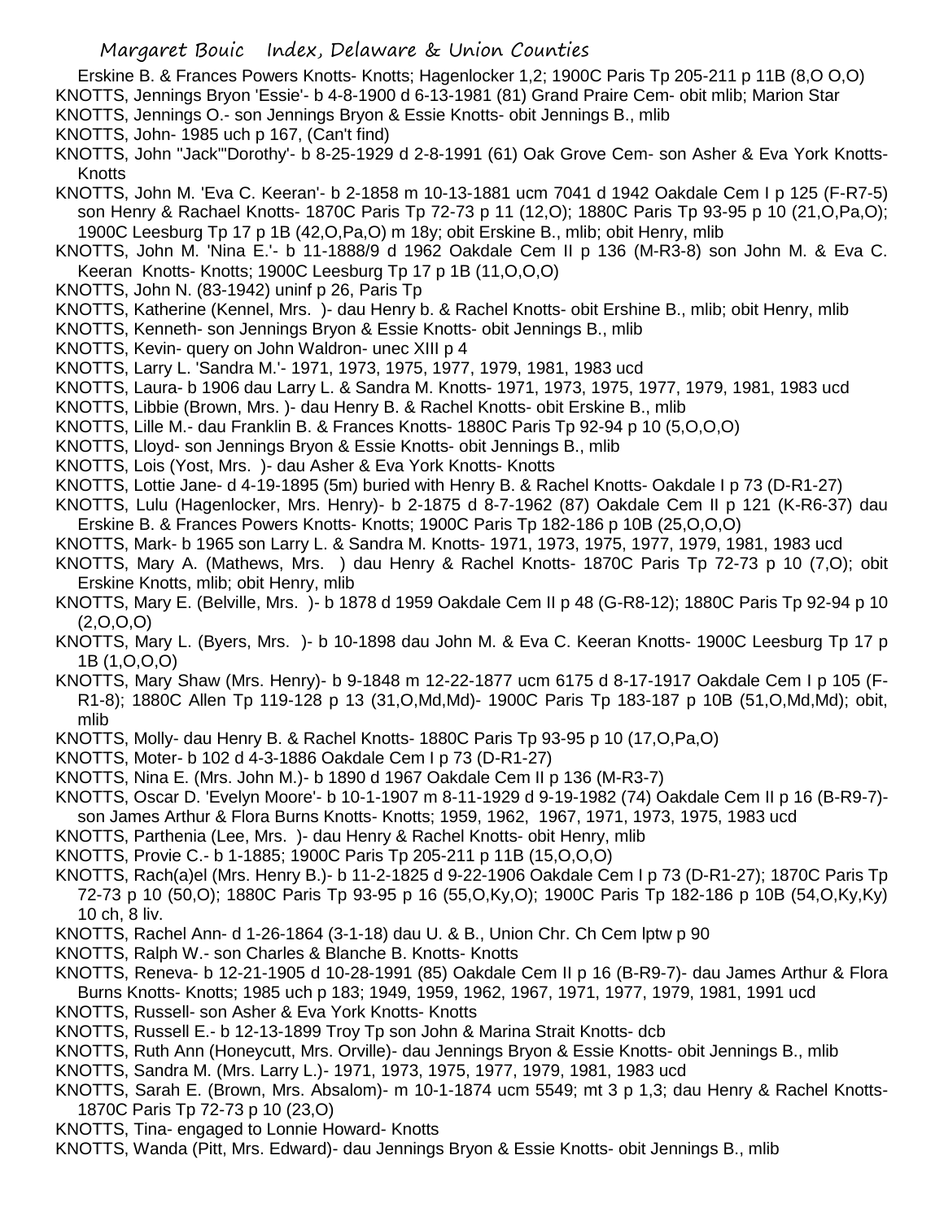Erskine B. & Frances Powers Knotts- Knotts; Hagenlocker 1,2; 1900C Paris Tp 205-211 p 11B (8,O O,O)

KNOTTS, Jennings Bryon 'Essie'- b 4-8-1900 d 6-13-1981 (81) Grand Praire Cem- obit mlib; Marion Star

KNOTTS, Jennings O.- son Jennings Bryon & Essie Knotts- obit Jennings B., mlib

KNOTTS, John- 1985 uch p 167, (Can't find)

KNOTTS, John "Jack"'Dorothy'- b 8-25-1929 d 2-8-1991 (61) Oak Grove Cem- son Asher & Eva York Knotts- Knotts

KNOTTS, John M. 'Eva C. Keeran'- b 2-1858 m 10-13-1881 ucm 7041 d 1942 Oakdale Cem I p 125 (F-R7-5) son Henry & Rachael Knotts- 1870C Paris Tp 72-73 p 11 (12,O); 1880C Paris Tp 93-95 p 10 (21,O,Pa,O); 1900C Leesburg Tp 17 p 1B (42,O,Pa,O) m 18y; obit Erskine B., mlib; obit Henry, mlib

KNOTTS, John M. 'Nina E.'- b 11-1888/9 d 1962 Oakdale Cem II p 136 (M-R3-8) son John M. & Eva C. Keeran Knotts- Knotts; 1900C Leesburg Tp 17 p 1B (11,O,O,O)

KNOTTS, John N. (83-1942) uninf p 26, Paris Tp

KNOTTS, Katherine (Kennel, Mrs. )- dau Henry b. & Rachel Knotts- obit Ershine B., mlib; obit Henry, mlib

KNOTTS, Kenneth- son Jennings Bryon & Essie Knotts- obit Jennings B., mlib

KNOTTS, Kevin- query on John Waldron- unec XIII p 4

KNOTTS, Larry L. 'Sandra M.'- 1971, 1973, 1975, 1977, 1979, 1981, 1983 ucd

KNOTTS, Laura- b 1906 dau Larry L. & Sandra M. Knotts- 1971, 1973, 1975, 1977, 1979, 1981, 1983 ucd

KNOTTS, Libbie (Brown, Mrs. )- dau Henry B. & Rachel Knotts- obit Erskine B., mlib

KNOTTS, Lille M.- dau Franklin B. & Frances Knotts- 1880C Paris Tp 92-94 p 10 (5,O,O,O)

KNOTTS, Lloyd- son Jennings Bryon & Essie Knotts- obit Jennings B., mlib

KNOTTS, Lois (Yost, Mrs. )- dau Asher & Eva York Knotts- Knotts

KNOTTS, Lottie Jane- d 4-19-1895 (5m) buried with Henry B. & Rachel Knotts- Oakdale I p 73 (D-R1-27)

KNOTTS, Lulu (Hagenlocker, Mrs. Henry)- b 2-1875 d 8-7-1962 (87) Oakdale Cem II p 121 (K-R6-37) dau Erskine B. & Frances Powers Knotts- Knotts; 1900C Paris Tp 182-186 p 10B (25,O,O,O)

KNOTTS, Mark- b 1965 son Larry L. & Sandra M. Knotts- 1971, 1973, 1975, 1977, 1979, 1981, 1983 ucd

KNOTTS, Mary A. (Mathews, Mrs. ) dau Henry & Rachel Knotts- 1870C Paris Tp 72-73 p 10 (7,O); obit Erskine Knotts, mlib; obit Henry, mlib

KNOTTS, Mary E. (Belville, Mrs. )- b 1878 d 1959 Oakdale Cem II p 48 (G-R8-12); 1880C Paris Tp 92-94 p 10 (2,O,O,O)

KNOTTS, Mary L. (Byers, Mrs. )- b 10-1898 dau John M. & Eva C. Keeran Knotts- 1900C Leesburg Tp 17 p 1B (1,O,O,O)

KNOTTS, Mary Shaw (Mrs. Henry)- b 9-1848 m 12-22-1877 ucm 6175 d 8-17-1917 Oakdale Cem I p 105 (F-R1-8); 1880C Allen Tp 119-128 p 13 (31,O,Md,Md)- 1900C Paris Tp 183-187 p 10B (51,O,Md,Md); obit, mlib

KNOTTS, Molly- dau Henry B. & Rachel Knotts- 1880C Paris Tp 93-95 p 10 (17,O,Pa,O)

KNOTTS, Moter- b 102 d 4-3-1886 Oakdale Cem I p 73 (D-R1-27)

KNOTTS, Nina E. (Mrs. John M.)- b 1890 d 1967 Oakdale Cem II p 136 (M-R3-7)

KNOTTS, Oscar D. 'Evelyn Moore'- b 10-1-1907 m 8-11-1929 d 9-19-1982 (74) Oakdale Cem II p 16 (B-R9-7)- son James Arthur & Flora Burns Knotts- Knotts; 1959, 1962, 1967, 1971, 1973, 1975, 1983 ucd

KNOTTS, Parthenia (Lee, Mrs. )- dau Henry & Rachel Knotts- obit Henry, mlib

KNOTTS, Provie C.- b 1-1885; 1900C Paris Tp 205-211 p 11B (15,O,O,O)

KNOTTS, Rach(a)el (Mrs. Henry B.)- b 11-2-1825 d 9-22-1906 Oakdale Cem I p 73 (D-R1-27); 1870C Paris Tp 72-73 p 10 (50,O); 1880C Paris Tp 93-95 p 16 (55,O,Ky,O); 1900C Paris Tp 182-186 p 10B (54,O,Ky,Ky) 10 ch, 8 liv.

KNOTTS, Rachel Ann- d 1-26-1864 (3-1-18) dau U. & B., Union Chr. Ch Cem lptw p 90

KNOTTS, Ralph W.- son Charles & Blanche B. Knotts- Knotts

KNOTTS, Reneva- b 12-21-1905 d 10-28-1991 (85) Oakdale Cem II p 16 (B-R9-7)- dau James Arthur & Flora Burns Knotts- Knotts; 1985 uch p 183; 1949, 1959, 1962, 1967, 1971, 1977, 1979, 1981, 1991 ucd

KNOTTS, Russell- son Asher & Eva York Knotts- Knotts

KNOTTS, Russell E.- b 12-13-1899 Troy Tp son John & Marina Strait Knotts- dcb

KNOTTS, Ruth Ann (Honeycutt, Mrs. Orville)- dau Jennings Bryon & Essie Knotts- obit Jennings B., mlib

KNOTTS, Sandra M. (Mrs. Larry L.)- 1971, 1973, 1975, 1977, 1979, 1981, 1983 ucd

KNOTTS, Sarah E. (Brown, Mrs. Absalom)- m 10-1-1874 ucm 5549; mt 3 p 1,3; dau Henry & Rachel Knotts- 1870C Paris Tp 72-73 p 10 (23,O)

KNOTTS, Tina- engaged to Lonnie Howard- Knotts

KNOTTS, Wanda (Pitt, Mrs. Edward)- dau Jennings Bryon & Essie Knotts- obit Jennings B., mlib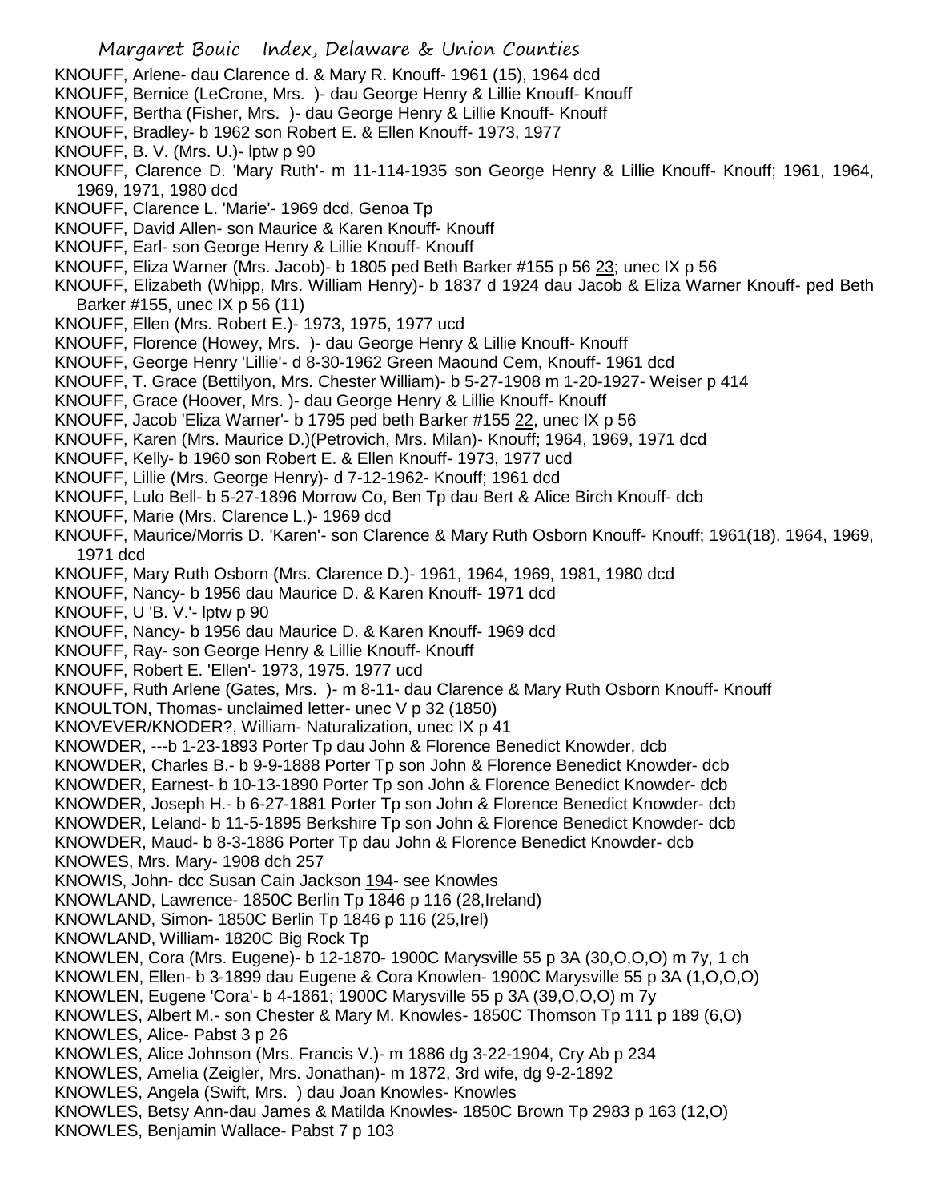KNOUFF, Arlene- dau Clarence d. & Mary R. Knouff- 1961 (15), 1964 dcd
KNOUFF, Bernice (LeCrone, Mrs. )- dau George Henry & Lillie Knouff- Knouff
KNOUFF, Bertha (Fisher, Mrs. )- dau George Henry & Lillie Knouff- Knouff
KNOUFF, Bradley- b 1962 son Robert E. & Ellen Knouff- 1973, 1977
KNOUFF, B. V. (Mrs. U.)- lptw p 90
KNOUFF, Clarence D. 'Mary Ruth'- m 11-114-1935 son George Henry & Lillie Knouff- Knouff; 1961, 1964, 1969, 1971, 1980 dcd
KNOUFF, Clarence L. 'Marie'- 1969 dcd, Genoa Tp
KNOUFF, David Allen- son Maurice & Karen Knouff- Knouff
KNOUFF, Earl- son George Henry & Lillie Knouff- Knouff
KNOUFF, Eliza Warner (Mrs. Jacob)- b 1805 ped Beth Barker #155 p 56 23; unec IX p 56
KNOUFF, Elizabeth (Whipp, Mrs. William Henry)- b 1837 d 1924 dau Jacob & Eliza Warner Knouff- ped Beth Barker #155, unec IX p 56 (11)
KNOUFF, Ellen (Mrs. Robert E.)- 1973, 1975, 1977 ucd
KNOUFF, Florence (Howey, Mrs. )- dau George Henry & Lillie Knouff- Knouff
KNOUFF, George Henry 'Lillie'- d 8-30-1962 Green Maound Cem, Knouff- 1961 dcd
KNOUFF, T. Grace (Bettilyon, Mrs. Chester William)- b 5-27-1908 m 1-20-1927- Weiser p 414
KNOUFF, Grace (Hoover, Mrs. )- dau George Henry & Lillie Knouff- Knouff
KNOUFF, Jacob 'Eliza Warner'- b 1795 ped beth Barker #155 22, unec IX p 56
KNOUFF, Karen (Mrs. Maurice D.)(Petrovich, Mrs. Milan)- Knouff; 1964, 1969, 1971 dcd
KNOUFF, Kelly- b 1960 son Robert E. & Ellen Knouff- 1973, 1977 ucd
KNOUFF, Lillie (Mrs. George Henry)- d 7-12-1962- Knouff; 1961 dcd
KNOUFF, Lulo Bell- b 5-27-1896 Morrow Co, Ben Tp dau Bert & Alice Birch Knouff- dcb
KNOUFF, Marie (Mrs. Clarence L.)- 1969 dcd
KNOUFF, Maurice/Morris D. 'Karen'- son Clarence & Mary Ruth Osborn Knouff- Knouff; 1961(18). 1964, 1969, 1971 dcd
KNOUFF, Mary Ruth Osborn (Mrs. Clarence D.)- 1961, 1964, 1969, 1981, 1980 dcd
KNOUFF, Nancy- b 1956 dau Maurice D. & Karen Knouff- 1971 dcd
KNOUFF, U 'B. V.'- lptw p 90
KNOUFF, Nancy- b 1956 dau Maurice D. & Karen Knouff- 1969 dcd
KNOUFF, Ray- son George Henry & Lillie Knouff- Knouff
KNOUFF, Robert E. 'Ellen'- 1973, 1975. 1977 ucd
KNOUFF, Ruth Arlene (Gates, Mrs. )- m 8-11- dau Clarence & Mary Ruth Osborn Knouff- Knouff
KNOULTON, Thomas- unclaimed letter- unec V p 32 (1850)
KNOVEVER/KNODER?, William- Naturalization, unec IX p 41
KNOWDER, ---b 1-23-1893 Porter Tp dau John & Florence Benedict Knowder, dcb
KNOWDER, Charles B.- b 9-9-1888 Porter Tp son John & Florence Benedict Knowder- dcb
KNOWDER, Earnest- b 10-13-1890 Porter Tp son John & Florence Benedict Knowder- dcb
KNOWDER, Joseph H.- b 6-27-1881 Porter Tp son John & Florence Benedict Knowder- dcb
KNOWDER, Leland- b 11-5-1895 Berkshire Tp son John & Florence Benedict Knowder- dcb
KNOWDER, Maud- b 8-3-1886 Porter Tp dau John & Florence Benedict Knowder- dcb
KNOWES, Mrs. Mary- 1908 dch 257
KNOWIS, John- dcc Susan Cain Jackson 194- see Knowles
KNOWLAND, Lawrence- 1850C Berlin Tp 1846 p 116 (28,Ireland)
KNOWLAND, Simon- 1850C Berlin Tp 1846 p 116 (25,Irel)
KNOWLAND, William- 1820C Big Rock Tp
KNOWLEN, Cora (Mrs. Eugene)- b 12-1870- 1900C Marysville 55 p 3A (30,O,O,O) m 7y, 1 ch
KNOWLEN, Ellen- b 3-1899 dau Eugene & Cora Knowlen- 1900C Marysville 55 p 3A (1,O,O,O)
KNOWLEN, Eugene 'Cora'- b 4-1861; 1900C Marysville 55 p 3A (39,O,O,O) m 7y
KNOWLES, Albert M.- son Chester & Mary M. Knowles- 1850C Thomson Tp 111 p 189 (6,O)
KNOWLES, Alice- Pabst 3 p 26
KNOWLES, Alice Johnson (Mrs. Francis V.)- m 1886 dg 3-22-1904, Cry Ab p 234
KNOWLES, Amelia (Zeigler, Mrs. Jonathan)- m 1872, 3rd wife, dg 9-2-1892
KNOWLES, Angela (Swift, Mrs. ) dau Joan Knowles- Knowles
KNOWLES, Betsy Ann-dau James & Matilda Knowles- 1850C Brown Tp 2983 p 163 (12,O)
KNOWLES, Benjamin Wallace- Pabst 7 p 103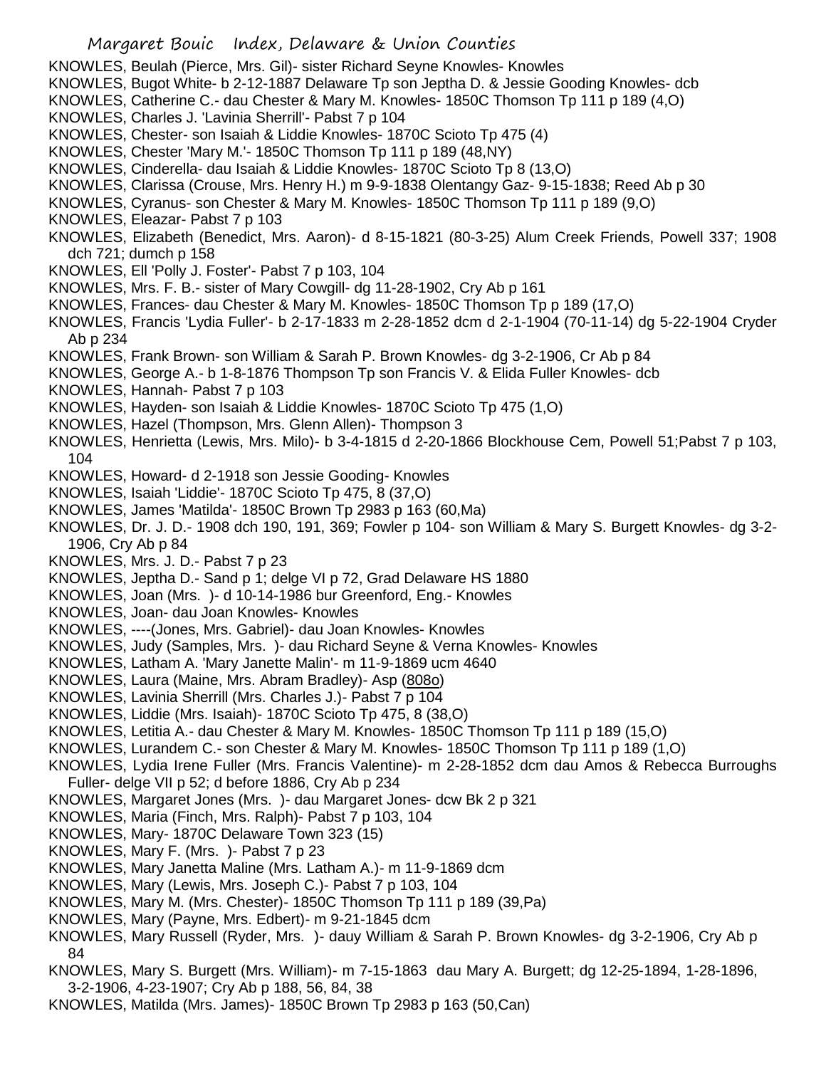KNOWLES, Beulah (Pierce, Mrs. Gil)- sister Richard Seyne Knowles- Knowles
KNOWLES, Bugot White- b 2-12-1887 Delaware Tp son Jeptha D. & Jessie Gooding Knowles- dcb
KNOWLES, Catherine C.- dau Chester & Mary M. Knowles- 1850C Thomson Tp 111 p 189 (4,O)
KNOWLES, Charles J. 'Lavinia Sherrill'- Pabst 7 p 104
KNOWLES, Chester- son Isaiah & Liddie Knowles- 1870C Scioto Tp 475 (4)
KNOWLES, Chester 'Mary M.'- 1850C Thomson Tp 111 p 189 (48,NY)
KNOWLES, Cinderella- dau Isaiah & Liddie Knowles- 1870C Scioto Tp 8 (13,O)
KNOWLES, Clarissa (Crouse, Mrs. Henry H.) m 9-9-1838 Olentangy Gaz- 9-15-1838; Reed Ab p 30
KNOWLES, Cyranus- son Chester & Mary M. Knowles- 1850C Thomson Tp 111 p 189 (9,O)
KNOWLES, Eleazar- Pabst 7 p 103
KNOWLES, Elizabeth (Benedict, Mrs. Aaron)- d 8-15-1821 (80-3-25) Alum Creek Friends, Powell 337; 1908 dch 721; dumch p 158
KNOWLES, Ell 'Polly J. Foster'- Pabst 7 p 103, 104
KNOWLES, Mrs. F. B.- sister of Mary Cowgill- dg 11-28-1902, Cry Ab p 161
KNOWLES, Frances- dau Chester & Mary M. Knowles- 1850C Thomson Tp p 189 (17,O)
KNOWLES, Francis 'Lydia Fuller'- b 2-17-1833 m 2-28-1852 dcm d 2-1-1904 (70-11-14) dg 5-22-1904 Cryder Ab p 234
KNOWLES, Frank Brown- son William & Sarah P. Brown Knowles- dg 3-2-1906, Cr Ab p 84
KNOWLES, George A.- b 1-8-1876 Thompson Tp son Francis V. & Elida Fuller Knowles- dcb
KNOWLES, Hannah- Pabst 7 p 103
KNOWLES, Hayden- son Isaiah & Liddie Knowles- 1870C Scioto Tp 475 (1,O)
KNOWLES, Hazel (Thompson, Mrs. Glenn Allen)- Thompson 3
KNOWLES, Henrietta (Lewis, Mrs. Milo)- b 3-4-1815 d 2-20-1866 Blockhouse Cem, Powell 51;Pabst 7 p 103, 104
KNOWLES, Howard- d 2-1918 son Jessie Gooding- Knowles
KNOWLES, Isaiah 'Liddie'- 1870C Scioto Tp 475, 8 (37,O)
KNOWLES, James 'Matilda'- 1850C Brown Tp 2983 p 163 (60,Ma)
KNOWLES, Dr. J. D.- 1908 dch 190, 191, 369; Fowler p 104- son William & Mary S. Burgett Knowles- dg 3-2-1906, Cry Ab p 84
KNOWLES, Mrs. J. D.- Pabst 7 p 23
KNOWLES, Jeptha D.- Sand p 1; delge VI p 72, Grad Delaware HS 1880
KNOWLES, Joan (Mrs. )- d 10-14-1986 bur Greenford, Eng.- Knowles
KNOWLES, Joan- dau Joan Knowles- Knowles
KNOWLES, ----(Jones, Mrs. Gabriel)- dau Joan Knowles- Knowles
KNOWLES, Judy (Samples, Mrs. )- dau Richard Seyne & Verna Knowles- Knowles
KNOWLES, Latham A. 'Mary Janette Malin'- m 11-9-1869 ucm 4640
KNOWLES, Laura (Maine, Mrs. Abram Bradley)- Asp (808o)
KNOWLES, Lavinia Sherrill (Mrs. Charles J.)- Pabst 7 p 104
KNOWLES, Liddie (Mrs. Isaiah)- 1870C Scioto Tp 475, 8 (38,O)
KNOWLES, Letitia A.- dau Chester & Mary M. Knowles- 1850C Thomson Tp 111 p 189 (15,O)
KNOWLES, Lurandem C.- son Chester & Mary M. Knowles- 1850C Thomson Tp 111 p 189 (1,O)
KNOWLES, Lydia Irene Fuller (Mrs. Francis Valentine)- m 2-28-1852 dcm dau Amos & Rebecca Burroughs Fuller- delge VII p 52; d before 1886, Cry Ab p 234
KNOWLES, Margaret Jones (Mrs. )- dau Margaret Jones- dcw Bk 2 p 321
KNOWLES, Maria (Finch, Mrs. Ralph)- Pabst 7 p 103, 104
KNOWLES, Mary- 1870C Delaware Town 323 (15)
KNOWLES, Mary F. (Mrs. )- Pabst 7 p 23
KNOWLES, Mary Janetta Maline (Mrs. Latham A.)- m 11-9-1869 dcm
KNOWLES, Mary (Lewis, Mrs. Joseph C.)- Pabst 7 p 103, 104
KNOWLES, Mary M. (Mrs. Chester)- 1850C Thomson Tp 111 p 189 (39,Pa)
KNOWLES, Mary (Payne, Mrs. Edbert)- m 9-21-1845 dcm
KNOWLES, Mary Russell (Ryder, Mrs. )- dauy William & Sarah P. Brown Knowles- dg 3-2-1906, Cry Ab p 84
KNOWLES, Mary S. Burgett (Mrs. William)- m 7-15-1863 dau Mary A. Burgett; dg 12-25-1894, 1-28-1896, 3-2-1906, 4-23-1907; Cry Ab p 188, 56, 84, 38
KNOWLES, Matilda (Mrs. James)- 1850C Brown Tp 2983 p 163 (50,Can)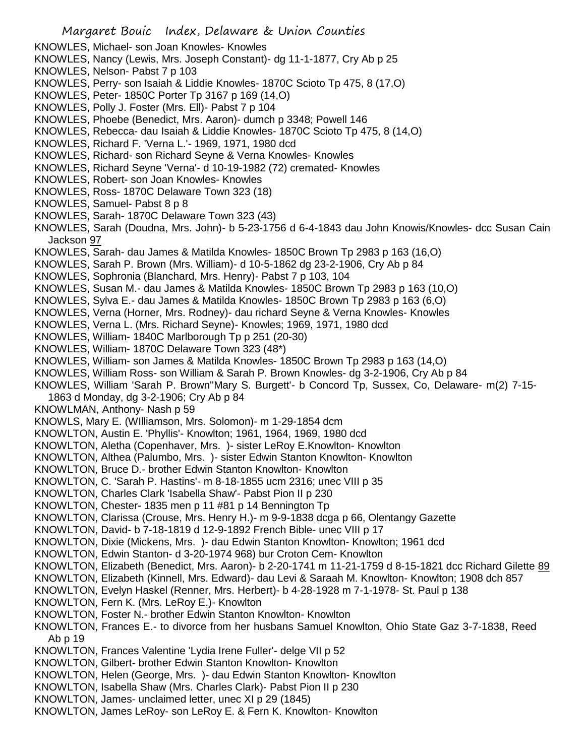KNOWLES, Michael- son Joan Knowles- Knowles
KNOWLES, Nancy (Lewis, Mrs. Joseph Constant)- dg 11-1-1877, Cry Ab p 25
KNOWLES, Nelson- Pabst 7 p 103
KNOWLES, Perry- son Isaiah & Liddie Knowles- 1870C Scioto Tp 475, 8 (17,O)
KNOWLES, Peter- 1850C Porter Tp 3167 p 169 (14,O)
KNOWLES, Polly J. Foster (Mrs. Ell)- Pabst 7 p 104
KNOWLES, Phoebe (Benedict, Mrs. Aaron)- dumch p 3348; Powell 146
KNOWLES, Rebecca- dau Isaiah & Liddie Knowles- 1870C Scioto Tp 475, 8 (14,O)
KNOWLES, Richard F. 'Verna L.'- 1969, 1971, 1980 dcd
KNOWLES, Richard- son Richard Seyne & Verna Knowles- Knowles
KNOWLES, Richard Seyne 'Verna'- d 10-19-1982 (72) cremated- Knowles
KNOWLES, Robert- son Joan Knowles- Knowles
KNOWLES, Ross- 1870C Delaware Town 323 (18)
KNOWLES, Samuel- Pabst 8 p 8
KNOWLES, Sarah- 1870C Delaware Town 323 (43)
KNOWLES, Sarah (Doudna, Mrs. John)- b 5-23-1756 d 6-4-1843 dau John Knowis/Knowles- dcc Susan Cain Jackson 97
KNOWLES, Sarah- dau James & Matilda Knowles- 1850C Brown Tp 2983 p 163 (16,O)
KNOWLES, Sarah P. Brown (Mrs. William)- d 10-5-1862 dg 23-2-1906, Cry Ab p 84
KNOWLES, Sophronia (Blanchard, Mrs. Henry)- Pabst 7 p 103, 104
KNOWLES, Susan M.- dau James & Matilda Knowles- 1850C Brown Tp 2983 p 163 (10,O)
KNOWLES, Sylva E.- dau James & Matilda Knowles- 1850C Brown Tp 2983 p 163 (6,O)
KNOWLES, Verna (Horner, Mrs. Rodney)- dau richard Seyne & Verna Knowles- Knowles
KNOWLES, Verna L. (Mrs. Richard Seyne)- Knowles; 1969, 1971, 1980 dcd
KNOWLES, William- 1840C Marlborough Tp p 251 (20-30)
KNOWLES, William- 1870C Delaware Town 323 (48*)
KNOWLES, William- son James & Matilda Knowles- 1850C Brown Tp 2983 p 163 (14,O)
KNOWLES, William Ross- son William & Sarah P. Brown Knowles- dg 3-2-1906, Cry Ab p 84
KNOWLES, William 'Sarah P. Brown''Mary S. Burgett'- b Concord Tp, Sussex, Co, Delaware- m(2) 7-15-1863 d Monday, dg 3-2-1906; Cry Ab p 84
KNOWLMAN, Anthony- Nash p 59
KNOWLS, Mary E. (WIlliamson, Mrs. Solomon)- m 1-29-1854 dcm
KNOWLTON, Austin E. 'Phyllis'- Knowlton; 1961, 1964, 1969, 1980 dcd
KNOWLTON, Aletha (Copenhaver, Mrs. )- sister LeRoy E.Knowlton- Knowlton
KNOWLTON, Althea (Palumbo, Mrs. )- sister Edwin Stanton Knowlton- Knowlton
KNOWLTON, Bruce D.- brother Edwin Stanton Knowlton- Knowlton
KNOWLTON, C. 'Sarah P. Hastins'- m 8-18-1855 ucm 2316; unec VIII p 35
KNOWLTON, Charles Clark 'Isabella Shaw'- Pabst Pion II p 230
KNOWLTON, Chester- 1835 men p 11 #81 p 14 Bennington Tp
KNOWLTON, Clarissa (Crouse, Mrs. Henry H.)- m 9-9-1838 dcga p 66, Olentangy Gazette
KNOWLTON, David- b 7-18-1819 d 12-9-1892 French Bible- unec VIII p 17
KNOWLTON, Dixie (Mickens, Mrs. )- dau Edwin Stanton Knowlton- Knowlton; 1961 dcd
KNOWLTON, Edwin Stanton- d 3-20-1974 968) bur Croton Cem- Knowlton
KNOWLTON, Elizabeth (Benedict, Mrs. Aaron)- b 2-20-1741 m 11-21-1759 d 8-15-1821 dcc Richard Gilette 89
KNOWLTON, Elizabeth (Kinnell, Mrs. Edward)- dau Levi & Saraah M. Knowlton- Knowlton; 1908 dch 857
KNOWLTON, Evelyn Haskel (Renner, Mrs. Herbert)- b 4-28-1928 m 7-1-1978- St. Paul p 138
KNOWLTON, Fern K. (Mrs. LeRoy E.)- Knowlton
KNOWLTON, Foster N.- brother Edwin Stanton Knowlton- Knowlton
KNOWLTON, Frances E.- to divorce from her husbans Samuel Knowlton, Ohio State Gaz 3-7-1838, Reed Ab p 19
KNOWLTON, Frances Valentine 'Lydia Irene Fuller'- delge VII p 52
KNOWLTON, Gilbert- brother Edwin Stanton Knowlton- Knowlton
KNOWLTON, Helen (George, Mrs. )- dau Edwin Stanton Knowlton- Knowlton
KNOWLTON, Isabella Shaw (Mrs. Charles Clark)- Pabst Pion II p 230
KNOWLTON, James- unclaimed letter, unec XI p 29 (1845)
KNOWLTON, James LeRoy- son LeRoy E. & Fern K. Knowlton- Knowlton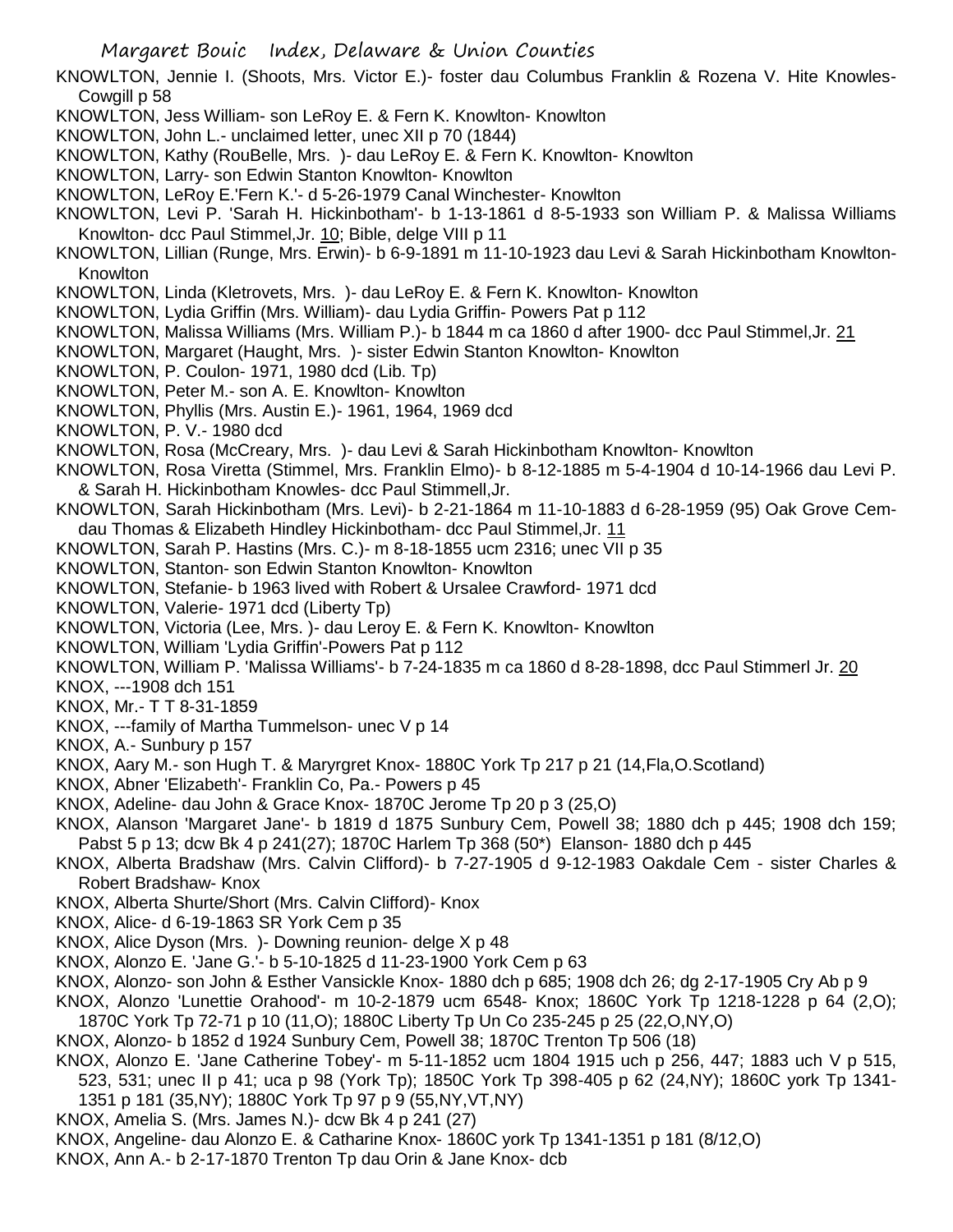KNOWLTON, Jennie I. (Shoots, Mrs. Victor E.)- foster dau Columbus Franklin & Rozena V. Hite Knowles-Cowgill p 58

KNOWLTON, Jess William- son LeRoy E. & Fern K. Knowlton- Knowlton

KNOWLTON, John L.- unclaimed letter, unec XII p 70 (1844)

KNOWLTON, Kathy (RouBelle, Mrs. )- dau LeRoy E. & Fern K. Knowlton- Knowlton

KNOWLTON, Larry- son Edwin Stanton Knowlton- Knowlton

KNOWLTON, LeRoy E.'Fern K.'- d 5-26-1979 Canal Winchester- Knowlton

KNOWLTON, Levi P. 'Sarah H. Hickinbotham'- b 1-13-1861 d 8-5-1933 son William P. & Malissa Williams Knowlton- dcc Paul Stimmel,Jr. 10; Bible, delge VIII p 11

KNOWLTON, Lillian (Runge, Mrs. Erwin)- b 6-9-1891 m 11-10-1923 dau Levi & Sarah Hickinbotham Knowlton-Knowlton

KNOWLTON, Linda (Kletrovets, Mrs. )- dau LeRoy E. & Fern K. Knowlton- Knowlton

KNOWLTON, Lydia Griffin (Mrs. William)- dau Lydia Griffin- Powers Pat p 112

KNOWLTON, Malissa Williams (Mrs. William P.)- b 1844 m ca 1860 d after 1900- dcc Paul Stimmel,Jr. 21

KNOWLTON, Margaret (Haught, Mrs. )- sister Edwin Stanton Knowlton- Knowlton

KNOWLTON, P. Coulon- 1971, 1980 dcd (Lib. Tp)

KNOWLTON, Peter M.- son A. E. Knowlton- Knowlton

KNOWLTON, Phyllis (Mrs. Austin E.)- 1961, 1964, 1969 dcd

KNOWLTON, P. V.- 1980 dcd

KNOWLTON, Rosa (McCreary, Mrs. )- dau Levi & Sarah Hickinbotham Knowlton- Knowlton

KNOWLTON, Rosa Viretta (Stimmel, Mrs. Franklin Elmo)- b 8-12-1885 m 5-4-1904 d 10-14-1966 dau Levi P. & Sarah H. Hickinbotham Knowles- dcc Paul Stimmell,Jr.

KNOWLTON, Sarah Hickinbotham (Mrs. Levi)- b 2-21-1864 m 11-10-1883 d 6-28-1959 (95) Oak Grove Cem-dau Thomas & Elizabeth Hindley Hickinbotham- dcc Paul Stimmel,Jr. 11

KNOWLTON, Sarah P. Hastins (Mrs. C.)- m 8-18-1855 ucm 2316; unec VII p 35

KNOWLTON, Stanton- son Edwin Stanton Knowlton- Knowlton

KNOWLTON, Stefanie- b 1963 lived with Robert & Ursalee Crawford- 1971 dcd

KNOWLTON, Valerie- 1971 dcd (Liberty Tp)

KNOWLTON, Victoria (Lee, Mrs. )- dau Leroy E. & Fern K. Knowlton- Knowlton

KNOWLTON, William 'Lydia Griffin'-Powers Pat p 112

KNOWLTON, William P. 'Malissa Williams'- b 7-24-1835 m ca 1860 d 8-28-1898, dcc Paul Stimmerl Jr. 20

KNOX, ---1908 dch 151

KNOX, Mr.- T T 8-31-1859

KNOX, ---family of Martha Tummelson- unec V p 14

KNOX, A.- Sunbury p 157

KNOX, Aary M.- son Hugh T. & Maryrgret Knox- 1880C York Tp 217 p 21 (14,Fla,O.Scotland)

KNOX, Abner 'Elizabeth'- Franklin Co, Pa.- Powers p 45

KNOX, Adeline- dau John & Grace Knox- 1870C Jerome Tp 20 p 3 (25,O)

KNOX, Alanson 'Margaret Jane'- b 1819 d 1875 Sunbury Cem, Powell 38; 1880 dch p 445; 1908 dch 159; Pabst 5 p 13; dcw Bk 4 p 241(27); 1870C Harlem Tp 368 (50*) Elanson- 1880 dch p 445

KNOX, Alberta Bradshaw (Mrs. Calvin Clifford)- b 7-27-1905 d 9-12-1983 Oakdale Cem - sister Charles & Robert Bradshaw- Knox

KNOX, Alberta Shurte/Short (Mrs. Calvin Clifford)- Knox

KNOX, Alice- d 6-19-1863 SR York Cem p 35

KNOX, Alice Dyson (Mrs. )- Downing reunion- delge X p 48

KNOX, Alonzo E. 'Jane G.'- b 5-10-1825 d 11-23-1900 York Cem p 63

KNOX, Alonzo- son John & Esther Vansickle Knox- 1880 dch p 685; 1908 dch 26; dg 2-17-1905 Cry Ab p 9

KNOX, Alonzo 'Lunettie Orahood'- m 10-2-1879 ucm 6548- Knox; 1860C York Tp 1218-1228 p 64 (2,O); 1870C York Tp 72-71 p 10 (11,O); 1880C Liberty Tp Un Co 235-245 p 25 (22,O,NY,O)

KNOX, Alonzo- b 1852 d 1924 Sunbury Cem, Powell 38; 1870C Trenton Tp 506 (18)

KNOX, Alonzo E. 'Jane Catherine Tobey'- m 5-11-1852 ucm 1804 1915 uch p 256, 447; 1883 uch V p 515, 523, 531; unec II p 41; uca p 98 (York Tp); 1850C York Tp 398-405 p 62 (24,NY); 1860C york Tp 1341-1351 p 181 (35,NY); 1880C York Tp 97 p 9 (55,NY,VT,NY)

KNOX, Amelia S. (Mrs. James N.)- dcw Bk 4 p 241 (27)

KNOX, Angeline- dau Alonzo E. & Catharine Knox- 1860C york Tp 1341-1351 p 181 (8/12,O)

KNOX, Ann A.- b 2-17-1870 Trenton Tp dau Orin & Jane Knox- dcb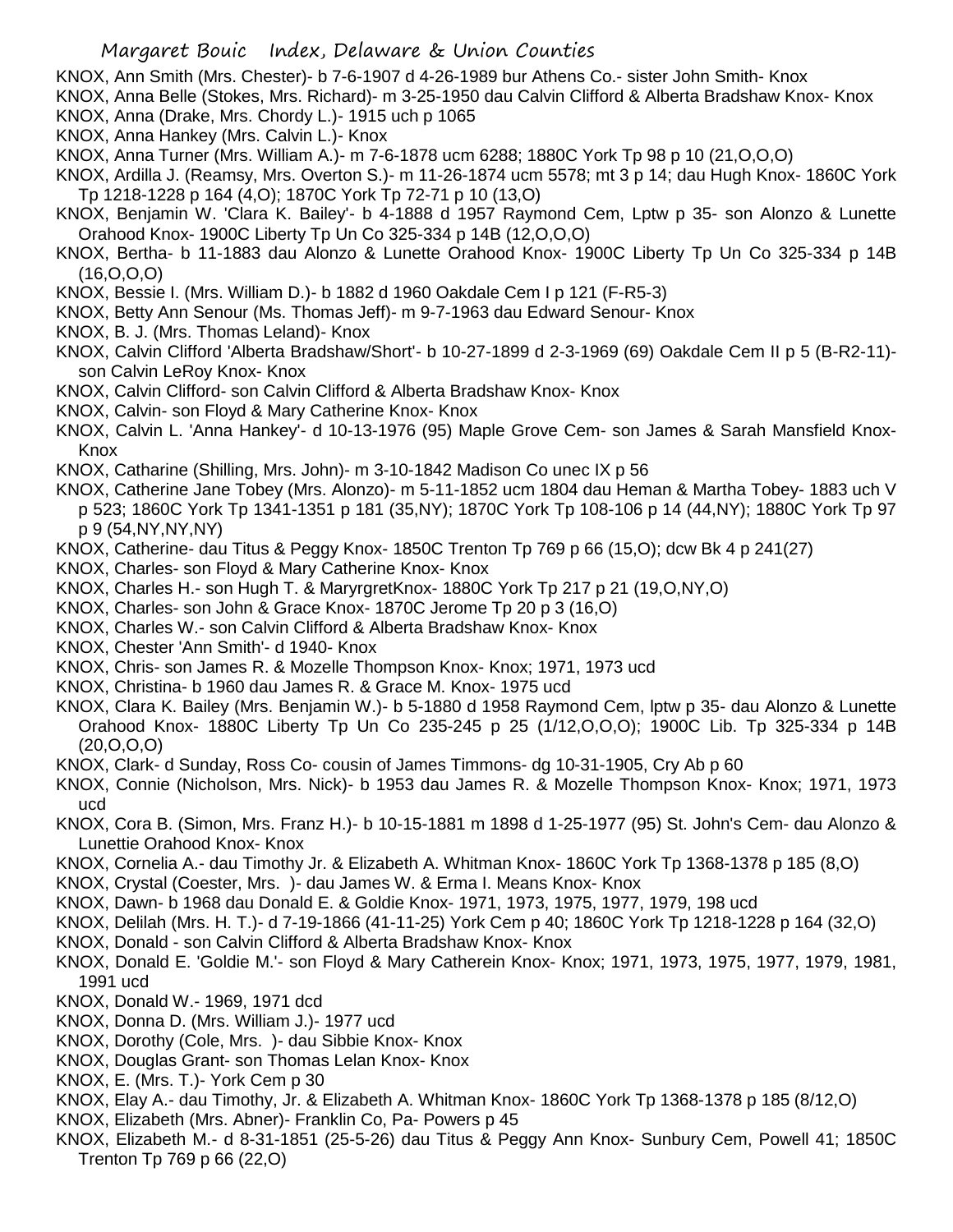KNOX, Ann Smith (Mrs. Chester)- b 7-6-1907 d 4-26-1989 bur Athens Co.- sister John Smith- Knox

KNOX, Anna Belle (Stokes, Mrs. Richard)- m 3-25-1950 dau Calvin Clifford & Alberta Bradshaw Knox- Knox

KNOX, Anna (Drake, Mrs. Chordy L.)- 1915 uch p 1065

KNOX, Anna Hankey (Mrs. Calvin L.)- Knox

KNOX, Anna Turner (Mrs. William A.)- m 7-6-1878 ucm 6288; 1880C York Tp 98 p 10 (21,O,O,O)

KNOX, Ardilla J. (Reamsy, Mrs. Overton S.)- m 11-26-1874 ucm 5578; mt 3 p 14; dau Hugh Knox- 1860C York Tp 1218-1228 p 164 (4,O); 1870C York Tp 72-71 p 10 (13,O)

KNOX, Benjamin W. 'Clara K. Bailey'- b 4-1888 d 1957 Raymond Cem, Lptw p 35- son Alonzo & Lunette Orahood Knox- 1900C Liberty Tp Un Co 325-334 p 14B (12,O,O,O)

KNOX, Bertha- b 11-1883 dau Alonzo & Lunette Orahood Knox- 1900C Liberty Tp Un Co 325-334 p 14B (16,O,O,O)

KNOX, Bessie I. (Mrs. William D.)- b 1882 d 1960 Oakdale Cem I p 121 (F-R5-3)

KNOX, Betty Ann Senour (Ms. Thomas Jeff)- m 9-7-1963 dau Edward Senour- Knox

KNOX, B. J. (Mrs. Thomas Leland)- Knox

KNOX, Calvin Clifford 'Alberta Bradshaw/Short'- b 10-27-1899 d 2-3-1969 (69) Oakdale Cem II p 5 (B-R2-11)- son Calvin LeRoy Knox- Knox

KNOX, Calvin Clifford- son Calvin Clifford & Alberta Bradshaw Knox- Knox

KNOX, Calvin- son Floyd & Mary Catherine Knox- Knox

KNOX, Calvin L. 'Anna Hankey'- d 10-13-1976 (95) Maple Grove Cem- son James & Sarah Mansfield Knox- Knox

KNOX, Catharine (Shilling, Mrs. John)- m 3-10-1842 Madison Co unec IX p 56

KNOX, Catherine Jane Tobey (Mrs. Alonzo)- m 5-11-1852 ucm 1804 dau Heman & Martha Tobey- 1883 uch V p 523; 1860C York Tp 1341-1351 p 181 (35,NY); 1870C York Tp 108-106 p 14 (44,NY); 1880C York Tp 97 p 9 (54,NY,NY,NY)

KNOX, Catherine- dau Titus & Peggy Knox- 1850C Trenton Tp 769 p 66 (15,O); dcw Bk 4 p 241(27)

KNOX, Charles- son Floyd & Mary Catherine Knox- Knox

KNOX, Charles H.- son Hugh T. & MaryrgretKnox- 1880C York Tp 217 p 21 (19,O,NY,O)

KNOX, Charles- son John & Grace Knox- 1870C Jerome Tp 20 p 3 (16,O)

KNOX, Charles W.- son Calvin Clifford & Alberta Bradshaw Knox- Knox

KNOX, Chester 'Ann Smith'- d 1940- Knox

KNOX, Chris- son James R. & Mozelle Thompson Knox- Knox; 1971, 1973 ucd

KNOX, Christina- b 1960 dau James R. & Grace M. Knox- 1975 ucd

KNOX, Clara K. Bailey (Mrs. Benjamin W.)- b 5-1880 d 1958 Raymond Cem, lptw p 35- dau Alonzo & Lunette Orahood Knox- 1880C Liberty Tp Un Co 235-245 p 25 (1/12,O,O,O); 1900C Lib. Tp 325-334 p 14B (20,O,O,O)

KNOX, Clark- d Sunday, Ross Co- cousin of James Timmons- dg 10-31-1905, Cry Ab p 60

KNOX, Connie (Nicholson, Mrs. Nick)- b 1953 dau James R. & Mozelle Thompson Knox- Knox; 1971, 1973 ucd

KNOX, Cora B. (Simon, Mrs. Franz H.)- b 10-15-1881 m 1898 d 1-25-1977 (95) St. John's Cem- dau Alonzo & Lunettie Orahood Knox- Knox

KNOX, Cornelia A.- dau Timothy Jr. & Elizabeth A. Whitman Knox- 1860C York Tp 1368-1378 p 185 (8,O)

KNOX, Crystal (Coester, Mrs. )- dau James W. & Erma I. Means Knox- Knox

KNOX, Dawn- b 1968 dau Donald E. & Goldie Knox- 1971, 1973, 1975, 1977, 1979, 198 ucd

KNOX, Delilah (Mrs. H. T.)- d 7-19-1866 (41-11-25) York Cem p 40; 1860C York Tp 1218-1228 p 164 (32,O)

KNOX, Donald - son Calvin Clifford & Alberta Bradshaw Knox- Knox

KNOX, Donald E. 'Goldie M.'- son Floyd & Mary Catherein Knox- Knox; 1971, 1973, 1975, 1977, 1979, 1981, 1991 ucd

KNOX, Donald W.- 1969, 1971 dcd

KNOX, Donna D. (Mrs. William J.)- 1977 ucd

KNOX, Dorothy (Cole, Mrs. )- dau Sibbie Knox- Knox

KNOX, Douglas Grant- son Thomas Lelan Knox- Knox

KNOX, E. (Mrs. T.)- York Cem p 30

KNOX, Elay A.- dau Timothy, Jr. & Elizabeth A. Whitman Knox- 1860C York Tp 1368-1378 p 185 (8/12,O)

KNOX, Elizabeth (Mrs. Abner)- Franklin Co, Pa- Powers p 45

KNOX, Elizabeth M.- d 8-31-1851 (25-5-26) dau Titus & Peggy Ann Knox- Sunbury Cem, Powell 41; 1850C Trenton Tp 769 p 66 (22,O)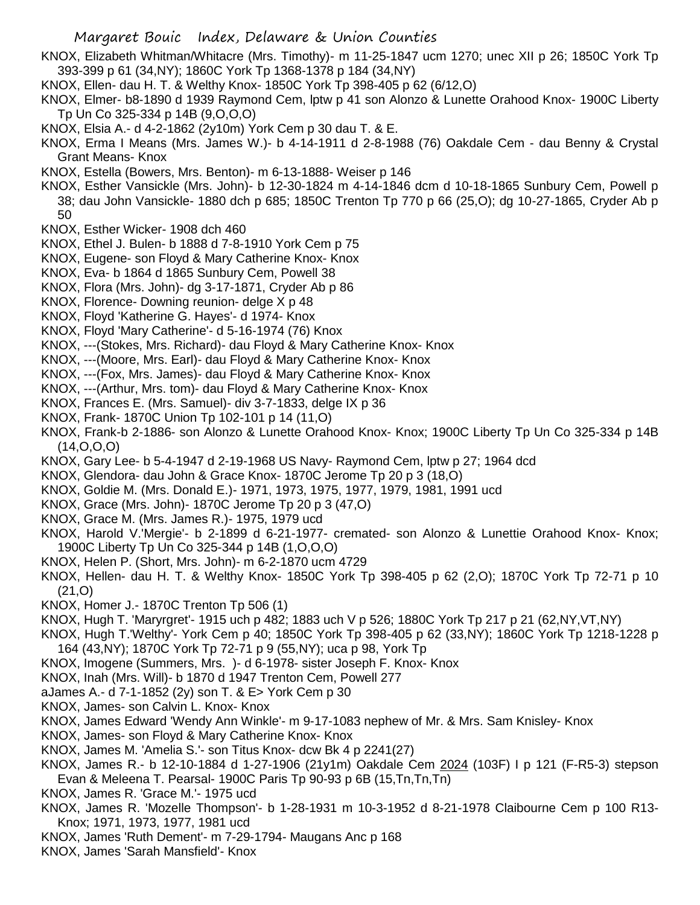KNOX, Elizabeth Whitman/Whitacre (Mrs. Timothy)- m 11-25-1847 ucm 1270; unec XII p 26; 1850C York Tp 393-399 p 61 (34,NY); 1860C York Tp 1368-1378 p 184 (34,NY)

KNOX, Ellen- dau H. T. & Welthy Knox- 1850C York Tp 398-405 p 62 (6/12,O)

KNOX, Elmer- b8-1890 d 1939 Raymond Cem, lptw p 41 son Alonzo & Lunette Orahood Knox- 1900C Liberty Tp Un Co 325-334 p 14B (9,O,O,O)

KNOX, Elsia A.- d 4-2-1862 (2y10m) York Cem p 30 dau T. & E.

KNOX, Erma I Means (Mrs. James W.)- b 4-14-1911 d 2-8-1988 (76) Oakdale Cem - dau Benny & Crystal Grant Means- Knox

KNOX, Estella (Bowers, Mrs. Benton)- m 6-13-1888- Weiser p 146

KNOX, Esther Vansickle (Mrs. John)- b 12-30-1824 m 4-14-1846 dcm d 10-18-1865 Sunbury Cem, Powell p 38; dau John Vansickle- 1880 dch p 685; 1850C Trenton Tp 770 p 66 (25,O); dg 10-27-1865, Cryder Ab p 50

KNOX, Esther Wicker- 1908 dch 460

KNOX, Ethel J. Bulen- b 1888 d 7-8-1910 York Cem p 75

KNOX, Eugene- son Floyd & Mary Catherine Knox- Knox

KNOX, Eva- b 1864 d 1865 Sunbury Cem, Powell 38

KNOX, Flora (Mrs. John)- dg 3-17-1871, Cryder Ab p 86

KNOX, Florence- Downing reunion- delge X p 48

KNOX, Floyd 'Katherine G. Hayes'- d 1974- Knox

KNOX, Floyd 'Mary Catherine'- d 5-16-1974 (76) Knox

KNOX, ---(Stokes, Mrs. Richard)- dau Floyd & Mary Catherine Knox- Knox

KNOX, ---(Moore, Mrs. Earl)- dau Floyd & Mary Catherine Knox- Knox

KNOX, ---(Fox, Mrs. James)- dau Floyd & Mary Catherine Knox- Knox

KNOX, ---(Arthur, Mrs. tom)- dau Floyd & Mary Catherine Knox- Knox

KNOX, Frances E. (Mrs. Samuel)- div 3-7-1833, delge IX p 36

KNOX, Frank- 1870C Union Tp 102-101 p 14 (11,O)

KNOX, Frank-b 2-1886- son Alonzo & Lunette Orahood Knox- Knox; 1900C Liberty Tp Un Co 325-334 p 14B (14,O,O,O)

KNOX, Gary Lee- b 5-4-1947 d 2-19-1968 US Navy- Raymond Cem, lptw p 27; 1964 dcd

KNOX, Glendora- dau John & Grace Knox- 1870C Jerome Tp 20 p 3 (18,O)

KNOX, Goldie M. (Mrs. Donald E.)- 1971, 1973, 1975, 1977, 1979, 1981, 1991 ucd

KNOX, Grace (Mrs. John)- 1870C Jerome Tp 20 p 3 (47,O)

KNOX, Grace M. (Mrs. James R.)- 1975, 1979 ucd

KNOX, Harold V.'Mergie'- b 2-1899 d 6-21-1977- cremated- son Alonzo & Lunettie Orahood Knox- Knox; 1900C Liberty Tp Un Co 325-344 p 14B (1,O,O,O)

KNOX, Helen P. (Short, Mrs. John)- m 6-2-1870 ucm 4729

KNOX, Hellen- dau H. T. & Welthy Knox- 1850C York Tp 398-405 p 62 (2,O); 1870C York Tp 72-71 p 10 (21,O)

KNOX, Homer J.- 1870C Trenton Tp 506 (1)

KNOX, Hugh T. 'Maryrgret'- 1915 uch p 482; 1883 uch V p 526; 1880C York Tp 217 p 21 (62,NY,VT,NY)

KNOX, Hugh T.'Welthy'- York Cem p 40; 1850C York Tp 398-405 p 62 (33,NY); 1860C York Tp 1218-1228 p 164 (43,NY); 1870C York Tp 72-71 p 9 (55,NY); uca p 98, York Tp

KNOX, Imogene (Summers, Mrs. )- d 6-1978- sister Joseph F. Knox- Knox

KNOX, Inah (Mrs. Will)- b 1870 d 1947 Trenton Cem, Powell 277

aJames A.- d 7-1-1852 (2y) son T. & E> York Cem p 30

KNOX, James- son Calvin L. Knox- Knox

KNOX, James Edward 'Wendy Ann Winkle'- m 9-17-1083 nephew of Mr. & Mrs. Sam Knisley- Knox

KNOX, James- son Floyd & Mary Catherine Knox- Knox

KNOX, James M. 'Amelia S.'- son Titus Knox- dcw Bk 4 p 2241(27)

KNOX, James R.- b 12-10-1884 d 1-27-1906 (21y1m) Oakdale Cem 2024 (103F) I p 121 (F-R5-3) stepson Evan & Meleena T. Pearsal- 1900C Paris Tp 90-93 p 6B (15,Tn,Tn,Tn)

KNOX, James R. 'Grace M.'- 1975 ucd

KNOX, James R. 'Mozelle Thompson'- b 1-28-1931 m 10-3-1952 d 8-21-1978 Claibourne Cem p 100 R13- Knox; 1971, 1973, 1977, 1981 ucd

KNOX, James 'Ruth Dement'- m 7-29-1794- Maugans Anc p 168

KNOX, James 'Sarah Mansfield'- Knox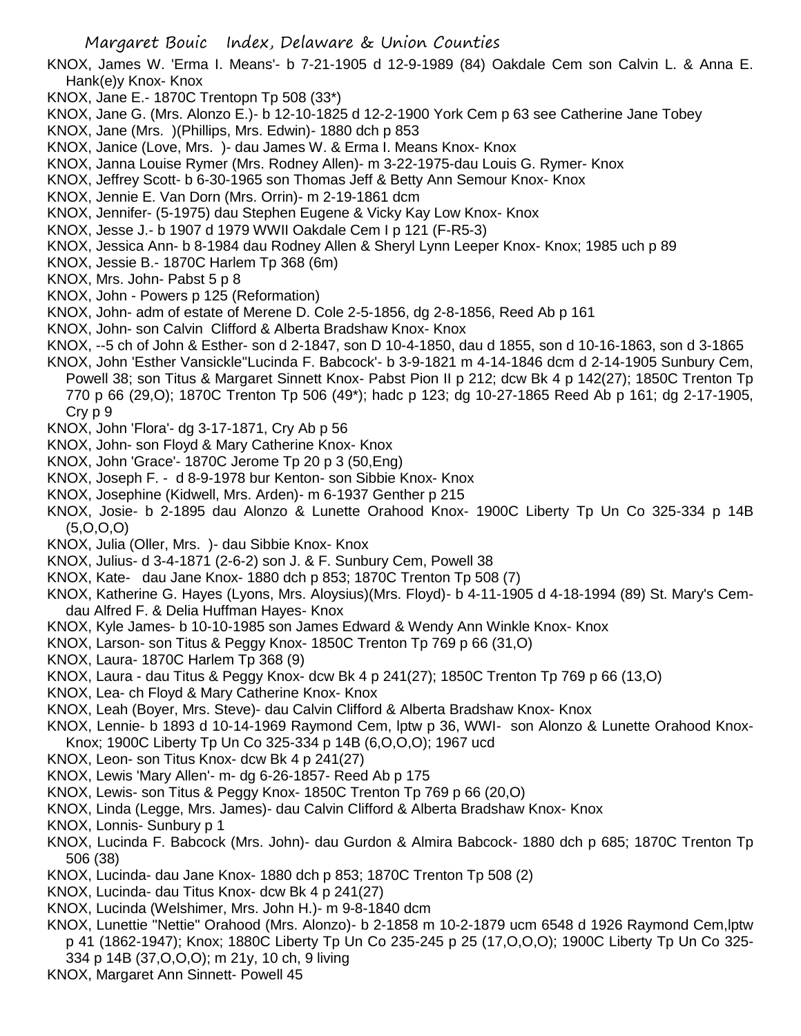KNOX, James W. 'Erma I. Means'- b 7-21-1905 d 12-9-1989 (84) Oakdale Cem son Calvin L. & Anna E. Hank(e)y Knox- Knox

KNOX, Jane E.- 1870C Trentopn Tp 508 (33*)

KNOX, Jane G. (Mrs. Alonzo E.)- b 12-10-1825 d 12-2-1900 York Cem p 63 see Catherine Jane Tobey

KNOX, Jane (Mrs. )(Phillips, Mrs. Edwin)- 1880 dch p 853

KNOX, Janice (Love, Mrs. )- dau James W. & Erma I. Means Knox- Knox

KNOX, Janna Louise Rymer (Mrs. Rodney Allen)- m 3-22-1975-dau Louis G. Rymer- Knox

KNOX, Jeffrey Scott- b 6-30-1965 son Thomas Jeff & Betty Ann Semour Knox- Knox

KNOX, Jennie E. Van Dorn (Mrs. Orrin)- m 2-19-1861 dcm

KNOX, Jennifer- (5-1975) dau Stephen Eugene & Vicky Kay Low Knox- Knox

KNOX, Jesse J.- b 1907 d 1979 WWII Oakdale Cem I p 121 (F-R5-3)

KNOX, Jessica Ann- b 8-1984 dau Rodney Allen & Sheryl Lynn Leeper Knox- Knox; 1985 uch p 89

KNOX, Jessie B.- 1870C Harlem Tp 368 (6m)

KNOX, Mrs. John- Pabst 5 p 8

KNOX, John - Powers p 125 (Reformation)

KNOX, John- adm of estate of Merene D. Cole 2-5-1856, dg 2-8-1856, Reed Ab p 161

KNOX, John- son Calvin Clifford & Alberta Bradshaw Knox- Knox

KNOX, --5 ch of John & Esther- son d 2-1847, son D 10-4-1850, dau d 1855, son d 10-16-1863, son d 3-1865

KNOX, John 'Esther Vansickle''Lucinda F. Babcock'- b 3-9-1821 m 4-14-1846 dcm d 2-14-1905 Sunbury Cem, Powell 38; son Titus & Margaret Sinnett Knox- Pabst Pion II p 212; dcw Bk 4 p 142(27); 1850C Trenton Tp 770 p 66 (29,O); 1870C Trenton Tp 506 (49*); hadc p 123; dg 10-27-1865 Reed Ab p 161; dg 2-17-1905, Cry p 9

KNOX, John 'Flora'- dg 3-17-1871, Cry Ab p 56

KNOX, John- son Floyd & Mary Catherine Knox- Knox

KNOX, John 'Grace'- 1870C Jerome Tp 20 p 3 (50,Eng)

KNOX, Joseph F. - d 8-9-1978 bur Kenton- son Sibbie Knox- Knox

KNOX, Josephine (Kidwell, Mrs. Arden)- m 6-1937 Genther p 215

KNOX, Josie- b 2-1895 dau Alonzo & Lunette Orahood Knox- 1900C Liberty Tp Un Co 325-334 p 14B (5,O,O,O)

KNOX, Julia (Oller, Mrs. )- dau Sibbie Knox- Knox

KNOX, Julius- d 3-4-1871 (2-6-2) son J. & F. Sunbury Cem, Powell 38

KNOX, Kate- dau Jane Knox- 1880 dch p 853; 1870C Trenton Tp 508 (7)

KNOX, Katherine G. Hayes (Lyons, Mrs. Aloysius)(Mrs. Floyd)- b 4-11-1905 d 4-18-1994 (89) St. Mary's Cem- dau Alfred F. & Delia Huffman Hayes- Knox

KNOX, Kyle James- b 10-10-1985 son James Edward & Wendy Ann Winkle Knox- Knox

KNOX, Larson- son Titus & Peggy Knox- 1850C Trenton Tp 769 p 66 (31,O)

KNOX, Laura- 1870C Harlem Tp 368 (9)

KNOX, Laura - dau Titus & Peggy Knox- dcw Bk 4 p 241(27); 1850C Trenton Tp 769 p 66 (13,O)

KNOX, Lea- ch Floyd & Mary Catherine Knox- Knox

KNOX, Leah (Boyer, Mrs. Steve)- dau Calvin Clifford & Alberta Bradshaw Knox- Knox

KNOX, Lennie- b 1893 d 10-14-1969 Raymond Cem, lptw p 36, WWI- son Alonzo & Lunette Orahood Knox- Knox; 1900C Liberty Tp Un Co 325-334 p 14B (6,O,O,O); 1967 ucd

KNOX, Leon- son Titus Knox- dcw Bk 4 p 241(27)

KNOX, Lewis 'Mary Allen'- m- dg 6-26-1857- Reed Ab p 175

KNOX, Lewis- son Titus & Peggy Knox- 1850C Trenton Tp 769 p 66 (20,O)

KNOX, Linda (Legge, Mrs. James)- dau Calvin Clifford & Alberta Bradshaw Knox- Knox

KNOX, Lonnis- Sunbury p 1

KNOX, Lucinda F. Babcock (Mrs. John)- dau Gurdon & Almira Babcock- 1880 dch p 685; 1870C Trenton Tp 506 (38)

KNOX, Lucinda- dau Jane Knox- 1880 dch p 853; 1870C Trenton Tp 508 (2)

KNOX, Lucinda- dau Titus Knox- dcw Bk 4 p 241(27)

KNOX, Lucinda (Welshimer, Mrs. John H.)- m 9-8-1840 dcm

KNOX, Lunettie "Nettie" Orahood (Mrs. Alonzo)- b 2-1858 m 10-2-1879 ucm 6548 d 1926 Raymond Cem,lptw p 41 (1862-1947); Knox; 1880C Liberty Tp Un Co 235-245 p 25 (17,O,O,O); 1900C Liberty Tp Un Co 325-334 p 14B (37,O,O,O); m 21y, 10 ch, 9 living

KNOX, Margaret Ann Sinnett- Powell 45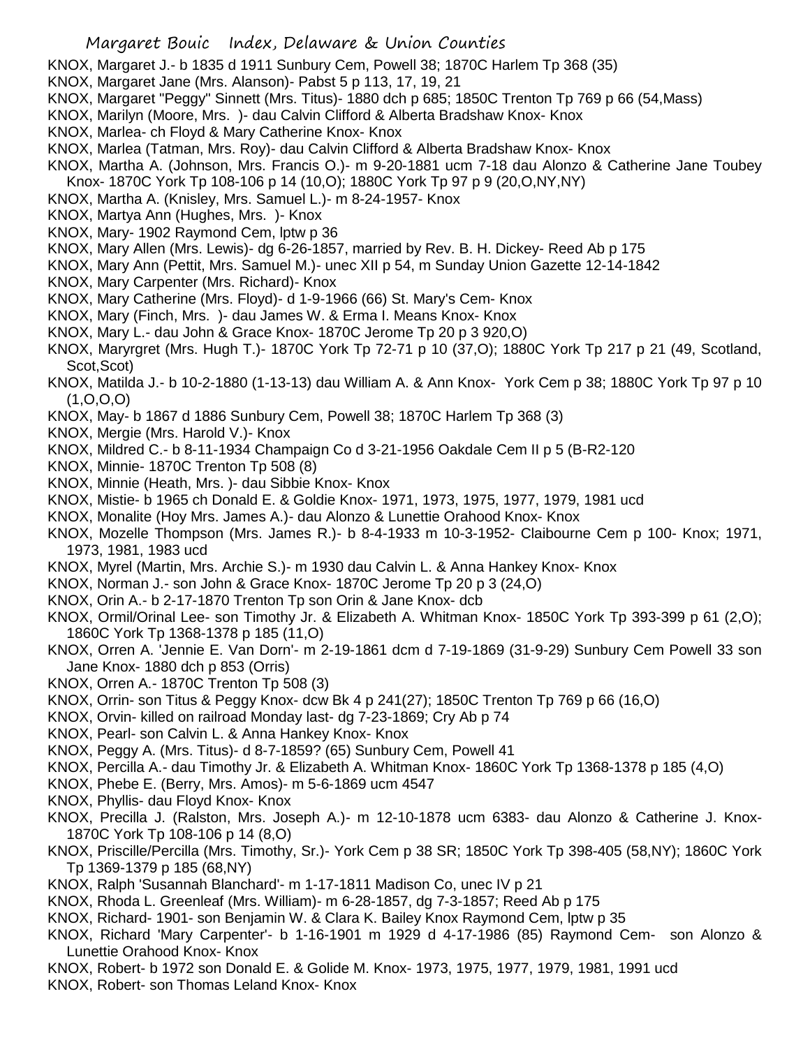KNOX, Margaret J.- b 1835 d 1911 Sunbury Cem, Powell 38; 1870C Harlem Tp 368 (35)

KNOX, Margaret Jane (Mrs. Alanson)- Pabst 5 p 113, 17, 19, 21

KNOX, Margaret "Peggy" Sinnett (Mrs. Titus)- 1880 dch p 685; 1850C Trenton Tp 769 p 66 (54,Mass)

KNOX, Marilyn (Moore, Mrs. )- dau Calvin Clifford & Alberta Bradshaw Knox- Knox

KNOX, Marlea- ch Floyd & Mary Catherine Knox- Knox

KNOX, Marlea (Tatman, Mrs. Roy)- dau Calvin Clifford & Alberta Bradshaw Knox- Knox

KNOX, Martha A. (Johnson, Mrs. Francis O.)- m 9-20-1881 ucm 7-18 dau Alonzo & Catherine Jane Toubey Knox- 1870C York Tp 108-106 p 14 (10,O); 1880C York Tp 97 p 9 (20,O,NY,NY)

KNOX, Martha A. (Knisley, Mrs. Samuel L.)- m 8-24-1957- Knox

KNOX, Martya Ann (Hughes, Mrs. )- Knox

KNOX, Mary- 1902 Raymond Cem, lptw p 36

KNOX, Mary Allen (Mrs. Lewis)- dg 6-26-1857, married by Rev. B. H. Dickey- Reed Ab p 175

KNOX, Mary Ann (Pettit, Mrs. Samuel M.)- unec XII p 54, m Sunday Union Gazette 12-14-1842

KNOX, Mary Carpenter (Mrs. Richard)- Knox

KNOX, Mary Catherine (Mrs. Floyd)- d 1-9-1966 (66) St. Mary's Cem- Knox

KNOX, Mary (Finch, Mrs. )- dau James W. & Erma I. Means Knox- Knox

KNOX, Mary L.- dau John & Grace Knox- 1870C Jerome Tp 20 p 3 920,O)

KNOX, Maryrgret (Mrs. Hugh T.)- 1870C York Tp 72-71 p 10 (37,O); 1880C York Tp 217 p 21 (49, Scotland, Scot,Scot)

KNOX, Matilda J.- b 10-2-1880 (1-13-13) dau William A. & Ann Knox- York Cem p 38; 1880C York Tp 97 p 10 (1,O,O,O)

KNOX, May- b 1867 d 1886 Sunbury Cem, Powell 38; 1870C Harlem Tp 368 (3)

KNOX, Mergie (Mrs. Harold V.)- Knox

KNOX, Mildred C.- b 8-11-1934 Champaign Co d 3-21-1956 Oakdale Cem II p 5 (B-R2-120

KNOX, Minnie- 1870C Trenton Tp 508 (8)

KNOX, Minnie (Heath, Mrs. )- dau Sibbie Knox- Knox

KNOX, Mistie- b 1965 ch Donald E. & Goldie Knox- 1971, 1973, 1975, 1977, 1979, 1981 ucd

KNOX, Monalite (Hoy Mrs. James A.)- dau Alonzo & Lunettie Orahood Knox- Knox

KNOX, Mozelle Thompson (Mrs. James R.)- b 8-4-1933 m 10-3-1952- Claibourne Cem p 100- Knox; 1971, 1973, 1981, 1983 ucd

KNOX, Myrel (Martin, Mrs. Archie S.)- m 1930 dau Calvin L. & Anna Hankey Knox- Knox

KNOX, Norman J.- son John & Grace Knox- 1870C Jerome Tp 20 p 3 (24,O)

KNOX, Orin A.- b 2-17-1870 Trenton Tp son Orin & Jane Knox- dcb

KNOX, Ormil/Orinal Lee- son Timothy Jr. & Elizabeth A. Whitman Knox- 1850C York Tp 393-399 p 61 (2,O); 1860C York Tp 1368-1378 p 185 (11,O)

KNOX, Orren A. 'Jennie E. Van Dorn'- m 2-19-1861 dcm d 7-19-1869 (31-9-29) Sunbury Cem Powell 33 son Jane Knox- 1880 dch p 853 (Orris)

KNOX, Orren A.- 1870C Trenton Tp 508 (3)

KNOX, Orrin- son Titus & Peggy Knox- dcw Bk 4 p 241(27); 1850C Trenton Tp 769 p 66 (16,O)

KNOX, Orvin- killed on railroad Monday last- dg 7-23-1869; Cry Ab p 74

KNOX, Pearl- son Calvin L. & Anna Hankey Knox- Knox

KNOX, Peggy A. (Mrs. Titus)- d 8-7-1859? (65) Sunbury Cem, Powell 41

KNOX, Percilla A.- dau Timothy Jr. & Elizabeth A. Whitman Knox- 1860C York Tp 1368-1378 p 185 (4,O)

KNOX, Phebe E. (Berry, Mrs. Amos)- m 5-6-1869 ucm 4547

KNOX, Phyllis- dau Floyd Knox- Knox

KNOX, Precilla J. (Ralston, Mrs. Joseph A.)- m 12-10-1878 ucm 6383- dau Alonzo & Catherine J. Knox- 1870C York Tp 108-106 p 14 (8,O)

KNOX, Priscille/Percilla (Mrs. Timothy, Sr.)- York Cem p 38 SR; 1850C York Tp 398-405 (58,NY); 1860C York Tp 1369-1379 p 185 (68,NY)

KNOX, Ralph 'Susannah Blanchard'- m 1-17-1811 Madison Co, unec IV p 21

KNOX, Rhoda L. Greenleaf (Mrs. William)- m 6-28-1857, dg 7-3-1857; Reed Ab p 175

KNOX, Richard- 1901- son Benjamin W. & Clara K. Bailey Knox Raymond Cem, lptw p 35

KNOX, Richard 'Mary Carpenter'- b 1-16-1901 m 1929 d 4-17-1986 (85) Raymond Cem- son Alonzo & Lunettie Orahood Knox- Knox

KNOX, Robert- b 1972 son Donald E. & Golide M. Knox- 1973, 1975, 1977, 1979, 1981, 1991 ucd

KNOX, Robert- son Thomas Leland Knox- Knox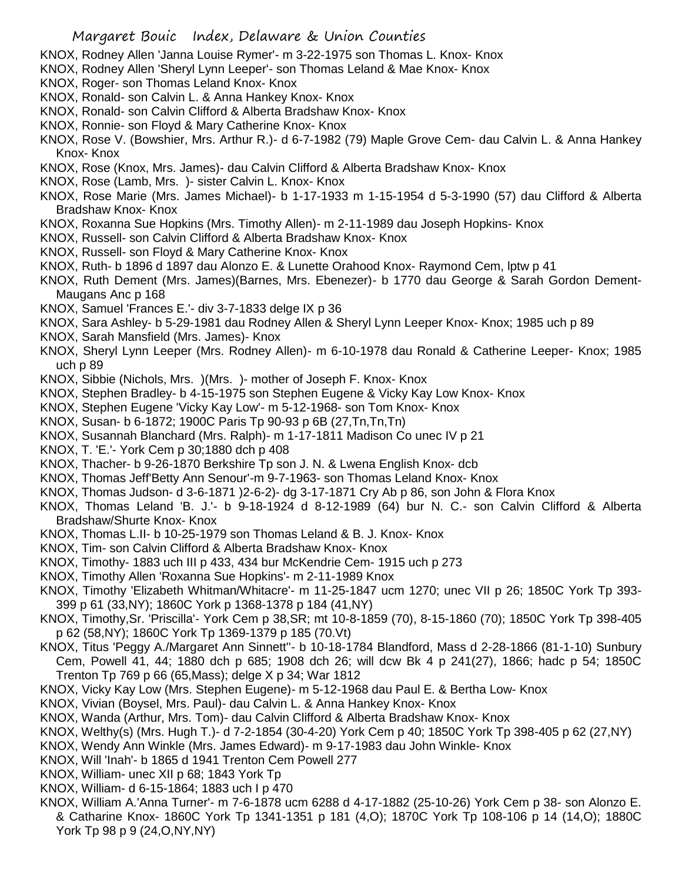KNOX, Rodney Allen 'Janna Louise Rymer'- m 3-22-1975 son Thomas L. Knox- Knox

KNOX, Rodney Allen 'Sheryl Lynn Leeper'- son Thomas Leland & Mae Knox- Knox

KNOX, Roger- son Thomas Leland Knox- Knox

KNOX, Ronald- son Calvin L. & Anna Hankey Knox- Knox

KNOX, Ronald- son Calvin Clifford & Alberta Bradshaw Knox- Knox

KNOX, Ronnie- son Floyd & Mary Catherine Knox- Knox

KNOX, Rose V. (Bowshier, Mrs. Arthur R.)- d 6-7-1982 (79) Maple Grove Cem- dau Calvin L. & Anna Hankey Knox- Knox

KNOX, Rose (Knox, Mrs. James)- dau Calvin Clifford & Alberta Bradshaw Knox- Knox

KNOX, Rose (Lamb, Mrs. )- sister Calvin L. Knox- Knox

KNOX, Rose Marie (Mrs. James Michael)- b 1-17-1933 m 1-15-1954 d 5-3-1990 (57) dau Clifford & Alberta Bradshaw Knox- Knox

KNOX, Roxanna Sue Hopkins (Mrs. Timothy Allen)- m 2-11-1989 dau Joseph Hopkins- Knox

KNOX, Russell- son Calvin Clifford & Alberta Bradshaw Knox- Knox

KNOX, Russell- son Floyd & Mary Catherine Knox- Knox

KNOX, Ruth- b 1896 d 1897 dau Alonzo E. & Lunette Orahood Knox- Raymond Cem, lptw p 41

KNOX, Ruth Dement (Mrs. James)(Barnes, Mrs. Ebenezer)- b 1770 dau George & Sarah Gordon Dement- Maugans Anc p 168

KNOX, Samuel 'Frances E.'- div 3-7-1833 delge IX p 36

KNOX, Sara Ashley- b 5-29-1981 dau Rodney Allen & Sheryl Lynn Leeper Knox- Knox; 1985 uch p 89

KNOX, Sarah Mansfield (Mrs. James)- Knox

KNOX, Sheryl Lynn Leeper (Mrs. Rodney Allen)- m 6-10-1978 dau Ronald & Catherine Leeper- Knox; 1985 uch p 89

KNOX, Sibbie (Nichols, Mrs. )(Mrs. )- mother of Joseph F. Knox- Knox

KNOX, Stephen Bradley- b 4-15-1975 son Stephen Eugene & Vicky Kay Low Knox- Knox

KNOX, Stephen Eugene 'Vicky Kay Low'- m 5-12-1968- son Tom Knox- Knox

KNOX, Susan- b 6-1872; 1900C Paris Tp 90-93 p 6B (27,Tn,Tn,Tn)

KNOX, Susannah Blanchard (Mrs. Ralph)- m 1-17-1811 Madison Co unec IV p 21

KNOX, T. 'E.'- York Cem p 30;1880 dch p 408

KNOX, Thacher- b 9-26-1870 Berkshire Tp son J. N. & Lwena English Knox- dcb

KNOX, Thomas Jeff'Betty Ann Senour'-m 9-7-1963- son Thomas Leland Knox- Knox

KNOX, Thomas Judson- d 3-6-1871 )2-6-2)- dg 3-17-1871 Cry Ab p 86, son John & Flora Knox

KNOX, Thomas Leland 'B. J.'- b 9-18-1924 d 8-12-1989 (64) bur N. C.- son Calvin Clifford & Alberta Bradshaw/Shurte Knox- Knox

KNOX, Thomas L.II- b 10-25-1979 son Thomas Leland & B. J. Knox- Knox

KNOX, Tim- son Calvin Clifford & Alberta Bradshaw Knox- Knox

KNOX, Timothy- 1883 uch III p 433, 434 bur McKendrie Cem- 1915 uch p 273

KNOX, Timothy Allen 'Roxanna Sue Hopkins'- m 2-11-1989 Knox

KNOX, Timothy 'Elizabeth Whitman/Whitacre'- m 11-25-1847 ucm 1270; unec VII p 26; 1850C York Tp 393-399 p 61 (33,NY); 1860C York p 1368-1378 p 184 (41,NY)

KNOX, Timothy,Sr. 'Priscilla'- York Cem p 38,SR; mt 10-8-1859 (70), 8-15-1860 (70); 1850C York Tp 398-405 p 62 (58,NY); 1860C York Tp 1369-1379 p 185 (70.Vt)

KNOX, Titus 'Peggy A./Margaret Ann Sinnett''- b 10-18-1784 Blandford, Mass d 2-28-1866 (81-1-10) Sunbury Cem, Powell 41, 44; 1880 dch p 685; 1908 dch 26; will dcw Bk 4 p 241(27), 1866; hadc p 54; 1850C Trenton Tp 769 p 66 (65,Mass); delge X p 34; War 1812

KNOX, Vicky Kay Low (Mrs. Stephen Eugene)- m 5-12-1968 dau Paul E. & Bertha Low- Knox

KNOX, Vivian (Boysel, Mrs. Paul)- dau Calvin L. & Anna Hankey Knox- Knox

KNOX, Wanda (Arthur, Mrs. Tom)- dau Calvin Clifford & Alberta Bradshaw Knox- Knox

KNOX, Welthy(s) (Mrs. Hugh T.)- d 7-2-1854 (30-4-20) York Cem p 40; 1850C York Tp 398-405 p 62 (27,NY)

KNOX, Wendy Ann Winkle (Mrs. James Edward)- m 9-17-1983 dau John Winkle- Knox

KNOX, Will 'Inah'- b 1865 d 1941 Trenton Cem Powell 277

KNOX, William- unec XII p 68; 1843 York Tp

KNOX, William- d 6-15-1864; 1883 uch I p 470

KNOX, William A.'Anna Turner'- m 7-6-1878 ucm 6288 d 4-17-1882 (25-10-26) York Cem p 38- son Alonzo E. & Catharine Knox- 1860C York Tp 1341-1351 p 181 (4,O); 1870C York Tp 108-106 p 14 (14,O); 1880C York Tp 98 p 9 (24,O,NY,NY)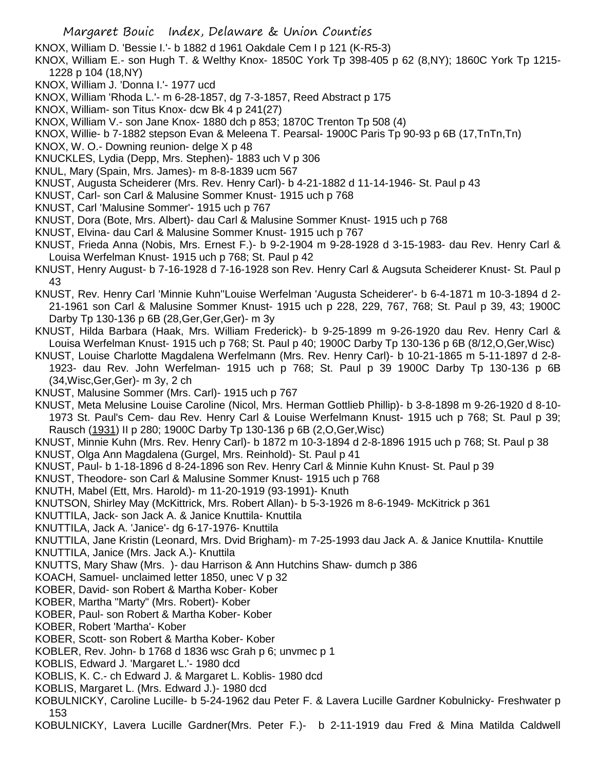KNOX, William D. 'Bessie I.'- b 1882 d 1961 Oakdale Cem I p 121 (K-R5-3)

KNOX, William E.- son Hugh T. & Welthy Knox- 1850C York Tp 398-405 p 62 (8,NY); 1860C York Tp 1215-1228 p 104 (18,NY)

KNOX, William J. 'Donna I.'- 1977 ucd

KNOX, William 'Rhoda L.'- m 6-28-1857, dg 7-3-1857, Reed Abstract p 175

KNOX, William- son Titus Knox- dcw Bk 4 p 241(27)

KNOX, William V.- son Jane Knox- 1880 dch p 853; 1870C Trenton Tp 508 (4)

KNOX, Willie- b 7-1882 stepson Evan & Meleena T. Pearsal- 1900C Paris Tp 90-93 p 6B (17,TnTn,Tn)

KNOX, W. O.- Downing reunion- delge X p 48

KNUCKLES, Lydia (Depp, Mrs. Stephen)- 1883 uch V p 306

KNUL, Mary (Spain, Mrs. James)- m 8-8-1839 ucm 567

KNUST, Augusta Scheiderer (Mrs. Rev. Henry Carl)- b 4-21-1882 d 11-14-1946- St. Paul p 43

KNUST, Carl- son Carl & Malusine Sommer Knust- 1915 uch p 768

KNUST, Carl 'Malusine Sommer'- 1915 uch p 767

KNUST, Dora (Bote, Mrs. Albert)- dau Carl & Malusine Sommer Knust- 1915 uch p 768

KNUST, Elvina- dau Carl & Malusine Sommer Knust- 1915 uch p 767

KNUST, Frieda Anna (Nobis, Mrs. Ernest F.)- b 9-2-1904 m 9-28-1928 d 3-15-1983- dau Rev. Henry Carl & Louisa Werfelman Knust- 1915 uch p 768; St. Paul p 42

KNUST, Henry August- b 7-16-1928 d 7-16-1928 son Rev. Henry Carl & Augsuta Scheiderer Knust- St. Paul p 43

KNUST, Rev. Henry Carl 'Minnie Kuhn''Louise Werfelman 'Augusta Scheiderer'- b 6-4-1871 m 10-3-1894 d 2-21-1961 son Carl & Malusine Sommer Knust- 1915 uch p 228, 229, 767, 768; St. Paul p 39, 43; 1900C Darby Tp 130-136 p 6B (28,Ger,Ger,Ger)- m 3y

KNUST, Hilda Barbara (Haak, Mrs. William Frederick)- b 9-25-1899 m 9-26-1920 dau Rev. Henry Carl & Louisa Werfelman Knust- 1915 uch p 768; St. Paul p 40; 1900C Darby Tp 130-136 p 6B (8/12,O,Ger,Wisc)

KNUST, Louise Charlotte Magdalena Werfelmann (Mrs. Rev. Henry Carl)- b 10-21-1865 m 5-11-1897 d 2-8-1923- dau Rev. John Werfelman- 1915 uch p 768; St. Paul p 39 1900C Darby Tp 130-136 p 6B (34,Wisc,Ger,Ger)- m 3y, 2 ch

KNUST, Malusine Sommer (Mrs. Carl)- 1915 uch p 767

KNUST, Meta Melusine Louise Caroline (Nicol, Mrs. Herman Gottlieb Phillip)- b 3-8-1898 m 9-26-1920 d 8-10-1973 St. Paul's Cem- dau Rev. Henry Carl & Louise Werfelmann Knust- 1915 uch p 768; St. Paul p 39; Rausch (1931) II p 280; 1900C Darby Tp 130-136 p 6B (2,O,Ger,Wisc)

KNUST, Minnie Kuhn (Mrs. Rev. Henry Carl)- b 1872 m 10-3-1894 d 2-8-1896 1915 uch p 768; St. Paul p 38

KNUST, Olga Ann Magdalena (Gurgel, Mrs. Reinhold)- St. Paul p 41

KNUST, Paul- b 1-18-1896 d 8-24-1896 son Rev. Henry Carl & Minnie Kuhn Knust- St. Paul p 39

KNUST, Theodore- son Carl & Malusine Sommer Knust- 1915 uch p 768

KNUTH, Mabel (Ett, Mrs. Harold)- m 11-20-1919 (93-1991)- Knuth

KNUTSON, Shirley May (McKittrick, Mrs. Robert Allan)- b 5-3-1926 m 8-6-1949- McKitrick p 361

KNUTTILA, Jack- son Jack A. & Janice Knuttila- Knuttila

KNUTTILA, Jack A. 'Janice'- dg 6-17-1976- Knuttila

KNUTTILA, Jane Kristin (Leonard, Mrs. Dvid Brigham)- m 7-25-1993 dau Jack A. & Janice Knuttila- Knuttile

KNUTTILA, Janice (Mrs. Jack A.)- Knuttila

KNUTTS, Mary Shaw (Mrs. )- dau Harrison & Ann Hutchins Shaw- dumch p 386

KOACH, Samuel- unclaimed letter 1850, unec V p 32

KOBER, David- son Robert & Martha Kober- Kober

KOBER, Martha "Marty" (Mrs. Robert)- Kober

KOBER, Paul- son Robert & Martha Kober- Kober

KOBER, Robert 'Martha'- Kober

KOBER, Scott- son Robert & Martha Kober- Kober

KOBLER, Rev. John- b 1768 d 1836 wsc Grah p 6; unvmec p 1

KOBLIS, Edward J. 'Margaret L.'- 1980 dcd

KOBLIS, K. C.- ch Edward J. & Margaret L. Koblis- 1980 dcd

KOBLIS, Margaret L. (Mrs. Edward J.)- 1980 dcd

KOBULNICKY, Caroline Lucille- b 5-24-1962 dau Peter F. & Lavera Lucille Gardner Kobulnicky- Freshwater p 153

KOBULNICKY, Lavera Lucille Gardner(Mrs. Peter F.)- b 2-11-1919 dau Fred & Mina Matilda Caldwell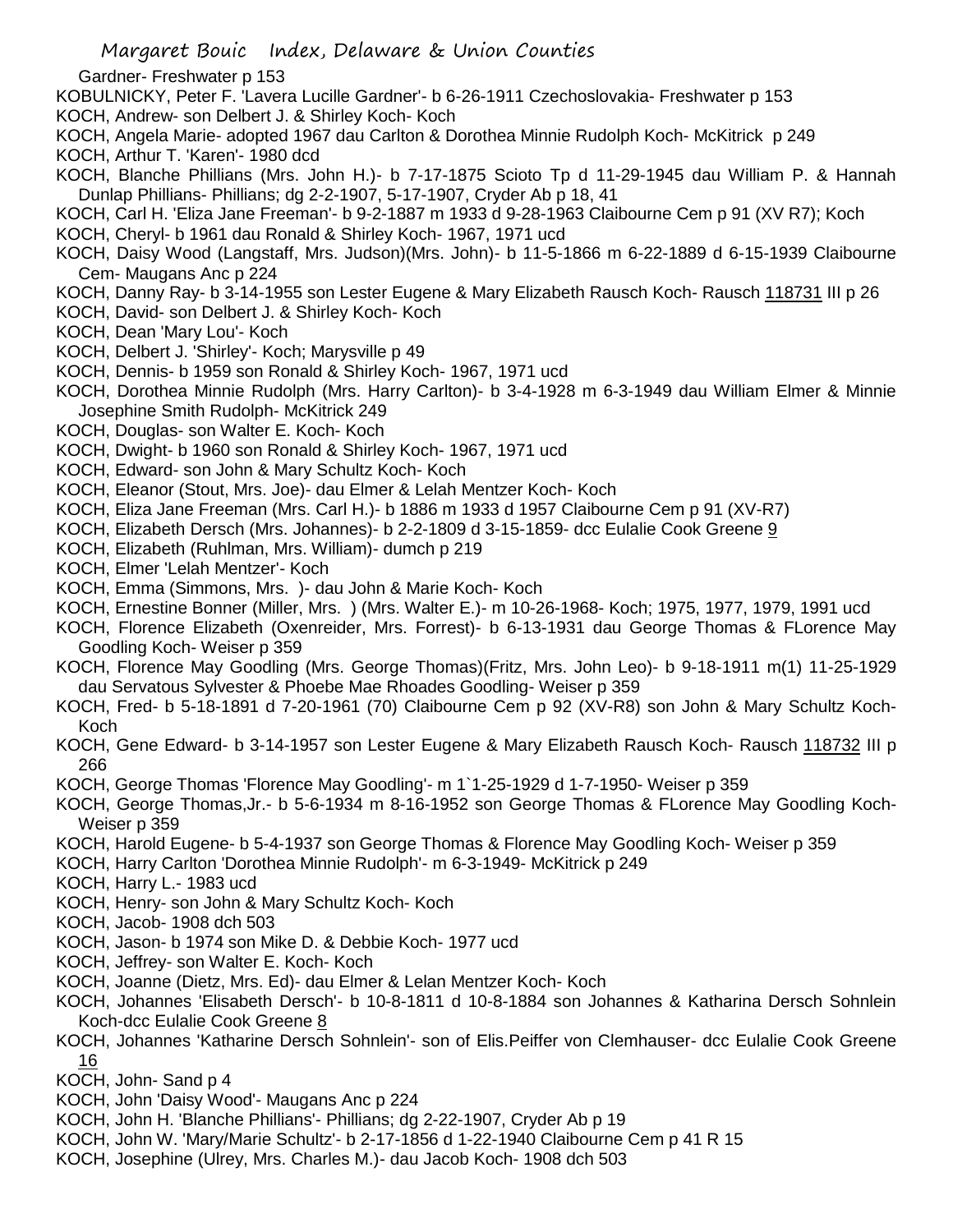Gardner- Freshwater p 153

KOBULNICKY, Peter F. 'Lavera Lucille Gardner'- b 6-26-1911 Czechoslovakia- Freshwater p 153

KOCH, Andrew- son Delbert J. & Shirley Koch- Koch

KOCH, Angela Marie- adopted 1967 dau Carlton & Dorothea Minnie Rudolph Koch- McKitrick p 249

KOCH, Arthur T. 'Karen'- 1980 dcd

KOCH, Blanche Phillians (Mrs. John H.)- b 7-17-1875 Scioto Tp d 11-29-1945 dau William P. & Hannah Dunlap Phillians- Phillians; dg 2-2-1907, 5-17-1907, Cryder Ab p 18, 41

KOCH, Carl H. 'Eliza Jane Freeman'- b 9-2-1887 m 1933 d 9-28-1963 Claibourne Cem p 91 (XV R7); Koch

KOCH, Cheryl- b 1961 dau Ronald & Shirley Koch- 1967, 1971 ucd

KOCH, Daisy Wood (Langstaff, Mrs. Judson)(Mrs. John)- b 11-5-1866 m 6-22-1889 d 6-15-1939 Claibourne Cem- Maugans Anc p 224

KOCH, Danny Ray- b 3-14-1955 son Lester Eugene & Mary Elizabeth Rausch Koch- Rausch 118731 III p 26

KOCH, David- son Delbert J. & Shirley Koch- Koch

KOCH, Dean 'Mary Lou'- Koch

KOCH, Delbert J. 'Shirley'- Koch; Marysville p 49

KOCH, Dennis- b 1959 son Ronald & Shirley Koch- 1967, 1971 ucd

KOCH, Dorothea Minnie Rudolph (Mrs. Harry Carlton)- b 3-4-1928 m 6-3-1949 dau William Elmer & Minnie Josephine Smith Rudolph- McKitrick 249

KOCH, Douglas- son Walter E. Koch- Koch

KOCH, Dwight- b 1960 son Ronald & Shirley Koch- 1967, 1971 ucd

KOCH, Edward- son John & Mary Schultz Koch- Koch

KOCH, Eleanor (Stout, Mrs. Joe)- dau Elmer & Lelah Mentzer Koch- Koch

KOCH, Eliza Jane Freeman (Mrs. Carl H.)- b 1886 m 1933 d 1957 Claibourne Cem p 91 (XV-R7)

KOCH, Elizabeth Dersch (Mrs. Johannes)- b 2-2-1809 d 3-15-1859- dcc Eulalie Cook Greene 9

KOCH, Elizabeth (Ruhlman, Mrs. William)- dumch p 219

KOCH, Elmer 'Lelah Mentzer'- Koch

KOCH, Emma (Simmons, Mrs. )- dau John & Marie Koch- Koch

KOCH, Ernestine Bonner (Miller, Mrs. ) (Mrs. Walter E.)- m 10-26-1968- Koch; 1975, 1977, 1979, 1991 ucd

KOCH, Florence Elizabeth (Oxenreider, Mrs. Forrest)- b 6-13-1931 dau George Thomas & FLorence May Goodling Koch- Weiser p 359

KOCH, Florence May Goodling (Mrs. George Thomas)(Fritz, Mrs. John Leo)- b 9-18-1911 m(1) 11-25-1929 dau Servatous Sylvester & Phoebe Mae Rhoades Goodling- Weiser p 359

KOCH, Fred- b 5-18-1891 d 7-20-1961 (70) Claibourne Cem p 92 (XV-R8) son John & Mary Schultz Koch- Koch

KOCH, Gene Edward- b 3-14-1957 son Lester Eugene & Mary Elizabeth Rausch Koch- Rausch 118732 III p 266

KOCH, George Thomas 'Florence May Goodling'- m 1`1-25-1929 d 1-7-1950- Weiser p 359

KOCH, George Thomas,Jr.- b 5-6-1934 m 8-16-1952 son George Thomas & FLorence May Goodling Koch- Weiser p 359

KOCH, Harold Eugene- b 5-4-1937 son George Thomas & Florence May Goodling Koch- Weiser p 359

KOCH, Harry Carlton 'Dorothea Minnie Rudolph'- m 6-3-1949- McKitrick p 249

KOCH, Harry L.- 1983 ucd

KOCH, Henry- son John & Mary Schultz Koch- Koch

KOCH, Jacob- 1908 dch 503

KOCH, Jason- b 1974 son Mike D. & Debbie Koch- 1977 ucd

KOCH, Jeffrey- son Walter E. Koch- Koch

KOCH, Joanne (Dietz, Mrs. Ed)- dau Elmer & Lelan Mentzer Koch- Koch

KOCH, Johannes 'Elisabeth Dersch'- b 10-8-1811 d 10-8-1884 son Johannes & Katharina Dersch Sohnlein Koch-dcc Eulalie Cook Greene 8

KOCH, Johannes 'Katharine Dersch Sohnlein'- son of Elis.Peiffer von Clemhauser- dcc Eulalie Cook Greene 16

KOCH, John- Sand p 4

KOCH, John 'Daisy Wood'- Maugans Anc p 224

KOCH, John H. 'Blanche Phillians'- Phillians; dg 2-22-1907, Cryder Ab p 19

KOCH, John W. 'Mary/Marie Schultz'- b 2-17-1856 d 1-22-1940 Claibourne Cem p 41 R 15

KOCH, Josephine (Ulrey, Mrs. Charles M.)- dau Jacob Koch- 1908 dch 503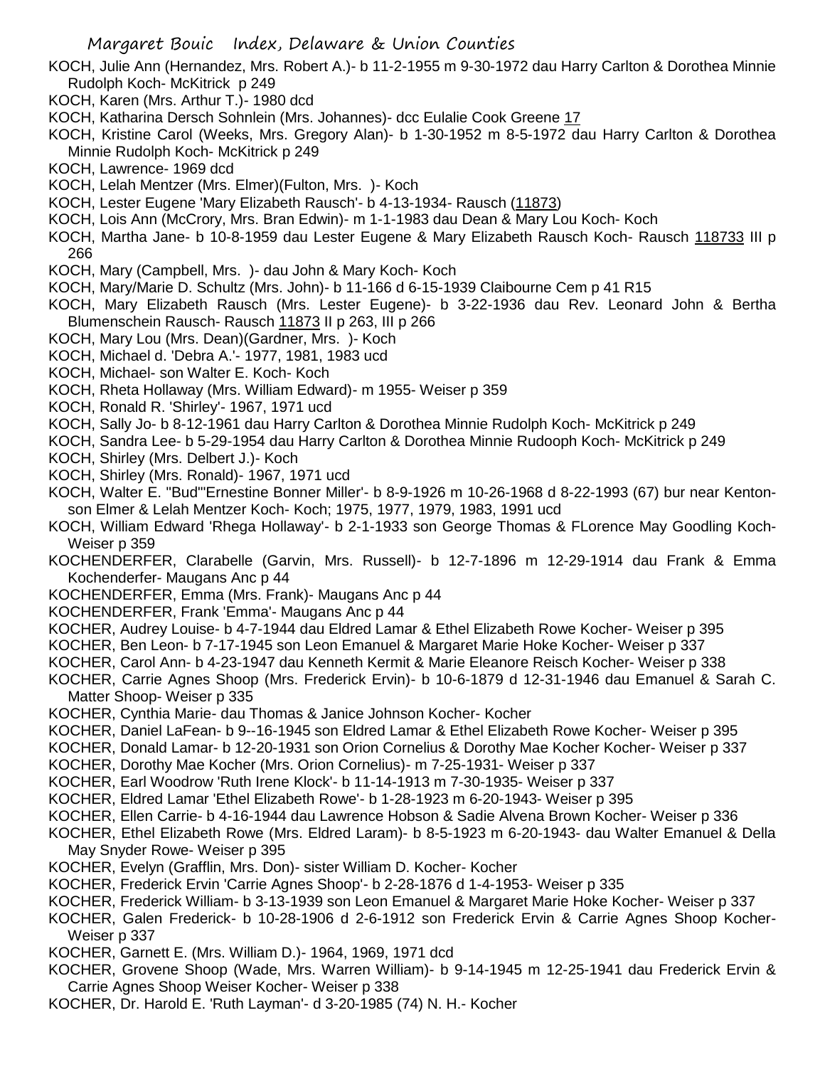KOCH, Julie Ann (Hernandez, Mrs. Robert A.)- b 11-2-1955 m 9-30-1972 dau Harry Carlton & Dorothea Minnie Rudolph Koch- McKitrick p 249

KOCH, Karen (Mrs. Arthur T.)- 1980 dcd

KOCH, Katharina Dersch Sohnlein (Mrs. Johannes)- dcc Eulalie Cook Greene 17

KOCH, Kristine Carol (Weeks, Mrs. Gregory Alan)- b 1-30-1952 m 8-5-1972 dau Harry Carlton & Dorothea Minnie Rudolph Koch- McKitrick p 249

KOCH, Lawrence- 1969 dcd

KOCH, Lelah Mentzer (Mrs. Elmer)(Fulton, Mrs. )- Koch

KOCH, Lester Eugene 'Mary Elizabeth Rausch'- b 4-13-1934- Rausch (11873)

KOCH, Lois Ann (McCrory, Mrs. Bran Edwin)- m 1-1-1983 dau Dean & Mary Lou Koch- Koch

KOCH, Martha Jane- b 10-8-1959 dau Lester Eugene & Mary Elizabeth Rausch Koch- Rausch 118733 III p 266

KOCH, Mary (Campbell, Mrs. )- dau John & Mary Koch- Koch

KOCH, Mary/Marie D. Schultz (Mrs. John)- b 11-166 d 6-15-1939 Claibourne Cem p 41 R15

KOCH, Mary Elizabeth Rausch (Mrs. Lester Eugene)- b 3-22-1936 dau Rev. Leonard John & Bertha Blumenschein Rausch- Rausch 11873 II p 263, III p 266

KOCH, Mary Lou (Mrs. Dean)(Gardner, Mrs. )- Koch

KOCH, Michael d. 'Debra A.'- 1977, 1981, 1983 ucd

KOCH, Michael- son Walter E. Koch- Koch

KOCH, Rheta Hollaway (Mrs. William Edward)- m 1955- Weiser p 359

KOCH, Ronald R. 'Shirley'- 1967, 1971 ucd

KOCH, Sally Jo- b 8-12-1961 dau Harry Carlton & Dorothea Minnie Rudolph Koch- McKitrick p 249

KOCH, Sandra Lee- b 5-29-1954 dau Harry Carlton & Dorothea Minnie Rudooph Koch- McKitrick p 249

KOCH, Shirley (Mrs. Delbert J.)- Koch

KOCH, Shirley (Mrs. Ronald)- 1967, 1971 ucd

KOCH, Walter E. "Bud"'Ernestine Bonner Miller'- b 8-9-1926 m 10-26-1968 d 8-22-1993 (67) bur near Kenton- son Elmer & Lelah Mentzer Koch- Koch; 1975, 1977, 1979, 1983, 1991 ucd

KOCH, William Edward 'Rhega Hollaway'- b 2-1-1933 son George Thomas & FLorence May Goodling Koch- Weiser p 359

KOCHENDERFER, Clarabelle (Garvin, Mrs. Russell)- b 12-7-1896 m 12-29-1914 dau Frank & Emma Kochenderfer- Maugans Anc p 44

KOCHENDERFER, Emma (Mrs. Frank)- Maugans Anc p 44

KOCHENDERFER, Frank 'Emma'- Maugans Anc p 44

KOCHER, Audrey Louise- b 4-7-1944 dau Eldred Lamar & Ethel Elizabeth Rowe Kocher- Weiser p 395

KOCHER, Ben Leon- b 7-17-1945 son Leon Emanuel & Margaret Marie Hoke Kocher- Weiser p 337

KOCHER, Carol Ann- b 4-23-1947 dau Kenneth Kermit & Marie Eleanore Reisch Kocher- Weiser p 338

KOCHER, Carrie Agnes Shoop (Mrs. Frederick Ervin)- b 10-6-1879 d 12-31-1946 dau Emanuel & Sarah C. Matter Shoop- Weiser p 335

KOCHER, Cynthia Marie- dau Thomas & Janice Johnson Kocher- Kocher

KOCHER, Daniel LaFean- b 9--16-1945 son Eldred Lamar & Ethel Elizabeth Rowe Kocher- Weiser p 395

KOCHER, Donald Lamar- b 12-20-1931 son Orion Cornelius & Dorothy Mae Kocher Kocher- Weiser p 337

KOCHER, Dorothy Mae Kocher (Mrs. Orion Cornelius)- m 7-25-1931- Weiser p 337

KOCHER, Earl Woodrow 'Ruth Irene Klock'- b 11-14-1913 m 7-30-1935- Weiser p 337

KOCHER, Eldred Lamar 'Ethel Elizabeth Rowe'- b 1-28-1923 m 6-20-1943- Weiser p 395

KOCHER, Ellen Carrie- b 4-16-1944 dau Lawrence Hobson & Sadie Alvena Brown Kocher- Weiser p 336

KOCHER, Ethel Elizabeth Rowe (Mrs. Eldred Laram)- b 8-5-1923 m 6-20-1943- dau Walter Emanuel & Della May Snyder Rowe- Weiser p 395

KOCHER, Evelyn (Grafflin, Mrs. Don)- sister William D. Kocher- Kocher

KOCHER, Frederick Ervin 'Carrie Agnes Shoop'- b 2-28-1876 d 1-4-1953- Weiser p 335

KOCHER, Frederick William- b 3-13-1939 son Leon Emanuel & Margaret Marie Hoke Kocher- Weiser p 337

KOCHER, Galen Frederick- b 10-28-1906 d 2-6-1912 son Frederick Ervin & Carrie Agnes Shoop Kocher- Weiser p 337

KOCHER, Garnett E. (Mrs. William D.)- 1964, 1969, 1971 dcd

KOCHER, Grovene Shoop (Wade, Mrs. Warren William)- b 9-14-1945 m 12-25-1941 dau Frederick Ervin & Carrie Agnes Shoop Weiser Kocher- Weiser p 338

KOCHER, Dr. Harold E. 'Ruth Layman'- d 3-20-1985 (74) N. H.- Kocher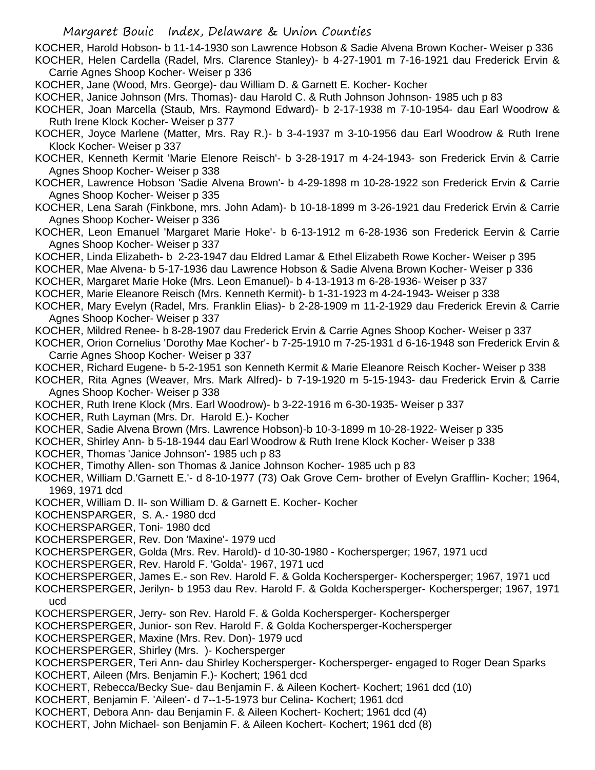KOCHER, Harold Hobson- b 11-14-1930 son Lawrence Hobson & Sadie Alvena Brown Kocher- Weiser p 336

KOCHER, Helen Cardella (Radel, Mrs. Clarence Stanley)- b 4-27-1901 m 7-16-1921 dau Frederick Ervin & Carrie Agnes Shoop Kocher- Weiser p 336

KOCHER, Jane (Wood, Mrs. George)- dau William D. & Garnett E. Kocher- Kocher

KOCHER, Janice Johnson (Mrs. Thomas)- dau Harold C. & Ruth Johnson Johnson- 1985 uch p 83

KOCHER, Joan Marcella (Staub, Mrs. Raymond Edward)- b 2-17-1938 m 7-10-1954- dau Earl Woodrow & Ruth Irene Klock Kocher- Weiser p 377

KOCHER, Joyce Marlene (Matter, Mrs. Ray R.)- b 3-4-1937 m 3-10-1956 dau Earl Woodrow & Ruth Irene Klock Kocher- Weiser p 337

KOCHER, Kenneth Kermit 'Marie Elenore Reisch'- b 3-28-1917 m 4-24-1943- son Frederick Ervin & Carrie Agnes Shoop Kocher- Weiser p 338

KOCHER, Lawrence Hobson 'Sadie Alvena Brown'- b 4-29-1898 m 10-28-1922 son Frederick Ervin & Carrie Agnes Shoop Kocher- Weiser p 335

KOCHER, Lena Sarah (Finkbone, mrs. John Adam)- b 10-18-1899 m 3-26-1921 dau Frederick Ervin & Carrie Agnes Shoop Kocher- Weiser p 336

KOCHER, Leon Emanuel 'Margaret Marie Hoke'- b 6-13-1912 m 6-28-1936 son Frederick Eervin & Carrie Agnes Shoop Kocher- Weiser p 337

KOCHER, Linda Elizabeth- b 2-23-1947 dau Eldred Lamar & Ethel Elizabeth Rowe Kocher- Weiser p 395

KOCHER, Mae Alvena- b 5-17-1936 dau Lawrence Hobson & Sadie Alvena Brown Kocher- Weiser p 336

KOCHER, Margaret Marie Hoke (Mrs. Leon Emanuel)- b 4-13-1913 m 6-28-1936- Weiser p 337

KOCHER, Marie Eleanore Reisch (Mrs. Kenneth Kermit)- b 1-31-1923 m 4-24-1943- Weiser p 338

KOCHER, Mary Evelyn (Radel, Mrs. Franklin Elias)- b 2-28-1909 m 11-2-1929 dau Frederick Erevin & Carrie Agnes Shoop Kocher- Weiser p 337

KOCHER, Mildred Renee- b 8-28-1907 dau Frederick Ervin & Carrie Agnes Shoop Kocher- Weiser p 337

KOCHER, Orion Cornelius 'Dorothy Mae Kocher'- b 7-25-1910 m 7-25-1931 d 6-16-1948 son Frederick Ervin & Carrie Agnes Shoop Kocher- Weiser p 337

KOCHER, Richard Eugene- b 5-2-1951 son Kenneth Kermit & Marie Eleanore Reisch Kocher- Weiser p 338

KOCHER, Rita Agnes (Weaver, Mrs. Mark Alfred)- b 7-19-1920 m 5-15-1943- dau Frederick Ervin & Carrie Agnes Shoop Kocher- Weiser p 338

KOCHER, Ruth Irene Klock (Mrs. Earl Woodrow)- b 3-22-1916 m 6-30-1935- Weiser p 337

KOCHER, Ruth Layman (Mrs. Dr. Harold E.)- Kocher

KOCHER, Sadie Alvena Brown (Mrs. Lawrence Hobson)-b 10-3-1899 m 10-28-1922- Weiser p 335

KOCHER, Shirley Ann- b 5-18-1944 dau Earl Woodrow & Ruth Irene Klock Kocher- Weiser p 338

KOCHER, Thomas 'Janice Johnson'- 1985 uch p 83

KOCHER, Timothy Allen- son Thomas & Janice Johnson Kocher- 1985 uch p 83

KOCHER, William D.'Garnett E.'- d 8-10-1977 (73) Oak Grove Cem- brother of Evelyn Grafflin- Kocher; 1964, 1969, 1971 dcd

KOCHER, William D. II- son William D. & Garnett E. Kocher- Kocher

KOCHENSPARGER, S. A.- 1980 dcd

KOCHERSPARGER, Toni- 1980 dcd

KOCHERSPERGER, Rev. Don 'Maxine'- 1979 ucd

KOCHERSPERGER, Golda (Mrs. Rev. Harold)- d 10-30-1980 - Kochersperger; 1967, 1971 ucd

KOCHERSPERGER, Rev. Harold F. 'Golda'- 1967, 1971 ucd

KOCHERSPERGER, James E.- son Rev. Harold F. & Golda Kochersperger- Kochersperger; 1967, 1971 ucd

KOCHERSPERGER, Jerilyn- b 1953 dau Rev. Harold F. & Golda Kochersperger- Kochersperger; 1967, 1971 ucd

KOCHERSPERGER, Jerry- son Rev. Harold F. & Golda Kochersperger- Kochersperger

KOCHERSPERGER, Junior- son Rev. Harold F. & Golda Kochersperger-Kochersperger

KOCHERSPERGER, Maxine (Mrs. Rev. Don)- 1979 ucd

KOCHERSPERGER, Shirley (Mrs. )- Kochersperger

KOCHERSPERGER, Teri Ann- dau Shirley Kochersperger- Kochersperger- engaged to Roger Dean Sparks

KOCHERT, Aileen (Mrs. Benjamin F.)- Kochert; 1961 dcd

KOCHERT, Rebecca/Becky Sue- dau Benjamin F. & Aileen Kochert- Kochert; 1961 dcd (10)

KOCHERT, Benjamin F. 'Aileen'- d 7--1-5-1973 bur Celina- Kochert; 1961 dcd

KOCHERT, Debora Ann- dau Benjamin F. & Aileen Kochert- Kochert; 1961 dcd (4)

KOCHERT, John Michael- son Benjamin F. & Aileen Kochert- Kochert; 1961 dcd (8)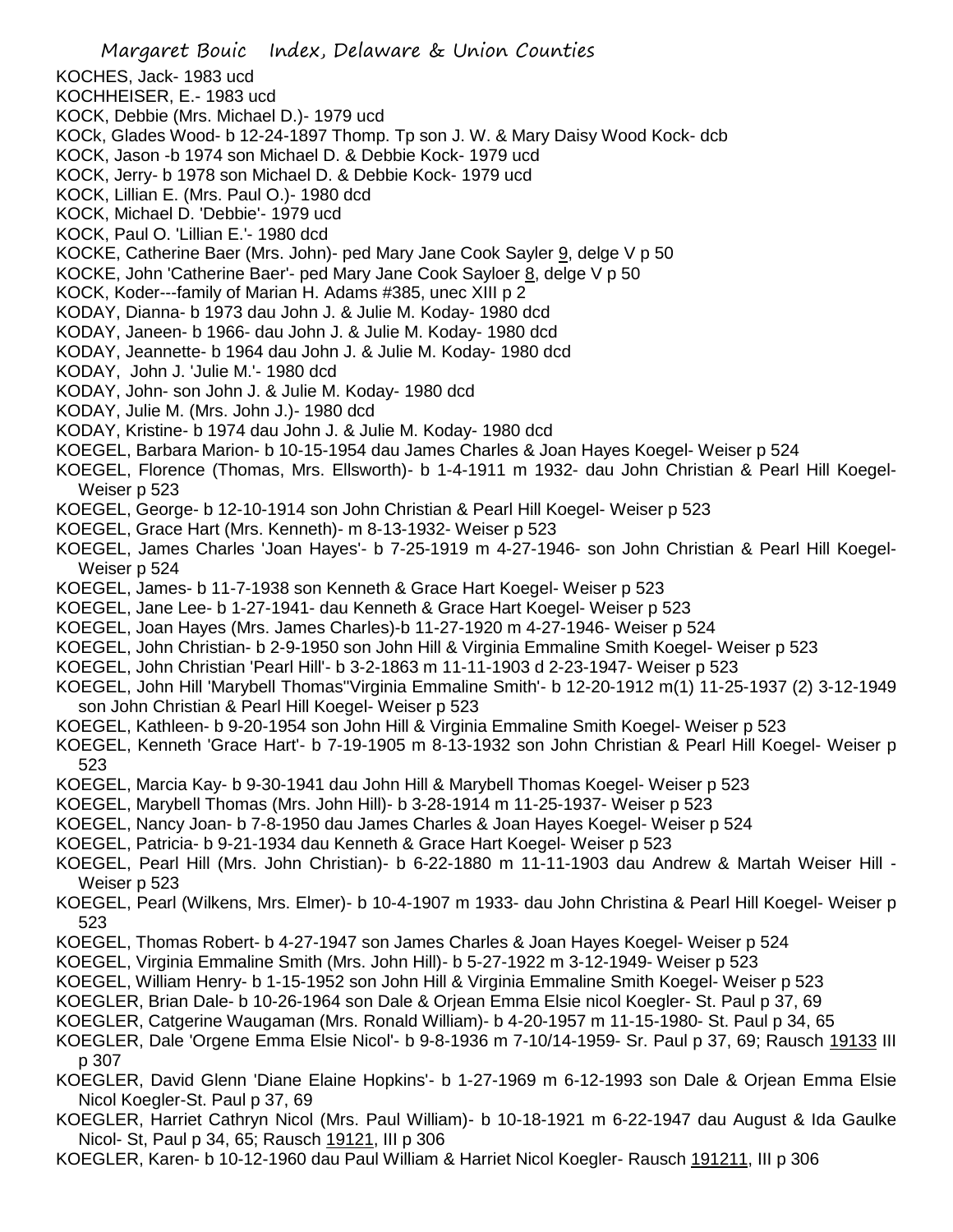KOCHES, Jack- 1983 ucd

KOCHHEISER, E.- 1983 ucd

KOCK, Debbie (Mrs. Michael D.)- 1979 ucd

KOCk, Glades Wood- b 12-24-1897 Thomp. Tp son J. W. & Mary Daisy Wood Kock- dcb

KOCK, Jason -b 1974 son Michael D. & Debbie Kock- 1979 ucd

KOCK, Jerry- b 1978 son Michael D. & Debbie Kock- 1979 ucd

KOCK, Lillian E. (Mrs. Paul O.)- 1980 dcd

KOCK, Michael D. 'Debbie'- 1979 ucd

KOCK, Paul O. 'Lillian E.'- 1980 dcd

KOCKE, Catherine Baer (Mrs. John)- ped Mary Jane Cook Sayler 9, delge V p 50

KOCKE, John 'Catherine Baer'- ped Mary Jane Cook Sayloer 8, delge V p 50

KOCK, Koder---family of Marian H. Adams #385, unec XIII p 2

KODAY, Dianna- b 1973 dau John J. & Julie M. Koday- 1980 dcd

KODAY, Janeen- b 1966- dau John J. & Julie M. Koday- 1980 dcd

KODAY, Jeannette- b 1964 dau John J. & Julie M. Koday- 1980 dcd

KODAY, John J. 'Julie M.'- 1980 dcd

KODAY, John- son John J. & Julie M. Koday- 1980 dcd

KODAY, Julie M. (Mrs. John J.)- 1980 dcd

KODAY, Kristine- b 1974 dau John J. & Julie M. Koday- 1980 dcd

KOEGEL, Barbara Marion- b 10-15-1954 dau James Charles & Joan Hayes Koegel- Weiser p 524

KOEGEL, Florence (Thomas, Mrs. Ellsworth)- b 1-4-1911 m 1932- dau John Christian & Pearl Hill Koegel- Weiser p 523

KOEGEL, George- b 12-10-1914 son John Christian & Pearl Hill Koegel- Weiser p 523

KOEGEL, Grace Hart (Mrs. Kenneth)- m 8-13-1932- Weiser p 523

KOEGEL, James Charles 'Joan Hayes'- b 7-25-1919 m 4-27-1946- son John Christian & Pearl Hill Koegel- Weiser p 524

KOEGEL, James- b 11-7-1938 son Kenneth & Grace Hart Koegel- Weiser p 523

KOEGEL, Jane Lee- b 1-27-1941- dau Kenneth & Grace Hart Koegel- Weiser p 523

KOEGEL, Joan Hayes (Mrs. James Charles)-b 11-27-1920 m 4-27-1946- Weiser p 524

KOEGEL, John Christian- b 2-9-1950 son John Hill & Virginia Emmaline Smith Koegel- Weiser p 523

KOEGEL, John Christian 'Pearl Hill'- b 3-2-1863 m 11-11-1903 d 2-23-1947- Weiser p 523

KOEGEL, John Hill 'Marybell Thomas''Virginia Emmaline Smith'- b 12-20-1912 m(1) 11-25-1937 (2) 3-12-1949 son John Christian & Pearl Hill Koegel- Weiser p 523

KOEGEL, Kathleen- b 9-20-1954 son John Hill & Virginia Emmaline Smith Koegel- Weiser p 523

KOEGEL, Kenneth 'Grace Hart'- b 7-19-1905 m 8-13-1932 son John Christian & Pearl Hill Koegel- Weiser p 523

KOEGEL, Marcia Kay- b 9-30-1941 dau John Hill & Marybell Thomas Koegel- Weiser p 523

KOEGEL, Marybell Thomas (Mrs. John Hill)- b 3-28-1914 m 11-25-1937- Weiser p 523

KOEGEL, Nancy Joan- b 7-8-1950 dau James Charles & Joan Hayes Koegel- Weiser p 524

KOEGEL, Patricia- b 9-21-1934 dau Kenneth & Grace Hart Koegel- Weiser p 523

KOEGEL, Pearl Hill (Mrs. John Christian)- b 6-22-1880 m 11-11-1903 dau Andrew & Martah Weiser Hill - Weiser p 523

KOEGEL, Pearl (Wilkens, Mrs. Elmer)- b 10-4-1907 m 1933- dau John Christina & Pearl Hill Koegel- Weiser p 523

KOEGEL, Thomas Robert- b 4-27-1947 son James Charles & Joan Hayes Koegel- Weiser p 524

KOEGEL, Virginia Emmaline Smith (Mrs. John Hill)- b 5-27-1922 m 3-12-1949- Weiser p 523

KOEGEL, William Henry- b 1-15-1952 son John Hill & Virginia Emmaline Smith Koegel- Weiser p 523

KOEGLER, Brian Dale- b 10-26-1964 son Dale & Orjean Emma Elsie nicol Koegler- St. Paul p 37, 69

KOEGLER, Catgerine Waugaman (Mrs. Ronald William)- b 4-20-1957 m 11-15-1980- St. Paul p 34, 65

KOEGLER, Dale 'Orgene Emma Elsie Nicol'- b 9-8-1936 m 7-10/14-1959- Sr. Paul p 37, 69; Rausch 19133 III p 307

KOEGLER, David Glenn 'Diane Elaine Hopkins'- b 1-27-1969 m 6-12-1993 son Dale & Orjean Emma Elsie Nicol Koegler-St. Paul p 37, 69

KOEGLER, Harriet Cathryn Nicol (Mrs. Paul William)- b 10-18-1921 m 6-22-1947 dau August & Ida Gaulke Nicol- St, Paul p 34, 65; Rausch 19121, III p 306

KOEGLER, Karen- b 10-12-1960 dau Paul William & Harriet Nicol Koegler- Rausch 191211, III p 306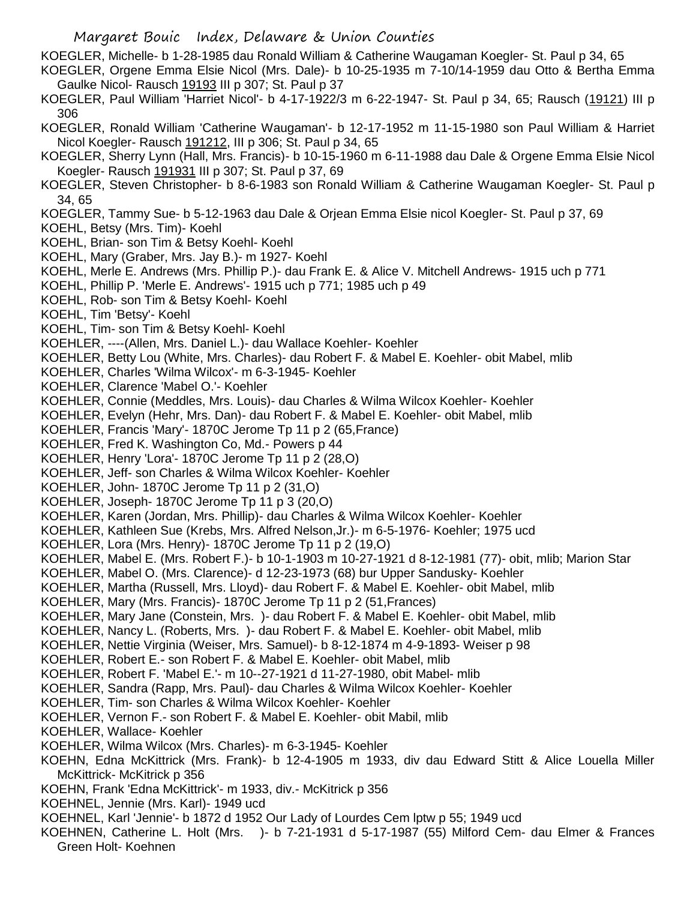KOEGLER, Michelle- b 1-28-1985 dau Ronald William & Catherine Waugaman Koegler- St. Paul p 34, 65

KOEGLER, Orgene Emma Elsie Nicol (Mrs. Dale)- b 10-25-1935 m 7-10/14-1959 dau Otto & Bertha Emma Gaulke Nicol- Rausch 19193 III p 307; St. Paul p 37

KOEGLER, Paul William 'Harriet Nicol'- b 4-17-1922/3 m 6-22-1947- St. Paul p 34, 65; Rausch (19121) III p 306

KOEGLER, Ronald William 'Catherine Waugaman'- b 12-17-1952 m 11-15-1980 son Paul William & Harriet Nicol Koegler- Rausch 191212, III p 306; St. Paul p 34, 65

KOEGLER, Sherry Lynn (Hall, Mrs. Francis)- b 10-15-1960 m 6-11-1988 dau Dale & Orgene Emma Elsie Nicol Koegler- Rausch 191931 III p 307; St. Paul p 37, 69

KOEGLER, Steven Christopher- b 8-6-1983 son Ronald William & Catherine Waugaman Koegler- St. Paul p 34, 65

KOEGLER, Tammy Sue- b 5-12-1963 dau Dale & Orjean Emma Elsie nicol Koegler- St. Paul p 37, 69

KOEHL, Betsy (Mrs. Tim)- Koehl

KOEHL, Brian- son Tim & Betsy Koehl- Koehl

KOEHL, Mary (Graber, Mrs. Jay B.)- m 1927- Koehl

KOEHL, Merle E. Andrews (Mrs. Phillip P.)- dau Frank E. & Alice V. Mitchell Andrews- 1915 uch p 771

KOEHL, Phillip P. 'Merle E. Andrews'- 1915 uch p 771; 1985 uch p 49

KOEHL, Rob- son Tim & Betsy Koehl- Koehl

KOEHL, Tim 'Betsy'- Koehl

KOEHL, Tim- son Tim & Betsy Koehl- Koehl

KOEHLER, ----(Allen, Mrs. Daniel L.)- dau Wallace Koehler- Koehler

KOEHLER, Betty Lou (White, Mrs. Charles)- dau Robert F. & Mabel E. Koehler- obit Mabel, mlib

KOEHLER, Charles 'Wilma Wilcox'- m 6-3-1945- Koehler

KOEHLER, Clarence 'Mabel O.'- Koehler

KOEHLER, Connie (Meddles, Mrs. Louis)- dau Charles & Wilma Wilcox Koehler- Koehler

KOEHLER, Evelyn (Hehr, Mrs. Dan)- dau Robert F. & Mabel E. Koehler- obit Mabel, mlib

KOEHLER, Francis 'Mary'- 1870C Jerome Tp 11 p 2 (65,France)

KOEHLER, Fred K. Washington Co, Md.- Powers p 44

KOEHLER, Henry 'Lora'- 1870C Jerome Tp 11 p 2 (28,O)

KOEHLER, Jeff- son Charles & Wilma Wilcox Koehler- Koehler

KOEHLER, John- 1870C Jerome Tp 11 p 2 (31,O)

KOEHLER, Joseph- 1870C Jerome Tp 11 p 3 (20,O)

KOEHLER, Karen (Jordan, Mrs. Phillip)- dau Charles & Wilma Wilcox Koehler- Koehler

KOEHLER, Kathleen Sue (Krebs, Mrs. Alfred Nelson,Jr.)- m 6-5-1976- Koehler; 1975 ucd

KOEHLER, Lora (Mrs. Henry)- 1870C Jerome Tp 11 p 2 (19,O)

KOEHLER, Mabel E. (Mrs. Robert F.)- b 10-1-1903 m 10-27-1921 d 8-12-1981 (77)- obit, mlib; Marion Star

KOEHLER, Mabel O. (Mrs. Clarence)- d 12-23-1973 (68) bur Upper Sandusky- Koehler

KOEHLER, Martha (Russell, Mrs. Lloyd)- dau Robert F. & Mabel E. Koehler- obit Mabel, mlib

KOEHLER, Mary (Mrs. Francis)- 1870C Jerome Tp 11 p 2 (51,Frances)

KOEHLER, Mary Jane (Constein, Mrs. )- dau Robert F. & Mabel E. Koehler- obit Mabel, mlib

KOEHLER, Nancy L. (Roberts, Mrs. )- dau Robert F. & Mabel E. Koehler- obit Mabel, mlib

KOEHLER, Nettie Virginia (Weiser, Mrs. Samuel)- b 8-12-1874 m 4-9-1893- Weiser p 98

KOEHLER, Robert E.- son Robert F. & Mabel E. Koehler- obit Mabel, mlib

KOEHLER, Robert F. 'Mabel E.'- m 10--27-1921 d 11-27-1980, obit Mabel- mlib

KOEHLER, Sandra (Rapp, Mrs. Paul)- dau Charles & Wilma Wilcox Koehler- Koehler

KOEHLER, Tim- son Charles & Wilma Wilcox Koehler- Koehler

KOEHLER, Vernon F.- son Robert F. & Mabel E. Koehler- obit Mabil, mlib

KOEHLER, Wallace- Koehler

KOEHLER, Wilma Wilcox (Mrs. Charles)- m 6-3-1945- Koehler

KOEHN, Edna McKittrick (Mrs. Frank)- b 12-4-1905 m 1933, div dau Edward Stitt & Alice Louella Miller McKittrick- McKitrick p 356

KOEHN, Frank 'Edna McKittrick'- m 1933, div.- McKitrick p 356

KOEHNEL, Jennie (Mrs. Karl)- 1949 ucd

KOEHNEL, Karl 'Jennie'- b 1872 d 1952 Our Lady of Lourdes Cem lptw p 55; 1949 ucd

KOEHNEN, Catherine L. Holt (Mrs. )- b 7-21-1931 d 5-17-1987 (55) Milford Cem- dau Elmer & Frances Green Holt- Koehnen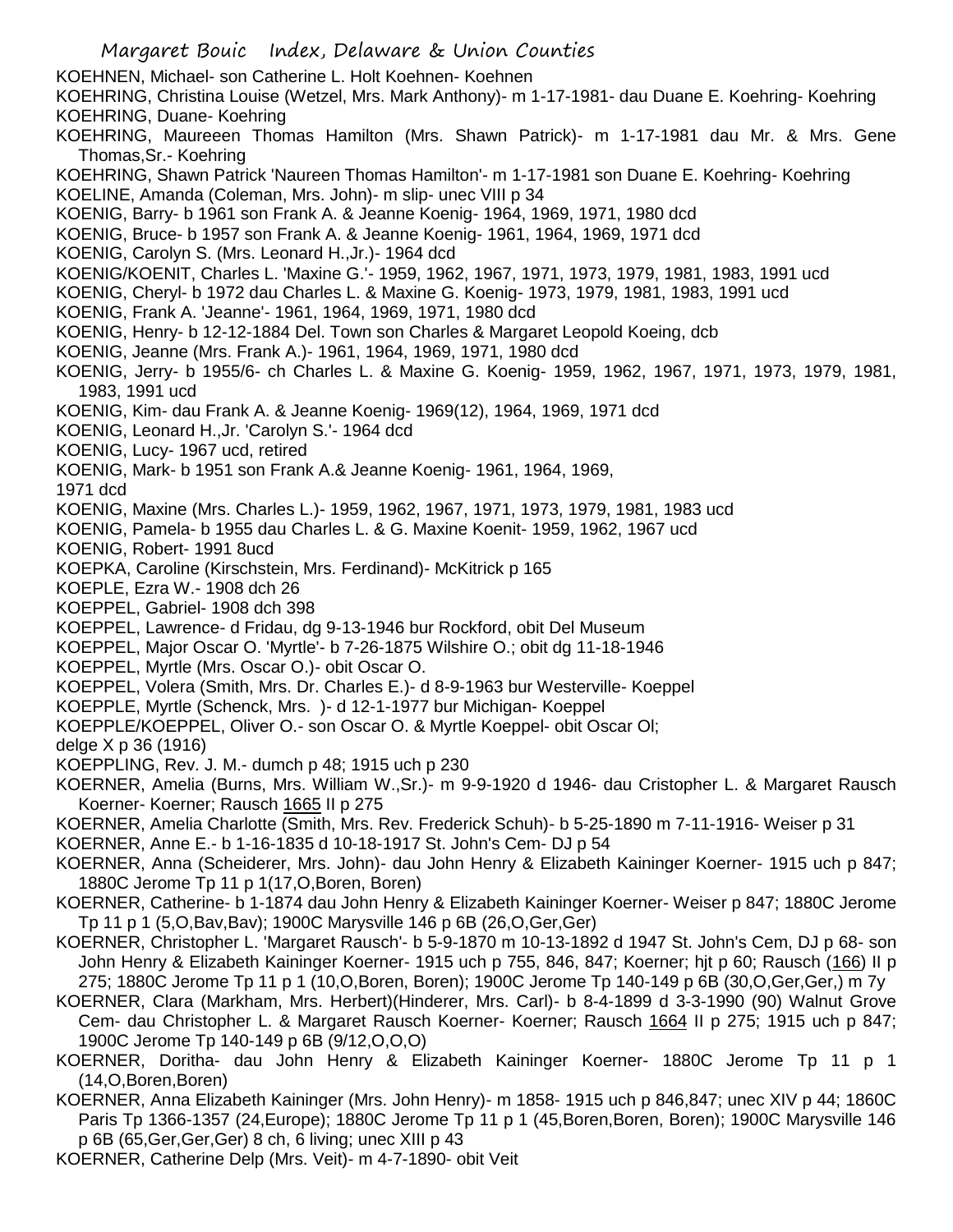KOEHNEN, Michael- son Catherine L. Holt Koehnen- Koehnen

KOEHRING, Christina Louise (Wetzel, Mrs. Mark Anthony)- m 1-17-1981- dau Duane E. Koehring- Koehring

KOEHRING, Duane- Koehring

KOEHRING, Maureeen Thomas Hamilton (Mrs. Shawn Patrick)- m 1-17-1981 dau Mr. & Mrs. Gene Thomas,Sr.- Koehring

KOEHRING, Shawn Patrick 'Naureen Thomas Hamilton'- m 1-17-1981 son Duane E. Koehring- Koehring

KOELINE, Amanda (Coleman, Mrs. John)- m slip- unec VIII p 34

KOENIG, Barry- b 1961 son Frank A. & Jeanne Koenig- 1964, 1969, 1971, 1980 dcd

KOENIG, Bruce- b 1957 son Frank A. & Jeanne Koenig- 1961, 1964, 1969, 1971 dcd

KOENIG, Carolyn S. (Mrs. Leonard H.,Jr.)- 1964 dcd

KOENIG/KOENIT, Charles L. 'Maxine G.'- 1959, 1962, 1967, 1971, 1973, 1979, 1981, 1983, 1991 ucd

KOENIG, Cheryl- b 1972 dau Charles L. & Maxine G. Koenig- 1973, 1979, 1981, 1983, 1991 ucd

KOENIG, Frank A. 'Jeanne'- 1961, 1964, 1969, 1971, 1980 dcd

KOENIG, Henry- b 12-12-1884 Del. Town son Charles & Margaret Leopold Koeing, dcb

KOENIG, Jeanne (Mrs. Frank A.)- 1961, 1964, 1969, 1971, 1980 dcd

KOENIG, Jerry- b 1955/6- ch Charles L. & Maxine G. Koenig- 1959, 1962, 1967, 1971, 1973, 1979, 1981, 1983, 1991 ucd

KOENIG, Kim- dau Frank A. & Jeanne Koenig- 1969(12), 1964, 1969, 1971 dcd

KOENIG, Leonard H.,Jr. 'Carolyn S.'- 1964 dcd

KOENIG, Lucy- 1967 ucd, retired

KOENIG, Mark- b 1951 son Frank A.& Jeanne Koenig- 1961, 1964, 1969,
1971 dcd

KOENIG, Maxine (Mrs. Charles L.)- 1959, 1962, 1967, 1971, 1973, 1979, 1981, 1983 ucd

KOENIG, Pamela- b 1955 dau Charles L. & G. Maxine Koenit- 1959, 1962, 1967 ucd

KOENIG, Robert- 1991 8ucd

KOEPKA, Caroline (Kirschstein, Mrs. Ferdinand)- McKitrick p 165

KOEPLE, Ezra W.- 1908 dch 26

KOEPPEL, Gabriel- 1908 dch 398

KOEPPEL, Lawrence- d Fridau, dg 9-13-1946 bur Rockford, obit Del Museum

KOEPPEL, Major Oscar O. 'Myrtle'- b 7-26-1875 Wilshire O.; obit dg 11-18-1946

KOEPPEL, Myrtle (Mrs. Oscar O.)- obit Oscar O.

KOEPPEL, Volera (Smith, Mrs. Dr. Charles E.)- d 8-9-1963 bur Westerville- Koeppel

KOEPPLE, Myrtle (Schenck, Mrs. )- d 12-1-1977 bur Michigan- Koeppel

KOEPPLE/KOEPPEL, Oliver O.- son Oscar O. & Myrtle Koeppel- obit Oscar Ol;
delge X p 36 (1916)

KOEPPLING, Rev. J. M.- dumch p 48; 1915 uch p 230

KOERNER, Amelia (Burns, Mrs. William W.,Sr.)- m 9-9-1920 d 1946- dau Cristopher L. & Margaret Rausch Koerner- Koerner; Rausch 1665 II p 275

KOERNER, Amelia Charlotte (Smith, Mrs. Rev. Frederick Schuh)- b 5-25-1890 m 7-11-1916- Weiser p 31

KOERNER, Anne E.- b 1-16-1835 d 10-18-1917 St. John's Cem- DJ p 54

KOERNER, Anna (Scheiderer, Mrs. John)- dau John Henry & Elizabeth Kaininger Koerner- 1915 uch p 847; 1880C Jerome Tp 11 p 1(17,O,Boren, Boren)

KOERNER, Catherine- b 1-1874 dau John Henry & Elizabeth Kaininger Koerner- Weiser p 847; 1880C Jerome Tp 11 p 1 (5,O,Bav,Bav); 1900C Marysville 146 p 6B (26,O,Ger,Ger)

KOERNER, Christopher L. 'Margaret Rausch'- b 5-9-1870 m 10-13-1892 d 1947 St. John's Cem, DJ p 68- son John Henry & Elizabeth Kaininger Koerner- 1915 uch p 755, 846, 847; Koerner; hjt p 60; Rausch (166) II p 275; 1880C Jerome Tp 11 p 1 (10,O,Boren, Boren); 1900C Jerome Tp 140-149 p 6B (30,O,Ger,Ger,) m 7y

KOERNER, Clara (Markham, Mrs. Herbert)(Hinderer, Mrs. Carl)- b 8-4-1899 d 3-3-1990 (90) Walnut Grove Cem- dau Christopher L. & Margaret Rausch Koerner- Koerner; Rausch 1664 II p 275; 1915 uch p 847; 1900C Jerome Tp 140-149 p 6B (9/12,O,O,O)

KOERNER, Doritha- dau John Henry & Elizabeth Kaininger Koerner- 1880C Jerome Tp 11 p 1 (14,O,Boren,Boren)

KOERNER, Anna Elizabeth Kaininger (Mrs. John Henry)- m 1858- 1915 uch p 846,847; unec XIV p 44; 1860C Paris Tp 1366-1357 (24,Europe); 1880C Jerome Tp 11 p 1 (45,Boren,Boren, Boren); 1900C Marysville 146 p 6B (65,Ger,Ger,Ger) 8 ch, 6 living; unec XIII p 43

KOERNER, Catherine Delp (Mrs. Veit)- m 4-7-1890- obit Veit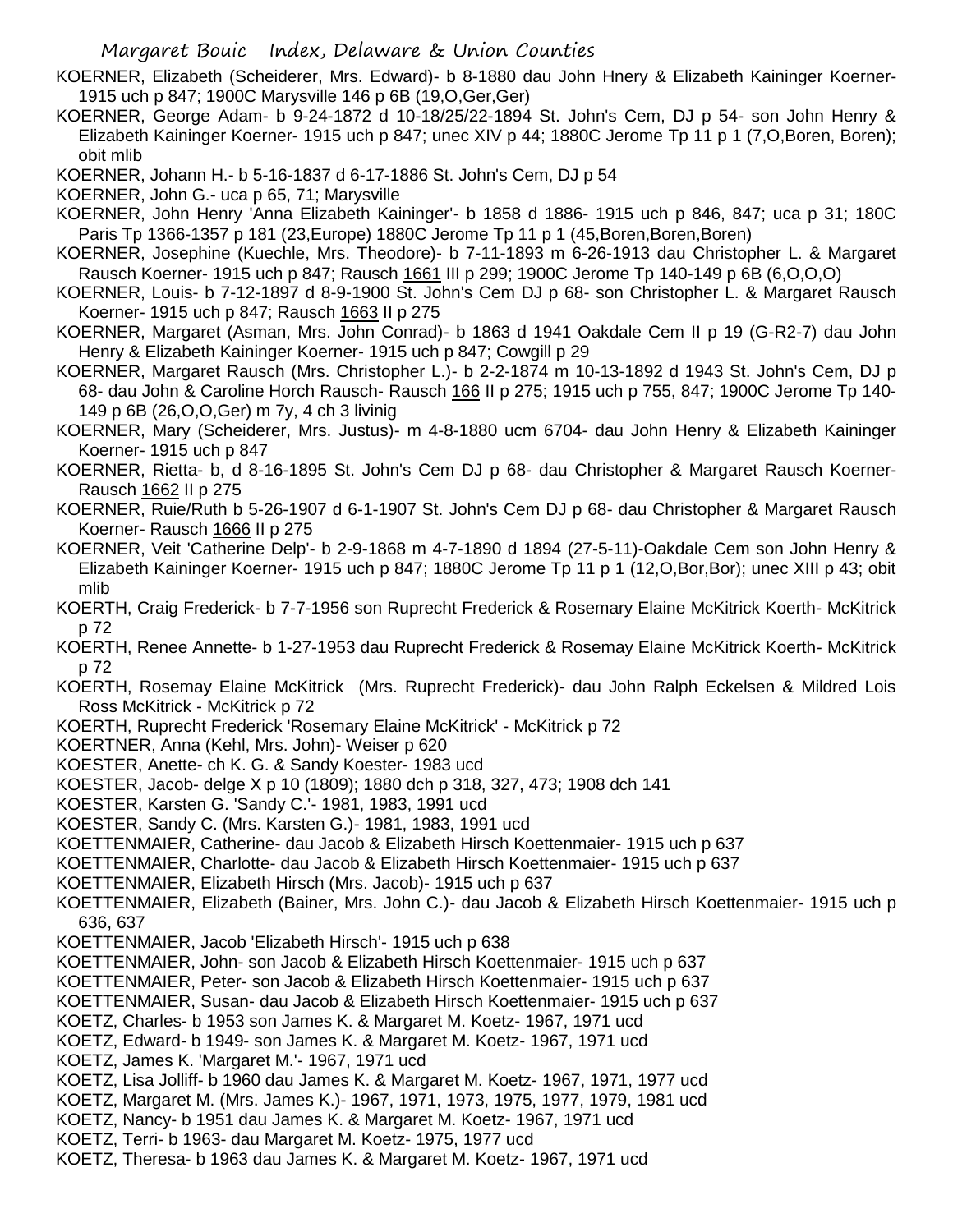KOERNER, Elizabeth (Scheiderer, Mrs. Edward)- b 8-1880 dau John Hnery & Elizabeth Kaininger Koerner- 1915 uch p 847; 1900C Marysville 146 p 6B (19,O,Ger,Ger)

KOERNER, George Adam- b 9-24-1872 d 10-18/25/22-1894 St. John's Cem, DJ p 54- son John Henry & Elizabeth Kaininger Koerner- 1915 uch p 847; unec XIV p 44; 1880C Jerome Tp 11 p 1 (7,O,Boren, Boren); obit mlib

KOERNER, Johann H.- b 5-16-1837 d 6-17-1886 St. John's Cem, DJ p 54

KOERNER, John G.- uca p 65, 71; Marysville

KOERNER, John Henry 'Anna Elizabeth Kaininger'- b 1858 d 1886- 1915 uch p 846, 847; uca p 31; 180C Paris Tp 1366-1357 p 181 (23,Europe) 1880C Jerome Tp 11 p 1 (45,Boren,Boren,Boren)

KOERNER, Josephine (Kuechle, Mrs. Theodore)- b 7-11-1893 m 6-26-1913 dau Christopher L. & Margaret Rausch Koerner- 1915 uch p 847; Rausch 1661 III p 299; 1900C Jerome Tp 140-149 p 6B (6,O,O,O)

KOERNER, Louis- b 7-12-1897 d 8-9-1900 St. John's Cem DJ p 68- son Christopher L. & Margaret Rausch Koerner- 1915 uch p 847; Rausch 1663 II p 275

KOERNER, Margaret (Asman, Mrs. John Conrad)- b 1863 d 1941 Oakdale Cem II p 19 (G-R2-7) dau John Henry & Elizabeth Kaininger Koerner- 1915 uch p 847; Cowgill p 29

KOERNER, Margaret Rausch (Mrs. Christopher L.)- b 2-2-1874 m 10-13-1892 d 1943 St. John's Cem, DJ p 68- dau John & Caroline Horch Rausch- Rausch 166 II p 275; 1915 uch p 755, 847; 1900C Jerome Tp 140-149 p 6B (26,O,O,Ger) m 7y, 4 ch 3 livinig

KOERNER, Mary (Scheiderer, Mrs. Justus)- m 4-8-1880 ucm 6704- dau John Henry & Elizabeth Kaininger Koerner- 1915 uch p 847

KOERNER, Rietta- b, d 8-16-1895 St. John's Cem DJ p 68- dau Christopher & Margaret Rausch Koerner- Rausch 1662 II p 275

KOERNER, Ruie/Ruth b 5-26-1907 d 6-1-1907 St. John's Cem DJ p 68- dau Christopher & Margaret Rausch Koerner- Rausch 1666 II p 275

KOERNER, Veit 'Catherine Delp'- b 2-9-1868 m 4-7-1890 d 1894 (27-5-11)-Oakdale Cem son John Henry & Elizabeth Kaininger Koerner- 1915 uch p 847; 1880C Jerome Tp 11 p 1 (12,O,Bor,Bor); unec XIII p 43; obit mlib

KOERTH, Craig Frederick- b 7-7-1956 son Ruprecht Frederick & Rosemary Elaine McKitrick Koerth- McKitrick p 72

KOERTH, Renee Annette- b 1-27-1953 dau Ruprecht Frederick & Rosemay Elaine McKitrick Koerth- McKitrick p 72

KOERTH, Rosemay Elaine McKitrick (Mrs. Ruprecht Frederick)- dau John Ralph Eckelsen & Mildred Lois Ross McKitrick - McKitrick p 72

KOERTH, Ruprecht Frederick 'Rosemary Elaine McKitrick' - McKitrick p 72

KOERTNER, Anna (Kehl, Mrs. John)- Weiser p 620

KOESTER, Anette- ch K. G. & Sandy Koester- 1983 ucd

KOESTER, Jacob- delge X p 10 (1809); 1880 dch p 318, 327, 473; 1908 dch 141

KOESTER, Karsten G. 'Sandy C.'- 1981, 1983, 1991 ucd

KOESTER, Sandy C. (Mrs. Karsten G.)- 1981, 1983, 1991 ucd

KOETTENMAIER, Catherine- dau Jacob & Elizabeth Hirsch Koettenmaier- 1915 uch p 637

KOETTENMAIER, Charlotte- dau Jacob & Elizabeth Hirsch Koettenmaier- 1915 uch p 637

KOETTENMAIER, Elizabeth Hirsch (Mrs. Jacob)- 1915 uch p 637

KOETTENMAIER, Elizabeth (Bainer, Mrs. John C.)- dau Jacob & Elizabeth Hirsch Koettenmaier- 1915 uch p 636, 637

KOETTENMAIER, Jacob 'Elizabeth Hirsch'- 1915 uch p 638

KOETTENMAIER, John- son Jacob & Elizabeth Hirsch Koettenmaier- 1915 uch p 637

KOETTENMAIER, Peter- son Jacob & Elizabeth Hirsch Koettenmaier- 1915 uch p 637

KOETTENMAIER, Susan- dau Jacob & Elizabeth Hirsch Koettenmaier- 1915 uch p 637

KOETZ, Charles- b 1953 son James K. & Margaret M. Koetz- 1967, 1971 ucd

KOETZ, Edward- b 1949- son James K. & Margaret M. Koetz- 1967, 1971 ucd

KOETZ, James K. 'Margaret M.'- 1967, 1971 ucd

KOETZ, Lisa Jolliff- b 1960 dau James K. & Margaret M. Koetz- 1967, 1971, 1977 ucd

KOETZ, Margaret M. (Mrs. James K.)- 1967, 1971, 1973, 1975, 1977, 1979, 1981 ucd

KOETZ, Nancy- b 1951 dau James K. & Margaret M. Koetz- 1967, 1971 ucd

KOETZ, Terri- b 1963- dau Margaret M. Koetz- 1975, 1977 ucd

KOETZ, Theresa- b 1963 dau James K. & Margaret M. Koetz- 1967, 1971 ucd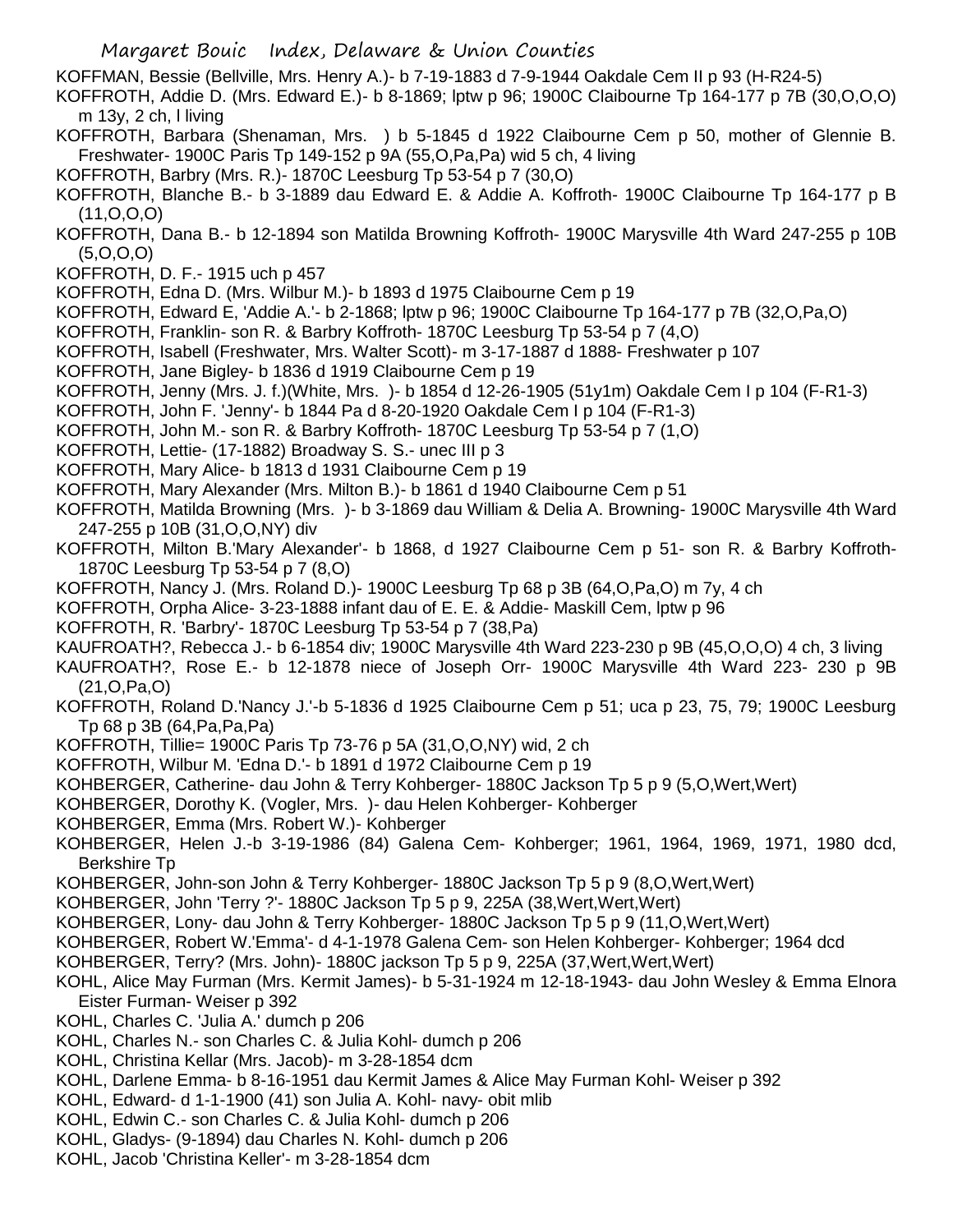KOFFMAN, Bessie (Bellville, Mrs. Henry A.)- b 7-19-1883 d 7-9-1944 Oakdale Cem II p 93 (H-R24-5)

KOFFROTH, Addie D. (Mrs. Edward E.)- b 8-1869; lptw p 96; 1900C Claibourne Tp 164-177 p 7B (30,O,O,O) m 13y, 2 ch, l living

KOFFROTH, Barbara (Shenaman, Mrs. ) b 5-1845 d 1922 Claibourne Cem p 50, mother of Glennie B. Freshwater- 1900C Paris Tp 149-152 p 9A (55,O,Pa,Pa) wid 5 ch, 4 living

KOFFROTH, Barbry (Mrs. R.)- 1870C Leesburg Tp 53-54 p 7 (30,O)

KOFFROTH, Blanche B.- b 3-1889 dau Edward E. & Addie A. Koffroth- 1900C Claibourne Tp 164-177 p B (11,O,O,O)

KOFFROTH, Dana B.- b 12-1894 son Matilda Browning Koffroth- 1900C Marysville 4th Ward 247-255 p 10B (5,O,O,O)

KOFFROTH, D. F.- 1915 uch p 457

KOFFROTH, Edna D. (Mrs. Wilbur M.)- b 1893 d 1975 Claibourne Cem p 19

KOFFROTH, Edward E, 'Addie A.'- b 2-1868; lptw p 96; 1900C Claibourne Tp 164-177 p 7B (32,O,Pa,O)

KOFFROTH, Franklin- son R. & Barbry Koffroth- 1870C Leesburg Tp 53-54 p 7 (4,O)

KOFFROTH, Isabell (Freshwater, Mrs. Walter Scott)- m 3-17-1887 d 1888- Freshwater p 107

KOFFROTH, Jane Bigley- b 1836 d 1919 Claibourne Cem p 19

KOFFROTH, Jenny (Mrs. J. f.)(White, Mrs. )- b 1854 d 12-26-1905 (51y1m) Oakdale Cem I p 104 (F-R1-3)

KOFFROTH, John F. 'Jenny'- b 1844 Pa d 8-20-1920 Oakdale Cem I p 104 (F-R1-3)

KOFFROTH, John M.- son R. & Barbry Koffroth- 1870C Leesburg Tp 53-54 p 7 (1,O)

KOFFROTH, Lettie- (17-1882) Broadway S. S.- unec III p 3

KOFFROTH, Mary Alice- b 1813 d 1931 Claibourne Cem p 19

KOFFROTH, Mary Alexander (Mrs. Milton B.)- b 1861 d 1940 Claibourne Cem p 51

KOFFROTH, Matilda Browning (Mrs. )- b 3-1869 dau William & Delia A. Browning- 1900C Marysville 4th Ward 247-255 p 10B (31,O,O,NY) div

KOFFROTH, Milton B.'Mary Alexander'- b 1868, d 1927 Claibourne Cem p 51- son R. & Barbry Koffroth- 1870C Leesburg Tp 53-54 p 7 (8,O)

KOFFROTH, Nancy J. (Mrs. Roland D.)- 1900C Leesburg Tp 68 p 3B (64,O,Pa,O) m 7y, 4 ch

KOFFROTH, Orpha Alice- 3-23-1888 infant dau of E. E. & Addie- Maskill Cem, lptw p 96

KOFFROTH, R. 'Barbry'- 1870C Leesburg Tp 53-54 p 7 (38,Pa)

KAUFROATH?, Rebecca J.- b 6-1854 div; 1900C Marysville 4th Ward 223-230 p 9B (45,O,O,O) 4 ch, 3 living

KAUFROATH?, Rose E.- b 12-1878 niece of Joseph Orr- 1900C Marysville 4th Ward 223- 230 p 9B (21,O,Pa,O)

KOFFROTH, Roland D.'Nancy J.'-b 5-1836 d 1925 Claibourne Cem p 51; uca p 23, 75, 79; 1900C Leesburg Tp 68 p 3B (64,Pa,Pa,Pa)

KOFFROTH, Tillie= 1900C Paris Tp 73-76 p 5A (31,O,O,NY) wid, 2 ch

KOFFROTH, Wilbur M. 'Edna D.'- b 1891 d 1972 Claibourne Cem p 19

KOHBERGER, Catherine- dau John & Terry Kohberger- 1880C Jackson Tp 5 p 9 (5,O,Wert,Wert)

KOHBERGER, Dorothy K. (Vogler, Mrs. )- dau Helen Kohberger- Kohberger

KOHBERGER, Emma (Mrs. Robert W.)- Kohberger

KOHBERGER, Helen J.-b 3-19-1986 (84) Galena Cem- Kohberger; 1961, 1964, 1969, 1971, 1980 dcd, Berkshire Tp

KOHBERGER, John-son John & Terry Kohberger- 1880C Jackson Tp 5 p 9 (8,O,Wert,Wert)

KOHBERGER, John 'Terry ?'- 1880C Jackson Tp 5 p 9, 225A (38,Wert,Wert,Wert)

KOHBERGER, Lony- dau John & Terry Kohberger- 1880C Jackson Tp 5 p 9 (11,O,Wert,Wert)

KOHBERGER, Robert W.'Emma'- d 4-1-1978 Galena Cem- son Helen Kohberger- Kohberger; 1964 dcd

KOHBERGER, Terry? (Mrs. John)- 1880C jackson Tp 5 p 9, 225A (37,Wert,Wert,Wert)

KOHL, Alice May Furman (Mrs. Kermit James)- b 5-31-1924 m 12-18-1943- dau John Wesley & Emma Elnora Eister Furman- Weiser p 392

KOHL, Charles C. 'Julia A.' dumch p 206

KOHL, Charles N.- son Charles C. & Julia Kohl- dumch p 206

KOHL, Christina Kellar (Mrs. Jacob)- m 3-28-1854 dcm

KOHL, Darlene Emma- b 8-16-1951 dau Kermit James & Alice May Furman Kohl- Weiser p 392

KOHL, Edward- d 1-1-1900 (41) son Julia A. Kohl- navy- obit mlib

KOHL, Edwin C.- son Charles C. & Julia Kohl- dumch p 206

KOHL, Gladys- (9-1894) dau Charles N. Kohl- dumch p 206

KOHL, Jacob 'Christina Keller'- m 3-28-1854 dcm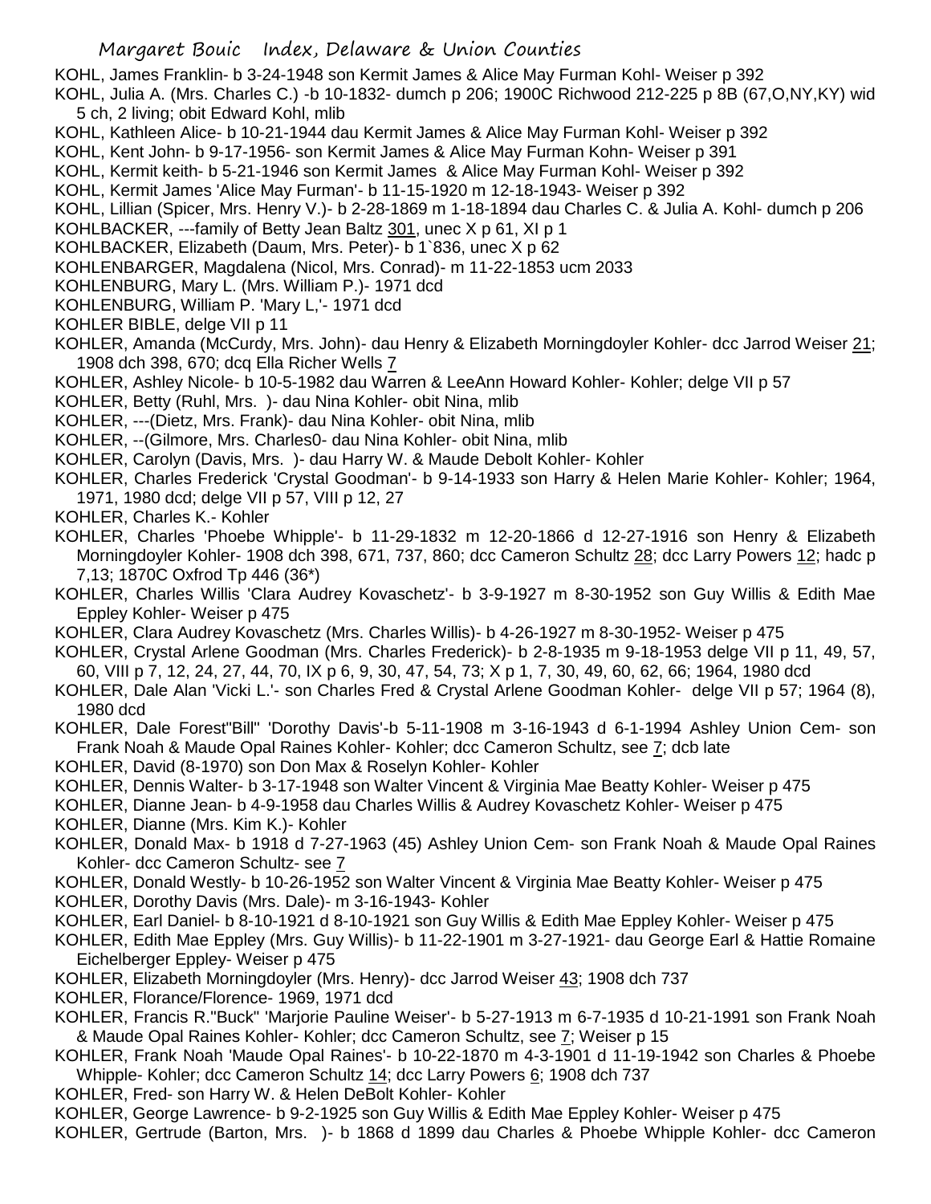KOHL, James Franklin- b 3-24-1948 son Kermit James & Alice May Furman Kohl- Weiser p 392

KOHL, Julia A. (Mrs. Charles C.) -b 10-1832- dumch p 206; 1900C Richwood 212-225 p 8B (67,O,NY,KY) wid 5 ch, 2 living; obit Edward Kohl, mlib

KOHL, Kathleen Alice- b 10-21-1944 dau Kermit James & Alice May Furman Kohl- Weiser p 392

KOHL, Kent John- b 9-17-1956- son Kermit James & Alice May Furman Kohn- Weiser p 391

KOHL, Kermit keith- b 5-21-1946 son Kermit James & Alice May Furman Kohl- Weiser p 392

KOHL, Kermit James 'Alice May Furman'- b 11-15-1920 m 12-18-1943- Weiser p 392

KOHL, Lillian (Spicer, Mrs. Henry V.)- b 2-28-1869 m 1-18-1894 dau Charles C. & Julia A. Kohl- dumch p 206

KOHLBACKER, ---family of Betty Jean Baltz 301, unec X p 61, XI p 1

KOHLBACKER, Elizabeth (Daum, Mrs. Peter)- b 1`836, unec X p 62

KOHLENBARGER, Magdalena (Nicol, Mrs. Conrad)- m 11-22-1853 ucm 2033

KOHLENBURG, Mary L. (Mrs. William P.)- 1971 dcd

KOHLENBURG, William P. 'Mary L,'- 1971 dcd

KOHLER BIBLE, delge VII p 11

KOHLER, Amanda (McCurdy, Mrs. John)- dau Henry & Elizabeth Morningdoyler Kohler- dcc Jarrod Weiser 21; 1908 dch 398, 670; dcq Ella Richer Wells 7

KOHLER, Ashley Nicole- b 10-5-1982 dau Warren & LeeAnn Howard Kohler- Kohler; delge VII p 57

KOHLER, Betty (Ruhl, Mrs. )- dau Nina Kohler- obit Nina, mlib

KOHLER, ---(Dietz, Mrs. Frank)- dau Nina Kohler- obit Nina, mlib

KOHLER, --(Gilmore, Mrs. Charles0- dau Nina Kohler- obit Nina, mlib

KOHLER, Carolyn (Davis, Mrs. )- dau Harry W. & Maude Debolt Kohler- Kohler

KOHLER, Charles Frederick 'Crystal Goodman'- b 9-14-1933 son Harry & Helen Marie Kohler- Kohler; 1964, 1971, 1980 dcd; delge VII p 57, VIII p 12, 27

KOHLER, Charles K.- Kohler

KOHLER, Charles 'Phoebe Whipple'- b 11-29-1832 m 12-20-1866 d 12-27-1916 son Henry & Elizabeth Morningdoyler Kohler- 1908 dch 398, 671, 737, 860; dcc Cameron Schultz 28; dcc Larry Powers 12; hadc p 7,13; 1870C Oxfrod Tp 446 (36*)

KOHLER, Charles Willis 'Clara Audrey Kovaschetz'- b 3-9-1927 m 8-30-1952 son Guy Willis & Edith Mae Eppley Kohler- Weiser p 475

KOHLER, Clara Audrey Kovaschetz (Mrs. Charles Willis)- b 4-26-1927 m 8-30-1952- Weiser p 475

KOHLER, Crystal Arlene Goodman (Mrs. Charles Frederick)- b 2-8-1935 m 9-18-1953 delge VII p 11, 49, 57, 60, VIII p 7, 12, 24, 27, 44, 70, IX p 6, 9, 30, 47, 54, 73; X p 1, 7, 30, 49, 60, 62, 66; 1964, 1980 dcd

KOHLER, Dale Alan 'Vicki L.'- son Charles Fred & Crystal Arlene Goodman Kohler- delge VII p 57; 1964 (8), 1980 dcd

KOHLER, Dale Forest"Bill" 'Dorothy Davis'-b 5-11-1908 m 3-16-1943 d 6-1-1994 Ashley Union Cem- son Frank Noah & Maude Opal Raines Kohler- Kohler; dcc Cameron Schultz, see 7; dcb late

KOHLER, David (8-1970) son Don Max & Roselyn Kohler- Kohler

KOHLER, Dennis Walter- b 3-17-1948 son Walter Vincent & Virginia Mae Beatty Kohler- Weiser p 475

KOHLER, Dianne Jean- b 4-9-1958 dau Charles Willis & Audrey Kovaschetz Kohler- Weiser p 475

KOHLER, Dianne (Mrs. Kim K.)- Kohler

KOHLER, Donald Max- b 1918 d 7-27-1963 (45) Ashley Union Cem- son Frank Noah & Maude Opal Raines Kohler- dcc Cameron Schultz- see 7

KOHLER, Donald Westly- b 10-26-1952 son Walter Vincent & Virginia Mae Beatty Kohler- Weiser p 475

KOHLER, Dorothy Davis (Mrs. Dale)- m 3-16-1943- Kohler

KOHLER, Earl Daniel- b 8-10-1921 d 8-10-1921 son Guy Willis & Edith Mae Eppley Kohler- Weiser p 475

KOHLER, Edith Mae Eppley (Mrs. Guy Willis)- b 11-22-1901 m 3-27-1921- dau George Earl & Hattie Romaine Eichelberger Eppley- Weiser p 475

KOHLER, Elizabeth Morningdoyler (Mrs. Henry)- dcc Jarrod Weiser 43; 1908 dch 737

KOHLER, Florance/Florence- 1969, 1971 dcd

KOHLER, Francis R."Buck" 'Marjorie Pauline Weiser'- b 5-27-1913 m 6-7-1935 d 10-21-1991 son Frank Noah & Maude Opal Raines Kohler- Kohler; dcc Cameron Schultz, see 7; Weiser p 15

KOHLER, Frank Noah 'Maude Opal Raines'- b 10-22-1870 m 4-3-1901 d 11-19-1942 son Charles & Phoebe Whipple- Kohler; dcc Cameron Schultz 14; dcc Larry Powers 6; 1908 dch 737

KOHLER, Fred- son Harry W. & Helen DeBolt Kohler- Kohler

KOHLER, George Lawrence- b 9-2-1925 son Guy Willis & Edith Mae Eppley Kohler- Weiser p 475

KOHLER, Gertrude (Barton, Mrs. )- b 1868 d 1899 dau Charles & Phoebe Whipple Kohler- dcc Cameron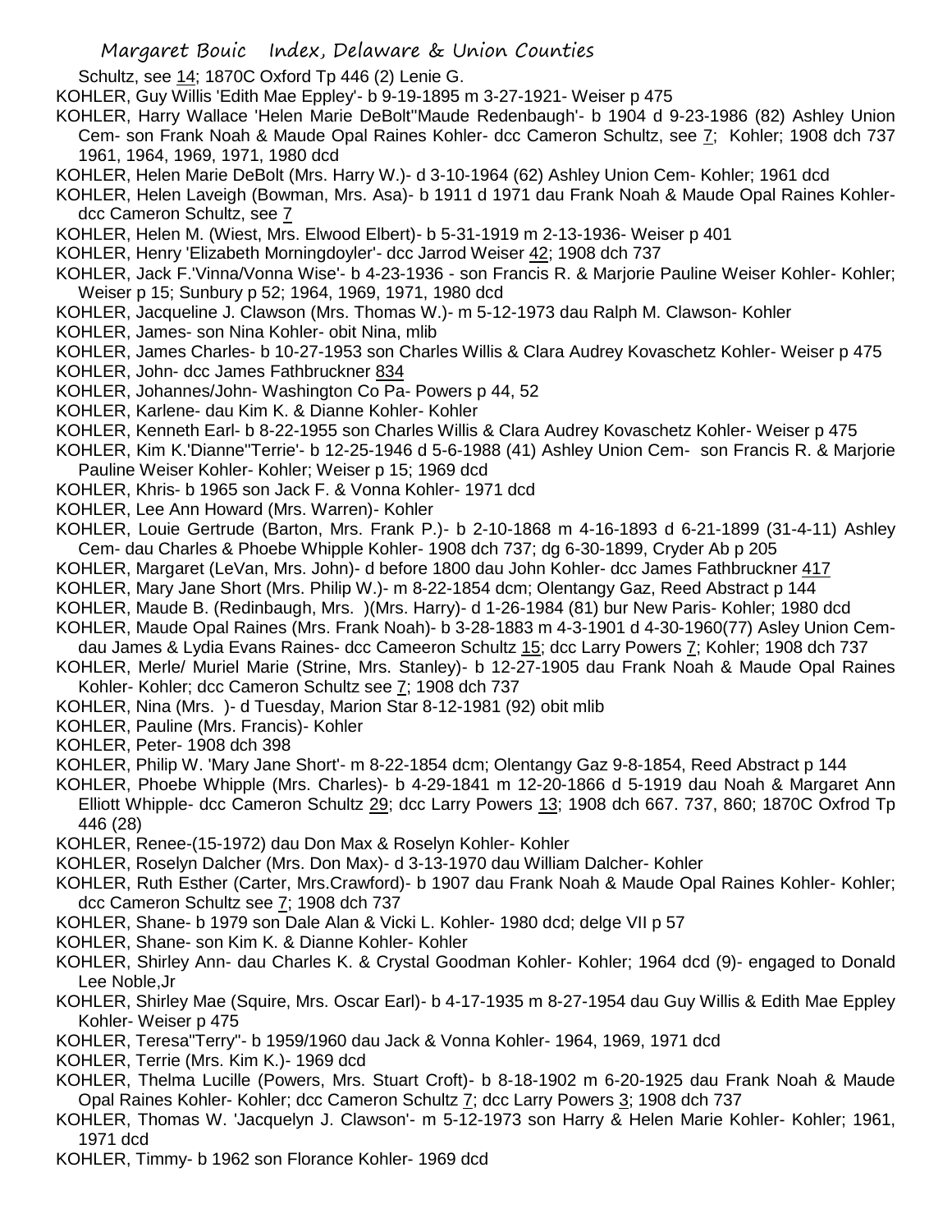Schultz, see 14; 1870C Oxford Tp 446 (2) Lenie G.

KOHLER, Guy Willis 'Edith Mae Eppley'- b 9-19-1895 m 3-27-1921- Weiser p 475

KOHLER, Harry Wallace 'Helen Marie DeBolt''Maude Redenbaugh'- b 1904 d 9-23-1986 (82) Ashley Union Cem- son Frank Noah & Maude Opal Raines Kohler- dcc Cameron Schultz, see 7; Kohler; 1908 dch 737 1961, 1964, 1969, 1971, 1980 dcd

KOHLER, Helen Marie DeBolt (Mrs. Harry W.)- d 3-10-1964 (62) Ashley Union Cem- Kohler; 1961 dcd

KOHLER, Helen Laveigh (Bowman, Mrs. Asa)- b 1911 d 1971 dau Frank Noah & Maude Opal Raines Kohler- dcc Cameron Schultz, see 7

KOHLER, Helen M. (Wiest, Mrs. Elwood Elbert)- b 5-31-1919 m 2-13-1936- Weiser p 401

KOHLER, Henry 'Elizabeth Morningdoyler'- dcc Jarrod Weiser 42; 1908 dch 737

KOHLER, Jack F.'Vinna/Vonna Wise'- b 4-23-1936 - son Francis R. & Marjorie Pauline Weiser Kohler- Kohler; Weiser p 15; Sunbury p 52; 1964, 1969, 1971, 1980 dcd

KOHLER, Jacqueline J. Clawson (Mrs. Thomas W.)- m 5-12-1973 dau Ralph M. Clawson- Kohler

KOHLER, James- son Nina Kohler- obit Nina, mlib

KOHLER, James Charles- b 10-27-1953 son Charles Willis & Clara Audrey Kovaschetz Kohler- Weiser p 475

KOHLER, John- dcc James Fathbruckner 834

KOHLER, Johannes/John- Washington Co Pa- Powers p 44, 52

KOHLER, Karlene- dau Kim K. & Dianne Kohler- Kohler

KOHLER, Kenneth Earl- b 8-22-1955 son Charles Willis & Clara Audrey Kovaschetz Kohler- Weiser p 475

KOHLER, Kim K.'Dianne''Terrie'- b 12-25-1946 d 5-6-1988 (41) Ashley Union Cem- son Francis R. & Marjorie Pauline Weiser Kohler- Kohler; Weiser p 15; 1969 dcd

KOHLER, Khris- b 1965 son Jack F. & Vonna Kohler- 1971 dcd

KOHLER, Lee Ann Howard (Mrs. Warren)- Kohler

KOHLER, Louie Gertrude (Barton, Mrs. Frank P.)- b 2-10-1868 m 4-16-1893 d 6-21-1899 (31-4-11) Ashley Cem- dau Charles & Phoebe Whipple Kohler- 1908 dch 737; dg 6-30-1899, Cryder Ab p 205

KOHLER, Margaret (LeVan, Mrs. John)- d before 1800 dau John Kohler- dcc James Fathbruckner 417

KOHLER, Mary Jane Short (Mrs. Philip W.)- m 8-22-1854 dcm; Olentangy Gaz, Reed Abstract p 144

KOHLER, Maude B. (Redinbaugh, Mrs. )(Mrs. Harry)- d 1-26-1984 (81) bur New Paris- Kohler; 1980 dcd

KOHLER, Maude Opal Raines (Mrs. Frank Noah)- b 3-28-1883 m 4-3-1901 d 4-30-1960(77) Asley Union Cem- dau James & Lydia Evans Raines- dcc Cameeron Schultz 15; dcc Larry Powers 7; Kohler; 1908 dch 737

KOHLER, Merle/ Muriel Marie (Strine, Mrs. Stanley)- b 12-27-1905 dau Frank Noah & Maude Opal Raines Kohler- Kohler; dcc Cameron Schultz see 7; 1908 dch 737

KOHLER, Nina (Mrs. )- d Tuesday, Marion Star 8-12-1981 (92) obit mlib

KOHLER, Pauline (Mrs. Francis)- Kohler

KOHLER, Peter- 1908 dch 398

KOHLER, Philip W. 'Mary Jane Short'- m 8-22-1854 dcm; Olentangy Gaz 9-8-1854, Reed Abstract p 144

KOHLER, Phoebe Whipple (Mrs. Charles)- b 4-29-1841 m 12-20-1866 d 5-1919 dau Noah & Margaret Ann Elliott Whipple- dcc Cameron Schultz 29; dcc Larry Powers 13; 1908 dch 667. 737, 860; 1870C Oxfrod Tp 446 (28)

KOHLER, Renee-(15-1972) dau Don Max & Roselyn Kohler- Kohler

KOHLER, Roselyn Dalcher (Mrs. Don Max)- d 3-13-1970 dau William Dalcher- Kohler

KOHLER, Ruth Esther (Carter, Mrs.Crawford)- b 1907 dau Frank Noah & Maude Opal Raines Kohler- Kohler; dcc Cameron Schultz see 7; 1908 dch 737

KOHLER, Shane- b 1979 son Dale Alan & Vicki L. Kohler- 1980 dcd; delge VII p 57

KOHLER, Shane- son Kim K. & Dianne Kohler- Kohler

KOHLER, Shirley Ann- dau Charles K. & Crystal Goodman Kohler- Kohler; 1964 dcd (9)- engaged to Donald Lee Noble,Jr

KOHLER, Shirley Mae (Squire, Mrs. Oscar Earl)- b 4-17-1935 m 8-27-1954 dau Guy Willis & Edith Mae Eppley Kohler- Weiser p 475

KOHLER, Teresa"Terry"- b 1959/1960 dau Jack & Vonna Kohler- 1964, 1969, 1971 dcd

KOHLER, Terrie (Mrs. Kim K.)- 1969 dcd

KOHLER, Thelma Lucille (Powers, Mrs. Stuart Croft)- b 8-18-1902 m 6-20-1925 dau Frank Noah & Maude Opal Raines Kohler- Kohler; dcc Cameron Schultz 7; dcc Larry Powers 3; 1908 dch 737

KOHLER, Thomas W. 'Jacquelyn J. Clawson'- m 5-12-1973 son Harry & Helen Marie Kohler- Kohler; 1961, 1971 dcd

KOHLER, Timmy- b 1962 son Florance Kohler- 1969 dcd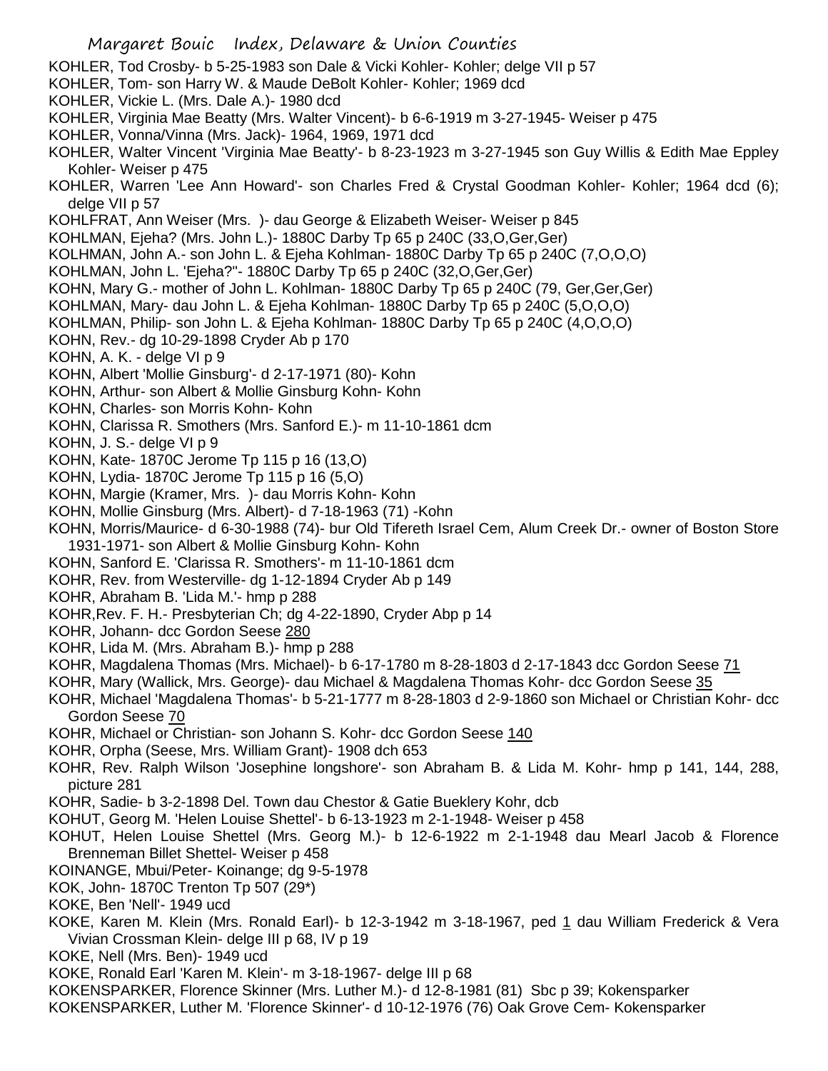KOHLER, Tod Crosby- b 5-25-1983 son Dale & Vicki Kohler- Kohler; delge VII p 57

KOHLER, Tom- son Harry W. & Maude DeBolt Kohler- Kohler; 1969 dcd

KOHLER, Vickie L. (Mrs. Dale A.)- 1980 dcd

KOHLER, Virginia Mae Beatty (Mrs. Walter Vincent)- b 6-6-1919 m 3-27-1945- Weiser p 475

KOHLER, Vonna/Vinna (Mrs. Jack)- 1964, 1969, 1971 dcd

KOHLER, Walter Vincent 'Virginia Mae Beatty'- b 8-23-1923 m 3-27-1945 son Guy Willis & Edith Mae Eppley Kohler- Weiser p 475

KOHLER, Warren 'Lee Ann Howard'- son Charles Fred & Crystal Goodman Kohler- Kohler; 1964 dcd (6); delge VII p 57

KOHLFRAT, Ann Weiser (Mrs. )- dau George & Elizabeth Weiser- Weiser p 845

KOHLMAN, Ejeha? (Mrs. John L.)- 1880C Darby Tp 65 p 240C (33,O,Ger,Ger)

KOLHMAN, John A.- son John L. & Ejeha Kohlman- 1880C Darby Tp 65 p 240C (7,O,O,O)

KOHLMAN, John L. 'Ejeha?'- 1880C Darby Tp 65 p 240C (32,O,Ger,Ger)

KOHN, Mary G.- mother of John L. Kohlman- 1880C Darby Tp 65 p 240C (79, Ger,Ger,Ger)

KOHLMAN, Mary- dau John L. & Ejeha Kohlman- 1880C Darby Tp 65 p 240C (5,O,O,O)

KOHLMAN, Philip- son John L. & Ejeha Kohlman- 1880C Darby Tp 65 p 240C (4,O,O,O)

KOHN, Rev.- dg 10-29-1898 Cryder Ab p 170

KOHN, A. K. - delge VI p 9

KOHN, Albert 'Mollie Ginsburg'- d 2-17-1971 (80)- Kohn

KOHN, Arthur- son Albert & Mollie Ginsburg Kohn- Kohn

KOHN, Charles- son Morris Kohn- Kohn

KOHN, Clarissa R. Smothers (Mrs. Sanford E.)- m 11-10-1861 dcm

KOHN, J. S.- delge VI p 9

KOHN, Kate- 1870C Jerome Tp 115 p 16 (13,O)

KOHN, Lydia- 1870C Jerome Tp 115 p 16 (5,O)

KOHN, Margie (Kramer, Mrs. )- dau Morris Kohn- Kohn

KOHN, Mollie Ginsburg (Mrs. Albert)- d 7-18-1963 (71) -Kohn

KOHN, Morris/Maurice- d 6-30-1988 (74)- bur Old Tifereth Israel Cem, Alum Creek Dr.- owner of Boston Store 1931-1971- son Albert & Mollie Ginsburg Kohn- Kohn

KOHN, Sanford E. 'Clarissa R. Smothers'- m 11-10-1861 dcm

KOHR, Rev. from Westerville- dg 1-12-1894 Cryder Ab p 149

KOHR, Abraham B. 'Lida M.'- hmp p 288

KOHR,Rev. F. H.- Presbyterian Ch; dg 4-22-1890, Cryder Abp p 14

KOHR, Johann- dcc Gordon Seese 280

KOHR, Lida M. (Mrs. Abraham B.)- hmp p 288

KOHR, Magdalena Thomas (Mrs. Michael)- b 6-17-1780 m 8-28-1803 d 2-17-1843 dcc Gordon Seese 71

KOHR, Mary (Wallick, Mrs. George)- dau Michael & Magdalena Thomas Kohr- dcc Gordon Seese 35

KOHR, Michael 'Magdalena Thomas'- b 5-21-1777 m 8-28-1803 d 2-9-1860 son Michael or Christian Kohr- dcc Gordon Seese 70

KOHR, Michael or Christian- son Johann S. Kohr- dcc Gordon Seese 140

KOHR, Orpha (Seese, Mrs. William Grant)- 1908 dch 653

KOHR, Rev. Ralph Wilson 'Josephine longshore'- son Abraham B. & Lida M. Kohr- hmp p 141, 144, 288, picture 281

KOHR, Sadie- b 3-2-1898 Del. Town dau Chestor & Gatie Bueklery Kohr, dcb

KOHUT, Georg M. 'Helen Louise Shettel'- b 6-13-1923 m 2-1-1948- Weiser p 458

KOHUT, Helen Louise Shettel (Mrs. Georg M.)- b 12-6-1922 m 2-1-1948 dau Mearl Jacob & Florence Brenneman Billet Shettel- Weiser p 458

KOINANGE, Mbui/Peter- Koinange; dg 9-5-1978

KOK, John- 1870C Trenton Tp 507 (29*)

KOKE, Ben 'Nell'- 1949 ucd

KOKE, Karen M. Klein (Mrs. Ronald Earl)- b 12-3-1942 m 3-18-1967, ped 1 dau William Frederick & Vera Vivian Crossman Klein- delge III p 68, IV p 19

KOKE, Nell (Mrs. Ben)- 1949 ucd

KOKE, Ronald Earl 'Karen M. Klein'- m 3-18-1967- delge III p 68

KOKENSPARKER, Florence Skinner (Mrs. Luther M.)- d 12-8-1981 (81) Sbc p 39; Kokensparker

KOKENSPARKER, Luther M. 'Florence Skinner'- d 10-12-1976 (76) Oak Grove Cem- Kokensparker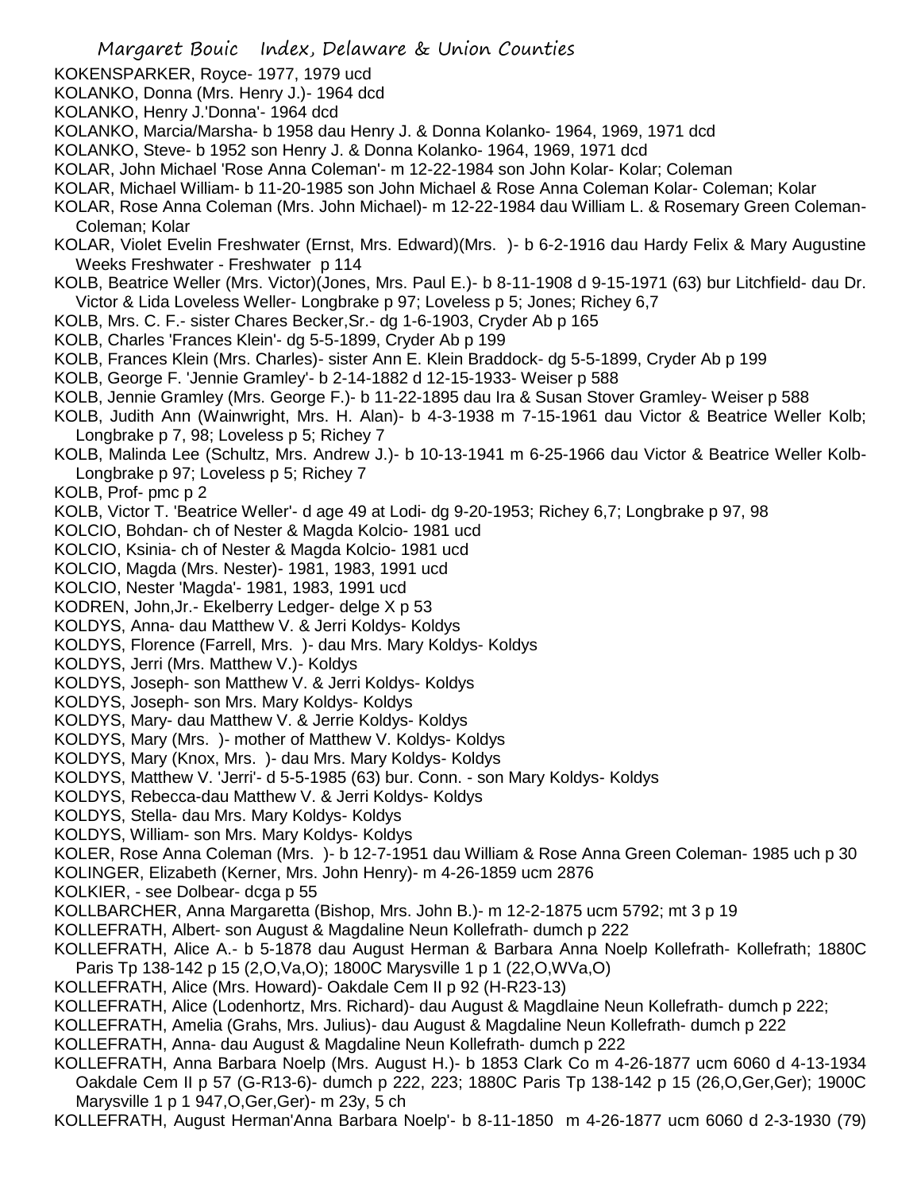KOKENSPARKER, Royce- 1977, 1979 ucd

KOLANKO, Donna (Mrs. Henry J.)- 1964 dcd

KOLANKO, Henry J.'Donna'- 1964 dcd

KOLANKO, Marcia/Marsha- b 1958 dau Henry J. & Donna Kolanko- 1964, 1969, 1971 dcd

KOLANKO, Steve- b 1952 son Henry J. & Donna Kolanko- 1964, 1969, 1971 dcd

KOLAR, John Michael 'Rose Anna Coleman'- m 12-22-1984 son John Kolar- Kolar; Coleman

KOLAR, Michael William- b 11-20-1985 son John Michael & Rose Anna Coleman Kolar- Coleman; Kolar

KOLAR, Rose Anna Coleman (Mrs. John Michael)- m 12-22-1984 dau William L. & Rosemary Green Coleman- Coleman; Kolar

KOLAR, Violet Evelin Freshwater (Ernst, Mrs. Edward)(Mrs. )- b 6-2-1916 dau Hardy Felix & Mary Augustine Weeks Freshwater - Freshwater p 114

KOLB, Beatrice Weller (Mrs. Victor)(Jones, Mrs. Paul E.)- b 8-11-1908 d 9-15-1971 (63) bur Litchfield- dau Dr. Victor & Lida Loveless Weller- Longbrake p 97; Loveless p 5; Jones; Richey 6,7

KOLB, Mrs. C. F.- sister Chares Becker,Sr.- dg 1-6-1903, Cryder Ab p 165

KOLB, Charles 'Frances Klein'- dg 5-5-1899, Cryder Ab p 199

KOLB, Frances Klein (Mrs. Charles)- sister Ann E. Klein Braddock- dg 5-5-1899, Cryder Ab p 199

KOLB, George F. 'Jennie Gramley'- b 2-14-1882 d 12-15-1933- Weiser p 588

KOLB, Jennie Gramley (Mrs. George F.)- b 11-22-1895 dau Ira & Susan Stover Gramley- Weiser p 588

KOLB, Judith Ann (Wainwright, Mrs. H. Alan)- b 4-3-1938 m 7-15-1961 dau Victor & Beatrice Weller Kolb; Longbrake p 7, 98; Loveless p 5; Richey 7

KOLB, Malinda Lee (Schultz, Mrs. Andrew J.)- b 10-13-1941 m 6-25-1966 dau Victor & Beatrice Weller Kolb- Longbrake p 97; Loveless p 5; Richey 7

KOLB, Prof- pmc p 2

KOLB, Victor T. 'Beatrice Weller'- d age 49 at Lodi- dg 9-20-1953; Richey 6,7; Longbrake p 97, 98

KOLCIO, Bohdan- ch of Nester & Magda Kolcio- 1981 ucd

KOLCIO, Ksinia- ch of Nester & Magda Kolcio- 1981 ucd

KOLCIO, Magda (Mrs. Nester)- 1981, 1983, 1991 ucd

KOLCIO, Nester 'Magda'- 1981, 1983, 1991 ucd

KODREN, John,Jr.- Ekelberry Ledger- delge X p 53

KOLDYS, Anna- dau Matthew V. & Jerri Koldys- Koldys

KOLDYS, Florence (Farrell, Mrs. )- dau Mrs. Mary Koldys- Koldys

KOLDYS, Jerri (Mrs. Matthew V.)- Koldys

KOLDYS, Joseph- son Matthew V. & Jerri Koldys- Koldys

KOLDYS, Joseph- son Mrs. Mary Koldys- Koldys

KOLDYS, Mary- dau Matthew V. & Jerrie Koldys- Koldys

KOLDYS, Mary (Mrs. )- mother of Matthew V. Koldys- Koldys

KOLDYS, Mary (Knox, Mrs. )- dau Mrs. Mary Koldys- Koldys

KOLDYS, Matthew V. 'Jerri'- d 5-5-1985 (63) bur. Conn. - son Mary Koldys- Koldys

KOLDYS, Rebecca-dau Matthew V. & Jerri Koldys- Koldys

KOLDYS, Stella- dau Mrs. Mary Koldys- Koldys

KOLDYS, William- son Mrs. Mary Koldys- Koldys

KOLER, Rose Anna Coleman (Mrs. )- b 12-7-1951 dau William & Rose Anna Green Coleman- 1985 uch p 30

KOLINGER, Elizabeth (Kerner, Mrs. John Henry)- m 4-26-1859 ucm 2876

KOLKIER, - see Dolbear- dcga p 55

KOLLBARCHER, Anna Margaretta (Bishop, Mrs. John B.)- m 12-2-1875 ucm 5792; mt 3 p 19

KOLLEFRATH, Albert- son August & Magdaline Neun Kollefrath- dumch p 222

KOLLEFRATH, Alice A.- b 5-1878 dau August Herman & Barbara Anna Noelp Kollefrath- Kollefrath; 1880C Paris Tp 138-142 p 15 (2,O,Va,O); 1800C Marysville 1 p 1 (22,O,WVa,O)

KOLLEFRATH, Alice (Mrs. Howard)- Oakdale Cem II p 92 (H-R23-13)

KOLLEFRATH, Alice (Lodenhortz, Mrs. Richard)- dau August & Magdlaine Neun Kollefrath- dumch p 222;

KOLLEFRATH, Amelia (Grahs, Mrs. Julius)- dau August & Magdaline Neun Kollefrath- dumch p 222

KOLLEFRATH, Anna- dau August & Magdaline Neun Kollefrath- dumch p 222

KOLLEFRATH, Anna Barbara Noelp (Mrs. August H.)- b 1853 Clark Co m 4-26-1877 ucm 6060 d 4-13-1934 Oakdale Cem II p 57 (G-R13-6)- dumch p 222, 223; 1880C Paris Tp 138-142 p 15 (26,O,Ger,Ger); 1900C Marysville 1 p 1 947,O,Ger,Ger)- m 23y, 5 ch

KOLLEFRATH, August Herman'Anna Barbara Noelp'- b 8-11-1850 m 4-26-1877 ucm 6060 d 2-3-1930 (79)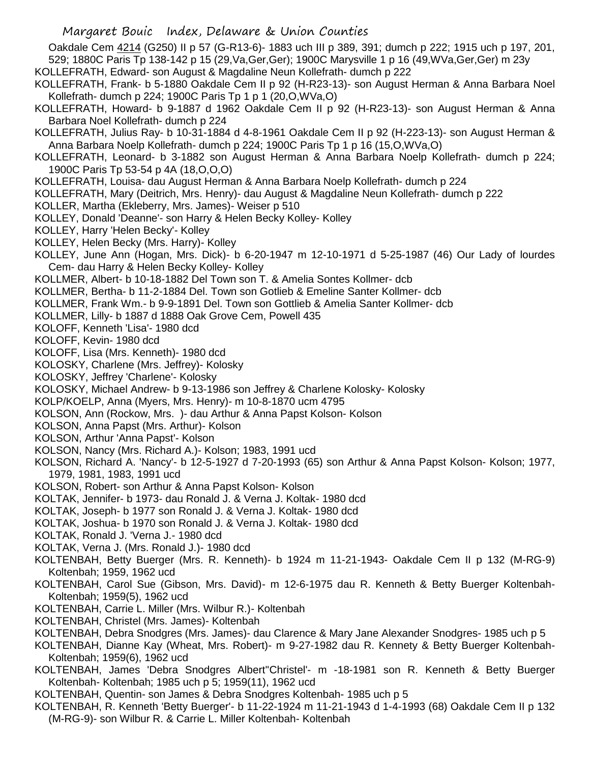Oakdale Cem 4214 (G250) II p 57 (G-R13-6)- 1883 uch III p 389, 391; dumch p 222; 1915 uch p 197, 201, 529; 1880C Paris Tp 138-142 p 15 (29,Va,Ger,Ger); 1900C Marysville 1 p 16 (49,WVa,Ger,Ger) m 23y

KOLLEFRATH, Edward- son August & Magdaline Neun Kollefrath- dumch p 222

KOLLEFRATH, Frank- b 5-1880 Oakdale Cem II p 92 (H-R23-13)- son August Herman & Anna Barbara Noel Kollefrath- dumch p 224; 1900C Paris Tp 1 p 1 (20,O,WVa,O)

KOLLEFRATH, Howard- b 9-1887 d 1962 Oakdale Cem II p 92 (H-R23-13)- son August Herman & Anna Barbara Noel Kollefrath- dumch p 224

KOLLEFRATH, Julius Ray- b 10-31-1884 d 4-8-1961 Oakdale Cem II p 92 (H-223-13)- son August Herman & Anna Barbara Noelp Kollefrath- dumch p 224; 1900C Paris Tp 1 p 16 (15,O,WVa,O)

KOLLEFRATH, Leonard- b 3-1882 son August Herman & Anna Barbara Noelp Kollefrath- dumch p 224; 1900C Paris Tp 53-54 p 4A (18,O,O,O)

KOLLEFRATH, Louisa- dau August Herman & Anna Barbara Noelp Kollefrath- dumch p 224

KOLLEFRATH, Mary (Deitrich, Mrs. Henry)- dau August & Magdaline Neun Kollefrath- dumch p 222

KOLLER, Martha (Ekleberry, Mrs. James)- Weiser p 510

KOLLEY, Donald 'Deanne'- son Harry & Helen Becky Kolley- Kolley

KOLLEY, Harry 'Helen Becky'- Kolley

KOLLEY, Helen Becky (Mrs. Harry)- Kolley

KOLLEY, June Ann (Hogan, Mrs. Dick)- b 6-20-1947 m 12-10-1971 d 5-25-1987 (46) Our Lady of lourdes Cem- dau Harry & Helen Becky Kolley- Kolley

KOLLMER, Albert- b 10-18-1882 Del Town son T. & Amelia Sontes Kollmer- dcb

KOLLMER, Bertha- b 11-2-1884 Del. Town son Gotlieb & Emeline Santer Kollmer- dcb

KOLLMER, Frank Wm.- b 9-9-1891 Del. Town son Gottlieb & Amelia Santer Kollmer- dcb

KOLLMER, Lilly- b 1887 d 1888 Oak Grove Cem, Powell 435

KOLOFF, Kenneth 'Lisa'- 1980 dcd

KOLOFF, Kevin- 1980 dcd

KOLOFF, Lisa (Mrs. Kenneth)- 1980 dcd

KOLOSKY, Charlene (Mrs. Jeffrey)- Kolosky

KOLOSKY, Jeffrey 'Charlene'- Kolosky

KOLOSKY, Michael Andrew- b 9-13-1986 son Jeffrey & Charlene Kolosky- Kolosky

KOLP/KOELP, Anna (Myers, Mrs. Henry)- m 10-8-1870 ucm 4795

KOLSON, Ann (Rockow, Mrs. )- dau Arthur & Anna Papst Kolson- Kolson

KOLSON, Anna Papst (Mrs. Arthur)- Kolson

KOLSON, Arthur 'Anna Papst'- Kolson

KOLSON, Nancy (Mrs. Richard A.)- Kolson; 1983, 1991 ucd

KOLSON, Richard A. 'Nancy'- b 12-5-1927 d 7-20-1993 (65) son Arthur & Anna Papst Kolson- Kolson; 1977, 1979, 1981, 1983, 1991 ucd

KOLSON, Robert- son Arthur & Anna Papst Kolson- Kolson

KOLTAK, Jennifer- b 1973- dau Ronald J. & Verna J. Koltak- 1980 dcd

KOLTAK, Joseph- b 1977 son Ronald J. & Verna J. Koltak- 1980 dcd

KOLTAK, Joshua- b 1970 son Ronald J. & Verna J. Koltak- 1980 dcd

KOLTAK, Ronald J. 'Verna J.- 1980 dcd

KOLTAK, Verna J. (Mrs. Ronald J.)- 1980 dcd

KOLTENBAH, Betty Buerger (Mrs. R. Kenneth)- b 1924 m 11-21-1943- Oakdale Cem II p 132 (M-RG-9) Koltenbah; 1959, 1962 ucd

KOLTENBAH, Carol Sue (Gibson, Mrs. David)- m 12-6-1975 dau R. Kenneth & Betty Buerger Koltenbah- Koltenbah; 1959(5), 1962 ucd

KOLTENBAH, Carrie L. Miller (Mrs. Wilbur R.)- Koltenbah

KOLTENBAH, Christel (Mrs. James)- Koltenbah

KOLTENBAH, Debra Snodgres (Mrs. James)- dau Clarence & Mary Jane Alexander Snodgres- 1985 uch p 5

KOLTENBAH, Dianne Kay (Wheat, Mrs. Robert)- m 9-27-1982 dau R. Kennety & Betty Buerger Koltenbah- Koltenbah; 1959(6), 1962 ucd

KOLTENBAH, James 'Debra Snodgres Albert''Christel'- m -18-1981 son R. Kenneth & Betty Buerger Koltenbah- Koltenbah; 1985 uch p 5; 1959(11), 1962 ucd

KOLTENBAH, Quentin- son James & Debra Snodgres Koltenbah- 1985 uch p 5

KOLTENBAH, R. Kenneth 'Betty Buerger'- b 11-22-1924 m 11-21-1943 d 1-4-1993 (68) Oakdale Cem II p 132 (M-RG-9)- son Wilbur R. & Carrie L. Miller Koltenbah- Koltenbah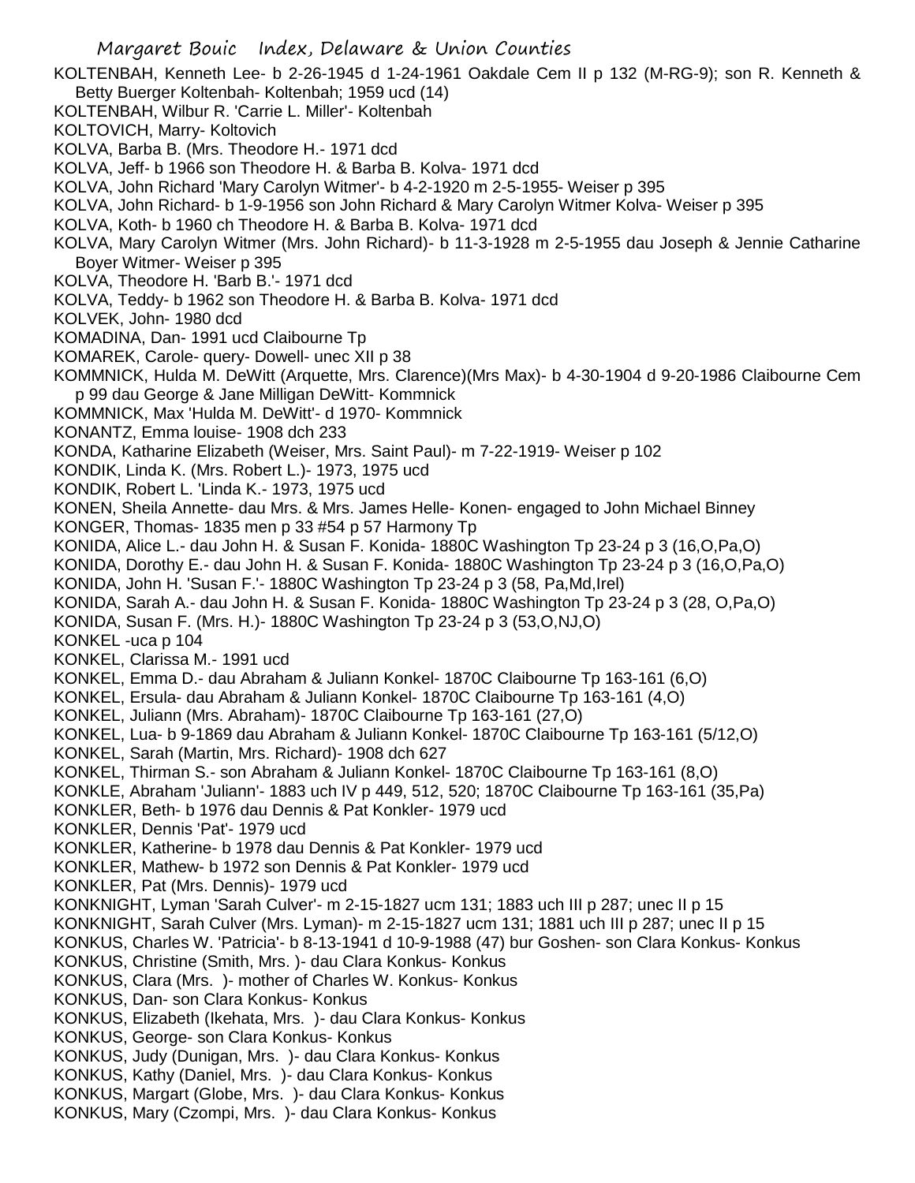KOLTENBAH, Kenneth Lee- b 2-26-1945 d 1-24-1961 Oakdale Cem II p 132 (M-RG-9); son R. Kenneth & Betty Buerger Koltenbah- Koltenbah; 1959 ucd (14)

KOLTENBAH, Wilbur R. 'Carrie L. Miller'- Koltenbah

KOLTOVICH, Marry- Koltovich

KOLVA, Barba B. (Mrs. Theodore H.- 1971 dcd

KOLVA, Jeff- b 1966 son Theodore H. & Barba B. Kolva- 1971 dcd

KOLVA, John Richard 'Mary Carolyn Witmer'- b 4-2-1920 m 2-5-1955- Weiser p 395

KOLVA, John Richard- b 1-9-1956 son John Richard & Mary Carolyn Witmer Kolva- Weiser p 395

KOLVA, Koth- b 1960 ch Theodore H. & Barba B. Kolva- 1971 dcd

KOLVA, Mary Carolyn Witmer (Mrs. John Richard)- b 11-3-1928 m 2-5-1955 dau Joseph & Jennie Catharine Boyer Witmer- Weiser p 395

KOLVA, Theodore H. 'Barb B.'- 1971 dcd

KOLVA, Teddy- b 1962 son Theodore H. & Barba B. Kolva- 1971 dcd

KOLVEK, John- 1980 dcd

KOMADINA, Dan- 1991 ucd Claibourne Tp

KOMAREK, Carole- query- Dowell- unec XII p 38

KOMMNICK, Hulda M. DeWitt (Arquette, Mrs. Clarence)(Mrs Max)- b 4-30-1904 d 9-20-1986 Claibourne Cem p 99 dau George & Jane Milligan DeWitt- Kommnick

KOMMNICK, Max 'Hulda M. DeWitt'- d 1970- Kommnick

KONANTZ, Emma louise- 1908 dch 233

KONDA, Katharine Elizabeth (Weiser, Mrs. Saint Paul)- m 7-22-1919- Weiser p 102

KONDIK, Linda K. (Mrs. Robert L.)- 1973, 1975 ucd

KONDIK, Robert L. 'Linda K.- 1973, 1975 ucd

KONEN, Sheila Annette- dau Mrs. & Mrs. James Helle- Konen- engaged to John Michael Binney

KONGER, Thomas- 1835 men p 33 #54 p 57 Harmony Tp

KONIDA, Alice L.- dau John H. & Susan F. Konida- 1880C Washington Tp 23-24 p 3 (16,O,Pa,O)

KONIDA, Dorothy E.- dau John H. & Susan F. Konida- 1880C Washington Tp 23-24 p 3 (16,O,Pa,O)

KONIDA, John H. 'Susan F.'- 1880C Washington Tp 23-24 p 3 (58, Pa,Md,Irel)

KONIDA, Sarah A.- dau John H. & Susan F. Konida- 1880C Washington Tp 23-24 p 3 (28, O,Pa,O)

KONIDA, Susan F. (Mrs. H.)- 1880C Washington Tp 23-24 p 3 (53,O,NJ,O)

KONKEL -uca p 104

KONKEL, Clarissa M.- 1991 ucd

KONKEL, Emma D.- dau Abraham & Juliann Konkel- 1870C Claibourne Tp 163-161 (6,O)

KONKEL, Ersula- dau Abraham & Juliann Konkel- 1870C Claibourne Tp 163-161 (4,O)

KONKEL, Juliann (Mrs. Abraham)- 1870C Claibourne Tp 163-161 (27,O)

KONKEL, Lua- b 9-1869 dau Abraham & Juliann Konkel- 1870C Claibourne Tp 163-161 (5/12,O)

KONKEL, Sarah (Martin, Mrs. Richard)- 1908 dch 627

KONKEL, Thirman S.- son Abraham & Juliann Konkel- 1870C Claibourne Tp 163-161 (8,O)

KONKLE, Abraham 'Juliann'- 1883 uch IV p 449, 512, 520; 1870C Claibourne Tp 163-161 (35,Pa)

KONKLER, Beth- b 1976 dau Dennis & Pat Konkler- 1979 ucd

KONKLER, Dennis 'Pat'- 1979 ucd

KONKLER, Katherine- b 1978 dau Dennis & Pat Konkler- 1979 ucd

KONKLER, Mathew- b 1972 son Dennis & Pat Konkler- 1979 ucd

KONKLER, Pat (Mrs. Dennis)- 1979 ucd

KONKNIGHT, Lyman 'Sarah Culver'- m 2-15-1827 ucm 131; 1883 uch III p 287; unec II p 15

KONKNIGHT, Sarah Culver (Mrs. Lyman)- m 2-15-1827 ucm 131; 1881 uch III p 287; unec II p 15

KONKUS, Charles W. 'Patricia'- b 8-13-1941 d 10-9-1988 (47) bur Goshen- son Clara Konkus- Konkus

KONKUS, Christine (Smith, Mrs. )- dau Clara Konkus- Konkus

KONKUS, Clara (Mrs. )- mother of Charles W. Konkus- Konkus

KONKUS, Dan- son Clara Konkus- Konkus

KONKUS, Elizabeth (Ikehata, Mrs. )- dau Clara Konkus- Konkus

KONKUS, George- son Clara Konkus- Konkus

KONKUS, Judy (Dunigan, Mrs. )- dau Clara Konkus- Konkus

KONKUS, Kathy (Daniel, Mrs. )- dau Clara Konkus- Konkus

KONKUS, Margart (Globe, Mrs. )- dau Clara Konkus- Konkus

KONKUS, Mary (Czompi, Mrs. )- dau Clara Konkus- Konkus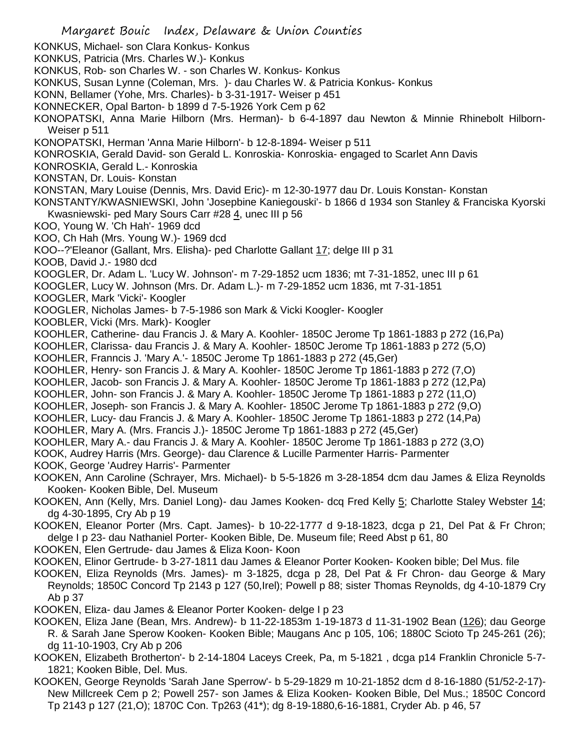KONKUS, Michael- son Clara Konkus- Konkus

KONKUS, Patricia (Mrs. Charles W.)- Konkus

KONKUS, Rob- son Charles W. - son Charles W. Konkus- Konkus

KONKUS, Susan Lynne (Coleman, Mrs. )- dau Charles W. & Patricia Konkus- Konkus

KONN, Bellamer (Yohe, Mrs. Charles)- b 3-31-1917- Weiser p 451

KONNECKER, Opal Barton- b 1899 d 7-5-1926 York Cem p 62

KONOPATSKI, Anna Marie Hilborn (Mrs. Herman)- b 6-4-1897 dau Newton & Minnie Rhinebolt Hilborn- Weiser p 511

KONOPATSKI, Herman 'Anna Marie Hilborn'- b 12-8-1894- Weiser p 511

KONROSKIA, Gerald David- son Gerald L. Konroskia- Konroskia- engaged to Scarlet Ann Davis

KONROSKIA, Gerald L.- Konroskia

KONSTAN, Dr. Louis- Konstan

KONSTAN, Mary Louise (Dennis, Mrs. David Eric)- m 12-30-1977 dau Dr. Louis Konstan- Konstan

KONSTANTY/KWASNIEWSKI, John 'Josepbine Kaniegouski'- b 1866 d 1934 son Stanley & Franciska Kyorski Kwasniewski- ped Mary Sours Carr #28 4, unec III p 56

KOO, Young W. 'Ch Hah'- 1969 dcd

KOO, Ch Hah (Mrs. Young W.)- 1969 dcd

KOO--?'Eleanor (Gallant, Mrs. Elisha)- ped Charlotte Gallant 17; delge III p 31

KOOB, David J.- 1980 dcd

KOOGLER, Dr. Adam L. 'Lucy W. Johnson'- m 7-29-1852 ucm 1836; mt 7-31-1852, unec III p 61

KOOGLER, Lucy W. Johnson (Mrs. Dr. Adam L.)- m 7-29-1852 ucm 1836, mt 7-31-1851

KOOGLER, Mark 'Vicki'- Koogler

KOOGLER, Nicholas James- b 7-5-1986 son Mark & Vicki Koogler- Koogler

KOOBLER, Vicki (Mrs. Mark)- Koogler

KOOHLER, Catherine- dau Francis J. & Mary A. Koohler- 1850C Jerome Tp 1861-1883 p 272 (16,Pa)

KOOHLER, Clarissa- dau Francis J. & Mary A. Koohler- 1850C Jerome Tp 1861-1883 p 272 (5,O)

KOOHLER, Franncis J. 'Mary A.'- 1850C Jerome Tp 1861-1883 p 272 (45,Ger)

KOOHLER, Henry- son Francis J. & Mary A. Koohler- 1850C Jerome Tp 1861-1883 p 272 (7,O)

KOOHLER, Jacob- son Francis J. & Mary A. Koohler- 1850C Jerome Tp 1861-1883 p 272 (12,Pa)

KOOHLER, John- son Francis J. & Mary A. Koohler- 1850C Jerome Tp 1861-1883 p 272 (11,O)

KOOHLER, Joseph- son Francis J. & Mary A. Koohler- 1850C Jerome Tp 1861-1883 p 272 (9,O)

KOOHLER, Lucy- dau Francis J. & Mary A. Koohler- 1850C Jerome Tp 1861-1883 p 272 (14,Pa)

KOOHLER, Mary A. (Mrs. Francis J.)- 1850C Jerome Tp 1861-1883 p 272 (45,Ger)

KOOHLER, Mary A.- dau Francis J. & Mary A. Koohler- 1850C Jerome Tp 1861-1883 p 272 (3,O)

KOOK, Audrey Harris (Mrs. George)- dau Clarence & Lucille Parmenter Harris- Parmenter

KOOK, George 'Audrey Harris'- Parmenter

KOOKEN, Ann Caroline (Schrayer, Mrs. Michael)- b 5-5-1826 m 3-28-1854 dcm dau James & Eliza Reynolds Kooken- Kooken Bible, Del. Museum

KOOKEN, Ann (Kelly, Mrs. Daniel Long)- dau James Kooken- dcq Fred Kelly 5; Charlotte Staley Webster 14; dg 4-30-1895, Cry Ab p 19

KOOKEN, Eleanor Porter (Mrs. Capt. James)- b 10-22-1777 d 9-18-1823, dcga p 21, Del Pat & Fr Chron; delge I p 23- dau Nathaniel Porter- Kooken Bible, De. Museum file; Reed Abst p 61, 80

KOOKEN, Elen Gertrude- dau James & Eliza Koon- Koon

KOOKEN, Elinor Gertrude- b 3-27-1811 dau James & Eleanor Porter Kooken- Kooken bible; Del Mus. file

KOOKEN, Eliza Reynolds (Mrs. James)- m 3-1825, dcga p 28, Del Pat & Fr Chron- dau George & Mary Reynolds; 1850C Concord Tp 2143 p 127 (50,Irel); Powell p 88; sister Thomas Reynolds, dg 4-10-1879 Cry Ab p 37

KOOKEN, Eliza- dau James & Eleanor Porter Kooken- delge I p 23

KOOKEN, Eliza Jane (Bean, Mrs. Andrew)- b 11-22-1853m 1-19-1873 d 11-31-1902 Bean (126); dau George R. & Sarah Jane Sperow Kooken- Kooken Bible; Maugans Anc p 105, 106; 1880C Scioto Tp 245-261 (26); dg 11-10-1903, Cry Ab p 206

KOOKEN, Elizabeth Brotherton'- b 2-14-1804 Laceys Creek, Pa, m 5-1821 , dcga p14 Franklin Chronicle 5-7-1821; Kooken Bible, Del. Mus.

KOOKEN, George Reynolds 'Sarah Jane Sperrow'- b 5-29-1829 m 10-21-1852 dcm d 8-16-1880 (51/52-2-17)- New Millcreek Cem p 2; Powell 257- son James & Eliza Kooken- Kooken Bible, Del Mus.; 1850C Concord Tp 2143 p 127 (21,O); 1870C Con. Tp263 (41*); dg 8-19-1880,6-16-1881, Cryder Ab. p 46, 57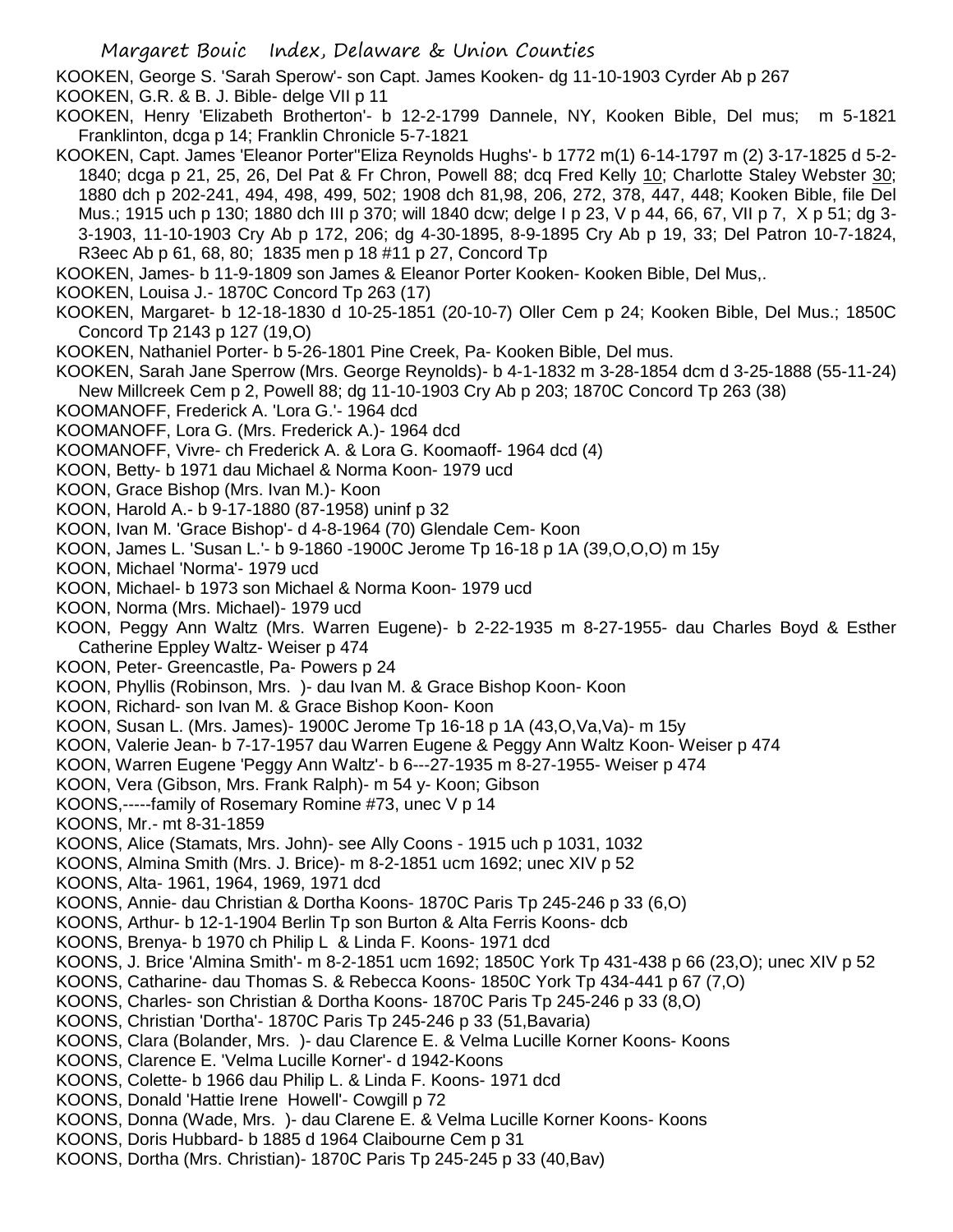KOOKEN, George S. 'Sarah Sperow'- son Capt. James Kooken- dg 11-10-1903 Cyrder Ab p 267

KOOKEN, G.R. & B. J. Bible- delge VII p 11

KOOKEN, Henry 'Elizabeth Brotherton'- b 12-2-1799 Dannele, NY, Kooken Bible, Del mus; m 5-1821 Franklinton, dcga p 14; Franklin Chronicle 5-7-1821

KOOKEN, Capt. James 'Eleanor Porter''Eliza Reynolds Hughs'- b 1772 m(1) 6-14-1797 m (2) 3-17-1825 d 5-2-1840; dcga p 21, 25, 26, Del Pat & Fr Chron, Powell 88; dcq Fred Kelly 10; Charlotte Staley Webster 30; 1880 dch p 202-241, 494, 498, 499, 502; 1908 dch 81,98, 206, 272, 378, 447, 448; Kooken Bible, file Del Mus.; 1915 uch p 130; 1880 dch III p 370; will 1840 dcw; delge I p 23, V p 44, 66, 67, VII p 7, X p 51; dg 3-3-1903, 11-10-1903 Cry Ab p 172, 206; dg 4-30-1895, 8-9-1895 Cry Ab p 19, 33; Del Patron 10-7-1824, R3eec Ab p 61, 68, 80; 1835 men p 18 #11 p 27, Concord Tp

KOOKEN, James- b 11-9-1809 son James & Eleanor Porter Kooken- Kooken Bible, Del Mus,.

KOOKEN, Louisa J.- 1870C Concord Tp 263 (17)

KOOKEN, Margaret- b 12-18-1830 d 10-25-1851 (20-10-7) Oller Cem p 24; Kooken Bible, Del Mus.; 1850C Concord Tp 2143 p 127 (19,O)

KOOKEN, Nathaniel Porter- b 5-26-1801 Pine Creek, Pa- Kooken Bible, Del mus.

KOOKEN, Sarah Jane Sperrow (Mrs. George Reynolds)- b 4-1-1832 m 3-28-1854 dcm d 3-25-1888 (55-11-24) New Millcreek Cem p 2, Powell 88; dg 11-10-1903 Cry Ab p 203; 1870C Concord Tp 263 (38)

KOOMANOFF, Frederick A. 'Lora G.'- 1964 dcd

KOOMANOFF, Lora G. (Mrs. Frederick A.)- 1964 dcd

KOOMANOFF, Vivre- ch Frederick A. & Lora G. Koomaoff- 1964 dcd (4)

KOON, Betty- b 1971 dau Michael & Norma Koon- 1979 ucd

KOON, Grace Bishop (Mrs. Ivan M.)- Koon

KOON, Harold A.- b 9-17-1880 (87-1958) uninf p 32

KOON, Ivan M. 'Grace Bishop'- d 4-8-1964 (70) Glendale Cem- Koon

KOON, James L. 'Susan L.'- b 9-1860 -1900C Jerome Tp 16-18 p 1A (39,O,O,O) m 15y

KOON, Michael 'Norma'- 1979 ucd

KOON, Michael- b 1973 son Michael & Norma Koon- 1979 ucd

KOON, Norma (Mrs. Michael)- 1979 ucd

KOON, Peggy Ann Waltz (Mrs. Warren Eugene)- b 2-22-1935 m 8-27-1955- dau Charles Boyd & Esther Catherine Eppley Waltz- Weiser p 474

KOON, Peter- Greencastle, Pa- Powers p 24

KOON, Phyllis (Robinson, Mrs. )- dau Ivan M. & Grace Bishop Koon- Koon

KOON, Richard- son Ivan M. & Grace Bishop Koon- Koon

KOON, Susan L. (Mrs. James)- 1900C Jerome Tp 16-18 p 1A (43,O,Va,Va)- m 15y

KOON, Valerie Jean- b 7-17-1957 dau Warren Eugene & Peggy Ann Waltz Koon- Weiser p 474

KOON, Warren Eugene 'Peggy Ann Waltz'- b 6---27-1935 m 8-27-1955- Weiser p 474

KOON, Vera (Gibson, Mrs. Frank Ralph)- m 54 y- Koon; Gibson

KOONS,-----family of Rosemary Romine #73, unec V p 14

KOONS, Mr.- mt 8-31-1859

KOONS, Alice (Stamats, Mrs. John)- see Ally Coons - 1915 uch p 1031, 1032

KOONS, Almina Smith (Mrs. J. Brice)- m 8-2-1851 ucm 1692; unec XIV p 52

KOONS, Alta- 1961, 1964, 1969, 1971 dcd

KOONS, Annie- dau Christian & Dortha Koons- 1870C Paris Tp 245-246 p 33 (6,O)

KOONS, Arthur- b 12-1-1904 Berlin Tp son Burton & Alta Ferris Koons- dcb

KOONS, Brenya- b 1970 ch Philip L & Linda F. Koons- 1971 dcd

KOONS, J. Brice 'Almina Smith'- m 8-2-1851 ucm 1692; 1850C York Tp 431-438 p 66 (23,O); unec XIV p 52

KOONS, Catharine- dau Thomas S. & Rebecca Koons- 1850C York Tp 434-441 p 67 (7,O)

KOONS, Charles- son Christian & Dortha Koons- 1870C Paris Tp 245-246 p 33 (8,O)

KOONS, Christian 'Dortha'- 1870C Paris Tp 245-246 p 33 (51,Bavaria)

KOONS, Clara (Bolander, Mrs. )- dau Clarence E. & Velma Lucille Korner Koons- Koons

KOONS, Clarence E. 'Velma Lucille Korner'- d 1942-Koons

KOONS, Colette- b 1966 dau Philip L. & Linda F. Koons- 1971 dcd

KOONS, Donald 'Hattie Irene Howell'- Cowgill p 72

KOONS, Donna (Wade, Mrs. )- dau Clarene E. & Velma Lucille Korner Koons- Koons

KOONS, Doris Hubbard- b 1885 d 1964 Claibourne Cem p 31

KOONS, Dortha (Mrs. Christian)- 1870C Paris Tp 245-245 p 33 (40,Bav)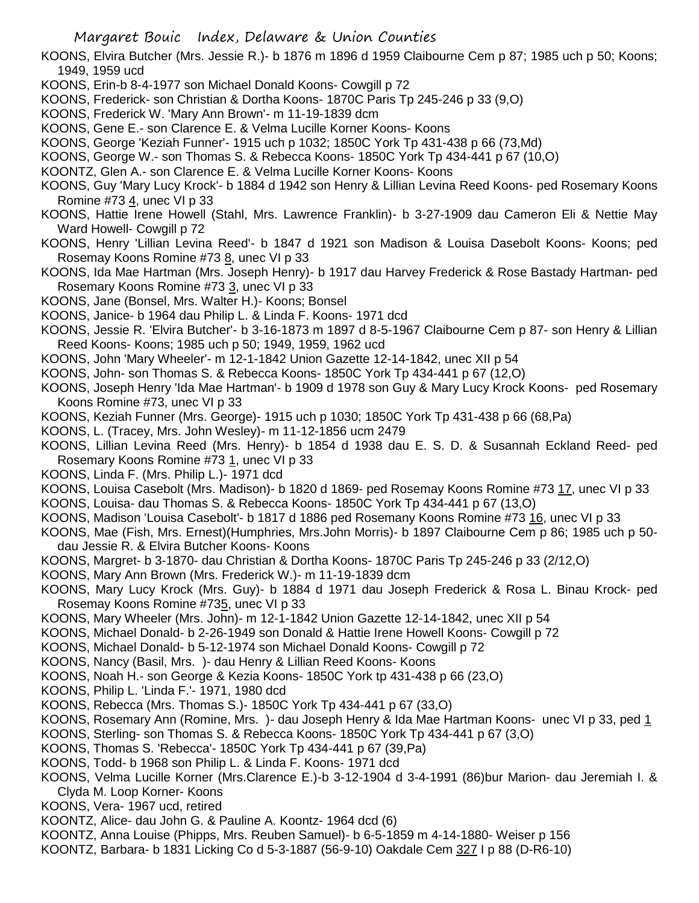KOONS, Elvira Butcher (Mrs. Jessie R.)- b 1876 m 1896 d 1959 Claibourne Cem p 87; 1985 uch p 50; Koons; 1949, 1959 ucd

KOONS, Erin-b 8-4-1977 son Michael Donald Koons- Cowgill p 72

KOONS, Frederick- son Christian & Dortha Koons- 1870C Paris Tp 245-246 p 33 (9,O)

KOONS, Frederick W. 'Mary Ann Brown'- m 11-19-1839 dcm

KOONS, Gene E.- son Clarence E. & Velma Lucille Korner Koons- Koons

KOONS, George 'Keziah Funner'- 1915 uch p 1032; 1850C York Tp 431-438 p 66 (73,Md)

KOONS, George W.- son Thomas S. & Rebecca Koons- 1850C York Tp 434-441 p 67 (10,O)

KOONTZ, Glen A.- son Clarence E. & Velma Lucille Korner Koons- Koons

KOONS, Guy 'Mary Lucy Krock'- b 1884 d 1942 son Henry & Lillian Levina Reed Koons- ped Rosemary Koons Romine #73 4, unec VI p 33

KOONS, Hattie Irene Howell (Stahl, Mrs. Lawrence Franklin)- b 3-27-1909 dau Cameron Eli & Nettie May Ward Howell- Cowgill p 72

KOONS, Henry 'Lillian Levina Reed'- b 1847 d 1921 son Madison & Louisa Dasebolt Koons- Koons; ped Rosemay Koons Romine #73 8, unec VI p 33

KOONS, Ida Mae Hartman (Mrs. Joseph Henry)- b 1917 dau Harvey Frederick & Rose Bastady Hartman- ped Rosemary Koons Romine #73 3, unec VI p 33

KOONS, Jane (Bonsel, Mrs. Walter H.)- Koons; Bonsel

KOONS, Janice- b 1964 dau Philip L. & Linda F. Koons- 1971 dcd

KOONS, Jessie R. 'Elvira Butcher'- b 3-16-1873 m 1897 d 8-5-1967 Claibourne Cem p 87- son Henry & Lillian Reed Koons- Koons; 1985 uch p 50; 1949, 1959, 1962 ucd

KOONS, John 'Mary Wheeler'- m 12-1-1842 Union Gazette 12-14-1842, unec XII p 54

KOONS, John- son Thomas S. & Rebecca Koons- 1850C York Tp 434-441 p 67 (12,O)

KOONS, Joseph Henry 'Ida Mae Hartman'- b 1909 d 1978 son Guy & Mary Lucy Krock Koons- ped Rosemary Koons Romine #73, unec VI p 33

KOONS, Keziah Funner (Mrs. George)- 1915 uch p 1030; 1850C York Tp 431-438 p 66 (68,Pa)

KOONS, L. (Tracey, Mrs. John Wesley)- m 11-12-1856 ucm 2479

KOONS, Lillian Levina Reed (Mrs. Henry)- b 1854 d 1938 dau E. S. D. & Susannah Eckland Reed- ped Rosemary Koons Romine #73 1, unec VI p 33

KOONS, Linda F. (Mrs. Philip L.)- 1971 dcd

KOONS, Louisa Casebolt (Mrs. Madison)- b 1820 d 1869- ped Rosemay Koons Romine #73 17, unec VI p 33

KOONS, Louisa- dau Thomas S. & Rebecca Koons- 1850C York Tp 434-441 p 67 (13,O)

KOONS, Madison 'Louisa Casebolt'- b 1817 d 1886 ped Rosemany Koons Romine #73 16, unec VI p 33

KOONS, Mae (Fish, Mrs. Ernest)(Humphries, Mrs.John Morris)- b 1897 Claibourne Cem p 86; 1985 uch p 50- dau Jessie R. & Elvira Butcher Koons- Koons

KOONS, Margret- b 3-1870- dau Christian & Dortha Koons- 1870C Paris Tp 245-246 p 33 (2/12,O)

KOONS, Mary Ann Brown (Mrs. Frederick W.)- m 11-19-1839 dcm

KOONS, Mary Lucy Krock (Mrs. Guy)- b 1884 d 1971 dau Joseph Frederick & Rosa L. Binau Krock- ped Rosemay Koons Romine #735, unec VI p 33

KOONS, Mary Wheeler (Mrs. John)- m 12-1-1842 Union Gazette 12-14-1842, unec XII p 54

KOONS, Michael Donald- b 2-26-1949 son Donald & Hattie Irene Howell Koons- Cowgill p 72

KOONS, Michael Donald- b 5-12-1974 son Michael Donald Koons- Cowgill p 72

KOONS, Nancy (Basil, Mrs. )- dau Henry & Lillian Reed Koons- Koons

KOONS, Noah H.- son George & Kezia Koons- 1850C York tp 431-438 p 66 (23,O)

KOONS, Philip L. 'Linda F.'- 1971, 1980 dcd

KOONS, Rebecca (Mrs. Thomas S.)- 1850C York Tp 434-441 p 67 (33,O)

KOONS, Rosemary Ann (Romine, Mrs. )- dau Joseph Henry & Ida Mae Hartman Koons- unec VI p 33, ped 1

KOONS, Sterling- son Thomas S. & Rebecca Koons- 1850C York Tp 434-441 p 67 (3,O)

KOONS, Thomas S. 'Rebecca'- 1850C York Tp 434-441 p 67 (39,Pa)

KOONS, Todd- b 1968 son Philip L. & Linda F. Koons- 1971 dcd

KOONS, Velma Lucille Korner (Mrs.Clarence E.)-b 3-12-1904 d 3-4-1991 (86)bur Marion- dau Jeremiah I. & Clyda M. Loop Korner- Koons

KOONS, Vera- 1967 ucd, retired

KOONTZ, Alice- dau John G. & Pauline A. Koontz- 1964 dcd (6)

KOONTZ, Anna Louise (Phipps, Mrs. Reuben Samuel)- b 6-5-1859 m 4-14-1880- Weiser p 156

KOONTZ, Barbara- b 1831 Licking Co d 5-3-1887 (56-9-10) Oakdale Cem 327 I p 88 (D-R6-10)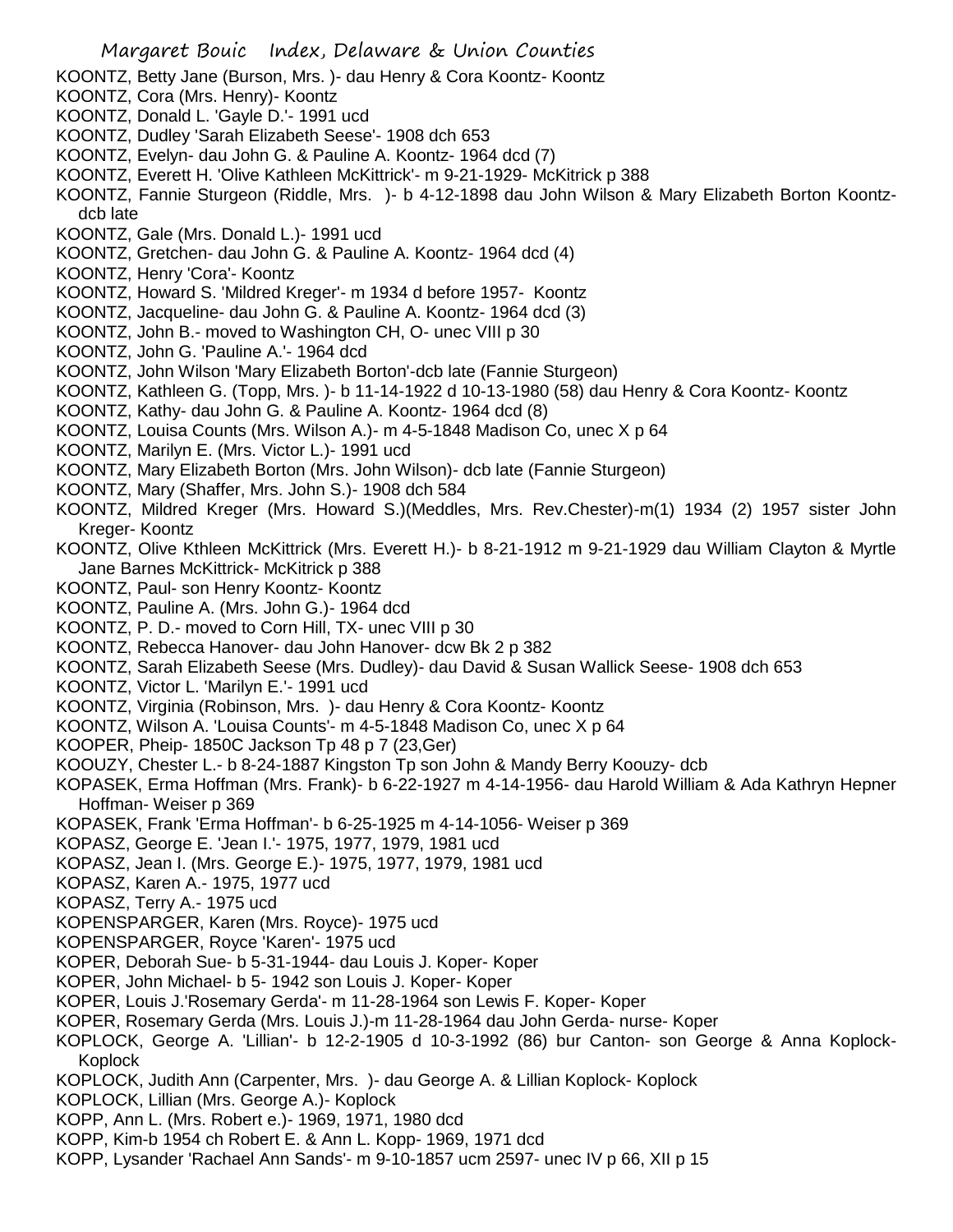KOONTZ, Betty Jane (Burson, Mrs. )- dau Henry & Cora Koontz- Koontz
KOONTZ, Cora (Mrs. Henry)- Koontz
KOONTZ, Donald L. 'Gayle D.'- 1991 ucd
KOONTZ, Dudley 'Sarah Elizabeth Seese'- 1908 dch 653
KOONTZ, Evelyn- dau John G. & Pauline A. Koontz- 1964 dcd (7)
KOONTZ, Everett H. 'Olive Kathleen McKittrick'- m 9-21-1929- McKitrick p 388
KOONTZ, Fannie Sturgeon (Riddle, Mrs. )- b 4-12-1898 dau John Wilson & Mary Elizabeth Borton Koontz- dcb late
KOONTZ, Gale (Mrs. Donald L.)- 1991 ucd
KOONTZ, Gretchen- dau John G. & Pauline A. Koontz- 1964 dcd (4)
KOONTZ, Henry 'Cora'- Koontz
KOONTZ, Howard S. 'Mildred Kreger'- m 1934 d before 1957- Koontz
KOONTZ, Jacqueline- dau John G. & Pauline A. Koontz- 1964 dcd (3)
KOONTZ, John B.- moved to Washington CH, O- unec VIII p 30
KOONTZ, John G. 'Pauline A.'- 1964 dcd
KOONTZ, John Wilson 'Mary Elizabeth Borton'-dcb late (Fannie Sturgeon)
KOONTZ, Kathleen G. (Topp, Mrs. )- b 11-14-1922 d 10-13-1980 (58) dau Henry & Cora Koontz- Koontz
KOONTZ, Kathy- dau John G. & Pauline A. Koontz- 1964 dcd (8)
KOONTZ, Louisa Counts (Mrs. Wilson A.)- m 4-5-1848 Madison Co, unec X p 64
KOONTZ, Marilyn E. (Mrs. Victor L.)- 1991 ucd
KOONTZ, Mary Elizabeth Borton (Mrs. John Wilson)- dcb late (Fannie Sturgeon)
KOONTZ, Mary (Shaffer, Mrs. John S.)- 1908 dch 584
KOONTZ, Mildred Kreger (Mrs. Howard S.)(Meddles, Mrs. Rev.Chester)-m(1) 1934 (2) 1957 sister John Kreger- Koontz
KOONTZ, Olive Kthleen McKittrick (Mrs. Everett H.)- b 8-21-1912 m 9-21-1929 dau William Clayton & Myrtle Jane Barnes McKittrick- McKitrick p 388
KOONTZ, Paul- son Henry Koontz- Koontz
KOONTZ, Pauline A. (Mrs. John G.)- 1964 dcd
KOONTZ, P. D.- moved to Corn Hill, TX- unec VIII p 30
KOONTZ, Rebecca Hanover- dau John Hanover- dcw Bk 2 p 382
KOONTZ, Sarah Elizabeth Seese (Mrs. Dudley)- dau David & Susan Wallick Seese- 1908 dch 653
KOONTZ, Victor L. 'Marilyn E.'- 1991 ucd
KOONTZ, Virginia (Robinson, Mrs. )- dau Henry & Cora Koontz- Koontz
KOONTZ, Wilson A. 'Louisa Counts'- m 4-5-1848 Madison Co, unec X p 64
KOOPER, Pheip- 1850C Jackson Tp 48 p 7 (23,Ger)
KOOUZY, Chester L.- b 8-24-1887 Kingston Tp son John & Mandy Berry Koouzy- dcb
KOPASEK, Erma Hoffman (Mrs. Frank)- b 6-22-1927 m 4-14-1956- dau Harold William & Ada Kathryn Hepner Hoffman- Weiser p 369
KOPASEK, Frank 'Erma Hoffman'- b 6-25-1925 m 4-14-1056- Weiser p 369
KOPASZ, George E. 'Jean I.'- 1975, 1977, 1979, 1981 ucd
KOPASZ, Jean I. (Mrs. George E.)- 1975, 1977, 1979, 1981 ucd
KOPASZ, Karen A.- 1975, 1977 ucd
KOPASZ, Terry A.- 1975 ucd
KOPENSPARGER, Karen (Mrs. Royce)- 1975 ucd
KOPENSPARGER, Royce 'Karen'- 1975 ucd
KOPER, Deborah Sue- b 5-31-1944- dau Louis J. Koper- Koper
KOPER, John Michael- b 5- 1942 son Louis J. Koper- Koper
KOPER, Louis J.'Rosemary Gerda'- m 11-28-1964 son Lewis F. Koper- Koper
KOPER, Rosemary Gerda (Mrs. Louis J.)-m 11-28-1964 dau John Gerda- nurse- Koper
KOPLOCK, George A. 'Lillian'- b 12-2-1905 d 10-3-1992 (86) bur Canton- son George & Anna Koplock- Koplock
KOPLOCK, Judith Ann (Carpenter, Mrs. )- dau George A. & Lillian Koplock- Koplock
KOPLOCK, Lillian (Mrs. George A.)- Koplock
KOPP, Ann L. (Mrs. Robert e.)- 1969, 1971, 1980 dcd
KOPP, Kim-b 1954 ch Robert E. & Ann L. Kopp- 1969, 1971 dcd
KOPP, Lysander 'Rachael Ann Sands'- m 9-10-1857 ucm 2597- unec IV p 66, XII p 15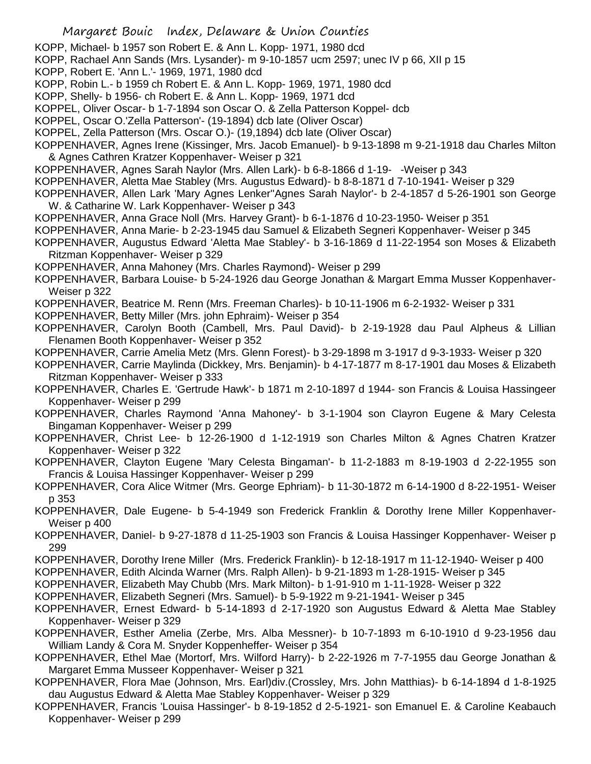KOPP, Michael- b 1957 son Robert E. & Ann L. Kopp- 1971, 1980 dcd

KOPP, Rachael Ann Sands (Mrs. Lysander)- m 9-10-1857 ucm 2597; unec IV p 66, XII p 15

KOPP, Robert E. 'Ann L.'- 1969, 1971, 1980 dcd

KOPP, Robin L.- b 1959 ch Robert E. & Ann L. Kopp- 1969, 1971, 1980 dcd

KOPP, Shelly- b 1956- ch Robert E. & Ann L. Kopp- 1969, 1971 dcd

KOPPEL, Oliver Oscar- b 1-7-1894 son Oscar O. & Zella Patterson Koppel- dcb

KOPPEL, Oscar O.'Zella Patterson'- (19-1894) dcb late (Oliver Oscar)

KOPPEL, Zella Patterson (Mrs. Oscar O.)- (19,1894) dcb late (Oliver Oscar)

KOPPENHAVER, Agnes Irene (Kissinger, Mrs. Jacob Emanuel)- b 9-13-1898 m 9-21-1918 dau Charles Milton & Agnes Cathren Kratzer Koppenhaver- Weiser p 321

KOPPENHAVER, Agnes Sarah Naylor (Mrs. Allen Lark)- b 6-8-1866 d 1-19- -Weiser p 343

KOPPENHAVER, Aletta Mae Stabley (Mrs. Augustus Edward)- b 8-8-1871 d 7-10-1941- Weiser p 329

KOPPENHAVER, Allen Lark 'Mary Agnes Lenker''Agnes Sarah Naylor'- b 2-4-1857 d 5-26-1901 son George W. & Catharine W. Lark Koppenhaver- Weiser p 343

KOPPENHAVER, Anna Grace Noll (Mrs. Harvey Grant)- b 6-1-1876 d 10-23-1950- Weiser p 351

KOPPENHAVER, Anna Marie- b 2-23-1945 dau Samuel & Elizabeth Segneri Koppenhaver- Weiser p 345

KOPPENHAVER, Augustus Edward 'Aletta Mae Stabley'- b 3-16-1869 d 11-22-1954 son Moses & Elizabeth Ritzman Koppenhaver- Weiser p 329

KOPPENHAVER, Anna Mahoney (Mrs. Charles Raymond)- Weiser p 299

KOPPENHAVER, Barbara Louise- b 5-24-1926 dau George Jonathan & Margart Emma Musser Koppenhaver- Weiser p 322

KOPPENHAVER, Beatrice M. Renn (Mrs. Freeman Charles)- b 10-11-1906 m 6-2-1932- Weiser p 331

KOPPENHAVER, Betty Miller (Mrs. john Ephraim)- Weiser p 354

KOPPENHAVER, Carolyn Booth (Cambell, Mrs. Paul David)- b 2-19-1928 dau Paul Alpheus & Lillian Flenamen Booth Koppenhaver- Weiser p 352

KOPPENHAVER, Carrie Amelia Metz (Mrs. Glenn Forest)- b 3-29-1898 m 3-1917 d 9-3-1933- Weiser p 320

KOPPENHAVER, Carrie Maylinda (Dickkey, Mrs. Benjamin)- b 4-17-1877 m 8-17-1901 dau Moses & Elizabeth Ritzman Koppenhaver- Weiser p 333

KOPPENHAVER, Charles E. 'Gertrude Hawk'- b 1871 m 2-10-1897 d 1944- son Francis & Louisa Hassingeer Koppenhaver- Weiser p 299

KOPPENHAVER, Charles Raymond 'Anna Mahoney'- b 3-1-1904 son Clayron Eugene & Mary Celesta Bingaman Koppenhaver- Weiser p 299

KOPPENHAVER, Christ Lee- b 12-26-1900 d 1-12-1919 son Charles Milton & Agnes Chatren Kratzer Koppenhaver- Weiser p 322

KOPPENHAVER, Clayton Eugene 'Mary Celesta Bingaman'- b 11-2-1883 m 8-19-1903 d 2-22-1955 son Francis & Louisa Hassinger Koppenhaver- Weiser p 299

KOPPENHAVER, Cora Alice Witmer (Mrs. George Ephriam)- b 11-30-1872 m 6-14-1900 d 8-22-1951- Weiser p 353

KOPPENHAVER, Dale Eugene- b 5-4-1949 son Frederick Franklin & Dorothy Irene Miller Koppenhaver- Weiser p 400

KOPPENHAVER, Daniel- b 9-27-1878 d 11-25-1903 son Francis & Louisa Hassinger Koppenhaver- Weiser p 299

KOPPENHAVER, Dorothy Irene Miller (Mrs. Frederick Franklin)- b 12-18-1917 m 11-12-1940- Weiser p 400

KOPPENHAVER, Edith Alcinda Warner (Mrs. Ralph Allen)- b 9-21-1893 m 1-28-1915- Weiser p 345

KOPPENHAVER, Elizabeth May Chubb (Mrs. Mark Milton)- b 1-91-910 m 1-11-1928- Weiser p 322

KOPPENHAVER, Elizabeth Segneri (Mrs. Samuel)- b 5-9-1922 m 9-21-1941- Weiser p 345

KOPPENHAVER, Ernest Edward- b 5-14-1893 d 2-17-1920 son Augustus Edward & Aletta Mae Stabley Koppenhaver- Weiser p 329

KOPPENHAVER, Esther Amelia (Zerbe, Mrs. Alba Messner)- b 10-7-1893 m 6-10-1910 d 9-23-1956 dau William Landy & Cora M. Snyder Koppenheffer- Weiser p 354

KOPPENHAVER, Ethel Mae (Mortorf, Mrs. Wilford Harry)- b 2-22-1926 m 7-7-1955 dau George Jonathan & Margaret Emma Musseer Koppenhaver- Weiser p 321

KOPPENHAVER, Flora Mae (Johnson, Mrs. Earl)div.(Crossley, Mrs. John Matthias)- b 6-14-1894 d 1-8-1925 dau Augustus Edward & Aletta Mae Stabley Koppenhaver- Weiser p 329

KOPPENHAVER, Francis 'Louisa Hassinger'- b 8-19-1852 d 2-5-1921- son Emanuel E. & Caroline Keabauch Koppenhaver- Weiser p 299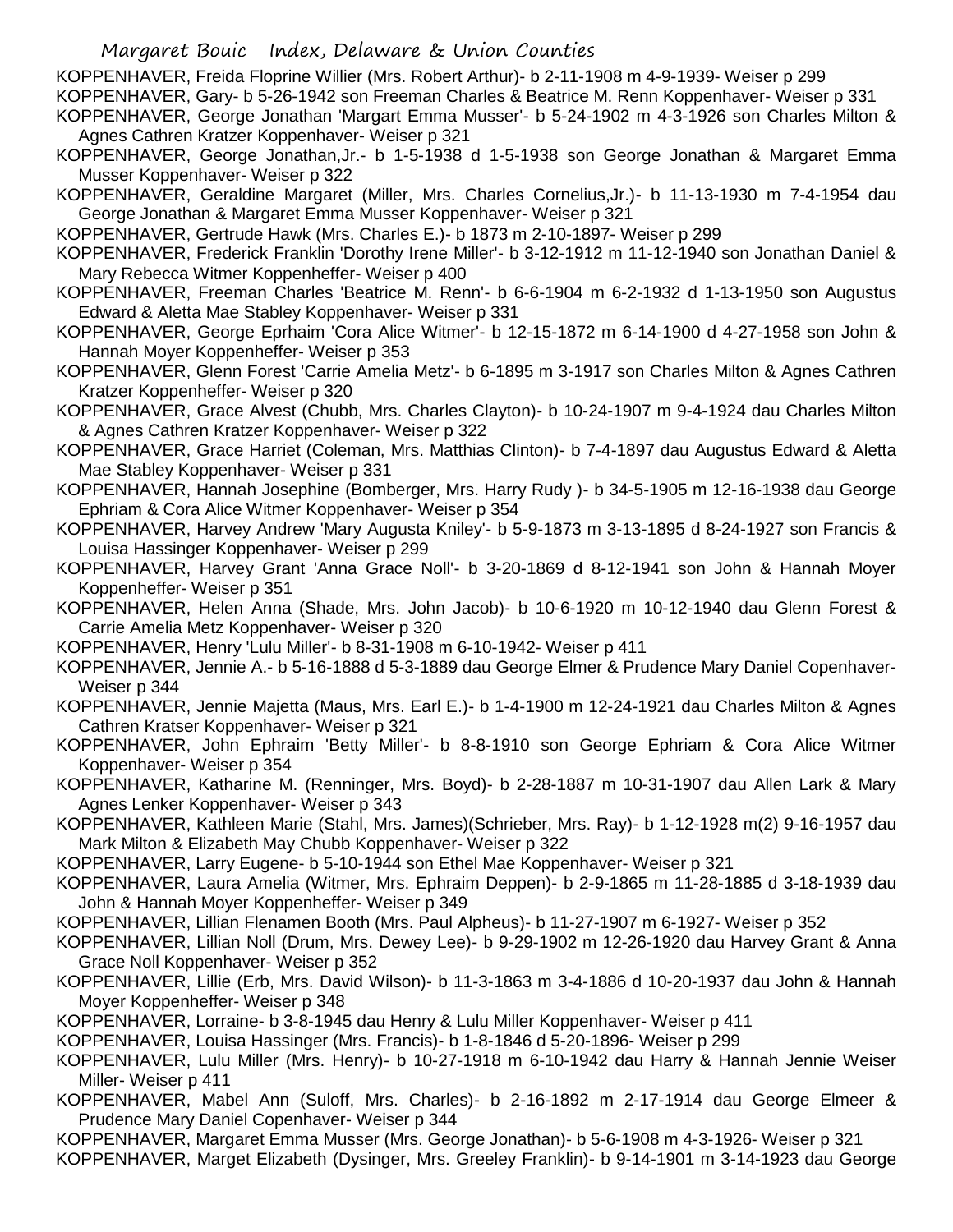KOPPENHAVER, Freida Floprine Willier (Mrs. Robert Arthur)- b 2-11-1908 m 4-9-1939- Weiser p 299

KOPPENHAVER, Gary- b 5-26-1942 son Freeman Charles & Beatrice M. Renn Koppenhaver- Weiser p 331

KOPPENHAVER, George Jonathan 'Margart Emma Musser'- b 5-24-1902 m 4-3-1926 son Charles Milton & Agnes Cathren Kratzer Koppenhaver- Weiser p 321

KOPPENHAVER, George Jonathan,Jr.- b 1-5-1938 d 1-5-1938 son George Jonathan & Margaret Emma Musser Koppenhaver- Weiser p 322

KOPPENHAVER, Geraldine Margaret (Miller, Mrs. Charles Cornelius,Jr.)- b 11-13-1930 m 7-4-1954 dau George Jonathan & Margaret Emma Musser Koppenhaver- Weiser p 321

KOPPENHAVER, Gertrude Hawk (Mrs. Charles E.)- b 1873 m 2-10-1897- Weiser p 299

KOPPENHAVER, Frederick Franklin 'Dorothy Irene Miller'- b 3-12-1912 m 11-12-1940 son Jonathan Daniel & Mary Rebecca Witmer Koppenheffer- Weiser p 400

KOPPENHAVER, Freeman Charles 'Beatrice M. Renn'- b 6-6-1904 m 6-2-1932 d 1-13-1950 son Augustus Edward & Aletta Mae Stabley Koppenhaver- Weiser p 331

KOPPENHAVER, George Eprhaim 'Cora Alice Witmer'- b 12-15-1872 m 6-14-1900 d 4-27-1958 son John & Hannah Moyer Koppenheffer- Weiser p 353

KOPPENHAVER, Glenn Forest 'Carrie Amelia Metz'- b 6-1895 m 3-1917 son Charles Milton & Agnes Cathren Kratzer Koppenheffer- Weiser p 320

KOPPENHAVER, Grace Alvest (Chubb, Mrs. Charles Clayton)- b 10-24-1907 m 9-4-1924 dau Charles Milton & Agnes Cathren Kratzer Koppenhaver- Weiser p 322

KOPPENHAVER, Grace Harriet (Coleman, Mrs. Matthias Clinton)- b 7-4-1897 dau Augustus Edward & Aletta Mae Stabley Koppenhaver- Weiser p 331

KOPPENHAVER, Hannah Josephine (Bomberger, Mrs. Harry Rudy )- b 34-5-1905 m 12-16-1938 dau George Ephriam & Cora Alice Witmer Koppenhaver- Weiser p 354

KOPPENHAVER, Harvey Andrew 'Mary Augusta Kniley'- b 5-9-1873 m 3-13-1895 d 8-24-1927 son Francis & Louisa Hassinger Koppenhaver- Weiser p 299

KOPPENHAVER, Harvey Grant 'Anna Grace Noll'- b 3-20-1869 d 8-12-1941 son John & Hannah Moyer Koppenheffer- Weiser p 351

KOPPENHAVER, Helen Anna (Shade, Mrs. John Jacob)- b 10-6-1920 m 10-12-1940 dau Glenn Forest & Carrie Amelia Metz Koppenhaver- Weiser p 320

KOPPENHAVER, Henry 'Lulu Miller'- b 8-31-1908 m 6-10-1942- Weiser p 411

KOPPENHAVER, Jennie A.- b 5-16-1888 d 5-3-1889 dau George Elmer & Prudence Mary Daniel Copenhaver- Weiser p 344

KOPPENHAVER, Jennie Majetta (Maus, Mrs. Earl E.)- b 1-4-1900 m 12-24-1921 dau Charles Milton & Agnes Cathren Kratser Koppenhaver- Weiser p 321

KOPPENHAVER, John Ephraim 'Betty Miller'- b 8-8-1910 son George Ephriam & Cora Alice Witmer Koppenhaver- Weiser p 354

KOPPENHAVER, Katharine M. (Renninger, Mrs. Boyd)- b 2-28-1887 m 10-31-1907 dau Allen Lark & Mary Agnes Lenker Koppenhaver- Weiser p 343

KOPPENHAVER, Kathleen Marie (Stahl, Mrs. James)(Schrieber, Mrs. Ray)- b 1-12-1928 m(2) 9-16-1957 dau Mark Milton & Elizabeth May Chubb Koppenhaver- Weiser p 322

KOPPENHAVER, Larry Eugene- b 5-10-1944 son Ethel Mae Koppenhaver- Weiser p 321

KOPPENHAVER, Laura Amelia (Witmer, Mrs. Ephraim Deppen)- b 2-9-1865 m 11-28-1885 d 3-18-1939 dau John & Hannah Moyer Koppenheffer- Weiser p 349

KOPPENHAVER, Lillian Flenamen Booth (Mrs. Paul Alpheus)- b 11-27-1907 m 6-1927- Weiser p 352

KOPPENHAVER, Lillian Noll (Drum, Mrs. Dewey Lee)- b 9-29-1902 m 12-26-1920 dau Harvey Grant & Anna Grace Noll Koppenhaver- Weiser p 352

KOPPENHAVER, Lillie (Erb, Mrs. David Wilson)- b 11-3-1863 m 3-4-1886 d 10-20-1937 dau John & Hannah Moyer Koppenheffer- Weiser p 348

KOPPENHAVER, Lorraine- b 3-8-1945 dau Henry & Lulu Miller Koppenhaver- Weiser p 411

KOPPENHAVER, Louisa Hassinger (Mrs. Francis)- b 1-8-1846 d 5-20-1896- Weiser p 299

KOPPENHAVER, Lulu Miller (Mrs. Henry)- b 10-27-1918 m 6-10-1942 dau Harry & Hannah Jennie Weiser Miller- Weiser p 411

KOPPENHAVER, Mabel Ann (Suloff, Mrs. Charles)- b 2-16-1892 m 2-17-1914 dau George Elmeer & Prudence Mary Daniel Copenhaver- Weiser p 344

KOPPENHAVER, Margaret Emma Musser (Mrs. George Jonathan)- b 5-6-1908 m 4-3-1926- Weiser p 321

KOPPENHAVER, Marget Elizabeth (Dysinger, Mrs. Greeley Franklin)- b 9-14-1901 m 3-14-1923 dau George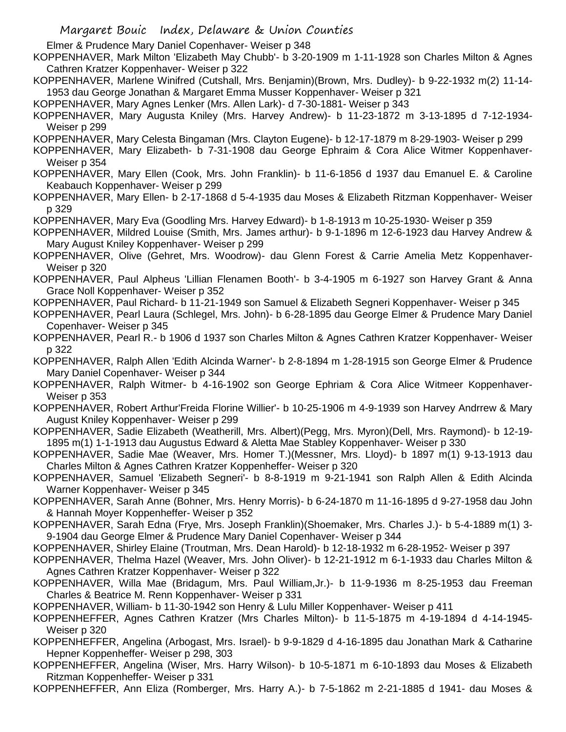Elmer & Prudence Mary Daniel Copenhaver- Weiser p 348

KOPPENHAVER, Mark Milton 'Elizabeth May Chubb'- b 3-20-1909 m 1-11-1928 son Charles Milton & Agnes Cathren Kratzer Koppenhaver- Weiser p 322

KOPPENHAVER, Marlene Winifred (Cutshall, Mrs. Benjamin)(Brown, Mrs. Dudley)- b 9-22-1932 m(2) 11-14-1953 dau George Jonathan & Margaret Emma Musser Koppenhaver- Weiser p 321

KOPPENHAVER, Mary Agnes Lenker (Mrs. Allen Lark)- d 7-30-1881- Weiser p 343

KOPPENHAVER, Mary Augusta Kniley (Mrs. Harvey Andrew)- b 11-23-1872 m 3-13-1895 d 7-12-1934- Weiser p 299

KOPPENHAVER, Mary Celesta Bingaman (Mrs. Clayton Eugene)- b 12-17-1879 m 8-29-1903- Weiser p 299

KOPPENHAVER, Mary Elizabeth- b 7-31-1908 dau George Ephraim & Cora Alice Witmer Koppenhaver- Weiser p 354

KOPPENHAVER, Mary Ellen (Cook, Mrs. John Franklin)- b 11-6-1856 d 1937 dau Emanuel E. & Caroline Keabauch Koppenhaver- Weiser p 299

KOPPENHAVER, Mary Ellen- b 2-17-1868 d 5-4-1935 dau Moses & Elizabeth Ritzman Koppenhaver- Weiser p 329

KOPPENHAVER, Mary Eva (Goodling Mrs. Harvey Edward)- b 1-8-1913 m 10-25-1930- Weiser p 359

KOPPENHAVER, Mildred Louise (Smith, Mrs. James arthur)- b 9-1-1896 m 12-6-1923 dau Harvey Andrew & Mary August Kniley Koppenhaver- Weiser p 299

KOPPENHAVER, Olive (Gehret, Mrs. Woodrow)- dau Glenn Forest & Carrie Amelia Metz Koppenhaver- Weiser p 320

KOPPENHAVER, Paul Alpheus 'Lillian Flenamen Booth'- b 3-4-1905 m 6-1927 son Harvey Grant & Anna Grace Noll Koppenhaver- Weiser p 352

KOPPENHAVER, Paul Richard- b 11-21-1949 son Samuel & Elizabeth Segneri Koppenhaver- Weiser p 345

KOPPENHAVER, Pearl Laura (Schlegel, Mrs. John)- b 6-28-1895 dau George Elmer & Prudence Mary Daniel Copenhaver- Weiser p 345

KOPPENHAVER, Pearl R.- b 1906 d 1937 son Charles Milton & Agnes Cathren Kratzer Koppenhaver- Weiser p 322

KOPPENHAVER, Ralph Allen 'Edith Alcinda Warner'- b 2-8-1894 m 1-28-1915 son George Elmer & Prudence Mary Daniel Copenhaver- Weiser p 344

KOPPENHAVER, Ralph Witmer- b 4-16-1902 son George Ephriam & Cora Alice Witmeer Koppenhaver- Weiser p 353

KOPPENHAVER, Robert Arthur'Freida Florine Willier'- b 10-25-1906 m 4-9-1939 son Harvey Andrrew & Mary August Kniley Koppenhaver- Weiser p 299

KOPPENHAVER, Sadie Elizabeth (Weatherill, Mrs. Albert)(Pegg, Mrs. Myron)(Dell, Mrs. Raymond)- b 12-19-1895 m(1) 1-1-1913 dau Augustus Edward & Aletta Mae Stabley Koppenhaver- Weiser p 330

KOPPENHAVER, Sadie Mae (Weaver, Mrs. Homer T.)(Messner, Mrs. Lloyd)- b 1897 m(1) 9-13-1913 dau Charles Milton & Agnes Cathren Kratzer Koppenheffer- Weiser p 320

KOPPENHAVER, Samuel 'Elizabeth Segneri'- b 8-8-1919 m 9-21-1941 son Ralph Allen & Edith Alcinda Warner Koppenhaver- Weiser p 345

KOPPENHAVER, Sarah Anne (Bohner, Mrs. Henry Morris)- b 6-24-1870 m 11-16-1895 d 9-27-1958 dau John & Hannah Moyer Koppenheffer- Weiser p 352

KOPPENHAVER, Sarah Edna (Frye, Mrs. Joseph Franklin)(Shoemaker, Mrs. Charles J.)- b 5-4-1889 m(1) 3-9-1904 dau George Elmer & Prudence Mary Daniel Copenhaver- Weiser p 344

KOPPENHAVER, Shirley Elaine (Troutman, Mrs. Dean Harold)- b 12-18-1932 m 6-28-1952- Weiser p 397

KOPPENHAVER, Thelma Hazel (Weaver, Mrs. John Oliver)- b 12-21-1912 m 6-1-1933 dau Charles Milton & Agnes Cathren Kratzer Koppenhaver- Weiser p 322

KOPPENHAVER, Willa Mae (Bridagum, Mrs. Paul William,Jr.)- b 11-9-1936 m 8-25-1953 dau Freeman Charles & Beatrice M. Renn Koppenhaver- Weiser p 331

KOPPENHAVER, William- b 11-30-1942 son Henry & Lulu Miller Koppenhaver- Weiser p 411

KOPPENHEFFER, Agnes Cathren Kratzer (Mrs Charles Milton)- b 11-5-1875 m 4-19-1894 d 4-14-1945- Weiser p 320

KOPPENHEFFER, Angelina (Arbogast, Mrs. Israel)- b 9-9-1829 d 4-16-1895 dau Jonathan Mark & Catharine Hepner Koppenheffer- Weiser p 298, 303

KOPPENHEFFER, Angelina (Wiser, Mrs. Harry Wilson)- b 10-5-1871 m 6-10-1893 dau Moses & Elizabeth Ritzman Koppenheffer- Weiser p 331

KOPPENHEFFER, Ann Eliza (Romberger, Mrs. Harry A.)- b 7-5-1862 m 2-21-1885 d 1941- dau Moses &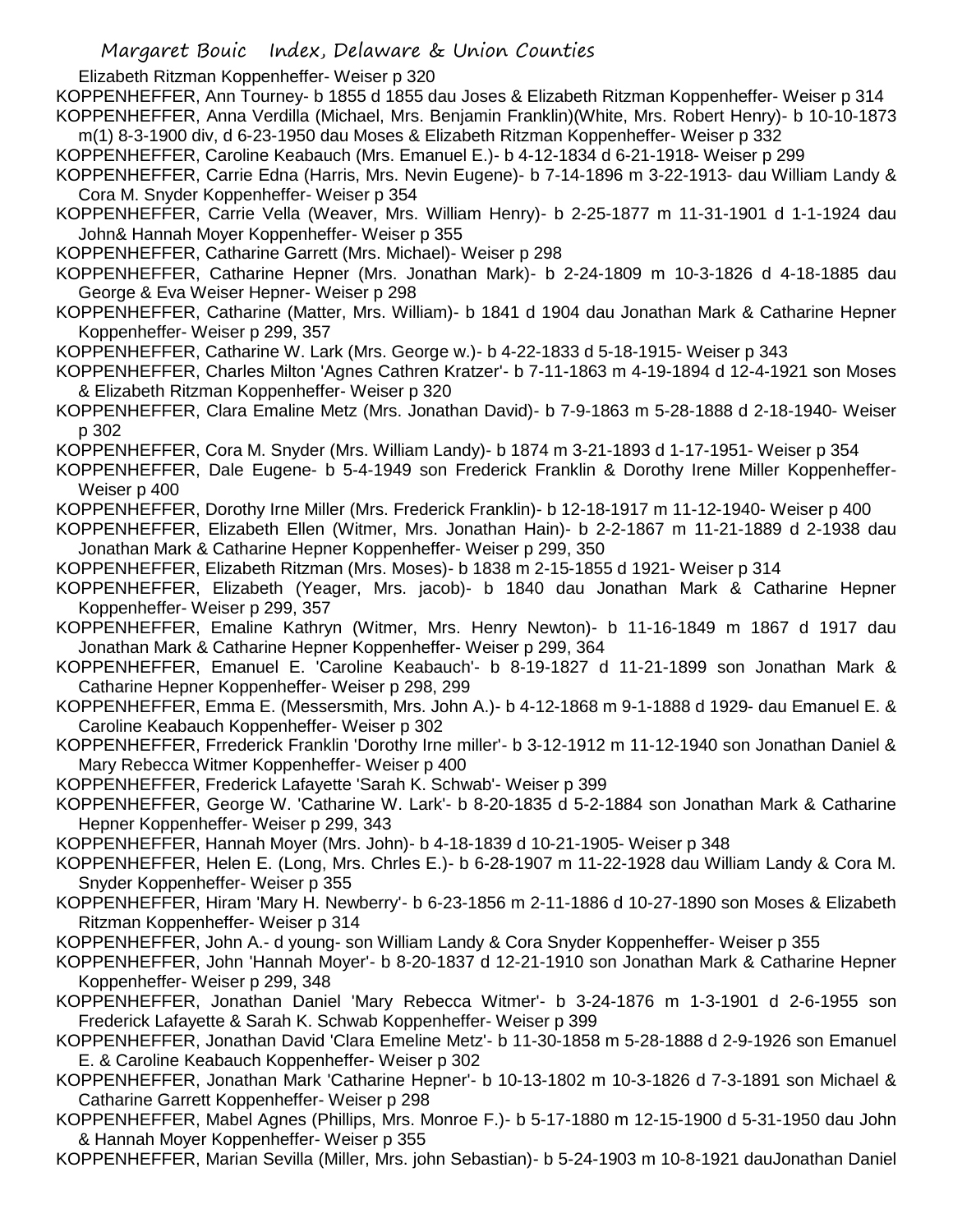Elizabeth Ritzman Koppenheffer- Weiser p 320

KOPPENHEFFER, Ann Tourney- b 1855 d 1855 dau Joses & Elizabeth Ritzman Koppenheffer- Weiser p 314

KOPPENHEFFER, Anna Verdilla (Michael, Mrs. Benjamin Franklin)(White, Mrs. Robert Henry)- b 10-10-1873 m(1) 8-3-1900 div, d 6-23-1950 dau Moses & Elizabeth Ritzman Koppenheffer- Weiser p 332

KOPPENHEFFER, Caroline Keabauch (Mrs. Emanuel E.)- b 4-12-1834 d 6-21-1918- Weiser p 299

KOPPENHEFFER, Carrie Edna (Harris, Mrs. Nevin Eugene)- b 7-14-1896 m 3-22-1913- dau William Landy & Cora M. Snyder Koppenheffer- Weiser p 354

KOPPENHEFFER, Carrie Vella (Weaver, Mrs. William Henry)- b 2-25-1877 m 11-31-1901 d 1-1-1924 dau John& Hannah Moyer Koppenheffer- Weiser p 355

KOPPENHEFFER, Catharine Garrett (Mrs. Michael)- Weiser p 298

KOPPENHEFFER, Catharine Hepner (Mrs. Jonathan Mark)- b 2-24-1809 m 10-3-1826 d 4-18-1885 dau George & Eva Weiser Hepner- Weiser p 298

KOPPENHEFFER, Catharine (Matter, Mrs. William)- b 1841 d 1904 dau Jonathan Mark & Catharine Hepner Koppenheffer- Weiser p 299, 357

KOPPENHEFFER, Catharine W. Lark (Mrs. George w.)- b 4-22-1833 d 5-18-1915- Weiser p 343

KOPPENHEFFER, Charles Milton 'Agnes Cathren Kratzer'- b 7-11-1863 m 4-19-1894 d 12-4-1921 son Moses & Elizabeth Ritzman Koppenheffer- Weiser p 320

KOPPENHEFFER, Clara Emaline Metz (Mrs. Jonathan David)- b 7-9-1863 m 5-28-1888 d 2-18-1940- Weiser p 302

KOPPENHEFFER, Cora M. Snyder (Mrs. William Landy)- b 1874 m 3-21-1893 d 1-17-1951- Weiser p 354

KOPPENHEFFER, Dale Eugene- b 5-4-1949 son Frederick Franklin & Dorothy Irene Miller Koppenheffer- Weiser p 400

KOPPENHEFFER, Dorothy Irne Miller (Mrs. Frederick Franklin)- b 12-18-1917 m 11-12-1940- Weiser p 400

KOPPENHEFFER, Elizabeth Ellen (Witmer, Mrs. Jonathan Hain)- b 2-2-1867 m 11-21-1889 d 2-1938 dau Jonathan Mark & Catharine Hepner Koppenheffer- Weiser p 299, 350

KOPPENHEFFER, Elizabeth Ritzman (Mrs. Moses)- b 1838 m 2-15-1855 d 1921- Weiser p 314

KOPPENHEFFER, Elizabeth (Yeager, Mrs. jacob)- b 1840 dau Jonathan Mark & Catharine Hepner Koppenheffer- Weiser p 299, 357

KOPPENHEFFER, Emaline Kathryn (Witmer, Mrs. Henry Newton)- b 11-16-1849 m 1867 d 1917 dau Jonathan Mark & Catharine Hepner Koppenheffer- Weiser p 299, 364

KOPPENHEFFER, Emanuel E. 'Caroline Keabauch'- b 8-19-1827 d 11-21-1899 son Jonathan Mark & Catharine Hepner Koppenheffer- Weiser p 298, 299

KOPPENHEFFER, Emma E. (Messersmith, Mrs. John A.)- b 4-12-1868 m 9-1-1888 d 1929- dau Emanuel E. & Caroline Keabauch Koppenheffer- Weiser p 302

KOPPENHEFFER, Frrederick Franklin 'Dorothy Irne miller'- b 3-12-1912 m 11-12-1940 son Jonathan Daniel & Mary Rebecca Witmer Koppenheffer- Weiser p 400

KOPPENHEFFER, Frederick Lafayette 'Sarah K. Schwab'- Weiser p 399

KOPPENHEFFER, George W. 'Catharine W. Lark'- b 8-20-1835 d 5-2-1884 son Jonathan Mark & Catharine Hepner Koppenheffer- Weiser p 299, 343

KOPPENHEFFER, Hannah Moyer (Mrs. John)- b 4-18-1839 d 10-21-1905- Weiser p 348

KOPPENHEFFER, Helen E. (Long, Mrs. Chrles E.)- b 6-28-1907 m 11-22-1928 dau William Landy & Cora M. Snyder Koppenheffer- Weiser p 355

KOPPENHEFFER, Hiram 'Mary H. Newberry'- b 6-23-1856 m 2-11-1886 d 10-27-1890 son Moses & Elizabeth Ritzman Koppenheffer- Weiser p 314

KOPPENHEFFER, John A.- d young- son William Landy & Cora Snyder Koppenheffer- Weiser p 355

KOPPENHEFFER, John 'Hannah Moyer'- b 8-20-1837 d 12-21-1910 son Jonathan Mark & Catharine Hepner Koppenheffer- Weiser p 299, 348

KOPPENHEFFER, Jonathan Daniel 'Mary Rebecca Witmer'- b 3-24-1876 m 1-3-1901 d 2-6-1955 son Frederick Lafayette & Sarah K. Schwab Koppenheffer- Weiser p 399

KOPPENHEFFER, Jonathan David 'Clara Emeline Metz'- b 11-30-1858 m 5-28-1888 d 2-9-1926 son Emanuel E. & Caroline Keabauch Koppenheffer- Weiser p 302

KOPPENHEFFER, Jonathan Mark 'Catharine Hepner'- b 10-13-1802 m 10-3-1826 d 7-3-1891 son Michael & Catharine Garrett Koppenheffer- Weiser p 298

KOPPENHEFFER, Mabel Agnes (Phillips, Mrs. Monroe F.)- b 5-17-1880 m 12-15-1900 d 5-31-1950 dau John & Hannah Moyer Koppenheffer- Weiser p 355

KOPPENHEFFER, Marian Sevilla (Miller, Mrs. john Sebastian)- b 5-24-1903 m 10-8-1921 dauJonathan Daniel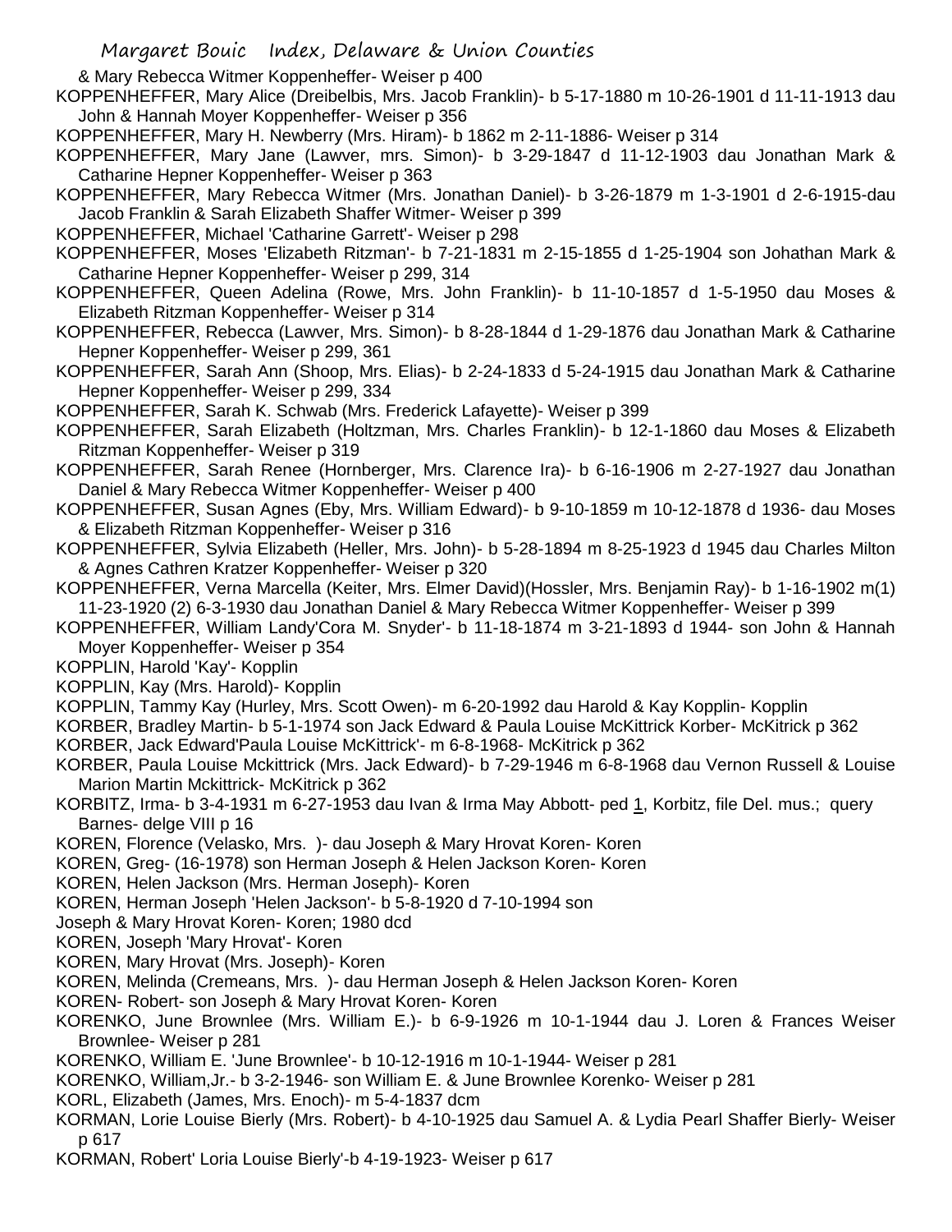& Mary Rebecca Witmer Koppenheffer- Weiser p 400

KOPPENHEFFER, Mary Alice (Dreibelbis, Mrs. Jacob Franklin)- b 5-17-1880 m 10-26-1901 d 11-11-1913 dau John & Hannah Moyer Koppenheffer- Weiser p 356

KOPPENHEFFER, Mary H. Newberry (Mrs. Hiram)- b 1862 m 2-11-1886- Weiser p 314

KOPPENHEFFER, Mary Jane (Lawver, mrs. Simon)- b 3-29-1847 d 11-12-1903 dau Jonathan Mark & Catharine Hepner Koppenheffer- Weiser p 363

KOPPENHEFFER, Mary Rebecca Witmer (Mrs. Jonathan Daniel)- b 3-26-1879 m 1-3-1901 d 2-6-1915-dau Jacob Franklin & Sarah Elizabeth Shaffer Witmer- Weiser p 399

KOPPENHEFFER, Michael 'Catharine Garrett'- Weiser p 298

KOPPENHEFFER, Moses 'Elizabeth Ritzman'- b 7-21-1831 m 2-15-1855 d 1-25-1904 son Johathan Mark & Catharine Hepner Koppenheffer- Weiser p 299, 314

KOPPENHEFFER, Queen Adelina (Rowe, Mrs. John Franklin)- b 11-10-1857 d 1-5-1950 dau Moses & Elizabeth Ritzman Koppenheffer- Weiser p 314

KOPPENHEFFER, Rebecca (Lawver, Mrs. Simon)- b 8-28-1844 d 1-29-1876 dau Jonathan Mark & Catharine Hepner Koppenheffer- Weiser p 299, 361

KOPPENHEFFER, Sarah Ann (Shoop, Mrs. Elias)- b 2-24-1833 d 5-24-1915 dau Jonathan Mark & Catharine Hepner Koppenheffer- Weiser p 299, 334

KOPPENHEFFER, Sarah K. Schwab (Mrs. Frederick Lafayette)- Weiser p 399

KOPPENHEFFER, Sarah Elizabeth (Holtzman, Mrs. Charles Franklin)- b 12-1-1860 dau Moses & Elizabeth Ritzman Koppenheffer- Weiser p 319

KOPPENHEFFER, Sarah Renee (Hornberger, Mrs. Clarence Ira)- b 6-16-1906 m 2-27-1927 dau Jonathan Daniel & Mary Rebecca Witmer Koppenheffer- Weiser p 400

KOPPENHEFFER, Susan Agnes (Eby, Mrs. William Edward)- b 9-10-1859 m 10-12-1878 d 1936- dau Moses & Elizabeth Ritzman Koppenheffer- Weiser p 316

KOPPENHEFFER, Sylvia Elizabeth (Heller, Mrs. John)- b 5-28-1894 m 8-25-1923 d 1945 dau Charles Milton & Agnes Cathren Kratzer Koppenheffer- Weiser p 320

KOPPENHEFFER, Verna Marcella (Keiter, Mrs. Elmer David)(Hossler, Mrs. Benjamin Ray)- b 1-16-1902 m(1) 11-23-1920 (2) 6-3-1930 dau Jonathan Daniel & Mary Rebecca Witmer Koppenheffer- Weiser p 399

KOPPENHEFFER, William Landy'Cora M. Snyder'- b 11-18-1874 m 3-21-1893 d 1944- son John & Hannah Moyer Koppenheffer- Weiser p 354

KOPPLIN, Harold 'Kay'- Kopplin

KOPPLIN, Kay (Mrs. Harold)- Kopplin

KOPPLIN, Tammy Kay (Hurley, Mrs. Scott Owen)- m 6-20-1992 dau Harold & Kay Kopplin- Kopplin

KORBER, Bradley Martin- b 5-1-1974 son Jack Edward & Paula Louise McKittrick Korber- McKitrick p 362

KORBER, Jack Edward'Paula Louise McKittrick'- m 6-8-1968- McKitrick p 362

KORBER, Paula Louise Mckittrick (Mrs. Jack Edward)- b 7-29-1946 m 6-8-1968 dau Vernon Russell & Louise Marion Martin Mckittrick- McKitrick p 362

KORBITZ, Irma- b 3-4-1931 m 6-27-1953 dau Ivan & Irma May Abbott- ped 1, Korbitz, file Del. mus.; query Barnes- delge VIII p 16

KOREN, Florence (Velasko, Mrs. )- dau Joseph & Mary Hrovat Koren- Koren

KOREN, Greg- (16-1978) son Herman Joseph & Helen Jackson Koren- Koren

KOREN, Helen Jackson (Mrs. Herman Joseph)- Koren

KOREN, Herman Joseph 'Helen Jackson'- b 5-8-1920 d 7-10-1994 son Joseph & Mary Hrovat Koren- Koren; 1980 dcd

KOREN, Joseph 'Mary Hrovat'- Koren

KOREN, Mary Hrovat (Mrs. Joseph)- Koren

KOREN, Melinda (Cremeans, Mrs. )- dau Herman Joseph & Helen Jackson Koren- Koren

KOREN- Robert- son Joseph & Mary Hrovat Koren- Koren

KORENKO, June Brownlee (Mrs. William E.)- b 6-9-1926 m 10-1-1944 dau J. Loren & Frances Weiser Brownlee- Weiser p 281

KORENKO, William E. 'June Brownlee'- b 10-12-1916 m 10-1-1944- Weiser p 281

KORENKO, William,Jr.- b 3-2-1946- son William E. & June Brownlee Korenko- Weiser p 281

KORL, Elizabeth (James, Mrs. Enoch)- m 5-4-1837 dcm

KORMAN, Lorie Louise Bierly (Mrs. Robert)- b 4-10-1925 dau Samuel A. & Lydia Pearl Shaffer Bierly- Weiser p 617

KORMAN, Robert' Loria Louise Bierly'-b 4-19-1923- Weiser p 617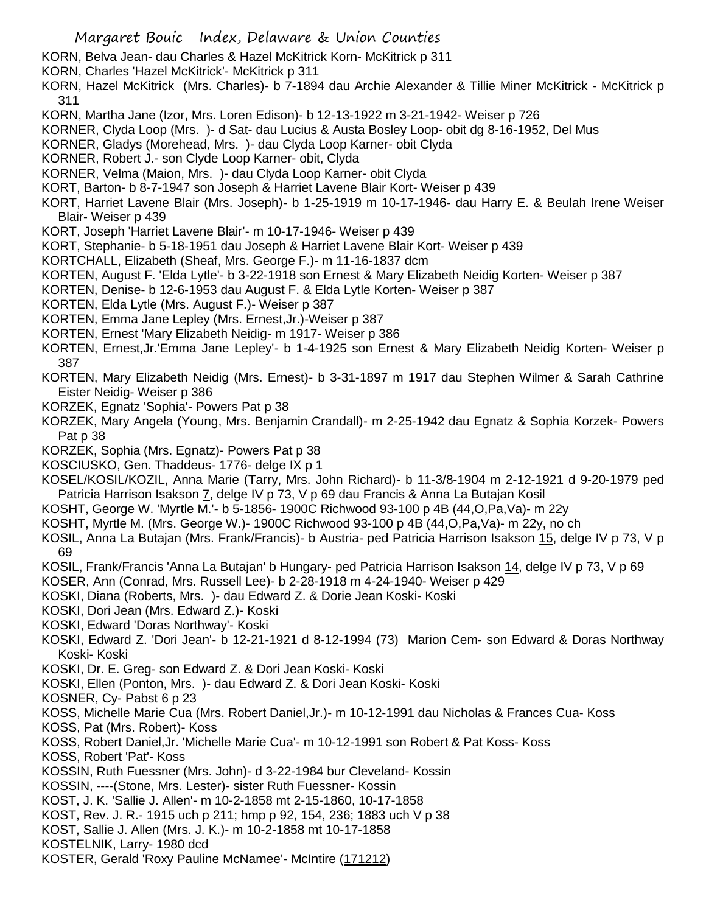KORN, Belva Jean- dau Charles & Hazel McKitrick Korn- McKitrick p 311
KORN, Charles 'Hazel McKitrick'- McKitrick p 311
KORN, Hazel McKitrick (Mrs. Charles)- b 7-1894 dau Archie Alexander & Tillie Miner McKitrick - McKitrick p 311
KORN, Martha Jane (Izor, Mrs. Loren Edison)- b 12-13-1922 m 3-21-1942- Weiser p 726
KORNER, Clyda Loop (Mrs. )- d Sat- dau Lucius & Austa Bosley Loop- obit dg 8-16-1952, Del Mus
KORNER, Gladys (Morehead, Mrs. )- dau Clyda Loop Karner- obit Clyda
KORNER, Robert J.- son Clyde Loop Karner- obit, Clyda
KORNER, Velma (Maion, Mrs. )- dau Clyda Loop Karner- obit Clyda
KORT, Barton- b 8-7-1947 son Joseph & Harriet Lavene Blair Kort- Weiser p 439
KORT, Harriet Lavene Blair (Mrs. Joseph)- b 1-25-1919 m 10-17-1946- dau Harry E. & Beulah Irene Weiser Blair- Weiser p 439
KORT, Joseph 'Harriet Lavene Blair'- m 10-17-1946- Weiser p 439
KORT, Stephanie- b 5-18-1951 dau Joseph & Harriet Lavene Blair Kort- Weiser p 439
KORTCHALL, Elizabeth (Sheaf, Mrs. George F.)- m 11-16-1837 dcm
KORTEN, August F. 'Elda Lytle'- b 3-22-1918 son Ernest & Mary Elizabeth Neidig Korten- Weiser p 387
KORTEN, Denise- b 12-6-1953 dau August F. & Elda Lytle Korten- Weiser p 387
KORTEN, Elda Lytle (Mrs. August F.)- Weiser p 387
KORTEN, Emma Jane Lepley (Mrs. Ernest,Jr.)-Weiser p 387
KORTEN, Ernest 'Mary Elizabeth Neidig- m 1917- Weiser p 386
KORTEN, Ernest,Jr.'Emma Jane Lepley'- b 1-4-1925 son Ernest & Mary Elizabeth Neidig Korten- Weiser p 387
KORTEN, Mary Elizabeth Neidig (Mrs. Ernest)- b 3-31-1897 m 1917 dau Stephen Wilmer & Sarah Cathrine Eister Neidig- Weiser p 386
KORZEK, Egnatz 'Sophia'- Powers Pat p 38
KORZEK, Mary Angela (Young, Mrs. Benjamin Crandall)- m 2-25-1942 dau Egnatz & Sophia Korzek- Powers Pat p 38
KORZEK, Sophia (Mrs. Egnatz)- Powers Pat p 38
KOSCIUSKO, Gen. Thaddeus- 1776- delge IX p 1
KOSEL/KOSIL/KOZIL, Anna Marie (Tarry, Mrs. John Richard)- b 11-3/8-1904 m 2-12-1921 d 9-20-1979 ped Patricia Harrison Isakson 7, delge IV p 73, V p 69 dau Francis & Anna La Butajan Kosil
KOSHT, George W. 'Myrtle M.'- b 5-1856- 1900C Richwood 93-100 p 4B (44,O,Pa,Va)- m 22y
KOSHT, Myrtle M. (Mrs. George W.)- 1900C Richwood 93-100 p 4B (44,O,Pa,Va)- m 22y, no ch
KOSIL, Anna La Butajan (Mrs. Frank/Francis)- b Austria- ped Patricia Harrison Isakson 15, delge IV p 73, V p 69
KOSIL, Frank/Francis 'Anna La Butajan' b Hungary- ped Patricia Harrison Isakson 14, delge IV p 73, V p 69
KOSER, Ann (Conrad, Mrs. Russell Lee)- b 2-28-1918 m 4-24-1940- Weiser p 429
KOSKI, Diana (Roberts, Mrs. )- dau Edward Z. & Dorie Jean Koski- Koski
KOSKI, Dori Jean (Mrs. Edward Z.)- Koski
KOSKI, Edward 'Doras Northway'- Koski
KOSKI, Edward Z. 'Dori Jean'- b 12-21-1921 d 8-12-1994 (73) Marion Cem- son Edward & Doras Northway Koski- Koski
KOSKI, Dr. E. Greg- son Edward Z. & Dori Jean Koski- Koski
KOSKI, Ellen (Ponton, Mrs. )- dau Edward Z. & Dori Jean Koski- Koski
KOSNER, Cy- Pabst 6 p 23
KOSS, Michelle Marie Cua (Mrs. Robert Daniel,Jr.)- m 10-12-1991 dau Nicholas & Frances Cua- Koss
KOSS, Pat (Mrs. Robert)- Koss
KOSS, Robert Daniel,Jr. 'Michelle Marie Cua'- m 10-12-1991 son Robert & Pat Koss- Koss
KOSS, Robert 'Pat'- Koss
KOSSIN, Ruth Fuessner (Mrs. John)- d 3-22-1984 bur Cleveland- Kossin
KOSSIN, ----(Stone, Mrs. Lester)- sister Ruth Fuessner- Kossin
KOST, J. K. 'Sallie J. Allen'- m 10-2-1858 mt 2-15-1860, 10-17-1858
KOST, Rev. J. R.- 1915 uch p 211; hmp p 92, 154, 236; 1883 uch V p 38
KOST, Sallie J. Allen (Mrs. J. K.)- m 10-2-1858 mt 10-17-1858
KOSTELNIK, Larry- 1980 dcd
KOSTER, Gerald 'Roxy Pauline McNamee'- McIntire (171212)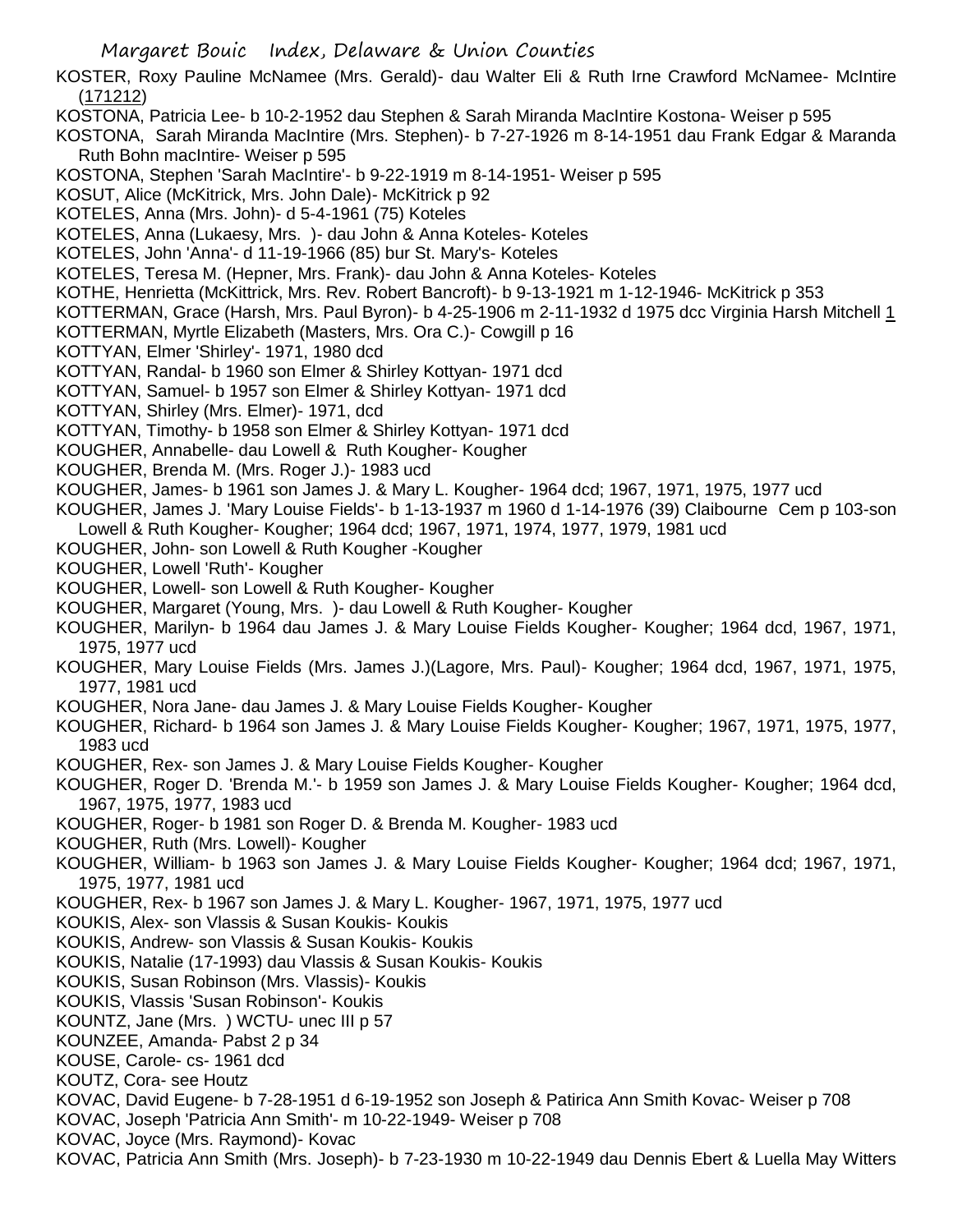KOSTER, Roxy Pauline McNamee (Mrs. Gerald)- dau Walter Eli & Ruth Irne Crawford McNamee- McIntire (171212)

KOSTONA, Patricia Lee- b 10-2-1952 dau Stephen & Sarah Miranda MacIntire Kostona- Weiser p 595

KOSTONA, Sarah Miranda MacIntire (Mrs. Stephen)- b 7-27-1926 m 8-14-1951 dau Frank Edgar & Maranda Ruth Bohn macIntire- Weiser p 595

KOSTONA, Stephen 'Sarah MacIntire'- b 9-22-1919 m 8-14-1951- Weiser p 595

KOSUT, Alice (McKitrick, Mrs. John Dale)- McKitrick p 92

KOTELES, Anna (Mrs. John)- d 5-4-1961 (75) Koteles

KOTELES, Anna (Lukaesy, Mrs. )- dau John & Anna Koteles- Koteles

KOTELES, John 'Anna'- d 11-19-1966 (85) bur St. Mary's- Koteles

KOTELES, Teresa M. (Hepner, Mrs. Frank)- dau John & Anna Koteles- Koteles

KOTHE, Henrietta (McKittrick, Mrs. Rev. Robert Bancroft)- b 9-13-1921 m 1-12-1946- McKitrick p 353

KOTTERMAN, Grace (Harsh, Mrs. Paul Byron)- b 4-25-1906 m 2-11-1932 d 1975 dcc Virginia Harsh Mitchell 1

KOTTERMAN, Myrtle Elizabeth (Masters, Mrs. Ora C.)- Cowgill p 16

KOTTYAN, Elmer 'Shirley'- 1971, 1980 dcd

KOTTYAN, Randal- b 1960 son Elmer & Shirley Kottyan- 1971 dcd

KOTTYAN, Samuel- b 1957 son Elmer & Shirley Kottyan- 1971 dcd

KOTTYAN, Shirley (Mrs. Elmer)- 1971, dcd

KOTTYAN, Timothy- b 1958 son Elmer & Shirley Kottyan- 1971 dcd

KOUGHER, Annabelle- dau Lowell & Ruth Kougher- Kougher

KOUGHER, Brenda M. (Mrs. Roger J.)- 1983 ucd

KOUGHER, James- b 1961 son James J. & Mary L. Kougher- 1964 dcd; 1967, 1971, 1975, 1977 ucd

KOUGHER, James J. 'Mary Louise Fields'- b 1-13-1937 m 1960 d 1-14-1976 (39) Claibourne Cem p 103-son Lowell & Ruth Kougher- Kougher; 1964 dcd; 1967, 1971, 1974, 1977, 1979, 1981 ucd

KOUGHER, John- son Lowell & Ruth Kougher -Kougher

KOUGHER, Lowell 'Ruth'- Kougher

KOUGHER, Lowell- son Lowell & Ruth Kougher- Kougher

KOUGHER, Margaret (Young, Mrs. )- dau Lowell & Ruth Kougher- Kougher

KOUGHER, Marilyn- b 1964 dau James J. & Mary Louise Fields Kougher- Kougher; 1964 dcd, 1967, 1971, 1975, 1977 ucd

KOUGHER, Mary Louise Fields (Mrs. James J.)(Lagore, Mrs. Paul)- Kougher; 1964 dcd, 1967, 1971, 1975, 1977, 1981 ucd

KOUGHER, Nora Jane- dau James J. & Mary Louise Fields Kougher- Kougher

KOUGHER, Richard- b 1964 son James J. & Mary Louise Fields Kougher- Kougher; 1967, 1971, 1975, 1977, 1983 ucd

KOUGHER, Rex- son James J. & Mary Louise Fields Kougher- Kougher

KOUGHER, Roger D. 'Brenda M.'- b 1959 son James J. & Mary Louise Fields Kougher- Kougher; 1964 dcd, 1967, 1975, 1977, 1983 ucd

KOUGHER, Roger- b 1981 son Roger D. & Brenda M. Kougher- 1983 ucd

KOUGHER, Ruth (Mrs. Lowell)- Kougher

KOUGHER, William- b 1963 son James J. & Mary Louise Fields Kougher- Kougher; 1964 dcd; 1967, 1971, 1975, 1977, 1981 ucd

KOUGHER, Rex- b 1967 son James J. & Mary L. Kougher- 1967, 1971, 1975, 1977 ucd

KOUKIS, Alex- son Vlassis & Susan Koukis- Koukis

KOUKIS, Andrew- son Vlassis & Susan Koukis- Koukis

KOUKIS, Natalie (17-1993) dau Vlassis & Susan Koukis- Koukis

KOUKIS, Susan Robinson (Mrs. Vlassis)- Koukis

KOUKIS, Vlassis 'Susan Robinson'- Koukis

KOUNTZ, Jane (Mrs. ) WCTU- unec III p 57

KOUNZEE, Amanda- Pabst 2 p 34

KOUSE, Carole- cs- 1961 dcd

KOUTZ, Cora- see Houtz

KOVAC, David Eugene- b 7-28-1951 d 6-19-1952 son Joseph & Patirica Ann Smith Kovac- Weiser p 708

KOVAC, Joseph 'Patricia Ann Smith'- m 10-22-1949- Weiser p 708

KOVAC, Joyce (Mrs. Raymond)- Kovac

KOVAC, Patricia Ann Smith (Mrs. Joseph)- b 7-23-1930 m 10-22-1949 dau Dennis Ebert & Luella May Witters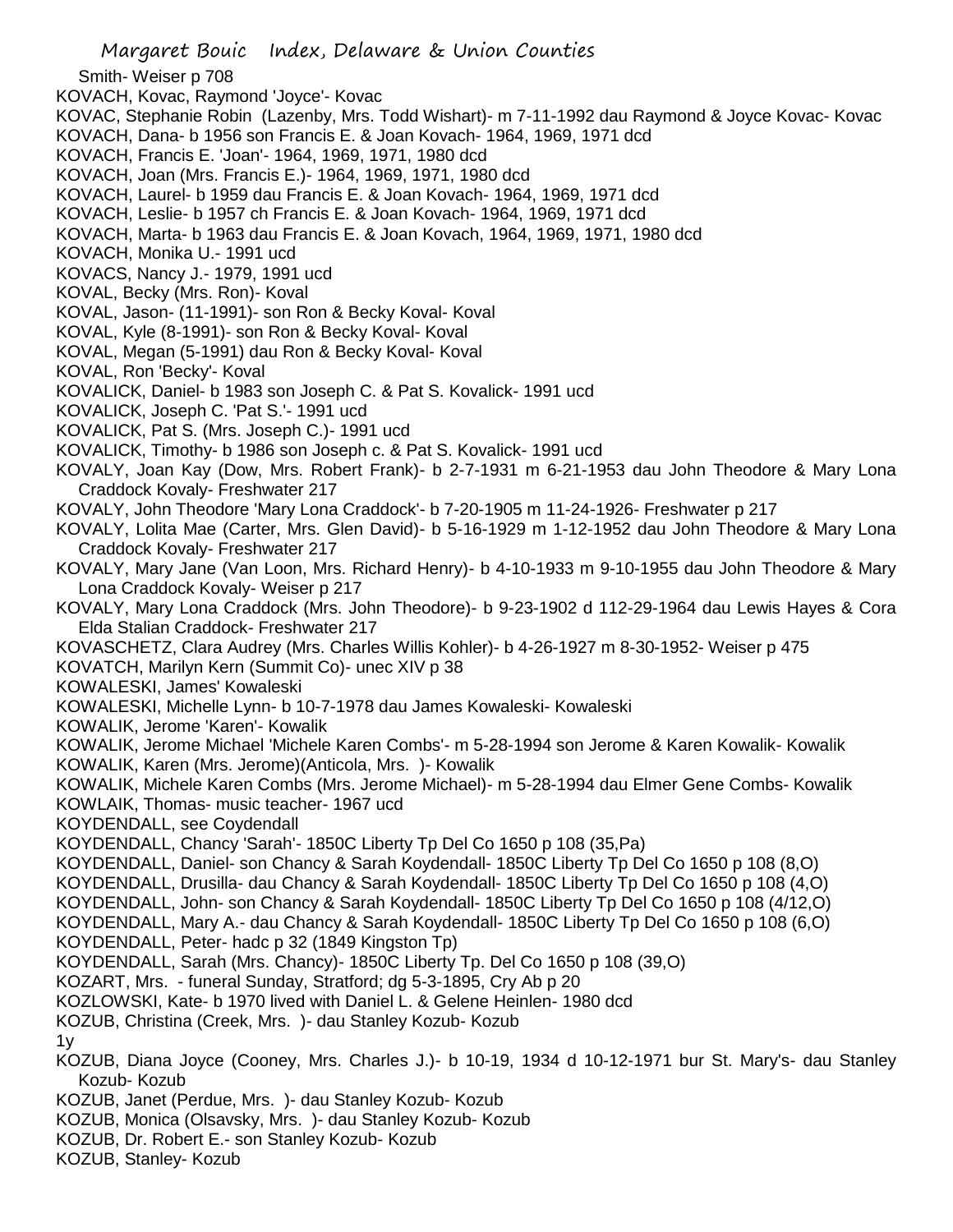Smith- Weiser p 708

KOVACH, Kovac, Raymond 'Joyce'- Kovac

KOVAC, Stephanie Robin (Lazenby, Mrs. Todd Wishart)- m 7-11-1992 dau Raymond & Joyce Kovac- Kovac

KOVACH, Dana- b 1956 son Francis E. & Joan Kovach- 1964, 1969, 1971 dcd

KOVACH, Francis E. 'Joan'- 1964, 1969, 1971, 1980 dcd

KOVACH, Joan (Mrs. Francis E.)- 1964, 1969, 1971, 1980 dcd

KOVACH, Laurel- b 1959 dau Francis E. & Joan Kovach- 1964, 1969, 1971 dcd

KOVACH, Leslie- b 1957 ch Francis E. & Joan Kovach- 1964, 1969, 1971 dcd

KOVACH, Marta- b 1963 dau Francis E. & Joan Kovach, 1964, 1969, 1971, 1980 dcd

KOVACH, Monika U.- 1991 ucd

KOVACS, Nancy J.- 1979, 1991 ucd

KOVAL, Becky (Mrs. Ron)- Koval

KOVAL, Jason- (11-1991)- son Ron & Becky Koval- Koval

KOVAL, Kyle (8-1991)- son Ron & Becky Koval- Koval

KOVAL, Megan (5-1991) dau Ron & Becky Koval- Koval

KOVAL, Ron 'Becky'- Koval

KOVALICK, Daniel- b 1983 son Joseph C. & Pat S. Kovalick- 1991 ucd

KOVALICK, Joseph C. 'Pat S.'- 1991 ucd

KOVALICK, Pat S. (Mrs. Joseph C.)- 1991 ucd

KOVALICK, Timothy- b 1986 son Joseph c. & Pat S. Kovalick- 1991 ucd

KOVALY, Joan Kay (Dow, Mrs. Robert Frank)- b 2-7-1931 m 6-21-1953 dau John Theodore & Mary Lona Craddock Kovaly- Freshwater 217

KOVALY, John Theodore 'Mary Lona Craddock'- b 7-20-1905 m 11-24-1926- Freshwater p 217

KOVALY, Lolita Mae (Carter, Mrs. Glen David)- b 5-16-1929 m 1-12-1952 dau John Theodore & Mary Lona Craddock Kovaly- Freshwater 217

KOVALY, Mary Jane (Van Loon, Mrs. Richard Henry)- b 4-10-1933 m 9-10-1955 dau John Theodore & Mary Lona Craddock Kovaly- Weiser p 217

KOVALY, Mary Lona Craddock (Mrs. John Theodore)- b 9-23-1902 d 112-29-1964 dau Lewis Hayes & Cora Elda Stalian Craddock- Freshwater 217

KOVASCHETZ, Clara Audrey (Mrs. Charles Willis Kohler)- b 4-26-1927 m 8-30-1952- Weiser p 475

KOVATCH, Marilyn Kern (Summit Co)- unec XIV p 38

KOWALESKI, James' Kowaleski

KOWALESKI, Michelle Lynn- b 10-7-1978 dau James Kowaleski- Kowaleski

KOWALIK, Jerome 'Karen'- Kowalik

KOWALIK, Jerome Michael 'Michele Karen Combs'- m 5-28-1994 son Jerome & Karen Kowalik- Kowalik

KOWALIK, Karen (Mrs. Jerome)(Anticola, Mrs. )- Kowalik

KOWALIK, Michele Karen Combs (Mrs. Jerome Michael)- m 5-28-1994 dau Elmer Gene Combs- Kowalik

KOWLAIK, Thomas- music teacher- 1967 ucd

KOYDENDALL, see Coydendall

KOYDENDALL, Chancy 'Sarah'- 1850C Liberty Tp Del Co 1650 p 108 (35,Pa)

KOYDENDALL, Daniel- son Chancy & Sarah Koydendall- 1850C Liberty Tp Del Co 1650 p 108 (8,O)

KOYDENDALL, Drusilla- dau Chancy & Sarah Koydendall- 1850C Liberty Tp Del Co 1650 p 108 (4,O)

KOYDENDALL, John- son Chancy & Sarah Koydendall- 1850C Liberty Tp Del Co 1650 p 108 (4/12,O)

KOYDENDALL, Mary A.- dau Chancy & Sarah Koydendall- 1850C Liberty Tp Del Co 1650 p 108 (6,O)

KOYDENDALL, Peter- hadc p 32 (1849 Kingston Tp)

KOYDENDALL, Sarah (Mrs. Chancy)- 1850C Liberty Tp. Del Co 1650 p 108 (39,O)

KOZART, Mrs. - funeral Sunday, Stratford; dg 5-3-1895, Cry Ab p 20

KOZLOWSKI, Kate- b 1970 lived with Daniel L. & Gelene Heinlen- 1980 dcd

KOZUB, Christina (Creek, Mrs. )- dau Stanley Kozub- Kozub

1y

KOZUB, Diana Joyce (Cooney, Mrs. Charles J.)- b 10-19, 1934 d 10-12-1971 bur St. Mary's- dau Stanley Kozub- Kozub

KOZUB, Janet (Perdue, Mrs. )- dau Stanley Kozub- Kozub

KOZUB, Monica (Olsavsky, Mrs. )- dau Stanley Kozub- Kozub

KOZUB, Dr. Robert E.- son Stanley Kozub- Kozub

KOZUB, Stanley- Kozub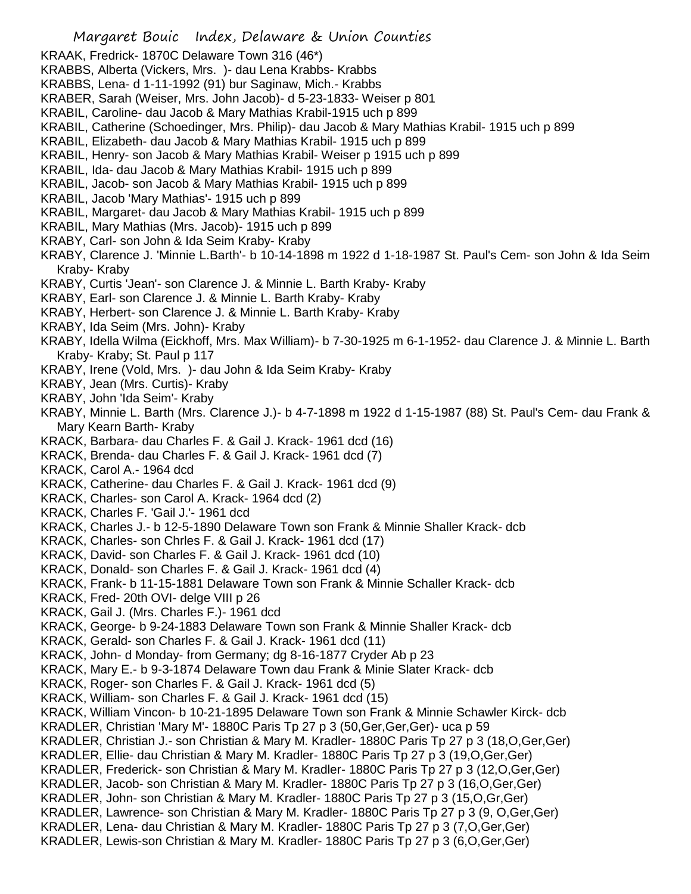KRAAK, Fredrick- 1870C Delaware Town 316 (46*)
KRABBS, Alberta (Vickers, Mrs. )- dau Lena Krabbs- Krabbs
KRABBS, Lena- d 1-11-1992 (91) bur Saginaw, Mich.- Krabbs
KRABER, Sarah (Weiser, Mrs. John Jacob)- d 5-23-1833- Weiser p 801
KRABIL, Caroline- dau Jacob & Mary Mathias Krabil-1915 uch p 899
KRABIL, Catherine (Schoedinger, Mrs. Philip)- dau Jacob & Mary Mathias Krabil- 1915 uch p 899
KRABIL, Elizabeth- dau Jacob & Mary Mathias Krabil- 1915 uch p 899
KRABIL, Henry- son Jacob & Mary Mathias Krabil- Weiser p 1915 uch p 899
KRABIL, Ida- dau Jacob & Mary Mathias Krabil- 1915 uch p 899
KRABIL, Jacob- son Jacob & Mary Mathias Krabil- 1915 uch p 899
KRABIL, Jacob 'Mary Mathias'- 1915 uch p 899
KRABIL, Margaret- dau Jacob & Mary Mathias Krabil- 1915 uch p 899
KRABIL, Mary Mathias (Mrs. Jacob)- 1915 uch p 899
KRABY, Carl- son John & Ida Seim Kraby- Kraby
KRABY, Clarence J. 'Minnie L.Barth'- b 10-14-1898 m 1922 d 1-18-1987 St. Paul's Cem- son John & Ida Seim Kraby- Kraby
KRABY, Curtis 'Jean'- son Clarence J. & Minnie L. Barth Kraby- Kraby
KRABY, Earl- son Clarence J. & Minnie L. Barth Kraby- Kraby
KRABY, Herbert- son Clarence J. & Minnie L. Barth Kraby- Kraby
KRABY, Ida Seim (Mrs. John)- Kraby
KRABY, Idella Wilma (Eickhoff, Mrs. Max William)- b 7-30-1925 m 6-1-1952- dau Clarence J. & Minnie L. Barth Kraby- Kraby; St. Paul p 117
KRABY, Irene (Vold, Mrs. )- dau John & Ida Seim Kraby- Kraby
KRABY, Jean (Mrs. Curtis)- Kraby
KRABY, John 'Ida Seim'- Kraby
KRABY, Minnie L. Barth (Mrs. Clarence J.)- b 4-7-1898 m 1922 d 1-15-1987 (88) St. Paul's Cem- dau Frank & Mary Kearn Barth- Kraby
KRACK, Barbara- dau Charles F. & Gail J. Krack- 1961 dcd (16)
KRACK, Brenda- dau Charles F. & Gail J. Krack- 1961 dcd (7)
KRACK, Carol A.- 1964 dcd
KRACK, Catherine- dau Charles F. & Gail J. Krack- 1961 dcd (9)
KRACK, Charles- son Carol A. Krack- 1964 dcd (2)
KRACK, Charles F. 'Gail J.'- 1961 dcd
KRACK, Charles J.- b 12-5-1890 Delaware Town son Frank & Minnie Shaller Krack- dcb
KRACK, Charles- son Chrles F. & Gail J. Krack- 1961 dcd (17)
KRACK, David- son Charles F. & Gail J. Krack- 1961 dcd (10)
KRACK, Donald- son Charles F. & Gail J. Krack- 1961 dcd (4)
KRACK, Frank- b 11-15-1881 Delaware Town son Frank & Minnie Schaller Krack- dcb
KRACK, Fred- 20th OVI- delge VIII p 26
KRACK, Gail J. (Mrs. Charles F.)- 1961 dcd
KRACK, George- b 9-24-1883 Delaware Town son Frank & Minnie Shaller Krack- dcb
KRACK, Gerald- son Charles F. & Gail J. Krack- 1961 dcd (11)
KRACK, John- d Monday- from Germany; dg 8-16-1877 Cryder Ab p 23
KRACK, Mary E.- b 9-3-1874 Delaware Town dau Frank & Minie Slater Krack- dcb
KRACK, Roger- son Charles F. & Gail J. Krack- 1961 dcd (5)
KRACK, William- son Charles F. & Gail J. Krack- 1961 dcd (15)
KRACK, William Vincon- b 10-21-1895 Delaware Town son Frank & Minnie Schawler Kirck- dcb
KRADLER, Christian 'Mary M'- 1880C Paris Tp 27 p 3 (50,Ger,Ger,Ger)- uca p 59
KRADLER, Christian J.- son Christian & Mary M. Kradler- 1880C Paris Tp 27 p 3 (18,O,Ger,Ger)
KRADLER, Ellie- dau Christian & Mary M. Kradler- 1880C Paris Tp 27 p 3 (19,O,Ger,Ger)
KRADLER, Frederick- son Christian & Mary M. Kradler- 1880C Paris Tp 27 p 3 (12,O,Ger,Ger)
KRADLER, Jacob- son Christian & Mary M. Kradler- 1880C Paris Tp 27 p 3 (16,O,Ger,Ger)
KRADLER, John- son Christian & Mary M. Kradler- 1880C Paris Tp 27 p 3 (15,O,Gr,Ger)
KRADLER, Lawrence- son Christian & Mary M. Kradler- 1880C Paris Tp 27 p 3 (9, O,Ger,Ger)
KRADLER, Lena- dau Christian & Mary M. Kradler- 1880C Paris Tp 27 p 3 (7,O,Ger,Ger)
KRADLER, Lewis-son Christian & Mary M. Kradler- 1880C Paris Tp 27 p 3 (6,O,Ger,Ger)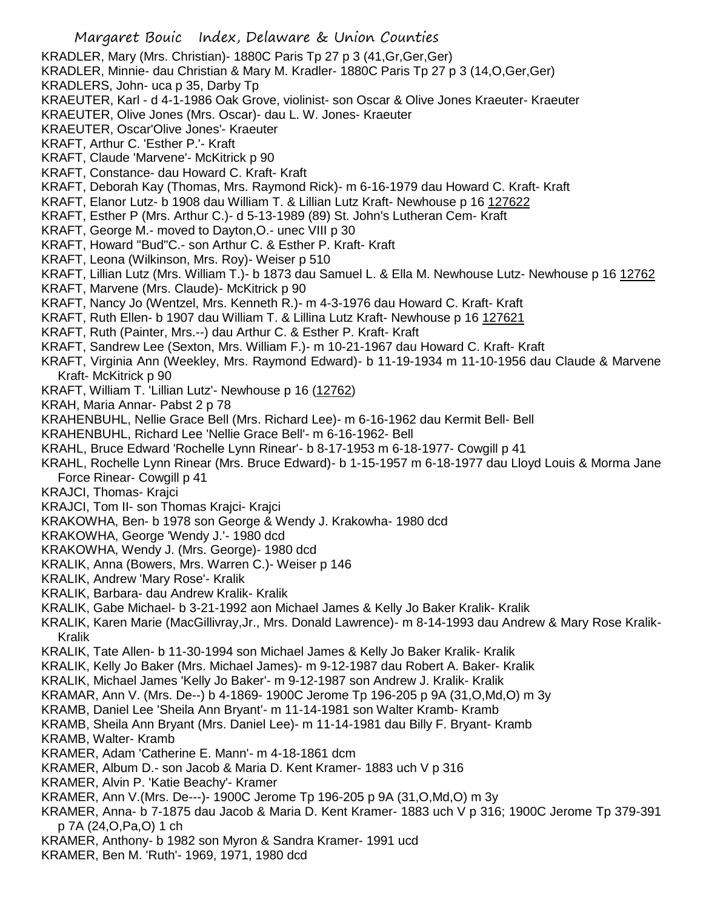KRADLER, Mary (Mrs. Christian)- 1880C Paris Tp 27 p 3 (41,Gr,Ger,Ger)
KRADLER, Minnie- dau Christian & Mary M. Kradler- 1880C Paris Tp 27 p 3 (14,O,Ger,Ger)
KRADLERS, John- uca p 35, Darby Tp
KRAEUTER, Karl - d 4-1-1986 Oak Grove, violinist- son Oscar & Olive Jones Kraeuter- Kraeuter
KRAEUTER, Olive Jones (Mrs. Oscar)- dau L. W. Jones- Kraeuter
KRAEUTER, Oscar'Olive Jones'- Kraeuter
KRAFT, Arthur C. 'Esther P.'- Kraft
KRAFT, Claude 'Marvene'- McKitrick p 90
KRAFT, Constance- dau Howard C. Kraft- Kraft
KRAFT, Deborah Kay (Thomas, Mrs. Raymond Rick)- m 6-16-1979 dau Howard C. Kraft- Kraft
KRAFT, Elanor Lutz- b 1908 dau William T. & Lillian Lutz Kraft- Newhouse p 16 127622
KRAFT, Esther P (Mrs. Arthur C.)- d 5-13-1989 (89) St. John's Lutheran Cem- Kraft
KRAFT, George M.- moved to Dayton,O.- unec VIII p 30
KRAFT, Howard "Bud"C.- son Arthur C. & Esther P. Kraft- Kraft
KRAFT, Leona (Wilkinson, Mrs. Roy)- Weiser p 510
KRAFT, Lillian Lutz (Mrs. William T.)- b 1873 dau Samuel L. & Ella M. Newhouse Lutz- Newhouse p 16 12762
KRAFT, Marvene (Mrs. Claude)- McKitrick p 90
KRAFT, Nancy Jo (Wentzel, Mrs. Kenneth R.)- m 4-3-1976 dau Howard C. Kraft- Kraft
KRAFT, Ruth Ellen- b 1907 dau William T. & Lillina Lutz Kraft- Newhouse p 16 127621
KRAFT, Ruth (Painter, Mrs.--) dau Arthur C. & Esther P. Kraft- Kraft
KRAFT, Sandrew Lee (Sexton, Mrs. William F.)- m 10-21-1967 dau Howard C. Kraft- Kraft
KRAFT, Virginia Ann (Weekley, Mrs. Raymond Edward)- b 11-19-1934 m 11-10-1956 dau Claude & Marvene Kraft- McKitrick p 90
KRAFT, William T. 'Lillian Lutz'- Newhouse p 16 (12762)
KRAH, Maria Annar- Pabst 2 p 78
KRAHENBUHL, Nellie Grace Bell (Mrs. Richard Lee)- m 6-16-1962 dau Kermit Bell- Bell
KRAHENBUHL, Richard Lee 'Nellie Grace Bell'- m 6-16-1962- Bell
KRAHL, Bruce Edward 'Rochelle Lynn Rinear'- b 8-17-1953 m 6-18-1977- Cowgill p 41
KRAHL, Rochelle Lynn Rinear (Mrs. Bruce Edward)- b 1-15-1957 m 6-18-1977 dau Lloyd Louis & Morma Jane Force Rinear- Cowgill p 41
KRAJCI, Thomas- Krajci
KRAJCI, Tom II- son Thomas Krajci- Krajci
KRAKOWHA, Ben- b 1978 son George & Wendy J. Krakowha- 1980 dcd
KRAKOWHA, George 'Wendy J.'- 1980 dcd
KRAKOWHA, Wendy J. (Mrs. George)- 1980 dcd
KRALIK, Anna (Bowers, Mrs. Warren C.)- Weiser p 146
KRALIK, Andrew 'Mary Rose'- Kralik
KRALIK, Barbara- dau Andrew Kralik- Kralik
KRALIK, Gabe Michael- b 3-21-1992 aon Michael James & Kelly Jo Baker Kralik- Kralik
KRALIK, Karen Marie (MacGillivray,Jr., Mrs. Donald Lawrence)- m 8-14-1993 dau Andrew & Mary Rose Kralik- Kralik
KRALIK, Tate Allen- b 11-30-1994 son Michael James & Kelly Jo Baker Kralik- Kralik
KRALIK, Kelly Jo Baker (Mrs. Michael James)- m 9-12-1987 dau Robert A. Baker- Kralik
KRALIK, Michael James 'Kelly Jo Baker'- m 9-12-1987 son Andrew J. Kralik- Kralik
KRAMAR, Ann V. (Mrs. De--) b 4-1869- 1900C Jerome Tp 196-205 p 9A (31,O,Md,O) m 3y
KRAMB, Daniel Lee 'Sheila Ann Bryant'- m 11-14-1981 son Walter Kramb- Kramb
KRAMB, Sheila Ann Bryant (Mrs. Daniel Lee)- m 11-14-1981 dau Billy F. Bryant- Kramb
KRAMB, Walter- Kramb
KRAMER, Adam 'Catherine E. Mann'- m 4-18-1861 dcm
KRAMER, Album D.- son Jacob & Maria D. Kent Kramer- 1883 uch V p 316
KRAMER, Alvin P. 'Katie Beachy'- Kramer
KRAMER, Ann V.(Mrs. De---)- 1900C Jerome Tp 196-205 p 9A (31,O,Md,O) m 3y
KRAMER, Anna- b 7-1875 dau Jacob & Maria D. Kent Kramer- 1883 uch V p 316; 1900C Jerome Tp 379-391 p 7A (24,O,Pa,O) 1 ch
KRAMER, Anthony- b 1982 son Myron & Sandra Kramer- 1991 ucd
KRAMER, Ben M. 'Ruth'- 1969, 1971, 1980 dcd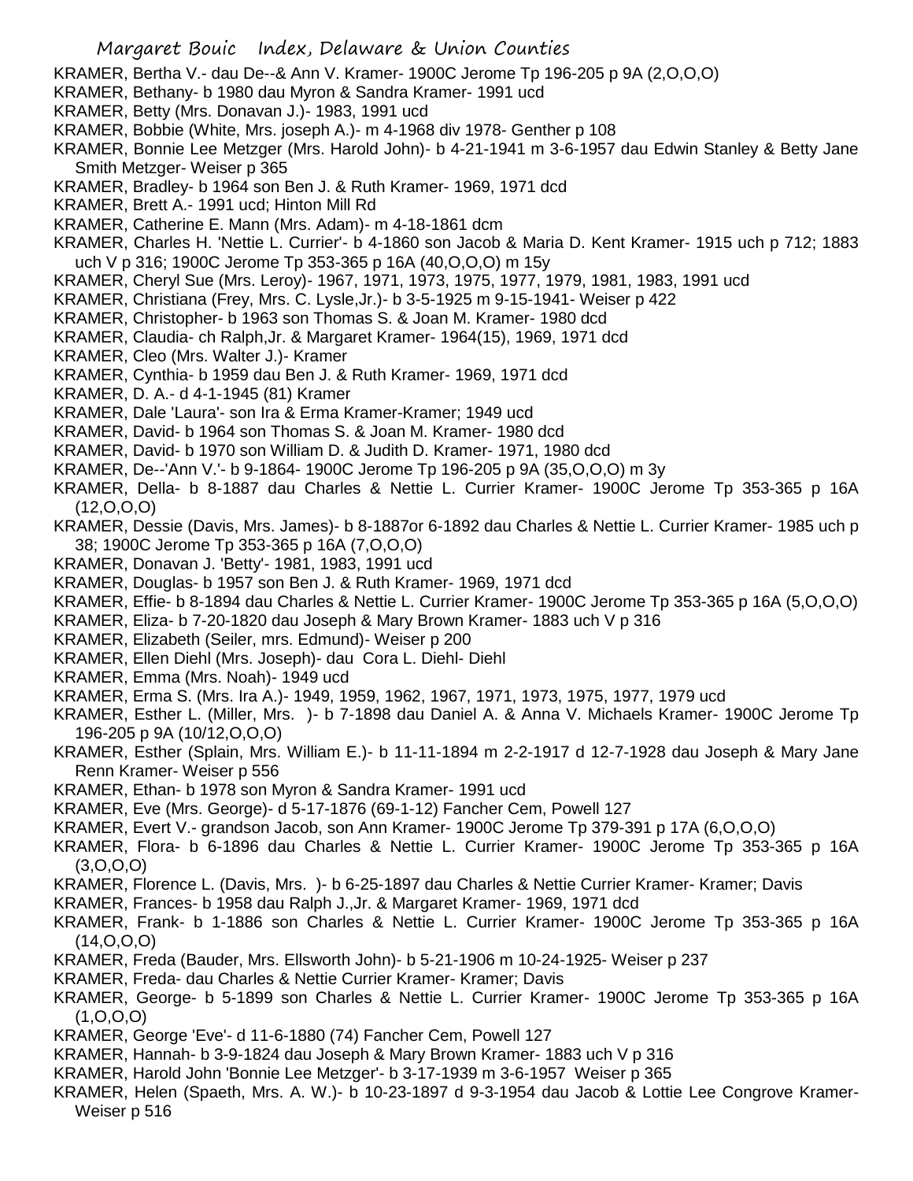KRAMER, Bertha V.- dau De--& Ann V. Kramer- 1900C Jerome Tp 196-205 p 9A (2,O,O,O)
KRAMER, Bethany- b 1980 dau Myron & Sandra Kramer- 1991 ucd
KRAMER, Betty (Mrs. Donavan J.)- 1983, 1991 ucd
KRAMER, Bobbie (White, Mrs. joseph A.)- m 4-1968 div 1978- Genther p 108
KRAMER, Bonnie Lee Metzger (Mrs. Harold John)- b 4-21-1941 m 3-6-1957 dau Edwin Stanley & Betty Jane Smith Metzger- Weiser p 365
KRAMER, Bradley- b 1964 son Ben J. & Ruth Kramer- 1969, 1971 dcd
KRAMER, Brett A.- 1991 ucd; Hinton Mill Rd
KRAMER, Catherine E. Mann (Mrs. Adam)- m 4-18-1861 dcm
KRAMER, Charles H. 'Nettie L. Currier'- b 4-1860 son Jacob & Maria D. Kent Kramer- 1915 uch p 712; 1883 uch V p 316; 1900C Jerome Tp 353-365 p 16A (40,O,O,O) m 15y
KRAMER, Cheryl Sue (Mrs. Leroy)- 1967, 1971, 1973, 1975, 1977, 1979, 1981, 1983, 1991 ucd
KRAMER, Christiana (Frey, Mrs. C. Lysle,Jr.)- b 3-5-1925 m 9-15-1941- Weiser p 422
KRAMER, Christopher- b 1963 son Thomas S. & Joan M. Kramer- 1980 dcd
KRAMER, Claudia- ch Ralph,Jr. & Margaret Kramer- 1964(15), 1969, 1971 dcd
KRAMER, Cleo (Mrs. Walter J.)- Kramer
KRAMER, Cynthia- b 1959 dau Ben J. & Ruth Kramer- 1969, 1971 dcd
KRAMER, D. A.- d 4-1-1945 (81) Kramer
KRAMER, Dale 'Laura'- son Ira & Erma Kramer-Kramer; 1949 ucd
KRAMER, David- b 1964 son Thomas S. & Joan M. Kramer- 1980 dcd
KRAMER, David- b 1970 son William D. & Judith D. Kramer- 1971, 1980 dcd
KRAMER, De--'Ann V.'- b 9-1864- 1900C Jerome Tp 196-205 p 9A (35,O,O,O) m 3y
KRAMER, Della- b 8-1887 dau Charles & Nettie L. Currier Kramer- 1900C Jerome Tp 353-365 p 16A (12,O,O,O)
KRAMER, Dessie (Davis, Mrs. James)- b 8-1887or 6-1892 dau Charles & Nettie L. Currier Kramer- 1985 uch p 38; 1900C Jerome Tp 353-365 p 16A (7,O,O,O)
KRAMER, Donavan J. 'Betty'- 1981, 1983, 1991 ucd
KRAMER, Douglas- b 1957 son Ben J. & Ruth Kramer- 1969, 1971 dcd
KRAMER, Effie- b 8-1894 dau Charles & Nettie L. Currier Kramer- 1900C Jerome Tp 353-365 p 16A (5,O,O,O)
KRAMER, Eliza- b 7-20-1820 dau Joseph & Mary Brown Kramer- 1883 uch V p 316
KRAMER, Elizabeth (Seiler, mrs. Edmund)- Weiser p 200
KRAMER, Ellen Diehl (Mrs. Joseph)- dau Cora L. Diehl- Diehl
KRAMER, Emma (Mrs. Noah)- 1949 ucd
KRAMER, Erma S. (Mrs. Ira A.)- 1949, 1959, 1962, 1967, 1971, 1973, 1975, 1977, 1979 ucd
KRAMER, Esther L. (Miller, Mrs. )- b 7-1898 dau Daniel A. & Anna V. Michaels Kramer- 1900C Jerome Tp 196-205 p 9A (10/12,O,O,O)
KRAMER, Esther (Splain, Mrs. William E.)- b 11-11-1894 m 2-2-1917 d 12-7-1928 dau Joseph & Mary Jane Renn Kramer- Weiser p 556
KRAMER, Ethan- b 1978 son Myron & Sandra Kramer- 1991 ucd
KRAMER, Eve (Mrs. George)- d 5-17-1876 (69-1-12) Fancher Cem, Powell 127
KRAMER, Evert V.- grandson Jacob, son Ann Kramer- 1900C Jerome Tp 379-391 p 17A (6,O,O,O)
KRAMER, Flora- b 6-1896 dau Charles & Nettie L. Currier Kramer- 1900C Jerome Tp 353-365 p 16A (3,O,O,O)
KRAMER, Florence L. (Davis, Mrs. )- b 6-25-1897 dau Charles & Nettie Currier Kramer- Kramer; Davis
KRAMER, Frances- b 1958 dau Ralph J.,Jr. & Margaret Kramer- 1969, 1971 dcd
KRAMER, Frank- b 1-1886 son Charles & Nettie L. Currier Kramer- 1900C Jerome Tp 353-365 p 16A (14,O,O,O)
KRAMER, Freda (Bauder, Mrs. Ellsworth John)- b 5-21-1906 m 10-24-1925- Weiser p 237
KRAMER, Freda- dau Charles & Nettie Currier Kramer- Kramer; Davis
KRAMER, George- b 5-1899 son Charles & Nettie L. Currier Kramer- 1900C Jerome Tp 353-365 p 16A (1,O,O,O)
KRAMER, George 'Eve'- d 11-6-1880 (74) Fancher Cem, Powell 127
KRAMER, Hannah- b 3-9-1824 dau Joseph & Mary Brown Kramer- 1883 uch V p 316
KRAMER, Harold John 'Bonnie Lee Metzger'- b 3-17-1939 m 3-6-1957 Weiser p 365
KRAMER, Helen (Spaeth, Mrs. A. W.)- b 10-23-1897 d 9-3-1954 dau Jacob & Lottie Lee Congrove Kramer- Weiser p 516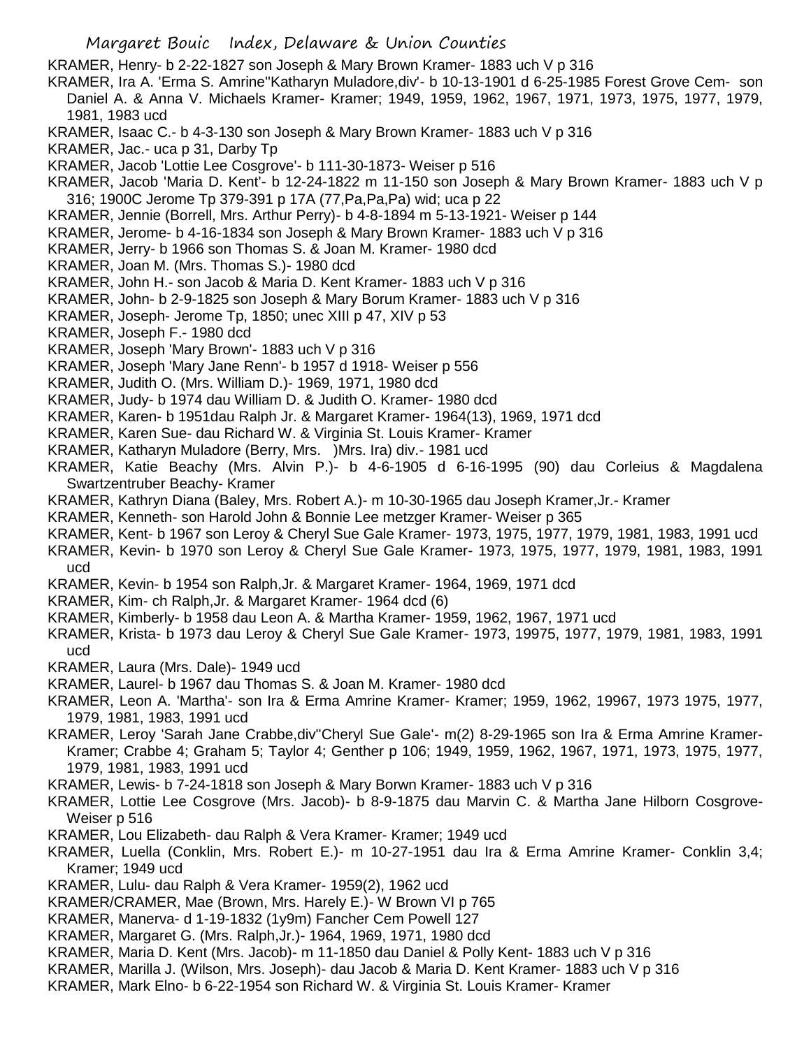KRAMER, Henry- b 2-22-1827 son Joseph & Mary Brown Kramer- 1883 uch V p 316

KRAMER, Ira A. 'Erma S. Amrine''Katharyn Muladore,div'- b 10-13-1901 d 6-25-1985 Forest Grove Cem- son Daniel A. & Anna V. Michaels Kramer- Kramer; 1949, 1959, 1962, 1967, 1971, 1973, 1975, 1977, 1979, 1981, 1983 ucd

KRAMER, Isaac C.- b 4-3-130 son Joseph & Mary Brown Kramer- 1883 uch V p 316

KRAMER, Jac.- uca p 31, Darby Tp

KRAMER, Jacob 'Lottie Lee Cosgrove'- b 111-30-1873- Weiser p 516

KRAMER, Jacob 'Maria D. Kent'- b 12-24-1822 m 11-150 son Joseph & Mary Brown Kramer- 1883 uch V p 316; 1900C Jerome Tp 379-391 p 17A (77,Pa,Pa,Pa) wid; uca p 22

KRAMER, Jennie (Borrell, Mrs. Arthur Perry)- b 4-8-1894 m 5-13-1921- Weiser p 144

KRAMER, Jerome- b 4-16-1834 son Joseph & Mary Brown Kramer- 1883 uch V p 316

KRAMER, Jerry- b 1966 son Thomas S. & Joan M. Kramer- 1980 dcd

KRAMER, Joan M. (Mrs. Thomas S.)- 1980 dcd

KRAMER, John H.- son Jacob & Maria D. Kent Kramer- 1883 uch V p 316

KRAMER, John- b 2-9-1825 son Joseph & Mary Borum Kramer- 1883 uch V p 316

KRAMER, Joseph- Jerome Tp, 1850; unec XIII p 47, XIV p 53

KRAMER, Joseph F.- 1980 dcd

KRAMER, Joseph 'Mary Brown'- 1883 uch V p 316

KRAMER, Joseph 'Mary Jane Renn'- b 1957 d 1918- Weiser p 556

KRAMER, Judith O. (Mrs. William D.)- 1969, 1971, 1980 dcd

KRAMER, Judy- b 1974 dau William D. & Judith O. Kramer- 1980 dcd

KRAMER, Karen- b 1951dau Ralph Jr. & Margaret Kramer- 1964(13), 1969, 1971 dcd

KRAMER, Karen Sue- dau Richard W. & Virginia St. Louis Kramer- Kramer

KRAMER, Katharyn Muladore (Berry, Mrs. )Mrs. Ira) div.- 1981 ucd

KRAMER, Katie Beachy (Mrs. Alvin P.)- b 4-6-1905 d 6-16-1995 (90) dau Corleius & Magdalena Swartzentruber Beachy- Kramer

KRAMER, Kathryn Diana (Baley, Mrs. Robert A.)- m 10-30-1965 dau Joseph Kramer,Jr.- Kramer

KRAMER, Kenneth- son Harold John & Bonnie Lee metzger Kramer- Weiser p 365

KRAMER, Kent- b 1967 son Leroy & Cheryl Sue Gale Kramer- 1973, 1975, 1977, 1979, 1981, 1983, 1991 ucd

KRAMER, Kevin- b 1970 son Leroy & Cheryl Sue Gale Kramer- 1973, 1975, 1977, 1979, 1981, 1983, 1991 ucd

KRAMER, Kevin- b 1954 son Ralph,Jr. & Margaret Kramer- 1964, 1969, 1971 dcd

KRAMER, Kim- ch Ralph,Jr. & Margaret Kramer- 1964 dcd (6)

KRAMER, Kimberly- b 1958 dau Leon A. & Martha Kramer- 1959, 1962, 1967, 1971 ucd

KRAMER, Krista- b 1973 dau Leroy & Cheryl Sue Gale Kramer- 1973, 19975, 1977, 1979, 1981, 1983, 1991 ucd

KRAMER, Laura (Mrs. Dale)- 1949 ucd

KRAMER, Laurel- b 1967 dau Thomas S. & Joan M. Kramer- 1980 dcd

KRAMER, Leon A. 'Martha'- son Ira & Erma Amrine Kramer- Kramer; 1959, 1962, 19967, 1973 1975, 1977, 1979, 1981, 1983, 1991 ucd

KRAMER, Leroy 'Sarah Jane Crabbe,div''Cheryl Sue Gale'- m(2) 8-29-1965 son Ira & Erma Amrine Kramer- Kramer; Crabbe 4; Graham 5; Taylor 4; Genther p 106; 1949, 1959, 1962, 1967, 1971, 1973, 1975, 1977, 1979, 1981, 1983, 1991 ucd

KRAMER, Lewis- b 7-24-1818 son Joseph & Mary Borwn Kramer- 1883 uch V p 316

KRAMER, Lottie Lee Cosgrove (Mrs. Jacob)- b 8-9-1875 dau Marvin C. & Martha Jane Hilborn Cosgrove- Weiser p 516

KRAMER, Lou Elizabeth- dau Ralph & Vera Kramer- Kramer; 1949 ucd

KRAMER, Luella (Conklin, Mrs. Robert E.)- m 10-27-1951 dau Ira & Erma Amrine Kramer- Conklin 3,4; Kramer; 1949 ucd

KRAMER, Lulu- dau Ralph & Vera Kramer- 1959(2), 1962 ucd

KRAMER/CRAMER, Mae (Brown, Mrs. Harely E.)- W Brown VI p 765

KRAMER, Manerva- d 1-19-1832 (1y9m) Fancher Cem Powell 127

KRAMER, Margaret G. (Mrs. Ralph,Jr.)- 1964, 1969, 1971, 1980 dcd

KRAMER, Maria D. Kent (Mrs. Jacob)- m 11-1850 dau Daniel & Polly Kent- 1883 uch V p 316

KRAMER, Marilla J. (Wilson, Mrs. Joseph)- dau Jacob & Maria D. Kent Kramer- 1883 uch V p 316

KRAMER, Mark Elno- b 6-22-1954 son Richard W. & Virginia St. Louis Kramer- Kramer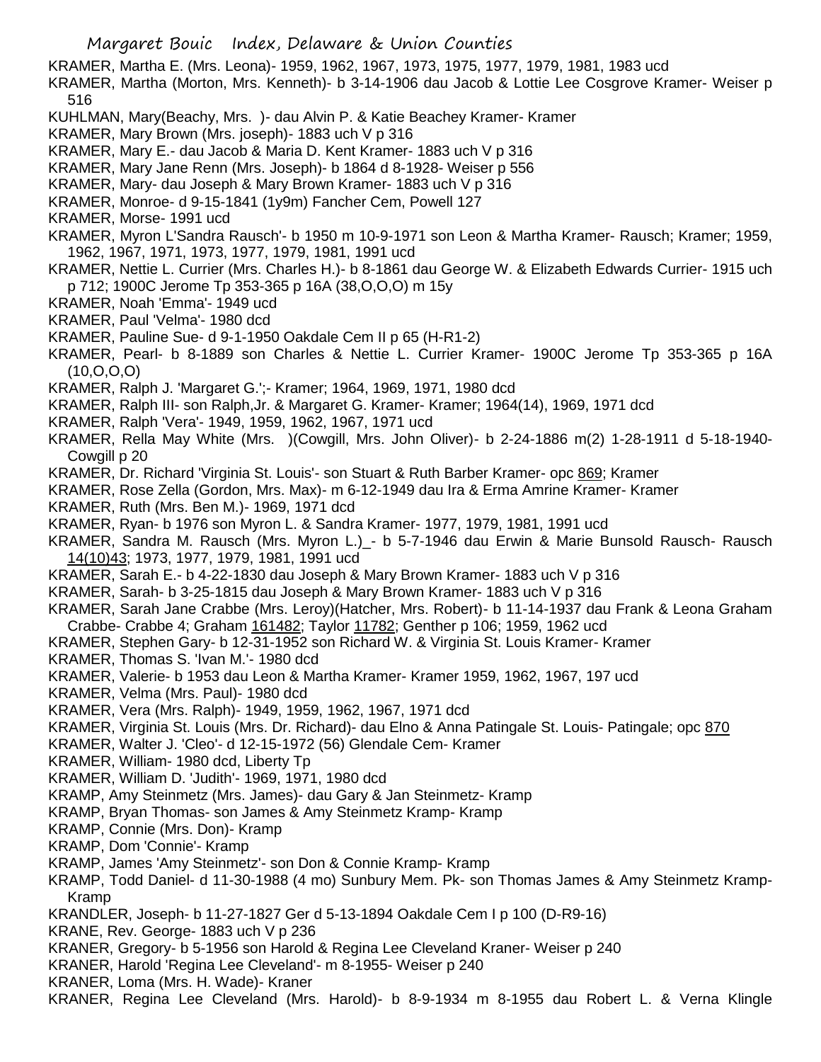KRAMER, Martha E. (Mrs. Leona)- 1959, 1962, 1967, 1973, 1975, 1977, 1979, 1981, 1983 ucd

KRAMER, Martha (Morton, Mrs. Kenneth)- b 3-14-1906 dau Jacob & Lottie Lee Cosgrove Kramer- Weiser p 516

KUHLMAN, Mary(Beachy, Mrs. )- dau Alvin P. & Katie Beachey Kramer- Kramer

KRAMER, Mary Brown (Mrs. joseph)- 1883 uch V p 316

KRAMER, Mary E.- dau Jacob & Maria D. Kent Kramer- 1883 uch V p 316

KRAMER, Mary Jane Renn (Mrs. Joseph)- b 1864 d 8-1928- Weiser p 556

KRAMER, Mary- dau Joseph & Mary Brown Kramer- 1883 uch V p 316

KRAMER, Monroe- d 9-15-1841 (1y9m) Fancher Cem, Powell 127

KRAMER, Morse- 1991 ucd

KRAMER, Myron L'Sandra Rausch'- b 1950 m 10-9-1971 son Leon & Martha Kramer- Rausch; Kramer; 1959, 1962, 1967, 1971, 1973, 1977, 1979, 1981, 1991 ucd

KRAMER, Nettie L. Currier (Mrs. Charles H.)- b 8-1861 dau George W. & Elizabeth Edwards Currier- 1915 uch p 712; 1900C Jerome Tp 353-365 p 16A (38,O,O,O) m 15y

KRAMER, Noah 'Emma'- 1949 ucd

KRAMER, Paul 'Velma'- 1980 dcd

KRAMER, Pauline Sue- d 9-1-1950 Oakdale Cem II p 65 (H-R1-2)

KRAMER, Pearl- b 8-1889 son Charles & Nettie L. Currier Kramer- 1900C Jerome Tp 353-365 p 16A (10,O,O,O)

KRAMER, Ralph J. 'Margaret G.';- Kramer; 1964, 1969, 1971, 1980 dcd

KRAMER, Ralph III- son Ralph,Jr. & Margaret G. Kramer- Kramer; 1964(14), 1969, 1971 dcd

KRAMER, Ralph 'Vera'- 1949, 1959, 1962, 1967, 1971 ucd

KRAMER, Rella May White (Mrs. )(Cowgill, Mrs. John Oliver)- b 2-24-1886 m(2) 1-28-1911 d 5-18-1940- Cowgill p 20

KRAMER, Dr. Richard 'Virginia St. Louis'- son Stuart & Ruth Barber Kramer- opc 869; Kramer

KRAMER, Rose Zella (Gordon, Mrs. Max)- m 6-12-1949 dau Ira & Erma Amrine Kramer- Kramer

KRAMER, Ruth (Mrs. Ben M.)- 1969, 1971 dcd

KRAMER, Ryan- b 1976 son Myron L. & Sandra Kramer- 1977, 1979, 1981, 1991 ucd

KRAMER, Sandra M. Rausch (Mrs. Myron L.)_- b 5-7-1946 dau Erwin & Marie Bunsold Rausch- Rausch 14(10)43; 1973, 1977, 1979, 1981, 1991 ucd

KRAMER, Sarah E.- b 4-22-1830 dau Joseph & Mary Brown Kramer- 1883 uch V p 316

KRAMER, Sarah- b 3-25-1815 dau Joseph & Mary Brown Kramer- 1883 uch V p 316

KRAMER, Sarah Jane Crabbe (Mrs. Leroy)(Hatcher, Mrs. Robert)- b 11-14-1937 dau Frank & Leona Graham Crabbe- Crabbe 4; Graham 161482; Taylor 11782; Genther p 106; 1959, 1962 ucd

KRAMER, Stephen Gary- b 12-31-1952 son Richard W. & Virginia St. Louis Kramer- Kramer

KRAMER, Thomas S. 'Ivan M.'- 1980 dcd

KRAMER, Valerie- b 1953 dau Leon & Martha Kramer- Kramer 1959, 1962, 1967, 197 ucd

KRAMER, Velma (Mrs. Paul)- 1980 dcd

KRAMER, Vera (Mrs. Ralph)- 1949, 1959, 1962, 1967, 1971 dcd

KRAMER, Virginia St. Louis (Mrs. Dr. Richard)- dau Elno & Anna Patingale St. Louis- Patingale; opc 870

KRAMER, Walter J. 'Cleo'- d 12-15-1972 (56) Glendale Cem- Kramer

KRAMER, William- 1980 dcd, Liberty Tp

KRAMER, William D. 'Judith'- 1969, 1971, 1980 dcd

KRAMP, Amy Steinmetz (Mrs. James)- dau Gary & Jan Steinmetz- Kramp

KRAMP, Bryan Thomas- son James & Amy Steinmetz Kramp- Kramp

KRAMP, Connie (Mrs. Don)- Kramp

KRAMP, Dom 'Connie'- Kramp

KRAMP, James 'Amy Steinmetz'- son Don & Connie Kramp- Kramp

KRAMP, Todd Daniel- d 11-30-1988 (4 mo) Sunbury Mem. Pk- son Thomas James & Amy Steinmetz Kramp- Kramp

KRANDLER, Joseph- b 11-27-1827 Ger d 5-13-1894 Oakdale Cem I p 100 (D-R9-16)

KRANE, Rev. George- 1883 uch V p 236

KRANER, Gregory- b 5-1956 son Harold & Regina Lee Cleveland Kraner- Weiser p 240

KRANER, Harold 'Regina Lee Cleveland'- m 8-1955- Weiser p 240

KRANER, Loma (Mrs. H. Wade)- Kraner

KRANER, Regina Lee Cleveland (Mrs. Harold)- b 8-9-1934 m 8-1955 dau Robert L. & Verna Klingle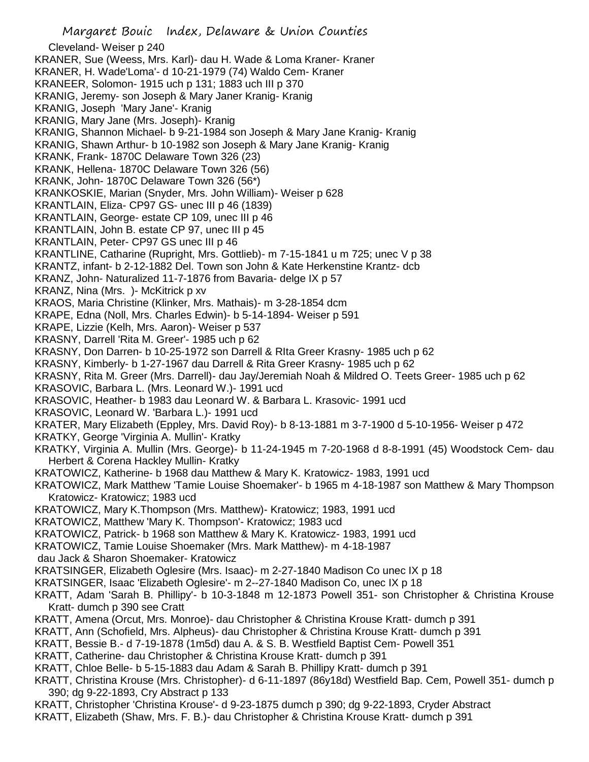Cleveland- Weiser p 240

KRANER, Sue (Weess, Mrs. Karl)- dau H. Wade & Loma Kraner- Kraner

KRANER, H. Wade'Loma'- d 10-21-1979 (74) Waldo Cem- Kraner

KRANEER, Solomon- 1915 uch p 131; 1883 uch III p 370

KRANIG, Jeremy- son Joseph & Mary Janer Kranig- Kranig

KRANIG, Joseph 'Mary Jane'- Kranig

KRANIG, Mary Jane (Mrs. Joseph)- Kranig

KRANIG, Shannon Michael- b 9-21-1984 son Joseph & Mary Jane Kranig- Kranig

KRANIG, Shawn Arthur- b 10-1982 son Joseph & Mary Jane Kranig- Kranig

KRANK, Frank- 1870C Delaware Town 326 (23)

KRANK, Hellena- 1870C Delaware Town 326 (56)

KRANK, John- 1870C Delaware Town 326 (56*)

KRANKOSKIE, Marian (Snyder, Mrs. John William)- Weiser p 628

KRANTLAIN, Eliza- CP97 GS- unec III p 46 (1839)

KRANTLAIN, George- estate CP 109, unec III p 46

KRANTLAIN, John B. estate CP 97, unec III p 45

KRANTLAIN, Peter- CP97 GS unec III p 46

KRANTLINE, Catharine (Rupright, Mrs. Gottlieb)- m 7-15-1841 u m 725; unec V p 38

KRANTZ, infant- b 2-12-1882 Del. Town son John & Kate Herkenstine Krantz- dcb

KRANZ, John- Naturalized 11-7-1876 from Bavaria- delge IX p 57

KRANZ, Nina (Mrs. )- McKitrick p xv

KRAOS, Maria Christine (Klinker, Mrs. Mathais)- m 3-28-1854 dcm

KRAPE, Edna (Noll, Mrs. Charles Edwin)- b 5-14-1894- Weiser p 591

KRAPE, Lizzie (Kelh, Mrs. Aaron)- Weiser p 537

KRASNY, Darrell 'Rita M. Greer'- 1985 uch p 62

KRASNY, Don Darren- b 10-25-1972 son Darrell & RIta Greer Krasny- 1985 uch p 62

KRASNY, Kimberly- b 1-27-1967 dau Darrell & Rita Greer Krasny- 1985 uch p 62

KRASNY, Rita M. Greer (Mrs. Darrell)- dau Jay/Jeremiah Noah & Mildred O. Teets Greer- 1985 uch p 62

KRASOVIC, Barbara L. (Mrs. Leonard W.)- 1991 ucd

KRASOVIC, Heather- b 1983 dau Leonard W. & Barbara L. Krasovic- 1991 ucd

KRASOVIC, Leonard W. 'Barbara L.)- 1991 ucd

KRATER, Mary Elizabeth (Eppley, Mrs. David Roy)- b 8-13-1881 m 3-7-1900 d 5-10-1956- Weiser p 472

KRATKY, George 'Virginia A. Mullin'- Kratky

KRATKY, Virginia A. Mullin (Mrs. George)- b 11-24-1945 m 7-20-1968 d 8-8-1991 (45) Woodstock Cem- dau Herbert & Corena Hackley Mullin- Kratky

KRATOWICZ, Katherine- b 1968 dau Matthew & Mary K. Kratowicz- 1983, 1991 ucd

KRATOWICZ, Mark Matthew 'Tamie Louise Shoemaker'- b 1965 m 4-18-1987 son Matthew & Mary Thompson Kratowicz- Kratowicz; 1983 ucd

KRATOWICZ, Mary K.Thompson (Mrs. Matthew)- Kratowicz; 1983, 1991 ucd

KRATOWICZ, Matthew 'Mary K. Thompson'- Kratowicz; 1983 ucd

KRATOWICZ, Patrick- b 1968 son Matthew & Mary K. Kratowicz- 1983, 1991 ucd

KRATOWICZ, Tamie Louise Shoemaker (Mrs. Mark Matthew)- m 4-18-1987 dau Jack & Sharon Shoemaker- Kratowicz

KRATSINGER, Elizabeth Oglesire (Mrs. Isaac)- m 2-27-1840 Madison Co unec IX p 18

KRATSINGER, Isaac 'Elizabeth Oglesire'- m 2--27-1840 Madison Co, unec IX p 18

KRATT, Adam 'Sarah B. Phillipy'- b 10-3-1848 m 12-1873 Powell 351- son Christopher & Christina Krouse Kratt- dumch p 390 see Cratt

KRATT, Amena (Orcut, Mrs. Monroe)- dau Christopher & Christina Krouse Kratt- dumch p 391

KRATT, Ann (Schofield, Mrs. Alpheus)- dau Christopher & Christina Krouse Kratt- dumch p 391

KRATT, Bessie B.- d 7-19-1878 (1m5d) dau A. & S. B. Westfield Baptist Cem- Powell 351

KRATT, Catherine- dau Christopher & Christina Krouse Kratt- dumch p 391

KRATT, Chloe Belle- b 5-15-1883 dau Adam & Sarah B. Phillipy Kratt- dumch p 391

KRATT, Christina Krouse (Mrs. Christopher)- d 6-11-1897 (86y18d) Westfield Bap. Cem, Powell 351- dumch p 390; dg 9-22-1893, Cry Abstract p 133

KRATT, Christopher 'Christina Krouse'- d 9-23-1875 dumch p 390; dg 9-22-1893, Cryder Abstract

KRATT, Elizabeth (Shaw, Mrs. F. B.)- dau Christopher & Christina Krouse Kratt- dumch p 391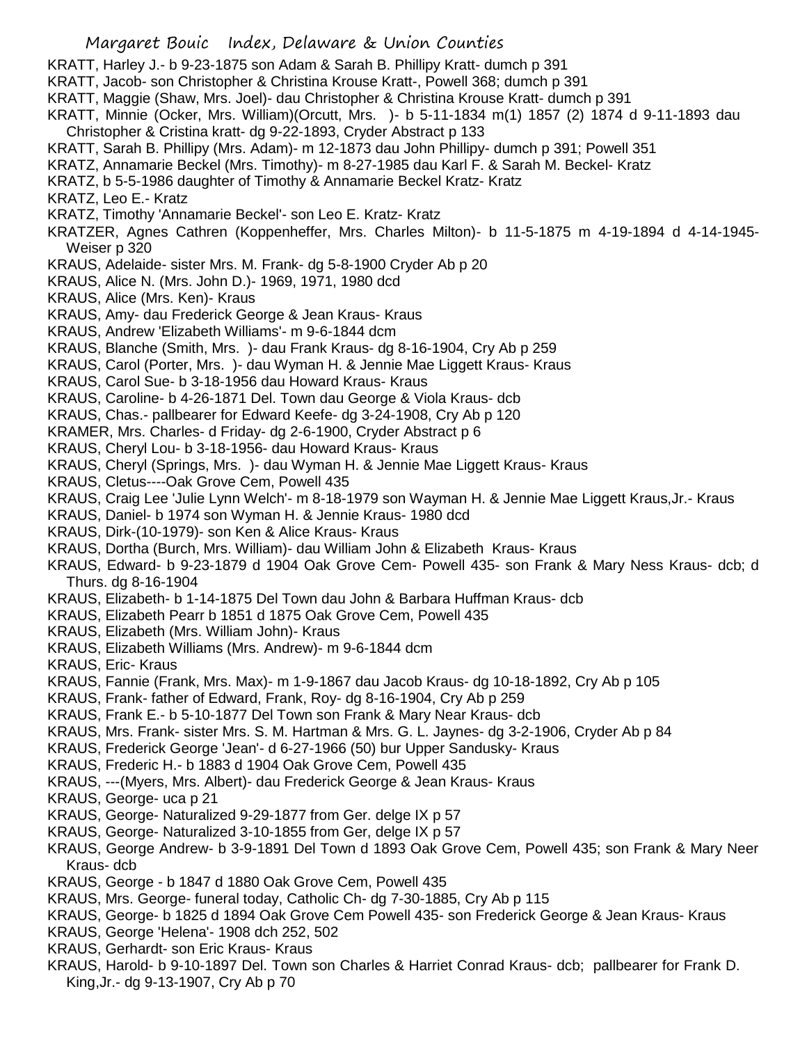KRATT, Harley J.- b 9-23-1875 son Adam & Sarah B. Phillipy Kratt- dumch p 391

KRATT, Jacob- son Christopher & Christina Krouse Kratt-, Powell 368; dumch p 391

KRATT, Maggie (Shaw, Mrs. Joel)- dau Christopher & Christina Krouse Kratt- dumch p 391

KRATT, Minnie (Ocker, Mrs. William)(Orcutt, Mrs. )- b 5-11-1834 m(1) 1857 (2) 1874 d 9-11-1893 dau Christopher & Cristina kratt- dg 9-22-1893, Cryder Abstract p 133

KRATT, Sarah B. Phillipy (Mrs. Adam)- m 12-1873 dau John Phillipy- dumch p 391; Powell 351

KRATZ, Annamarie Beckel (Mrs. Timothy)- m 8-27-1985 dau Karl F. & Sarah M. Beckel- Kratz

KRATZ, b 5-5-1986 daughter of Timothy & Annamarie Beckel Kratz- Kratz

KRATZ, Leo E.- Kratz

KRATZ, Timothy 'Annamarie Beckel'- son Leo E. Kratz- Kratz

KRATZER, Agnes Cathren (Koppenheffer, Mrs. Charles Milton)- b 11-5-1875 m 4-19-1894 d 4-14-1945- Weiser p 320

KRAUS, Adelaide- sister Mrs. M. Frank- dg 5-8-1900 Cryder Ab p 20

KRAUS, Alice N. (Mrs. John D.)- 1969, 1971, 1980 dcd

KRAUS, Alice (Mrs. Ken)- Kraus

KRAUS, Amy- dau Frederick George & Jean Kraus- Kraus

KRAUS, Andrew 'Elizabeth Williams'- m 9-6-1844 dcm

KRAUS, Blanche (Smith, Mrs. )- dau Frank Kraus- dg 8-16-1904, Cry Ab p 259

KRAUS, Carol (Porter, Mrs. )- dau Wyman H. & Jennie Mae Liggett Kraus- Kraus

KRAUS, Carol Sue- b 3-18-1956 dau Howard Kraus- Kraus

KRAUS, Caroline- b 4-26-1871 Del. Town dau George & Viola Kraus- dcb

KRAUS, Chas.- pallbearer for Edward Keefe- dg 3-24-1908, Cry Ab p 120

KRAMER, Mrs. Charles- d Friday- dg 2-6-1900, Cryder Abstract p 6

KRAUS, Cheryl Lou- b 3-18-1956- dau Howard Kraus- Kraus

KRAUS, Cheryl (Springs, Mrs. )- dau Wyman H. & Jennie Mae Liggett Kraus- Kraus

KRAUS, Cletus----Oak Grove Cem, Powell 435

KRAUS, Craig Lee 'Julie Lynn Welch'- m 8-18-1979 son Wayman H. & Jennie Mae Liggett Kraus,Jr.- Kraus

KRAUS, Daniel- b 1974 son Wyman H. & Jennie Kraus- 1980 dcd

KRAUS, Dirk-(10-1979)- son Ken & Alice Kraus- Kraus

KRAUS, Dortha (Burch, Mrs. William)- dau William John & Elizabeth Kraus- Kraus

KRAUS, Edward- b 9-23-1879 d 1904 Oak Grove Cem- Powell 435- son Frank & Mary Ness Kraus- dcb; d Thurs. dg 8-16-1904

KRAUS, Elizabeth- b 1-14-1875 Del Town dau John & Barbara Huffman Kraus- dcb

KRAUS, Elizabeth Pearr b 1851 d 1875 Oak Grove Cem, Powell 435

KRAUS, Elizabeth (Mrs. William John)- Kraus

KRAUS, Elizabeth Williams (Mrs. Andrew)- m 9-6-1844 dcm

KRAUS, Eric- Kraus

KRAUS, Fannie (Frank, Mrs. Max)- m 1-9-1867 dau Jacob Kraus- dg 10-18-1892, Cry Ab p 105

KRAUS, Frank- father of Edward, Frank, Roy- dg 8-16-1904, Cry Ab p 259

KRAUS, Frank E.- b 5-10-1877 Del Town son Frank & Mary Near Kraus- dcb

KRAUS, Mrs. Frank- sister Mrs. S. M. Hartman & Mrs. G. L. Jaynes- dg 3-2-1906, Cryder Ab p 84

KRAUS, Frederick George 'Jean'- d 6-27-1966 (50) bur Upper Sandusky- Kraus

KRAUS, Frederic H.- b 1883 d 1904 Oak Grove Cem, Powell 435

KRAUS, ---(Myers, Mrs. Albert)- dau Frederick George & Jean Kraus- Kraus

KRAUS, George- uca p 21

KRAUS, George- Naturalized 9-29-1877 from Ger. delge IX p 57

KRAUS, George- Naturalized 3-10-1855 from Ger, delge IX p 57

KRAUS, George Andrew- b 3-9-1891 Del Town d 1893 Oak Grove Cem, Powell 435; son Frank & Mary Neer Kraus- dcb

KRAUS, George - b 1847 d 1880 Oak Grove Cem, Powell 435

KRAUS, Mrs. George- funeral today, Catholic Ch- dg 7-30-1885, Cry Ab p 115

KRAUS, George- b 1825 d 1894 Oak Grove Cem Powell 435- son Frederick George & Jean Kraus- Kraus

KRAUS, George 'Helena'- 1908 dch 252, 502

KRAUS, Gerhardt- son Eric Kraus- Kraus

KRAUS, Harold- b 9-10-1897 Del. Town son Charles & Harriet Conrad Kraus- dcb; pallbearer for Frank D. King,Jr.- dg 9-13-1907, Cry Ab p 70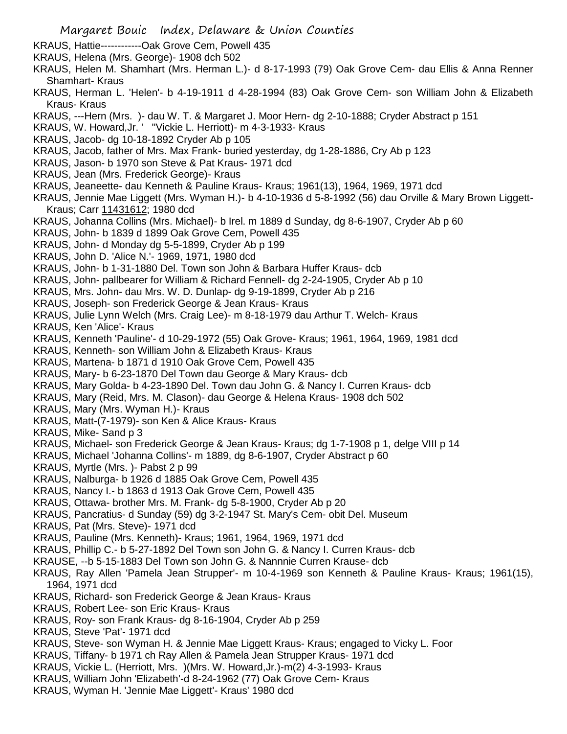KRAUS, Hattie------------Oak Grove Cem, Powell 435
KRAUS, Helena (Mrs. George)- 1908 dch 502
KRAUS, Helen M. Shamhart (Mrs. Herman L.)- d 8-17-1993 (79) Oak Grove Cem- dau Ellis & Anna Renner Shamhart- Kraus
KRAUS, Herman L. 'Helen'- b 4-19-1911 d 4-28-1994 (83) Oak Grove Cem- son William John & Elizabeth Kraus- Kraus
KRAUS, ---Hern (Mrs. )- dau W. T. & Margaret J. Moor Hern- dg 2-10-1888; Cryder Abstract p 151
KRAUS, W. Howard,Jr. ' "Vickie L. Herriott)- m 4-3-1933- Kraus
KRAUS, Jacob- dg 10-18-1892 Cryder Ab p 105
KRAUS, Jacob, father of Mrs. Max Frank- buried yesterday, dg 1-28-1886, Cry Ab p 123
KRAUS, Jason- b 1970 son Steve & Pat Kraus- 1971 dcd
KRAUS, Jean (Mrs. Frederick George)- Kraus
KRAUS, Jeaneette- dau Kenneth & Pauline Kraus- Kraus; 1961(13), 1964, 1969, 1971 dcd
KRAUS, Jennie Mae Liggett (Mrs. Wyman H.)- b 4-10-1936 d 5-8-1992 (56) dau Orville & Mary Brown Liggett- Kraus; Carr 11431612; 1980 dcd
KRAUS, Johanna Collins (Mrs. Michael)- b Irel. m 1889 d Sunday, dg 8-6-1907, Cryder Ab p 60
KRAUS, John- b 1839 d 1899 Oak Grove Cem, Powell 435
KRAUS, John- d Monday dg 5-5-1899, Cryder Ab p 199
KRAUS, John D. 'Alice N.'- 1969, 1971, 1980 dcd
KRAUS, John- b 1-31-1880 Del. Town son John & Barbara Huffer Kraus- dcb
KRAUS, John- pallbearer for William & Richard Fennell- dg 2-24-1905, Cryder Ab p 10
KRAUS, Mrs. John- dau Mrs. W. D. Dunlap- dg 9-19-1899, Cryder Ab p 216
KRAUS, Joseph- son Frederick George & Jean Kraus- Kraus
KRAUS, Julie Lynn Welch (Mrs. Craig Lee)- m 8-18-1979 dau Arthur T. Welch- Kraus
KRAUS, Ken 'Alice'- Kraus
KRAUS, Kenneth 'Pauline'- d 10-29-1972 (55) Oak Grove- Kraus; 1961, 1964, 1969, 1981 dcd
KRAUS, Kenneth- son William John & Elizabeth Kraus- Kraus
KRAUS, Martena- b 1871 d 1910 Oak Grove Cem, Powell 435
KRAUS, Mary- b 6-23-1870 Del Town dau George & Mary Kraus- dcb
KRAUS, Mary Golda- b 4-23-1890 Del. Town dau John G. & Nancy I. Curren Kraus- dcb
KRAUS, Mary (Reid, Mrs. M. Clason)- dau George & Helena Kraus- 1908 dch 502
KRAUS, Mary (Mrs. Wyman H.)- Kraus
KRAUS, Matt-(7-1979)- son Ken & Alice Kraus- Kraus
KRAUS, Mike- Sand p 3
KRAUS, Michael- son Frederick George & Jean Kraus- Kraus; dg 1-7-1908 p 1, delge VIII p 14
KRAUS, Michael 'Johanna Collins'- m 1889, dg 8-6-1907, Cryder Abstract p 60
KRAUS, Myrtle (Mrs. )- Pabst 2 p 99
KRAUS, Nalburga- b 1926 d 1885 Oak Grove Cem, Powell 435
KRAUS, Nancy I.- b 1863 d 1913 Oak Grove Cem, Powell 435
KRAUS, Ottawa- brother Mrs. M. Frank- dg 5-8-1900, Cryder Ab p 20
KRAUS, Pancratius- d Sunday (59) dg 3-2-1947 St. Mary's Cem- obit Del. Museum
KRAUS, Pat (Mrs. Steve)- 1971 dcd
KRAUS, Pauline (Mrs. Kenneth)- Kraus; 1961, 1964, 1969, 1971 dcd
KRAUS, Phillip C.- b 5-27-1892 Del Town son John G. & Nancy I. Curren Kraus- dcb
KRAUSE, --b 5-15-1883 Del Town son John G. & Nannnie Curren Krause- dcb
KRAUS, Ray Allen 'Pamela Jean Strupper'- m 10-4-1969 son Kenneth & Pauline Kraus- Kraus; 1961(15), 1964, 1971 dcd
KRAUS, Richard- son Frederick George & Jean Kraus- Kraus
KRAUS, Robert Lee- son Eric Kraus- Kraus
KRAUS, Roy- son Frank Kraus- dg 8-16-1904, Cryder Ab p 259
KRAUS, Steve 'Pat'- 1971 dcd
KRAUS, Steve- son Wyman H. & Jennie Mae Liggett Kraus- Kraus; engaged to Vicky L. Foor
KRAUS, Tiffany- b 1971 ch Ray Allen & Pamela Jean Strupper Kraus- 1971 dcd
KRAUS, Vickie L. (Herriott, Mrs. )(Mrs. W. Howard,Jr.)-m(2) 4-3-1993- Kraus
KRAUS, William John 'Elizabeth'-d 8-24-1962 (77) Oak Grove Cem- Kraus
KRAUS, Wyman H. 'Jennie Mae Liggett'- Kraus' 1980 dcd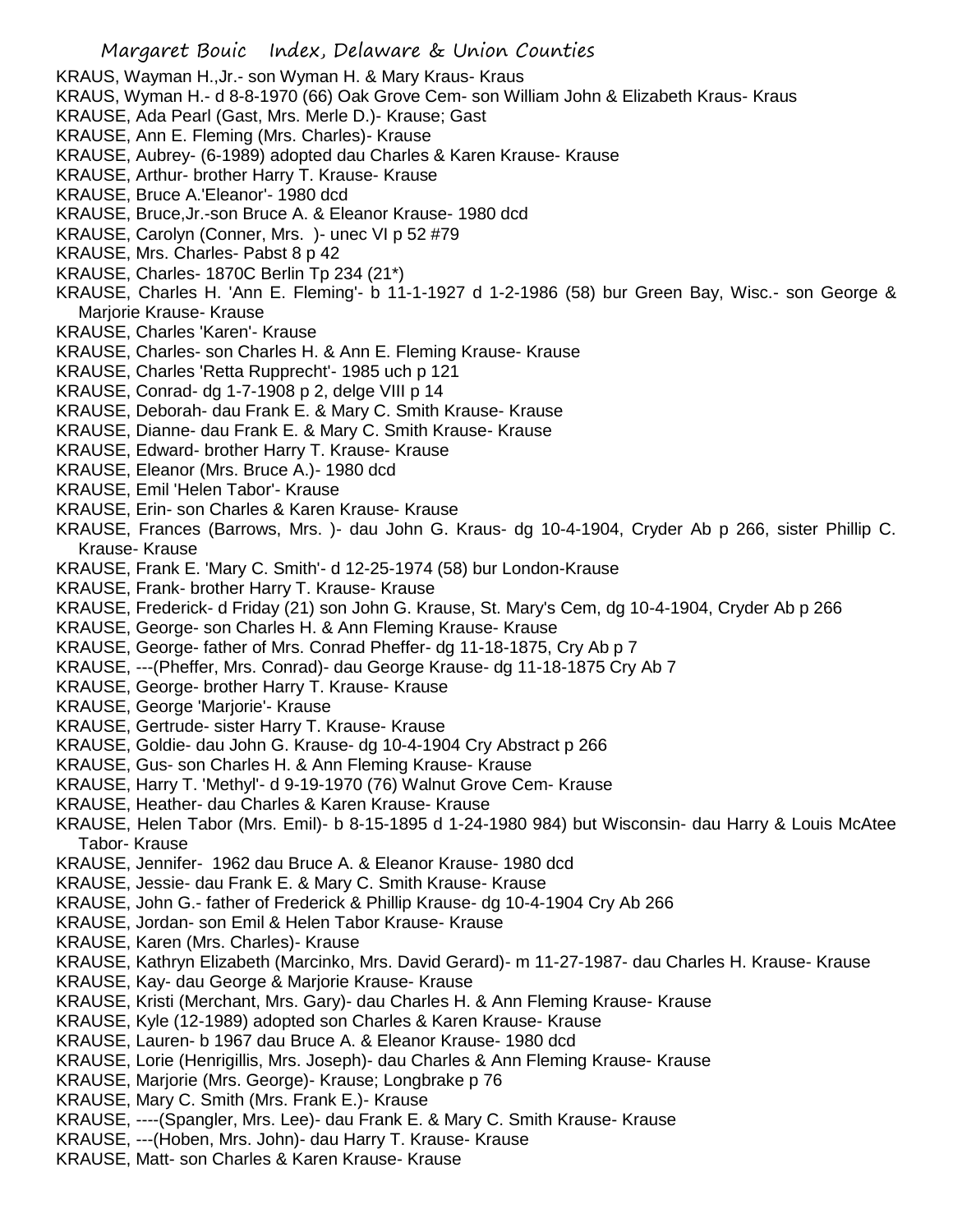KRAUS, Wayman H.,Jr.- son Wyman H. & Mary Kraus- Kraus
KRAUS, Wyman H.- d 8-8-1970 (66) Oak Grove Cem- son William John & Elizabeth Kraus- Kraus
KRAUSE, Ada Pearl (Gast, Mrs. Merle D.)- Krause; Gast
KRAUSE, Ann E. Fleming (Mrs. Charles)- Krause
KRAUSE, Aubrey- (6-1989) adopted dau Charles & Karen Krause- Krause
KRAUSE, Arthur- brother Harry T. Krause- Krause
KRAUSE, Bruce A.'Eleanor'- 1980 dcd
KRAUSE, Bruce,Jr.-son Bruce A. & Eleanor Krause- 1980 dcd
KRAUSE, Carolyn (Conner, Mrs. )- unec VI p 52 #79
KRAUSE, Mrs. Charles- Pabst 8 p 42
KRAUSE, Charles- 1870C Berlin Tp 234 (21*)
KRAUSE, Charles H. 'Ann E. Fleming'- b 11-1-1927 d 1-2-1986 (58) bur Green Bay, Wisc.- son George & Marjorie Krause- Krause
KRAUSE, Charles 'Karen'- Krause
KRAUSE, Charles- son Charles H. & Ann E. Fleming Krause- Krause
KRAUSE, Charles 'Retta Rupprecht'- 1985 uch p 121
KRAUSE, Conrad- dg 1-7-1908 p 2, delge VIII p 14
KRAUSE, Deborah- dau Frank E. & Mary C. Smith Krause- Krause
KRAUSE, Dianne- dau Frank E. & Mary C. Smith Krause- Krause
KRAUSE, Edward- brother Harry T. Krause- Krause
KRAUSE, Eleanor (Mrs. Bruce A.)- 1980 dcd
KRAUSE, Emil 'Helen Tabor'- Krause
KRAUSE, Erin- son Charles & Karen Krause- Krause
KRAUSE, Frances (Barrows, Mrs. )- dau John G. Kraus- dg 10-4-1904, Cryder Ab p 266, sister Phillip C. Krause- Krause
KRAUSE, Frank E. 'Mary C. Smith'- d 12-25-1974 (58) bur London-Krause
KRAUSE, Frank- brother Harry T. Krause- Krause
KRAUSE, Frederick- d Friday (21) son John G. Krause, St. Mary's Cem, dg 10-4-1904, Cryder Ab p 266
KRAUSE, George- son Charles H. & Ann Fleming Krause- Krause
KRAUSE, George- father of Mrs. Conrad Pheffer- dg 11-18-1875, Cry Ab p 7
KRAUSE, ---(Pheffer, Mrs. Conrad)- dau George Krause- dg 11-18-1875 Cry Ab 7
KRAUSE, George- brother Harry T. Krause- Krause
KRAUSE, George 'Marjorie'- Krause
KRAUSE, Gertrude- sister Harry T. Krause- Krause
KRAUSE, Goldie- dau John G. Krause- dg 10-4-1904 Cry Abstract p 266
KRAUSE, Gus- son Charles H. & Ann Fleming Krause- Krause
KRAUSE, Harry T. 'Methyl'- d 9-19-1970 (76) Walnut Grove Cem- Krause
KRAUSE, Heather- dau Charles & Karen Krause- Krause
KRAUSE, Helen Tabor (Mrs. Emil)- b 8-15-1895 d 1-24-1980 984) but Wisconsin- dau Harry & Louis McAtee Tabor- Krause
KRAUSE, Jennifer- 1962 dau Bruce A. & Eleanor Krause- 1980 dcd
KRAUSE, Jessie- dau Frank E. & Mary C. Smith Krause- Krause
KRAUSE, John G.- father of Frederick & Phillip Krause- dg 10-4-1904 Cry Ab 266
KRAUSE, Jordan- son Emil & Helen Tabor Krause- Krause
KRAUSE, Karen (Mrs. Charles)- Krause
KRAUSE, Kathryn Elizabeth (Marcinko, Mrs. David Gerard)- m 11-27-1987- dau Charles H. Krause- Krause
KRAUSE, Kay- dau George & Marjorie Krause- Krause
KRAUSE, Kristi (Merchant, Mrs. Gary)- dau Charles H. & Ann Fleming Krause- Krause
KRAUSE, Kyle (12-1989) adopted son Charles & Karen Krause- Krause
KRAUSE, Lauren- b 1967 dau Bruce A. & Eleanor Krause- 1980 dcd
KRAUSE, Lorie (Henrigillis, Mrs. Joseph)- dau Charles & Ann Fleming Krause- Krause
KRAUSE, Marjorie (Mrs. George)- Krause; Longbrake p 76
KRAUSE, Mary C. Smith (Mrs. Frank E.)- Krause
KRAUSE, ----(Spangler, Mrs. Lee)- dau Frank E. & Mary C. Smith Krause- Krause
KRAUSE, ---(Hoben, Mrs. John)- dau Harry T. Krause- Krause
KRAUSE, Matt- son Charles & Karen Krause- Krause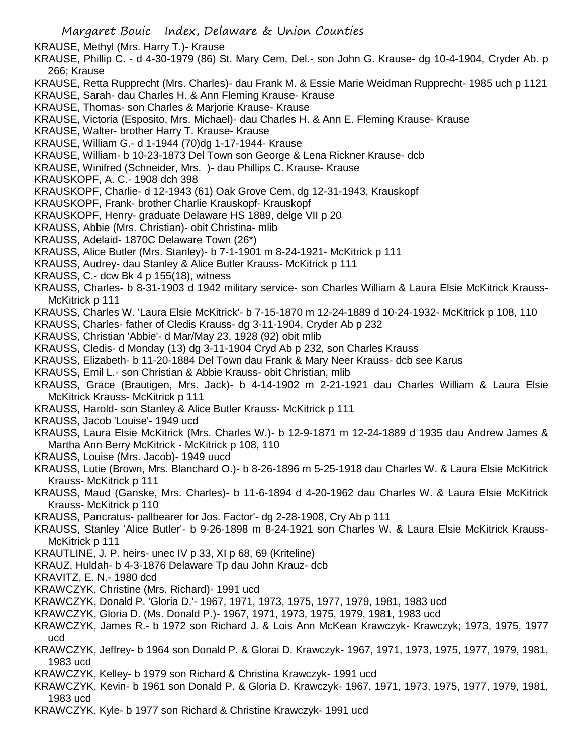KRAUSE, Methyl (Mrs. Harry T.)- Krause

KRAUSE, Phillip C. - d 4-30-1979 (86) St. Mary Cem, Del.- son John G. Krause- dg 10-4-1904, Cryder Ab. p 266; Krause

KRAUSE, Retta Rupprecht (Mrs. Charles)- dau Frank M. & Essie Marie Weidman Rupprecht- 1985 uch p 1121

KRAUSE, Sarah- dau Charles H. & Ann Fleming Krause- Krause

KRAUSE, Thomas- son Charles & Marjorie Krause- Krause

KRAUSE, Victoria (Esposito, Mrs. Michael)- dau Charles H. & Ann E. Fleming Krause- Krause

KRAUSE, Walter- brother Harry T. Krause- Krause

KRAUSE, William G.- d 1-1944 (70)dg 1-17-1944- Krause

KRAUSE, William- b 10-23-1873 Del Town son George & Lena Rickner Krause- dcb

KRAUSE, Winifred (Schneider, Mrs. )- dau Phillips C. Krause- Krause

KRAUSKOPF, A. C.- 1908 dch 398

KRAUSKOPF, Charlie- d 12-1943 (61) Oak Grove Cem, dg 12-31-1943, Krauskopf

KRAUSKOPF, Frank- brother Charlie Krauskopf- Krauskopf

KRAUSKOPF, Henry- graduate Delaware HS 1889, delge VII p 20

KRAUSS, Abbie (Mrs. Christian)- obit Christina- mlib

KRAUSS, Adelaid- 1870C Delaware Town (26*)

KRAUSS, Alice Butler (Mrs. Stanley)- b 7-1-1901 m 8-24-1921- McKitrick p 111

KRAUSS, Audrey- dau Stanley & Alice Butler Krauss- McKitrick p 111

KRAUSS, C.- dcw Bk 4 p 155(18), witness

KRAUSS, Charles- b 8-31-1903 d 1942 military service- son Charles William & Laura Elsie McKitrick Krauss- McKitrick p 111

KRAUSS, Charles W. 'Laura Elsie McKitrick'- b 7-15-1870 m 12-24-1889 d 10-24-1932- McKitrick p 108, 110

KRAUSS, Charles- father of Cledis Krauss- dg 3-11-1904, Cryder Ab p 232

KRAUSS, Christian 'Abbie'- d Mar/May 23, 1928 (92) obit mlib

KRAUSS, Cledis- d Monday (13) dg 3-11-1904 Cryd Ab p 232, son Charles Krauss

KRAUSS, Elizabeth- b 11-20-1884 Del Town dau Frank & Mary Neer Krauss- dcb see Karus

KRAUSS, Emil L.- son Christian & Abbie Krauss- obit Christian, mlib

KRAUSS, Grace (Brautigen, Mrs. Jack)- b 4-14-1902 m 2-21-1921 dau Charles William & Laura Elsie McKitrick Krauss- McKitrick p 111

KRAUSS, Harold- son Stanley & Alice Butler Krauss- McKitrick p 111

KRAUSS, Jacob 'Louise'- 1949 ucd

KRAUSS, Laura Elsie McKitrick (Mrs. Charles W.)- b 12-9-1871 m 12-24-1889 d 1935 dau Andrew James & Martha Ann Berry McKitrick - McKitrick p 108, 110

KRAUSS, Louise (Mrs. Jacob)- 1949 uucd

KRAUSS, Lutie (Brown, Mrs. Blanchard O.)- b 8-26-1896 m 5-25-1918 dau Charles W. & Laura Elsie McKitrick Krauss- McKitrick p 111

KRAUSS, Maud (Ganske, Mrs. Charles)- b 11-6-1894 d 4-20-1962 dau Charles W. & Laura Elsie McKitrick Krauss- McKitrick p 110

KRAUSS, Pancratus- pallbearer for Jos. Factor'- dg 2-28-1908, Cry Ab p 111

KRAUSS, Stanley 'Alice Butler'- b 9-26-1898 m 8-24-1921 son Charles W. & Laura Elsie McKitrick Krauss- McKitrick p 111

KRAUTLINE, J. P. heirs- unec IV p 33, XI p 68, 69 (Kriteline)

KRAUZ, Huldah- b 4-3-1876 Delaware Tp dau John Krauz- dcb

KRAVITZ, E. N.- 1980 dcd

KRAWCZYK, Christine (Mrs. Richard)- 1991 ucd

KRAWCZYK, Donald P. 'Gloria D.'- 1967, 1971, 1973, 1975, 1977, 1979, 1981, 1983 ucd

KRAWCZYK, Gloria D. (Ms. Donald P.)- 1967, 1971, 1973, 1975, 1979, 1981, 1983 ucd

KRAWCZYK, James R.- b 1972 son Richard J. & Lois Ann McKean Krawczyk- Krawczyk; 1973, 1975, 1977 ucd

KRAWCZYK, Jeffrey- b 1964 son Donald P. & Glorai D. Krawczyk- 1967, 1971, 1973, 1975, 1977, 1979, 1981, 1983 ucd

KRAWCZYK, Kelley- b 1979 son Richard & Christina Krawczyk- 1991 ucd

KRAWCZYK, Kevin- b 1961 son Donald P. & Gloria D. Krawczyk- 1967, 1971, 1973, 1975, 1977, 1979, 1981, 1983 ucd

KRAWCZYK, Kyle- b 1977 son Richard & Christine Krawczyk- 1991 ucd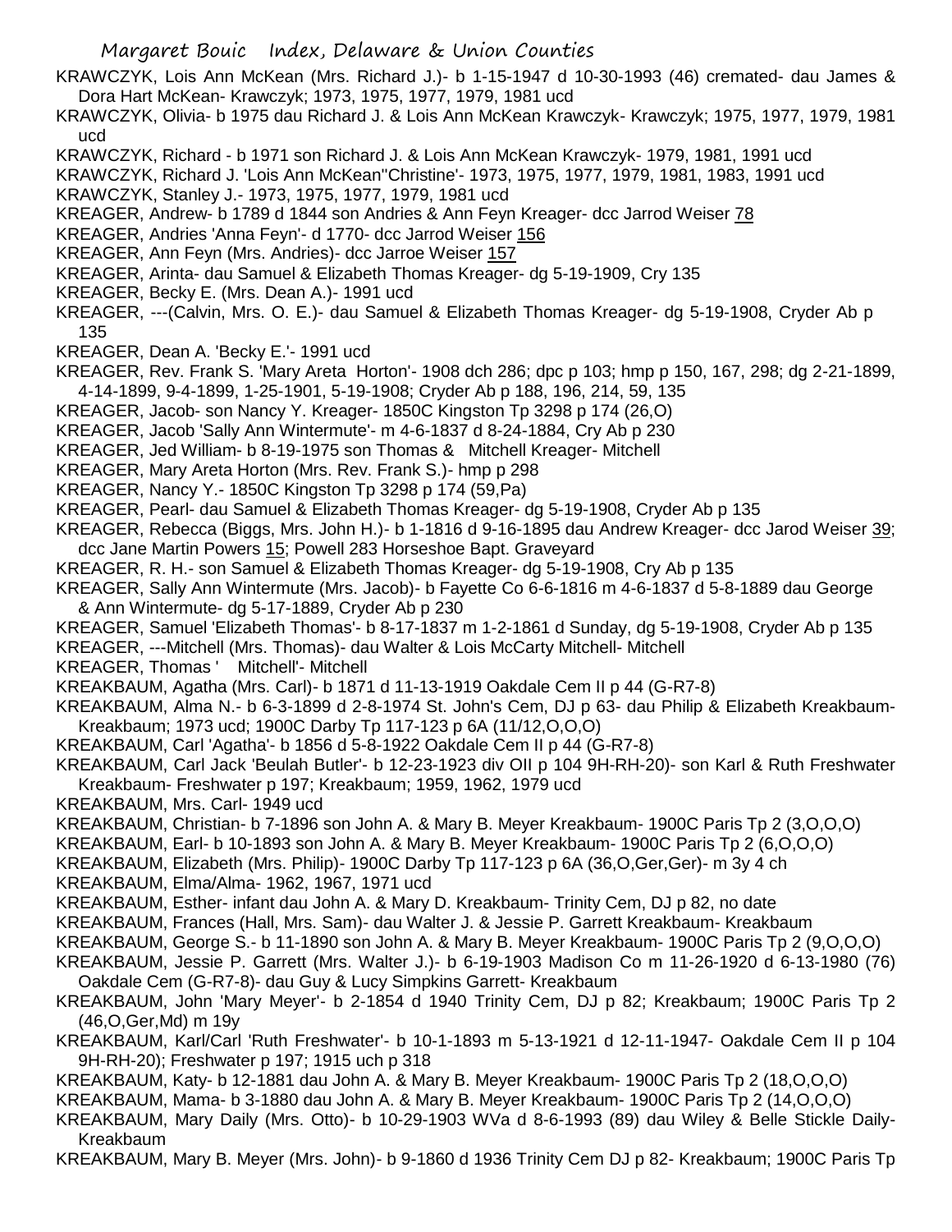KRAWCZYK, Lois Ann McKean (Mrs. Richard J.)- b 1-15-1947 d 10-30-1993 (46) cremated- dau James & Dora Hart McKean- Krawczyk; 1973, 1975, 1977, 1979, 1981 ucd

KRAWCZYK, Olivia- b 1975 dau Richard J. & Lois Ann McKean Krawczyk- Krawczyk; 1975, 1977, 1979, 1981 ucd

KRAWCZYK, Richard - b 1971 son Richard J. & Lois Ann McKean Krawczyk- 1979, 1981, 1991 ucd

KRAWCZYK, Richard J. 'Lois Ann McKean''Christine'- 1973, 1975, 1977, 1979, 1981, 1983, 1991 ucd

KRAWCZYK, Stanley J.- 1973, 1975, 1977, 1979, 1981 ucd

KREAGER, Andrew- b 1789 d 1844 son Andries & Ann Feyn Kreager- dcc Jarrod Weiser 78

KREAGER, Andries 'Anna Feyn'- d 1770- dcc Jarrod Weiser 156

KREAGER, Ann Feyn (Mrs. Andries)- dcc Jarroe Weiser 157

KREAGER, Arinta- dau Samuel & Elizabeth Thomas Kreager- dg 5-19-1909, Cry 135

KREAGER, Becky E. (Mrs. Dean A.)- 1991 ucd

KREAGER, ---(Calvin, Mrs. O. E.)- dau Samuel & Elizabeth Thomas Kreager- dg 5-19-1908, Cryder Ab p 135

KREAGER, Dean A. 'Becky E.'- 1991 ucd

KREAGER, Rev. Frank S. 'Mary Areta Horton'- 1908 dch 286; dpc p 103; hmp p 150, 167, 298; dg 2-21-1899, 4-14-1899, 9-4-1899, 1-25-1901, 5-19-1908; Cryder Ab p 188, 196, 214, 59, 135

KREAGER, Jacob- son Nancy Y. Kreager- 1850C Kingston Tp 3298 p 174 (26,O)

KREAGER, Jacob 'Sally Ann Wintermute'- m 4-6-1837 d 8-24-1884, Cry Ab p 230

KREAGER, Jed William- b 8-19-1975 son Thomas & Mitchell Kreager- Mitchell

KREAGER, Mary Areta Horton (Mrs. Rev. Frank S.)- hmp p 298

KREAGER, Nancy Y.- 1850C Kingston Tp 3298 p 174 (59,Pa)

KREAGER, Pearl- dau Samuel & Elizabeth Thomas Kreager- dg 5-19-1908, Cryder Ab p 135

KREAGER, Rebecca (Biggs, Mrs. John H.)- b 1-1816 d 9-16-1895 dau Andrew Kreager- dcc Jarod Weiser 39; dcc Jane Martin Powers 15; Powell 283 Horseshoe Bapt. Graveyard

KREAGER, R. H.- son Samuel & Elizabeth Thomas Kreager- dg 5-19-1908, Cry Ab p 135

KREAGER, Sally Ann Wintermute (Mrs. Jacob)- b Fayette Co 6-6-1816 m 4-6-1837 d 5-8-1889 dau George & Ann Wintermute- dg 5-17-1889, Cryder Ab p 230

KREAGER, Samuel 'Elizabeth Thomas'- b 8-17-1837 m 1-2-1861 d Sunday, dg 5-19-1908, Cryder Ab p 135

KREAGER, ---Mitchell (Mrs. Thomas)- dau Walter & Lois McCarty Mitchell- Mitchell

KREAGER, Thomas ' Mitchell'- Mitchell

KREAKBAUM, Agatha (Mrs. Carl)- b 1871 d 11-13-1919 Oakdale Cem II p 44 (G-R7-8)

KREAKBAUM, Alma N.- b 6-3-1899 d 2-8-1974 St. John's Cem, DJ p 63- dau Philip & Elizabeth Kreakbaum- Kreakbaum; 1973 ucd; 1900C Darby Tp 117-123 p 6A (11/12,O,O,O)

KREAKBAUM, Carl 'Agatha'- b 1856 d 5-8-1922 Oakdale Cem II p 44 (G-R7-8)

KREAKBAUM, Carl Jack 'Beulah Butler'- b 12-23-1923 div OII p 104 9H-RH-20)- son Karl & Ruth Freshwater Kreakbaum- Freshwater p 197; Kreakbaum; 1959, 1962, 1979 ucd

KREAKBAUM, Mrs. Carl- 1949 ucd

KREAKBAUM, Christian- b 7-1896 son John A. & Mary B. Meyer Kreakbaum- 1900C Paris Tp 2 (3,O,O,O)

KREAKBAUM, Earl- b 10-1893 son John A. & Mary B. Meyer Kreakbaum- 1900C Paris Tp 2 (6,O,O,O)

KREAKBAUM, Elizabeth (Mrs. Philip)- 1900C Darby Tp 117-123 p 6A (36,O,Ger,Ger)- m 3y 4 ch

KREAKBAUM, Elma/Alma- 1962, 1967, 1971 ucd

KREAKBAUM, Esther- infant dau John A. & Mary D. Kreakbaum- Trinity Cem, DJ p 82, no date

KREAKBAUM, Frances (Hall, Mrs. Sam)- dau Walter J. & Jessie P. Garrett Kreakbaum- Kreakbaum

KREAKBAUM, George S.- b 11-1890 son John A. & Mary B. Meyer Kreakbaum- 1900C Paris Tp 2 (9,O,O,O)

KREAKBAUM, Jessie P. Garrett (Mrs. Walter J.)- b 6-19-1903 Madison Co m 11-26-1920 d 6-13-1980 (76) Oakdale Cem (G-R7-8)- dau Guy & Lucy Simpkins Garrett- Kreakbaum

KREAKBAUM, John 'Mary Meyer'- b 2-1854 d 1940 Trinity Cem, DJ p 82; Kreakbaum; 1900C Paris Tp 2 (46,O,Ger,Md) m 19y

KREAKBAUM, Karl/Carl 'Ruth Freshwater'- b 10-1-1893 m 5-13-1921 d 12-11-1947- Oakdale Cem II p 104 9H-RH-20); Freshwater p 197; 1915 uch p 318

KREAKBAUM, Katy- b 12-1881 dau John A. & Mary B. Meyer Kreakbaum- 1900C Paris Tp 2 (18,O,O,O)

KREAKBAUM, Mama- b 3-1880 dau John A. & Mary B. Meyer Kreakbaum- 1900C Paris Tp 2 (14,O,O,O)

KREAKBAUM, Mary Daily (Mrs. Otto)- b 10-29-1903 WVa d 8-6-1993 (89) dau Wiley & Belle Stickle Daily- Kreakbaum

KREAKBAUM, Mary B. Meyer (Mrs. John)- b 9-1860 d 1936 Trinity Cem DJ p 82- Kreakbaum; 1900C Paris Tp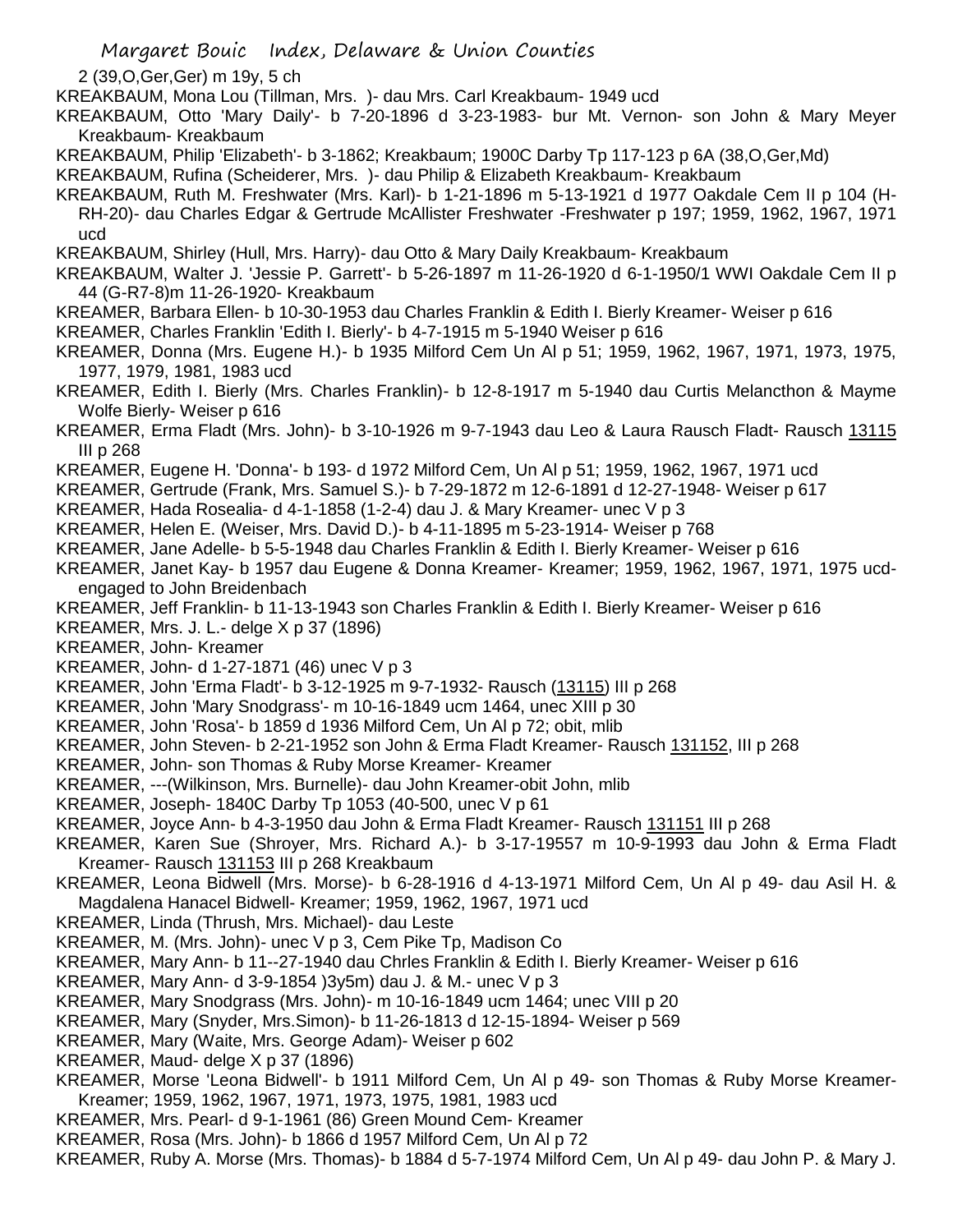2 (39,O,Ger,Ger) m 19y, 5 ch

KREAKBAUM, Mona Lou (Tillman, Mrs. )- dau Mrs. Carl Kreakbaum- 1949 ucd

KREAKBAUM, Otto 'Mary Daily'- b 7-20-1896 d 3-23-1983- bur Mt. Vernon- son John & Mary Meyer Kreakbaum- Kreakbaum

KREAKBAUM, Philip 'Elizabeth'- b 3-1862; Kreakbaum; 1900C Darby Tp 117-123 p 6A (38,O,Ger,Md)

KREAKBAUM, Rufina (Scheiderer, Mrs. )- dau Philip & Elizabeth Kreakbaum- Kreakbaum

KREAKBAUM, Ruth M. Freshwater (Mrs. Karl)- b 1-21-1896 m 5-13-1921 d 1977 Oakdale Cem II p 104 (H-RH-20)- dau Charles Edgar & Gertrude McAllister Freshwater -Freshwater p 197; 1959, 1962, 1967, 1971 ucd

KREAKBAUM, Shirley (Hull, Mrs. Harry)- dau Otto & Mary Daily Kreakbaum- Kreakbaum

KREAKBAUM, Walter J. 'Jessie P. Garrett'- b 5-26-1897 m 11-26-1920 d 6-1-1950/1 WWI Oakdale Cem II p 44 (G-R7-8)m 11-26-1920- Kreakbaum

KREAMER, Barbara Ellen- b 10-30-1953 dau Charles Franklin & Edith I. Bierly Kreamer- Weiser p 616

KREAMER, Charles Franklin 'Edith I. Bierly'- b 4-7-1915 m 5-1940 Weiser p 616

KREAMER, Donna (Mrs. Eugene H.)- b 1935 Milford Cem Un Al p 51; 1959, 1962, 1967, 1971, 1973, 1975, 1977, 1979, 1981, 1983 ucd

KREAMER, Edith I. Bierly (Mrs. Charles Franklin)- b 12-8-1917 m 5-1940 dau Curtis Melancthon & Mayme Wolfe Bierly- Weiser p 616

KREAMER, Erma Fladt (Mrs. John)- b 3-10-1926 m 9-7-1943 dau Leo & Laura Rausch Fladt- Rausch 13115 III p 268

KREAMER, Eugene H. 'Donna'- b 193- d 1972 Milford Cem, Un Al p 51; 1959, 1962, 1967, 1971 ucd

KREAMER, Gertrude (Frank, Mrs. Samuel S.)- b 7-29-1872 m 12-6-1891 d 12-27-1948- Weiser p 617

KREAMER, Hada Rosealia- d 4-1-1858 (1-2-4) dau J. & Mary Kreamer- unec V p 3

KREAMER, Helen E. (Weiser, Mrs. David D.)- b 4-11-1895 m 5-23-1914- Weiser p 768

KREAMER, Jane Adelle- b 5-5-1948 dau Charles Franklin & Edith I. Bierly Kreamer- Weiser p 616

KREAMER, Janet Kay- b 1957 dau Eugene & Donna Kreamer- Kreamer; 1959, 1962, 1967, 1971, 1975 ucd- engaged to John Breidenbach

KREAMER, Jeff Franklin- b 11-13-1943 son Charles Franklin & Edith I. Bierly Kreamer- Weiser p 616

KREAMER, Mrs. J. L.- delge X p 37 (1896)

KREAMER, John- Kreamer

KREAMER, John- d 1-27-1871 (46) unec V p 3

KREAMER, John 'Erma Fladt'- b 3-12-1925 m 9-7-1932- Rausch (13115) III p 268

KREAMER, John 'Mary Snodgrass'- m 10-16-1849 ucm 1464, unec XIII p 30

KREAMER, John 'Rosa'- b 1859 d 1936 Milford Cem, Un Al p 72; obit, mlib

KREAMER, John Steven- b 2-21-1952 son John & Erma Fladt Kreamer- Rausch 131152, III p 268

KREAMER, John- son Thomas & Ruby Morse Kreamer- Kreamer

KREAMER, ---(Wilkinson, Mrs. Burnelle)- dau John Kreamer-obit John, mlib

KREAMER, Joseph- 1840C Darby Tp 1053 (40-500, unec V p 61

KREAMER, Joyce Ann- b 4-3-1950 dau John & Erma Fladt Kreamer- Rausch 131151 III p 268

KREAMER, Karen Sue (Shroyer, Mrs. Richard A.)- b 3-17-19557 m 10-9-1993 dau John & Erma Fladt Kreamer- Rausch 131153 III p 268 Kreakbaum

KREAMER, Leona Bidwell (Mrs. Morse)- b 6-28-1916 d 4-13-1971 Milford Cem, Un Al p 49- dau Asil H. & Magdalena Hanacel Bidwell- Kreamer; 1959, 1962, 1967, 1971 ucd

KREAMER, Linda (Thrush, Mrs. Michael)- dau Leste

KREAMER, M. (Mrs. John)- unec V p 3, Cem Pike Tp, Madison Co

KREAMER, Mary Ann- b 11--27-1940 dau Chrles Franklin & Edith I. Bierly Kreamer- Weiser p 616

KREAMER, Mary Ann- d 3-9-1854 )3y5m) dau J. & M.- unec V p 3

KREAMER, Mary Snodgrass (Mrs. John)- m 10-16-1849 ucm 1464; unec VIII p 20

KREAMER, Mary (Snyder, Mrs.Simon)- b 11-26-1813 d 12-15-1894- Weiser p 569

KREAMER, Mary (Waite, Mrs. George Adam)- Weiser p 602

KREAMER, Maud- delge X p 37 (1896)

KREAMER, Morse 'Leona Bidwell'- b 1911 Milford Cem, Un Al p 49- son Thomas & Ruby Morse Kreamer- Kreamer; 1959, 1962, 1967, 1971, 1973, 1975, 1981, 1983 ucd

KREAMER, Mrs. Pearl- d 9-1-1961 (86) Green Mound Cem- Kreamer

KREAMER, Rosa (Mrs. John)- b 1866 d 1957 Milford Cem, Un Al p 72

KREAMER, Ruby A. Morse (Mrs. Thomas)- b 1884 d 5-7-1974 Milford Cem, Un Al p 49- dau John P. & Mary J.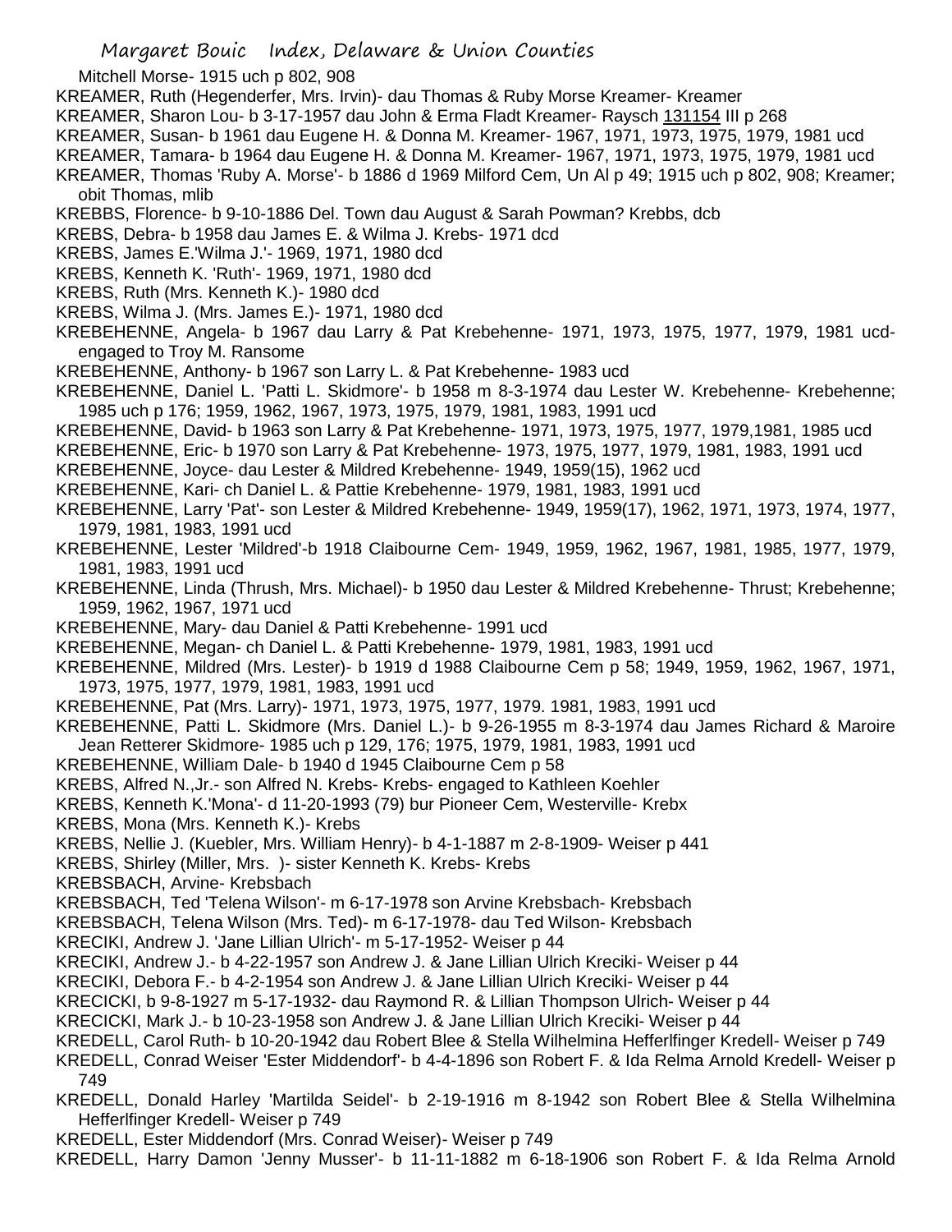Mitchell Morse- 1915 uch p 802, 908

KREAMER, Ruth (Hegenderfer, Mrs. Irvin)- dau Thomas & Ruby Morse Kreamer- Kreamer

KREAMER, Sharon Lou- b 3-17-1957 dau John & Erma Fladt Kreamer- Raysch 131154 III p 268

KREAMER, Susan- b 1961 dau Eugene H. & Donna M. Kreamer- 1967, 1971, 1973, 1975, 1979, 1981 ucd

KREAMER, Tamara- b 1964 dau Eugene H. & Donna M. Kreamer- 1967, 1971, 1973, 1975, 1979, 1981 ucd

KREAMER, Thomas 'Ruby A. Morse'- b 1886 d 1969 Milford Cem, Un Al p 49; 1915 uch p 802, 908; Kreamer; obit Thomas, mlib

KREBBS, Florence- b 9-10-1886 Del. Town dau August & Sarah Powman? Krebbs, dcb

KREBS, Debra- b 1958 dau James E. & Wilma J. Krebs- 1971 dcd

KREBS, James E.'Wilma J.'- 1969, 1971, 1980 dcd

KREBS, Kenneth K. 'Ruth'- 1969, 1971, 1980 dcd

KREBS, Ruth (Mrs. Kenneth K.)- 1980 dcd

KREBS, Wilma J. (Mrs. James E.)- 1971, 1980 dcd

KREBEHENNE, Angela- b 1967 dau Larry & Pat Krebehenne- 1971, 1973, 1975, 1977, 1979, 1981 ucd- engaged to Troy M. Ransome

KREBEHENNE, Anthony- b 1967 son Larry L. & Pat Krebehenne- 1983 ucd

KREBEHENNE, Daniel L. 'Patti L. Skidmore'- b 1958 m 8-3-1974 dau Lester W. Krebehenne- Krebehenne; 1985 uch p 176; 1959, 1962, 1967, 1973, 1975, 1979, 1981, 1983, 1991 ucd

KREBEHENNE, David- b 1963 son Larry & Pat Krebehenne- 1971, 1973, 1975, 1977, 1979,1981, 1985 ucd

KREBEHENNE, Eric- b 1970 son Larry & Pat Krebehenne- 1973, 1975, 1977, 1979, 1981, 1983, 1991 ucd

KREBEHENNE, Joyce- dau Lester & Mildred Krebehenne- 1949, 1959(15), 1962 ucd

KREBEHENNE, Kari- ch Daniel L. & Pattie Krebehenne- 1979, 1981, 1983, 1991 ucd

KREBEHENNE, Larry 'Pat'- son Lester & Mildred Krebehenne- 1949, 1959(17), 1962, 1971, 1973, 1974, 1977, 1979, 1981, 1983, 1991 ucd

KREBEHENNE, Lester 'Mildred'-b 1918 Claibourne Cem- 1949, 1959, 1962, 1967, 1981, 1985, 1977, 1979, 1981, 1983, 1991 ucd

KREBEHENNE, Linda (Thrush, Mrs. Michael)- b 1950 dau Lester & Mildred Krebehenne- Thrust; Krebehenne; 1959, 1962, 1967, 1971 ucd

KREBEHENNE, Mary- dau Daniel & Patti Krebehenne- 1991 ucd

KREBEHENNE, Megan- ch Daniel L. & Patti Krebehenne- 1979, 1981, 1983, 1991 ucd

KREBEHENNE, Mildred (Mrs. Lester)- b 1919 d 1988 Claibourne Cem p 58; 1949, 1959, 1962, 1967, 1971, 1973, 1975, 1977, 1979, 1981, 1983, 1991 ucd

KREBEHENNE, Pat (Mrs. Larry)- 1971, 1973, 1975, 1977, 1979. 1981, 1983, 1991 ucd

KREBEHENNE, Patti L. Skidmore (Mrs. Daniel L.)- b 9-26-1955 m 8-3-1974 dau James Richard & Maroire Jean Retterer Skidmore- 1985 uch p 129, 176; 1975, 1979, 1981, 1983, 1991 ucd

KREBEHENNE, William Dale- b 1940 d 1945 Claibourne Cem p 58

KREBS, Alfred N.,Jr.- son Alfred N. Krebs- Krebs- engaged to Kathleen Koehler

KREBS, Kenneth K.'Mona'- d 11-20-1993 (79) bur Pioneer Cem, Westerville- Krebx

KREBS, Mona (Mrs. Kenneth K.)- Krebs

KREBS, Nellie J. (Kuebler, Mrs. William Henry)- b 4-1-1887 m 2-8-1909- Weiser p 441

KREBS, Shirley (Miller, Mrs. )- sister Kenneth K. Krebs- Krebs

KREBSBACH, Arvine- Krebsbach

KREBSBACH, Ted 'Telena Wilson'- m 6-17-1978 son Arvine Krebsbach- Krebsbach

KREBSBACH, Telena Wilson (Mrs. Ted)- m 6-17-1978- dau Ted Wilson- Krebsbach

KRECIKI, Andrew J. 'Jane Lillian Ulrich'- m 5-17-1952- Weiser p 44

KRECIKI, Andrew J.- b 4-22-1957 son Andrew J. & Jane Lillian Ulrich Kreciki- Weiser p 44

KRECIKI, Debora F.- b 4-2-1954 son Andrew J. & Jane Lillian Ulrich Kreciki- Weiser p 44

KRECICKI, b 9-8-1927 m 5-17-1932- dau Raymond R. & Lillian Thompson Ulrich- Weiser p 44

KRECICKI, Mark J.- b 10-23-1958 son Andrew J. & Jane Lillian Ulrich Kreciki- Weiser p 44

KREDELL, Carol Ruth- b 10-20-1942 dau Robert Blee & Stella Wilhelmina Hefferlfinger Kredell- Weiser p 749

KREDELL, Conrad Weiser 'Ester Middendorf'- b 4-4-1896 son Robert F. & Ida Relma Arnold Kredell- Weiser p 749

KREDELL, Donald Harley 'Martilda Seidel'- b 2-19-1916 m 8-1942 son Robert Blee & Stella Wilhelmina Hefferlfinger Kredell- Weiser p 749

KREDELL, Ester Middendorf (Mrs. Conrad Weiser)- Weiser p 749

KREDELL, Harry Damon 'Jenny Musser'- b 11-11-1882 m 6-18-1906 son Robert F. & Ida Relma Arnold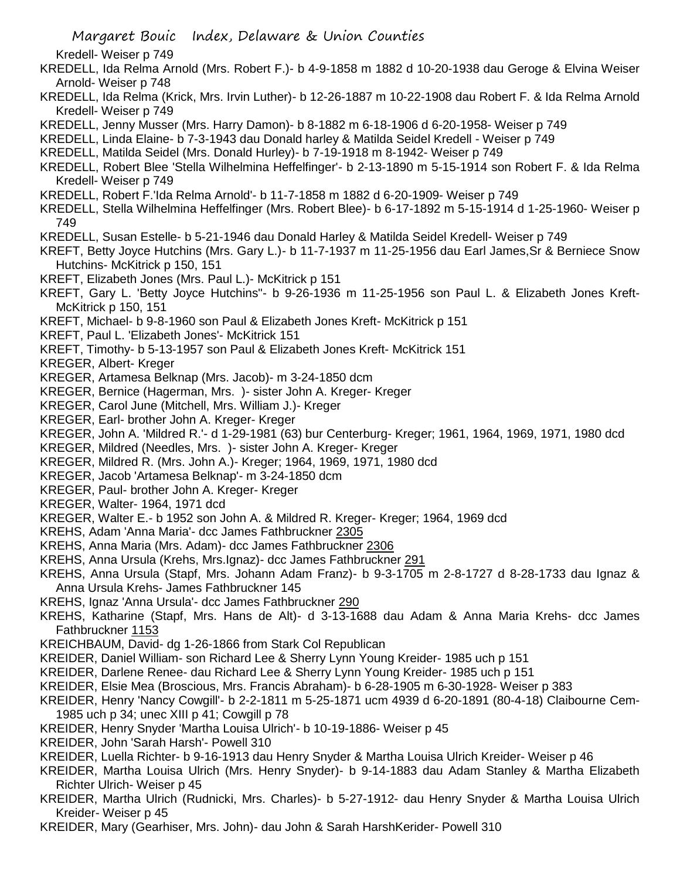Kredell- Weiser p 749

KREDELL, Ida Relma Arnold (Mrs. Robert F.)- b 4-9-1858 m 1882 d 10-20-1938 dau Geroge & Elvina Weiser Arnold- Weiser p 748

KREDELL, Ida Relma (Krick, Mrs. Irvin Luther)- b 12-26-1887 m 10-22-1908 dau Robert F. & Ida Relma Arnold Kredell- Weiser p 749

KREDELL, Jenny Musser (Mrs. Harry Damon)- b 8-1882 m 6-18-1906 d 6-20-1958- Weiser p 749

KREDELL, Linda Elaine- b 7-3-1943 dau Donald harley & Matilda Seidel Kredell - Weiser p 749

KREDELL, Matilda Seidel (Mrs. Donald Hurley)- b 7-19-1918 m 8-1942- Weiser p 749

KREDELL, Robert Blee 'Stella Wilhelmina Heffelfinger'- b 2-13-1890 m 5-15-1914 son Robert F. & Ida Relma Kredell- Weiser p 749

KREDELL, Robert F.'Ida Relma Arnold'- b 11-7-1858 m 1882 d 6-20-1909- Weiser p 749

KREDELL, Stella Wilhelmina Heffelfinger (Mrs. Robert Blee)- b 6-17-1892 m 5-15-1914 d 1-25-1960- Weiser p 749

KREDELL, Susan Estelle- b 5-21-1946 dau Donald Harley & Matilda Seidel Kredell- Weiser p 749

KREFT, Betty Joyce Hutchins (Mrs. Gary L.)- b 11-7-1937 m 11-25-1956 dau Earl James,Sr & Berniece Snow Hutchins- McKitrick p 150, 151

KREFT, Elizabeth Jones (Mrs. Paul L.)- McKitrick p 151

KREFT, Gary L. 'Betty Joyce Hutchins''- b 9-26-1936 m 11-25-1956 son Paul L. & Elizabeth Jones Kreft- McKitrick p 150, 151

KREFT, Michael- b 9-8-1960 son Paul & Elizabeth Jones Kreft- McKitrick p 151

KREFT, Paul L. 'Elizabeth Jones'- McKitrick 151

KREFT, Timothy- b 5-13-1957 son Paul & Elizabeth Jones Kreft- McKitrick 151

KREGER, Albert- Kreger

KREGER, Artamesa Belknap (Mrs. Jacob)- m 3-24-1850 dcm

KREGER, Bernice (Hagerman, Mrs. )- sister John A. Kreger- Kreger

KREGER, Carol June (Mitchell, Mrs. William J.)- Kreger

KREGER, Earl- brother John A. Kreger- Kreger

KREGER, John A. 'Mildred R.'- d 1-29-1981 (63) bur Centerburg- Kreger; 1961, 1964, 1969, 1971, 1980 dcd

KREGER, Mildred (Needles, Mrs. )- sister John A. Kreger- Kreger

KREGER, Mildred R. (Mrs. John A.)- Kreger; 1964, 1969, 1971, 1980 dcd

KREGER, Jacob 'Artamesa Belknap'- m 3-24-1850 dcm

KREGER, Paul- brother John A. Kreger- Kreger

KREGER, Walter- 1964, 1971 dcd

KREGER, Walter E.- b 1952 son John A. & Mildred R. Kreger- Kreger; 1964, 1969 dcd

KREHS, Adam 'Anna Maria'- dcc James Fathbruckner 2305

KREHS, Anna Maria (Mrs. Adam)- dcc James Fathbruckner 2306

KREHS, Anna Ursula (Krehs, Mrs.Ignaz)- dcc James Fathbruckner 291

KREHS, Anna Ursula (Stapf, Mrs. Johann Adam Franz)- b 9-3-1705 m 2-8-1727 d 8-28-1733 dau Ignaz & Anna Ursula Krehs- James Fathbruckner 145

KREHS, Ignaz 'Anna Ursula'- dcc James Fathbruckner 290

KREHS, Katharine (Stapf, Mrs. Hans de Alt)- d 3-13-1688 dau Adam & Anna Maria Krehs- dcc James Fathbruckner 1153

KREICHBAUM, David- dg 1-26-1866 from Stark Col Republican

KREIDER, Daniel William- son Richard Lee & Sherry Lynn Young Kreider- 1985 uch p 151

KREIDER, Darlene Renee- dau Richard Lee & Sherry Lynn Young Kreider- 1985 uch p 151

KREIDER, Elsie Mea (Broscious, Mrs. Francis Abraham)- b 6-28-1905 m 6-30-1928- Weiser p 383

KREIDER, Henry 'Nancy Cowgill'- b 2-2-1811 m 5-25-1871 ucm 4939 d 6-20-1891 (80-4-18) Claibourne Cem- 1985 uch p 34; unec XIII p 41; Cowgill p 78

KREIDER, Henry Snyder 'Martha Louisa Ulrich'- b 10-19-1886- Weiser p 45

KREIDER, John 'Sarah Harsh'- Powell 310

KREIDER, Luella Richter- b 9-16-1913 dau Henry Snyder & Martha Louisa Ulrich Kreider- Weiser p 46

KREIDER, Martha Louisa Ulrich (Mrs. Henry Snyder)- b 9-14-1883 dau Adam Stanley & Martha Elizabeth Richter Ulrich- Weiser p 45

KREIDER, Martha Ulrich (Rudnicki, Mrs. Charles)- b 5-27-1912- dau Henry Snyder & Martha Louisa Ulrich Kreider- Weiser p 45

KREIDER, Mary (Gearhiser, Mrs. John)- dau John & Sarah HarshKerider- Powell 310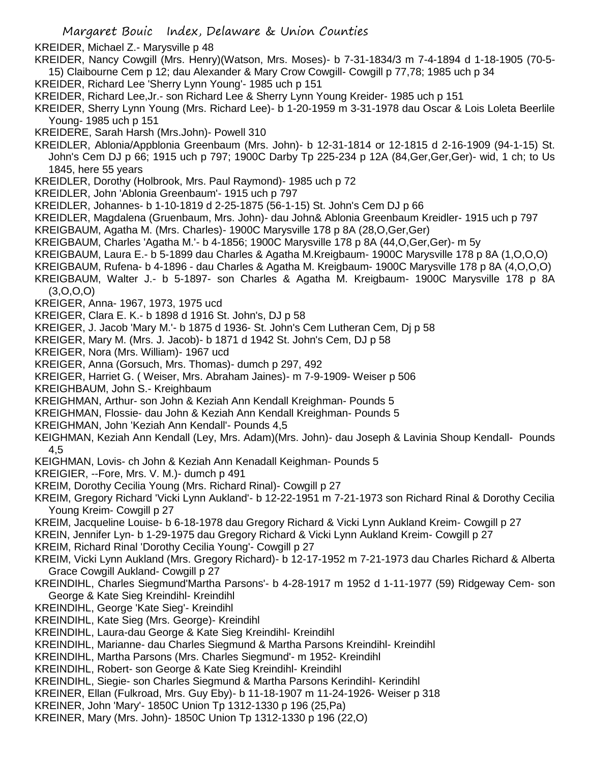KREIDER, Michael Z.- Marysville p 48

KREIDER, Nancy Cowgill (Mrs. Henry)(Watson, Mrs. Moses)- b 7-31-1834/3 m 7-4-1894 d 1-18-1905 (70-5-15) Claibourne Cem p 12; dau Alexander & Mary Crow Cowgill- Cowgill p 77,78; 1985 uch p 34

KREIDER, Richard Lee 'Sherry Lynn Young'- 1985 uch p 151

KREIDER, Richard Lee,Jr.- son Richard Lee & Sherry Lynn Young Kreider- 1985 uch p 151

KREIDER, Sherry Lynn Young (Mrs. Richard Lee)- b 1-20-1959 m 3-31-1978 dau Oscar & Lois Loleta Beerlile Young- 1985 uch p 151

KREIDERE, Sarah Harsh (Mrs.John)- Powell 310

KREIDLER, Ablonia/Appblonia Greenbaum (Mrs. John)- b 12-31-1814 or 12-1815 d 2-16-1909 (94-1-15) St. John's Cem DJ p 66; 1915 uch p 797; 1900C Darby Tp 225-234 p 12A (84,Ger,Ger,Ger)- wid, 1 ch; to Us 1845, here 55 years

KREIDLER, Dorothy (Holbrook, Mrs. Paul Raymond)- 1985 uch p 72

KREIDLER, John 'Ablonia Greenbaum'- 1915 uch p 797

KREIDLER, Johannes- b 1-10-1819 d 2-25-1875 (56-1-15) St. John's Cem DJ p 66

KREIDLER, Magdalena (Gruenbaum, Mrs. John)- dau John& Ablonia Greenbaum Kreidler- 1915 uch p 797

KREIGBAUM, Agatha M. (Mrs. Charles)- 1900C Marysville 178 p 8A (28,O,Ger,Ger)

KREIGBAUM, Charles 'Agatha M.'- b 4-1856; 1900C Marysville 178 p 8A (44,O,Ger,Ger)- m 5y

KREIGBAUM, Laura E.- b 5-1899 dau Charles & Agatha M.Kreigbaum- 1900C Marysville 178 p 8A (1,O,O,O)

KREIGBAUM, Rufena- b 4-1896 - dau Charles & Agatha M. Kreigbaum- 1900C Marysville 178 p 8A (4,O,O,O)

KREIGBAUM, Walter J.- b 5-1897- son Charles & Agatha M. Kreigbaum- 1900C Marysville 178 p 8A (3,O,O,O)

KREIGER, Anna- 1967, 1973, 1975 ucd

KREIGER, Clara E. K.- b 1898 d 1916 St. John's, DJ p 58

KREIGER, J. Jacob 'Mary M.'- b 1875 d 1936- St. John's Cem Lutheran Cem, Dj p 58

KREIGER, Mary M. (Mrs. J. Jacob)- b 1871 d 1942 St. John's Cem, DJ p 58

KREIGER, Nora (Mrs. William)- 1967 ucd

KREIGER, Anna (Gorsuch, Mrs. Thomas)- dumch p 297, 492

KREIGER, Harriet G. ( Weiser, Mrs. Abraham Jaines)- m 7-9-1909- Weiser p 506

KREIGHBAUM, John S.- Kreighbaum

KREIGHMAN, Arthur- son John & Keziah Ann Kendall Kreighman- Pounds 5

KREIGHMAN, Flossie- dau John & Keziah Ann Kendall Kreighman- Pounds 5

KREIGHMAN, John 'Keziah Ann Kendall'- Pounds 4,5

KEIGHMAN, Keziah Ann Kendall (Ley, Mrs. Adam)(Mrs. John)- dau Joseph & Lavinia Shoup Kendall- Pounds 4,5

KEIGHMAN, Lovis- ch John & Keziah Ann Kenadall Keighman- Pounds 5

KREIGIER, --Fore, Mrs. V. M.)- dumch p 491

KREIM, Dorothy Cecilia Young (Mrs. Richard Rinal)- Cowgill p 27

KREIM, Gregory Richard 'Vicki Lynn Aukland'- b 12-22-1951 m 7-21-1973 son Richard Rinal & Dorothy Cecilia Young Kreim- Cowgill p 27

KREIM, Jacqueline Louise- b 6-18-1978 dau Gregory Richard & Vicki Lynn Aukland Kreim- Cowgill p 27

KREIN, Jennifer Lyn- b 1-29-1975 dau Gregory Richard & Vicki Lynn Aukland Kreim- Cowgill p 27

KREIM, Richard Rinal 'Dorothy Cecilia Young'- Cowgill p 27

KREIM, Vicki Lynn Aukland (Mrs. Gregory Richard)- b 12-17-1952 m 7-21-1973 dau Charles Richard & Alberta Grace Cowgill Aukland- Cowgill p 27

KREINDIHL, Charles Siegmund'Martha Parsons'- b 4-28-1917 m 1952 d 1-11-1977 (59) Ridgeway Cem- son George & Kate Sieg Kreindihl- Kreindihl

KREINDIHL, George 'Kate Sieg'- Kreindihl

KREINDIHL, Kate Sieg (Mrs. George)- Kreindihl

KREINDIHL, Laura-dau George & Kate Sieg Kreindihl- Kreindihl

KREINDIHL, Marianne- dau Charles Siegmund & Martha Parsons Kreindihl- Kreindihl

KREINDIHL, Martha Parsons (Mrs. Charles Siegmund'- m 1952- Kreindihl

KREINDIHL, Robert- son George & Kate Sieg Kreindihl- Kreindihl

KREINDIHL, Siegie- son Charles Siegmund & Martha Parsons Kerindihl- Kerindihl

KREINER, Ellan (Fulkroad, Mrs. Guy Eby)- b 11-18-1907 m 11-24-1926- Weiser p 318

KREINER, John 'Mary'- 1850C Union Tp 1312-1330 p 196 (25,Pa)

KREINER, Mary (Mrs. John)- 1850C Union Tp 1312-1330 p 196 (22,O)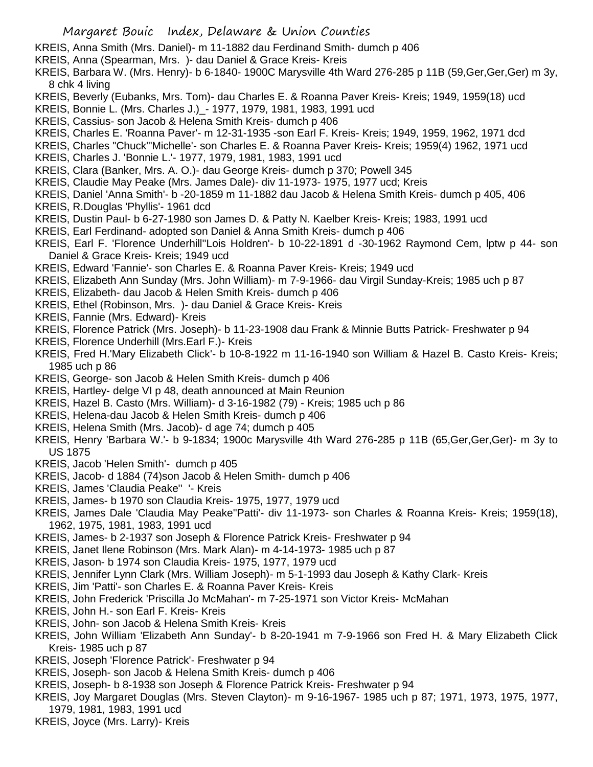KREIS, Anna Smith (Mrs. Daniel)- m 11-1882 dau Ferdinand Smith- dumch p 406

KREIS, Anna (Spearman, Mrs. )- dau Daniel & Grace Kreis- Kreis

KREIS, Barbara W. (Mrs. Henry)- b 6-1840- 1900C Marysville 4th Ward 276-285 p 11B (59,Ger,Ger,Ger) m 3y, 8 chk 4 living

KREIS, Beverly (Eubanks, Mrs. Tom)- dau Charles E. & Roanna Paver Kreis- Kreis; 1949, 1959(18) ucd

KREIS, Bonnie L. (Mrs. Charles J.)_- 1977, 1979, 1981, 1983, 1991 ucd

KREIS, Cassius- son Jacob & Helena Smith Kreis- dumch p 406

KREIS, Charles E. 'Roanna Paver'- m 12-31-1935 -son Earl F. Kreis- Kreis; 1949, 1959, 1962, 1971 dcd

KREIS, Charles "Chuck"'Michelle'- son Charles E. & Roanna Paver Kreis- Kreis; 1959(4) 1962, 1971 ucd

KREIS, Charles J. 'Bonnie L.'- 1977, 1979, 1981, 1983, 1991 ucd

KREIS, Clara (Banker, Mrs. A. O.)- dau George Kreis- dumch p 370; Powell 345

KREIS, Claudie May Peake (Mrs. James Dale)- div 11-1973- 1975, 1977 ucd; Kreis

KREIS, Daniel 'Anna Smith'- b -20-1859 m 11-1882 dau Jacob & Helena Smith Kreis- dumch p 405, 406

KREIS, R.Douglas 'Phyllis'- 1961 dcd

KREIS, Dustin Paul- b 6-27-1980 son James D. & Patty N. Kaelber Kreis- Kreis; 1983, 1991 ucd

KREIS, Earl Ferdinand- adopted son Daniel & Anna Smith Kreis- dumch p 406

KREIS, Earl F. 'Florence Underhill''Lois Holdren'- b 10-22-1891 d -30-1962 Raymond Cem, lptw p 44- son Daniel & Grace Kreis- Kreis; 1949 ucd

KREIS, Edward 'Fannie'- son Charles E. & Roanna Paver Kreis- Kreis; 1949 ucd

KREIS, Elizabeth Ann Sunday (Mrs. John William)- m 7-9-1966- dau Virgil Sunday-Kreis; 1985 uch p 87

KREIS, Elizabeth- dau Jacob & Helen Smith Kreis- dumch p 406

KREIS, Ethel (Robinson, Mrs. )- dau Daniel & Grace Kreis- Kreis

KREIS, Fannie (Mrs. Edward)- Kreis

KREIS, Florence Patrick (Mrs. Joseph)- b 11-23-1908 dau Frank & Minnie Butts Patrick- Freshwater p 94

KREIS, Florence Underhill (Mrs.Earl F.)- Kreis

KREIS, Fred H.'Mary Elizabeth Click'- b 10-8-1922 m 11-16-1940 son William & Hazel B. Casto Kreis- Kreis; 1985 uch p 86

KREIS, George- son Jacob & Helen Smith Kreis- dumch p 406

KREIS, Hartley- delge VI p 48, death announced at Main Reunion

KREIS, Hazel B. Casto (Mrs. William)- d 3-16-1982 (79) - Kreis; 1985 uch p 86

KREIS, Helena-dau Jacob & Helen Smith Kreis- dumch p 406

KREIS, Helena Smith (Mrs. Jacob)- d age 74; dumch p 405

KREIS, Henry 'Barbara W.'- b 9-1834; 1900c Marysville 4th Ward 276-285 p 11B (65,Ger,Ger,Ger)- m 3y to US 1875

KREIS, Jacob 'Helen Smith'- dumch p 405

KREIS, Jacob- d 1884 (74)son Jacob & Helen Smith- dumch p 406

KREIS, James 'Claudia Peake'' '- Kreis

KREIS, James- b 1970 son Claudia Kreis- 1975, 1977, 1979 ucd

KREIS, James Dale 'Claudia May Peake''Patti'- div 11-1973- son Charles & Roanna Kreis- Kreis; 1959(18), 1962, 1975, 1981, 1983, 1991 ucd

KREIS, James- b 2-1937 son Joseph & Florence Patrick Kreis- Freshwater p 94

KREIS, Janet Ilene Robinson (Mrs. Mark Alan)- m 4-14-1973- 1985 uch p 87

KREIS, Jason- b 1974 son Claudia Kreis- 1975, 1977, 1979 ucd

KREIS, Jennifer Lynn Clark (Mrs. William Joseph)- m 5-1-1993 dau Joseph & Kathy Clark- Kreis

KREIS, Jim 'Patti'- son Charles E. & Roanna Paver Kreis- Kreis

KREIS, John Frederick 'Priscilla Jo McMahan'- m 7-25-1971 son Victor Kreis- McMahan

KREIS, John H.- son Earl F. Kreis- Kreis

KREIS, John- son Jacob & Helena Smith Kreis- Kreis

KREIS, John William 'Elizabeth Ann Sunday'- b 8-20-1941 m 7-9-1966 son Fred H. & Mary Elizabeth Click Kreis- 1985 uch p 87

KREIS, Joseph 'Florence Patrick'- Freshwater p 94

KREIS, Joseph- son Jacob & Helena Smith Kreis- dumch p 406

KREIS, Joseph- b 8-1938 son Joseph & Florence Patrick Kreis- Freshwater p 94

KREIS, Joy Margaret Douglas (Mrs. Steven Clayton)- m 9-16-1967- 1985 uch p 87; 1971, 1973, 1975, 1977, 1979, 1981, 1983, 1991 ucd

KREIS, Joyce (Mrs. Larry)- Kreis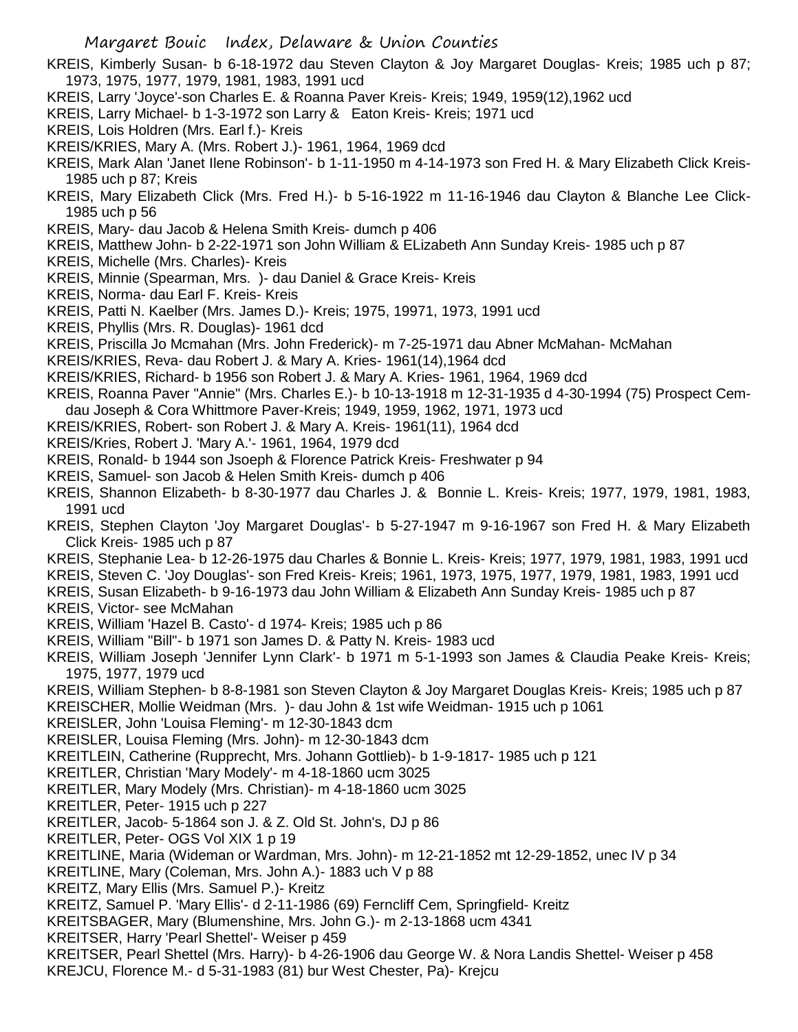KREIS, Kimberly Susan- b 6-18-1972 dau Steven Clayton & Joy Margaret Douglas- Kreis; 1985 uch p 87; 1973, 1975, 1977, 1979, 1981, 1983, 1991 ucd

KREIS, Larry 'Joyce'-son Charles E. & Roanna Paver Kreis- Kreis; 1949, 1959(12),1962 ucd

KREIS, Larry Michael- b 1-3-1972 son Larry & Eaton Kreis- Kreis; 1971 ucd

KREIS, Lois Holdren (Mrs. Earl f.)- Kreis

KREIS/KRIES, Mary A. (Mrs. Robert J.)- 1961, 1964, 1969 dcd

KREIS, Mark Alan 'Janet Ilene Robinson'- b 1-11-1950 m 4-14-1973 son Fred H. & Mary Elizabeth Click Kreis- 1985 uch p 87; Kreis

KREIS, Mary Elizabeth Click (Mrs. Fred H.)- b 5-16-1922 m 11-16-1946 dau Clayton & Blanche Lee Click- 1985 uch p 56

KREIS, Mary- dau Jacob & Helena Smith Kreis- dumch p 406

KREIS, Matthew John- b 2-22-1971 son John William & ELizabeth Ann Sunday Kreis- 1985 uch p 87

KREIS, Michelle (Mrs. Charles)- Kreis

KREIS, Minnie (Spearman, Mrs. )- dau Daniel & Grace Kreis- Kreis

KREIS, Norma- dau Earl F. Kreis- Kreis

KREIS, Patti N. Kaelber (Mrs. James D.)- Kreis; 1975, 19971, 1973, 1991 ucd

KREIS, Phyllis (Mrs. R. Douglas)- 1961 dcd

KREIS, Priscilla Jo Mcmahan (Mrs. John Frederick)- m 7-25-1971 dau Abner McMahan- McMahan

KREIS/KRIES, Reva- dau Robert J. & Mary A. Kries- 1961(14),1964 dcd

KREIS/KRIES, Richard- b 1956 son Robert J. & Mary A. Kries- 1961, 1964, 1969 dcd

KREIS, Roanna Paver "Annie" (Mrs. Charles E.)- b 10-13-1918 m 12-31-1935 d 4-30-1994 (75) Prospect Cem- dau Joseph & Cora Whittmore Paver-Kreis; 1949, 1959, 1962, 1971, 1973 ucd

KREIS/KRIES, Robert- son Robert J. & Mary A. Kreis- 1961(11), 1964 dcd

KREIS/Kries, Robert J. 'Mary A.'- 1961, 1964, 1979 dcd

KREIS, Ronald- b 1944 son Jsoeph & Florence Patrick Kreis- Freshwater p 94

KREIS, Samuel- son Jacob & Helen Smith Kreis- dumch p 406

KREIS, Shannon Elizabeth- b 8-30-1977 dau Charles J. & Bonnie L. Kreis- Kreis; 1977, 1979, 1981, 1983, 1991 ucd

KREIS, Stephen Clayton 'Joy Margaret Douglas'- b 5-27-1947 m 9-16-1967 son Fred H. & Mary Elizabeth Click Kreis- 1985 uch p 87

KREIS, Stephanie Lea- b 12-26-1975 dau Charles & Bonnie L. Kreis- Kreis; 1977, 1979, 1981, 1983, 1991 ucd

KREIS, Steven C. 'Joy Douglas'- son Fred Kreis- Kreis; 1961, 1973, 1975, 1977, 1979, 1981, 1983, 1991 ucd

KREIS, Susan Elizabeth- b 9-16-1973 dau John William & Elizabeth Ann Sunday Kreis- 1985 uch p 87

KREIS, Victor- see McMahan

KREIS, William 'Hazel B. Casto'- d 1974- Kreis; 1985 uch p 86

KREIS, William "Bill"- b 1971 son James D. & Patty N. Kreis- 1983 ucd

KREIS, William Joseph 'Jennifer Lynn Clark'- b 1971 m 5-1-1993 son James & Claudia Peake Kreis- Kreis; 1975, 1977, 1979 ucd

KREIS, William Stephen- b 8-8-1981 son Steven Clayton & Joy Margaret Douglas Kreis- Kreis; 1985 uch p 87

KREISCHER, Mollie Weidman (Mrs. )- dau John & 1st wife Weidman- 1915 uch p 1061

KREISLER, John 'Louisa Fleming'- m 12-30-1843 dcm

KREISLER, Louisa Fleming (Mrs. John)- m 12-30-1843 dcm

KREITLEIN, Catherine (Rupprecht, Mrs. Johann Gottlieb)- b 1-9-1817- 1985 uch p 121

KREITLER, Christian 'Mary Modely'- m 4-18-1860 ucm 3025

KREITLER, Mary Modely (Mrs. Christian)- m 4-18-1860 ucm 3025

KREITLER, Peter- 1915 uch p 227

KREITLER, Jacob- 5-1864 son J. & Z. Old St. John's, DJ p 86

KREITLER, Peter- OGS Vol XIX 1 p 19

KREITLINE, Maria (Wideman or Wardman, Mrs. John)- m 12-21-1852 mt 12-29-1852, unec IV p 34

KREITLINE, Mary (Coleman, Mrs. John A.)- 1883 uch V p 88

KREITZ, Mary Ellis (Mrs. Samuel P.)- Kreitz

KREITZ, Samuel P. 'Mary Ellis'- d 2-11-1986 (69) Ferncliff Cem, Springfield- Kreitz

KREITSBAGER, Mary (Blumenshine, Mrs. John G.)- m 2-13-1868 ucm 4341

KREITSER, Harry 'Pearl Shettel'- Weiser p 459

KREITSER, Pearl Shettel (Mrs. Harry)- b 4-26-1906 dau George W. & Nora Landis Shettel- Weiser p 458

KREJCU, Florence M.- d 5-31-1983 (81) bur West Chester, Pa)- Krejcu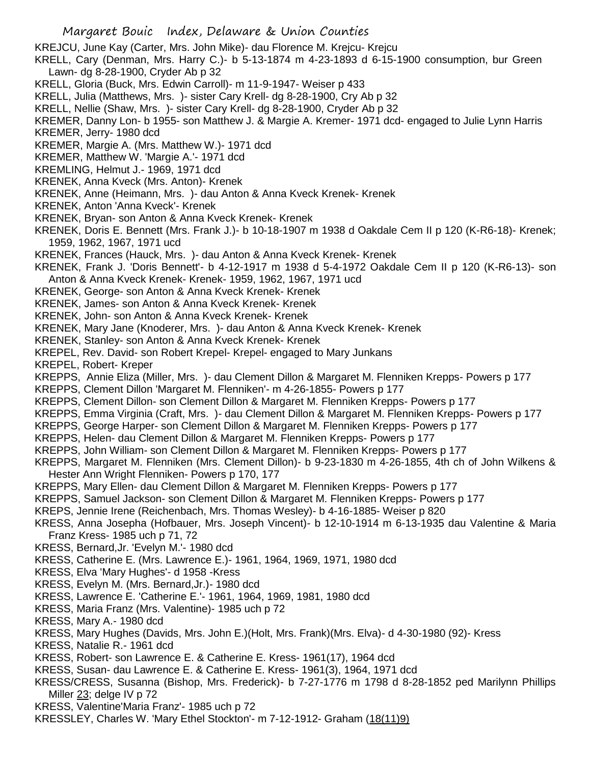KREJCU, June Kay (Carter, Mrs. John Mike)- dau Florence M. Krejcu- Krejcu

KRELL, Cary (Denman, Mrs. Harry C.)- b 5-13-1874 m 4-23-1893 d 6-15-1900 consumption, bur Green Lawn- dg 8-28-1900, Cryder Ab p 32

KRELL, Gloria (Buck, Mrs. Edwin Carroll)- m 11-9-1947- Weiser p 433

KRELL, Julia (Matthews, Mrs. )- sister Cary Krell- dg 8-28-1900, Cry Ab p 32

KRELL, Nellie (Shaw, Mrs. )- sister Cary Krell- dg 8-28-1900, Cryder Ab p 32

KREMER, Danny Lon- b 1955- son Matthew J. & Margie A. Kremer- 1971 dcd- engaged to Julie Lynn Harris

KREMER, Jerry- 1980 dcd

KREMER, Margie A. (Mrs. Matthew W.)- 1971 dcd

KREMER, Matthew W. 'Margie A.'- 1971 dcd

KREMLING, Helmut J.- 1969, 1971 dcd

KRENEK, Anna Kveck (Mrs. Anton)- Krenek

KRENEK, Anne (Heimann, Mrs. )- dau Anton & Anna Kveck Krenek- Krenek

KRENEK, Anton 'Anna Kveck'- Krenek

KRENEK, Bryan- son Anton & Anna Kveck Krenek- Krenek

KRENEK, Doris E. Bennett (Mrs. Frank J.)- b 10-18-1907 m 1938 d Oakdale Cem II p 120 (K-R6-18)- Krenek; 1959, 1962, 1967, 1971 ucd

KRENEK, Frances (Hauck, Mrs. )- dau Anton & Anna Kveck Krenek- Krenek

KRENEK, Frank J. 'Doris Bennett'- b 4-12-1917 m 1938 d 5-4-1972 Oakdale Cem II p 120 (K-R6-13)- son Anton & Anna Kveck Krenek- Krenek- 1959, 1962, 1967, 1971 ucd

KRENEK, George- son Anton & Anna Kveck Krenek- Krenek

KRENEK, James- son Anton & Anna Kveck Krenek- Krenek

KRENEK, John- son Anton & Anna Kveck Krenek- Krenek

KRENEK, Mary Jane (Knoderer, Mrs. )- dau Anton & Anna Kveck Krenek- Krenek

KRENEK, Stanley- son Anton & Anna Kveck Krenek- Krenek

KREPEL, Rev. David- son Robert Krepel- Krepel- engaged to Mary Junkans

KREPEL, Robert- Kreper

KREPPS, Annie Eliza (Miller, Mrs. )- dau Clement Dillon & Margaret M. Flenniken Krepps- Powers p 177

KREPPS, Clement Dillon 'Margaret M. Flenniken'- m 4-26-1855- Powers p 177

KREPPS, Clement Dillon- son Clement Dillon & Margaret M. Flenniken Krepps- Powers p 177

KREPPS, Emma Virginia (Craft, Mrs. )- dau Clement Dillon & Margaret M. Flenniken Krepps- Powers p 177

KREPPS, George Harper- son Clement Dillon & Margaret M. Flenniken Krepps- Powers p 177

KREPPS, Helen- dau Clement Dillon & Margaret M. Flenniken Krepps- Powers p 177

KREPPS, John William- son Clement Dillon & Margaret M. Flenniken Krepps- Powers p 177

KREPPS, Margaret M. Flenniken (Mrs. Clement Dillon)- b 9-23-1830 m 4-26-1855, 4th ch of John Wilkens & Hester Ann Wright Flenniken- Powers p 170, 177

KREPPS, Mary Ellen- dau Clement Dillon & Margaret M. Flenniken Krepps- Powers p 177

KREPPS, Samuel Jackson- son Clement Dillon & Margaret M. Flenniken Krepps- Powers p 177

KREPS, Jennie Irene (Reichenbach, Mrs. Thomas Wesley)- b 4-16-1885- Weiser p 820

KRESS, Anna Josepha (Hofbauer, Mrs. Joseph Vincent)- b 12-10-1914 m 6-13-1935 dau Valentine & Maria Franz Kress- 1985 uch p 71, 72

KRESS, Bernard,Jr. 'Evelyn M.'- 1980 dcd

KRESS, Catherine E. (Mrs. Lawrence E.)- 1961, 1964, 1969, 1971, 1980 dcd

KRESS, Elva 'Mary Hughes'- d 1958 -Kress

KRESS, Evelyn M. (Mrs. Bernard,Jr.)- 1980 dcd

KRESS, Lawrence E. 'Catherine E.'- 1961, 1964, 1969, 1981, 1980 dcd

KRESS, Maria Franz (Mrs. Valentine)- 1985 uch p 72

KRESS, Mary A.- 1980 dcd

KRESS, Mary Hughes (Davids, Mrs. John E.)(Holt, Mrs. Frank)(Mrs. Elva)- d 4-30-1980 (92)- Kress

KRESS, Natalie R.- 1961 dcd

KRESS, Robert- son Lawrence E. & Catherine E. Kress- 1961(17), 1964 dcd

KRESS, Susan- dau Lawrence E. & Catherine E. Kress- 1961(3), 1964, 1971 dcd

KRESS/CRESS, Susanna (Bishop, Mrs. Frederick)- b 7-27-1776 m 1798 d 8-28-1852 ped Marilynn Phillips Miller 23; delge IV p 72

KRESS, Valentine'Maria Franz'- 1985 uch p 72

KRESSLEY, Charles W. 'Mary Ethel Stockton'- m 7-12-1912- Graham (18(11)9)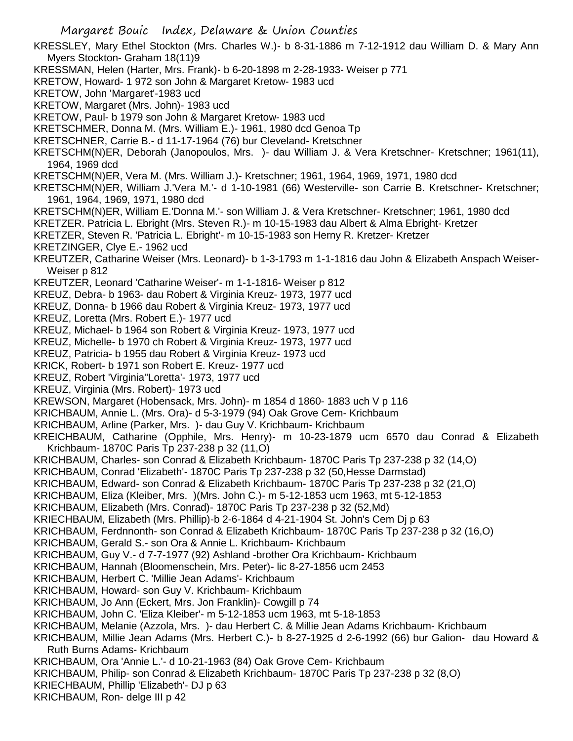KRESSLEY, Mary Ethel Stockton (Mrs. Charles W.)- b 8-31-1886 m 7-12-1912 dau William D. & Mary Ann Myers Stockton- Graham 18(11)9

KRESSMAN, Helen (Harter, Mrs. Frank)- b 6-20-1898 m 2-28-1933- Weiser p 771

KRETOW, Howard- 1 972 son John & Margaret Kretow- 1983 ucd

KRETOW, John 'Margaret'-1983 ucd

KRETOW, Margaret (Mrs. John)- 1983 ucd

KRETOW, Paul- b 1979 son John & Margaret Kretow- 1983 ucd

KRETSCHMER, Donna M. (Mrs. William E.)- 1961, 1980 dcd Genoa Tp

KRETSCHNER, Carrie B.- d 11-17-1964 (76) bur Cleveland- Kretschner

KRETSCHM(N)ER, Deborah (Janopoulos, Mrs. )- dau William J. & Vera Kretschner- Kretschner; 1961(11), 1964, 1969 dcd

KRETSCHM(N)ER, Vera M. (Mrs. William J.)- Kretschner; 1961, 1964, 1969, 1971, 1980 dcd

KRETSCHM(N)ER, William J.'Vera M.'- d 1-10-1981 (66) Westerville- son Carrie B. Kretschner- Kretschner; 1961, 1964, 1969, 1971, 1980 dcd

KRETSCHM(N)ER, William E.'Donna M.'- son William J. & Vera Kretschner- Kretschner; 1961, 1980 dcd

KRETZER. Patricia L. Ebright (Mrs. Steven R.)- m 10-15-1983 dau Albert & Alma Ebright- Kretzer

KRETZER, Steven R. 'Patricia L. Ebright'- m 10-15-1983 son Herny R. Kretzer- Kretzer

KRETZINGER, Clye E.- 1962 ucd

KREUTZER, Catharine Weiser (Mrs. Leonard)- b 1-3-1793 m 1-1-1816 dau John & Elizabeth Anspach Weiser- Weiser p 812

KREUTZER, Leonard 'Catharine Weiser'- m 1-1-1816- Weiser p 812

KREUZ, Debra- b 1963- dau Robert & Virginia Kreuz- 1973, 1977 ucd

KREUZ, Donna- b 1966 dau Robert & Virginia Kreuz- 1973, 1977 ucd

KREUZ, Loretta (Mrs. Robert E.)- 1977 ucd

KREUZ, Michael- b 1964 son Robert & Virginia Kreuz- 1973, 1977 ucd

KREUZ, Michelle- b 1970 ch Robert & Virginia Kreuz- 1973, 1977 ucd

KREUZ, Patricia- b 1955 dau Robert & Virginia Kreuz- 1973 ucd

KRICK, Robert- b 1971 son Robert E. Kreuz- 1977 ucd

KREUZ, Robert 'Virginia''Loretta'- 1973, 1977 ucd

KREUZ, Virginia (Mrs. Robert)- 1973 ucd

KREWSON, Margaret (Hobensack, Mrs. John)- m 1854 d 1860- 1883 uch V p 116

KRICHBAUM, Annie L. (Mrs. Ora)- d 5-3-1979 (94) Oak Grove Cem- Krichbaum

KRICHBAUM, Arline (Parker, Mrs. )- dau Guy V. Krichbaum- Krichbaum

KREICHBAUM, Catharine (Opphile, Mrs. Henry)- m 10-23-1879 ucm 6570 dau Conrad & Elizabeth Krichbaum- 1870C Paris Tp 237-238 p 32 (11,O)

KRICHBAUM, Charles- son Conrad & Elizabeth Krichbaum- 1870C Paris Tp 237-238 p 32 (14,O)

KRICHBAUM, Conrad 'Elizabeth'- 1870C Paris Tp 237-238 p 32 (50,Hesse Darmstad)

KRICHBAUM, Edward- son Conrad & Elizabeth Krichbaum- 1870C Paris Tp 237-238 p 32 (21,O)

KRICHBAUM, Eliza (Kleiber, Mrs. )(Mrs. John C.)- m 5-12-1853 ucm 1963, mt 5-12-1853

KRICHBAUM, Elizabeth (Mrs. Conrad)- 1870C Paris Tp 237-238 p 32 (52,Md)

KRIECHBAUM, Elizabeth (Mrs. Phillip)-b 2-6-1864 d 4-21-1904 St. John's Cem Dj p 63

KRICHBAUM, Ferdnnonth- son Conrad & Elizabeth Krichbaum- 1870C Paris Tp 237-238 p 32 (16,O)

KRICHBAUM, Gerald S.- son Ora & Annie L. Krichbaum- Krichbaum

KRICHBAUM, Guy V.- d 7-7-1977 (92) Ashland -brother Ora Krichbaum- Krichbaum

KRICHBAUM, Hannah (Bloomenschein, Mrs. Peter)- lic 8-27-1856 ucm 2453

KRICHBAUM, Herbert C. 'Millie Jean Adams'- Krichbaum

KRICHBAUM, Howard- son Guy V. Krichbaum- Krichbaum

KRICHBAUM, Jo Ann (Eckert, Mrs. Jon Franklin)- Cowgill p 74

KRICHBAUM, John C. 'Eliza Kleiber'- m 5-12-1853 ucm 1963, mt 5-18-1853

KRICHBAUM, Melanie (Azzola, Mrs. )- dau Herbert C. & Millie Jean Adams Krichbaum- Krichbaum

KRICHBAUM, Millie Jean Adams (Mrs. Herbert C.)- b 8-27-1925 d 2-6-1992 (66) bur Galion- dau Howard & Ruth Burns Adams- Krichbaum

KRICHBAUM, Ora 'Annie L.'- d 10-21-1963 (84) Oak Grove Cem- Krichbaum

KRICHBAUM, Philip- son Conrad & Elizabeth Krichbaum- 1870C Paris Tp 237-238 p 32 (8,O)

KRIECHBAUM, Phillip 'Elizabeth'- DJ p 63

KRICHBAUM, Ron- delge III p 42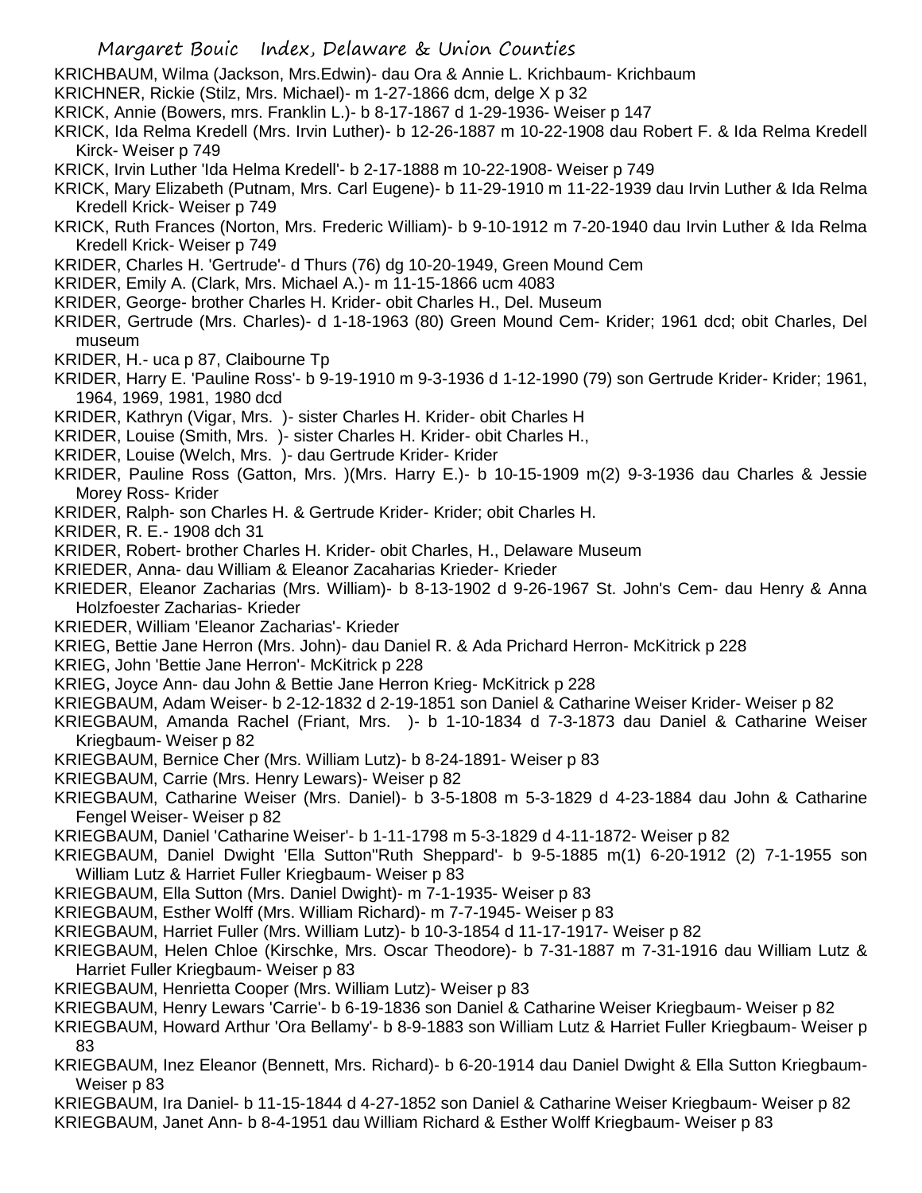KRICHBAUM, Wilma (Jackson, Mrs.Edwin)- dau Ora & Annie L. Krichbaum- Krichbaum

KRICHNER, Rickie (Stilz, Mrs. Michael)- m 1-27-1866 dcm, delge X p 32

KRICK, Annie (Bowers, mrs. Franklin L.)- b 8-17-1867 d 1-29-1936- Weiser p 147

KRICK, Ida Relma Kredell (Mrs. Irvin Luther)- b 12-26-1887 m 10-22-1908 dau Robert F. & Ida Relma Kredell Kirck- Weiser p 749

KRICK, Irvin Luther 'Ida Helma Kredell'- b 2-17-1888 m 10-22-1908- Weiser p 749

KRICK, Mary Elizabeth (Putnam, Mrs. Carl Eugene)- b 11-29-1910 m 11-22-1939 dau Irvin Luther & Ida Relma Kredell Krick- Weiser p 749

KRICK, Ruth Frances (Norton, Mrs. Frederic William)- b 9-10-1912 m 7-20-1940 dau Irvin Luther & Ida Relma Kredell Krick- Weiser p 749

KRIDER, Charles H. 'Gertrude'- d Thurs (76) dg 10-20-1949, Green Mound Cem

KRIDER, Emily A. (Clark, Mrs. Michael A.)- m 11-15-1866 ucm 4083

KRIDER, George- brother Charles H. Krider- obit Charles H., Del. Museum

KRIDER, Gertrude (Mrs. Charles)- d 1-18-1963 (80) Green Mound Cem- Krider; 1961 dcd; obit Charles, Del museum

KRIDER, H.- uca p 87, Claibourne Tp

KRIDER, Harry E. 'Pauline Ross'- b 9-19-1910 m 9-3-1936 d 1-12-1990 (79) son Gertrude Krider- Krider; 1961, 1964, 1969, 1981, 1980 dcd

KRIDER, Kathryn (Vigar, Mrs. )- sister Charles H. Krider- obit Charles H

KRIDER, Louise (Smith, Mrs. )- sister Charles H. Krider- obit Charles H.,

KRIDER, Louise (Welch, Mrs. )- dau Gertrude Krider- Krider

KRIDER, Pauline Ross (Gatton, Mrs. )(Mrs. Harry E.)- b 10-15-1909 m(2) 9-3-1936 dau Charles & Jessie Morey Ross- Krider

KRIDER, Ralph- son Charles H. & Gertrude Krider- Krider; obit Charles H.

KRIDER, R. E.- 1908 dch 31

KRIDER, Robert- brother Charles H. Krider- obit Charles, H., Delaware Museum

KRIEDER, Anna- dau William & Eleanor Zacaharias Krieder- Krieder

KRIEDER, Eleanor Zacharias (Mrs. William)- b 8-13-1902 d 9-26-1967 St. John's Cem- dau Henry & Anna Holzfoester Zacharias- Krieder

KRIEDER, William 'Eleanor Zacharias'- Krieder

KRIEG, Bettie Jane Herron (Mrs. John)- dau Daniel R. & Ada Prichard Herron- McKitrick p 228

KRIEG, John 'Bettie Jane Herron'- McKitrick p 228

KRIEG, Joyce Ann- dau John & Bettie Jane Herron Krieg- McKitrick p 228

KRIEGBAUM, Adam Weiser- b 2-12-1832 d 2-19-1851 son Daniel & Catharine Weiser Krider- Weiser p 82

KRIEGBAUM, Amanda Rachel (Friant, Mrs. )- b 1-10-1834 d 7-3-1873 dau Daniel & Catharine Weiser Kriegbaum- Weiser p 82

KRIEGBAUM, Bernice Cher (Mrs. William Lutz)- b 8-24-1891- Weiser p 83

KRIEGBAUM, Carrie (Mrs. Henry Lewars)- Weiser p 82

KRIEGBAUM, Catharine Weiser (Mrs. Daniel)- b 3-5-1808 m 5-3-1829 d 4-23-1884 dau John & Catharine Fengel Weiser- Weiser p 82

KRIEGBAUM, Daniel 'Catharine Weiser'- b 1-11-1798 m 5-3-1829 d 4-11-1872- Weiser p 82

KRIEGBAUM, Daniel Dwight 'Ella Sutton''Ruth Sheppard'- b 9-5-1885 m(1) 6-20-1912 (2) 7-1-1955 son William Lutz & Harriet Fuller Kriegbaum- Weiser p 83

KRIEGBAUM, Ella Sutton (Mrs. Daniel Dwight)- m 7-1-1935- Weiser p 83

KRIEGBAUM, Esther Wolff (Mrs. William Richard)- m 7-7-1945- Weiser p 83

KRIEGBAUM, Harriet Fuller (Mrs. William Lutz)- b 10-3-1854 d 11-17-1917- Weiser p 82

KRIEGBAUM, Helen Chloe (Kirschke, Mrs. Oscar Theodore)- b 7-31-1887 m 7-31-1916 dau William Lutz & Harriet Fuller Kriegbaum- Weiser p 83

KRIEGBAUM, Henrietta Cooper (Mrs. William Lutz)- Weiser p 83

KRIEGBAUM, Henry Lewars 'Carrie'- b 6-19-1836 son Daniel & Catharine Weiser Kriegbaum- Weiser p 82

KRIEGBAUM, Howard Arthur 'Ora Bellamy'- b 8-9-1883 son William Lutz & Harriet Fuller Kriegbaum- Weiser p 83

KRIEGBAUM, Inez Eleanor (Bennett, Mrs. Richard)- b 6-20-1914 dau Daniel Dwight & Ella Sutton Kriegbaum- Weiser p 83

KRIEGBAUM, Ira Daniel- b 11-15-1844 d 4-27-1852 son Daniel & Catharine Weiser Kriegbaum- Weiser p 82

KRIEGBAUM, Janet Ann- b 8-4-1951 dau William Richard & Esther Wolff Kriegbaum- Weiser p 83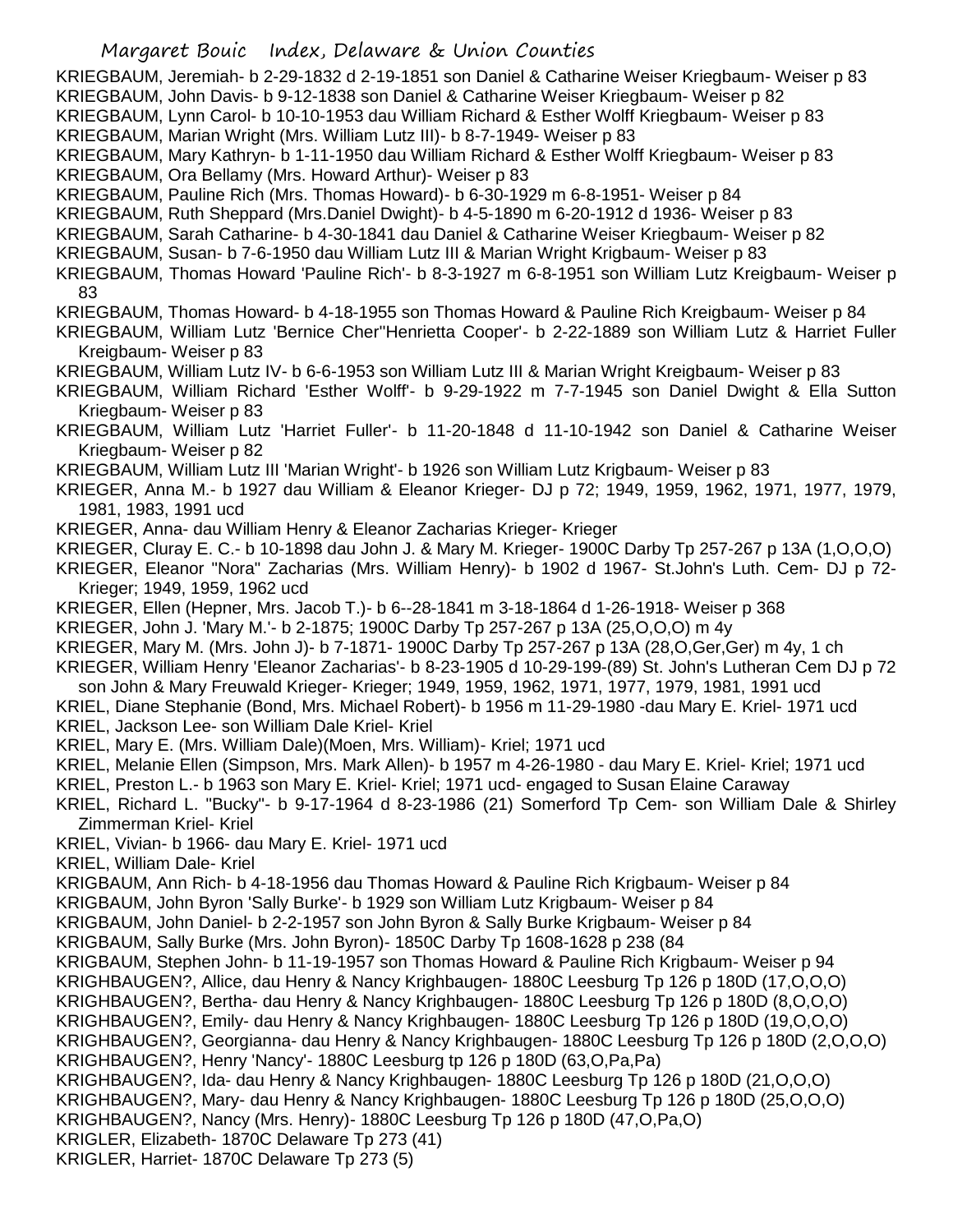KRIEGBAUM, Jeremiah- b 2-29-1832 d 2-19-1851 son Daniel & Catharine Weiser Kriegbaum- Weiser p 83
KRIEGBAUM, John Davis- b 9-12-1838 son Daniel & Catharine Weiser Kriegbaum- Weiser p 82
KRIEGBAUM, Lynn Carol- b 10-10-1953 dau William Richard & Esther Wolff Kriegbaum- Weiser p 83
KRIEGBAUM, Marian Wright (Mrs. William Lutz III)- b 8-7-1949- Weiser p 83
KRIEGBAUM, Mary Kathryn- b 1-11-1950 dau William Richard & Esther Wolff Kriegbaum- Weiser p 83
KRIEGBAUM, Ora Bellamy (Mrs. Howard Arthur)- Weiser p 83
KRIEGBAUM, Pauline Rich (Mrs. Thomas Howard)- b 6-30-1929 m 6-8-1951- Weiser p 84
KRIEGBAUM, Ruth Sheppard (Mrs.Daniel Dwight)- b 4-5-1890 m 6-20-1912 d 1936- Weiser p 83
KRIEGBAUM, Sarah Catharine- b 4-30-1841 dau Daniel & Catharine Weiser Kriegbaum- Weiser p 82
KRIEGBAUM, Susan- b 7-6-1950 dau William Lutz III & Marian Wright Krigbaum- Weiser p 83
KRIEGBAUM, Thomas Howard 'Pauline Rich'- b 8-3-1927 m 6-8-1951 son William Lutz Kreigbaum- Weiser p 83
KRIEGBAUM, Thomas Howard- b 4-18-1955 son Thomas Howard & Pauline Rich Kreigbaum- Weiser p 84
KRIEGBAUM, William Lutz 'Bernice Cher''Henrietta Cooper'- b 2-22-1889 son William Lutz & Harriet Fuller Kreigbaum- Weiser p 83
KRIEGBAUM, William Lutz IV- b 6-6-1953 son William Lutz III & Marian Wright Kreigbaum- Weiser p 83
KRIEGBAUM, William Richard 'Esther Wolff'- b 9-29-1922 m 7-7-1945 son Daniel Dwight & Ella Sutton Kriegbaum- Weiser p 83
KRIEGBAUM, William Lutz 'Harriet Fuller'- b 11-20-1848 d 11-10-1942 son Daniel & Catharine Weiser Kriegbaum- Weiser p 82
KRIEGBAUM, William Lutz III 'Marian Wright'- b 1926 son William Lutz Krigbaum- Weiser p 83
KRIEGER, Anna M.- b 1927 dau William & Eleanor Krieger- DJ p 72; 1949, 1959, 1962, 1971, 1977, 1979, 1981, 1983, 1991 ucd
KRIEGER, Anna- dau William Henry & Eleanor Zacharias Krieger- Krieger
KRIEGER, Cluray E. C.- b 10-1898 dau John J. & Mary M. Krieger- 1900C Darby Tp 257-267 p 13A (1,O,O,O)
KRIEGER, Eleanor "Nora" Zacharias (Mrs. William Henry)- b 1902 d 1967- St.John's Luth. Cem- DJ p 72- Krieger; 1949, 1959, 1962 ucd
KRIEGER, Ellen (Hepner, Mrs. Jacob T.)- b 6--28-1841 m 3-18-1864 d 1-26-1918- Weiser p 368
KRIEGER, John J. 'Mary M.'- b 2-1875; 1900C Darby Tp 257-267 p 13A (25,O,O,O) m 4y
KRIEGER, Mary M. (Mrs. John J)- b 7-1871- 1900C Darby Tp 257-267 p 13A (28,O,Ger,Ger) m 4y, 1 ch
KRIEGER, William Henry 'Eleanor Zacharias'- b 8-23-1905 d 10-29-199-(89) St. John's Lutheran Cem DJ p 72 son John & Mary Freuwald Krieger- Krieger; 1949, 1959, 1962, 1971, 1977, 1979, 1981, 1991 ucd
KRIEL, Diane Stephanie (Bond, Mrs. Michael Robert)- b 1956 m 11-29-1980 -dau Mary E. Kriel- 1971 ucd
KRIEL, Jackson Lee- son William Dale Kriel- Kriel
KRIEL, Mary E. (Mrs. William Dale)(Moen, Mrs. William)- Kriel; 1971 ucd
KRIEL, Melanie Ellen (Simpson, Mrs. Mark Allen)- b 1957 m 4-26-1980 - dau Mary E. Kriel- Kriel; 1971 ucd
KRIEL, Preston L.- b 1963 son Mary E. Kriel- Kriel; 1971 ucd- engaged to Susan Elaine Caraway
KRIEL, Richard L. "Bucky"- b 9-17-1964 d 8-23-1986 (21) Somerford Tp Cem- son William Dale & Shirley Zimmerman Kriel- Kriel
KRIEL, Vivian- b 1966- dau Mary E. Kriel- 1971 ucd
KRIEL, William Dale- Kriel
KRIGBAUM, Ann Rich- b 4-18-1956 dau Thomas Howard & Pauline Rich Krigbaum- Weiser p 84
KRIGBAUM, John Byron 'Sally Burke'- b 1929 son William Lutz Krigbaum- Weiser p 84
KRIGBAUM, John Daniel- b 2-2-1957 son John Byron & Sally Burke Krigbaum- Weiser p 84
KRIGBAUM, Sally Burke (Mrs. John Byron)- 1850C Darby Tp 1608-1628 p 238 (84
KRIGBAUM, Stephen John- b 11-19-1957 son Thomas Howard & Pauline Rich Krigbaum- Weiser p 94
KRIGHBAUGEN?, Allice, dau Henry & Nancy Krighbaugen- 1880C Leesburg Tp 126 p 180D (17,O,O,O)
KRIGHBAUGEN?, Bertha- dau Henry & Nancy Krighbaugen- 1880C Leesburg Tp 126 p 180D (8,O,O,O)
KRIGHBAUGEN?, Emily- dau Henry & Nancy Krighbaugen- 1880C Leesburg Tp 126 p 180D (19,O,O,O)
KRIGHBAUGEN?, Georgianna- dau Henry & Nancy Krighbaugen- 1880C Leesburg Tp 126 p 180D (2,O,O,O)
KRIGHBAUGEN?, Henry 'Nancy'- 1880C Leesburg tp 126 p 180D (63,O,Pa,Pa)
KRIGHBAUGEN?, Ida- dau Henry & Nancy Krighbaugen- 1880C Leesburg Tp 126 p 180D (21,O,O,O)
KRIGHBAUGEN?, Mary- dau Henry & Nancy Krighbaugen- 1880C Leesburg Tp 126 p 180D (25,O,O,O)
KRIGHBAUGEN?, Nancy (Mrs. Henry)- 1880C Leesburg Tp 126 p 180D (47,O,Pa,O)
KRIGLER, Elizabeth- 1870C Delaware Tp 273 (41)
KRIGLER, Harriet- 1870C Delaware Tp 273 (5)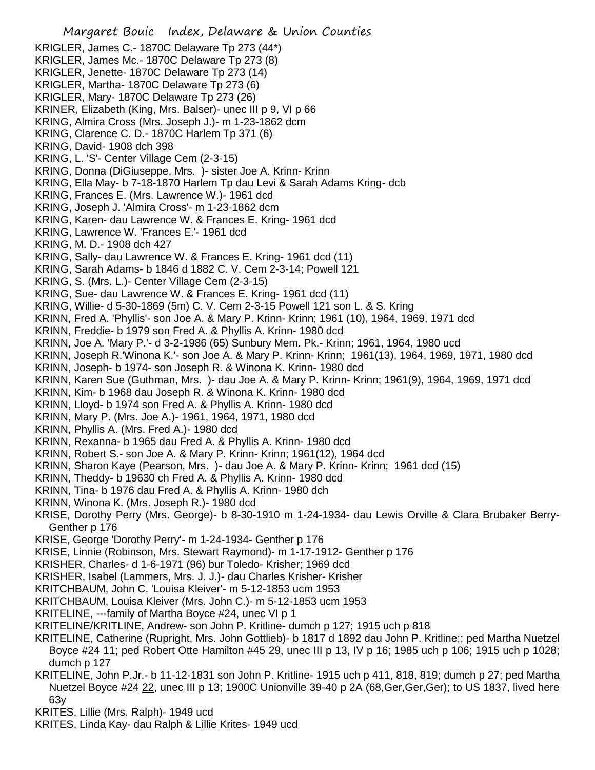KRIGLER, James C.- 1870C Delaware Tp 273 (44*)
KRIGLER, James Mc.- 1870C Delaware Tp 273 (8)
KRIGLER, Jenette- 1870C Delaware Tp 273 (14)
KRIGLER, Martha- 1870C Delaware Tp 273 (6)
KRIGLER, Mary- 1870C Delaware Tp 273 (26)
KRINER, Elizabeth (King, Mrs. Balser)- unec III p 9, VI p 66
KRING, Almira Cross (Mrs. Joseph J.)- m 1-23-1862 dcm
KRING, Clarence C. D.- 1870C Harlem Tp 371 (6)
KRING, David- 1908 dch 398
KRING, L. 'S'- Center Village Cem (2-3-15)
KRING, Donna (DiGiuseppe, Mrs. )- sister Joe A. Krinn- Krinn
KRING, Ella May- b 7-18-1870 Harlem Tp dau Levi & Sarah Adams Kring- dcb
KRING, Frances E. (Mrs. Lawrence W.)- 1961 dcd
KRING, Joseph J. 'Almira Cross'- m 1-23-1862 dcm
KRING, Karen- dau Lawrence W. & Frances E. Kring- 1961 dcd
KRING, Lawrence W. 'Frances E.'- 1961 dcd
KRING, M. D.- 1908 dch 427
KRING, Sally- dau Lawrence W. & Frances E. Kring- 1961 dcd (11)
KRING, Sarah Adams- b 1846 d 1882 C. V. Cem 2-3-14; Powell 121
KRING, S. (Mrs. L.)- Center Village Cem (2-3-15)
KRING, Sue- dau Lawrence W. & Frances E. Kring- 1961 dcd (11)
KRING, Willie- d 5-30-1869 (5m) C. V. Cem 2-3-15 Powell 121 son L. & S. Kring
KRINN, Fred A. 'Phyllis'- son Joe A. & Mary P. Krinn- Krinn; 1961 (10), 1964, 1969, 1971 dcd
KRINN, Freddie- b 1979 son Fred A. & Phyllis A. Krinn- 1980 dcd
KRINN, Joe A. 'Mary P.'- d 3-2-1986 (65) Sunbury Mem. Pk.- Krinn; 1961, 1964, 1980 ucd
KRINN, Joseph R.'Winona K.'- son Joe A. & Mary P. Krinn- Krinn; 1961(13), 1964, 1969, 1971, 1980 dcd
KRINN, Joseph- b 1974- son Joseph R. & Winona K. Krinn- 1980 dcd
KRINN, Karen Sue (Guthman, Mrs. )- dau Joe A. & Mary P. Krinn- Krinn; 1961(9), 1964, 1969, 1971 dcd
KRINN, Kim- b 1968 dau Joseph R. & Winona K. Krinn- 1980 dcd
KRINN, Lloyd- b 1974 son Fred A. & Phyllis A. Krinn- 1980 dcd
KRINN, Mary P. (Mrs. Joe A.)- 1961, 1964, 1971, 1980 dcd
KRINN, Phyllis A. (Mrs. Fred A.)- 1980 dcd
KRINN, Rexanna- b 1965 dau Fred A. & Phyllis A. Krinn- 1980 dcd
KRINN, Robert S.- son Joe A. & Mary P. Krinn- Krinn; 1961(12), 1964 dcd
KRINN, Sharon Kaye (Pearson, Mrs. )- dau Joe A. & Mary P. Krinn- Krinn; 1961 dcd (15)
KRINN, Teddy- b 19630 ch Fred A. & Phyllis A. Krinn- 1980 dcd
KRINN, Tina- b 1976 dau Fred A. & Phyllis A. Krinn- 1980 dch
KRINN, Winona K. (Mrs. Joseph R.)- 1980 dcd
KRISE, Dorothy Perry (Mrs. George)- b 8-30-1910 m 1-24-1934- dau Lewis Orville & Clara Brubaker Berry- Genther p 176
KRISE, George 'Dorothy Perry'- m 1-24-1934- Genther p 176
KRISE, Linnie (Robinson, Mrs. Stewart Raymond)- m 1-17-1912- Genther p 176
KRISHER, Charles- d 1-6-1971 (96) bur Toledo- Krisher; 1969 dcd
KRISHER, Isabel (Lammers, Mrs. J. J.)- dau Charles Krisher- Krisher
KRITCHBAUM, John C. 'Louisa Kleiver'- m 5-12-1853 ucm 1953
KRITCHBAUM, Louisa Kleiver (Mrs. John C.)- m 5-12-1853 ucm 1953
KRITELINE, ---family of Martha Boyce #24, unec VI p 1
KRITELINE/KRITLINE, Andrew- son John P. Kritline- dumch p 127; 1915 uch p 818
KRITELINE, Catherine (Rupright, Mrs. John Gottlieb)- b 1817 d 1892 dau John P. Kritline;; ped Martha Nuetzel Boyce #24 11; ped Robert Otte Hamilton #45 29, unec III p 13, IV p 16; 1985 uch p 106; 1915 uch p 1028; dumch p 127
KRITELINE, John P.Jr.- b 11-12-1831 son John P. Kritline- 1915 uch p 411, 818, 819; dumch p 27; ped Martha Nuetzel Boyce #24 22, unec III p 13; 1900C Unionville 39-40 p 2A (68,Ger,Ger,Ger); to US 1837, lived here 63y
KRITES, Lillie (Mrs. Ralph)- 1949 ucd
KRITES, Linda Kay- dau Ralph & Lillie Krites- 1949 ucd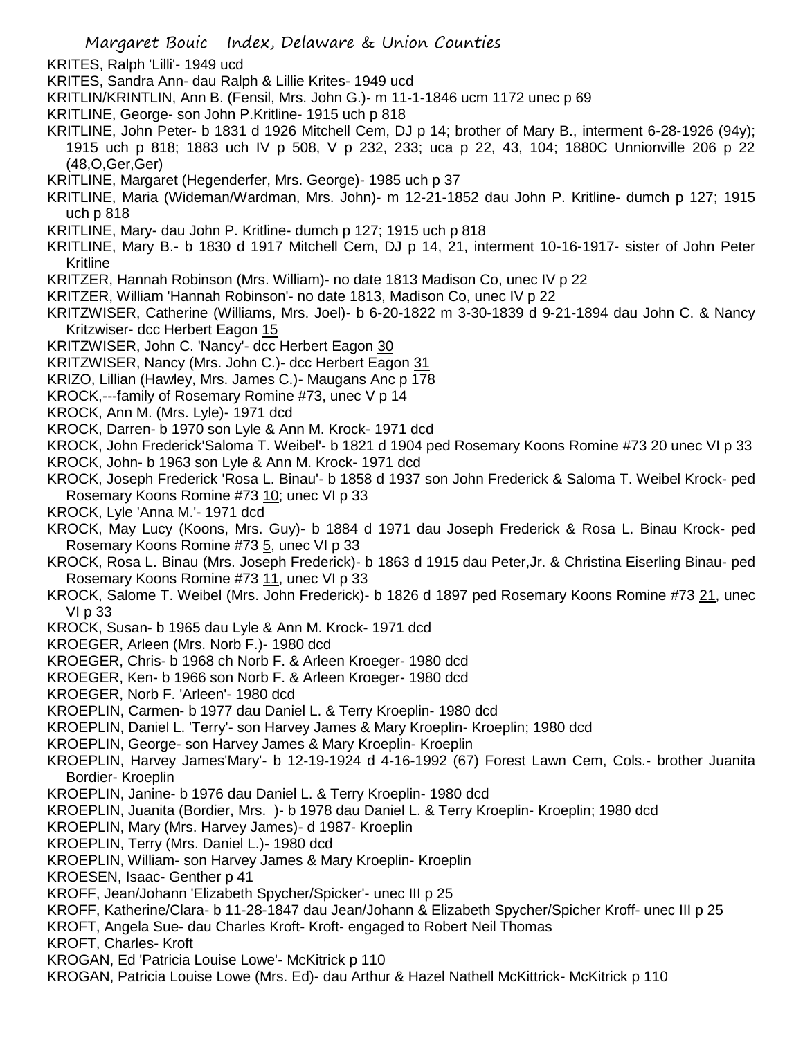KRITES, Ralph 'Lilli'- 1949 ucd
KRITES, Sandra Ann- dau Ralph & Lillie Krites- 1949 ucd
KRITLIN/KRINTLIN, Ann B. (Fensil, Mrs. John G.)- m 11-1-1846 ucm 1172 unec p 69
KRITLINE, George- son John P.Kritline- 1915 uch p 818
KRITLINE, John Peter- b 1831 d 1926 Mitchell Cem, DJ p 14; brother of Mary B., interment 6-28-1926 (94y); 1915 uch p 818; 1883 uch IV p 508, V p 232, 233; uca p 22, 43, 104; 1880C Unnionville 206 p 22 (48,O,Ger,Ger)
KRITLINE, Margaret (Hegenderfer, Mrs. George)- 1985 uch p 37
KRITLINE, Maria (Wideman/Wardman, Mrs. John)- m 12-21-1852 dau John P. Kritline- dumch p 127; 1915 uch p 818
KRITLINE, Mary- dau John P. Kritline- dumch p 127; 1915 uch p 818
KRITLINE, Mary B.- b 1830 d 1917 Mitchell Cem, DJ p 14, 21, interment 10-16-1917- sister of John Peter Kritline
KRITZER, Hannah Robinson (Mrs. William)- no date 1813 Madison Co, unec IV p 22
KRITZER, William 'Hannah Robinson'- no date 1813, Madison Co, unec IV p 22
KRITZWISER, Catherine (Williams, Mrs. Joel)- b 6-20-1822 m 3-30-1839 d 9-21-1894 dau John C. & Nancy Kritzwiser- dcc Herbert Eagon 15
KRITZWISER, John C. 'Nancy'- dcc Herbert Eagon 30
KRITZWISER, Nancy (Mrs. John C.)- dcc Herbert Eagon 31
KRIZO, Lillian (Hawley, Mrs. James C.)- Maugans Anc p 178
KROCK,---family of Rosemary Romine #73, unec V p 14
KROCK, Ann M. (Mrs. Lyle)- 1971 dcd
KROCK, Darren- b 1970 son Lyle & Ann M. Krock- 1971 dcd
KROCK, John Frederick'Saloma T. Weibel'- b 1821 d 1904 ped Rosemary Koons Romine #73 20 unec VI p 33
KROCK, John- b 1963 son Lyle & Ann M. Krock- 1971 dcd
KROCK, Joseph Frederick 'Rosa L. Binau'- b 1858 d 1937 son John Frederick & Saloma T. Weibel Krock- ped Rosemary Koons Romine #73 10; unec VI p 33
KROCK, Lyle 'Anna M.'- 1971 dcd
KROCK, May Lucy (Koons, Mrs. Guy)- b 1884 d 1971 dau Joseph Frederick & Rosa L. Binau Krock- ped Rosemary Koons Romine #73 5, unec VI p 33
KROCK, Rosa L. Binau (Mrs. Joseph Frederick)- b 1863 d 1915 dau Peter,Jr. & Christina Eiserling Binau- ped Rosemary Koons Romine #73 11, unec VI p 33
KROCK, Salome T. Weibel (Mrs. John Frederick)- b 1826 d 1897 ped Rosemary Koons Romine #73 21, unec VI p 33
KROCK, Susan- b 1965 dau Lyle & Ann M. Krock- 1971 dcd
KROEGER, Arleen (Mrs. Norb F.)- 1980 dcd
KROEGER, Chris- b 1968 ch Norb F. & Arleen Kroeger- 1980 dcd
KROEGER, Ken- b 1966 son Norb F. & Arleen Kroeger- 1980 dcd
KROEGER, Norb F. 'Arleen'- 1980 dcd
KROEPLIN, Carmen- b 1977 dau Daniel L. & Terry Kroeplin- 1980 dcd
KROEPLIN, Daniel L. 'Terry'- son Harvey James & Mary Kroeplin- Kroeplin; 1980 dcd
KROEPLIN, George- son Harvey James & Mary Kroeplin- Kroeplin
KROEPLIN, Harvey James'Mary'- b 12-19-1924 d 4-16-1992 (67) Forest Lawn Cem, Cols.- brother Juanita Bordier- Kroeplin
KROEPLIN, Janine- b 1976 dau Daniel L. & Terry Kroeplin- 1980 dcd
KROEPLIN, Juanita (Bordier, Mrs. )- b 1978 dau Daniel L. & Terry Kroeplin- Kroeplin; 1980 dcd
KROEPLIN, Mary (Mrs. Harvey James)- d 1987- Kroeplin
KROEPLIN, Terry (Mrs. Daniel L.)- 1980 dcd
KROEPLIN, William- son Harvey James & Mary Kroeplin- Kroeplin
KROESEN, Isaac- Genther p 41
KROFF, Jean/Johann 'Elizabeth Spycher/Spicker'- unec III p 25
KROFF, Katherine/Clara- b 11-28-1847 dau Jean/Johann & Elizabeth Spycher/Spicher Kroff- unec III p 25
KROFT, Angela Sue- dau Charles Kroft- Kroft- engaged to Robert Neil Thomas
KROFT, Charles- Kroft
KROGAN, Ed 'Patricia Louise Lowe'- McKitrick p 110
KROGAN, Patricia Louise Lowe (Mrs. Ed)- dau Arthur & Hazel Nathell McKittrick- McKitrick p 110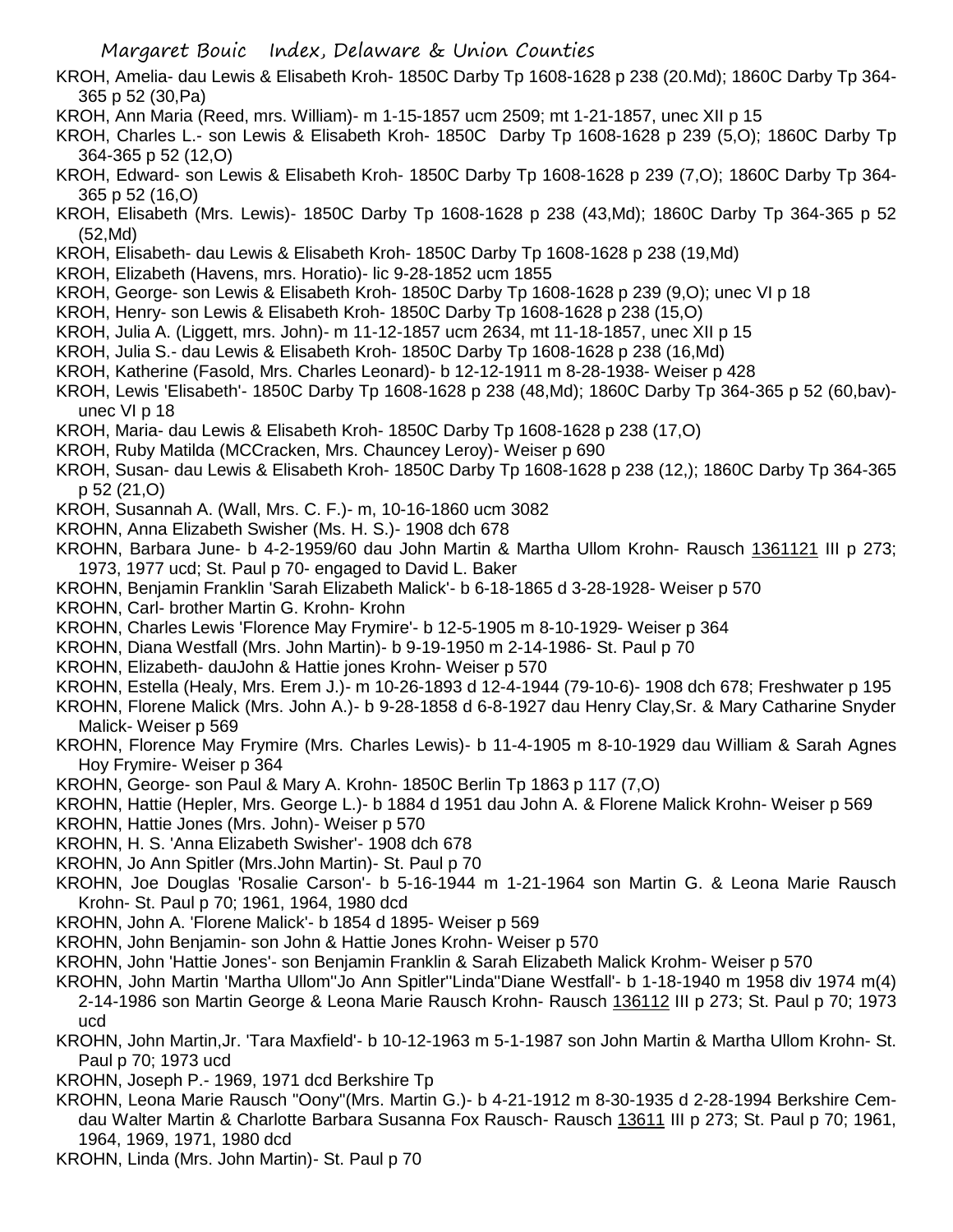KROH, Amelia- dau Lewis & Elisabeth Kroh- 1850C Darby Tp 1608-1628 p 238 (20.Md); 1860C Darby Tp 364-365 p 52 (30,Pa)

KROH, Ann Maria (Reed, mrs. William)- m 1-15-1857 ucm 2509; mt 1-21-1857, unec XII p 15

KROH, Charles L.- son Lewis & Elisabeth Kroh- 1850C Darby Tp 1608-1628 p 239 (5,O); 1860C Darby Tp 364-365 p 52 (12,O)

KROH, Edward- son Lewis & Elisabeth Kroh- 1850C Darby Tp 1608-1628 p 239 (7,O); 1860C Darby Tp 364-365 p 52 (16,O)

KROH, Elisabeth (Mrs. Lewis)- 1850C Darby Tp 1608-1628 p 238 (43,Md); 1860C Darby Tp 364-365 p 52 (52,Md)

KROH, Elisabeth- dau Lewis & Elisabeth Kroh- 1850C Darby Tp 1608-1628 p 238 (19,Md)

KROH, Elizabeth (Havens, mrs. Horatio)- lic 9-28-1852 ucm 1855

KROH, George- son Lewis & Elisabeth Kroh- 1850C Darby Tp 1608-1628 p 239 (9,O); unec VI p 18

KROH, Henry- son Lewis & Elisabeth Kroh- 1850C Darby Tp 1608-1628 p 238 (15,O)

KROH, Julia A. (Liggett, mrs. John)- m 11-12-1857 ucm 2634, mt 11-18-1857, unec XII p 15

KROH, Julia S.- dau Lewis & Elisabeth Kroh- 1850C Darby Tp 1608-1628 p 238 (16,Md)

KROH, Katherine (Fasold, Mrs. Charles Leonard)- b 12-12-1911 m 8-28-1938- Weiser p 428

KROH, Lewis 'Elisabeth'- 1850C Darby Tp 1608-1628 p 238 (48,Md); 1860C Darby Tp 364-365 p 52 (60,bav)- unec VI p 18

KROH, Maria- dau Lewis & Elisabeth Kroh- 1850C Darby Tp 1608-1628 p 238 (17,O)

KROH, Ruby Matilda (MCCracken, Mrs. Chauncey Leroy)- Weiser p 690

KROH, Susan- dau Lewis & Elisabeth Kroh- 1850C Darby Tp 1608-1628 p 238 (12,); 1860C Darby Tp 364-365 p 52 (21,O)

KROH, Susannah A. (Wall, Mrs. C. F.)- m, 10-16-1860 ucm 3082

KROHN, Anna Elizabeth Swisher (Ms. H. S.)- 1908 dch 678

KROHN, Barbara June- b 4-2-1959/60 dau John Martin & Martha Ullom Krohn- Rausch 1361121 III p 273; 1973, 1977 ucd; St. Paul p 70- engaged to David L. Baker

KROHN, Benjamin Franklin 'Sarah Elizabeth Malick'- b 6-18-1865 d 3-28-1928- Weiser p 570

KROHN, Carl- brother Martin G. Krohn- Krohn

KROHN, Charles Lewis 'Florence May Frymire'- b 12-5-1905 m 8-10-1929- Weiser p 364

KROHN, Diana Westfall (Mrs. John Martin)- b 9-19-1950 m 2-14-1986- St. Paul p 70

KROHN, Elizabeth- dauJohn & Hattie jones Krohn- Weiser p 570

KROHN, Estella (Healy, Mrs. Erem J.)- m 10-26-1893 d 12-4-1944 (79-10-6)- 1908 dch 678; Freshwater p 195

KROHN, Florene Malick (Mrs. John A.)- b 9-28-1858 d 6-8-1927 dau Henry Clay,Sr. & Mary Catharine Snyder Malick- Weiser p 569

KROHN, Florence May Frymire (Mrs. Charles Lewis)- b 11-4-1905 m 8-10-1929 dau William & Sarah Agnes Hoy Frymire- Weiser p 364

KROHN, George- son Paul & Mary A. Krohn- 1850C Berlin Tp 1863 p 117 (7,O)

KROHN, Hattie (Hepler, Mrs. George L.)- b 1884 d 1951 dau John A. & Florene Malick Krohn- Weiser p 569

KROHN, Hattie Jones (Mrs. John)- Weiser p 570

KROHN, H. S. 'Anna Elizabeth Swisher'- 1908 dch 678

KROHN, Jo Ann Spitler (Mrs.John Martin)- St. Paul p 70

KROHN, Joe Douglas 'Rosalie Carson'- b 5-16-1944 m 1-21-1964 son Martin G. & Leona Marie Rausch Krohn- St. Paul p 70; 1961, 1964, 1980 dcd

KROHN, John A. 'Florene Malick'- b 1854 d 1895- Weiser p 569

KROHN, John Benjamin- son John & Hattie Jones Krohn- Weiser p 570

KROHN, John 'Hattie Jones'- son Benjamin Franklin & Sarah Elizabeth Malick Krohm- Weiser p 570

KROHN, John Martin 'Martha Ullom''Jo Ann Spitler''Linda''Diane Westfall'- b 1-18-1940 m 1958 div 1974 m(4) 2-14-1986 son Martin George & Leona Marie Rausch Krohn- Rausch 136112 III p 273; St. Paul p 70; 1973 ucd

KROHN, John Martin,Jr. 'Tara Maxfield'- b 10-12-1963 m 5-1-1987 son John Martin & Martha Ullom Krohn- St. Paul p 70; 1973 ucd

KROHN, Joseph P.- 1969, 1971 dcd Berkshire Tp

KROHN, Leona Marie Rausch "Oony"(Mrs. Martin G.)- b 4-21-1912 m 8-30-1935 d 2-28-1994 Berkshire Cem- dau Walter Martin & Charlotte Barbara Susanna Fox Rausch- Rausch 13611 III p 273; St. Paul p 70; 1961, 1964, 1969, 1971, 1980 dcd

KROHN, Linda (Mrs. John Martin)- St. Paul p 70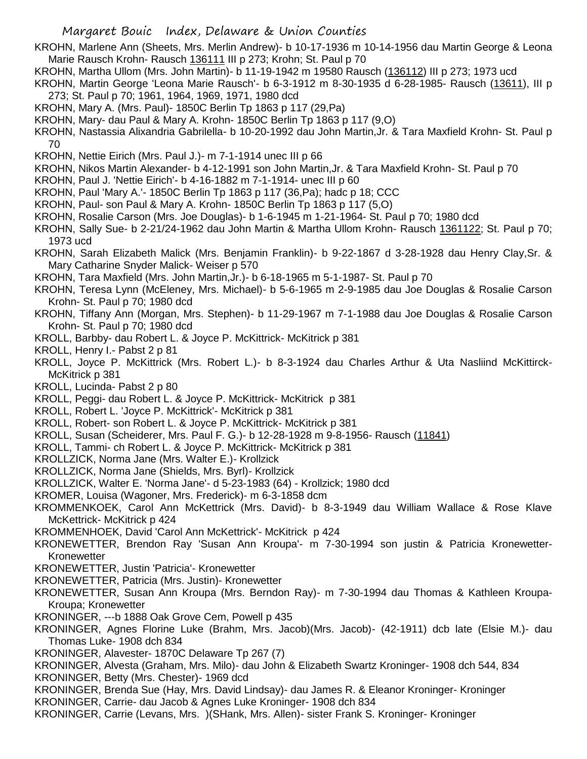KROHN, Marlene Ann (Sheets, Mrs. Merlin Andrew)- b 10-17-1936 m 10-14-1956 dau Martin George & Leona Marie Rausch Krohn- Rausch 136111 III p 273; Krohn; St. Paul p 70

KROHN, Martha Ullom (Mrs. John Martin)- b 11-19-1942 m 19580 Rausch (136112) III p 273; 1973 ucd

KROHN, Martin George 'Leona Marie Rausch'- b 6-3-1912 m 8-30-1935 d 6-28-1985- Rausch (13611), III p 273; St. Paul p 70; 1961, 1964, 1969, 1971, 1980 dcd

KROHN, Mary A. (Mrs. Paul)- 1850C Berlin Tp 1863 p 117 (29,Pa)

KROHN, Mary- dau Paul & Mary A. Krohn- 1850C Berlin Tp 1863 p 117 (9,O)

KROHN, Nastassia Alixandria Gabrilella- b 10-20-1992 dau John Martin,Jr. & Tara Maxfield Krohn- St. Paul p 70

KROHN, Nettie Eirich (Mrs. Paul J.)- m 7-1-1914 unec III p 66

KROHN, Nikos Martin Alexander- b 4-12-1991 son John Martin,Jr. & Tara Maxfield Krohn- St. Paul p 70

KROHN, Paul J. 'Nettie Eirich'- b 4-16-1882 m 7-1-1914- unec III p 60

KROHN, Paul 'Mary A.'- 1850C Berlin Tp 1863 p 117 (36,Pa); hadc p 18; CCC

KROHN, Paul- son Paul & Mary A. Krohn- 1850C Berlin Tp 1863 p 117 (5,O)

KROHN, Rosalie Carson (Mrs. Joe Douglas)- b 1-6-1945 m 1-21-1964- St. Paul p 70; 1980 dcd

KROHN, Sally Sue- b 2-21/24-1962 dau John Martin & Martha Ullom Krohn- Rausch 1361122; St. Paul p 70; 1973 ucd

KROHN, Sarah Elizabeth Malick (Mrs. Benjamin Franklin)- b 9-22-1867 d 3-28-1928 dau Henry Clay,Sr. & Mary Catharine Snyder Malick- Weiser p 570

KROHN, Tara Maxfield (Mrs. John Martin,Jr.)- b 6-18-1965 m 5-1-1987- St. Paul p 70

KROHN, Teresa Lynn (McEleney, Mrs. Michael)- b 5-6-1965 m 2-9-1985 dau Joe Douglas & Rosalie Carson Krohn- St. Paul p 70; 1980 dcd

KROHN, Tiffany Ann (Morgan, Mrs. Stephen)- b 11-29-1967 m 7-1-1988 dau Joe Douglas & Rosalie Carson Krohn- St. Paul p 70; 1980 dcd

KROLL, Barbby- dau Robert L. & Joyce P. McKittrick- McKitrick p 381

KROLL, Henry I.- Pabst 2 p 81

KROLL, Joyce P. McKittrick (Mrs. Robert L.)- b 8-3-1924 dau Charles Arthur & Uta Nasliind McKittirck- McKitrick p 381

KROLL, Lucinda- Pabst 2 p 80

KROLL, Peggi- dau Robert L. & Joyce P. McKittrick- McKitrick p 381

KROLL, Robert L. 'Joyce P. McKittrick'- McKitrick p 381

KROLL, Robert- son Robert L. & Joyce P. McKittrick- McKitrick p 381

KROLL, Susan (Scheiderer, Mrs. Paul F. G.)- b 12-28-1928 m 9-8-1956- Rausch (11841)

KROLL, Tammi- ch Robert L. & Joyce P. McKittrick- McKitrick p 381

KROLLZICK, Norma Jane (Mrs. Walter E.)- Krollzick

KROLLZICK, Norma Jane (Shields, Mrs. Byrl)- Krollzick

KROLLZICK, Walter E. 'Norma Jane'- d 5-23-1983 (64) - Krollzick; 1980 dcd

KROMER, Louisa (Wagoner, Mrs. Frederick)- m 6-3-1858 dcm

KROMMENKOEK, Carol Ann McKettrick (Mrs. David)- b 8-3-1949 dau William Wallace & Rose Klave McKettrick- McKitrick p 424

KROMMENHOEK, David 'Carol Ann McKettrick'- McKitrick p 424

KRONEWETTER, Brendon Ray 'Susan Ann Kroupa'- m 7-30-1994 son justin & Patricia Kronewetter- Kronewetter

KRONEWETTER, Justin 'Patricia'- Kronewetter

KRONEWETTER, Patricia (Mrs. Justin)- Kronewetter

KRONEWETTER, Susan Ann Kroupa (Mrs. Berndon Ray)- m 7-30-1994 dau Thomas & Kathleen Kroupa- Kroupa; Kronewetter

KRONINGER, ---b 1888 Oak Grove Cem, Powell p 435

KRONINGER, Agnes Florine Luke (Brahm, Mrs. Jacob)(Mrs. Jacob)- (42-1911) dcb late (Elsie M.)- dau Thomas Luke- 1908 dch 834

KRONINGER, Alavester- 1870C Delaware Tp 267 (7)

KRONINGER, Alvesta (Graham, Mrs. Milo)- dau John & Elizabeth Swartz Kroninger- 1908 dch 544, 834

KRONINGER, Betty (Mrs. Chester)- 1969 dcd

KRONINGER, Brenda Sue (Hay, Mrs. David Lindsay)- dau James R. & Eleanor Kroninger- Kroninger

KRONINGER, Carrie- dau Jacob & Agnes Luke Kroninger- 1908 dch 834

KRONINGER, Carrie (Levans, Mrs. )(SHank, Mrs. Allen)- sister Frank S. Kroninger- Kroninger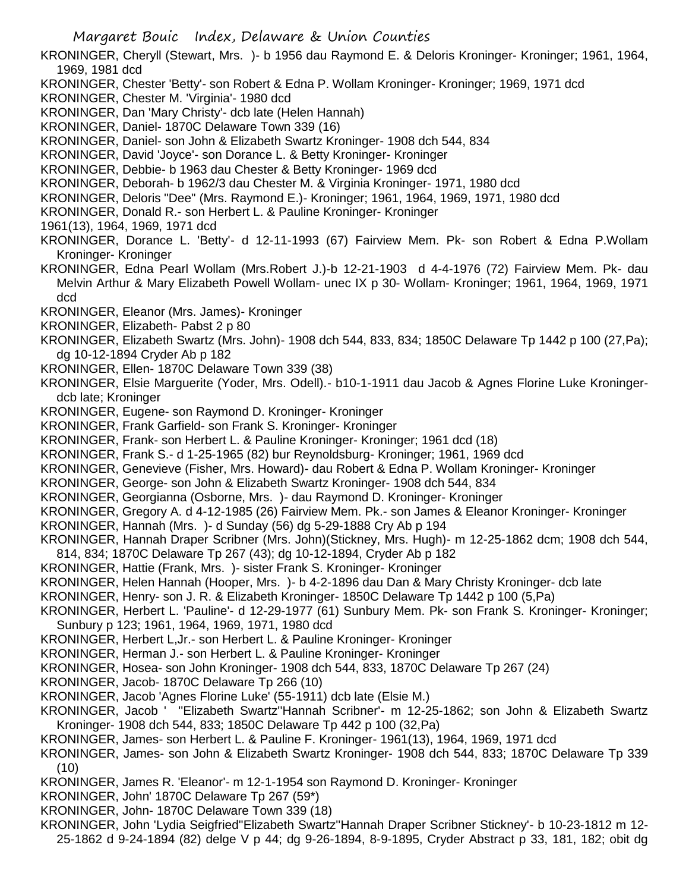KRONINGER, Cheryll (Stewart, Mrs. )- b 1956 dau Raymond E. & Deloris Kroninger- Kroninger; 1961, 1964, 1969, 1981 dcd

KRONINGER, Chester 'Betty'- son Robert & Edna P. Wollam Kroninger- Kroninger; 1969, 1971 dcd

KRONINGER, Chester M. 'Virginia'- 1980 dcd

KRONINGER, Dan 'Mary Christy'- dcb late (Helen Hannah)

KRONINGER, Daniel- 1870C Delaware Town 339 (16)

KRONINGER, Daniel- son John & Elizabeth Swartz Kroninger- 1908 dch 544, 834

KRONINGER, David 'Joyce'- son Dorance L. & Betty Kroninger- Kroninger

KRONINGER, Debbie- b 1963 dau Chester & Betty Kroninger- 1969 dcd

KRONINGER, Deborah- b 1962/3 dau Chester M. & Virginia Kroninger- 1971, 1980 dcd

KRONINGER, Deloris "Dee" (Mrs. Raymond E.)- Kroninger; 1961, 1964, 1969, 1971, 1980 dcd

KRONINGER, Donald R.- son Herbert L. & Pauline Kroninger- Kroninger

1961(13), 1964, 1969, 1971 dcd

KRONINGER, Dorance L. 'Betty'- d 12-11-1993 (67) Fairview Mem. Pk- son Robert & Edna P.Wollam Kroninger- Kroninger

KRONINGER, Edna Pearl Wollam (Mrs.Robert J.)-b 12-21-1903 d 4-4-1976 (72) Fairview Mem. Pk- dau Melvin Arthur & Mary Elizabeth Powell Wollam- unec IX p 30- Wollam- Kroninger; 1961, 1964, 1969, 1971 dcd

KRONINGER, Eleanor (Mrs. James)- Kroninger

KRONINGER, Elizabeth- Pabst 2 p 80

KRONINGER, Elizabeth Swartz (Mrs. John)- 1908 dch 544, 833, 834; 1850C Delaware Tp 1442 p 100 (27,Pa); dg 10-12-1894 Cryder Ab p 182

KRONINGER, Ellen- 1870C Delaware Town 339 (38)

KRONINGER, Elsie Marguerite (Yoder, Mrs. Odell).- b10-1-1911 dau Jacob & Agnes Florine Luke Kroninger- dcb late; Kroninger

KRONINGER, Eugene- son Raymond D. Kroninger- Kroninger

KRONINGER, Frank Garfield- son Frank S. Kroninger- Kroninger

KRONINGER, Frank- son Herbert L. & Pauline Kroninger- Kroninger; 1961 dcd (18)

KRONINGER, Frank S.- d 1-25-1965 (82) bur Reynoldsburg- Kroninger; 1961, 1969 dcd

KRONINGER, Genevieve (Fisher, Mrs. Howard)- dau Robert & Edna P. Wollam Kroninger- Kroninger

KRONINGER, George- son John & Elizabeth Swartz Kroninger- 1908 dch 544, 834

KRONINGER, Georgianna (Osborne, Mrs. )- dau Raymond D. Kroninger- Kroninger

KRONINGER, Gregory A. d 4-12-1985 (26) Fairview Mem. Pk.- son James & Eleanor Kroninger- Kroninger

KRONINGER, Hannah (Mrs. )- d Sunday (56) dg 5-29-1888 Cry Ab p 194

KRONINGER, Hannah Draper Scribner (Mrs. John)(Stickney, Mrs. Hugh)- m 12-25-1862 dcm; 1908 dch 544, 814, 834; 1870C Delaware Tp 267 (43); dg 10-12-1894, Cryder Ab p 182

KRONINGER, Hattie (Frank, Mrs. )- sister Frank S. Kroninger- Kroninger

KRONINGER, Helen Hannah (Hooper, Mrs. )- b 4-2-1896 dau Dan & Mary Christy Kroninger- dcb late

KRONINGER, Henry- son J. R. & Elizabeth Kroninger- 1850C Delaware Tp 1442 p 100 (5,Pa)

KRONINGER, Herbert L. 'Pauline'- d 12-29-1977 (61) Sunbury Mem. Pk- son Frank S. Kroninger- Kroninger; Sunbury p 123; 1961, 1964, 1969, 1971, 1980 dcd

KRONINGER, Herbert L,Jr.- son Herbert L. & Pauline Kroninger- Kroninger

KRONINGER, Herman J.- son Herbert L. & Pauline Kroninger- Kroninger

KRONINGER, Hosea- son John Kroninger- 1908 dch 544, 833, 1870C Delaware Tp 267 (24)

KRONINGER, Jacob- 1870C Delaware Tp 266 (10)

KRONINGER, Jacob 'Agnes Florine Luke' (55-1911) dcb late (Elsie M.)

KRONINGER, Jacob ' "Elizabeth Swartz''Hannah Scribner'- m 12-25-1862; son John & Elizabeth Swartz Kroninger- 1908 dch 544, 833; 1850C Delaware Tp 442 p 100 (32,Pa)

KRONINGER, James- son Herbert L. & Pauline F. Kroninger- 1961(13), 1964, 1969, 1971 dcd

KRONINGER, James- son John & Elizabeth Swartz Kroninger- 1908 dch 544, 833; 1870C Delaware Tp 339 (10)

KRONINGER, James R. 'Eleanor'- m 12-1-1954 son Raymond D. Kroninger- Kroninger

KRONINGER, John' 1870C Delaware Tp 267 (59*)

KRONINGER, John- 1870C Delaware Town 339 (18)

KRONINGER, John 'Lydia Seigfried''Elizabeth Swartz''Hannah Draper Scribner Stickney'- b 10-23-1812 m 12-25-1862 d 9-24-1894 (82) delge V p 44; dg 9-26-1894, 8-9-1895, Cryder Abstract p 33, 181, 182; obit dg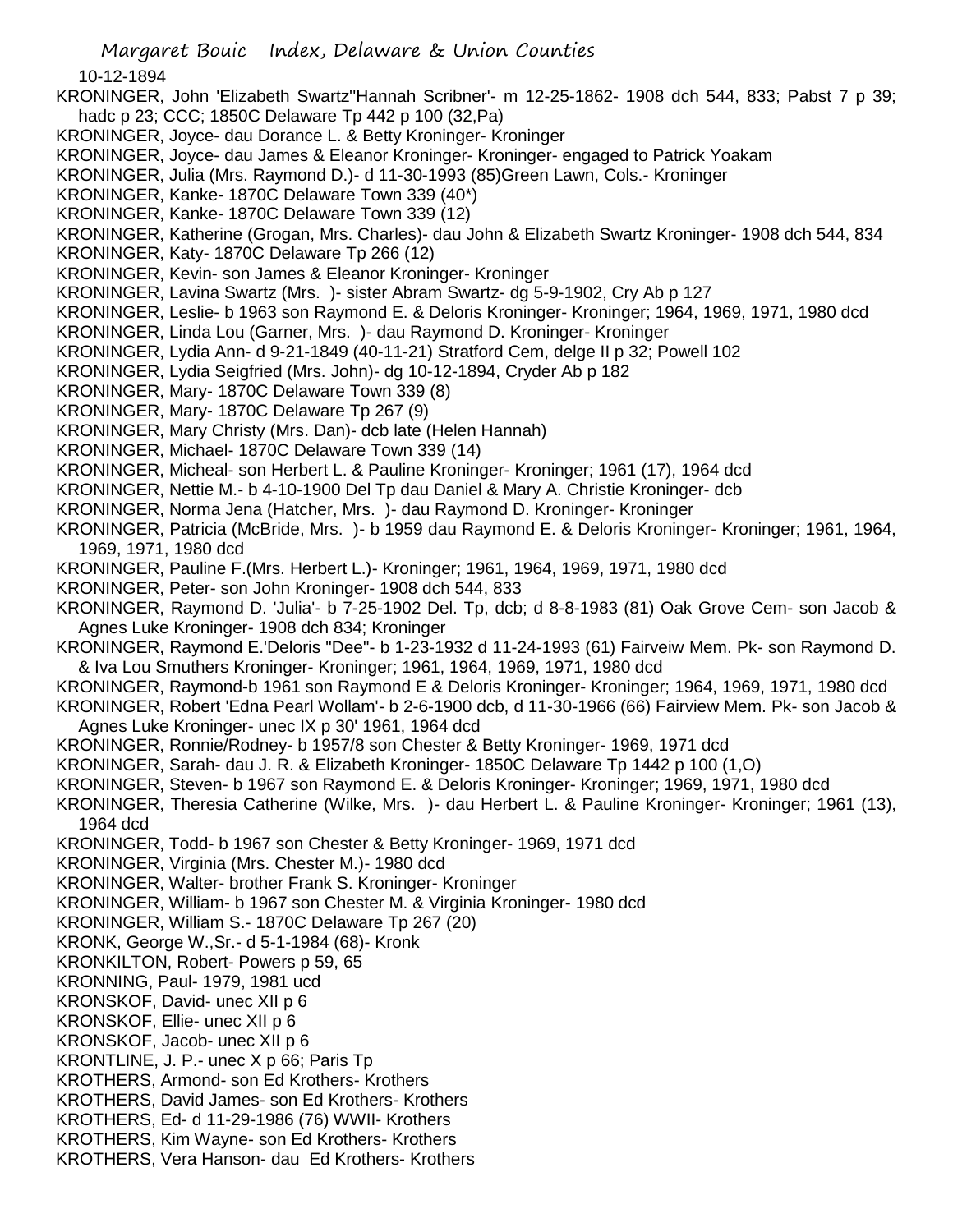10-12-1894

KRONINGER, John 'Elizabeth Swartz''Hannah Scribner'- m 12-25-1862- 1908 dch 544, 833; Pabst 7 p 39; hadc p 23; CCC; 1850C Delaware Tp 442 p 100 (32,Pa)

KRONINGER, Joyce- dau Dorance L. & Betty Kroninger- Kroninger

KRONINGER, Joyce- dau James & Eleanor Kroninger- Kroninger- engaged to Patrick Yoakam

KRONINGER, Julia (Mrs. Raymond D.)- d 11-30-1993 (85)Green Lawn, Cols.- Kroninger

KRONINGER, Kanke- 1870C Delaware Town 339 (40*)

KRONINGER, Kanke- 1870C Delaware Town 339 (12)

KRONINGER, Katherine (Grogan, Mrs. Charles)- dau John & Elizabeth Swartz Kroninger- 1908 dch 544, 834

KRONINGER, Katy- 1870C Delaware Tp 266 (12)

KRONINGER, Kevin- son James & Eleanor Kroninger- Kroninger

KRONINGER, Lavina Swartz (Mrs. )- sister Abram Swartz- dg 5-9-1902, Cry Ab p 127

KRONINGER, Leslie- b 1963 son Raymond E. & Deloris Kroninger- Kroninger; 1964, 1969, 1971, 1980 dcd

KRONINGER, Linda Lou (Garner, Mrs. )- dau Raymond D. Kroninger- Kroninger

KRONINGER, Lydia Ann- d 9-21-1849 (40-11-21) Stratford Cem, delge II p 32; Powell 102

KRONINGER, Lydia Seigfried (Mrs. John)- dg 10-12-1894, Cryder Ab p 182

KRONINGER, Mary- 1870C Delaware Town 339 (8)

KRONINGER, Mary- 1870C Delaware Tp 267 (9)

KRONINGER, Mary Christy (Mrs. Dan)- dcb late (Helen Hannah)

KRONINGER, Michael- 1870C Delaware Town 339 (14)

KRONINGER, Micheal- son Herbert L. & Pauline Kroninger- Kroninger; 1961 (17), 1964 dcd

KRONINGER, Nettie M.- b 4-10-1900 Del Tp dau Daniel & Mary A. Christie Kroninger- dcb

KRONINGER, Norma Jena (Hatcher, Mrs. )- dau Raymond D. Kroninger- Kroninger

KRONINGER, Patricia (McBride, Mrs. )- b 1959 dau Raymond E. & Deloris Kroninger- Kroninger; 1961, 1964, 1969, 1971, 1980 dcd

KRONINGER, Pauline F.(Mrs. Herbert L.)- Kroninger; 1961, 1964, 1969, 1971, 1980 dcd

KRONINGER, Peter- son John Kroninger- 1908 dch 544, 833

KRONINGER, Raymond D. 'Julia'- b 7-25-1902 Del. Tp, dcb; d 8-8-1983 (81) Oak Grove Cem- son Jacob & Agnes Luke Kroninger- 1908 dch 834; Kroninger

KRONINGER, Raymond E.'Deloris "Dee"- b 1-23-1932 d 11-24-1993 (61) Fairveiw Mem. Pk- son Raymond D. & Iva Lou Smuthers Kroninger- Kroninger; 1961, 1964, 1969, 1971, 1980 dcd

KRONINGER, Raymond-b 1961 son Raymond E & Deloris Kroninger- Kroninger; 1964, 1969, 1971, 1980 dcd

KRONINGER, Robert 'Edna Pearl Wollam'- b 2-6-1900 dcb, d 11-30-1966 (66) Fairview Mem. Pk- son Jacob & Agnes Luke Kroninger- unec IX p 30' 1961, 1964 dcd

KRONINGER, Ronnie/Rodney- b 1957/8 son Chester & Betty Kroninger- 1969, 1971 dcd

KRONINGER, Sarah- dau J. R. & Elizabeth Kroninger- 1850C Delaware Tp 1442 p 100 (1,O)

KRONINGER, Steven- b 1967 son Raymond E. & Deloris Kroninger- Kroninger; 1969, 1971, 1980 dcd

KRONINGER, Theresia Catherine (Wilke, Mrs. )- dau Herbert L. & Pauline Kroninger- Kroninger; 1961 (13), 1964 dcd

KRONINGER, Todd- b 1967 son Chester & Betty Kroninger- 1969, 1971 dcd

KRONINGER, Virginia (Mrs. Chester M.)- 1980 dcd

KRONINGER, Walter- brother Frank S. Kroninger- Kroninger

KRONINGER, William- b 1967 son Chester M. & Virginia Kroninger- 1980 dcd

KRONINGER, William S.- 1870C Delaware Tp 267 (20)

KRONK, George W.,Sr.- d 5-1-1984 (68)- Kronk

KRONKILTON, Robert- Powers p 59, 65

KRONNING, Paul- 1979, 1981 ucd

KRONSKOF, David- unec XII p 6

KRONSKOF, Ellie- unec XII p 6

KRONSKOF, Jacob- unec XII p 6

KRONTLINE, J. P.- unec X p 66; Paris Tp

KROTHERS, Armond- son Ed Krothers- Krothers

KROTHERS, David James- son Ed Krothers- Krothers

KROTHERS, Ed- d 11-29-1986 (76) WWII- Krothers

KROTHERS, Kim Wayne- son Ed Krothers- Krothers

KROTHERS, Vera Hanson- dau Ed Krothers- Krothers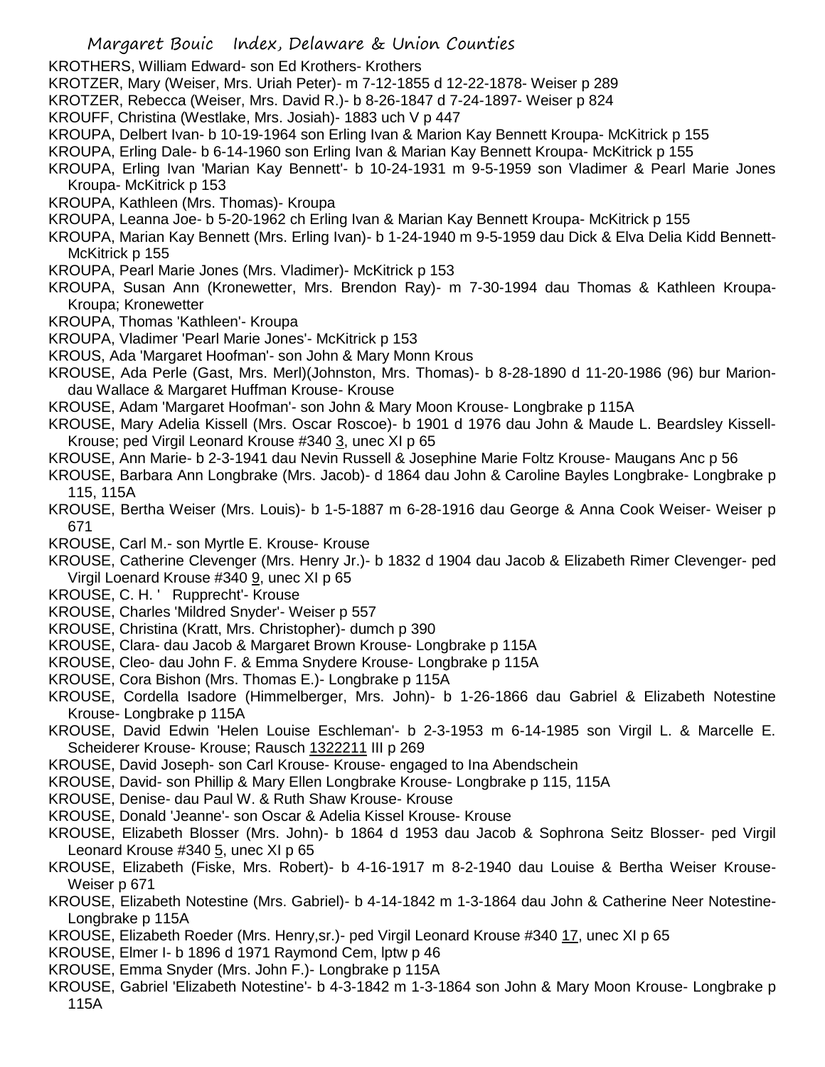KROTHERS, William Edward- son Ed Krothers- Krothers

KROTZER, Mary (Weiser, Mrs. Uriah Peter)- m 7-12-1855 d 12-22-1878- Weiser p 289

KROTZER, Rebecca (Weiser, Mrs. David R.)- b 8-26-1847 d 7-24-1897- Weiser p 824

KROUFF, Christina (Westlake, Mrs. Josiah)- 1883 uch V p 447

KROUPA, Delbert Ivan- b 10-19-1964 son Erling Ivan & Marion Kay Bennett Kroupa- McKitrick p 155

KROUPA, Erling Dale- b 6-14-1960 son Erling Ivan & Marian Kay Bennett Kroupa- McKitrick p 155

KROUPA, Erling Ivan 'Marian Kay Bennett'- b 10-24-1931 m 9-5-1959 son Vladimer & Pearl Marie Jones Kroupa- McKitrick p 153

KROUPA, Kathleen (Mrs. Thomas)- Kroupa

KROUPA, Leanna Joe- b 5-20-1962 ch Erling Ivan & Marian Kay Bennett Kroupa- McKitrick p 155

KROUPA, Marian Kay Bennett (Mrs. Erling Ivan)- b 1-24-1940 m 9-5-1959 dau Dick & Elva Delia Kidd Bennett- McKitrick p 155

KROUPA, Pearl Marie Jones (Mrs. Vladimer)- McKitrick p 153

KROUPA, Susan Ann (Kronewetter, Mrs. Brendon Ray)- m 7-30-1994 dau Thomas & Kathleen Kroupa- Kroupa; Kronewetter

KROUPA, Thomas 'Kathleen'- Kroupa

KROUPA, Vladimer 'Pearl Marie Jones'- McKitrick p 153

KROUS, Ada 'Margaret Hoofman'- son John & Mary Monn Krous

KROUSE, Ada Perle (Gast, Mrs. Merl)(Johnston, Mrs. Thomas)- b 8-28-1890 d 11-20-1986 (96) bur Marion- dau Wallace & Margaret Huffman Krouse- Krouse

KROUSE, Adam 'Margaret Hoofman'- son John & Mary Moon Krouse- Longbrake p 115A

KROUSE, Mary Adelia Kissell (Mrs. Oscar Roscoe)- b 1901 d 1976 dau John & Maude L. Beardsley Kissell- Krouse; ped Virgil Leonard Krouse #340 3, unec XI p 65

KROUSE, Ann Marie- b 2-3-1941 dau Nevin Russell & Josephine Marie Foltz Krouse- Maugans Anc p 56

KROUSE, Barbara Ann Longbrake (Mrs. Jacob)- d 1864 dau John & Caroline Bayles Longbrake- Longbrake p 115, 115A

KROUSE, Bertha Weiser (Mrs. Louis)- b 1-5-1887 m 6-28-1916 dau George & Anna Cook Weiser- Weiser p 671

KROUSE, Carl M.- son Myrtle E. Krouse- Krouse

KROUSE, Catherine Clevenger (Mrs. Henry Jr.)- b 1832 d 1904 dau Jacob & Elizabeth Rimer Clevenger- ped Virgil Loenard Krouse #340 9, unec XI p 65

KROUSE, C. H. ' Rupprecht'- Krouse

KROUSE, Charles 'Mildred Snyder'- Weiser p 557

KROUSE, Christina (Kratt, Mrs. Christopher)- dumch p 390

KROUSE, Clara- dau Jacob & Margaret Brown Krouse- Longbrake p 115A

KROUSE, Cleo- dau John F. & Emma Snydere Krouse- Longbrake p 115A

KROUSE, Cora Bishon (Mrs. Thomas E.)- Longbrake p 115A

KROUSE, Cordella Isadore (Himmelberger, Mrs. John)- b 1-26-1866 dau Gabriel & Elizabeth Notestine Krouse- Longbrake p 115A

KROUSE, David Edwin 'Helen Louise Eschleman'- b 2-3-1953 m 6-14-1985 son Virgil L. & Marcelle E. Scheiderer Krouse- Krouse; Rausch 1322211 III p 269

KROUSE, David Joseph- son Carl Krouse- Krouse- engaged to Ina Abendschein

KROUSE, David- son Phillip & Mary Ellen Longbrake Krouse- Longbrake p 115, 115A

KROUSE, Denise- dau Paul W. & Ruth Shaw Krouse- Krouse

KROUSE, Donald 'Jeanne'- son Oscar & Adelia Kissel Krouse- Krouse

KROUSE, Elizabeth Blosser (Mrs. John)- b 1864 d 1953 dau Jacob & Sophrona Seitz Blosser- ped Virgil Leonard Krouse #340 5, unec XI p 65

KROUSE, Elizabeth (Fiske, Mrs. Robert)- b 4-16-1917 m 8-2-1940 dau Louise & Bertha Weiser Krouse- Weiser p 671

KROUSE, Elizabeth Notestine (Mrs. Gabriel)- b 4-14-1842 m 1-3-1864 dau John & Catherine Neer Notestine- Longbrake p 115A

KROUSE, Elizabeth Roeder (Mrs. Henry,sr.)- ped Virgil Leonard Krouse #340 17, unec XI p 65

KROUSE, Elmer I- b 1896 d 1971 Raymond Cem, lptw p 46

KROUSE, Emma Snyder (Mrs. John F.)- Longbrake p 115A

KROUSE, Gabriel 'Elizabeth Notestine'- b 4-3-1842 m 1-3-1864 son John & Mary Moon Krouse- Longbrake p 115A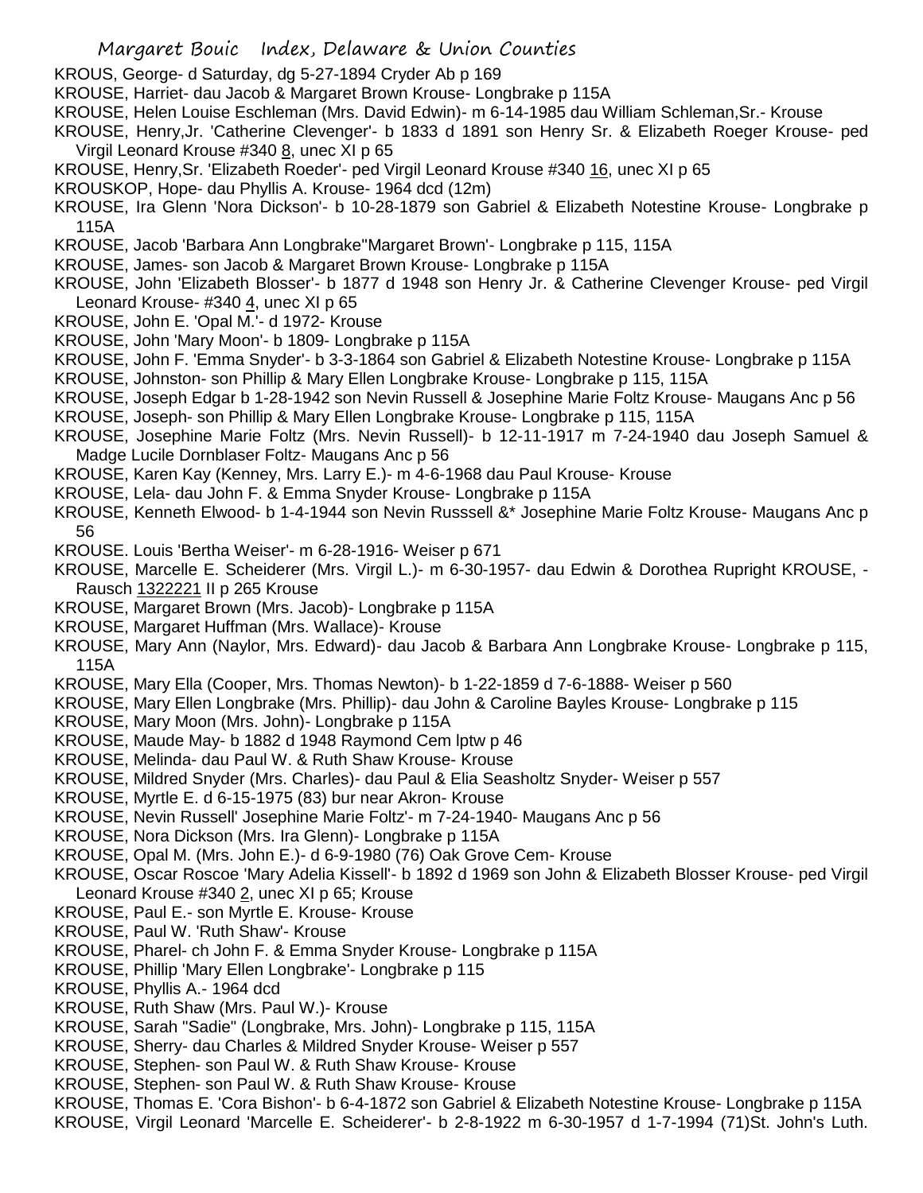KROUS, George- d Saturday, dg 5-27-1894 Cryder Ab p 169
KROUSE, Harriet- dau Jacob & Margaret Brown Krouse- Longbrake p 115A
KROUSE, Helen Louise Eschleman (Mrs. David Edwin)- m 6-14-1985 dau William Schleman,Sr.- Krouse
KROUSE, Henry,Jr. 'Catherine Clevenger'- b 1833 d 1891 son Henry Sr. & Elizabeth Roeger Krouse- ped Virgil Leonard Krouse #340 8, unec XI p 65
KROUSE, Henry,Sr. 'Elizabeth Roeder'- ped Virgil Leonard Krouse #340 16, unec XI p 65
KROUSKOP, Hope- dau Phyllis A. Krouse- 1964 dcd (12m)
KROUSE, Ira Glenn 'Nora Dickson'- b 10-28-1879 son Gabriel & Elizabeth Notestine Krouse- Longbrake p 115A
KROUSE, Jacob 'Barbara Ann Longbrake''Margaret Brown'- Longbrake p 115, 115A
KROUSE, James- son Jacob & Margaret Brown Krouse- Longbrake p 115A
KROUSE, John 'Elizabeth Blosser'- b 1877 d 1948 son Henry Jr. & Catherine Clevenger Krouse- ped Virgil Leonard Krouse- #340 4, unec XI p 65
KROUSE, John E. 'Opal M.'- d 1972- Krouse
KROUSE, John 'Mary Moon'- b 1809- Longbrake p 115A
KROUSE, John F. 'Emma Snyder'- b 3-3-1864 son Gabriel & Elizabeth Notestine Krouse- Longbrake p 115A
KROUSE, Johnston- son Phillip & Mary Ellen Longbrake Krouse- Longbrake p 115, 115A
KROUSE, Joseph Edgar b 1-28-1942 son Nevin Russell & Josephine Marie Foltz Krouse- Maugans Anc p 56
KROUSE, Joseph- son Phillip & Mary Ellen Longbrake Krouse- Longbrake p 115, 115A
KROUSE, Josephine Marie Foltz (Mrs. Nevin Russell)- b 12-11-1917 m 7-24-1940 dau Joseph Samuel & Madge Lucile Dornblaser Foltz- Maugans Anc p 56
KROUSE, Karen Kay (Kenney, Mrs. Larry E.)- m 4-6-1968 dau Paul Krouse- Krouse
KROUSE, Lela- dau John F. & Emma Snyder Krouse- Longbrake p 115A
KROUSE, Kenneth Elwood- b 1-4-1944 son Nevin Russsell &* Josephine Marie Foltz Krouse- Maugans Anc p 56
KROUSE. Louis 'Bertha Weiser'- m 6-28-1916- Weiser p 671
KROUSE, Marcelle E. Scheiderer (Mrs. Virgil L.)- m 6-30-1957- dau Edwin & Dorothea Rupright KROUSE, - Rausch 1322221 II p 265 Krouse
KROUSE, Margaret Brown (Mrs. Jacob)- Longbrake p 115A
KROUSE, Margaret Huffman (Mrs. Wallace)- Krouse
KROUSE, Mary Ann (Naylor, Mrs. Edward)- dau Jacob & Barbara Ann Longbrake Krouse- Longbrake p 115, 115A
KROUSE, Mary Ella (Cooper, Mrs. Thomas Newton)- b 1-22-1859 d 7-6-1888- Weiser p 560
KROUSE, Mary Ellen Longbrake (Mrs. Phillip)- dau John & Caroline Bayles Krouse- Longbrake p 115
KROUSE, Mary Moon (Mrs. John)- Longbrake p 115A
KROUSE, Maude May- b 1882 d 1948 Raymond Cem lptw p 46
KROUSE, Melinda- dau Paul W. & Ruth Shaw Krouse- Krouse
KROUSE, Mildred Snyder (Mrs. Charles)- dau Paul & Elia Seasholtz Snyder- Weiser p 557
KROUSE, Myrtle E. d 6-15-1975 (83) bur near Akron- Krouse
KROUSE, Nevin Russell' Josephine Marie Foltz'- m 7-24-1940- Maugans Anc p 56
KROUSE, Nora Dickson (Mrs. Ira Glenn)- Longbrake p 115A
KROUSE, Opal M. (Mrs. John E.)- d 6-9-1980 (76) Oak Grove Cem- Krouse
KROUSE, Oscar Roscoe 'Mary Adelia Kissell'- b 1892 d 1969 son John & Elizabeth Blosser Krouse- ped Virgil Leonard Krouse #340 2, unec XI p 65; Krouse
KROUSE, Paul E.- son Myrtle E. Krouse- Krouse
KROUSE, Paul W. 'Ruth Shaw'- Krouse
KROUSE, Pharel- ch John F. & Emma Snyder Krouse- Longbrake p 115A
KROUSE, Phillip 'Mary Ellen Longbrake'- Longbrake p 115
KROUSE, Phyllis A.- 1964 dcd
KROUSE, Ruth Shaw (Mrs. Paul W.)- Krouse
KROUSE, Sarah "Sadie" (Longbrake, Mrs. John)- Longbrake p 115, 115A
KROUSE, Sherry- dau Charles & Mildred Snyder Krouse- Weiser p 557
KROUSE, Stephen- son Paul W. & Ruth Shaw Krouse- Krouse
KROUSE, Stephen- son Paul W. & Ruth Shaw Krouse- Krouse
KROUSE, Thomas E. 'Cora Bishon'- b 6-4-1872 son Gabriel & Elizabeth Notestine Krouse- Longbrake p 115A
KROUSE, Virgil Leonard 'Marcelle E. Scheiderer'- b 2-8-1922 m 6-30-1957 d 1-7-1994 (71)St. John's Luth.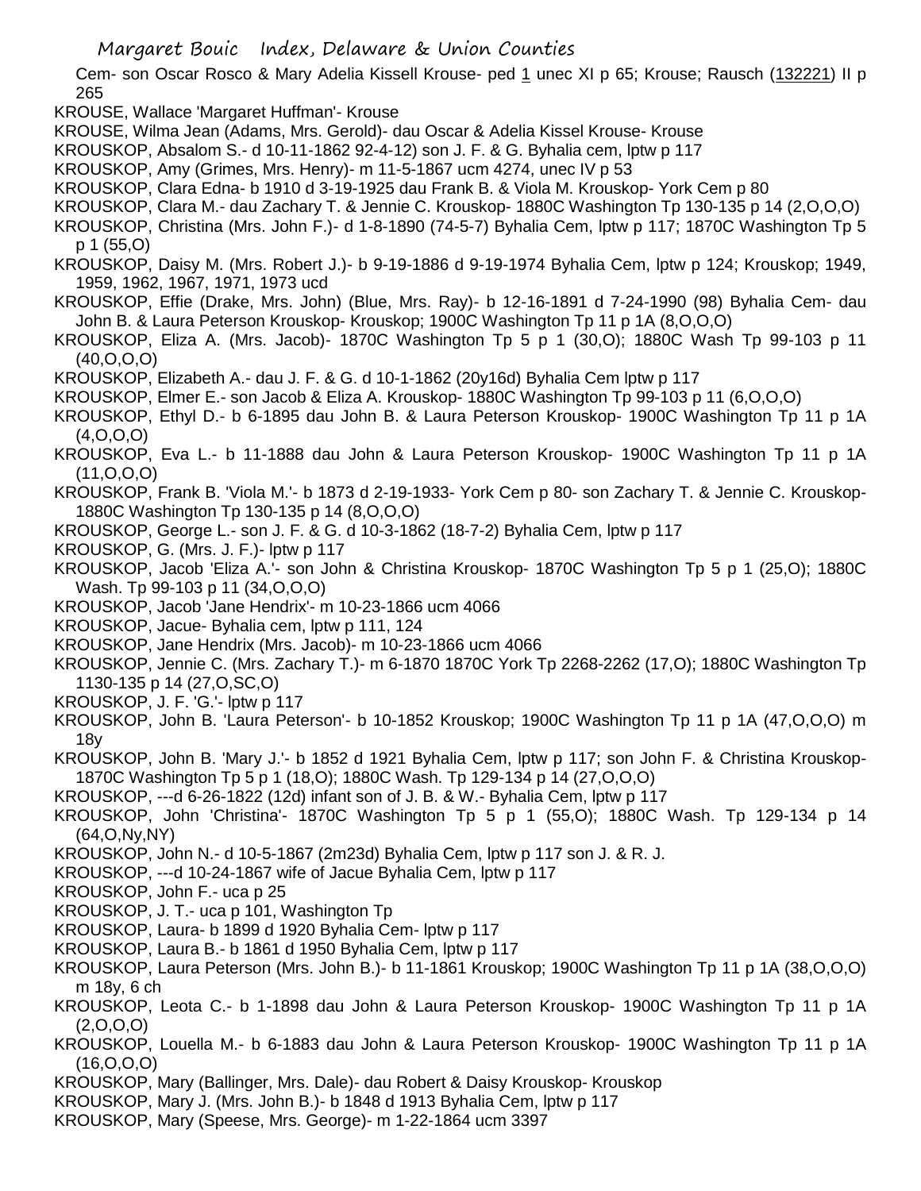Cem- son Oscar Rosco & Mary Adelia Kissell Krouse- ped 1 unec XI p 65; Krouse; Rausch (132221) II p 265

KROUSE, Wallace 'Margaret Huffman'- Krouse

KROUSE, Wilma Jean (Adams, Mrs. Gerold)- dau Oscar & Adelia Kissel Krouse- Krouse

KROUSKOP, Absalom S.- d 10-11-1862 92-4-12) son J. F. & G. Byhalia cem, lptw p 117

KROUSKOP, Amy (Grimes, Mrs. Henry)- m 11-5-1867 ucm 4274, unec IV p 53

KROUSKOP, Clara Edna- b 1910 d 3-19-1925 dau Frank B. & Viola M. Krouskop- York Cem p 80

KROUSKOP, Clara M.- dau Zachary T. & Jennie C. Krouskop- 1880C Washington Tp 130-135 p 14 (2,O,O,O)

KROUSKOP, Christina (Mrs. John F.)- d 1-8-1890 (74-5-7) Byhalia Cem, lptw p 117; 1870C Washington Tp 5 p 1 (55,O)

KROUSKOP, Daisy M. (Mrs. Robert J.)- b 9-19-1886 d 9-19-1974 Byhalia Cem, lptw p 124; Krouskop; 1949, 1959, 1962, 1967, 1971, 1973 ucd

KROUSKOP, Effie (Drake, Mrs. John) (Blue, Mrs. Ray)- b 12-16-1891 d 7-24-1990 (98) Byhalia Cem- dau John B. & Laura Peterson Krouskop- Krouskop; 1900C Washington Tp 11 p 1A (8,O,O,O)

KROUSKOP, Eliza A. (Mrs. Jacob)- 1870C Washington Tp 5 p 1 (30,O); 1880C Wash Tp 99-103 p 11 (40,O,O,O)

KROUSKOP, Elizabeth A.- dau J. F. & G. d 10-1-1862 (20y16d) Byhalia Cem lptw p 117

KROUSKOP, Elmer E.- son Jacob & Eliza A. Krouskop- 1880C Washington Tp 99-103 p 11 (6,O,O,O)

KROUSKOP, Ethyl D.- b 6-1895 dau John B. & Laura Peterson Krouskop- 1900C Washington Tp 11 p 1A (4,O,O,O)

KROUSKOP, Eva L.- b 11-1888 dau John & Laura Peterson Krouskop- 1900C Washington Tp 11 p 1A (11,O,O,O)

KROUSKOP, Frank B. 'Viola M.'- b 1873 d 2-19-1933- York Cem p 80- son Zachary T. & Jennie C. Krouskop- 1880C Washington Tp 130-135 p 14 (8,O,O,O)

KROUSKOP, George L.- son J. F. & G. d 10-3-1862 (18-7-2) Byhalia Cem, lptw p 117

KROUSKOP, G. (Mrs. J. F.)- lptw p 117

KROUSKOP, Jacob 'Eliza A.'- son John & Christina Krouskop- 1870C Washington Tp 5 p 1 (25,O); 1880C Wash. Tp 99-103 p 11 (34,O,O,O)

KROUSKOP, Jacob 'Jane Hendrix'- m 10-23-1866 ucm 4066

KROUSKOP, Jacue- Byhalia cem, lptw p 111, 124

KROUSKOP, Jane Hendrix (Mrs. Jacob)- m 10-23-1866 ucm 4066

KROUSKOP, Jennie C. (Mrs. Zachary T.)- m 6-1870 1870C York Tp 2268-2262 (17,O); 1880C Washington Tp 1130-135 p 14 (27,O,SC,O)

KROUSKOP, J. F. 'G.'- lptw p 117

KROUSKOP, John B. 'Laura Peterson'- b 10-1852 Krouskop; 1900C Washington Tp 11 p 1A (47,O,O,O) m 18y

KROUSKOP, John B. 'Mary J.'- b 1852 d 1921 Byhalia Cem, lptw p 117; son John F. & Christina Krouskop- 1870C Washington Tp 5 p 1 (18,O); 1880C Wash. Tp 129-134 p 14 (27,O,O,O)

KROUSKOP, ---d 6-26-1822 (12d) infant son of J. B. & W.- Byhalia Cem, lptw p 117

KROUSKOP, John 'Christina'- 1870C Washington Tp 5 p 1 (55,O); 1880C Wash. Tp 129-134 p 14 (64,O,Ny,NY)

KROUSKOP, John N.- d 10-5-1867 (2m23d) Byhalia Cem, lptw p 117 son J. & R. J.

KROUSKOP, ---d 10-24-1867 wife of Jacue Byhalia Cem, lptw p 117

KROUSKOP, John F.- uca p 25

KROUSKOP, J. T.- uca p 101, Washington Tp

KROUSKOP, Laura- b 1899 d 1920 Byhalia Cem- lptw p 117

KROUSKOP, Laura B.- b 1861 d 1950 Byhalia Cem, lptw p 117

KROUSKOP, Laura Peterson (Mrs. John B.)- b 11-1861 Krouskop; 1900C Washington Tp 11 p 1A (38,O,O,O) m 18y, 6 ch

KROUSKOP, Leota C.- b 1-1898 dau John & Laura Peterson Krouskop- 1900C Washington Tp 11 p 1A (2,O,O,O)

KROUSKOP, Louella M.- b 6-1883 dau John & Laura Peterson Krouskop- 1900C Washington Tp 11 p 1A (16,O,O,O)

KROUSKOP, Mary (Ballinger, Mrs. Dale)- dau Robert & Daisy Krouskop- Krouskop

KROUSKOP, Mary J. (Mrs. John B.)- b 1848 d 1913 Byhalia Cem, lptw p 117

KROUSKOP, Mary (Speese, Mrs. George)- m 1-22-1864 ucm 3397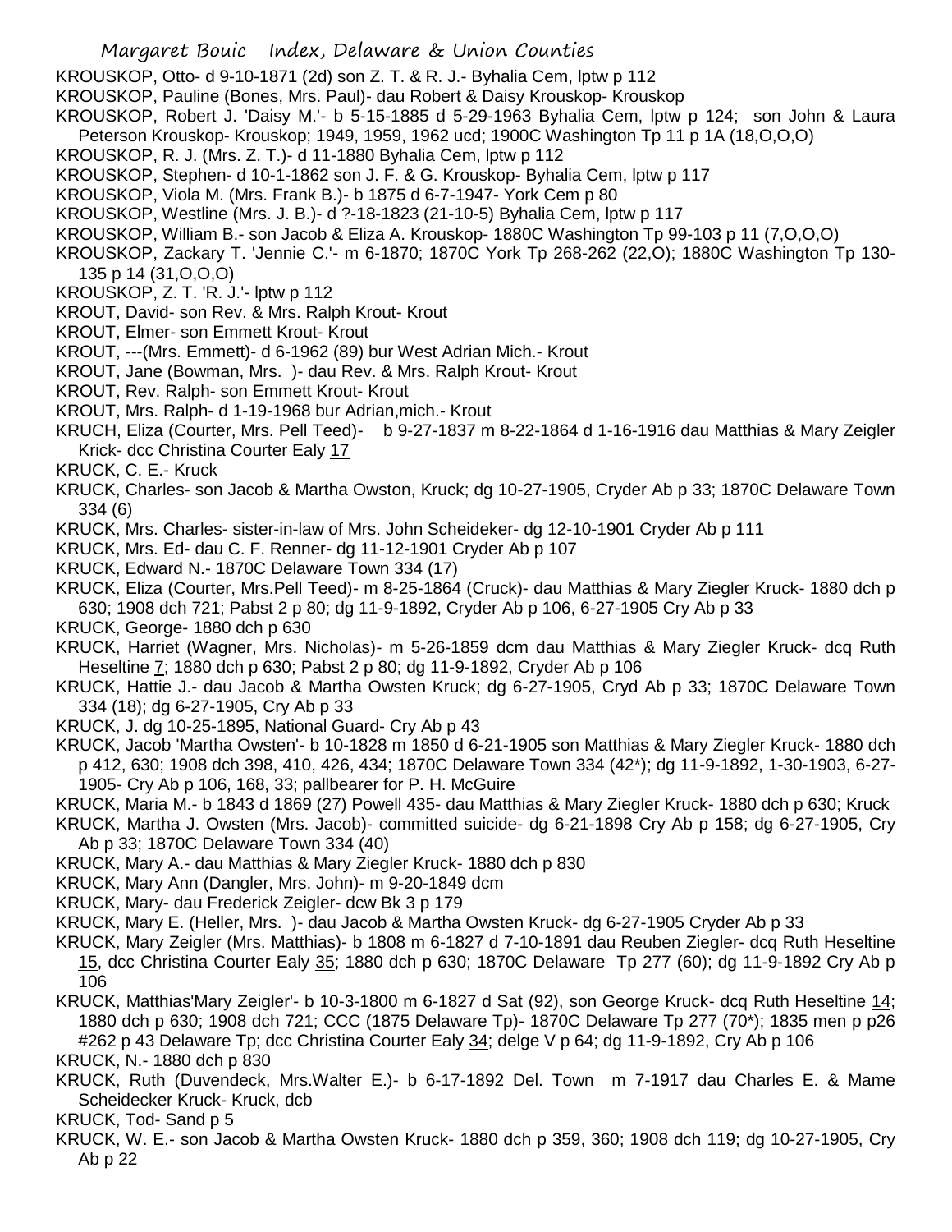KROUSKOP, Otto- d 9-10-1871 (2d) son Z. T. & R. J.- Byhalia Cem, lptw p 112

KROUSKOP, Pauline (Bones, Mrs. Paul)- dau Robert & Daisy Krouskop- Krouskop

KROUSKOP, Robert J. 'Daisy M.'- b 5-15-1885 d 5-29-1963 Byhalia Cem, lptw p 124; son John & Laura Peterson Krouskop- Krouskop; 1949, 1959, 1962 ucd; 1900C Washington Tp 11 p 1A (18,O,O,O)

KROUSKOP, R. J. (Mrs. Z. T.)- d 11-1880 Byhalia Cem, lptw p 112

KROUSKOP, Stephen- d 10-1-1862 son J. F. & G. Krouskop- Byhalia Cem, lptw p 117

KROUSKOP, Viola M. (Mrs. Frank B.)- b 1875 d 6-7-1947- York Cem p 80

KROUSKOP, Westline (Mrs. J. B.)- d ?-18-1823 (21-10-5) Byhalia Cem, lptw p 117

KROUSKOP, William B.- son Jacob & Eliza A. Krouskop- 1880C Washington Tp 99-103 p 11 (7,O,O,O)

KROUSKOP, Zackary T. 'Jennie C.'- m 6-1870; 1870C York Tp 268-262 (22,O); 1880C Washington Tp 130-135 p 14 (31,O,O,O)

KROUSKOP, Z. T. 'R. J.'- lptw p 112

KROUT, David- son Rev. & Mrs. Ralph Krout- Krout

KROUT, Elmer- son Emmett Krout- Krout

KROUT, ---(Mrs. Emmett)- d 6-1962 (89) bur West Adrian Mich.- Krout

KROUT, Jane (Bowman, Mrs. )- dau Rev. & Mrs. Ralph Krout- Krout

KROUT, Rev. Ralph- son Emmett Krout- Krout

KROUT, Mrs. Ralph- d 1-19-1968 bur Adrian,mich.- Krout

KRUCH, Eliza (Courter, Mrs. Pell Teed)- b 9-27-1837 m 8-22-1864 d 1-16-1916 dau Matthias & Mary Zeigler Krick- dcc Christina Courter Ealy 17

KRUCK, C. E.- Kruck

KRUCK, Charles- son Jacob & Martha Owston, Kruck; dg 10-27-1905, Cryder Ab p 33; 1870C Delaware Town 334 (6)

KRUCK, Mrs. Charles- sister-in-law of Mrs. John Scheideker- dg 12-10-1901 Cryder Ab p 111

KRUCK, Mrs. Ed- dau C. F. Renner- dg 11-12-1901 Cryder Ab p 107

KRUCK, Edward N.- 1870C Delaware Town 334 (17)

KRUCK, Eliza (Courter, Mrs.Pell Teed)- m 8-25-1864 (Cruck)- dau Matthias & Mary Ziegler Kruck- 1880 dch p 630; 1908 dch 721; Pabst 2 p 80; dg 11-9-1892, Cryder Ab p 106, 6-27-1905 Cry Ab p 33

KRUCK, George- 1880 dch p 630

KRUCK, Harriet (Wagner, Mrs. Nicholas)- m 5-26-1859 dcm dau Matthias & Mary Ziegler Kruck- dcq Ruth Heseltine 7; 1880 dch p 630; Pabst 2 p 80; dg 11-9-1892, Cryder Ab p 106

KRUCK, Hattie J.- dau Jacob & Martha Owsten Kruck; dg 6-27-1905, Cryd Ab p 33; 1870C Delaware Town 334 (18); dg 6-27-1905, Cry Ab p 33

KRUCK, J. dg 10-25-1895, National Guard- Cry Ab p 43

KRUCK, Jacob 'Martha Owsten'- b 10-1828 m 1850 d 6-21-1905 son Matthias & Mary Ziegler Kruck- 1880 dch p 412, 630; 1908 dch 398, 410, 426, 434; 1870C Delaware Town 334 (42*); dg 11-9-1892, 1-30-1903, 6-27-1905- Cry Ab p 106, 168, 33; pallbearer for P. H. McGuire

KRUCK, Maria M.- b 1843 d 1869 (27) Powell 435- dau Matthias & Mary Ziegler Kruck- 1880 dch p 630; Kruck

KRUCK, Martha J. Owsten (Mrs. Jacob)- committed suicide- dg 6-21-1898 Cry Ab p 158; dg 6-27-1905, Cry Ab p 33; 1870C Delaware Town 334 (40)

KRUCK, Mary A.- dau Matthias & Mary Ziegler Kruck- 1880 dch p 830

KRUCK, Mary Ann (Dangler, Mrs. John)- m 9-20-1849 dcm

KRUCK, Mary- dau Frederick Zeigler- dcw Bk 3 p 179

KRUCK, Mary E. (Heller, Mrs. )- dau Jacob & Martha Owsten Kruck- dg 6-27-1905 Cryder Ab p 33

KRUCK, Mary Zeigler (Mrs. Matthias)- b 1808 m 6-1827 d 7-10-1891 dau Reuben Ziegler- dcq Ruth Heseltine 15, dcc Christina Courter Ealy 35; 1880 dch p 630; 1870C Delaware Tp 277 (60); dg 11-9-1892 Cry Ab p 106

KRUCK, Matthias'Mary Zeigler'- b 10-3-1800 m 6-1827 d Sat (92), son George Kruck- dcq Ruth Heseltine 14; 1880 dch p 630; 1908 dch 721; CCC (1875 Delaware Tp)- 1870C Delaware Tp 277 (70*); 1835 men p p26 #262 p 43 Delaware Tp; dcc Christina Courter Ealy 34; delge V p 64; dg 11-9-1892, Cry Ab p 106

KRUCK, N.- 1880 dch p 830

KRUCK, Ruth (Duvendeck, Mrs.Walter E.)- b 6-17-1892 Del. Town m 7-1917 dau Charles E. & Mame Scheidecker Kruck- Kruck, dcb

KRUCK, Tod- Sand p 5

KRUCK, W. E.- son Jacob & Martha Owsten Kruck- 1880 dch p 359, 360; 1908 dch 119; dg 10-27-1905, Cry Ab p 22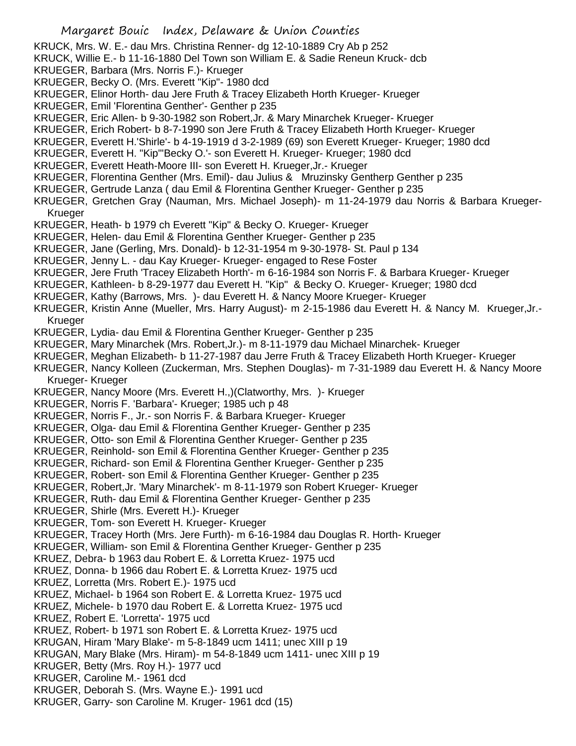KRUCK, Mrs. W. E.- dau Mrs. Christina Renner- dg 12-10-1889 Cry Ab p 252
KRUCK, Willie E.- b 11-16-1880 Del Town son William E. & Sadie Reneun Kruck- dcb
KRUEGER, Barbara (Mrs. Norris F.)- Krueger
KRUEGER, Becky O. (Mrs. Everett "Kip"- 1980 dcd
KRUEGER, Elinor Horth- dau Jere Fruth & Tracey Elizabeth Horth Krueger- Krueger
KRUEGER, Emil 'Florentina Genther'- Genther p 235
KRUEGER, Eric Allen- b 9-30-1982 son Robert,Jr. & Mary Minarchek Krueger- Krueger
KRUEGER, Erich Robert- b 8-7-1990 son Jere Fruth & Tracey Elizabeth Horth Krueger- Krueger
KRUEGER, Everett H.'Shirle'- b 4-19-1919 d 3-2-1989 (69) son Everett Krueger- Krueger; 1980 dcd
KRUEGER, Everett H. "Kip"'Becky O.'- son Everett H. Krueger- Krueger; 1980 dcd
KRUEGER, Everett Heath-Moore III- son Everett H. Krueger,Jr.- Krueger
KRUEGER, Florentina Genther (Mrs. Emil)- dau Julius & Mruzinsky Gentherp Genther p 235
KRUEGER, Gertrude Lanza ( dau Emil & Florentina Genther Krueger- Genther p 235
KRUEGER, Gretchen Gray (Nauman, Mrs. Michael Joseph)- m 11-24-1979 dau Norris & Barbara Krueger- Krueger
KRUEGER, Heath- b 1979 ch Everett "Kip" & Becky O. Krueger- Krueger
KRUEGER, Helen- dau Emil & Florentina Genther Krueger- Genther p 235
KRUEGER, Jane (Gerling, Mrs. Donald)- b 12-31-1954 m 9-30-1978- St. Paul p 134
KRUEGER, Jenny L. - dau Kay Krueger- Krueger- engaged to Rese Foster
KRUEGER, Jere Fruth 'Tracey Elizabeth Horth'- m 6-16-1984 son Norris F. & Barbara Krueger- Krueger
KRUEGER, Kathleen- b 8-29-1977 dau Everett H. "Kip" & Becky O. Krueger- Krueger; 1980 dcd
KRUEGER, Kathy (Barrows, Mrs. )- dau Everett H. & Nancy Moore Krueger- Krueger
KRUEGER, Kristin Anne (Mueller, Mrs. Harry August)- m 2-15-1986 dau Everett H. & Nancy M. Krueger,Jr.- Krueger
KRUEGER, Lydia- dau Emil & Florentina Genther Krueger- Genther p 235
KRUEGER, Mary Minarchek (Mrs. Robert,Jr.)- m 8-11-1979 dau Michael Minarchek- Krueger
KRUEGER, Meghan Elizabeth- b 11-27-1987 dau Jerre Fruth & Tracey Elizabeth Horth Krueger- Krueger
KRUEGER, Nancy Kolleen (Zuckerman, Mrs. Stephen Douglas)- m 7-31-1989 dau Everett H. & Nancy Moore Krueger- Krueger
KRUEGER, Nancy Moore (Mrs. Everett H.,)(Clatworthy, Mrs. )- Krueger
KRUEGER, Norris F. 'Barbara'- Krueger; 1985 uch p 48
KRUEGER, Norris F., Jr.- son Norris F. & Barbara Krueger- Krueger
KRUEGER, Olga- dau Emil & Florentina Genther Krueger- Genther p 235
KRUEGER, Otto- son Emil & Florentina Genther Krueger- Genther p 235
KRUEGER, Reinhold- son Emil & Florentina Genther Krueger- Genther p 235
KRUEGER, Richard- son Emil & Florentina Genther Krueger- Genther p 235
KRUEGER, Robert- son Emil & Florentina Genther Krueger- Genther p 235
KRUEGER, Robert,Jr. 'Mary Minarchek'- m 8-11-1979 son Robert Krueger- Krueger
KRUEGER, Ruth- dau Emil & Florentina Genther Krueger- Genther p 235
KRUEGER, Shirle (Mrs. Everett H.)- Krueger
KRUEGER, Tom- son Everett H. Krueger- Krueger
KRUEGER, Tracey Horth (Mrs. Jere Furth)- m 6-16-1984 dau Douglas R. Horth- Krueger
KRUEGER, William- son Emil & Florentina Genther Krueger- Genther p 235
KRUEZ, Debra- b 1963 dau Robert E. & Lorretta Kruez- 1975 ucd
KRUEZ, Donna- b 1966 dau Robert E. & Lorretta Kruez- 1975 ucd
KRUEZ, Lorretta (Mrs. Robert E.)- 1975 ucd
KRUEZ, Michael- b 1964 son Robert E. & Lorretta Kruez- 1975 ucd
KRUEZ, Michele- b 1970 dau Robert E. & Lorretta Kruez- 1975 ucd
KRUEZ, Robert E. 'Lorretta'- 1975 ucd
KRUEZ, Robert- b 1971 son Robert E. & Lorretta Kruez- 1975 ucd
KRUGAN, Hiram 'Mary Blake'- m 5-8-1849 ucm 1411; unec XIII p 19
KRUGAN, Mary Blake (Mrs. Hiram)- m 54-8-1849 ucm 1411- unec XIII p 19
KRUGER, Betty (Mrs. Roy H.)- 1977 ucd
KRUGER, Caroline M.- 1961 dcd
KRUGER, Deborah S. (Mrs. Wayne E.)- 1991 ucd
KRUGER, Garry- son Caroline M. Kruger- 1961 dcd (15)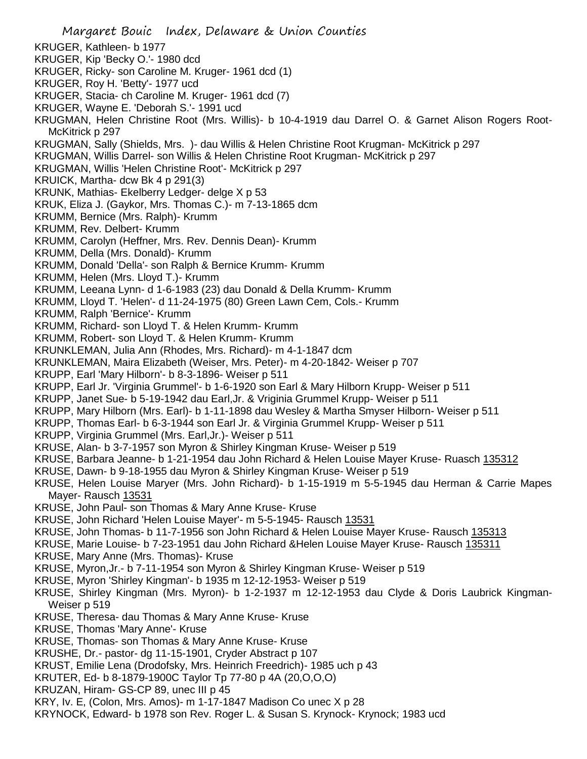KRUGER, Kathleen- b 1977
KRUGER, Kip 'Becky O.'- 1980 dcd
KRUGER, Ricky- son Caroline M. Kruger- 1961 dcd (1)
KRUGER, Roy H. 'Betty'- 1977 ucd
KRUGER, Stacia- ch Caroline M. Kruger- 1961 dcd (7)
KRUGER, Wayne E. 'Deborah S.'- 1991 ucd
KRUGMAN, Helen Christine Root (Mrs. Willis)- b 10-4-1919 dau Darrel O. & Garnet Alison Rogers Root- McKitrick p 297
KRUGMAN, Sally (Shields, Mrs. )- dau Willis & Helen Christine Root Krugman- McKitrick p 297
KRUGMAN, Willis Darrel- son Willis & Helen Christine Root Krugman- McKitrick p 297
KRUGMAN, Willis 'Helen Christine Root'- McKitrick p 297
KRUICK, Martha- dcw Bk 4 p 291(3)
KRUNK, Mathias- Ekelberry Ledger- delge X p 53
KRUK, Eliza J. (Gaykor, Mrs. Thomas C.)- m 7-13-1865 dcm
KRUMM, Bernice (Mrs. Ralph)- Krumm
KRUMM, Rev. Delbert- Krumm
KRUMM, Carolyn (Heffner, Mrs. Rev. Dennis Dean)- Krumm
KRUMM, Della (Mrs. Donald)- Krumm
KRUMM, Donald 'Della'- son Ralph & Bernice Krumm- Krumm
KRUMM, Helen (Mrs. Lloyd T.)- Krumm
KRUMM, Leeana Lynn- d 1-6-1983 (23) dau Donald & Della Krumm- Krumm
KRUMM, Lloyd T. 'Helen'- d 11-24-1975 (80) Green Lawn Cem, Cols.- Krumm
KRUMM, Ralph 'Bernice'- Krumm
KRUMM, Richard- son Lloyd T. & Helen Krumm- Krumm
KRUMM, Robert- son Lloyd T. & Helen Krumm- Krumm
KRUNKLEMAN, Julia Ann (Rhodes, Mrs. Richard)- m 4-1-1847 dcm
KRUNKLEMAN, Maira Elizabeth (Weiser, Mrs. Peter)- m 4-20-1842- Weiser p 707
KRUPP, Earl 'Mary Hilborn'- b 8-3-1896- Weiser p 511
KRUPP, Earl Jr. 'Virginia Grummel'- b 1-6-1920 son Earl & Mary Hilborn Krupp- Weiser p 511
KRUPP, Janet Sue- b 5-19-1942 dau Earl,Jr. & Vriginia Grummel Krupp- Weiser p 511
KRUPP, Mary Hilborn (Mrs. Earl)- b 1-11-1898 dau Wesley & Martha Smyser Hilborn- Weiser p 511
KRUPP, Thomas Earl- b 6-3-1944 son Earl Jr. & Virginia Grummel Krupp- Weiser p 511
KRUPP, Virginia Grummel (Mrs. Earl,Jr.)- Weiser p 511
KRUSE, Alan- b 3-7-1957 son Myron & Shirley Kingman Kruse- Weiser p 519
KRUSE, Barbara Jeanne- b 1-21-1954 dau John Richard & Helen Louise Mayer Kruse- Ruasch 135312
KRUSE, Dawn- b 9-18-1955 dau Myron & Shirley Kingman Kruse- Weiser p 519
KRUSE, Helen Louise Maryer (Mrs. John Richard)- b 1-15-1919 m 5-5-1945 dau Herman & Carrie Mapes Mayer- Rausch 13531
KRUSE, John Paul- son Thomas & Mary Anne Kruse- Kruse
KRUSE, John Richard 'Helen Louise Mayer'- m 5-5-1945- Rausch 13531
KRUSE, John Thomas- b 11-7-1956 son John Richard & Helen Louise Mayer Kruse- Rausch 135313
KRUSE, Marie Louise- b 7-23-1951 dau John Richard &Helen Louise Mayer Kruse- Rausch 135311
KRUSE, Mary Anne (Mrs. Thomas)- Kruse
KRUSE, Myron,Jr.- b 7-11-1954 son Myron & Shirley Kingman Kruse- Weiser p 519
KRUSE, Myron 'Shirley Kingman'- b 1935 m 12-12-1953- Weiser p 519
KRUSE, Shirley Kingman (Mrs. Myron)- b 1-2-1937 m 12-12-1953 dau Clyde & Doris Laubrick Kingman- Weiser p 519
KRUSE, Theresa- dau Thomas & Mary Anne Kruse- Kruse
KRUSE, Thomas 'Mary Anne'- Kruse
KRUSE, Thomas- son Thomas & Mary Anne Kruse- Kruse
KRUSHE, Dr.- pastor- dg 11-15-1901, Cryder Abstract p 107
KRUST, Emilie Lena (Drodofsky, Mrs. Heinrich Freedrich)- 1985 uch p 43
KRUTER, Ed- b 8-1879-1900C Taylor Tp 77-80 p 4A (20,O,O,O)
KRUZAN, Hiram- GS-CP 89, unec III p 45
KRY, Iv. E, (Colon, Mrs. Amos)- m 1-17-1847 Madison Co unec X p 28
KRYNOCK, Edward- b 1978 son Rev. Roger L. & Susan S. Krynock- Krynock; 1983 ucd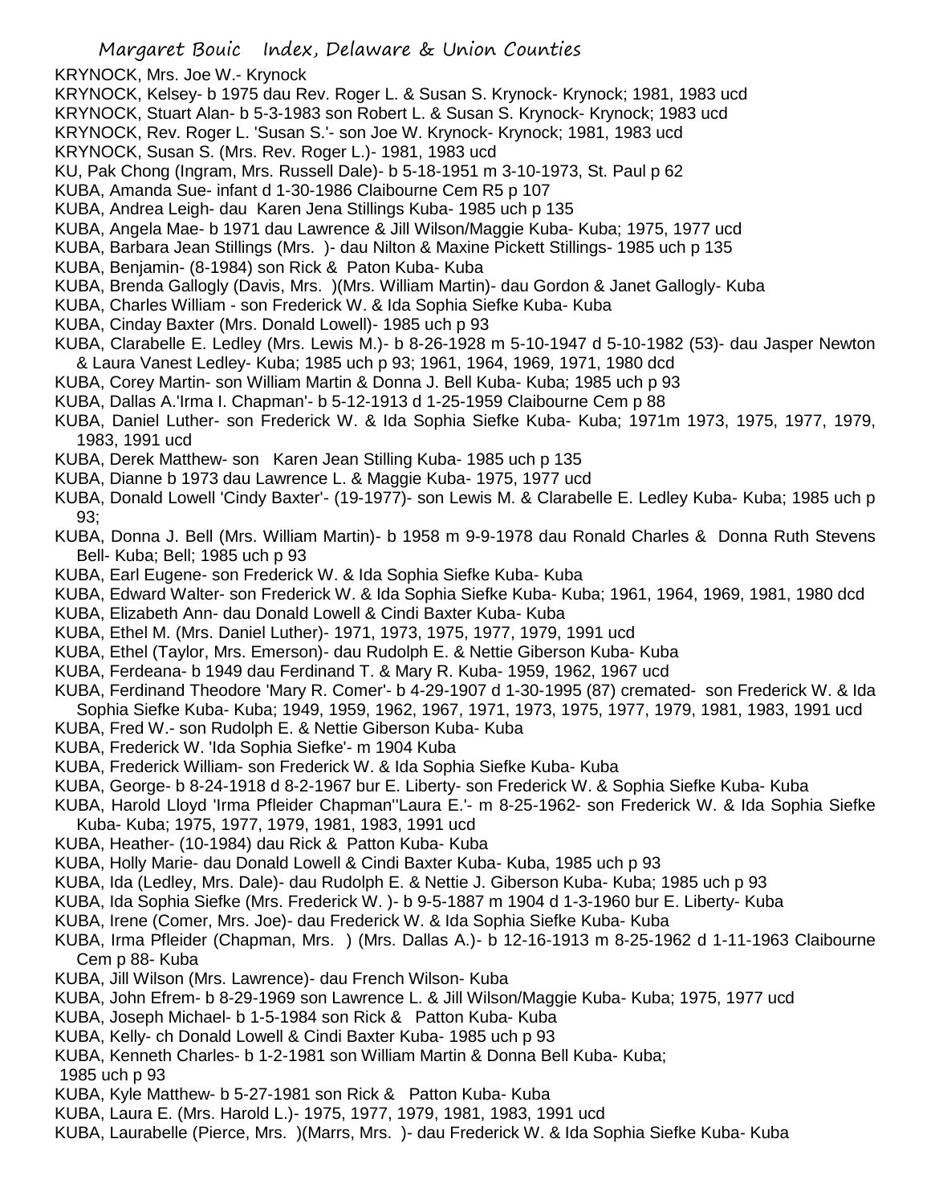KRYNOCK, Mrs. Joe W.- Krynock
KRYNOCK, Kelsey- b 1975 dau Rev. Roger L. & Susan S. Krynock- Krynock; 1981, 1983 ucd
KRYNOCK, Stuart Alan- b 5-3-1983 son Robert L. & Susan S. Krynock- Krynock; 1983 ucd
KRYNOCK, Rev. Roger L. 'Susan S.'- son Joe W. Krynock- Krynock; 1981, 1983 ucd
KRYNOCK, Susan S. (Mrs. Rev. Roger L.)- 1981, 1983 ucd
KU, Pak Chong (Ingram, Mrs. Russell Dale)- b 5-18-1951 m 3-10-1973, St. Paul p 62
KUBA, Amanda Sue- infant d 1-30-1986 Claibourne Cem R5 p 107
KUBA, Andrea Leigh- dau Karen Jena Stillings Kuba- 1985 uch p 135
KUBA, Angela Mae- b 1971 dau Lawrence & Jill Wilson/Maggie Kuba- Kuba; 1975, 1977 ucd
KUBA, Barbara Jean Stillings (Mrs. )- dau Nilton & Maxine Pickett Stillings- 1985 uch p 135
KUBA, Benjamin- (8-1984) son Rick & Paton Kuba- Kuba
KUBA, Brenda Gallogly (Davis, Mrs. )(Mrs. William Martin)- dau Gordon & Janet Gallogly- Kuba
KUBA, Charles William - son Frederick W. & Ida Sophia Siefke Kuba- Kuba
KUBA, Cinday Baxter (Mrs. Donald Lowell)- 1985 uch p 93
KUBA, Clarabelle E. Ledley (Mrs. Lewis M.)- b 8-26-1928 m 5-10-1947 d 5-10-1982 (53)- dau Jasper Newton & Laura Vanest Ledley- Kuba; 1985 uch p 93; 1961, 1964, 1969, 1971, 1980 dcd
KUBA, Corey Martin- son William Martin & Donna J. Bell Kuba- Kuba; 1985 uch p 93
KUBA, Dallas A.'Irma I. Chapman'- b 5-12-1913 d 1-25-1959 Claibourne Cem p 88
KUBA, Daniel Luther- son Frederick W. & Ida Sophia Siefke Kuba- Kuba; 1971m 1973, 1975, 1977, 1979, 1983, 1991 ucd
KUBA, Derek Matthew- son Karen Jean Stilling Kuba- 1985 uch p 135
KUBA, Dianne b 1973 dau Lawrence L. & Maggie Kuba- 1975, 1977 ucd
KUBA, Donald Lowell 'Cindy Baxter'- (19-1977)- son Lewis M. & Clarabelle E. Ledley Kuba- Kuba; 1985 uch p 93;
KUBA, Donna J. Bell (Mrs. William Martin)- b 1958 m 9-9-1978 dau Ronald Charles & Donna Ruth Stevens Bell- Kuba; Bell; 1985 uch p 93
KUBA, Earl Eugene- son Frederick W. & Ida Sophia Siefke Kuba- Kuba
KUBA, Edward Walter- son Frederick W. & Ida Sophia Siefke Kuba- Kuba; 1961, 1964, 1969, 1981, 1980 dcd
KUBA, Elizabeth Ann- dau Donald Lowell & Cindi Baxter Kuba- Kuba
KUBA, Ethel M. (Mrs. Daniel Luther)- 1971, 1973, 1975, 1977, 1979, 1991 ucd
KUBA, Ethel (Taylor, Mrs. Emerson)- dau Rudolph E. & Nettie Giberson Kuba- Kuba
KUBA, Ferdeana- b 1949 dau Ferdinand T. & Mary R. Kuba- 1959, 1962, 1967 ucd
KUBA, Ferdinand Theodore 'Mary R. Comer'- b 4-29-1907 d 1-30-1995 (87) cremated- son Frederick W. & Ida Sophia Siefke Kuba- Kuba; 1949, 1959, 1962, 1967, 1971, 1973, 1975, 1977, 1979, 1981, 1983, 1991 ucd
KUBA, Fred W.- son Rudolph E. & Nettie Giberson Kuba- Kuba
KUBA, Frederick W. 'Ida Sophia Siefke'- m 1904 Kuba
KUBA, Frederick William- son Frederick W. & Ida Sophia Siefke Kuba- Kuba
KUBA, George- b 8-24-1918 d 8-2-1967 bur E. Liberty- son Frederick W. & Sophia Siefke Kuba- Kuba
KUBA, Harold Lloyd 'Irma Pfleider Chapman''Laura E.'- m 8-25-1962- son Frederick W. & Ida Sophia Siefke Kuba- Kuba; 1975, 1977, 1979, 1981, 1983, 1991 ucd
KUBA, Heather- (10-1984) dau Rick & Patton Kuba- Kuba
KUBA, Holly Marie- dau Donald Lowell & Cindi Baxter Kuba- Kuba, 1985 uch p 93
KUBA, Ida (Ledley, Mrs. Dale)- dau Rudolph E. & Nettie J. Giberson Kuba- Kuba; 1985 uch p 93
KUBA, Ida Sophia Siefke (Mrs. Frederick W. )- b 9-5-1887 m 1904 d 1-3-1960 bur E. Liberty- Kuba
KUBA, Irene (Comer, Mrs. Joe)- dau Frederick W. & Ida Sophia Siefke Kuba- Kuba
KUBA, Irma Pfleider (Chapman, Mrs. ) (Mrs. Dallas A.)- b 12-16-1913 m 8-25-1962 d 1-11-1963 Claibourne Cem p 88- Kuba
KUBA, Jill Wilson (Mrs. Lawrence)- dau French Wilson- Kuba
KUBA, John Efrem- b 8-29-1969 son Lawrence L. & Jill Wilson/Maggie Kuba- Kuba; 1975, 1977 ucd
KUBA, Joseph Michael- b 1-5-1984 son Rick & Patton Kuba- Kuba
KUBA, Kelly- ch Donald Lowell & Cindi Baxter Kuba- 1985 uch p 93
KUBA, Kenneth Charles- b 1-2-1981 son William Martin & Donna Bell Kuba- Kuba;
1985 uch p 93
KUBA, Kyle Matthew- b 5-27-1981 son Rick & Patton Kuba- Kuba
KUBA, Laura E. (Mrs. Harold L.)- 1975, 1977, 1979, 1981, 1983, 1991 ucd
KUBA, Laurabelle (Pierce, Mrs. )(Marrs, Mrs. )- dau Frederick W. & Ida Sophia Siefke Kuba- Kuba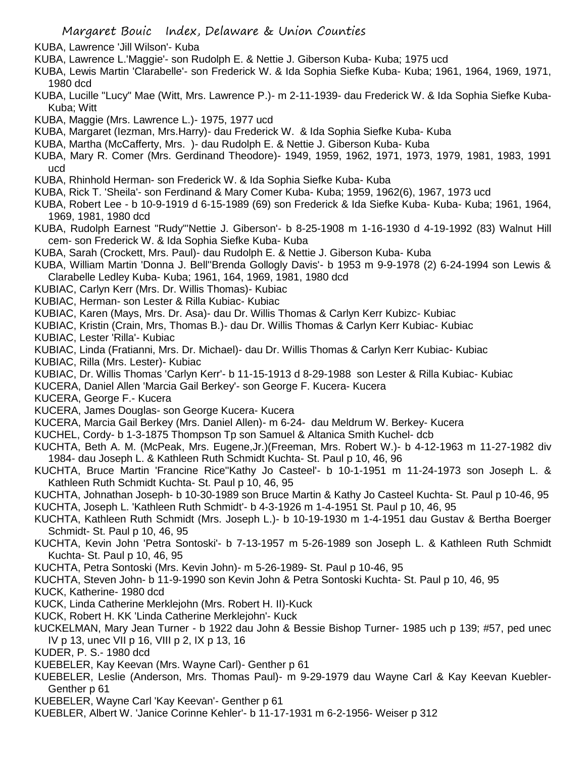KUBA, Lawrence 'Jill Wilson'- Kuba

KUBA, Lawrence L.'Maggie'- son Rudolph E. & Nettie J. Giberson Kuba- Kuba; 1975 ucd

KUBA, Lewis Martin 'Clarabelle'- son Frederick W. & Ida Sophia Siefke Kuba- Kuba; 1961, 1964, 1969, 1971, 1980 dcd

KUBA, Lucille "Lucy" Mae (Witt, Mrs. Lawrence P.)- m 2-11-1939- dau Frederick W. & Ida Sophia Siefke Kuba- Kuba; Witt

KUBA, Maggie (Mrs. Lawrence L.)- 1975, 1977 ucd

KUBA, Margaret (Iezman, Mrs.Harry)- dau Frederick W. & Ida Sophia Siefke Kuba- Kuba

KUBA, Martha (McCafferty, Mrs. )- dau Rudolph E. & Nettie J. Giberson Kuba- Kuba

KUBA, Mary R. Comer (Mrs. Gerdinand Theodore)- 1949, 1959, 1962, 1971, 1973, 1979, 1981, 1983, 1991 ucd

KUBA, Rhinhold Herman- son Frederick W. & Ida Sophia Siefke Kuba- Kuba

KUBA, Rick T. 'Sheila'- son Ferdinand & Mary Comer Kuba- Kuba; 1959, 1962(6), 1967, 1973 ucd

KUBA, Robert Lee - b 10-9-1919 d 6-15-1989 (69) son Frederick & Ida Siefke Kuba- Kuba- Kuba; 1961, 1964, 1969, 1981, 1980 dcd

KUBA, Rudolph Earnest "Rudy"'Nettie J. Giberson'- b 8-25-1908 m 1-16-1930 d 4-19-1992 (83) Walnut Hill cem- son Frederick W. & Ida Sophia Siefke Kuba- Kuba

KUBA, Sarah (Crockett, Mrs. Paul)- dau Rudolph E. & Nettie J. Giberson Kuba- Kuba

KUBA, William Martin 'Donna J. Bell''Brenda Gollogly Davis'- b 1953 m 9-9-1978 (2) 6-24-1994 son Lewis & Clarabelle Ledley Kuba- Kuba; 1961, 164, 1969, 1981, 1980 dcd

KUBIAC, Carlyn Kerr (Mrs. Dr. Willis Thomas)- Kubiac

KUBIAC, Herman- son Lester & Rilla Kubiac- Kubiac

KUBIAC, Karen (Mays, Mrs. Dr. Asa)- dau Dr. Willis Thomas & Carlyn Kerr Kubizc- Kubiac

KUBIAC, Kristin (Crain, Mrs, Thomas B.)- dau Dr. Willis Thomas & Carlyn Kerr Kubiac- Kubiac

KUBIAC, Lester 'Rilla'- Kubiac

KUBIAC, Linda (Fratianni, Mrs. Dr. Michael)- dau Dr. Willis Thomas & Carlyn Kerr Kubiac- Kubiac

KUBIAC, Rilla (Mrs. Lester)- Kubiac

KUBIAC, Dr. Willis Thomas 'Carlyn Kerr'- b 11-15-1913 d 8-29-1988 son Lester & Rilla Kubiac- Kubiac

KUCERA, Daniel Allen 'Marcia Gail Berkey'- son George F. Kucera- Kucera

KUCERA, George F.- Kucera

KUCERA, James Douglas- son George Kucera- Kucera

KUCERA, Marcia Gail Berkey (Mrs. Daniel Allen)- m 6-24- dau Meldrum W. Berkey- Kucera

KUCHEL, Cordy- b 1-3-1875 Thompson Tp son Samuel & Altanica Smith Kuchel- dcb

KUCHTA, Beth A. M. (McPeak, Mrs. Eugene,Jr.)(Freeman, Mrs. Robert W.)- b 4-12-1963 m 11-27-1982 div 1984- dau Joseph L. & Kathleen Ruth Schmidt Kuchta- St. Paul p 10, 46, 96

KUCHTA, Bruce Martin 'Francine Rice''Kathy Jo Casteel'- b 10-1-1951 m 11-24-1973 son Joseph L. & Kathleen Ruth Schmidt Kuchta- St. Paul p 10, 46, 95

KUCHTA, Johnathan Joseph- b 10-30-1989 son Bruce Martin & Kathy Jo Casteel Kuchta- St. Paul p 10-46, 95

KUCHTA, Joseph L. 'Kathleen Ruth Schmidt'- b 4-3-1926 m 1-4-1951 St. Paul p 10, 46, 95

KUCHTA, Kathleen Ruth Schmidt (Mrs. Joseph L.)- b 10-19-1930 m 1-4-1951 dau Gustav & Bertha Boerger Schmidt- St. Paul p 10, 46, 95

KUCHTA, Kevin John 'Petra Sontoski'- b 7-13-1957 m 5-26-1989 son Joseph L. & Kathleen Ruth Schmidt Kuchta- St. Paul p 10, 46, 95

KUCHTA, Petra Sontoski (Mrs. Kevin John)- m 5-26-1989- St. Paul p 10-46, 95

KUCHTA, Steven John- b 11-9-1990 son Kevin John & Petra Sontoski Kuchta- St. Paul p 10, 46, 95

KUCK, Katherine- 1980 dcd

KUCK, Linda Catherine Merklejohn (Mrs. Robert H. II)-Kuck

KUCK, Robert H. KK 'Linda Catherine Merklejohn'- Kuck

kUCKELMAN, Mary Jean Turner - b 1922 dau John & Bessie Bishop Turner- 1985 uch p 139; #57, ped unec IV p 13, unec VII p 16, VIII p 2, IX p 13, 16

KUDER, P. S.- 1980 dcd

KUEBELER, Kay Keevan (Mrs. Wayne Carl)- Genther p 61

KUEBELER, Leslie (Anderson, Mrs. Thomas Paul)- m 9-29-1979 dau Wayne Carl & Kay Keevan Kuebler- Genther p 61

KUEBELER, Wayne Carl 'Kay Keevan'- Genther p 61

KUEBLER, Albert W. 'Janice Corinne Kehler'- b 11-17-1931 m 6-2-1956- Weiser p 312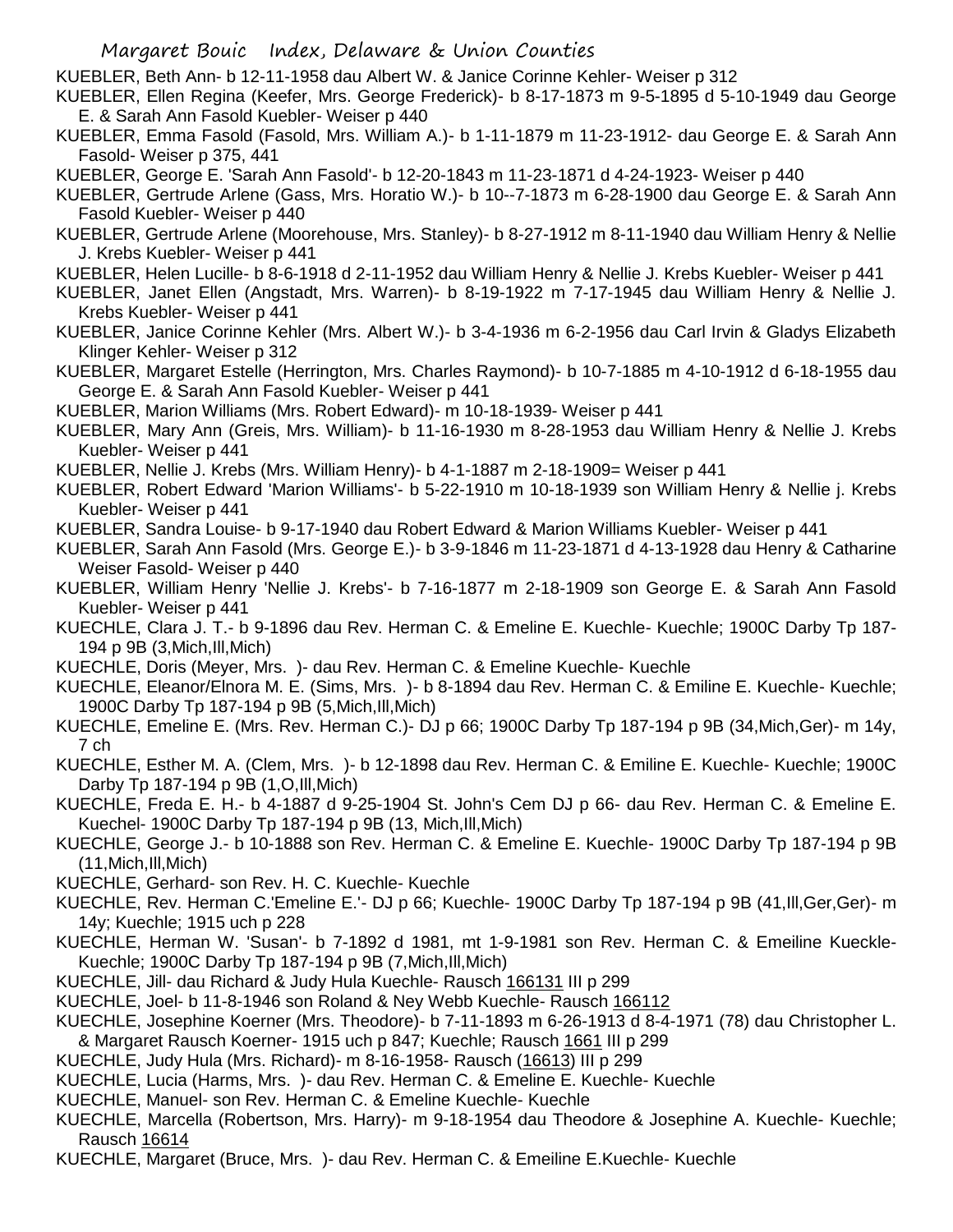KUEBLER, Beth Ann- b 12-11-1958 dau Albert W. & Janice Corinne Kehler- Weiser p 312

KUEBLER, Ellen Regina (Keefer, Mrs. George Frederick)- b 8-17-1873 m 9-5-1895 d 5-10-1949 dau George E. & Sarah Ann Fasold Kuebler- Weiser p 440

KUEBLER, Emma Fasold (Fasold, Mrs. William A.)- b 1-11-1879 m 11-23-1912- dau George E. & Sarah Ann Fasold- Weiser p 375, 441

KUEBLER, George E. 'Sarah Ann Fasold'- b 12-20-1843 m 11-23-1871 d 4-24-1923- Weiser p 440

KUEBLER, Gertrude Arlene (Gass, Mrs. Horatio W.)- b 10--7-1873 m 6-28-1900 dau George E. & Sarah Ann Fasold Kuebler- Weiser p 440

KUEBLER, Gertrude Arlene (Moorehouse, Mrs. Stanley)- b 8-27-1912 m 8-11-1940 dau William Henry & Nellie J. Krebs Kuebler- Weiser p 441

KUEBLER, Helen Lucille- b 8-6-1918 d 2-11-1952 dau William Henry & Nellie J. Krebs Kuebler- Weiser p 441

KUEBLER, Janet Ellen (Angstadt, Mrs. Warren)- b 8-19-1922 m 7-17-1945 dau William Henry & Nellie J. Krebs Kuebler- Weiser p 441

KUEBLER, Janice Corinne Kehler (Mrs. Albert W.)- b 3-4-1936 m 6-2-1956 dau Carl Irvin & Gladys Elizabeth Klinger Kehler- Weiser p 312

KUEBLER, Margaret Estelle (Herrington, Mrs. Charles Raymond)- b 10-7-1885 m 4-10-1912 d 6-18-1955 dau George E. & Sarah Ann Fasold Kuebler- Weiser p 441

KUEBLER, Marion Williams (Mrs. Robert Edward)- m 10-18-1939- Weiser p 441

KUEBLER, Mary Ann (Greis, Mrs. William)- b 11-16-1930 m 8-28-1953 dau William Henry & Nellie J. Krebs Kuebler- Weiser p 441

KUEBLER, Nellie J. Krebs (Mrs. William Henry)- b 4-1-1887 m 2-18-1909= Weiser p 441

KUEBLER, Robert Edward 'Marion Williams'- b 5-22-1910 m 10-18-1939 son William Henry & Nellie j. Krebs Kuebler- Weiser p 441

KUEBLER, Sandra Louise- b 9-17-1940 dau Robert Edward & Marion Williams Kuebler- Weiser p 441

KUEBLER, Sarah Ann Fasold (Mrs. George E.)- b 3-9-1846 m 11-23-1871 d 4-13-1928 dau Henry & Catharine Weiser Fasold- Weiser p 440

KUEBLER, William Henry 'Nellie J. Krebs'- b 7-16-1877 m 2-18-1909 son George E. & Sarah Ann Fasold Kuebler- Weiser p 441

KUECHLE, Clara J. T.- b 9-1896 dau Rev. Herman C. & Emeline E. Kuechle- Kuechle; 1900C Darby Tp 187-194 p 9B (3,Mich,Ill,Mich)

KUECHLE, Doris (Meyer, Mrs. )- dau Rev. Herman C. & Emeline Kuechle- Kuechle

KUECHLE, Eleanor/Elnora M. E. (Sims, Mrs. )- b 8-1894 dau Rev. Herman C. & Emiline E. Kuechle- Kuechle; 1900C Darby Tp 187-194 p 9B (5,Mich,Ill,Mich)

KUECHLE, Emeline E. (Mrs. Rev. Herman C.)- DJ p 66; 1900C Darby Tp 187-194 p 9B (34,Mich,Ger)- m 14y, 7 ch

KUECHLE, Esther M. A. (Clem, Mrs. )- b 12-1898 dau Rev. Herman C. & Emiline E. Kuechle- Kuechle; 1900C Darby Tp 187-194 p 9B (1,O,Ill,Mich)

KUECHLE, Freda E. H.- b 4-1887 d 9-25-1904 St. John's Cem DJ p 66- dau Rev. Herman C. & Emeline E. Kuechel- 1900C Darby Tp 187-194 p 9B (13, Mich,Ill,Mich)

KUECHLE, George J.- b 10-1888 son Rev. Herman C. & Emeline E. Kuechle- 1900C Darby Tp 187-194 p 9B (11,Mich,Ill,Mich)

KUECHLE, Gerhard- son Rev. H. C. Kuechle- Kuechle

KUECHLE, Rev. Herman C.'Emeline E.'- DJ p 66; Kuechle- 1900C Darby Tp 187-194 p 9B (41,Ill,Ger,Ger)- m 14y; Kuechle; 1915 uch p 228

KUECHLE, Herman W. 'Susan'- b 7-1892 d 1981, mt 1-9-1981 son Rev. Herman C. & Emeiline Kueckle- Kuechle; 1900C Darby Tp 187-194 p 9B (7,Mich,Ill,Mich)

KUECHLE, Jill- dau Richard & Judy Hula Kuechle- Rausch 166131 III p 299

KUECHLE, Joel- b 11-8-1946 son Roland & Ney Webb Kuechle- Rausch 166112

KUECHLE, Josephine Koerner (Mrs. Theodore)- b 7-11-1893 m 6-26-1913 d 8-4-1971 (78) dau Christopher L. & Margaret Rausch Koerner- 1915 uch p 847; Kuechle; Rausch 1661 III p 299

KUECHLE, Judy Hula (Mrs. Richard)- m 8-16-1958- Rausch (16613) III p 299

KUECHLE, Lucia (Harms, Mrs. )- dau Rev. Herman C. & Emeline E. Kuechle- Kuechle

KUECHLE, Manuel- son Rev. Herman C. & Emeline Kuechle- Kuechle

KUECHLE, Marcella (Robertson, Mrs. Harry)- m 9-18-1954 dau Theodore & Josephine A. Kuechle- Kuechle; Rausch 16614

KUECHLE, Margaret (Bruce, Mrs. )- dau Rev. Herman C. & Emeiline E.Kuechle- Kuechle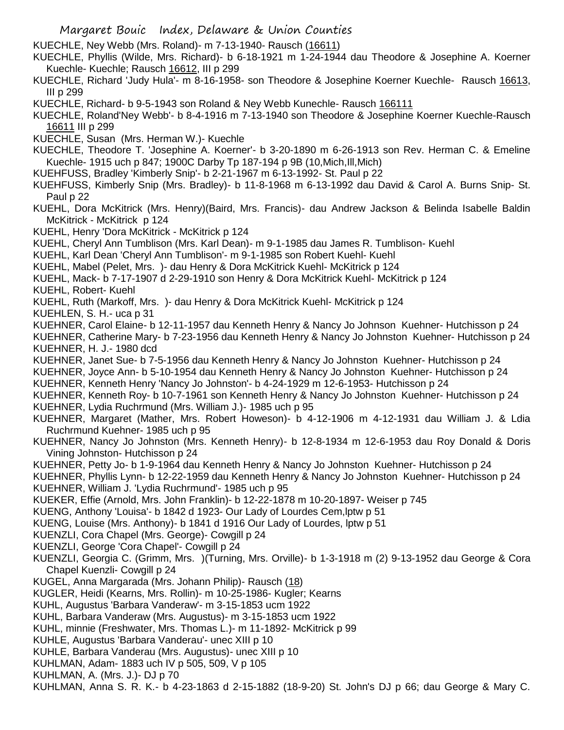KUECHLE, Ney Webb (Mrs. Roland)- m 7-13-1940- Rausch (16611)

KUECHLE, Phyllis (Wilde, Mrs. Richard)- b 6-18-1921 m 1-24-1944 dau Theodore & Josephine A. Koerner Kuechle- Kuechle; Rausch 16612, III p 299

KUECHLE, Richard 'Judy Hula'- m 8-16-1958- son Theodore & Josephine Koerner Kuechle- Rausch 16613, III p 299

KUECHLE, Richard- b 9-5-1943 son Roland & Ney Webb Kunechle- Rausch 166111

KUECHLE, Roland'Ney Webb'- b 8-4-1916 m 7-13-1940 son Theodore & Josephine Koerner Kuechle-Rausch 16611 III p 299

KUECHLE, Susan (Mrs. Herman W.)- Kuechle

KUECHLE, Theodore T. 'Josephine A. Koerner'- b 3-20-1890 m 6-26-1913 son Rev. Herman C. & Emeline Kuechle- 1915 uch p 847; 1900C Darby Tp 187-194 p 9B (10,Mich,Ill,Mich)

KUEHFUSS, Bradley 'Kimberly Snip'- b 2-21-1967 m 6-13-1992- St. Paul p 22

KUEHFUSS, Kimberly Snip (Mrs. Bradley)- b 11-8-1968 m 6-13-1992 dau David & Carol A. Burns Snip- St. Paul p 22

KUEHL, Dora McKitrick (Mrs. Henry)(Baird, Mrs. Francis)- dau Andrew Jackson & Belinda Isabelle Baldin McKitrick - McKitrick p 124

KUEHL, Henry 'Dora McKitrick - McKitrick p 124

KUEHL, Cheryl Ann Tumblison (Mrs. Karl Dean)- m 9-1-1985 dau James R. Tumblison- Kuehl

KUEHL, Karl Dean 'Cheryl Ann Tumblison'- m 9-1-1985 son Robert Kuehl- Kuehl

KUEHL, Mabel (Pelet, Mrs. )- dau Henry & Dora McKitrick Kuehl- McKitrick p 124

KUEHL, Mack- b 7-17-1907 d 2-29-1910 son Henry & Dora McKitrick Kuehl- McKitrick p 124

KUEHL, Robert- Kuehl

KUEHL, Ruth (Markoff, Mrs. )- dau Henry & Dora McKitrick Kuehl- McKitrick p 124

KUEHLEN, S. H.- uca p 31

KUEHNER, Carol Elaine- b 12-11-1957 dau Kenneth Henry & Nancy Jo Johnson Kuehner- Hutchisson p 24

KUEHNER, Catherine Mary- b 7-23-1956 dau Kenneth Henry & Nancy Jo Johnston Kuehner- Hutchisson p 24

KUEHNER, H. J.- 1980 dcd

KUEHNER, Janet Sue- b 7-5-1956 dau Kenneth Henry & Nancy Jo Johnston Kuehner- Hutchisson p 24

KUEHNER, Joyce Ann- b 5-10-1954 dau Kenneth Henry & Nancy Jo Johnston Kuehner- Hutchisson p 24

KUEHNER, Kenneth Henry 'Nancy Jo Johnston'- b 4-24-1929 m 12-6-1953- Hutchisson p 24

KUEHNER, Kenneth Roy- b 10-7-1961 son Kenneth Henry & Nancy Jo Johnston Kuehner- Hutchisson p 24

KUEHNER, Lydia Ruchrmund (Mrs. William J.)- 1985 uch p 95

KUEHNER, Margaret (Mather, Mrs. Robert Howeson)- b 4-12-1906 m 4-12-1931 dau William J. & Ldia Ruchrmund Kuehner- 1985 uch p 95

KUEHNER, Nancy Jo Johnston (Mrs. Kenneth Henry)- b 12-8-1934 m 12-6-1953 dau Roy Donald & Doris Vining Johnston- Hutchisson p 24

KUEHNER, Petty Jo- b 1-9-1964 dau Kenneth Henry & Nancy Jo Johnston Kuehner- Hutchisson p 24

KUEHNER, Phyllis Lynn- b 12-22-1959 dau Kenneth Henry & Nancy Jo Johnston Kuehner- Hutchisson p 24

KUEHNER, William J. 'Lydia Ruchrmund'- 1985 uch p 95

KUEKER, Effie (Arnold, Mrs. John Franklin)- b 12-22-1878 m 10-20-1897- Weiser p 745

KUENG, Anthony 'Louisa'- b 1842 d 1923- Our Lady of Lourdes Cem,lptw p 51

KUENG, Louise (Mrs. Anthony)- b 1841 d 1916 Our Lady of Lourdes, lptw p 51

KUENZLI, Cora Chapel (Mrs. George)- Cowgill p 24

KUENZLI, George 'Cora Chapel'- Cowgill p 24

KUENZLI, Georgia C. (Grimm, Mrs. )(Turning, Mrs. Orville)- b 1-3-1918 m (2) 9-13-1952 dau George & Cora Chapel Kuenzli- Cowgill p 24

KUGEL, Anna Margarada (Mrs. Johann Philip)- Rausch (18)

KUGLER, Heidi (Kearns, Mrs. Rollin)- m 10-25-1986- Kugler; Kearns

KUHL, Augustus 'Barbara Vanderaw'- m 3-15-1853 ucm 1922

KUHL, Barbara Vanderaw (Mrs. Augustus)- m 3-15-1853 ucm 1922

KUHL, minnie (Freshwater, Mrs. Thomas L.)- m 11-1892- McKitrick p 99

KUHLE, Augustus 'Barbara Vanderau'- unec XIII p 10

KUHLE, Barbara Vanderau (Mrs. Augustus)- unec XIII p 10

KUHLMAN, Adam- 1883 uch IV p 505, 509, V p 105

KUHLMAN, A. (Mrs. J.)- DJ p 70

KUHLMAN, Anna S. R. K.- b 4-23-1863 d 2-15-1882 (18-9-20) St. John's DJ p 66; dau George & Mary C.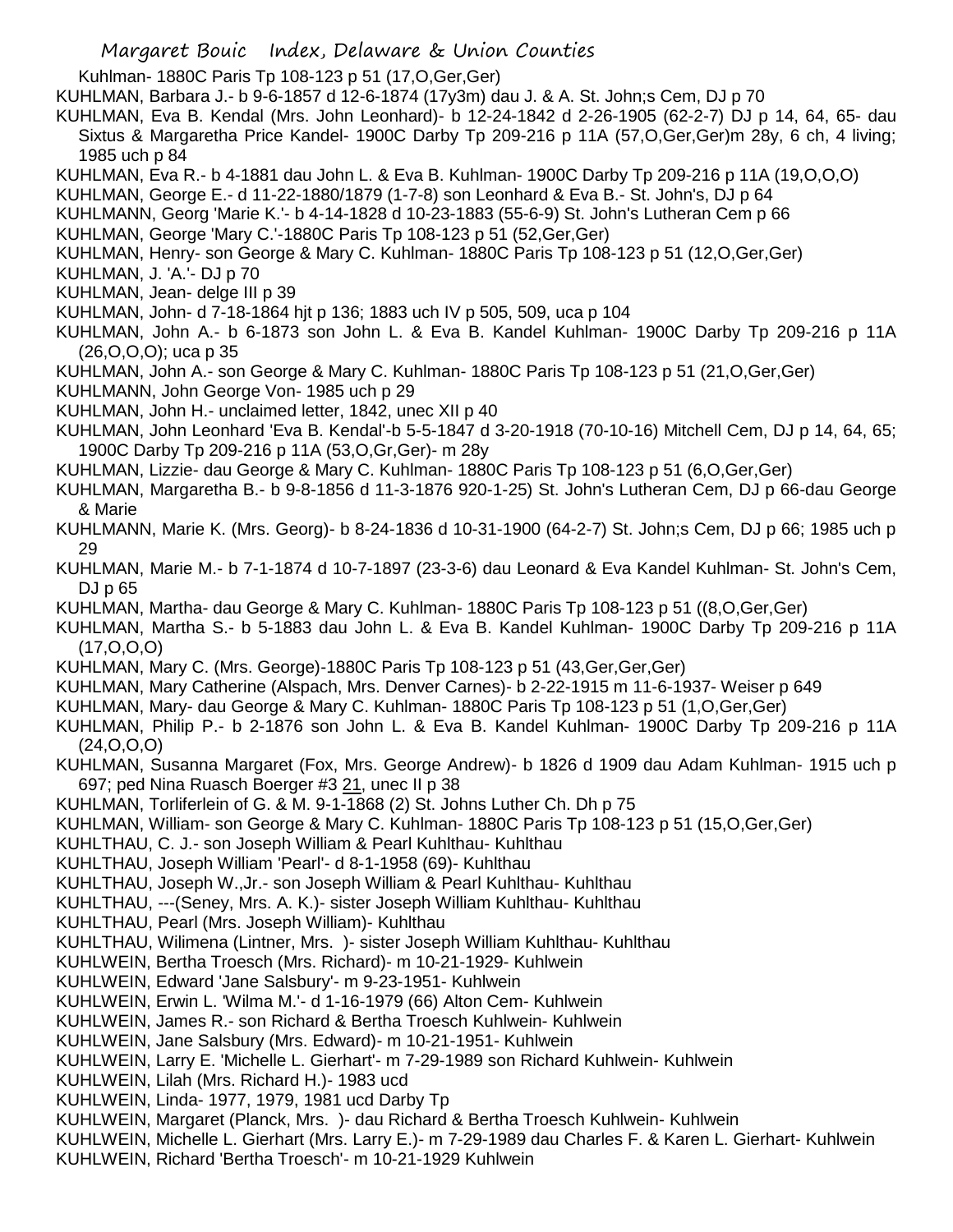Kuhlman- 1880C Paris Tp 108-123 p 51 (17,O,Ger,Ger)

KUHLMAN, Barbara J.- b 9-6-1857 d 12-6-1874 (17y3m) dau J. & A. St. John;s Cem, DJ p 70

KUHLMAN, Eva B. Kendal (Mrs. John Leonhard)- b 12-24-1842 d 2-26-1905 (62-2-7) DJ p 14, 64, 65- dau Sixtus & Margaretha Price Kandel- 1900C Darby Tp 209-216 p 11A (57,O,Ger,Ger)m 28y, 6 ch, 4 living; 1985 uch p 84

KUHLMAN, Eva R.- b 4-1881 dau John L. & Eva B. Kuhlman- 1900C Darby Tp 209-216 p 11A (19,O,O,O)

KUHLMAN, George E.- d 11-22-1880/1879 (1-7-8) son Leonhard & Eva B.- St. John's, DJ p 64

KUHLMANN, Georg 'Marie K.'- b 4-14-1828 d 10-23-1883 (55-6-9) St. John's Lutheran Cem p 66

KUHLMAN, George 'Mary C.'-1880C Paris Tp 108-123 p 51 (52,Ger,Ger)

KUHLMAN, Henry- son George & Mary C. Kuhlman- 1880C Paris Tp 108-123 p 51 (12,O,Ger,Ger)

KUHLMAN, J. 'A.'- DJ p 70

KUHLMAN, Jean- delge III p 39

KUHLMAN, John- d 7-18-1864 hjt p 136; 1883 uch IV p 505, 509, uca p 104

KUHLMAN, John A.- b 6-1873 son John L. & Eva B. Kandel Kuhlman- 1900C Darby Tp 209-216 p 11A (26,O,O,O); uca p 35

KUHLMAN, John A.- son George & Mary C. Kuhlman- 1880C Paris Tp 108-123 p 51 (21,O,Ger,Ger)

KUHLMANN, John George Von- 1985 uch p 29

KUHLMAN, John H.- unclaimed letter, 1842, unec XII p 40

KUHLMAN, John Leonhard 'Eva B. Kendal'-b 5-5-1847 d 3-20-1918 (70-10-16) Mitchell Cem, DJ p 14, 64, 65; 1900C Darby Tp 209-216 p 11A (53,O,Gr,Ger)- m 28y

KUHLMAN, Lizzie- dau George & Mary C. Kuhlman- 1880C Paris Tp 108-123 p 51 (6,O,Ger,Ger)

KUHLMAN, Margaretha B.- b 9-8-1856 d 11-3-1876 920-1-25) St. John's Lutheran Cem, DJ p 66-dau George & Marie

KUHLMANN, Marie K. (Mrs. Georg)- b 8-24-1836 d 10-31-1900 (64-2-7) St. John;s Cem, DJ p 66; 1985 uch p 29

KUHLMAN, Marie M.- b 7-1-1874 d 10-7-1897 (23-3-6) dau Leonard & Eva Kandel Kuhlman- St. John's Cem, DJ p 65

KUHLMAN, Martha- dau George & Mary C. Kuhlman- 1880C Paris Tp 108-123 p 51 ((8,O,Ger,Ger)

KUHLMAN, Martha S.- b 5-1883 dau John L. & Eva B. Kandel Kuhlman- 1900C Darby Tp 209-216 p 11A (17,O,O,O)

KUHLMAN, Mary C. (Mrs. George)-1880C Paris Tp 108-123 p 51 (43,Ger,Ger,Ger)

KUHLMAN, Mary Catherine (Alspach, Mrs. Denver Carnes)- b 2-22-1915 m 11-6-1937- Weiser p 649

KUHLMAN, Mary- dau George & Mary C. Kuhlman- 1880C Paris Tp 108-123 p 51 (1,O,Ger,Ger)

KUHLMAN, Philip P.- b 2-1876 son John L. & Eva B. Kandel Kuhlman- 1900C Darby Tp 209-216 p 11A (24,O,O,O)

KUHLMAN, Susanna Margaret (Fox, Mrs. George Andrew)- b 1826 d 1909 dau Adam Kuhlman- 1915 uch p 697; ped Nina Ruasch Boerger #3 21, unec II p 38

KUHLMAN, Torliferlein of G. & M. 9-1-1868 (2) St. Johns Luther Ch. Dh p 75

KUHLMAN, William- son George & Mary C. Kuhlman- 1880C Paris Tp 108-123 p 51 (15,O,Ger,Ger)

KUHLTHAU, C. J.- son Joseph William & Pearl Kuhlthau- Kuhlthau

KUHLTHAU, Joseph William 'Pearl'- d 8-1-1958 (69)- Kuhlthau

KUHLTHAU, Joseph W.,Jr.- son Joseph William & Pearl Kuhlthau- Kuhlthau

KUHLTHAU, ---(Seney, Mrs. A. K.)- sister Joseph William Kuhlthau- Kuhlthau

KUHLTHAU, Pearl (Mrs. Joseph William)- Kuhlthau

KUHLTHAU, Wilimena (Lintner, Mrs. )- sister Joseph William Kuhlthau- Kuhlthau

KUHLWEIN, Bertha Troesch (Mrs. Richard)- m 10-21-1929- Kuhlwein

KUHLWEIN, Edward 'Jane Salsbury'- m 9-23-1951- Kuhlwein

KUHLWEIN, Erwin L. 'Wilma M.'- d 1-16-1979 (66) Alton Cem- Kuhlwein

KUHLWEIN, James R.- son Richard & Bertha Troesch Kuhlwein- Kuhlwein

KUHLWEIN, Jane Salsbury (Mrs. Edward)- m 10-21-1951- Kuhlwein

KUHLWEIN, Larry E. 'Michelle L. Gierhart'- m 7-29-1989 son Richard Kuhlwein- Kuhlwein

KUHLWEIN, Lilah (Mrs. Richard H.)- 1983 ucd

KUHLWEIN, Linda- 1977, 1979, 1981 ucd Darby Tp

KUHLWEIN, Margaret (Planck, Mrs. )- dau Richard & Bertha Troesch Kuhlwein- Kuhlwein

KUHLWEIN, Michelle L. Gierhart (Mrs. Larry E.)- m 7-29-1989 dau Charles F. & Karen L. Gierhart- Kuhlwein

KUHLWEIN, Richard 'Bertha Troesch'- m 10-21-1929 Kuhlwein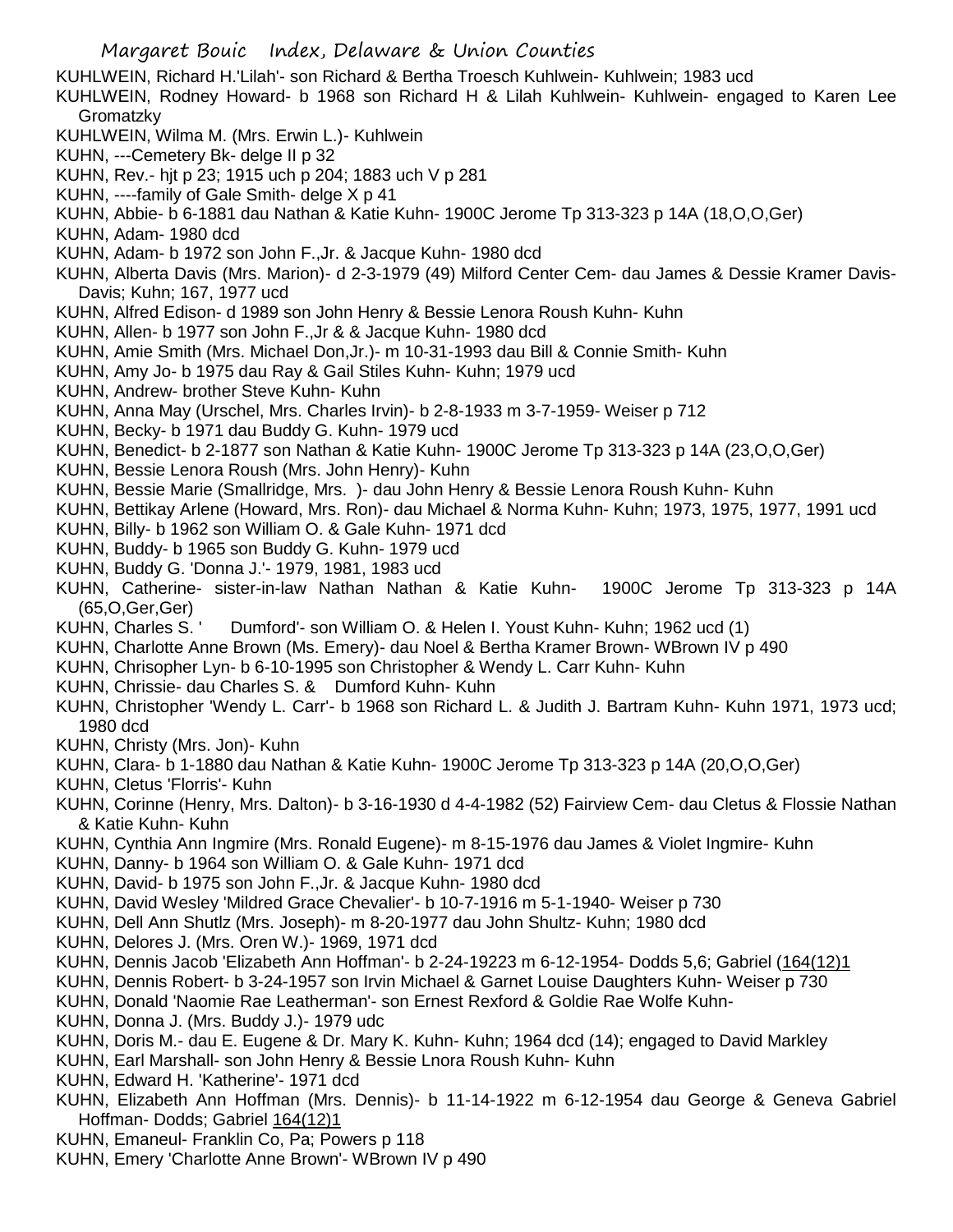KUHLWEIN, Richard H.'Lilah'- son Richard & Bertha Troesch Kuhlwein- Kuhlwein; 1983 ucd

KUHLWEIN, Rodney Howard- b 1968 son Richard H & Lilah Kuhlwein- Kuhlwein- engaged to Karen Lee Gromatzky

KUHLWEIN, Wilma M. (Mrs. Erwin L.)- Kuhlwein

KUHN, ---Cemetery Bk- delge II p 32

KUHN, Rev.- hjt p 23; 1915 uch p 204; 1883 uch V p 281

KUHN, ----family of Gale Smith- delge X p 41

KUHN, Abbie- b 6-1881 dau Nathan & Katie Kuhn- 1900C Jerome Tp 313-323 p 14A (18,O,O,Ger)

KUHN, Adam- 1980 dcd

KUHN, Adam- b 1972 son John F.,Jr. & Jacque Kuhn- 1980 dcd

KUHN, Alberta Davis (Mrs. Marion)- d 2-3-1979 (49) Milford Center Cem- dau James & Dessie Kramer Davis- Davis; Kuhn; 167, 1977 ucd

KUHN, Alfred Edison- d 1989 son John Henry & Bessie Lenora Roush Kuhn- Kuhn

KUHN, Allen- b 1977 son John F.,Jr & & Jacque Kuhn- 1980 dcd

KUHN, Amie Smith (Mrs. Michael Don,Jr.)- m 10-31-1993 dau Bill & Connie Smith- Kuhn

KUHN, Amy Jo- b 1975 dau Ray & Gail Stiles Kuhn- Kuhn; 1979 ucd

KUHN, Andrew- brother Steve Kuhn- Kuhn

KUHN, Anna May (Urschel, Mrs. Charles Irvin)- b 2-8-1933 m 3-7-1959- Weiser p 712

KUHN, Becky- b 1971 dau Buddy G. Kuhn- 1979 ucd

KUHN, Benedict- b 2-1877 son Nathan & Katie Kuhn- 1900C Jerome Tp 313-323 p 14A (23,O,O,Ger)

KUHN, Bessie Lenora Roush (Mrs. John Henry)- Kuhn

KUHN, Bessie Marie (Smallridge, Mrs. )- dau John Henry & Bessie Lenora Roush Kuhn- Kuhn

KUHN, Bettikay Arlene (Howard, Mrs. Ron)- dau Michael & Norma Kuhn- Kuhn; 1973, 1975, 1977, 1991 ucd

KUHN, Billy- b 1962 son William O. & Gale Kuhn- 1971 dcd

KUHN, Buddy- b 1965 son Buddy G. Kuhn- 1979 ucd

KUHN, Buddy G. 'Donna J.'- 1979, 1981, 1983 ucd

KUHN, Catherine- sister-in-law Nathan Nathan & Katie Kuhn- 1900C Jerome Tp 313-323 p 14A (65,O,Ger,Ger)

KUHN, Charles S. ' Dumford'- son William O. & Helen I. Youst Kuhn- Kuhn; 1962 ucd (1)

KUHN, Charlotte Anne Brown (Ms. Emery)- dau Noel & Bertha Kramer Brown- WBrown IV p 490

KUHN, Chrisopher Lyn- b 6-10-1995 son Christopher & Wendy L. Carr Kuhn- Kuhn

KUHN, Chrissie- dau Charles S. & Dumford Kuhn- Kuhn

KUHN, Christopher 'Wendy L. Carr'- b 1968 son Richard L. & Judith J. Bartram Kuhn- Kuhn 1971, 1973 ucd; 1980 dcd

KUHN, Christy (Mrs. Jon)- Kuhn

KUHN, Clara- b 1-1880 dau Nathan & Katie Kuhn- 1900C Jerome Tp 313-323 p 14A (20,O,O,Ger)

KUHN, Cletus 'Florris'- Kuhn

KUHN, Corinne (Henry, Mrs. Dalton)- b 3-16-1930 d 4-4-1982 (52) Fairview Cem- dau Cletus & Flossie Nathan & Katie Kuhn- Kuhn

KUHN, Cynthia Ann Ingmire (Mrs. Ronald Eugene)- m 8-15-1976 dau James & Violet Ingmire- Kuhn

KUHN, Danny- b 1964 son William O. & Gale Kuhn- 1971 dcd

KUHN, David- b 1975 son John F.,Jr. & Jacque Kuhn- 1980 dcd

KUHN, David Wesley 'Mildred Grace Chevalier'- b 10-7-1916 m 5-1-1940- Weiser p 730

KUHN, Dell Ann Shutlz (Mrs. Joseph)- m 8-20-1977 dau John Shultz- Kuhn; 1980 dcd

KUHN, Delores J. (Mrs. Oren W.)- 1969, 1971 dcd

KUHN, Dennis Jacob 'Elizabeth Ann Hoffman'- b 2-24-19223 m 6-12-1954- Dodds 5,6; Gabriel (164(12)1

KUHN, Dennis Robert- b 3-24-1957 son Irvin Michael & Garnet Louise Daughters Kuhn- Weiser p 730

KUHN, Donald 'Naomie Rae Leatherman'- son Ernest Rexford & Goldie Rae Wolfe Kuhn-

KUHN, Donna J. (Mrs. Buddy J.)- 1979 udc

KUHN, Doris M.- dau E. Eugene & Dr. Mary K. Kuhn- Kuhn; 1964 dcd (14); engaged to David Markley

KUHN, Earl Marshall- son John Henry & Bessie Lnora Roush Kuhn- Kuhn

KUHN, Edward H. 'Katherine'- 1971 dcd

KUHN, Elizabeth Ann Hoffman (Mrs. Dennis)- b 11-14-1922 m 6-12-1954 dau George & Geneva Gabriel Hoffman- Dodds; Gabriel 164(12)1

KUHN, Emaneul- Franklin Co, Pa; Powers p 118

KUHN, Emery 'Charlotte Anne Brown'- WBrown IV p 490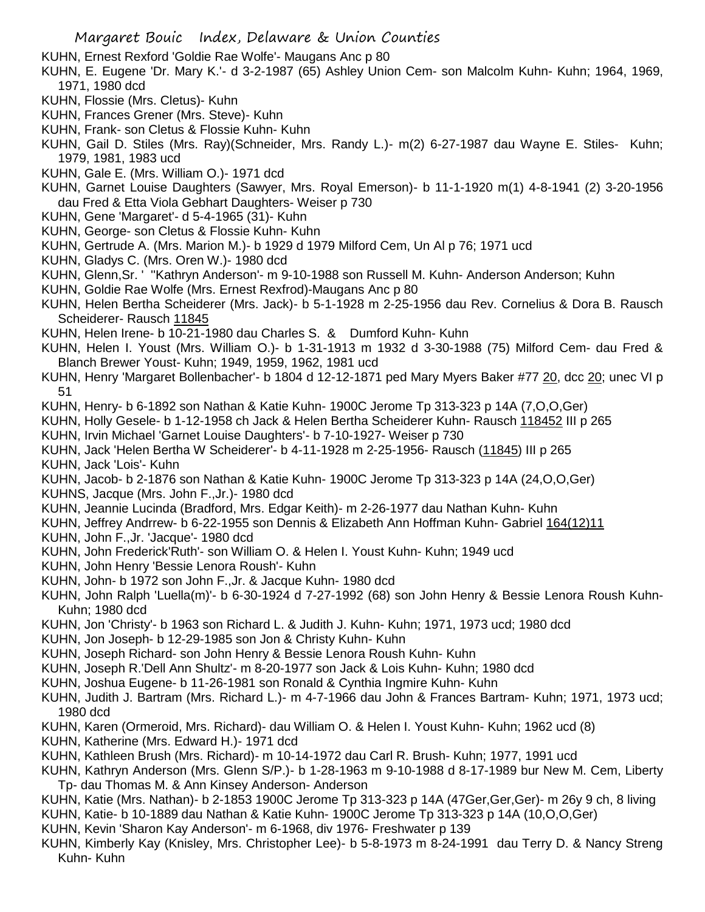KUHN, Ernest Rexford 'Goldie Rae Wolfe'- Maugans Anc p 80

KUHN, E. Eugene 'Dr. Mary K.'- d 3-2-1987 (65) Ashley Union Cem- son Malcolm Kuhn- Kuhn; 1964, 1969, 1971, 1980 dcd

KUHN, Flossie (Mrs. Cletus)- Kuhn

KUHN, Frances Grener (Mrs. Steve)- Kuhn

KUHN, Frank- son Cletus & Flossie Kuhn- Kuhn

KUHN, Gail D. Stiles (Mrs. Ray)(Schneider, Mrs. Randy L.)- m(2) 6-27-1987 dau Wayne E. Stiles- Kuhn; 1979, 1981, 1983 ucd

KUHN, Gale E. (Mrs. William O.)- 1971 dcd

KUHN, Garnet Louise Daughters (Sawyer, Mrs. Royal Emerson)- b 11-1-1920 m(1) 4-8-1941 (2) 3-20-1956 dau Fred & Etta Viola Gebhart Daughters- Weiser p 730

KUHN, Gene 'Margaret'- d 5-4-1965 (31)- Kuhn

KUHN, George- son Cletus & Flossie Kuhn- Kuhn

KUHN, Gertrude A. (Mrs. Marion M.)- b 1929 d 1979 Milford Cem, Un Al p 76; 1971 ucd

KUHN, Gladys C. (Mrs. Oren W.)- 1980 dcd

KUHN, Glenn,Sr. ' "Kathryn Anderson'- m 9-10-1988 son Russell M. Kuhn- Anderson Anderson; Kuhn

KUHN, Goldie Rae Wolfe (Mrs. Ernest Rexfrod)-Maugans Anc p 80

KUHN, Helen Bertha Scheiderer (Mrs. Jack)- b 5-1-1928 m 2-25-1956 dau Rev. Cornelius & Dora B. Rausch Scheiderer- Rausch 11845

KUHN, Helen Irene- b 10-21-1980 dau Charles S. & Dumford Kuhn- Kuhn

KUHN, Helen I. Youst (Mrs. William O.)- b 1-31-1913 m 1932 d 3-30-1988 (75) Milford Cem- dau Fred & Blanch Brewer Youst- Kuhn; 1949, 1959, 1962, 1981 ucd

KUHN, Henry 'Margaret Bollenbacher'- b 1804 d 12-12-1871 ped Mary Myers Baker #77 20, dcc 20; unec VI p 51

KUHN, Henry- b 6-1892 son Nathan & Katie Kuhn- 1900C Jerome Tp 313-323 p 14A (7,O,O,Ger)

KUHN, Holly Gesele- b 1-12-1958 ch Jack & Helen Bertha Scheiderer Kuhn- Rausch 118452 III p 265

KUHN, Irvin Michael 'Garnet Louise Daughters'- b 7-10-1927- Weiser p 730

KUHN, Jack 'Helen Bertha W Scheiderer'- b 4-11-1928 m 2-25-1956- Rausch (11845) III p 265

KUHN, Jack 'Lois'- Kuhn

KUHN, Jacob- b 2-1876 son Nathan & Katie Kuhn- 1900C Jerome Tp 313-323 p 14A (24,O,O,Ger)

KUHNS, Jacque (Mrs. John F.,Jr.)- 1980 dcd

KUHN, Jeannie Lucinda (Bradford, Mrs. Edgar Keith)- m 2-26-1977 dau Nathan Kuhn- Kuhn

KUHN, Jeffrey Andrrew- b 6-22-1955 son Dennis & Elizabeth Ann Hoffman Kuhn- Gabriel 164(12)11

KUHN, John F.,Jr. 'Jacque'- 1980 dcd

KUHN, John Frederick'Ruth'- son William O. & Helen I. Youst Kuhn- Kuhn; 1949 ucd

KUHN, John Henry 'Bessie Lenora Roush'- Kuhn

KUHN, John- b 1972 son John F.,Jr. & Jacque Kuhn- 1980 dcd

KUHN, John Ralph 'Luella(m)'- b 6-30-1924 d 7-27-1992 (68) son John Henry & Bessie Lenora Roush Kuhn- Kuhn; 1980 dcd

KUHN, Jon 'Christy'- b 1963 son Richard L. & Judith J. Kuhn- Kuhn; 1971, 1973 ucd; 1980 dcd

KUHN, Jon Joseph- b 12-29-1985 son Jon & Christy Kuhn- Kuhn

KUHN, Joseph Richard- son John Henry & Bessie Lenora Roush Kuhn- Kuhn

KUHN, Joseph R.'Dell Ann Shultz'- m 8-20-1977 son Jack & Lois Kuhn- Kuhn; 1980 dcd

KUHN, Joshua Eugene- b 11-26-1981 son Ronald & Cynthia Ingmire Kuhn- Kuhn

KUHN, Judith J. Bartram (Mrs. Richard L.)- m 4-7-1966 dau John & Frances Bartram- Kuhn; 1971, 1973 ucd; 1980 dcd

KUHN, Karen (Ormeroid, Mrs. Richard)- dau William O. & Helen I. Youst Kuhn- Kuhn; 1962 ucd (8)

KUHN, Katherine (Mrs. Edward H.)- 1971 dcd

KUHN, Kathleen Brush (Mrs. Richard)- m 10-14-1972 dau Carl R. Brush- Kuhn; 1977, 1991 ucd

KUHN, Kathryn Anderson (Mrs. Glenn S/P.)- b 1-28-1963 m 9-10-1988 d 8-17-1989 bur New M. Cem, Liberty Tp- dau Thomas M. & Ann Kinsey Anderson- Anderson

KUHN, Katie (Mrs. Nathan)- b 2-1853 1900C Jerome Tp 313-323 p 14A (47Ger,Ger,Ger)- m 26y 9 ch, 8 living

KUHN, Katie- b 10-1889 dau Nathan & Katie Kuhn- 1900C Jerome Tp 313-323 p 14A (10,O,O,Ger)

KUHN, Kevin 'Sharon Kay Anderson'- m 6-1968, div 1976- Freshwater p 139

KUHN, Kimberly Kay (Knisley, Mrs. Christopher Lee)- b 5-8-1973 m 8-24-1991 dau Terry D. & Nancy Streng Kuhn- Kuhn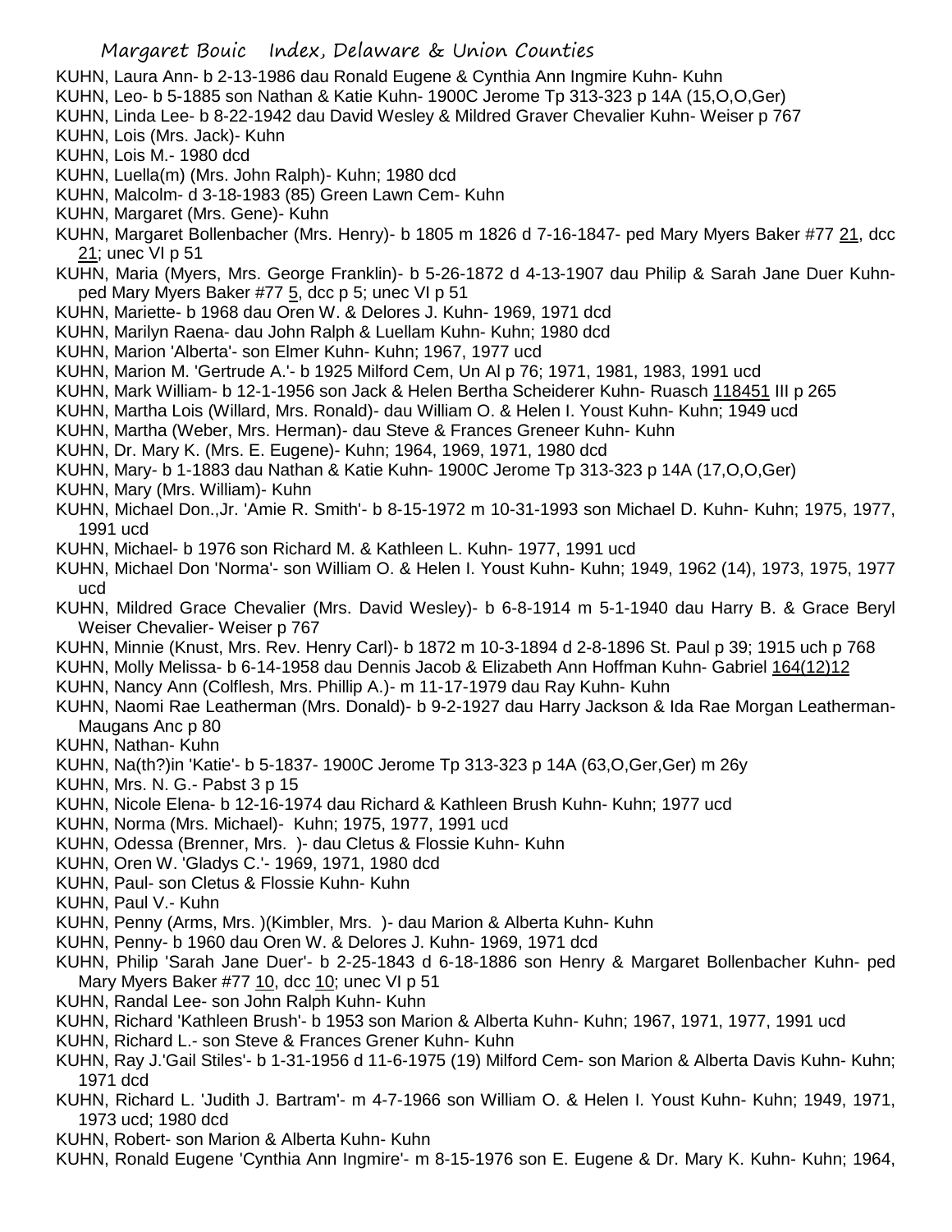KUHN, Laura Ann- b 2-13-1986 dau Ronald Eugene & Cynthia Ann Ingmire Kuhn- Kuhn
KUHN, Leo- b 5-1885 son Nathan & Katie Kuhn- 1900C Jerome Tp 313-323 p 14A (15,O,O,Ger)
KUHN, Linda Lee- b 8-22-1942 dau David Wesley & Mildred Graver Chevalier Kuhn- Weiser p 767
KUHN, Lois (Mrs. Jack)- Kuhn
KUHN, Lois M.- 1980 dcd
KUHN, Luella(m) (Mrs. John Ralph)- Kuhn; 1980 dcd
KUHN, Malcolm- d 3-18-1983 (85) Green Lawn Cem- Kuhn
KUHN, Margaret (Mrs. Gene)- Kuhn
KUHN, Margaret Bollenbacher (Mrs. Henry)- b 1805 m 1826 d 7-16-1847- ped Mary Myers Baker #77 21, dcc 21; unec VI p 51
KUHN, Maria (Myers, Mrs. George Franklin)- b 5-26-1872 d 4-13-1907 dau Philip & Sarah Jane Duer Kuhn- ped Mary Myers Baker #77 5, dcc p 5; unec VI p 51
KUHN, Mariette- b 1968 dau Oren W. & Delores J. Kuhn- 1969, 1971 dcd
KUHN, Marilyn Raena- dau John Ralph & Luellam Kuhn- Kuhn; 1980 dcd
KUHN, Marion 'Alberta'- son Elmer Kuhn- Kuhn; 1967, 1977 ucd
KUHN, Marion M. 'Gertrude A.'- b 1925 Milford Cem, Un Al p 76; 1971, 1981, 1983, 1991 ucd
KUHN, Mark William- b 12-1-1956 son Jack & Helen Bertha Scheiderer Kuhn- Ruasch 118451 III p 265
KUHN, Martha Lois (Willard, Mrs. Ronald)- dau William O. & Helen I. Youst Kuhn- Kuhn; 1949 ucd
KUHN, Martha (Weber, Mrs. Herman)- dau Steve & Frances Greneer Kuhn- Kuhn
KUHN, Dr. Mary K. (Mrs. E. Eugene)- Kuhn; 1964, 1969, 1971, 1980 dcd
KUHN, Mary- b 1-1883 dau Nathan & Katie Kuhn- 1900C Jerome Tp 313-323 p 14A (17,O,O,Ger)
KUHN, Mary (Mrs. William)- Kuhn
KUHN, Michael Don.,Jr. 'Amie R. Smith'- b 8-15-1972 m 10-31-1993 son Michael D. Kuhn- Kuhn; 1975, 1977, 1991 ucd
KUHN, Michael- b 1976 son Richard M. & Kathleen L. Kuhn- 1977, 1991 ucd
KUHN, Michael Don 'Norma'- son William O. & Helen I. Youst Kuhn- Kuhn; 1949, 1962 (14), 1973, 1975, 1977 ucd
KUHN, Mildred Grace Chevalier (Mrs. David Wesley)- b 6-8-1914 m 5-1-1940 dau Harry B. & Grace Beryl Weiser Chevalier- Weiser p 767
KUHN, Minnie (Knust, Mrs. Rev. Henry Carl)- b 1872 m 10-3-1894 d 2-8-1896 St. Paul p 39; 1915 uch p 768
KUHN, Molly Melissa- b 6-14-1958 dau Dennis Jacob & Elizabeth Ann Hoffman Kuhn- Gabriel 164(12)12
KUHN, Nancy Ann (Colflesh, Mrs. Phillip A.)- m 11-17-1979 dau Ray Kuhn- Kuhn
KUHN, Naomi Rae Leatherman (Mrs. Donald)- b 9-2-1927 dau Harry Jackson & Ida Rae Morgan Leatherman- Maugans Anc p 80
KUHN, Nathan- Kuhn
KUHN, Na(th?)in 'Katie'- b 5-1837- 1900C Jerome Tp 313-323 p 14A (63,O,Ger,Ger) m 26y
KUHN, Mrs. N. G.- Pabst 3 p 15
KUHN, Nicole Elena- b 12-16-1974 dau Richard & Kathleen Brush Kuhn- Kuhn; 1977 ucd
KUHN, Norma (Mrs. Michael)- Kuhn; 1975, 1977, 1991 ucd
KUHN, Odessa (Brenner, Mrs. )- dau Cletus & Flossie Kuhn- Kuhn
KUHN, Oren W. 'Gladys C.'- 1969, 1971, 1980 dcd
KUHN, Paul- son Cletus & Flossie Kuhn- Kuhn
KUHN, Paul V.- Kuhn
KUHN, Penny (Arms, Mrs. )(Kimbler, Mrs. )- dau Marion & Alberta Kuhn- Kuhn
KUHN, Penny- b 1960 dau Oren W. & Delores J. Kuhn- 1969, 1971 dcd
KUHN, Philip 'Sarah Jane Duer'- b 2-25-1843 d 6-18-1886 son Henry & Margaret Bollenbacher Kuhn- ped Mary Myers Baker #77 10, dcc 10; unec VI p 51
KUHN, Randal Lee- son John Ralph Kuhn- Kuhn
KUHN, Richard 'Kathleen Brush'- b 1953 son Marion & Alberta Kuhn- Kuhn; 1967, 1971, 1977, 1991 ucd
KUHN, Richard L.- son Steve & Frances Grener Kuhn- Kuhn
KUHN, Ray J.'Gail Stiles'- b 1-31-1956 d 11-6-1975 (19) Milford Cem- son Marion & Alberta Davis Kuhn- Kuhn; 1971 dcd
KUHN, Richard L. 'Judith J. Bartram'- m 4-7-1966 son William O. & Helen I. Youst Kuhn- Kuhn; 1949, 1971, 1973 ucd; 1980 dcd
KUHN, Robert- son Marion & Alberta Kuhn- Kuhn
KUHN, Ronald Eugene 'Cynthia Ann Ingmire'- m 8-15-1976 son E. Eugene & Dr. Mary K. Kuhn- Kuhn; 1964,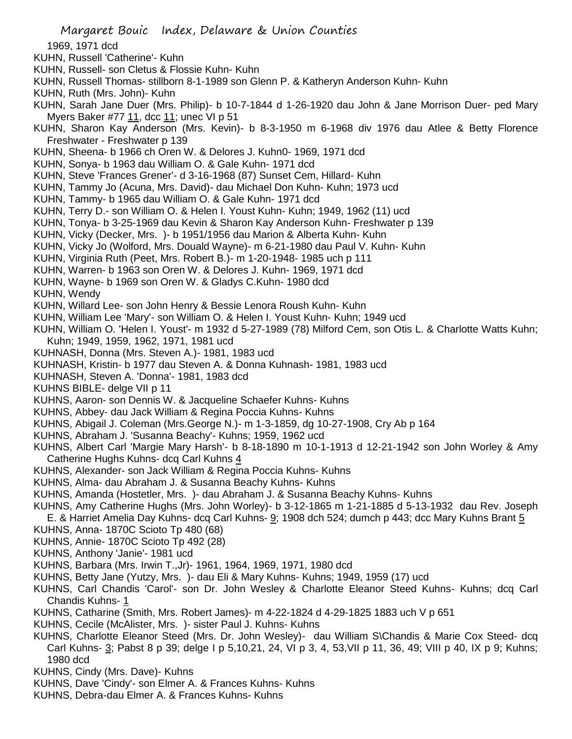1969, 1971 dcd

KUHN, Russell 'Catherine'- Kuhn

KUHN, Russell- son Cletus & Flossie Kuhn- Kuhn

KUHN, Russell Thomas- stillborn 8-1-1989 son Glenn P. & Katheryn Anderson Kuhn- Kuhn

KUHN, Ruth (Mrs. John)- Kuhn

KUHN, Sarah Jane Duer (Mrs. Philip)- b 10-7-1844 d 1-26-1920 dau John & Jane Morrison Duer- ped Mary Myers Baker #77 11, dcc 11; unec VI p 51

KUHN, Sharon Kay Anderson (Mrs. Kevin)- b 8-3-1950 m 6-1968 div 1976 dau Atlee & Betty Florence Freshwater - Freshwater p 139

KUHN, Sheena- b 1966 ch Oren W. & Delores J. Kuhn0- 1969, 1971 dcd

KUHN, Sonya- b 1963 dau William O. & Gale Kuhn- 1971 dcd

KUHN, Steve 'Frances Grener'- d 3-16-1968 (87) Sunset Cem, Hillard- Kuhn

KUHN, Tammy Jo (Acuna, Mrs. David)- dau Michael Don Kuhn- Kuhn; 1973 ucd

KUHN, Tammy- b 1965 dau William O. & Gale Kuhn- 1971 dcd

KUHN, Terry D.- son William O. & Helen I. Youst Kuhn- Kuhn; 1949, 1962 (11) ucd

KUHN, Tonya- b 3-25-1969 dau Kevin & Sharon Kay Anderson Kuhn- Freshwater p 139

KUHN, Vicky (Decker, Mrs. )- b 1951/1956 dau Marion & Alberta Kuhn- Kuhn

KUHN, Vicky Jo (Wolford, Mrs. Douald Wayne)- m 6-21-1980 dau Paul V. Kuhn- Kuhn

KUHN, Virginia Ruth (Peet, Mrs. Robert B.)- m 1-20-1948- 1985 uch p 111

KUHN, Warren- b 1963 son Oren W. & Delores J. Kuhn- 1969, 1971 dcd

KUHN, Wayne- b 1969 son Oren W. & Gladys C.Kuhn- 1980 dcd

KUHN, Wendy

KUHN, Willard Lee- son John Henry & Bessie Lenora Roush Kuhn- Kuhn

KUHN, William Lee 'Mary'- son William O. & Helen I. Youst Kuhn- Kuhn; 1949 ucd

KUHN, William O. 'Helen I. Youst'- m 1932 d 5-27-1989 (78) Milford Cem, son Otis L. & Charlotte Watts Kuhn; Kuhn; 1949, 1959, 1962, 1971, 1981 ucd

KUHNASH, Donna (Mrs. Steven A.)- 1981, 1983 ucd

KUHNASH, Kristin- b 1977 dau Steven A. & Donna Kuhnash- 1981, 1983 ucd

KUHNASH, Steven A. 'Donna'- 1981, 1983 dcd

KUHNS BIBLE- delge VII p 11

KUHNS, Aaron- son Dennis W. & Jacqueline Schaefer Kuhns- Kuhns

KUHNS, Abbey- dau Jack William & Regina Poccia Kuhns- Kuhns

KUHNS, Abigail J. Coleman (Mrs.George N.)- m 1-3-1859, dg 10-27-1908, Cry Ab p 164

KUHNS, Abraham J. 'Susanna Beachy'- Kuhns; 1959, 1962 ucd

KUHNS, Albert Carl 'Margie Mary Harsh'- b 8-18-1890 m 10-1-1913 d 12-21-1942 son John Worley & Amy Catherine Hughs Kuhns- dcq Carl Kuhns 4

KUHNS, Alexander- son Jack William & Regina Poccia Kuhns- Kuhns

KUHNS, Alma- dau Abraham J. & Susanna Beachy Kuhns- Kuhns

KUHNS, Amanda (Hostetler, Mrs. )- dau Abraham J. & Susanna Beachy Kuhns- Kuhns

KUHNS, Amy Catherine Hughs (Mrs. John Worley)- b 3-12-1865 m 1-21-1885 d 5-13-1932 dau Rev. Joseph E. & Harriet Amelia Day Kuhns- dcq Carl Kuhns- 9; 1908 dch 524; dumch p 443; dcc Mary Kuhns Brant 5

KUHNS, Anna- 1870C Scioto Tp 480 (68)

KUHNS, Annie- 1870C Scioto Tp 492 (28)

KUHNS, Anthony 'Janie'- 1981 ucd

KUHNS, Barbara (Mrs. Irwin T.,Jr)- 1961, 1964, 1969, 1971, 1980 dcd

KUHNS, Betty Jane (Yutzy, Mrs. )- dau Eli & Mary Kuhns- Kuhns; 1949, 1959 (17) ucd

KUHNS, Carl Chandis 'Carol'- son Dr. John Wesley & Charlotte Eleanor Steed Kuhns- Kuhns; dcq Carl Chandis Kuhns- 1

KUHNS, Catharine (Smith, Mrs. Robert James)- m 4-22-1824 d 4-29-1825 1883 uch V p 651

KUHNS, Cecile (McAlister, Mrs. )- sister Paul J. Kuhns- Kuhns

KUHNS, Charlotte Eleanor Steed (Mrs. Dr. John Wesley)- dau William S\Chandis & Marie Cox Steed- dcq Carl Kuhns- 3; Pabst 8 p 39; delge I p 5,10,21, 24, VI p 3, 4, 53,VII p 11, 36, 49; VIII p 40, IX p 9; Kuhns; 1980 dcd

KUHNS, Cindy (Mrs. Dave)- Kuhns

KUHNS, Dave 'Cindy'- son Elmer A. & Frances Kuhns- Kuhns

KUHNS, Debra-dau Elmer A. & Frances Kuhns- Kuhns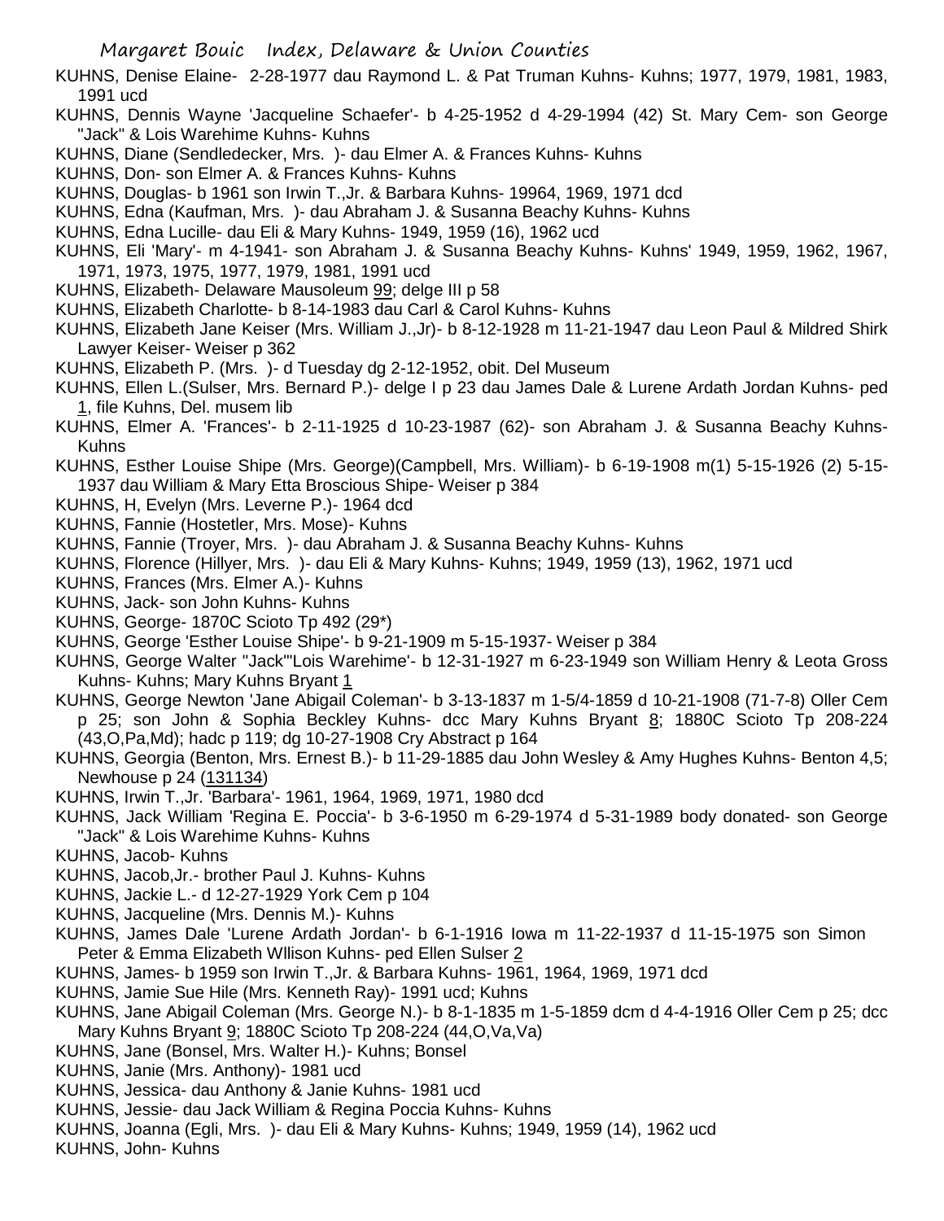KUHNS, Denise Elaine- 2-28-1977 dau Raymond L. & Pat Truman Kuhns- Kuhns; 1977, 1979, 1981, 1983, 1991 ucd

KUHNS, Dennis Wayne 'Jacqueline Schaefer'- b 4-25-1952 d 4-29-1994 (42) St. Mary Cem- son George "Jack" & Lois Warehime Kuhns- Kuhns

KUHNS, Diane (Sendledecker, Mrs. )- dau Elmer A. & Frances Kuhns- Kuhns

KUHNS, Don- son Elmer A. & Frances Kuhns- Kuhns

KUHNS, Douglas- b 1961 son Irwin T.,Jr. & Barbara Kuhns- 19964, 1969, 1971 dcd

KUHNS, Edna (Kaufman, Mrs. )- dau Abraham J. & Susanna Beachy Kuhns- Kuhns

KUHNS, Edna Lucille- dau Eli & Mary Kuhns- 1949, 1959 (16), 1962 ucd

KUHNS, Eli 'Mary'- m 4-1941- son Abraham J. & Susanna Beachy Kuhns- Kuhns' 1949, 1959, 1962, 1967, 1971, 1973, 1975, 1977, 1979, 1981, 1991 ucd

KUHNS, Elizabeth- Delaware Mausoleum 99; delge III p 58

KUHNS, Elizabeth Charlotte- b 8-14-1983 dau Carl & Carol Kuhns- Kuhns

KUHNS, Elizabeth Jane Keiser (Mrs. William J.,Jr)- b 8-12-1928 m 11-21-1947 dau Leon Paul & Mildred Shirk Lawyer Keiser- Weiser p 362

KUHNS, Elizabeth P. (Mrs. )- d Tuesday dg 2-12-1952, obit. Del Museum

KUHNS, Ellen L.(Sulser, Mrs. Bernard P.)- delge I p 23 dau James Dale & Lurene Ardath Jordan Kuhns- ped 1, file Kuhns, Del. musem lib

KUHNS, Elmer A. 'Frances'- b 2-11-1925 d 10-23-1987 (62)- son Abraham J. & Susanna Beachy Kuhns- Kuhns

KUHNS, Esther Louise Shipe (Mrs. George)(Campbell, Mrs. William)- b 6-19-1908 m(1) 5-15-1926 (2) 5-15-1937 dau William & Mary Etta Broscious Shipe- Weiser p 384

KUHNS, H, Evelyn (Mrs. Leverne P.)- 1964 dcd

KUHNS, Fannie (Hostetler, Mrs. Mose)- Kuhns

KUHNS, Fannie (Troyer, Mrs. )- dau Abraham J. & Susanna Beachy Kuhns- Kuhns

KUHNS, Florence (Hillyer, Mrs. )- dau Eli & Mary Kuhns- Kuhns; 1949, 1959 (13), 1962, 1971 ucd

KUHNS, Frances (Mrs. Elmer A.)- Kuhns

KUHNS, Jack- son John Kuhns- Kuhns

KUHNS, George- 1870C Scioto Tp 492 (29*)

KUHNS, George 'Esther Louise Shipe'- b 9-21-1909 m 5-15-1937- Weiser p 384

KUHNS, George Walter "Jack"'Lois Warehime'- b 12-31-1927 m 6-23-1949 son William Henry & Leota Gross Kuhns- Kuhns; Mary Kuhns Bryant 1

KUHNS, George Newton 'Jane Abigail Coleman'- b 3-13-1837 m 1-5/4-1859 d 10-21-1908 (71-7-8) Oller Cem p 25; son John & Sophia Beckley Kuhns- dcc Mary Kuhns Bryant 8; 1880C Scioto Tp 208-224 (43,O,Pa,Md); hadc p 119; dg 10-27-1908 Cry Abstract p 164

KUHNS, Georgia (Benton, Mrs. Ernest B.)- b 11-29-1885 dau John Wesley & Amy Hughes Kuhns- Benton 4,5; Newhouse p 24 (131134)

KUHNS, Irwin T.,Jr. 'Barbara'- 1961, 1964, 1969, 1971, 1980 dcd

KUHNS, Jack William 'Regina E. Poccia'- b 3-6-1950 m 6-29-1974 d 5-31-1989 body donated- son George "Jack" & Lois Warehime Kuhns- Kuhns

KUHNS, Jacob- Kuhns

KUHNS, Jacob,Jr.- brother Paul J. Kuhns- Kuhns

KUHNS, Jackie L.- d 12-27-1929 York Cem p 104

KUHNS, Jacqueline (Mrs. Dennis M.)- Kuhns

KUHNS, James Dale 'Lurene Ardath Jordan'- b 6-1-1916 Iowa m 11-22-1937 d 11-15-1975 son Simon Peter & Emma Elizabeth Wllison Kuhns- ped Ellen Sulser 2

KUHNS, James- b 1959 son Irwin T.,Jr. & Barbara Kuhns- 1961, 1964, 1969, 1971 dcd

KUHNS, Jamie Sue Hile (Mrs. Kenneth Ray)- 1991 ucd; Kuhns

KUHNS, Jane Abigail Coleman (Mrs. George N.)- b 8-1-1835 m 1-5-1859 dcm d 4-4-1916 Oller Cem p 25; dcc Mary Kuhns Bryant 9; 1880C Scioto Tp 208-224 (44,O,Va,Va)

KUHNS, Jane (Bonsel, Mrs. Walter H.)- Kuhns; Bonsel

KUHNS, Janie (Mrs. Anthony)- 1981 ucd

KUHNS, Jessica- dau Anthony & Janie Kuhns- 1981 ucd

KUHNS, Jessie- dau Jack William & Regina Poccia Kuhns- Kuhns

KUHNS, Joanna (Egli, Mrs. )- dau Eli & Mary Kuhns- Kuhns; 1949, 1959 (14), 1962 ucd

KUHNS, John- Kuhns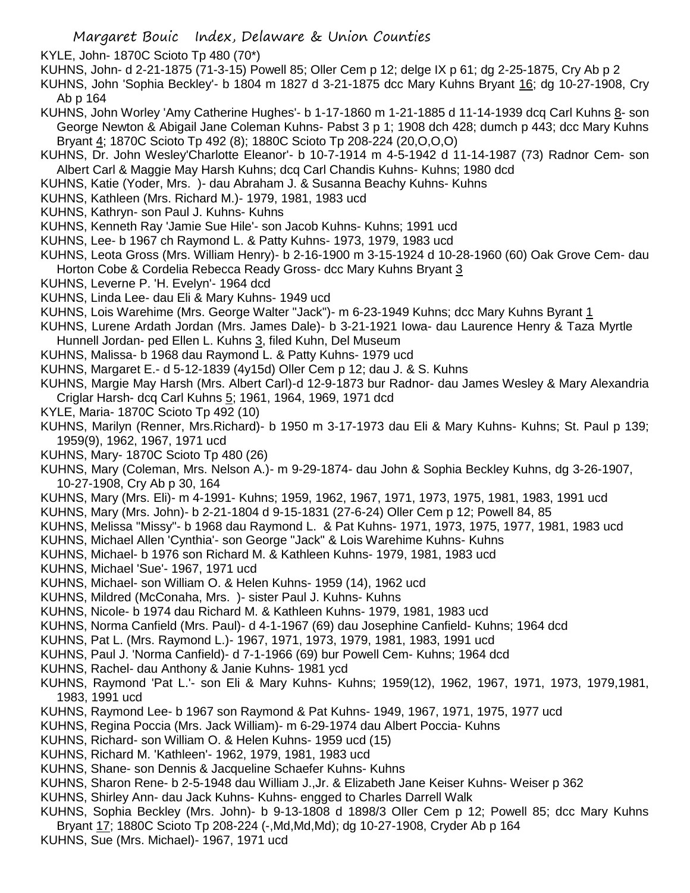KYLE, John- 1870C Scioto Tp 480 (70*)

KUHNS, John- d 2-21-1875 (71-3-15) Powell 85; Oller Cem p 12; delge IX p 61; dg 2-25-1875, Cry Ab p 2

KUHNS, John 'Sophia Beckley'- b 1804 m 1827 d 3-21-1875 dcc Mary Kuhns Bryant 16; dg 10-27-1908, Cry Ab p 164

KUHNS, John Worley 'Amy Catherine Hughes'- b 1-17-1860 m 1-21-1885 d 11-14-1939 dcq Carl Kuhns 8- son George Newton & Abigail Jane Coleman Kuhns- Pabst 3 p 1; 1908 dch 428; dumch p 443; dcc Mary Kuhns Bryant 4; 1870C Scioto Tp 492 (8); 1880C Scioto Tp 208-224 (20,O,O,O)

KUHNS, Dr. John Wesley'Charlotte Eleanor'- b 10-7-1914 m 4-5-1942 d 11-14-1987 (73) Radnor Cem- son Albert Carl & Maggie May Harsh Kuhns; dcq Carl Chandis Kuhns- Kuhns; 1980 dcd

KUHNS, Katie (Yoder, Mrs. )- dau Abraham J. & Susanna Beachy Kuhns- Kuhns

KUHNS, Kathleen (Mrs. Richard M.)- 1979, 1981, 1983 ucd

KUHNS, Kathryn- son Paul J. Kuhns- Kuhns

KUHNS, Kenneth Ray 'Jamie Sue Hile'- son Jacob Kuhns- Kuhns; 1991 ucd

KUHNS, Lee- b 1967 ch Raymond L. & Patty Kuhns- 1973, 1979, 1983 ucd

KUHNS, Leota Gross (Mrs. William Henry)- b 2-16-1900 m 3-15-1924 d 10-28-1960 (60) Oak Grove Cem- dau Horton Cobe & Cordelia Rebecca Ready Gross- dcc Mary Kuhns Bryant 3

KUHNS, Leverne P. 'H. Evelyn'- 1964 dcd

KUHNS, Linda Lee- dau Eli & Mary Kuhns- 1949 ucd

KUHNS, Lois Warehime (Mrs. George Walter "Jack")- m 6-23-1949 Kuhns; dcc Mary Kuhns Byrant 1

KUHNS, Lurene Ardath Jordan (Mrs. James Dale)- b 3-21-1921 Iowa- dau Laurence Henry & Taza Myrtle Hunnell Jordan- ped Ellen L. Kuhns 3, filed Kuhn, Del Museum

KUHNS, Malissa- b 1968 dau Raymond L. & Patty Kuhns- 1979 ucd

KUHNS, Margaret E.- d 5-12-1839 (4y15d) Oller Cem p 12; dau J. & S. Kuhns

KUHNS, Margie May Harsh (Mrs. Albert Carl)-d 12-9-1873 bur Radnor- dau James Wesley & Mary Alexandria Criglar Harsh- dcq Carl Kuhns 5; 1961, 1964, 1969, 1971 dcd

KYLE, Maria- 1870C Scioto Tp 492 (10)

KUHNS, Marilyn (Renner, Mrs.Richard)- b 1950 m 3-17-1973 dau Eli & Mary Kuhns- Kuhns; St. Paul p 139; 1959(9), 1962, 1967, 1971 ucd

KUHNS, Mary- 1870C Scioto Tp 480 (26)

KUHNS, Mary (Coleman, Mrs. Nelson A.)- m 9-29-1874- dau John & Sophia Beckley Kuhns, dg 3-26-1907, 10-27-1908, Cry Ab p 30, 164

KUHNS, Mary (Mrs. Eli)- m 4-1991- Kuhns; 1959, 1962, 1967, 1971, 1973, 1975, 1981, 1983, 1991 ucd

KUHNS, Mary (Mrs. John)- b 2-21-1804 d 9-15-1831 (27-6-24) Oller Cem p 12; Powell 84, 85

KUHNS, Melissa "Missy"- b 1968 dau Raymond L. & Pat Kuhns- 1971, 1973, 1975, 1977, 1981, 1983 ucd

KUHNS, Michael Allen 'Cynthia'- son George "Jack" & Lois Warehime Kuhns- Kuhns

KUHNS, Michael- b 1976 son Richard M. & Kathleen Kuhns- 1979, 1981, 1983 ucd

KUHNS, Michael 'Sue'- 1967, 1971 ucd

KUHNS, Michael- son William O. & Helen Kuhns- 1959 (14), 1962 ucd

KUHNS, Mildred (McConaha, Mrs. )- sister Paul J. Kuhns- Kuhns

KUHNS, Nicole- b 1974 dau Richard M. & Kathleen Kuhns- 1979, 1981, 1983 ucd

KUHNS, Norma Canfield (Mrs. Paul)- d 4-1-1967 (69) dau Josephine Canfield- Kuhns; 1964 dcd

KUHNS, Pat L. (Mrs. Raymond L.)- 1967, 1971, 1973, 1979, 1981, 1983, 1991 ucd

KUHNS, Paul J. 'Norma Canfield)- d 7-1-1966 (69) bur Powell Cem- Kuhns; 1964 dcd

KUHNS, Rachel- dau Anthony & Janie Kuhns- 1981 ycd

KUHNS, Raymond 'Pat L.'- son Eli & Mary Kuhns- Kuhns; 1959(12), 1962, 1967, 1971, 1973, 1979,1981, 1983, 1991 ucd

KUHNS, Raymond Lee- b 1967 son Raymond & Pat Kuhns- 1949, 1967, 1971, 1975, 1977 ucd

KUHNS, Regina Poccia (Mrs. Jack William)- m 6-29-1974 dau Albert Poccia- Kuhns

KUHNS, Richard- son William O. & Helen Kuhns- 1959 ucd (15)

KUHNS, Richard M. 'Kathleen'- 1962, 1979, 1981, 1983 ucd

KUHNS, Shane- son Dennis & Jacqueline Schaefer Kuhns- Kuhns

KUHNS, Sharon Rene- b 2-5-1948 dau William J.,Jr. & Elizabeth Jane Keiser Kuhns- Weiser p 362

KUHNS, Shirley Ann- dau Jack Kuhns- Kuhns- engged to Charles Darrell Walk

KUHNS, Sophia Beckley (Mrs. John)- b 9-13-1808 d 1898/3 Oller Cem p 12; Powell 85; dcc Mary Kuhns Bryant 17; 1880C Scioto Tp 208-224 (-,Md,Md,Md); dg 10-27-1908, Cryder Ab p 164

KUHNS, Sue (Mrs. Michael)- 1967, 1971 ucd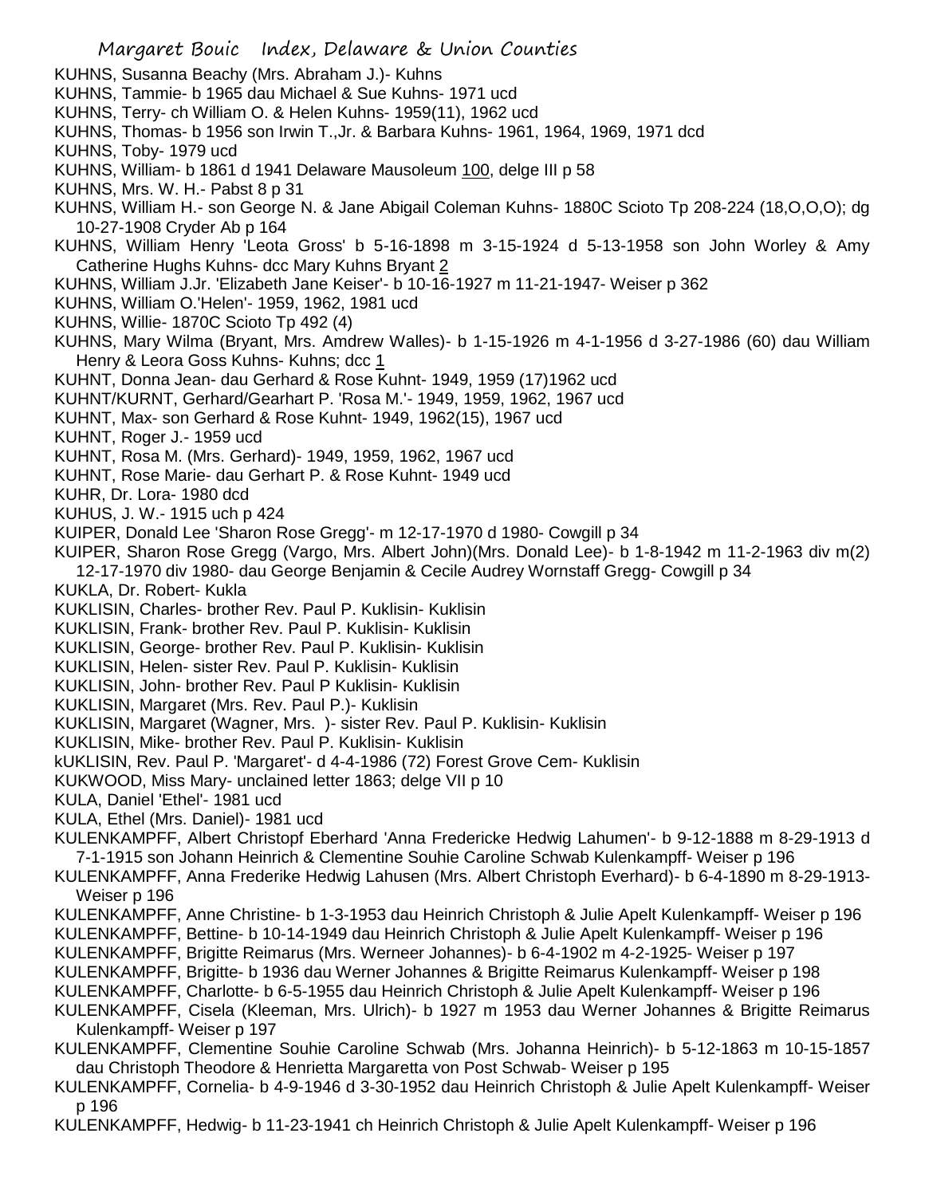KUHNS, Susanna Beachy (Mrs. Abraham J.)- Kuhns
KUHNS, Tammie- b 1965 dau Michael & Sue Kuhns- 1971 ucd
KUHNS, Terry- ch William O. & Helen Kuhns- 1959(11), 1962 ucd
KUHNS, Thomas- b 1956 son Irwin T.,Jr. & Barbara Kuhns- 1961, 1964, 1969, 1971 dcd
KUHNS, Toby- 1979 ucd
KUHNS, William- b 1861 d 1941 Delaware Mausoleum 100, delge III p 58
KUHNS, Mrs. W. H.- Pabst 8 p 31
KUHNS, William H.- son George N. & Jane Abigail Coleman Kuhns- 1880C Scioto Tp 208-224 (18,O,O,O); dg 10-27-1908 Cryder Ab p 164
KUHNS, William Henry 'Leota Gross' b 5-16-1898 m 3-15-1924 d 5-13-1958 son John Worley & Amy Catherine Hughs Kuhns- dcc Mary Kuhns Bryant 2
KUHNS, William J.Jr. 'Elizabeth Jane Keiser'- b 10-16-1927 m 11-21-1947- Weiser p 362
KUHNS, William O.'Helen'- 1959, 1962, 1981 ucd
KUHNS, Willie- 1870C Scioto Tp 492 (4)
KUHNS, Mary Wilma (Bryant, Mrs. Amdrew Walles)- b 1-15-1926 m 4-1-1956 d 3-27-1986 (60) dau William Henry & Leora Goss Kuhns- Kuhns; dcc 1
KUHNT, Donna Jean- dau Gerhard & Rose Kuhnt- 1949, 1959 (17)1962 ucd
KUHNT/KURNT, Gerhard/Gearhart P. 'Rosa M.'- 1949, 1959, 1962, 1967 ucd
KUHNT, Max- son Gerhard & Rose Kuhnt- 1949, 1962(15), 1967 ucd
KUHNT, Roger J.- 1959 ucd
KUHNT, Rosa M. (Mrs. Gerhard)- 1949, 1959, 1962, 1967 ucd
KUHNT, Rose Marie- dau Gerhart P. & Rose Kuhnt- 1949 ucd
KUHR, Dr. Lora- 1980 dcd
KUHUS, J. W.- 1915 uch p 424
KUIPER, Donald Lee 'Sharon Rose Gregg'- m 12-17-1970 d 1980- Cowgill p 34
KUIPER, Sharon Rose Gregg (Vargo, Mrs. Albert John)(Mrs. Donald Lee)- b 1-8-1942 m 11-2-1963 div m(2) 12-17-1970 div 1980- dau George Benjamin & Cecile Audrey Wornstaff Gregg- Cowgill p 34
KUKLA, Dr. Robert- Kukla
KUKLISIN, Charles- brother Rev. Paul P. Kuklisin- Kuklisin
KUKLISIN, Frank- brother Rev. Paul P. Kuklisin- Kuklisin
KUKLISIN, George- brother Rev. Paul P. Kuklisin- Kuklisin
KUKLISIN, Helen- sister Rev. Paul P. Kuklisin- Kuklisin
KUKLISIN, John- brother Rev. Paul P Kuklisin- Kuklisin
KUKLISIN, Margaret (Mrs. Rev. Paul P.)- Kuklisin
KUKLISIN, Margaret (Wagner, Mrs. )- sister Rev. Paul P. Kuklisin- Kuklisin
KUKLISIN, Mike- brother Rev. Paul P. Kuklisin- Kuklisin
kUKLISIN, Rev. Paul P. 'Margaret'- d 4-4-1986 (72) Forest Grove Cem- Kuklisin
KUKWOOD, Miss Mary- unclained letter 1863; delge VII p 10
KULA, Daniel 'Ethel'- 1981 ucd
KULA, Ethel (Mrs. Daniel)- 1981 ucd
KULENKAMPFF, Albert Christopf Eberhard 'Anna Fredericke Hedwig Lahumen'- b 9-12-1888 m 8-29-1913 d 7-1-1915 son Johann Heinrich & Clementine Souhie Caroline Schwab Kulenkampff- Weiser p 196
KULENKAMPFF, Anna Frederike Hedwig Lahusen (Mrs. Albert Christoph Everhard)- b 6-4-1890 m 8-29-1913- Weiser p 196
KULENKAMPFF, Anne Christine- b 1-3-1953 dau Heinrich Christoph & Julie Apelt Kulenkampff- Weiser p 196
KULENKAMPFF, Bettine- b 10-14-1949 dau Heinrich Christoph & Julie Apelt Kulenkampff- Weiser p 196
KULENKAMPFF, Brigitte Reimarus (Mrs. Werneer Johannes)- b 6-4-1902 m 4-2-1925- Weiser p 197
KULENKAMPFF, Brigitte- b 1936 dau Werner Johannes & Brigitte Reimarus Kulenkampff- Weiser p 198
KULENKAMPFF, Charlotte- b 6-5-1955 dau Heinrich Christoph & Julie Apelt Kulenkampff- Weiser p 196
KULENKAMPFF, Cisela (Kleeman, Mrs. Ulrich)- b 1927 m 1953 dau Werner Johannes & Brigitte Reimarus Kulenkampff- Weiser p 197
KULENKAMPFF, Clementine Souhie Caroline Schwab (Mrs. Johanna Heinrich)- b 5-12-1863 m 10-15-1857 dau Christoph Theodore & Henrietta Margaretta von Post Schwab- Weiser p 195
KULENKAMPFF, Cornelia- b 4-9-1946 d 3-30-1952 dau Heinrich Christoph & Julie Apelt Kulenkampff- Weiser p 196
KULENKAMPFF, Hedwig- b 11-23-1941 ch Heinrich Christoph & Julie Apelt Kulenkampff- Weiser p 196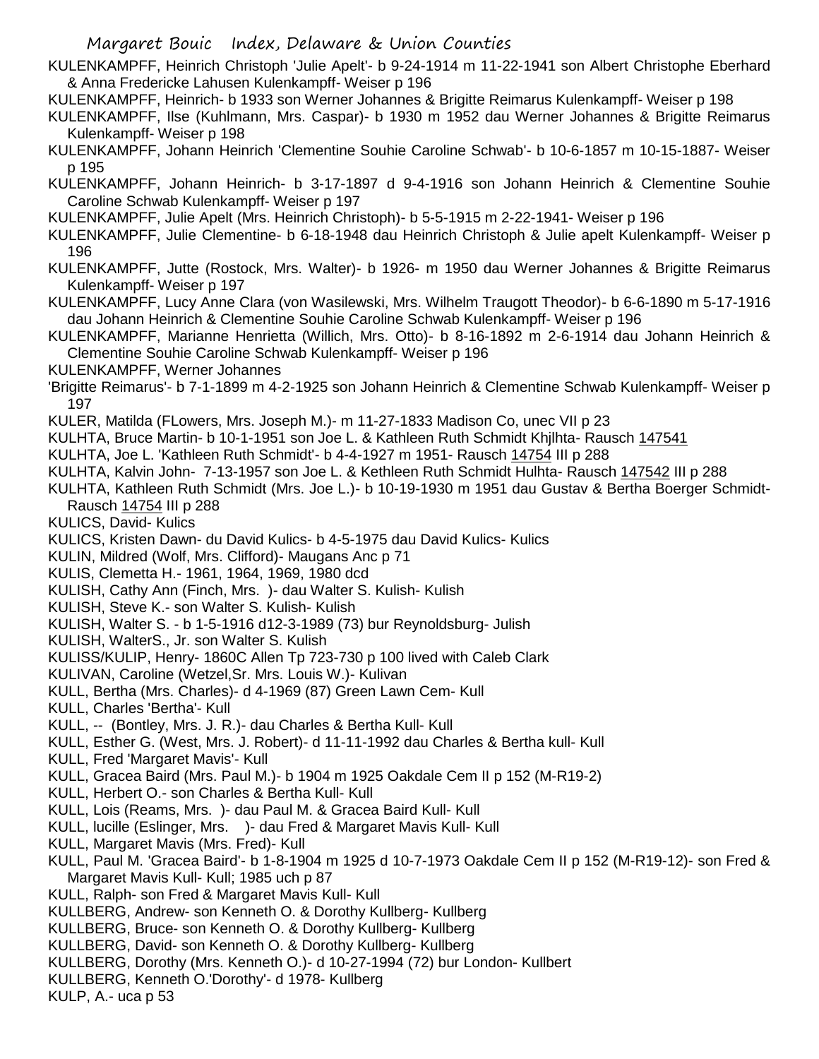KULENKAMPFF, Heinrich Christoph 'Julie Apelt'- b 9-24-1914 m 11-22-1941 son Albert Christophe Eberhard & Anna Fredericke Lahusen Kulenkampff- Weiser p 196

KULENKAMPFF, Heinrich- b 1933 son Werner Johannes & Brigitte Reimarus Kulenkampff- Weiser p 198

KULENKAMPFF, Ilse (Kuhlmann, Mrs. Caspar)- b 1930 m 1952 dau Werner Johannes & Brigitte Reimarus Kulenkampff- Weiser p 198

KULENKAMPFF, Johann Heinrich 'Clementine Souhie Caroline Schwab'- b 10-6-1857 m 10-15-1887- Weiser p 195

KULENKAMPFF, Johann Heinrich- b 3-17-1897 d 9-4-1916 son Johann Heinrich & Clementine Souhie Caroline Schwab Kulenkampff- Weiser p 197

KULENKAMPFF, Julie Apelt (Mrs. Heinrich Christoph)- b 5-5-1915 m 2-22-1941- Weiser p 196

KULENKAMPFF, Julie Clementine- b 6-18-1948 dau Heinrich Christoph & Julie apelt Kulenkampff- Weiser p 196

KULENKAMPFF, Jutte (Rostock, Mrs. Walter)- b 1926- m 1950 dau Werner Johannes & Brigitte Reimarus Kulenkampff- Weiser p 197

KULENKAMPFF, Lucy Anne Clara (von Wasilewski, Mrs. Wilhelm Traugott Theodor)- b 6-6-1890 m 5-17-1916 dau Johann Heinrich & Clementine Souhie Caroline Schwab Kulenkampff- Weiser p 196

KULENKAMPFF, Marianne Henrietta (Willich, Mrs. Otto)- b 8-16-1892 m 2-6-1914 dau Johann Heinrich & Clementine Souhie Caroline Schwab Kulenkampff- Weiser p 196

KULENKAMPFF, Werner Johannes
'Brigitte Reimarus'- b 7-1-1899 m 4-2-1925 son Johann Heinrich & Clementine Schwab Kulenkampff- Weiser p 197

KULER, Matilda (FLowers, Mrs. Joseph M.)- m 11-27-1833 Madison Co, unec VII p 23

KULHTA, Bruce Martin- b 10-1-1951 son Joe L. & Kathleen Ruth Schmidt Khjlhta- Rausch 147541

KULHTA, Joe L. 'Kathleen Ruth Schmidt'- b 4-4-1927 m 1951- Rausch 14754 III p 288

KULHTA, Kalvin John- 7-13-1957 son Joe L. & Kethleen Ruth Schmidt Hulhta- Rausch 147542 III p 288

KULHTA, Kathleen Ruth Schmidt (Mrs. Joe L.)- b 10-19-1930 m 1951 dau Gustav & Bertha Boerger Schmidt- Rausch 14754 III p 288

KULICS, David- Kulics

KULICS, Kristen Dawn- du David Kulics- b 4-5-1975 dau David Kulics- Kulics

KULIN, Mildred (Wolf, Mrs. Clifford)- Maugans Anc p 71

KULIS, Clemetta H.- 1961, 1964, 1969, 1980 dcd

KULISH, Cathy Ann (Finch, Mrs. )- dau Walter S. Kulish- Kulish

KULISH, Steve K.- son Walter S. Kulish- Kulish

KULISH, Walter S. - b 1-5-1916 d12-3-1989 (73) bur Reynoldsburg- Julish

KULISH, WalterS., Jr. son Walter S. Kulish

KULISS/KULIP, Henry- 1860C Allen Tp 723-730 p 100 lived with Caleb Clark

KULIVAN, Caroline (Wetzel,Sr. Mrs. Louis W.)- Kulivan

KULL, Bertha (Mrs. Charles)- d 4-1969 (87) Green Lawn Cem- Kull

KULL, Charles 'Bertha'- Kull

KULL, -- (Bontley, Mrs. J. R.)- dau Charles & Bertha Kull- Kull

KULL, Esther G. (West, Mrs. J. Robert)- d 11-11-1992 dau Charles & Bertha kull- Kull

KULL, Fred 'Margaret Mavis'- Kull

KULL, Gracea Baird (Mrs. Paul M.)- b 1904 m 1925 Oakdale Cem II p 152 (M-R19-2)

KULL, Herbert O.- son Charles & Bertha Kull- Kull

KULL, Lois (Reams, Mrs. )- dau Paul M. & Gracea Baird Kull- Kull

KULL, lucille (Eslinger, Mrs. )- dau Fred & Margaret Mavis Kull- Kull

KULL, Margaret Mavis (Mrs. Fred)- Kull

KULL, Paul M. 'Gracea Baird'- b 1-8-1904 m 1925 d 10-7-1973 Oakdale Cem II p 152 (M-R19-12)- son Fred & Margaret Mavis Kull- Kull; 1985 uch p 87

KULL, Ralph- son Fred & Margaret Mavis Kull- Kull

KULLBERG, Andrew- son Kenneth O. & Dorothy Kullberg- Kullberg

KULLBERG, Bruce- son Kenneth O. & Dorothy Kullberg- Kullberg

KULLBERG, David- son Kenneth O. & Dorothy Kullberg- Kullberg

KULLBERG, Dorothy (Mrs. Kenneth O.)- d 10-27-1994 (72) bur London- Kullbert

KULLBERG, Kenneth O.'Dorothy'- d 1978- Kullberg

KULP, A.- uca p 53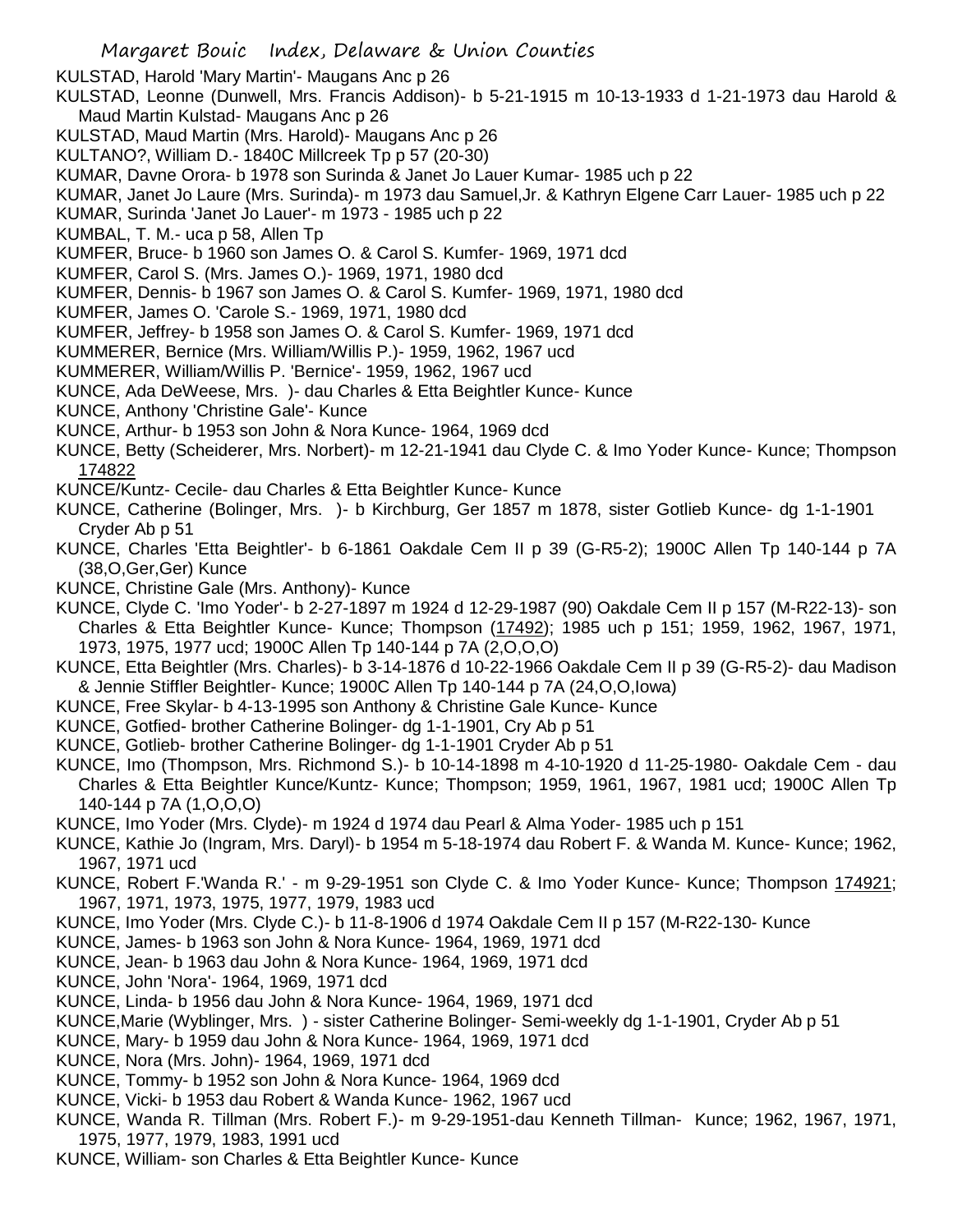KULSTAD, Harold 'Mary Martin'- Maugans Anc p 26

KULSTAD, Leonne (Dunwell, Mrs. Francis Addison)- b 5-21-1915 m 10-13-1933 d 1-21-1973 dau Harold & Maud Martin Kulstad- Maugans Anc p 26

KULSTAD, Maud Martin (Mrs. Harold)- Maugans Anc p 26

KULTANO?, William D.- 1840C Millcreek Tp p 57 (20-30)

KUMAR, Davne Orora- b 1978 son Surinda & Janet Jo Lauer Kumar- 1985 uch p 22

KUMAR, Janet Jo Laure (Mrs. Surinda)- m 1973 dau Samuel,Jr. & Kathryn Elgene Carr Lauer- 1985 uch p 22

KUMAR, Surinda 'Janet Jo Lauer'- m 1973 - 1985 uch p 22

KUMBAL, T. M.- uca p 58, Allen Tp

KUMFER, Bruce- b 1960 son James O. & Carol S. Kumfer- 1969, 1971 dcd

KUMFER, Carol S. (Mrs. James O.)- 1969, 1971, 1980 dcd

KUMFER, Dennis- b 1967 son James O. & Carol S. Kumfer- 1969, 1971, 1980 dcd

KUMFER, James O. 'Carole S.- 1969, 1971, 1980 dcd

KUMFER, Jeffrey- b 1958 son James O. & Carol S. Kumfer- 1969, 1971 dcd

KUMMERER, Bernice (Mrs. William/Willis P.)- 1959, 1962, 1967 ucd

KUMMERER, William/Willis P. 'Bernice'- 1959, 1962, 1967 ucd

KUNCE, Ada DeWeese, Mrs. )- dau Charles & Etta Beightler Kunce- Kunce

KUNCE, Anthony 'Christine Gale'- Kunce

KUNCE, Arthur- b 1953 son John & Nora Kunce- 1964, 1969 dcd

KUNCE, Betty (Scheiderer, Mrs. Norbert)- m 12-21-1941 dau Clyde C. & Imo Yoder Kunce- Kunce; Thompson 174822

KUNCE/Kuntz- Cecile- dau Charles & Etta Beightler Kunce- Kunce

KUNCE, Catherine (Bolinger, Mrs. )- b Kirchburg, Ger 1857 m 1878, sister Gotlieb Kunce- dg 1-1-1901 Cryder Ab p 51

KUNCE, Charles 'Etta Beightler'- b 6-1861 Oakdale Cem II p 39 (G-R5-2); 1900C Allen Tp 140-144 p 7A (38,O,Ger,Ger) Kunce

KUNCE, Christine Gale (Mrs. Anthony)- Kunce

KUNCE, Clyde C. 'Imo Yoder'- b 2-27-1897 m 1924 d 12-29-1987 (90) Oakdale Cem II p 157 (M-R22-13)- son Charles & Etta Beightler Kunce- Kunce; Thompson (17492); 1985 uch p 151; 1959, 1962, 1967, 1971, 1973, 1975, 1977 ucd; 1900C Allen Tp 140-144 p 7A (2,O,O,O)

KUNCE, Etta Beightler (Mrs. Charles)- b 3-14-1876 d 10-22-1966 Oakdale Cem II p 39 (G-R5-2)- dau Madison & Jennie Stiffler Beightler- Kunce; 1900C Allen Tp 140-144 p 7A (24,O,O,Iowa)

KUNCE, Free Skylar- b 4-13-1995 son Anthony & Christine Gale Kunce- Kunce

KUNCE, Gotfied- brother Catherine Bolinger- dg 1-1-1901, Cry Ab p 51

KUNCE, Gotlieb- brother Catherine Bolinger- dg 1-1-1901 Cryder Ab p 51

KUNCE, Imo (Thompson, Mrs. Richmond S.)- b 10-14-1898 m 4-10-1920 d 11-25-1980- Oakdale Cem - dau Charles & Etta Beightler Kunce/Kuntz- Kunce; Thompson; 1959, 1961, 1967, 1981 ucd; 1900C Allen Tp 140-144 p 7A (1,O,O,O)

KUNCE, Imo Yoder (Mrs. Clyde)- m 1924 d 1974 dau Pearl & Alma Yoder- 1985 uch p 151

KUNCE, Kathie Jo (Ingram, Mrs. Daryl)- b 1954 m 5-18-1974 dau Robert F. & Wanda M. Kunce- Kunce; 1962, 1967, 1971 ucd

KUNCE, Robert F.'Wanda R.' - m 9-29-1951 son Clyde C. & Imo Yoder Kunce- Kunce; Thompson 174921; 1967, 1971, 1973, 1975, 1977, 1979, 1983 ucd

KUNCE, Imo Yoder (Mrs. Clyde C.)- b 11-8-1906 d 1974 Oakdale Cem II p 157 (M-R22-130- Kunce

KUNCE, James- b 1963 son John & Nora Kunce- 1964, 1969, 1971 dcd

KUNCE, Jean- b 1963 dau John & Nora Kunce- 1964, 1969, 1971 dcd

KUNCE, John 'Nora'- 1964, 1969, 1971 dcd

KUNCE, Linda- b 1956 dau John & Nora Kunce- 1964, 1969, 1971 dcd

KUNCE,Marie (Wyblinger, Mrs. ) - sister Catherine Bolinger- Semi-weekly dg 1-1-1901, Cryder Ab p 51

KUNCE, Mary- b 1959 dau John & Nora Kunce- 1964, 1969, 1971 dcd

KUNCE, Nora (Mrs. John)- 1964, 1969, 1971 dcd

KUNCE, Tommy- b 1952 son John & Nora Kunce- 1964, 1969 dcd

KUNCE, Vicki- b 1953 dau Robert & Wanda Kunce- 1962, 1967 ucd

KUNCE, Wanda R. Tillman (Mrs. Robert F.)- m 9-29-1951-dau Kenneth Tillman- Kunce; 1962, 1967, 1971, 1975, 1977, 1979, 1983, 1991 ucd

KUNCE, William- son Charles & Etta Beightler Kunce- Kunce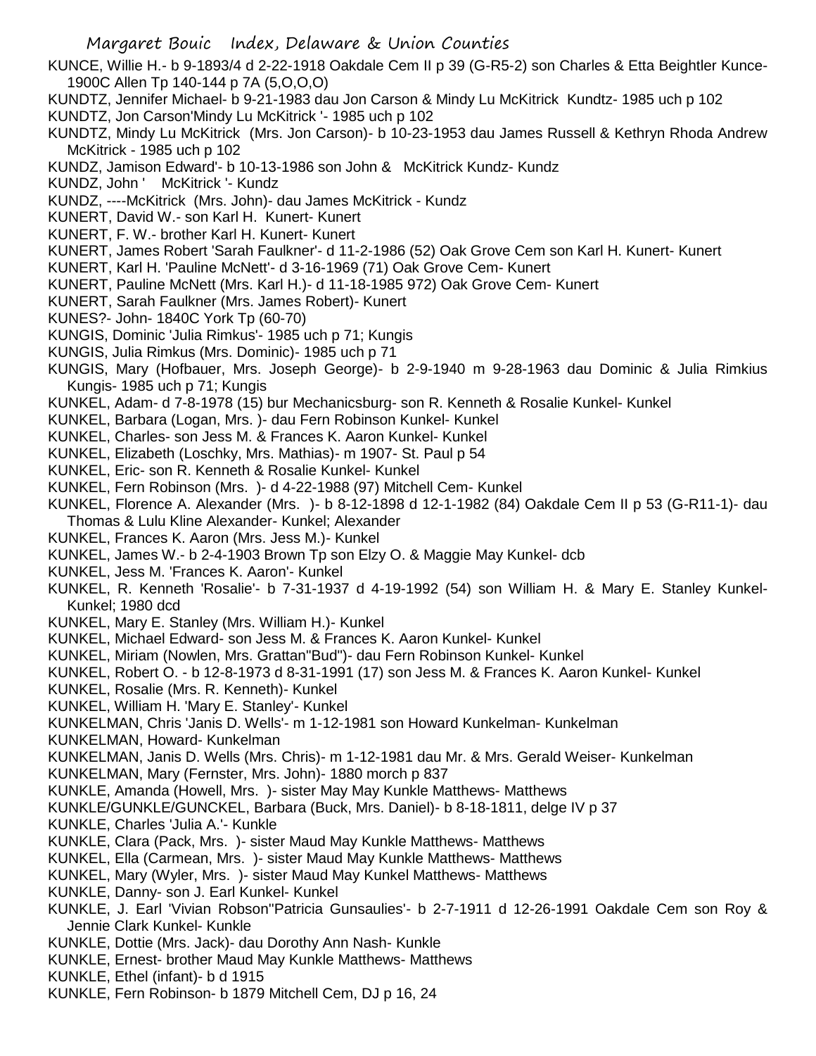KUNCE, Willie H.- b 9-1893/4 d 2-22-1918 Oakdale Cem II p 39 (G-R5-2) son Charles & Etta Beightler Kunce- 1900C Allen Tp 140-144 p 7A (5,O,O,O)

KUNDTZ, Jennifer Michael- b 9-21-1983 dau Jon Carson & Mindy Lu McKitrick Kundtz- 1985 uch p 102

KUNDTZ, Jon Carson'Mindy Lu McKitrick '- 1985 uch p 102

KUNDTZ, Mindy Lu McKitrick (Mrs. Jon Carson)- b 10-23-1953 dau James Russell & Kethryn Rhoda Andrew McKitrick - 1985 uch p 102

KUNDZ, Jamison Edward'- b 10-13-1986 son John & McKitrick Kundz- Kundz

KUNDZ, John ' McKitrick '- Kundz

KUNDZ, ----McKitrick (Mrs. John)- dau James McKitrick - Kundz

KUNERT, David W.- son Karl H. Kunert- Kunert

KUNERT, F. W.- brother Karl H. Kunert- Kunert

KUNERT, James Robert 'Sarah Faulkner'- d 11-2-1986 (52) Oak Grove Cem son Karl H. Kunert- Kunert

KUNERT, Karl H. 'Pauline McNett'- d 3-16-1969 (71) Oak Grove Cem- Kunert

KUNERT, Pauline McNett (Mrs. Karl H.)- d 11-18-1985 972) Oak Grove Cem- Kunert

KUNERT, Sarah Faulkner (Mrs. James Robert)- Kunert

KUNES?- John- 1840C York Tp (60-70)

KUNGIS, Dominic 'Julia Rimkus'- 1985 uch p 71; Kungis

KUNGIS, Julia Rimkus (Mrs. Dominic)- 1985 uch p 71

KUNGIS, Mary (Hofbauer, Mrs. Joseph George)- b 2-9-1940 m 9-28-1963 dau Dominic & Julia Rimkius Kungis- 1985 uch p 71; Kungis

KUNKEL, Adam- d 7-8-1978 (15) bur Mechanicsburg- son R. Kenneth & Rosalie Kunkel- Kunkel

KUNKEL, Barbara (Logan, Mrs. )- dau Fern Robinson Kunkel- Kunkel

KUNKEL, Charles- son Jess M. & Frances K. Aaron Kunkel- Kunkel

KUNKEL, Elizabeth (Loschky, Mrs. Mathias)- m 1907- St. Paul p 54

KUNKEL, Eric- son R. Kenneth & Rosalie Kunkel- Kunkel

KUNKEL, Fern Robinson (Mrs. )- d 4-22-1988 (97) Mitchell Cem- Kunkel

KUNKEL, Florence A. Alexander (Mrs. )- b 8-12-1898 d 12-1-1982 (84) Oakdale Cem II p 53 (G-R11-1)- dau Thomas & Lulu Kline Alexander- Kunkel; Alexander

KUNKEL, Frances K. Aaron (Mrs. Jess M.)- Kunkel

KUNKEL, James W.- b 2-4-1903 Brown Tp son Elzy O. & Maggie May Kunkel- dcb

KUNKEL, Jess M. 'Frances K. Aaron'- Kunkel

KUNKEL, R. Kenneth 'Rosalie'- b 7-31-1937 d 4-19-1992 (54) son William H. & Mary E. Stanley Kunkel- Kunkel; 1980 dcd

KUNKEL, Mary E. Stanley (Mrs. William H.)- Kunkel

KUNKEL, Michael Edward- son Jess M. & Frances K. Aaron Kunkel- Kunkel

KUNKEL, Miriam (Nowlen, Mrs. Grattan"Bud")- dau Fern Robinson Kunkel- Kunkel

KUNKEL, Robert O. - b 12-8-1973 d 8-31-1991 (17) son Jess M. & Frances K. Aaron Kunkel- Kunkel

KUNKEL, Rosalie (Mrs. R. Kenneth)- Kunkel

KUNKEL, William H. 'Mary E. Stanley'- Kunkel

KUNKELMAN, Chris 'Janis D. Wells'- m 1-12-1981 son Howard Kunkelman- Kunkelman

KUNKELMAN, Howard- Kunkelman

KUNKELMAN, Janis D. Wells (Mrs. Chris)- m 1-12-1981 dau Mr. & Mrs. Gerald Weiser- Kunkelman

KUNKELMAN, Mary (Fernster, Mrs. John)- 1880 morch p 837

KUNKLE, Amanda (Howell, Mrs. )- sister May May Kunkle Matthews- Matthews

KUNKLE/GUNKLE/GUNCKEL, Barbara (Buck, Mrs. Daniel)- b 8-18-1811, delge IV p 37

KUNKLE, Charles 'Julia A.'- Kunkle

KUNKLE, Clara (Pack, Mrs. )- sister Maud May Kunkle Matthews- Matthews

KUNKEL, Ella (Carmean, Mrs. )- sister Maud May Kunkle Matthews- Matthews

KUNKEL, Mary (Wyler, Mrs. )- sister Maud May Kunkel Matthews- Matthews

KUNKLE, Danny- son J. Earl Kunkel- Kunkel

KUNKLE, J. Earl 'Vivian Robson''Patricia Gunsaulies'- b 2-7-1911 d 12-26-1991 Oakdale Cem son Roy & Jennie Clark Kunkel- Kunkle

KUNKLE, Dottie (Mrs. Jack)- dau Dorothy Ann Nash- Kunkle

KUNKLE, Ernest- brother Maud May Kunkle Matthews- Matthews

KUNKLE, Ethel (infant)- b d 1915

KUNKLE, Fern Robinson- b 1879 Mitchell Cem, DJ p 16, 24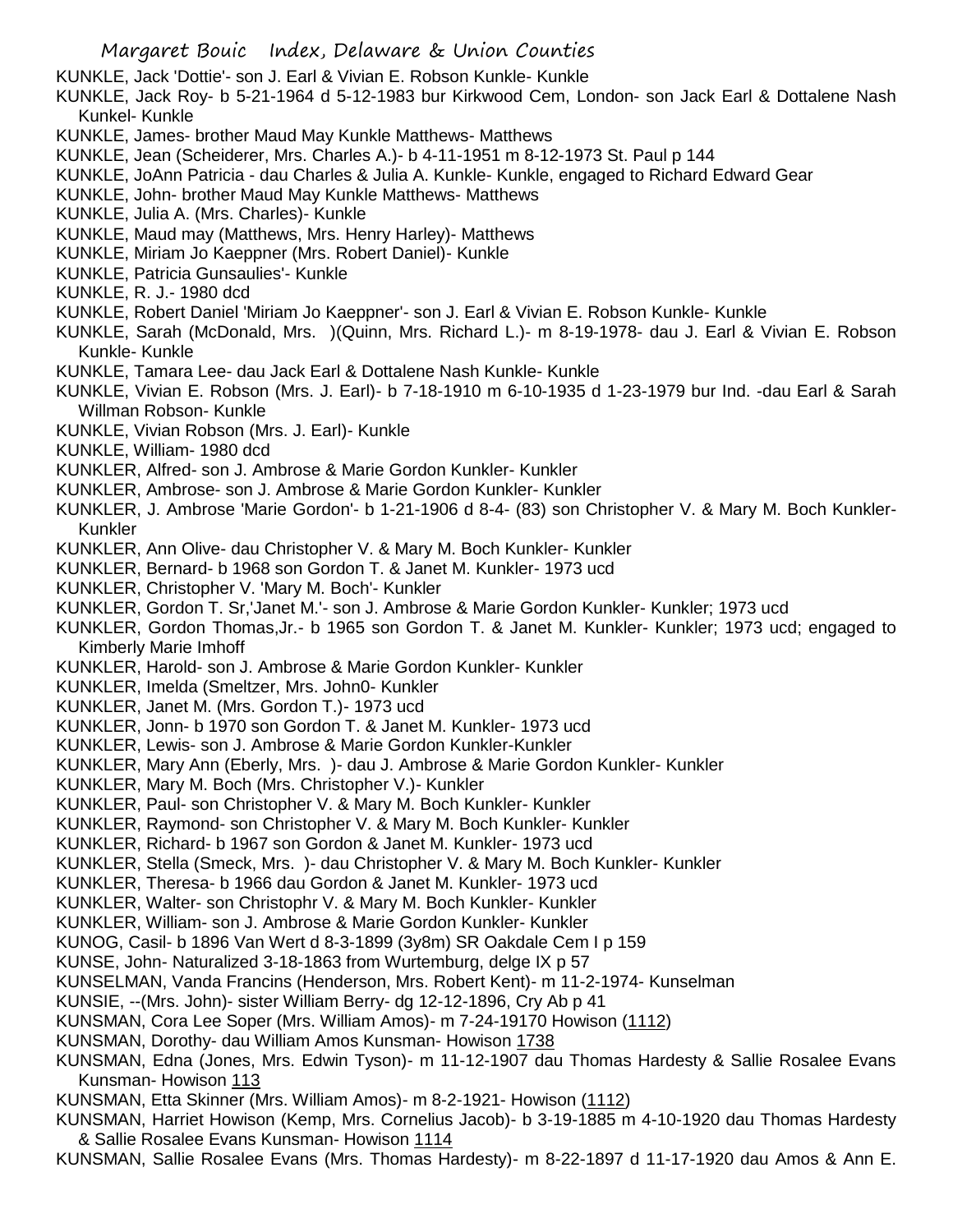KUNKLE, Jack 'Dottie'- son J. Earl & Vivian E. Robson Kunkle- Kunkle
KUNKLE, Jack Roy- b 5-21-1964 d 5-12-1983 bur Kirkwood Cem, London- son Jack Earl & Dottalene Nash Kunkel- Kunkle
KUNKLE, James- brother Maud May Kunkle Matthews- Matthews
KUNKLE, Jean (Scheiderer, Mrs. Charles A.)- b 4-11-1951 m 8-12-1973 St. Paul p 144
KUNKLE, JoAnn Patricia - dau Charles & Julia A. Kunkle- Kunkle, engaged to Richard Edward Gear
KUNKLE, John- brother Maud May Kunkle Matthews- Matthews
KUNKLE, Julia A. (Mrs. Charles)- Kunkle
KUNKLE, Maud may (Matthews, Mrs. Henry Harley)- Matthews
KUNKLE, Miriam Jo Kaeppner (Mrs. Robert Daniel)- Kunkle
KUNKLE, Patricia Gunsaulies'- Kunkle
KUNKLE, R. J.- 1980 dcd
KUNKLE, Robert Daniel 'Miriam Jo Kaeppner'- son J. Earl & Vivian E. Robson Kunkle- Kunkle
KUNKLE, Sarah (McDonald, Mrs. )(Quinn, Mrs. Richard L.)- m 8-19-1978- dau J. Earl & Vivian E. Robson Kunkle- Kunkle
KUNKLE, Tamara Lee- dau Jack Earl & Dottalene Nash Kunkle- Kunkle
KUNKLE, Vivian E. Robson (Mrs. J. Earl)- b 7-18-1910 m 6-10-1935 d 1-23-1979 bur Ind. -dau Earl & Sarah Willman Robson- Kunkle
KUNKLE, Vivian Robson (Mrs. J. Earl)- Kunkle
KUNKLE, William- 1980 dcd
KUNKLER, Alfred- son J. Ambrose & Marie Gordon Kunkler- Kunkler
KUNKLER, Ambrose- son J. Ambrose & Marie Gordon Kunkler- Kunkler
KUNKLER, J. Ambrose 'Marie Gordon'- b 1-21-1906 d 8-4- (83) son Christopher V. & Mary M. Boch Kunkler- Kunkler
KUNKLER, Ann Olive- dau Christopher V. & Mary M. Boch Kunkler- Kunkler
KUNKLER, Bernard- b 1968 son Gordon T. & Janet M. Kunkler- 1973 ucd
KUNKLER, Christopher V. 'Mary M. Boch'- Kunkler
KUNKLER, Gordon T. Sr,'Janet M.'- son J. Ambrose & Marie Gordon Kunkler- Kunkler; 1973 ucd
KUNKLER, Gordon Thomas,Jr.- b 1965 son Gordon T. & Janet M. Kunkler- Kunkler; 1973 ucd; engaged to Kimberly Marie Imhoff
KUNKLER, Harold- son J. Ambrose & Marie Gordon Kunkler- Kunkler
KUNKLER, Imelda (Smeltzer, Mrs. John0- Kunkler
KUNKLER, Janet M. (Mrs. Gordon T.)- 1973 ucd
KUNKLER, Jonn- b 1970 son Gordon T. & Janet M. Kunkler- 1973 ucd
KUNKLER, Lewis- son J. Ambrose & Marie Gordon Kunkler-Kunkler
KUNKLER, Mary Ann (Eberly, Mrs. )- dau J. Ambrose & Marie Gordon Kunkler- Kunkler
KUNKLER, Mary M. Boch (Mrs. Christopher V.)- Kunkler
KUNKLER, Paul- son Christopher V. & Mary M. Boch Kunkler- Kunkler
KUNKLER, Raymond- son Christopher V. & Mary M. Boch Kunkler- Kunkler
KUNKLER, Richard- b 1967 son Gordon & Janet M. Kunkler- 1973 ucd
KUNKLER, Stella (Smeck, Mrs. )- dau Christopher V. & Mary M. Boch Kunkler- Kunkler
KUNKLER, Theresa- b 1966 dau Gordon & Janet M. Kunkler- 1973 ucd
KUNKLER, Walter- son Christophr V. & Mary M. Boch Kunkler- Kunkler
KUNKLER, William- son J. Ambrose & Marie Gordon Kunkler- Kunkler
KUNOG, Casil- b 1896 Van Wert d 8-3-1899 (3y8m) SR Oakdale Cem I p 159
KUNSE, John- Naturalized 3-18-1863 from Wurtemburg, delge IX p 57
KUNSELMAN, Vanda Francins (Henderson, Mrs. Robert Kent)- m 11-2-1974- Kunselman
KUNSIE, --(Mrs. John)- sister William Berry- dg 12-12-1896, Cry Ab p 41
KUNSMAN, Cora Lee Soper (Mrs. William Amos)- m 7-24-19170 Howison (1112)
KUNSMAN, Dorothy- dau William Amos Kunsman- Howison 1738
KUNSMAN, Edna (Jones, Mrs. Edwin Tyson)- m 11-12-1907 dau Thomas Hardesty & Sallie Rosalee Evans Kunsman- Howison 113
KUNSMAN, Etta Skinner (Mrs. William Amos)- m 8-2-1921- Howison (1112)
KUNSMAN, Harriet Howison (Kemp, Mrs. Cornelius Jacob)- b 3-19-1885 m 4-10-1920 dau Thomas Hardesty & Sallie Rosalee Evans Kunsman- Howison 1114
KUNSMAN, Sallie Rosalee Evans (Mrs. Thomas Hardesty)- m 8-22-1897 d 11-17-1920 dau Amos & Ann E.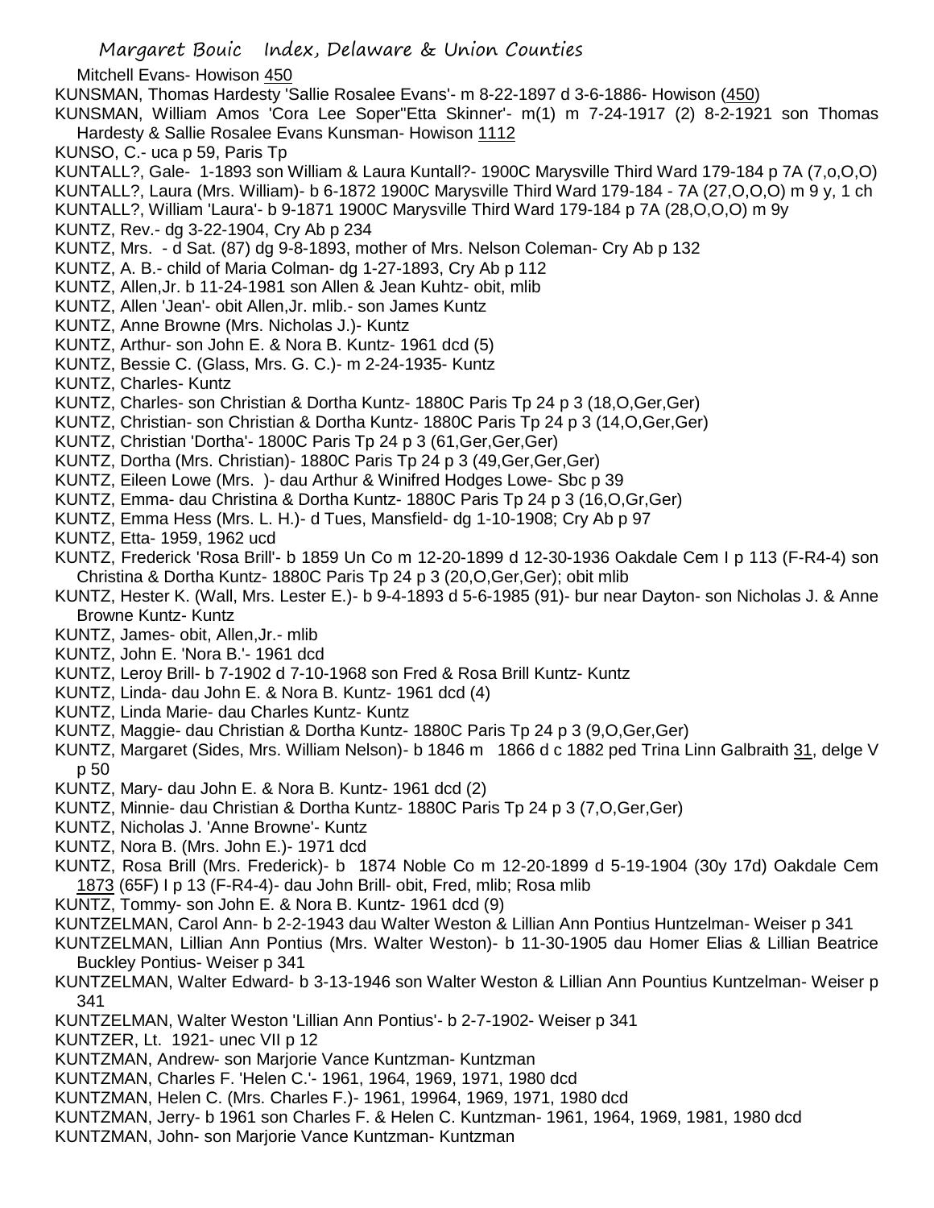Mitchell Evans- Howison 450

KUNSMAN, Thomas Hardesty 'Sallie Rosalee Evans'- m 8-22-1897 d 3-6-1886- Howison (450)

KUNSMAN, William Amos 'Cora Lee Soper''Etta Skinner'- m(1) m 7-24-1917 (2) 8-2-1921 son Thomas Hardesty & Sallie Rosalee Evans Kunsman- Howison 1112

KUNSO, C.- uca p 59, Paris Tp

KUNTALL?, Gale- 1-1893 son William & Laura Kuntall?- 1900C Marysville Third Ward 179-184 p 7A (7,o,O,O)

KUNTALL?, Laura (Mrs. William)- b 6-1872 1900C Marysville Third Ward 179-184 - 7A (27,O,O,O) m 9 y, 1 ch

KUNTALL?, William 'Laura'- b 9-1871 1900C Marysville Third Ward 179-184 p 7A (28,O,O,O) m 9y

KUNTZ, Rev.- dg 3-22-1904, Cry Ab p 234

KUNTZ, Mrs. - d Sat. (87) dg 9-8-1893, mother of Mrs. Nelson Coleman- Cry Ab p 132

KUNTZ, A. B.- child of Maria Colman- dg 1-27-1893, Cry Ab p 112

KUNTZ, Allen,Jr. b 11-24-1981 son Allen & Jean Kuhtz- obit, mlib

KUNTZ, Allen 'Jean'- obit Allen,Jr. mlib.- son James Kuntz

KUNTZ, Anne Browne (Mrs. Nicholas J.)- Kuntz

KUNTZ, Arthur- son John E. & Nora B. Kuntz- 1961 dcd (5)

KUNTZ, Bessie C. (Glass, Mrs. G. C.)- m 2-24-1935- Kuntz

KUNTZ, Charles- Kuntz

KUNTZ, Charles- son Christian & Dortha Kuntz- 1880C Paris Tp 24 p 3 (18,O,Ger,Ger)

KUNTZ, Christian- son Christian & Dortha Kuntz- 1880C Paris Tp 24 p 3 (14,O,Ger,Ger)

KUNTZ, Christian 'Dortha'- 1800C Paris Tp 24 p 3 (61,Ger,Ger,Ger)

KUNTZ, Dortha (Mrs. Christian)- 1880C Paris Tp 24 p 3 (49,Ger,Ger,Ger)

KUNTZ, Eileen Lowe (Mrs. )- dau Arthur & Winifred Hodges Lowe- Sbc p 39

KUNTZ, Emma- dau Christina & Dortha Kuntz- 1880C Paris Tp 24 p 3 (16,O,Gr,Ger)

KUNTZ, Emma Hess (Mrs. L. H.)- d Tues, Mansfield- dg 1-10-1908; Cry Ab p 97

KUNTZ, Etta- 1959, 1962 ucd

KUNTZ, Frederick 'Rosa Brill'- b 1859 Un Co m 12-20-1899 d 12-30-1936 Oakdale Cem I p 113 (F-R4-4) son Christina & Dortha Kuntz- 1880C Paris Tp 24 p 3 (20,O,Ger,Ger); obit mlib

KUNTZ, Hester K. (Wall, Mrs. Lester E.)- b 9-4-1893 d 5-6-1985 (91)- bur near Dayton- son Nicholas J. & Anne Browne Kuntz- Kuntz

KUNTZ, James- obit, Allen,Jr.- mlib

KUNTZ, John E. 'Nora B.'- 1961 dcd

KUNTZ, Leroy Brill- b 7-1902 d 7-10-1968 son Fred & Rosa Brill Kuntz- Kuntz

KUNTZ, Linda- dau John E. & Nora B. Kuntz- 1961 dcd (4)

KUNTZ, Linda Marie- dau Charles Kuntz- Kuntz

KUNTZ, Maggie- dau Christian & Dortha Kuntz- 1880C Paris Tp 24 p 3 (9,O,Ger,Ger)

KUNTZ, Margaret (Sides, Mrs. William Nelson)- b 1846 m 1866 d c 1882 ped Trina Linn Galbraith 31, delge V p 50

KUNTZ, Mary- dau John E. & Nora B. Kuntz- 1961 dcd (2)

KUNTZ, Minnie- dau Christian & Dortha Kuntz- 1880C Paris Tp 24 p 3 (7,O,Ger,Ger)

KUNTZ, Nicholas J. 'Anne Browne'- Kuntz

KUNTZ, Nora B. (Mrs. John E.)- 1971 dcd

KUNTZ, Rosa Brill (Mrs. Frederick)- b 1874 Noble Co m 12-20-1899 d 5-19-1904 (30y 17d) Oakdale Cem 1873 (65F) I p 13 (F-R4-4)- dau John Brill- obit, Fred, mlib; Rosa mlib

KUNTZ, Tommy- son John E. & Nora B. Kuntz- 1961 dcd (9)

KUNTZELMAN, Carol Ann- b 2-2-1943 dau Walter Weston & Lillian Ann Pontius Huntzelman- Weiser p 341

KUNTZELMAN, Lillian Ann Pontius (Mrs. Walter Weston)- b 11-30-1905 dau Homer Elias & Lillian Beatrice Buckley Pontius- Weiser p 341

KUNTZELMAN, Walter Edward- b 3-13-1946 son Walter Weston & Lillian Ann Pountius Kuntzelman- Weiser p 341

KUNTZELMAN, Walter Weston 'Lillian Ann Pontius'- b 2-7-1902- Weiser p 341

KUNTZER, Lt. 1921- unec VII p 12

KUNTZMAN, Andrew- son Marjorie Vance Kuntzman- Kuntzman

KUNTZMAN, Charles F. 'Helen C.'- 1961, 1964, 1969, 1971, 1980 dcd

KUNTZMAN, Helen C. (Mrs. Charles F.)- 1961, 19964, 1969, 1971, 1980 dcd

KUNTZMAN, Jerry- b 1961 son Charles F. & Helen C. Kuntzman- 1961, 1964, 1969, 1981, 1980 dcd

KUNTZMAN, John- son Marjorie Vance Kuntzman- Kuntzman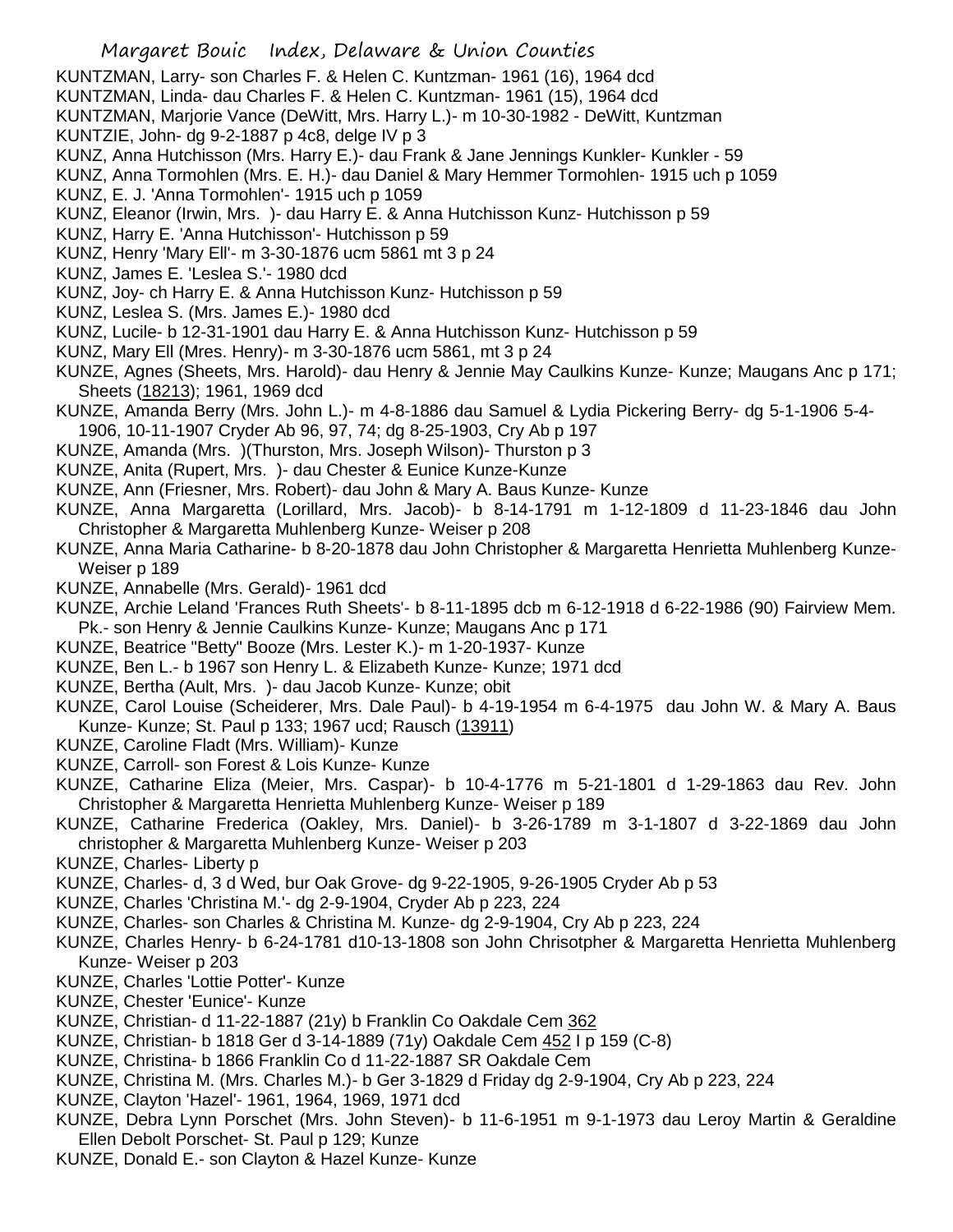KUNTZMAN, Larry- son Charles F. & Helen C. Kuntzman- 1961 (16), 1964 dcd
KUNTZMAN, Linda- dau Charles F. & Helen C. Kuntzman- 1961 (15), 1964 dcd
KUNTZMAN, Marjorie Vance (DeWitt, Mrs. Harry L.)- m 10-30-1982 - DeWitt, Kuntzman
KUNTZIE, John- dg 9-2-1887 p 4c8, delge IV p 3
KUNZ, Anna Hutchisson (Mrs. Harry E.)- dau Frank & Jane Jennings Kunkler- Kunkler - 59
KUNZ, Anna Tormohlen (Mrs. E. H.)- dau Daniel & Mary Hemmer Tormohlen- 1915 uch p 1059
KUNZ, E. J. 'Anna Tormohlen'- 1915 uch p 1059
KUNZ, Eleanor (Irwin, Mrs. )- dau Harry E. & Anna Hutchisson Kunz- Hutchisson p 59
KUNZ, Harry E. 'Anna Hutchisson'- Hutchisson p 59
KUNZ, Henry 'Mary Ell'- m 3-30-1876 ucm 5861 mt 3 p 24
KUNZ, James E. 'Leslea S.'- 1980 dcd
KUNZ, Joy- ch Harry E. & Anna Hutchisson Kunz- Hutchisson p 59
KUNZ, Leslea S. (Mrs. James E.)- 1980 dcd
KUNZ, Lucile- b 12-31-1901 dau Harry E. & Anna Hutchisson Kunz- Hutchisson p 59
KUNZ, Mary Ell (Mres. Henry)- m 3-30-1876 ucm 5861, mt 3 p 24
KUNZE, Agnes (Sheets, Mrs. Harold)- dau Henry & Jennie May Caulkins Kunze- Kunze; Maugans Anc p 171; Sheets (18213); 1961, 1969 dcd
KUNZE, Amanda Berry (Mrs. John L.)- m 4-8-1886 dau Samuel & Lydia Pickering Berry- dg 5-1-1906 5-4-1906, 10-11-1907 Cryder Ab 96, 97, 74; dg 8-25-1903, Cry Ab p 197
KUNZE, Amanda (Mrs. )(Thurston, Mrs. Joseph Wilson)- Thurston p 3
KUNZE, Anita (Rupert, Mrs. )- dau Chester & Eunice Kunze-Kunze
KUNZE, Ann (Friesner, Mrs. Robert)- dau John & Mary A. Baus Kunze- Kunze
KUNZE, Anna Margaretta (Lorillard, Mrs. Jacob)- b 8-14-1791 m 1-12-1809 d 11-23-1846 dau John Christopher & Margaretta Muhlenberg Kunze- Weiser p 208
KUNZE, Anna Maria Catharine- b 8-20-1878 dau John Christopher & Margaretta Henrietta Muhlenberg Kunze- Weiser p 189
KUNZE, Annabelle (Mrs. Gerald)- 1961 dcd
KUNZE, Archie Leland 'Frances Ruth Sheets'- b 8-11-1895 dcb m 6-12-1918 d 6-22-1986 (90) Fairview Mem. Pk.- son Henry & Jennie Caulkins Kunze- Kunze; Maugans Anc p 171
KUNZE, Beatrice "Betty" Booze (Mrs. Lester K.)- m 1-20-1937- Kunze
KUNZE, Ben L.- b 1967 son Henry L. & Elizabeth Kunze- Kunze; 1971 dcd
KUNZE, Bertha (Ault, Mrs. )- dau Jacob Kunze- Kunze; obit
KUNZE, Carol Louise (Scheiderer, Mrs. Dale Paul)- b 4-19-1954 m 6-4-1975 dau John W. & Mary A. Baus Kunze- Kunze; St. Paul p 133; 1967 ucd; Rausch (13911)
KUNZE, Caroline Fladt (Mrs. William)- Kunze
KUNZE, Carroll- son Forest & Lois Kunze- Kunze
KUNZE, Catharine Eliza (Meier, Mrs. Caspar)- b 10-4-1776 m 5-21-1801 d 1-29-1863 dau Rev. John Christopher & Margaretta Henrietta Muhlenberg Kunze- Weiser p 189
KUNZE, Catharine Frederica (Oakley, Mrs. Daniel)- b 3-26-1789 m 3-1-1807 d 3-22-1869 dau John christopher & Margaretta Muhlenberg Kunze- Weiser p 203
KUNZE, Charles- Liberty p
KUNZE, Charles- d, 3 d Wed, bur Oak Grove- dg 9-22-1905, 9-26-1905 Cryder Ab p 53
KUNZE, Charles 'Christina M.'- dg 2-9-1904, Cryder Ab p 223, 224
KUNZE, Charles- son Charles & Christina M. Kunze- dg 2-9-1904, Cry Ab p 223, 224
KUNZE, Charles Henry- b 6-24-1781 d10-13-1808 son John Chrisotpher & Margaretta Henrietta Muhlenberg Kunze- Weiser p 203
KUNZE, Charles 'Lottie Potter'- Kunze
KUNZE, Chester 'Eunice'- Kunze
KUNZE, Christian- d 11-22-1887 (21y) b Franklin Co Oakdale Cem 362
KUNZE, Christian- b 1818 Ger d 3-14-1889 (71y) Oakdale Cem 452 I p 159 (C-8)
KUNZE, Christina- b 1866 Franklin Co d 11-22-1887 SR Oakdale Cem
KUNZE, Christina M. (Mrs. Charles M.)- b Ger 3-1829 d Friday dg 2-9-1904, Cry Ab p 223, 224
KUNZE, Clayton 'Hazel'- 1961, 1964, 1969, 1971 dcd
KUNZE, Debra Lynn Porschet (Mrs. John Steven)- b 11-6-1951 m 9-1-1973 dau Leroy Martin & Geraldine Ellen Debolt Porschet- St. Paul p 129; Kunze
KUNZE, Donald E.- son Clayton & Hazel Kunze- Kunze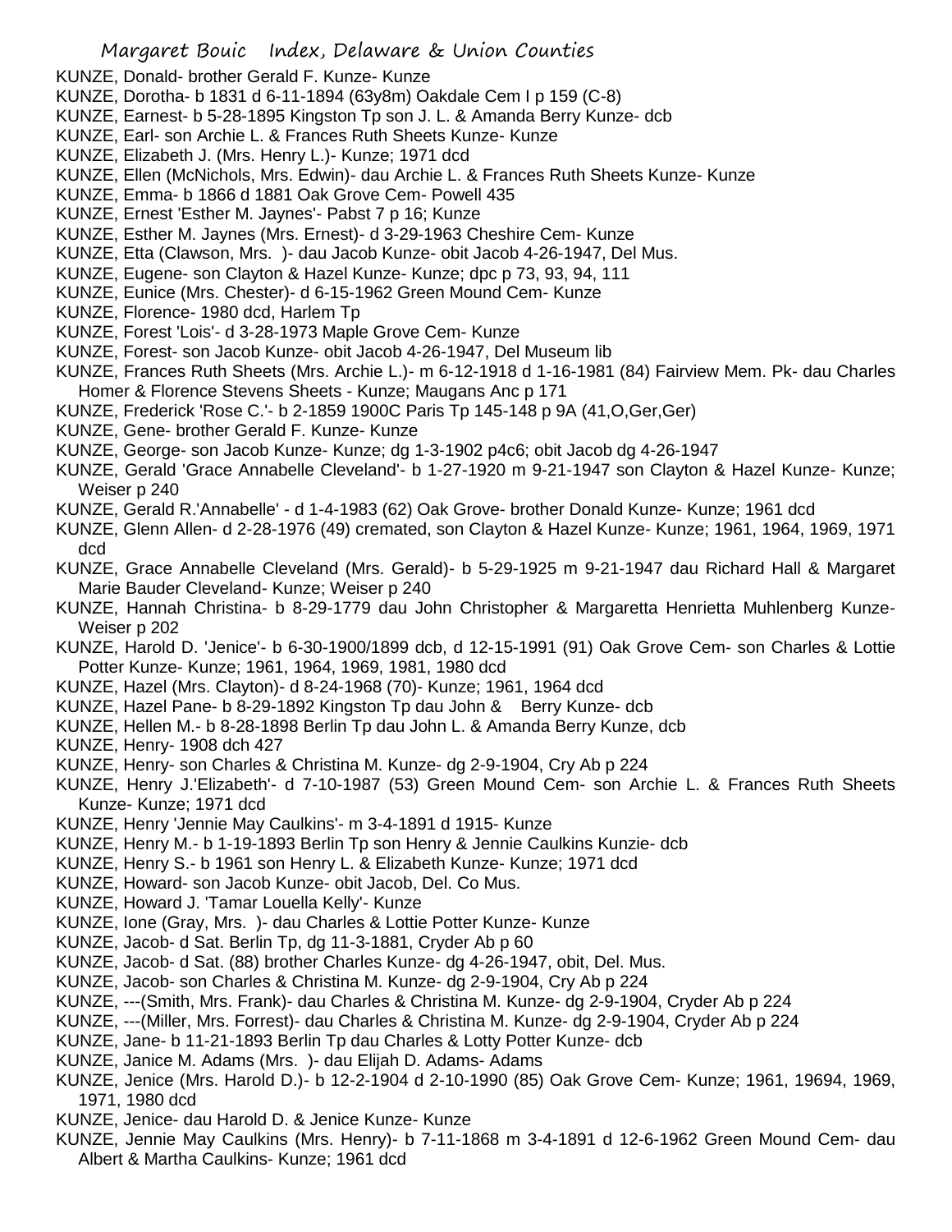KUNZE, Donald- brother Gerald F. Kunze- Kunze
KUNZE, Dorotha- b 1831 d 6-11-1894 (63y8m) Oakdale Cem I p 159 (C-8)
KUNZE, Earnest- b 5-28-1895 Kingston Tp son J. L. & Amanda Berry Kunze- dcb
KUNZE, Earl- son Archie L. & Frances Ruth Sheets Kunze- Kunze
KUNZE, Elizabeth J. (Mrs. Henry L.)- Kunze; 1971 dcd
KUNZE, Ellen (McNichols, Mrs. Edwin)- dau Archie L. & Frances Ruth Sheets Kunze- Kunze
KUNZE, Emma- b 1866 d 1881 Oak Grove Cem- Powell 435
KUNZE, Ernest 'Esther M. Jaynes'- Pabst 7 p 16; Kunze
KUNZE, Esther M. Jaynes (Mrs. Ernest)- d 3-29-1963 Cheshire Cem- Kunze
KUNZE, Etta (Clawson, Mrs. )- dau Jacob Kunze- obit Jacob 4-26-1947, Del Mus.
KUNZE, Eugene- son Clayton & Hazel Kunze- Kunze; dpc p 73, 93, 94, 111
KUNZE, Eunice (Mrs. Chester)- d 6-15-1962 Green Mound Cem- Kunze
KUNZE, Florence- 1980 dcd, Harlem Tp
KUNZE, Forest 'Lois'- d 3-28-1973 Maple Grove Cem- Kunze
KUNZE, Forest- son Jacob Kunze- obit Jacob 4-26-1947, Del Museum lib
KUNZE, Frances Ruth Sheets (Mrs. Archie L.)- m 6-12-1918 d 1-16-1981 (84) Fairview Mem. Pk- dau Charles Homer & Florence Stevens Sheets - Kunze; Maugans Anc p 171
KUNZE, Frederick 'Rose C.'- b 2-1859 1900C Paris Tp 145-148 p 9A (41,O,Ger,Ger)
KUNZE, Gene- brother Gerald F. Kunze- Kunze
KUNZE, George- son Jacob Kunze- Kunze; dg 1-3-1902 p4c6; obit Jacob dg 4-26-1947
KUNZE, Gerald 'Grace Annabelle Cleveland'- b 1-27-1920 m 9-21-1947 son Clayton & Hazel Kunze- Kunze; Weiser p 240
KUNZE, Gerald R.'Annabelle' - d 1-4-1983 (62) Oak Grove- brother Donald Kunze- Kunze; 1961 dcd
KUNZE, Glenn Allen- d 2-28-1976 (49) cremated, son Clayton & Hazel Kunze- Kunze; 1961, 1964, 1969, 1971 dcd
KUNZE, Grace Annabelle Cleveland (Mrs. Gerald)- b 5-29-1925 m 9-21-1947 dau Richard Hall & Margaret Marie Bauder Cleveland- Kunze; Weiser p 240
KUNZE, Hannah Christina- b 8-29-1779 dau John Christopher & Margaretta Henrietta Muhlenberg Kunze- Weiser p 202
KUNZE, Harold D. 'Jenice'- b 6-30-1900/1899 dcb, d 12-15-1991 (91) Oak Grove Cem- son Charles & Lottie Potter Kunze- Kunze; 1961, 1964, 1969, 1981, 1980 dcd
KUNZE, Hazel (Mrs. Clayton)- d 8-24-1968 (70)- Kunze; 1961, 1964 dcd
KUNZE, Hazel Pane- b 8-29-1892 Kingston Tp dau John & Berry Kunze- dcb
KUNZE, Hellen M.- b 8-28-1898 Berlin Tp dau John L. & Amanda Berry Kunze, dcb
KUNZE, Henry- 1908 dch 427
KUNZE, Henry- son Charles & Christina M. Kunze- dg 2-9-1904, Cry Ab p 224
KUNZE, Henry J.'Elizabeth'- d 7-10-1987 (53) Green Mound Cem- son Archie L. & Frances Ruth Sheets Kunze- Kunze; 1971 dcd
KUNZE, Henry 'Jennie May Caulkins'- m 3-4-1891 d 1915- Kunze
KUNZE, Henry M.- b 1-19-1893 Berlin Tp son Henry & Jennie Caulkins Kunzie- dcb
KUNZE, Henry S.- b 1961 son Henry L. & Elizabeth Kunze- Kunze; 1971 dcd
KUNZE, Howard- son Jacob Kunze- obit Jacob, Del. Co Mus.
KUNZE, Howard J. 'Tamar Louella Kelly'- Kunze
KUNZE, Ione (Gray, Mrs. )- dau Charles & Lottie Potter Kunze- Kunze
KUNZE, Jacob- d Sat. Berlin Tp, dg 11-3-1881, Cryder Ab p 60
KUNZE, Jacob- d Sat. (88) brother Charles Kunze- dg 4-26-1947, obit, Del. Mus.
KUNZE, Jacob- son Charles & Christina M. Kunze- dg 2-9-1904, Cry Ab p 224
KUNZE, ---(Smith, Mrs. Frank)- dau Charles & Christina M. Kunze- dg 2-9-1904, Cryder Ab p 224
KUNZE, ---(Miller, Mrs. Forrest)- dau Charles & Christina M. Kunze- dg 2-9-1904, Cryder Ab p 224
KUNZE, Jane- b 11-21-1893 Berlin Tp dau Charles & Lotty Potter Kunze- dcb
KUNZE, Janice M. Adams (Mrs. )- dau Elijah D. Adams- Adams
KUNZE, Jenice (Mrs. Harold D.)- b 12-2-1904 d 2-10-1990 (85) Oak Grove Cem- Kunze; 1961, 19694, 1969, 1971, 1980 dcd
KUNZE, Jenice- dau Harold D. & Jenice Kunze- Kunze
KUNZE, Jennie May Caulkins (Mrs. Henry)- b 7-11-1868 m 3-4-1891 d 12-6-1962 Green Mound Cem- dau Albert & Martha Caulkins- Kunze; 1961 dcd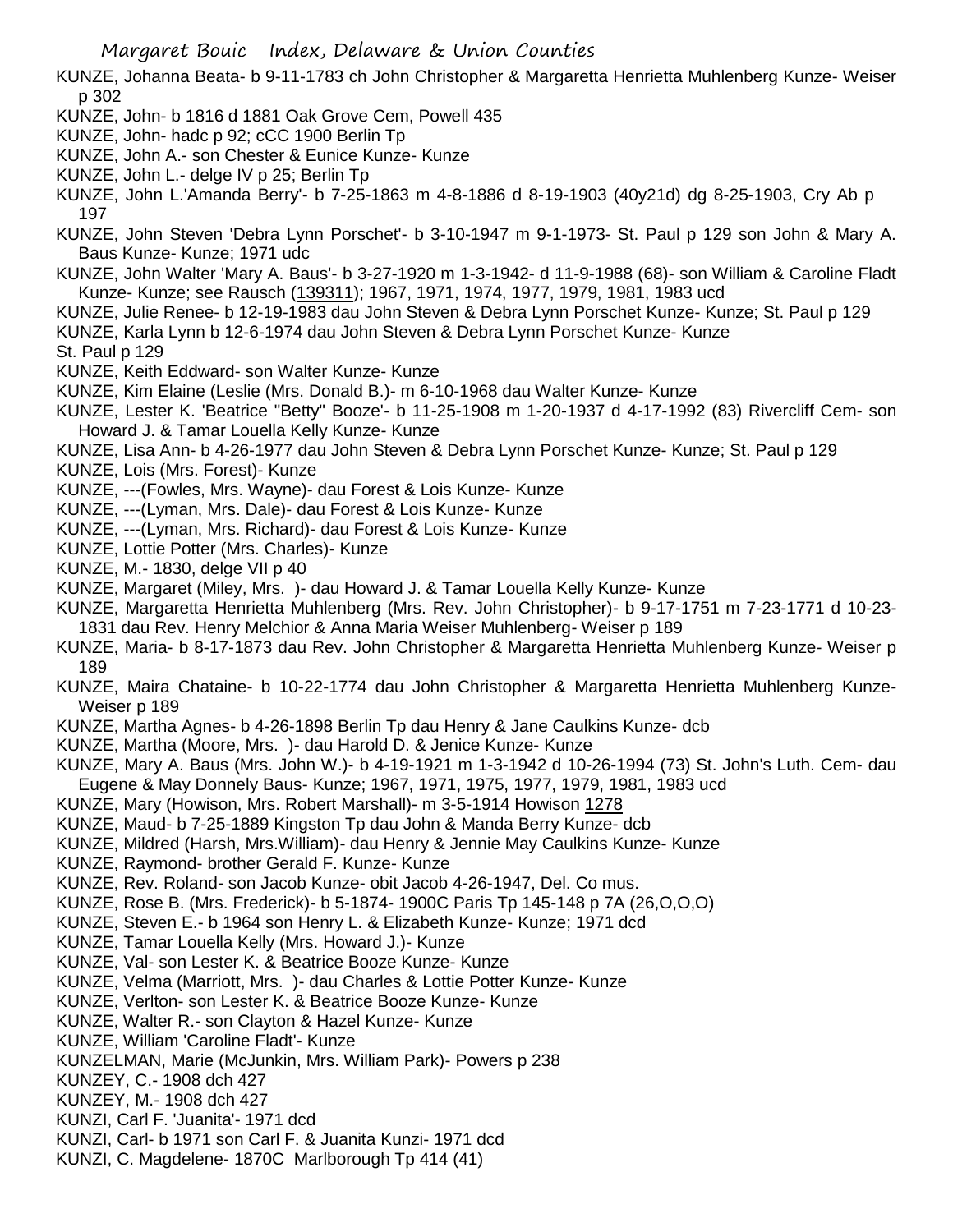KUNZE, Johanna Beata- b 9-11-1783 ch John Christopher & Margaretta Henrietta Muhlenberg Kunze- Weiser p 302

KUNZE, John- b 1816 d 1881 Oak Grove Cem, Powell 435

KUNZE, John- hadc p 92; cCC 1900 Berlin Tp

KUNZE, John A.- son Chester & Eunice Kunze- Kunze

KUNZE, John L.- delge IV p 25; Berlin Tp

KUNZE, John L.'Amanda Berry'- b 7-25-1863 m 4-8-1886 d 8-19-1903 (40y21d) dg 8-25-1903, Cry Ab p 197

KUNZE, John Steven 'Debra Lynn Porschet'- b 3-10-1947 m 9-1-1973- St. Paul p 129 son John & Mary A. Baus Kunze- Kunze; 1971 udc

KUNZE, John Walter 'Mary A. Baus'- b 3-27-1920 m 1-3-1942- d 11-9-1988 (68)- son William & Caroline Fladt Kunze- Kunze; see Rausch (139311); 1967, 1971, 1974, 1977, 1979, 1981, 1983 ucd

KUNZE, Julie Renee- b 12-19-1983 dau John Steven & Debra Lynn Porschet Kunze- Kunze; St. Paul p 129

KUNZE, Karla Lynn b 12-6-1974 dau John Steven & Debra Lynn Porschet Kunze- Kunze St. Paul p 129

KUNZE, Keith Eddward- son Walter Kunze- Kunze

KUNZE, Kim Elaine (Leslie (Mrs. Donald B.)- m 6-10-1968 dau Walter Kunze- Kunze

KUNZE, Lester K. 'Beatrice "Betty" Booze'- b 11-25-1908 m 1-20-1937 d 4-17-1992 (83) Rivercliff Cem- son Howard J. & Tamar Louella Kelly Kunze- Kunze

KUNZE, Lisa Ann- b 4-26-1977 dau John Steven & Debra Lynn Porschet Kunze- Kunze; St. Paul p 129

KUNZE, Lois (Mrs. Forest)- Kunze

KUNZE, ---(Fowles, Mrs. Wayne)- dau Forest & Lois Kunze- Kunze

KUNZE, ---(Lyman, Mrs. Dale)- dau Forest & Lois Kunze- Kunze

KUNZE, ---(Lyman, Mrs. Richard)- dau Forest & Lois Kunze- Kunze

KUNZE, Lottie Potter (Mrs. Charles)- Kunze

KUNZE, M.- 1830, delge VII p 40

KUNZE, Margaret (Miley, Mrs. )- dau Howard J. & Tamar Louella Kelly Kunze- Kunze

KUNZE, Margaretta Henrietta Muhlenberg (Mrs. Rev. John Christopher)- b 9-17-1751 m 7-23-1771 d 10-23-1831 dau Rev. Henry Melchior & Anna Maria Weiser Muhlenberg- Weiser p 189

KUNZE, Maria- b 8-17-1873 dau Rev. John Christopher & Margaretta Henrietta Muhlenberg Kunze- Weiser p 189

KUNZE, Maira Chataine- b 10-22-1774 dau John Christopher & Margaretta Henrietta Muhlenberg Kunze- Weiser p 189

KUNZE, Martha Agnes- b 4-26-1898 Berlin Tp dau Henry & Jane Caulkins Kunze- dcb

KUNZE, Martha (Moore, Mrs. )- dau Harold D. & Jenice Kunze- Kunze

KUNZE, Mary A. Baus (Mrs. John W.)- b 4-19-1921 m 1-3-1942 d 10-26-1994 (73) St. John's Luth. Cem- dau Eugene & May Donnely Baus- Kunze; 1967, 1971, 1975, 1977, 1979, 1981, 1983 ucd

KUNZE, Mary (Howison, Mrs. Robert Marshall)- m 3-5-1914 Howison 1278

KUNZE, Maud- b 7-25-1889 Kingston Tp dau John & Manda Berry Kunze- dcb

KUNZE, Mildred (Harsh, Mrs.William)- dau Henry & Jennie May Caulkins Kunze- Kunze

KUNZE, Raymond- brother Gerald F. Kunze- Kunze

KUNZE, Rev. Roland- son Jacob Kunze- obit Jacob 4-26-1947, Del. Co mus.

KUNZE, Rose B. (Mrs. Frederick)- b 5-1874- 1900C Paris Tp 145-148 p 7A (26,O,O,O)

KUNZE, Steven E.- b 1964 son Henry L. & Elizabeth Kunze- Kunze; 1971 dcd

KUNZE, Tamar Louella Kelly (Mrs. Howard J.)- Kunze

KUNZE, Val- son Lester K. & Beatrice Booze Kunze- Kunze

KUNZE, Velma (Marriott, Mrs. )- dau Charles & Lottie Potter Kunze- Kunze

KUNZE, Verlton- son Lester K. & Beatrice Booze Kunze- Kunze

KUNZE, Walter R.- son Clayton & Hazel Kunze- Kunze

KUNZE, William 'Caroline Fladt'- Kunze

KUNZELMAN, Marie (McJunkin, Mrs. William Park)- Powers p 238

KUNZEY, C.- 1908 dch 427

KUNZEY, M.- 1908 dch 427

KUNZI, Carl F. 'Juanita'- 1971 dcd

KUNZI, Carl- b 1971 son Carl F. & Juanita Kunzi- 1971 dcd

KUNZI, C. Magdelene- 1870C Marlborough Tp 414 (41)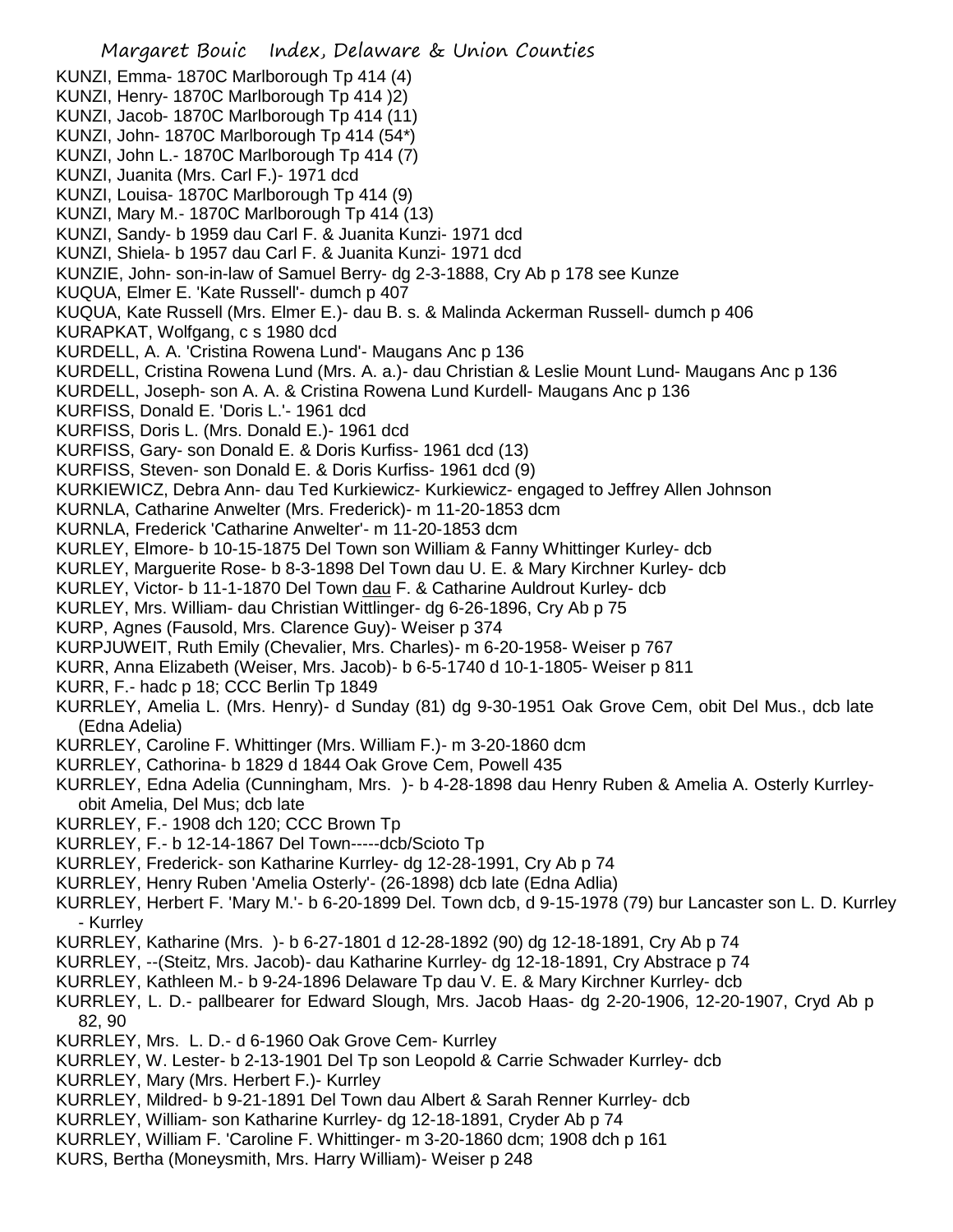KUNZI, Emma- 1870C Marlborough Tp 414 (4)
KUNZI, Henry- 1870C Marlborough Tp 414 )2)
KUNZI, Jacob- 1870C Marlborough Tp 414 (11)
KUNZI, John- 1870C Marlborough Tp 414 (54*)
KUNZI, John L.- 1870C Marlborough Tp 414 (7)
KUNZI, Juanita (Mrs. Carl F.)- 1971 dcd
KUNZI, Louisa- 1870C Marlborough Tp 414 (9)
KUNZI, Mary M.- 1870C Marlborough Tp 414 (13)
KUNZI, Sandy- b 1959 dau Carl F. & Juanita Kunzi- 1971 dcd
KUNZI, Shiela- b 1957 dau Carl F. & Juanita Kunzi- 1971 dcd
KUNZIE, John- son-in-law of Samuel Berry- dg 2-3-1888, Cry Ab p 178 see Kunze
KUQUA, Elmer E. 'Kate Russell'- dumch p 407
KUQUA, Kate Russell (Mrs. Elmer E.)- dau B. s. & Malinda Ackerman Russell- dumch p 406
KURAPKAT, Wolfgang, c s 1980 dcd
KURDELL, A. A. 'Cristina Rowena Lund'- Maugans Anc p 136
KURDELL, Cristina Rowena Lund (Mrs. A. a.)- dau Christian & Leslie Mount Lund- Maugans Anc p 136
KURDELL, Joseph- son A. A. & Cristina Rowena Lund Kurdell- Maugans Anc p 136
KURFISS, Donald E. 'Doris L.'- 1961 dcd
KURFISS, Doris L. (Mrs. Donald E.)- 1961 dcd
KURFISS, Gary- son Donald E. & Doris Kurfiss- 1961 dcd (13)
KURFISS, Steven- son Donald E. & Doris Kurfiss- 1961 dcd (9)
KURKIEWICZ, Debra Ann- dau Ted Kurkiewicz- Kurkiewicz- engaged to Jeffrey Allen Johnson
KURNLA, Catharine Anwelter (Mrs. Frederick)- m 11-20-1853 dcm
KURNLA, Frederick 'Catharine Anwelter'- m 11-20-1853 dcm
KURLEY, Elmore- b 10-15-1875 Del Town son William & Fanny Whittinger Kurley- dcb
KURLEY, Marguerite Rose- b 8-3-1898 Del Town dau U. E. & Mary Kirchner Kurley- dcb
KURLEY, Victor- b 11-1-1870 Del Town dau F. & Catharine Auldrout Kurley- dcb
KURLEY, Mrs. William- dau Christian Wittlinger- dg 6-26-1896, Cry Ab p 75
KURP, Agnes (Fausold, Mrs. Clarence Guy)- Weiser p 374
KURPJUWEIT, Ruth Emily (Chevalier, Mrs. Charles)- m 6-20-1958- Weiser p 767
KURR, Anna Elizabeth (Weiser, Mrs. Jacob)- b 6-5-1740 d 10-1-1805- Weiser p 811
KURR, F.- hadc p 18; CCC Berlin Tp 1849
KURRLEY, Amelia L. (Mrs. Henry)- d Sunday (81) dg 9-30-1951 Oak Grove Cem, obit Del Mus., dcb late (Edna Adelia)
KURRLEY, Caroline F. Whittinger (Mrs. William F.)- m 3-20-1860 dcm
KURRLEY, Cathorina- b 1829 d 1844 Oak Grove Cem, Powell 435
KURRLEY, Edna Adelia (Cunningham, Mrs. )- b 4-28-1898 dau Henry Ruben & Amelia A. Osterly Kurrley- obit Amelia, Del Mus; dcb late
KURRLEY, F.- 1908 dch 120; CCC Brown Tp
KURRLEY, F.- b 12-14-1867 Del Town-----dcb/Scioto Tp
KURRLEY, Frederick- son Katharine Kurrley- dg 12-28-1991, Cry Ab p 74
KURRLEY, Henry Ruben 'Amelia Osterly'- (26-1898) dcb late (Edna Adlia)
KURRLEY, Herbert F. 'Mary M.'- b 6-20-1899 Del. Town dcb, d 9-15-1978 (79) bur Lancaster son L. D. Kurrley - Kurrley
KURRLEY, Katharine (Mrs. )- b 6-27-1801 d 12-28-1892 (90) dg 12-18-1891, Cry Ab p 74
KURRLEY, --(Steitz, Mrs. Jacob)- dau Katharine Kurrley- dg 12-18-1891, Cry Abstrace p 74
KURRLEY, Kathleen M.- b 9-24-1896 Delaware Tp dau V. E. & Mary Kirchner Kurrley- dcb
KURRLEY, L. D.- pallbearer for Edward Slough, Mrs. Jacob Haas- dg 2-20-1906, 12-20-1907, Cryd Ab p 82, 90
KURRLEY, Mrs. L. D.- d 6-1960 Oak Grove Cem- Kurrley
KURRLEY, W. Lester- b 2-13-1901 Del Tp son Leopold & Carrie Schwader Kurrley- dcb
KURRLEY, Mary (Mrs. Herbert F.)- Kurrley
KURRLEY, Mildred- b 9-21-1891 Del Town dau Albert & Sarah Renner Kurrley- dcb
KURRLEY, William- son Katharine Kurrley- dg 12-18-1891, Cryder Ab p 74
KURRLEY, William F. 'Caroline F. Whittinger- m 3-20-1860 dcm; 1908 dch p 161
KURS, Bertha (Moneysmith, Mrs. Harry William)- Weiser p 248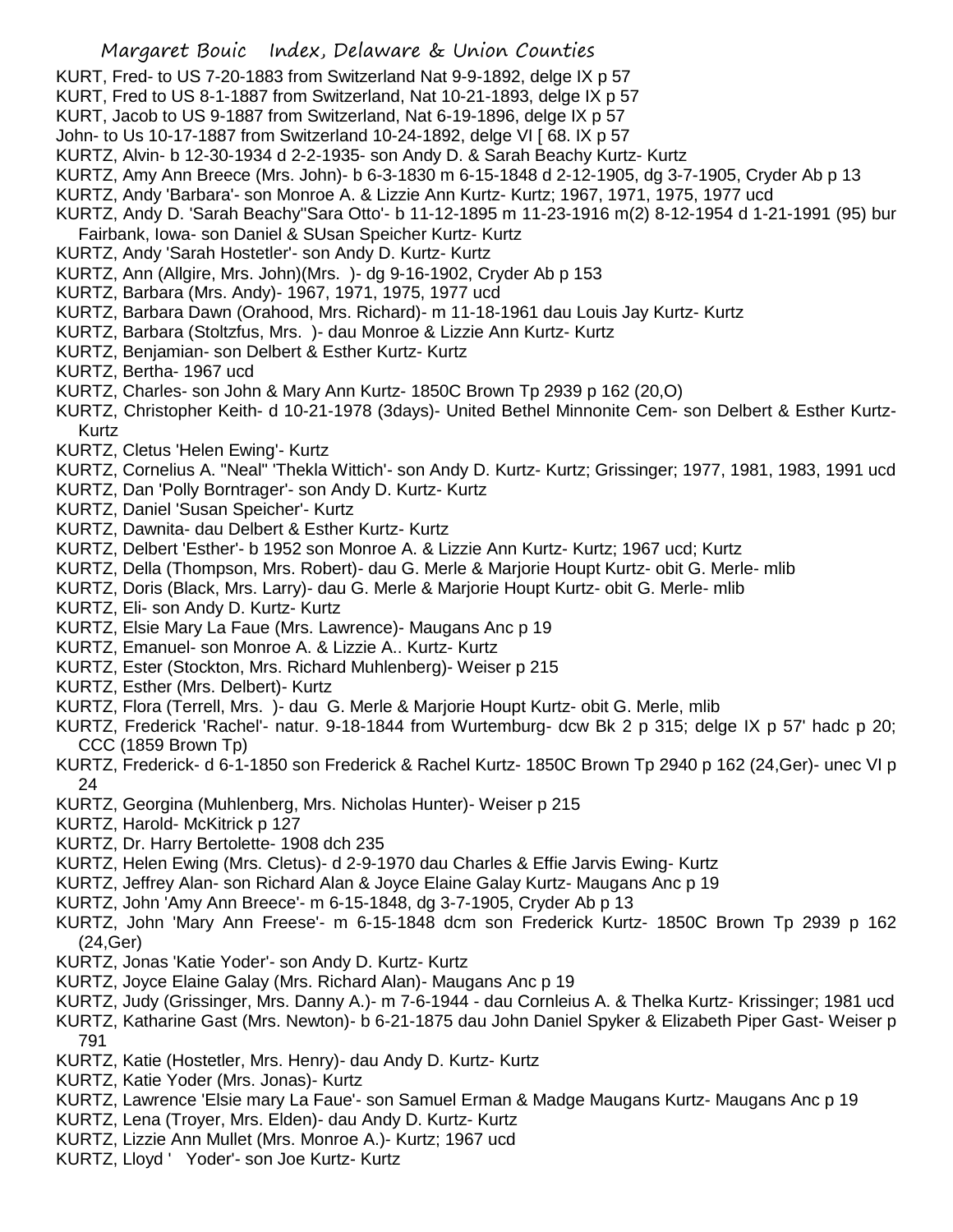KURT, Fred- to US 7-20-1883 from Switzerland Nat 9-9-1892, delge IX p 57
KURT, Fred to US 8-1-1887 from Switzerland, Nat 10-21-1893, delge IX p 57
KURT, Jacob to US 9-1887 from Switzerland, Nat 6-19-1896, delge IX p 57
John- to Us 10-17-1887 from Switzerland 10-24-1892, delge VI [ 68. IX p 57
KURTZ, Alvin- b 12-30-1934 d 2-2-1935- son Andy D. & Sarah Beachy Kurtz- Kurtz
KURTZ, Amy Ann Breece (Mrs. John)- b 6-3-1830 m 6-15-1848 d 2-12-1905, dg 3-7-1905, Cryder Ab p 13
KURTZ, Andy 'Barbara'- son Monroe A. & Lizzie Ann Kurtz- Kurtz; 1967, 1971, 1975, 1977 ucd
KURTZ, Andy D. 'Sarah Beachy''Sara Otto'- b 11-12-1895 m 11-23-1916 m(2) 8-12-1954 d 1-21-1991 (95) bur Fairbank, Iowa- son Daniel & SUsan Speicher Kurtz- Kurtz
KURTZ, Andy 'Sarah Hostetler'- son Andy D. Kurtz- Kurtz
KURTZ, Ann (Allgire, Mrs. John)(Mrs. )- dg 9-16-1902, Cryder Ab p 153
KURTZ, Barbara (Mrs. Andy)- 1967, 1971, 1975, 1977 ucd
KURTZ, Barbara Dawn (Orahood, Mrs. Richard)- m 11-18-1961 dau Louis Jay Kurtz- Kurtz
KURTZ, Barbara (Stoltzfus, Mrs. )- dau Monroe & Lizzie Ann Kurtz- Kurtz
KURTZ, Benjamian- son Delbert & Esther Kurtz- Kurtz
KURTZ, Bertha- 1967 ucd
KURTZ, Charles- son John & Mary Ann Kurtz- 1850C Brown Tp 2939 p 162 (20,O)
KURTZ, Christopher Keith- d 10-21-1978 (3days)- United Bethel Minnonite Cem- son Delbert & Esther Kurtz- Kurtz
KURTZ, Cletus 'Helen Ewing'- Kurtz
KURTZ, Cornelius A. "Neal" 'Thekla Wittich'- son Andy D. Kurtz- Kurtz; Grissinger; 1977, 1981, 1983, 1991 ucd
KURTZ, Dan 'Polly Borntrager'- son Andy D. Kurtz- Kurtz
KURTZ, Daniel 'Susan Speicher'- Kurtz
KURTZ, Dawnita- dau Delbert & Esther Kurtz- Kurtz
KURTZ, Delbert 'Esther'- b 1952 son Monroe A. & Lizzie Ann Kurtz- Kurtz; 1967 ucd; Kurtz
KURTZ, Della (Thompson, Mrs. Robert)- dau G. Merle & Marjorie Houpt Kurtz- obit G. Merle- mlib
KURTZ, Doris (Black, Mrs. Larry)- dau G. Merle & Marjorie Houpt Kurtz- obit G. Merle- mlib
KURTZ, Eli- son Andy D. Kurtz- Kurtz
KURTZ, Elsie Mary La Faue (Mrs. Lawrence)- Maugans Anc p 19
KURTZ, Emanuel- son Monroe A. & Lizzie A.. Kurtz- Kurtz
KURTZ, Ester (Stockton, Mrs. Richard Muhlenberg)- Weiser p 215
KURTZ, Esther (Mrs. Delbert)- Kurtz
KURTZ, Flora (Terrell, Mrs. )- dau G. Merle & Marjorie Houpt Kurtz- obit G. Merle, mlib
KURTZ, Frederick 'Rachel'- natur. 9-18-1844 from Wurtemburg- dcw Bk 2 p 315; delge IX p 57' hadc p 20; CCC (1859 Brown Tp)
KURTZ, Frederick- d 6-1-1850 son Frederick & Rachel Kurtz- 1850C Brown Tp 2940 p 162 (24,Ger)- unec VI p 24
KURTZ, Georgina (Muhlenberg, Mrs. Nicholas Hunter)- Weiser p 215
KURTZ, Harold- McKitrick p 127
KURTZ, Dr. Harry Bertolette- 1908 dch 235
KURTZ, Helen Ewing (Mrs. Cletus)- d 2-9-1970 dau Charles & Effie Jarvis Ewing- Kurtz
KURTZ, Jeffrey Alan- son Richard Alan & Joyce Elaine Galay Kurtz- Maugans Anc p 19
KURTZ, John 'Amy Ann Breece'- m 6-15-1848, dg 3-7-1905, Cryder Ab p 13
KURTZ, John 'Mary Ann Freese'- m 6-15-1848 dcm son Frederick Kurtz- 1850C Brown Tp 2939 p 162 (24,Ger)
KURTZ, Jonas 'Katie Yoder'- son Andy D. Kurtz- Kurtz
KURTZ, Joyce Elaine Galay (Mrs. Richard Alan)- Maugans Anc p 19
KURTZ, Judy (Grissinger, Mrs. Danny A.)- m 7-6-1944 - dau Cornleius A. & Thelka Kurtz- Krissinger; 1981 ucd
KURTZ, Katharine Gast (Mrs. Newton)- b 6-21-1875 dau John Daniel Spyker & Elizabeth Piper Gast- Weiser p 791
KURTZ, Katie (Hostetler, Mrs. Henry)- dau Andy D. Kurtz- Kurtz
KURTZ, Katie Yoder (Mrs. Jonas)- Kurtz
KURTZ, Lawrence 'Elsie mary La Faue'- son Samuel Erman & Madge Maugans Kurtz- Maugans Anc p 19
KURTZ, Lena (Troyer, Mrs. Elden)- dau Andy D. Kurtz- Kurtz
KURTZ, Lizzie Ann Mullet (Mrs. Monroe A.)- Kurtz; 1967 ucd
KURTZ, Lloyd ' Yoder'- son Joe Kurtz- Kurtz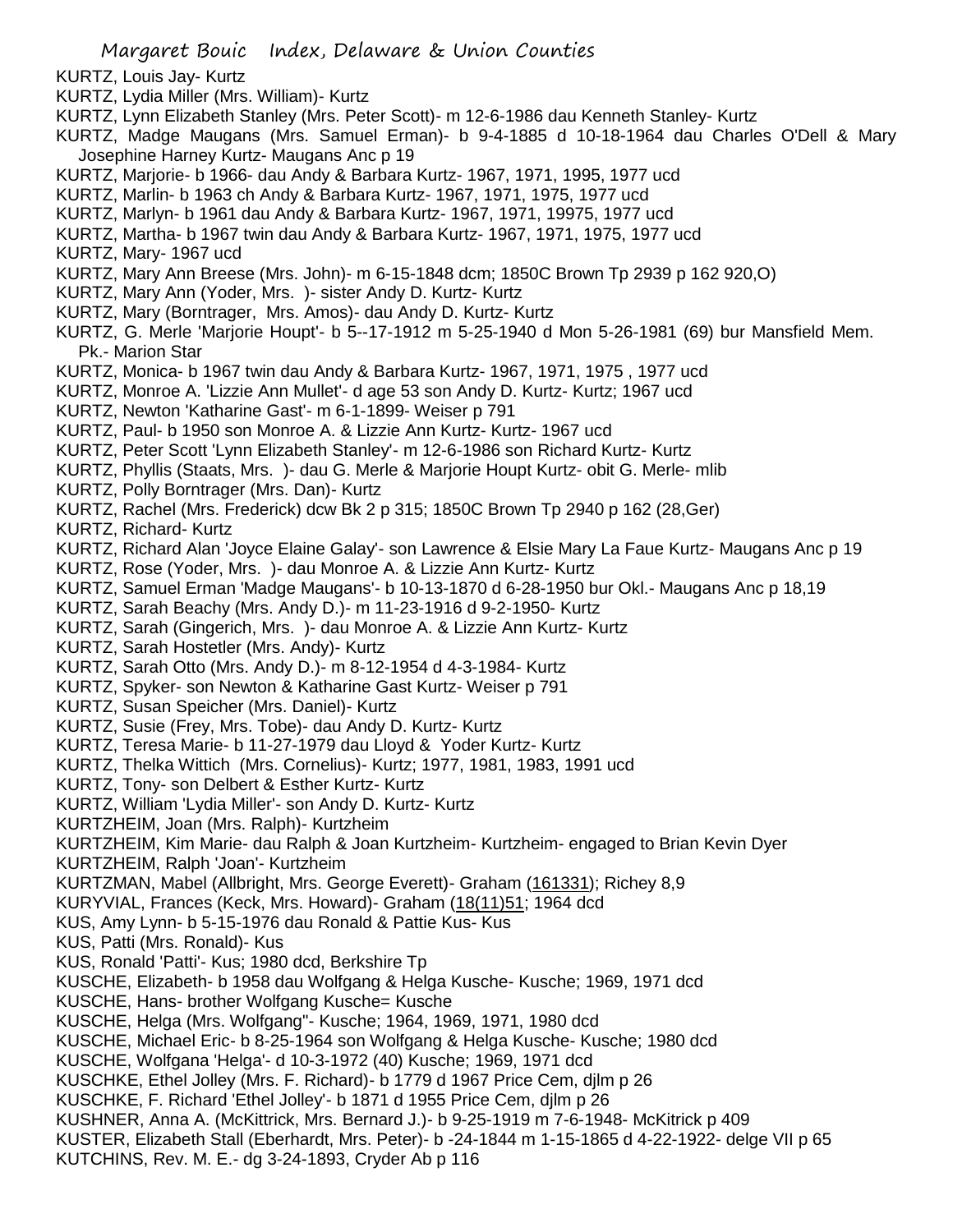KURTZ, Louis Jay- Kurtz
KURTZ, Lydia Miller (Mrs. William)- Kurtz
KURTZ, Lynn Elizabeth Stanley (Mrs. Peter Scott)- m 12-6-1986 dau Kenneth Stanley- Kurtz
KURTZ, Madge Maugans (Mrs. Samuel Erman)- b 9-4-1885 d 10-18-1964 dau Charles O'Dell & Mary Josephine Harney Kurtz- Maugans Anc p 19
KURTZ, Marjorie- b 1966- dau Andy & Barbara Kurtz- 1967, 1971, 1995, 1977 ucd
KURTZ, Marlin- b 1963 ch Andy & Barbara Kurtz- 1967, 1971, 1975, 1977 ucd
KURTZ, Marlyn- b 1961 dau Andy & Barbara Kurtz- 1967, 1971, 19975, 1977 ucd
KURTZ, Martha- b 1967 twin dau Andy & Barbara Kurtz- 1967, 1971, 1975, 1977 ucd
KURTZ, Mary- 1967 ucd
KURTZ, Mary Ann Breese (Mrs. John)- m 6-15-1848 dcm; 1850C Brown Tp 2939 p 162 920,O)
KURTZ, Mary Ann (Yoder, Mrs. )- sister Andy D. Kurtz- Kurtz
KURTZ, Mary (Borntrager, Mrs. Amos)- dau Andy D. Kurtz- Kurtz
KURTZ, G. Merle 'Marjorie Houpt'- b 5--17-1912 m 5-25-1940 d Mon 5-26-1981 (69) bur Mansfield Mem. Pk.- Marion Star
KURTZ, Monica- b 1967 twin dau Andy & Barbara Kurtz- 1967, 1971, 1975 , 1977 ucd
KURTZ, Monroe A. 'Lizzie Ann Mullet'- d age 53 son Andy D. Kurtz- Kurtz; 1967 ucd
KURTZ, Newton 'Katharine Gast'- m 6-1-1899- Weiser p 791
KURTZ, Paul- b 1950 son Monroe A. & Lizzie Ann Kurtz- Kurtz- 1967 ucd
KURTZ, Peter Scott 'Lynn Elizabeth Stanley'- m 12-6-1986 son Richard Kurtz- Kurtz
KURTZ, Phyllis (Staats, Mrs. )- dau G. Merle & Marjorie Houpt Kurtz- obit G. Merle- mlib
KURTZ, Polly Borntrager (Mrs. Dan)- Kurtz
KURTZ, Rachel (Mrs. Frederick) dcw Bk 2 p 315; 1850C Brown Tp 2940 p 162 (28,Ger)
KURTZ, Richard- Kurtz
KURTZ, Richard Alan 'Joyce Elaine Galay'- son Lawrence & Elsie Mary La Faue Kurtz- Maugans Anc p 19
KURTZ, Rose (Yoder, Mrs. )- dau Monroe A. & Lizzie Ann Kurtz- Kurtz
KURTZ, Samuel Erman 'Madge Maugans'- b 10-13-1870 d 6-28-1950 bur Okl.- Maugans Anc p 18,19
KURTZ, Sarah Beachy (Mrs. Andy D.)- m 11-23-1916 d 9-2-1950- Kurtz
KURTZ, Sarah (Gingerich, Mrs. )- dau Monroe A. & Lizzie Ann Kurtz- Kurtz
KURTZ, Sarah Hostetler (Mrs. Andy)- Kurtz
KURTZ, Sarah Otto (Mrs. Andy D.)- m 8-12-1954 d 4-3-1984- Kurtz
KURTZ, Spyker- son Newton & Katharine Gast Kurtz- Weiser p 791
KURTZ, Susan Speicher (Mrs. Daniel)- Kurtz
KURTZ, Susie (Frey, Mrs. Tobe)- dau Andy D. Kurtz- Kurtz
KURTZ, Teresa Marie- b 11-27-1979 dau Lloyd & Yoder Kurtz- Kurtz
KURTZ, Thelka Wittich (Mrs. Cornelius)- Kurtz; 1977, 1981, 1983, 1991 ucd
KURTZ, Tony- son Delbert & Esther Kurtz- Kurtz
KURTZ, William 'Lydia Miller'- son Andy D. Kurtz- Kurtz
KURTZHEIM, Joan (Mrs. Ralph)- Kurtzheim
KURTZHEIM, Kim Marie- dau Ralph & Joan Kurtzheim- Kurtzheim- engaged to Brian Kevin Dyer
KURTZHEIM, Ralph 'Joan'- Kurtzheim
KURTZMAN, Mabel (Allbright, Mrs. George Everett)- Graham (161331); Richey 8,9
KURYVIAL, Frances (Keck, Mrs. Howard)- Graham (18(11)51; 1964 dcd
KUS, Amy Lynn- b 5-15-1976 dau Ronald & Pattie Kus- Kus
KUS, Patti (Mrs. Ronald)- Kus
KUS, Ronald 'Patti'- Kus; 1980 dcd, Berkshire Tp
KUSCHE, Elizabeth- b 1958 dau Wolfgang & Helga Kusche- Kusche; 1969, 1971 dcd
KUSCHE, Hans- brother Wolfgang Kusche= Kusche
KUSCHE, Helga (Mrs. Wolfgang"- Kusche; 1964, 1969, 1971, 1980 dcd
KUSCHE, Michael Eric- b 8-25-1964 son Wolfgang & Helga Kusche- Kusche; 1980 dcd
KUSCHE, Wolfgana 'Helga'- d 10-3-1972 (40) Kusche; 1969, 1971 dcd
KUSCHKE, Ethel Jolley (Mrs. F. Richard)- b 1779 d 1967 Price Cem, djlm p 26
KUSCHKE, F. Richard 'Ethel Jolley'- b 1871 d 1955 Price Cem, djlm p 26
KUSHNER, Anna A. (McKittrick, Mrs. Bernard J.)- b 9-25-1919 m 7-6-1948- McKitrick p 409
KUSTER, Elizabeth Stall (Eberhardt, Mrs. Peter)- b -24-1844 m 1-15-1865 d 4-22-1922- delge VII p 65
KUTCHINS, Rev. M. E.- dg 3-24-1893, Cryder Ab p 116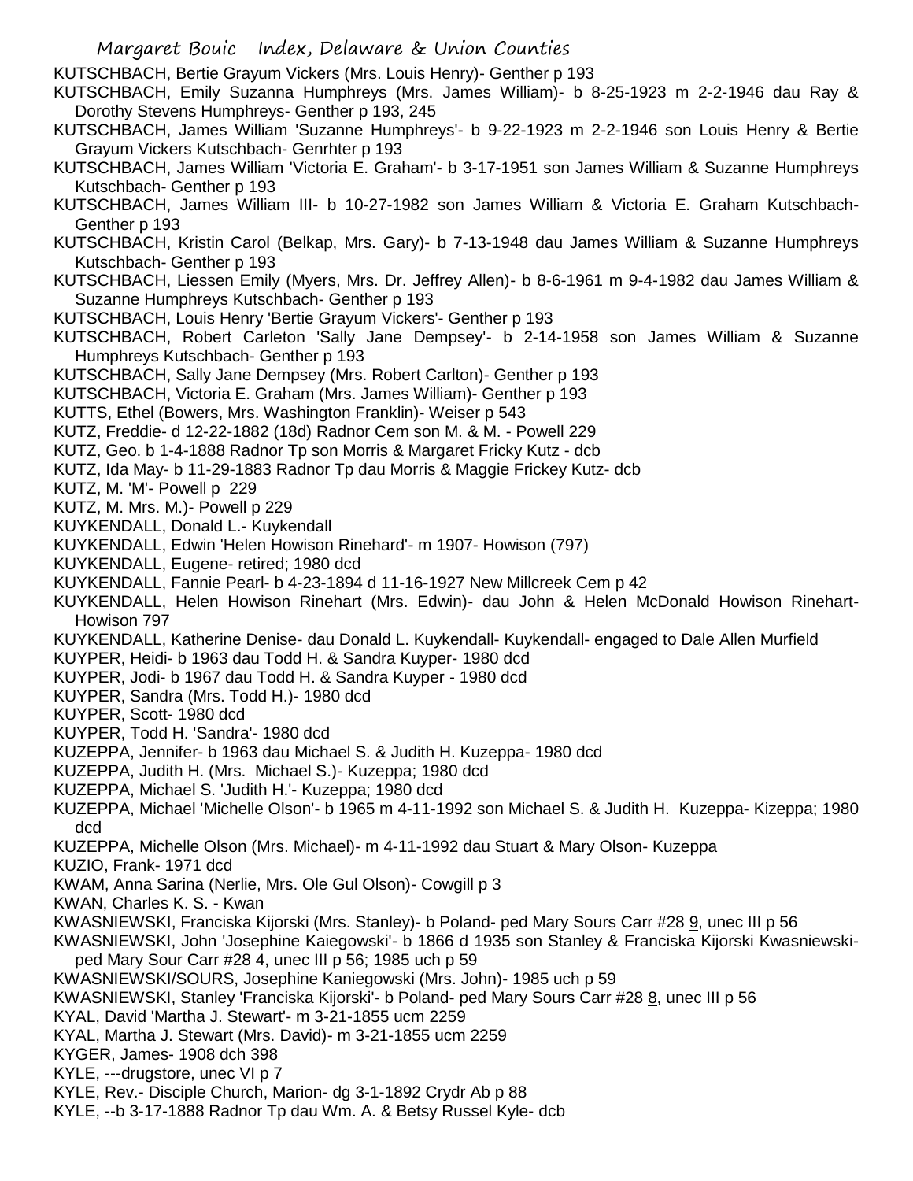KUTSCHBACH, Bertie Grayum Vickers (Mrs. Louis Henry)- Genther p 193

KUTSCHBACH, Emily Suzanna Humphreys (Mrs. James William)- b 8-25-1923 m 2-2-1946 dau Ray & Dorothy Stevens Humphreys- Genther p 193, 245

KUTSCHBACH, James William 'Suzanne Humphreys'- b 9-22-1923 m 2-2-1946 son Louis Henry & Bertie Grayum Vickers Kutschbach- Genrhter p 193

KUTSCHBACH, James William 'Victoria E. Graham'- b 3-17-1951 son James William & Suzanne Humphreys Kutschbach- Genther p 193

KUTSCHBACH, James William III- b 10-27-1982 son James William & Victoria E. Graham Kutschbach- Genther p 193

KUTSCHBACH, Kristin Carol (Belkap, Mrs. Gary)- b 7-13-1948 dau James William & Suzanne Humphreys Kutschbach- Genther p 193

KUTSCHBACH, Liessen Emily (Myers, Mrs. Dr. Jeffrey Allen)- b 8-6-1961 m 9-4-1982 dau James William & Suzanne Humphreys Kutschbach- Genther p 193

KUTSCHBACH, Louis Henry 'Bertie Grayum Vickers'- Genther p 193

KUTSCHBACH, Robert Carleton 'Sally Jane Dempsey'- b 2-14-1958 son James William & Suzanne Humphreys Kutschbach- Genther p 193

KUTSCHBACH, Sally Jane Dempsey (Mrs. Robert Carlton)- Genther p 193

KUTSCHBACH, Victoria E. Graham (Mrs. James William)- Genther p 193

KUTTS, Ethel (Bowers, Mrs. Washington Franklin)- Weiser p 543

KUTZ, Freddie- d 12-22-1882 (18d) Radnor Cem son M. & M. - Powell 229

KUTZ, Geo. b 1-4-1888 Radnor Tp son Morris & Margaret Fricky Kutz - dcb

KUTZ, Ida May- b 11-29-1883 Radnor Tp dau Morris & Maggie Frickey Kutz- dcb

KUTZ, M. 'M'- Powell p 229

KUTZ, M. Mrs. M.)- Powell p 229

KUYKENDALL, Donald L.- Kuykendall

KUYKENDALL, Edwin 'Helen Howison Rinehard'- m 1907- Howison (797)

KUYKENDALL, Eugene- retired; 1980 dcd

KUYKENDALL, Fannie Pearl- b 4-23-1894 d 11-16-1927 New Millcreek Cem p 42

KUYKENDALL, Helen Howison Rinehart (Mrs. Edwin)- dau John & Helen McDonald Howison Rinehart- Howison 797

KUYKENDALL, Katherine Denise- dau Donald L. Kuykendall- Kuykendall- engaged to Dale Allen Murfield

KUYPER, Heidi- b 1963 dau Todd H. & Sandra Kuyper- 1980 dcd

KUYPER, Jodi- b 1967 dau Todd H. & Sandra Kuyper - 1980 dcd

KUYPER, Sandra (Mrs. Todd H.)- 1980 dcd

KUYPER, Scott- 1980 dcd

KUYPER, Todd H. 'Sandra'- 1980 dcd

KUZEPPA, Jennifer- b 1963 dau Michael S. & Judith H. Kuzeppa- 1980 dcd

KUZEPPA, Judith H. (Mrs. Michael S.)- Kuzeppa; 1980 dcd

KUZEPPA, Michael S. 'Judith H.'- Kuzeppa; 1980 dcd

KUZEPPA, Michael 'Michelle Olson'- b 1965 m 4-11-1992 son Michael S. & Judith H. Kuzeppa- Kizeppa; 1980 dcd

KUZEPPA, Michelle Olson (Mrs. Michael)- m 4-11-1992 dau Stuart & Mary Olson- Kuzeppa

KUZIO, Frank- 1971 dcd

KWAM, Anna Sarina (Nerlie, Mrs. Ole Gul Olson)- Cowgill p 3

KWAN, Charles K. S. - Kwan

KWASNIEWSKI, Franciska Kijorski (Mrs. Stanley)- b Poland- ped Mary Sours Carr #28 9, unec III p 56

KWASNIEWSKI, John 'Josephine Kaiegowski'- b 1866 d 1935 son Stanley & Franciska Kijorski Kwasniewski- ped Mary Sour Carr #28 4, unec III p 56; 1985 uch p 59

KWASNIEWSKI/SOURS, Josephine Kaniegowski (Mrs. John)- 1985 uch p 59

KWASNIEWSKI, Stanley 'Franciska Kijorski'- b Poland- ped Mary Sours Carr #28 8, unec III p 56

KYAL, David 'Martha J. Stewart'- m 3-21-1855 ucm 2259

KYAL, Martha J. Stewart (Mrs. David)- m 3-21-1855 ucm 2259

KYGER, James- 1908 dch 398

KYLE, ---drugstore, unec VI p 7

KYLE, Rev.- Disciple Church, Marion- dg 3-1-1892 Crydr Ab p 88

KYLE, --b 3-17-1888 Radnor Tp dau Wm. A. & Betsy Russel Kyle- dcb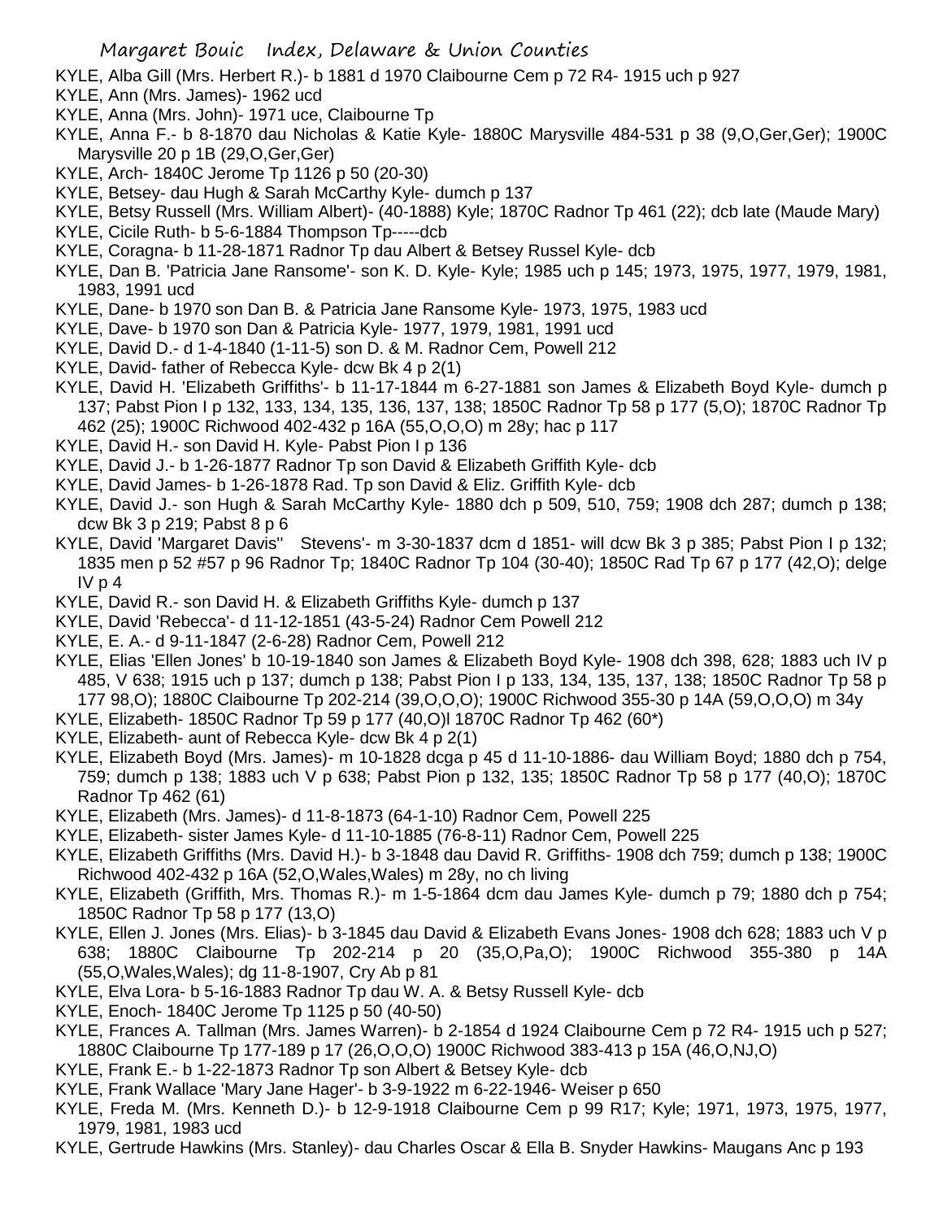KYLE, Alba Gill (Mrs. Herbert R.)- b 1881 d 1970 Claibourne Cem p 72 R4- 1915 uch p 927

KYLE, Ann (Mrs. James)- 1962 ucd

KYLE, Anna (Mrs. John)- 1971 uce, Claibourne Tp

KYLE, Anna F.- b 8-1870 dau Nicholas & Katie Kyle- 1880C Marysville 484-531 p 38 (9,O,Ger,Ger); 1900C Marysville 20 p 1B (29,O,Ger,Ger)

KYLE, Arch- 1840C Jerome Tp 1126 p 50 (20-30)

KYLE, Betsey- dau Hugh & Sarah McCarthy Kyle- dumch p 137

KYLE, Betsy Russell (Mrs. William Albert)- (40-1888) Kyle; 1870C Radnor Tp 461 (22); dcb late (Maude Mary)

KYLE, Cicile Ruth- b 5-6-1884 Thompson Tp-----dcb

KYLE, Coragna- b 11-28-1871 Radnor Tp dau Albert & Betsey Russel Kyle- dcb

KYLE, Dan B. 'Patricia Jane Ransome'- son K. D. Kyle- Kyle; 1985 uch p 145; 1973, 1975, 1977, 1979, 1981, 1983, 1991 ucd

KYLE, Dane- b 1970 son Dan B. & Patricia Jane Ransome Kyle- 1973, 1975, 1983 ucd

KYLE, Dave- b 1970 son Dan & Patricia Kyle- 1977, 1979, 1981, 1991 ucd

KYLE, David D.- d 1-4-1840 (1-11-5) son D. & M. Radnor Cem, Powell 212

KYLE, David- father of Rebecca Kyle- dcw Bk 4 p 2(1)

KYLE, David H. 'Elizabeth Griffiths'- b 11-17-1844 m 6-27-1881 son James & Elizabeth Boyd Kyle- dumch p 137; Pabst Pion I p 132, 133, 134, 135, 136, 137, 138; 1850C Radnor Tp 58 p 177 (5,O); 1870C Radnor Tp 462 (25); 1900C Richwood 402-432 p 16A (55,O,O,O) m 28y; hac p 117

KYLE, David H.- son David H. Kyle- Pabst Pion I p 136

KYLE, David J.- b 1-26-1877 Radnor Tp son David & Elizabeth Griffith Kyle- dcb

KYLE, David James- b 1-26-1878 Rad. Tp son David & Eliz. Griffith Kyle- dcb

KYLE, David J.- son Hugh & Sarah McCarthy Kyle- 1880 dch p 509, 510, 759; 1908 dch 287; dumch p 138; dcw Bk 3 p 219; Pabst 8 p 6

KYLE, David 'Margaret Davis'' Stevens'- m 3-30-1837 dcm d 1851- will dcw Bk 3 p 385; Pabst Pion I p 132; 1835 men p 52 #57 p 96 Radnor Tp; 1840C Radnor Tp 104 (30-40); 1850C Rad Tp 67 p 177 (42,O); delge IV p 4

KYLE, David R.- son David H. & Elizabeth Griffiths Kyle- dumch p 137

KYLE, David 'Rebecca'- d 11-12-1851 (43-5-24) Radnor Cem Powell 212

KYLE, E. A.- d 9-11-1847 (2-6-28) Radnor Cem, Powell 212

KYLE, Elias 'Ellen Jones' b 10-19-1840 son James & Elizabeth Boyd Kyle- 1908 dch 398, 628; 1883 uch IV p 485, V 638; 1915 uch p 137; dumch p 138; Pabst Pion I p 133, 134, 135, 137, 138; 1850C Radnor Tp 58 p 177 98,O); 1880C Claibourne Tp 202-214 (39,O,O,O); 1900C Richwood 355-30 p 14A (59,O,O,O) m 34y

KYLE, Elizabeth- 1850C Radnor Tp 59 p 177 (40,O)l 1870C Radnor Tp 462 (60*)

KYLE, Elizabeth- aunt of Rebecca Kyle- dcw Bk 4 p 2(1)

KYLE, Elizabeth Boyd (Mrs. James)- m 10-1828 dcga p 45 d 11-10-1886- dau William Boyd; 1880 dch p 754, 759; dumch p 138; 1883 uch V p 638; Pabst Pion p 132, 135; 1850C Radnor Tp 58 p 177 (40,O); 1870C Radnor Tp 462 (61)

KYLE, Elizabeth (Mrs. James)- d 11-8-1873 (64-1-10) Radnor Cem, Powell 225

KYLE, Elizabeth- sister James Kyle- d 11-10-1885 (76-8-11) Radnor Cem, Powell 225

KYLE, Elizabeth Griffiths (Mrs. David H.)- b 3-1848 dau David R. Griffiths- 1908 dch 759; dumch p 138; 1900C Richwood 402-432 p 16A (52,O,Wales,Wales) m 28y, no ch living

KYLE, Elizabeth (Griffith, Mrs. Thomas R.)- m 1-5-1864 dcm dau James Kyle- dumch p 79; 1880 dch p 754; 1850C Radnor Tp 58 p 177 (13,O)

KYLE, Ellen J. Jones (Mrs. Elias)- b 3-1845 dau David & Elizabeth Evans Jones- 1908 dch 628; 1883 uch V p 638; 1880C Claibourne Tp 202-214 p 20 (35,O,Pa,O); 1900C Richwood 355-380 p 14A (55,O,Wales,Wales); dg 11-8-1907, Cry Ab p 81

KYLE, Elva Lora- b 5-16-1883 Radnor Tp dau W. A. & Betsy Russell Kyle- dcb

KYLE, Enoch- 1840C Jerome Tp 1125 p 50 (40-50)

KYLE, Frances A. Tallman (Mrs. James Warren)- b 2-1854 d 1924 Claibourne Cem p 72 R4- 1915 uch p 527; 1880C Claibourne Tp 177-189 p 17 (26,O,O,O) 1900C Richwood 383-413 p 15A (46,O,NJ,O)

KYLE, Frank E.- b 1-22-1873 Radnor Tp son Albert & Betsey Kyle- dcb

KYLE, Frank Wallace 'Mary Jane Hager'- b 3-9-1922 m 6-22-1946- Weiser p 650

KYLE, Freda M. (Mrs. Kenneth D.)- b 12-9-1918 Claibourne Cem p 99 R17; Kyle; 1971, 1973, 1975, 1977, 1979, 1981, 1983 ucd

KYLE, Gertrude Hawkins (Mrs. Stanley)- dau Charles Oscar & Ella B. Snyder Hawkins- Maugans Anc p 193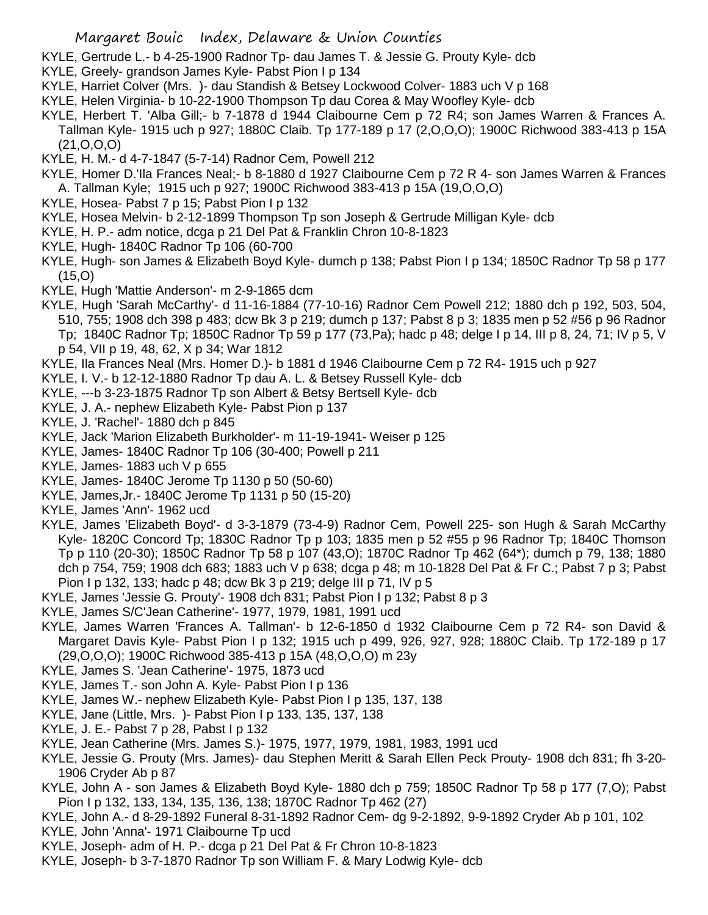KYLE, Gertrude L.- b 4-25-1900 Radnor Tp- dau James T. & Jessie G. Prouty Kyle- dcb

KYLE, Greely- grandson James Kyle- Pabst Pion I p 134

KYLE, Harriet Colver (Mrs. )- dau Standish & Betsey Lockwood Colver- 1883 uch V p 168

KYLE, Helen Virginia- b 10-22-1900 Thompson Tp dau Corea & May Woofley Kyle- dcb

KYLE, Herbert T. 'Alba Gill;- b 7-1878 d 1944 Claibourne Cem p 72 R4; son James Warren & Frances A. Tallman Kyle- 1915 uch p 927; 1880C Claib. Tp 177-189 p 17 (2,O,O,O); 1900C Richwood 383-413 p 15A (21,O,O,O)

KYLE, H. M.- d 4-7-1847 (5-7-14) Radnor Cem, Powell 212

KYLE, Homer D.'Ila Frances Neal;- b 8-1880 d 1927 Claibourne Cem p 72 R 4- son James Warren & Frances A. Tallman Kyle; 1915 uch p 927; 1900C Richwood 383-413 p 15A (19,O,O,O)

KYLE, Hosea- Pabst 7 p 15; Pabst Pion I p 132

KYLE, Hosea Melvin- b 2-12-1899 Thompson Tp son Joseph & Gertrude Milligan Kyle- dcb

KYLE, H. P.- adm notice, dcga p 21 Del Pat & Franklin Chron 10-8-1823

KYLE, Hugh- 1840C Radnor Tp 106 (60-700

KYLE, Hugh- son James & Elizabeth Boyd Kyle- dumch p 138; Pabst Pion I p 134; 1850C Radnor Tp 58 p 177 (15,O)

KYLE, Hugh 'Mattie Anderson'- m 2-9-1865 dcm

KYLE, Hugh 'Sarah McCarthy'- d 11-16-1884 (77-10-16) Radnor Cem Powell 212; 1880 dch p 192, 503, 504, 510, 755; 1908 dch 398 p 483; dcw Bk 3 p 219; dumch p 137; Pabst 8 p 3; 1835 men p 52 #56 p 96 Radnor Tp; 1840C Radnor Tp; 1850C Radnor Tp 59 p 177 (73,Pa); hadc p 48; delge I p 14, III p 8, 24, 71; IV p 5, V p 54, VII p 19, 48, 62, X p 34; War 1812

KYLE, Ila Frances Neal (Mrs. Homer D.)- b 1881 d 1946 Claibourne Cem p 72 R4- 1915 uch p 927

KYLE, I. V.- b 12-12-1880 Radnor Tp dau A. L. & Betsey Russell Kyle- dcb

KYLE, ---b 3-23-1875 Radnor Tp son Albert & Betsy Bertsell Kyle- dcb

KYLE, J. A.- nephew Elizabeth Kyle- Pabst Pion p 137

KYLE, J. 'Rachel'- 1880 dch p 845

KYLE, Jack 'Marion Elizabeth Burkholder'- m 11-19-1941- Weiser p 125

KYLE, James- 1840C Radnor Tp 106 (30-400; Powell p 211

KYLE, James- 1883 uch V p 655

KYLE, James- 1840C Jerome Tp 1130 p 50 (50-60)

KYLE, James,Jr.- 1840C Jerome Tp 1131 p 50 (15-20)

KYLE, James 'Ann'- 1962 ucd

KYLE, James 'Elizabeth Boyd'- d 3-3-1879 (73-4-9) Radnor Cem, Powell 225- son Hugh & Sarah McCarthy Kyle- 1820C Concord Tp; 1830C Radnor Tp p 103; 1835 men p 52 #55 p 96 Radnor Tp; 1840C Thomson Tp p 110 (20-30); 1850C Radnor Tp 58 p 107 (43,O); 1870C Radnor Tp 462 (64*); dumch p 79, 138; 1880 dch p 754, 759; 1908 dch 683; 1883 uch V p 638; dcga p 48; m 10-1828 Del Pat & Fr C.; Pabst 7 p 3; Pabst Pion I p 132, 133; hadc p 48; dcw Bk 3 p 219; delge III p 71, IV p 5

KYLE, James 'Jessie G. Prouty'- 1908 dch 831; Pabst Pion I p 132; Pabst 8 p 3

KYLE, James S/C'Jean Catherine'- 1977, 1979, 1981, 1991 ucd

KYLE, James Warren 'Frances A. Tallman'- b 12-6-1850 d 1932 Claibourne Cem p 72 R4- son David & Margaret Davis Kyle- Pabst Pion I p 132; 1915 uch p 499, 926, 927, 928; 1880C Claib. Tp 172-189 p 17 (29,O,O,O); 1900C Richwood 385-413 p 15A (48,O,O,O) m 23y

KYLE, James S. 'Jean Catherine'- 1975, 1873 ucd

KYLE, James T.- son John A. Kyle- Pabst Pion I p 136

KYLE, James W.- nephew Elizabeth Kyle- Pabst Pion I p 135, 137, 138

KYLE, Jane (Little, Mrs. )- Pabst Pion I p 133, 135, 137, 138

KYLE, J. E.- Pabst 7 p 28, Pabst I p 132

KYLE, Jean Catherine (Mrs. James S.)- 1975, 1977, 1979, 1981, 1983, 1991 ucd

KYLE, Jessie G. Prouty (Mrs. James)- dau Stephen Meritt & Sarah Ellen Peck Prouty- 1908 dch 831; fh 3-20-1906 Cryder Ab p 87

KYLE, John A - son James & Elizabeth Boyd Kyle- 1880 dch p 759; 1850C Radnor Tp 58 p 177 (7,O); Pabst Pion I p 132, 133, 134, 135, 136, 138; 1870C Radnor Tp 462 (27)

KYLE, John A.- d 8-29-1892 Funeral 8-31-1892 Radnor Cem- dg 9-2-1892, 9-9-1892 Cryder Ab p 101, 102

KYLE, John 'Anna'- 1971 Claibourne Tp ucd

KYLE, Joseph- adm of H. P.- dcga p 21 Del Pat & Fr Chron 10-8-1823

KYLE, Joseph- b 3-7-1870 Radnor Tp son William F. & Mary Lodwig Kyle- dcb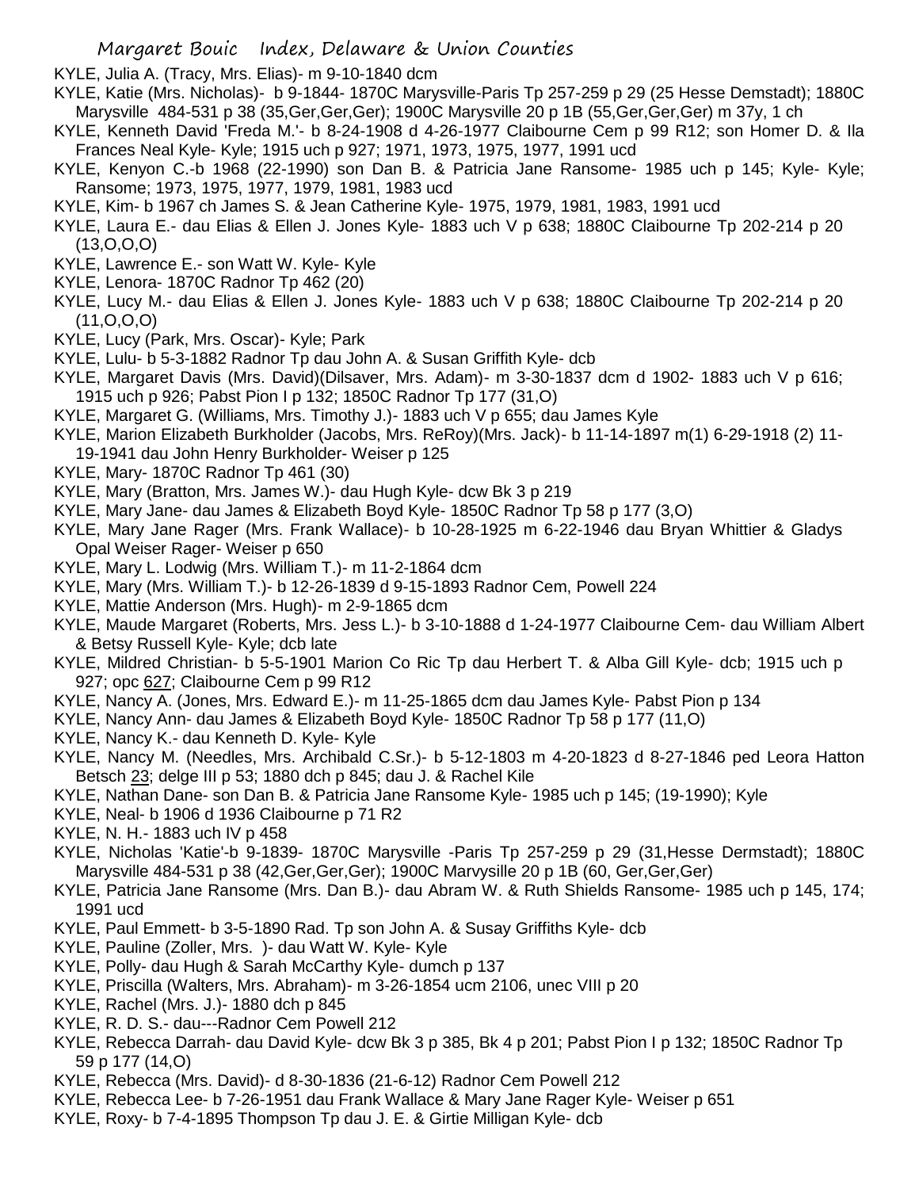KYLE, Julia A. (Tracy, Mrs. Elias)- m 9-10-1840 dcm

KYLE, Katie (Mrs. Nicholas)- b 9-1844- 1870C Marysville-Paris Tp 257-259 p 29 (25 Hesse Demstadt); 1880C Marysville 484-531 p 38 (35,Ger,Ger,Ger); 1900C Marysville 20 p 1B (55,Ger,Ger,Ger) m 37y, 1 ch

KYLE, Kenneth David 'Freda M.'- b 8-24-1908 d 4-26-1977 Claibourne Cem p 99 R12; son Homer D. & Ila Frances Neal Kyle- Kyle; 1915 uch p 927; 1971, 1973, 1975, 1977, 1991 ucd

KYLE, Kenyon C.-b 1968 (22-1990) son Dan B. & Patricia Jane Ransome- 1985 uch p 145; Kyle- Kyle; Ransome; 1973, 1975, 1977, 1979, 1981, 1983 ucd

KYLE, Kim- b 1967 ch James S. & Jean Catherine Kyle- 1975, 1979, 1981, 1983, 1991 ucd

KYLE, Laura E.- dau Elias & Ellen J. Jones Kyle- 1883 uch V p 638; 1880C Claibourne Tp 202-214 p 20 (13,O,O,O)

KYLE, Lawrence E.- son Watt W. Kyle- Kyle

KYLE, Lenora- 1870C Radnor Tp 462 (20)

KYLE, Lucy M.- dau Elias & Ellen J. Jones Kyle- 1883 uch V p 638; 1880C Claibourne Tp 202-214 p 20 (11,O,O,O)

KYLE, Lucy (Park, Mrs. Oscar)- Kyle; Park

KYLE, Lulu- b 5-3-1882 Radnor Tp dau John A. & Susan Griffith Kyle- dcb

KYLE, Margaret Davis (Mrs. David)(Dilsaver, Mrs. Adam)- m 3-30-1837 dcm d 1902- 1883 uch V p 616; 1915 uch p 926; Pabst Pion I p 132; 1850C Radnor Tp 177 (31,O)

KYLE, Margaret G. (Williams, Mrs. Timothy J.)- 1883 uch V p 655; dau James Kyle

KYLE, Marion Elizabeth Burkholder (Jacobs, Mrs. ReRoy)(Mrs. Jack)- b 11-14-1897 m(1) 6-29-1918 (2) 11-19-1941 dau John Henry Burkholder- Weiser p 125

KYLE, Mary- 1870C Radnor Tp 461 (30)

KYLE, Mary (Bratton, Mrs. James W.)- dau Hugh Kyle- dcw Bk 3 p 219

KYLE, Mary Jane- dau James & Elizabeth Boyd Kyle- 1850C Radnor Tp 58 p 177 (3,O)

KYLE, Mary Jane Rager (Mrs. Frank Wallace)- b 10-28-1925 m 6-22-1946 dau Bryan Whittier & Gladys Opal Weiser Rager- Weiser p 650

KYLE, Mary L. Lodwig (Mrs. William T.)- m 11-2-1864 dcm

KYLE, Mary (Mrs. William T.)- b 12-26-1839 d 9-15-1893 Radnor Cem, Powell 224

KYLE, Mattie Anderson (Mrs. Hugh)- m 2-9-1865 dcm

KYLE, Maude Margaret (Roberts, Mrs. Jess L.)- b 3-10-1888 d 1-24-1977 Claibourne Cem- dau William Albert & Betsy Russell Kyle- Kyle; dcb late

KYLE, Mildred Christian- b 5-5-1901 Marion Co Ric Tp dau Herbert T. & Alba Gill Kyle- dcb; 1915 uch p 927; opc 627; Claibourne Cem p 99 R12

KYLE, Nancy A. (Jones, Mrs. Edward E.)- m 11-25-1865 dcm dau James Kyle- Pabst Pion p 134

KYLE, Nancy Ann- dau James & Elizabeth Boyd Kyle- 1850C Radnor Tp 58 p 177 (11,O)

KYLE, Nancy K.- dau Kenneth D. Kyle- Kyle

KYLE, Nancy M. (Needles, Mrs. Archibald C.Sr.)- b 5-12-1803 m 4-20-1823 d 8-27-1846 ped Leora Hatton Betsch 23; delge III p 53; 1880 dch p 845; dau J. & Rachel Kile

KYLE, Nathan Dane- son Dan B. & Patricia Jane Ransome Kyle- 1985 uch p 145; (19-1990); Kyle

KYLE, Neal- b 1906 d 1936 Claibourne p 71 R2

KYLE, N. H.- 1883 uch IV p 458

KYLE, Nicholas 'Katie'-b 9-1839- 1870C Marysville -Paris Tp 257-259 p 29 (31,Hesse Dermstadt); 1880C Marysville 484-531 p 38 (42,Ger,Ger,Ger); 1900C Marvysille 20 p 1B (60, Ger,Ger,Ger)

KYLE, Patricia Jane Ransome (Mrs. Dan B.)- dau Abram W. & Ruth Shields Ransome- 1985 uch p 145, 174; 1991 ucd

KYLE, Paul Emmett- b 3-5-1890 Rad. Tp son John A. & Susay Griffiths Kyle- dcb

KYLE, Pauline (Zoller, Mrs. )- dau Watt W. Kyle- Kyle

KYLE, Polly- dau Hugh & Sarah McCarthy Kyle- dumch p 137

KYLE, Priscilla (Walters, Mrs. Abraham)- m 3-26-1854 ucm 2106, unec VIII p 20

KYLE, Rachel (Mrs. J.)- 1880 dch p 845

KYLE, R. D. S.- dau---Radnor Cem Powell 212

KYLE, Rebecca Darrah- dau David Kyle- dcw Bk 3 p 385, Bk 4 p 201; Pabst Pion I p 132; 1850C Radnor Tp 59 p 177 (14,O)

KYLE, Rebecca (Mrs. David)- d 8-30-1836 (21-6-12) Radnor Cem Powell 212

KYLE, Rebecca Lee- b 7-26-1951 dau Frank Wallace & Mary Jane Rager Kyle- Weiser p 651

KYLE, Roxy- b 7-4-1895 Thompson Tp dau J. E. & Girtie Milligan Kyle- dcb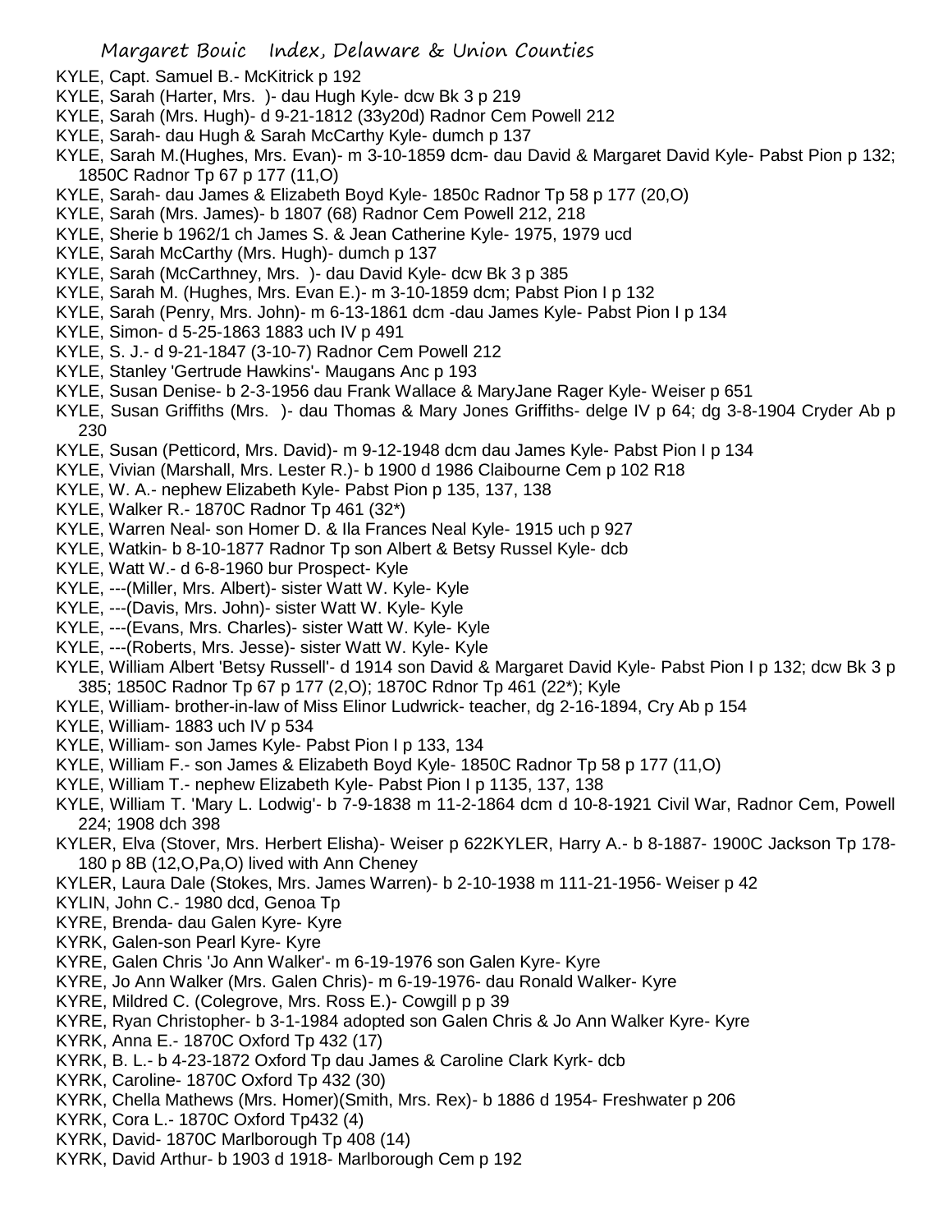KYLE, Capt. Samuel B.- McKitrick p 192
KYLE, Sarah (Harter, Mrs. )- dau Hugh Kyle- dcw Bk 3 p 219
KYLE, Sarah (Mrs. Hugh)- d 9-21-1812 (33y20d) Radnor Cem Powell 212
KYLE, Sarah- dau Hugh & Sarah McCarthy Kyle- dumch p 137
KYLE, Sarah M.(Hughes, Mrs. Evan)- m 3-10-1859 dcm- dau David & Margaret David Kyle- Pabst Pion p 132; 1850C Radnor Tp 67 p 177 (11,O)
KYLE, Sarah- dau James & Elizabeth Boyd Kyle- 1850c Radnor Tp 58 p 177 (20,O)
KYLE, Sarah (Mrs. James)- b 1807 (68) Radnor Cem Powell 212, 218
KYLE, Sherie b 1962/1 ch James S. & Jean Catherine Kyle- 1975, 1979 ucd
KYLE, Sarah McCarthy (Mrs. Hugh)- dumch p 137
KYLE, Sarah (McCarthney, Mrs. )- dau David Kyle- dcw Bk 3 p 385
KYLE, Sarah M. (Hughes, Mrs. Evan E.)- m 3-10-1859 dcm; Pabst Pion I p 132
KYLE, Sarah (Penry, Mrs. John)- m 6-13-1861 dcm -dau James Kyle- Pabst Pion I p 134
KYLE, Simon- d 5-25-1863 1883 uch IV p 491
KYLE, S. J.- d 9-21-1847 (3-10-7) Radnor Cem Powell 212
KYLE, Stanley 'Gertrude Hawkins'- Maugans Anc p 193
KYLE, Susan Denise- b 2-3-1956 dau Frank Wallace & MaryJane Rager Kyle- Weiser p 651
KYLE, Susan Griffiths (Mrs. )- dau Thomas & Mary Jones Griffiths- delge IV p 64; dg 3-8-1904 Cryder Ab p 230
KYLE, Susan (Petticord, Mrs. David)- m 9-12-1948 dcm dau James Kyle- Pabst Pion I p 134
KYLE, Vivian (Marshall, Mrs. Lester R.)- b 1900 d 1986 Claibourne Cem p 102 R18
KYLE, W. A.- nephew Elizabeth Kyle- Pabst Pion p 135, 137, 138
KYLE, Walker R.- 1870C Radnor Tp 461 (32*)
KYLE, Warren Neal- son Homer D. & Ila Frances Neal Kyle- 1915 uch p 927
KYLE, Watkin- b 8-10-1877 Radnor Tp son Albert & Betsy Russel Kyle- dcb
KYLE, Watt W.- d 6-8-1960 bur Prospect- Kyle
KYLE, ---(Miller, Mrs. Albert)- sister Watt W. Kyle- Kyle
KYLE, ---(Davis, Mrs. John)- sister Watt W. Kyle- Kyle
KYLE, ---(Evans, Mrs. Charles)- sister Watt W. Kyle- Kyle
KYLE, ---(Roberts, Mrs. Jesse)- sister Watt W. Kyle- Kyle
KYLE, William Albert 'Betsy Russell'- d 1914 son David & Margaret David Kyle- Pabst Pion I p 132; dcw Bk 3 p 385; 1850C Radnor Tp 67 p 177 (2,O); 1870C Rdnor Tp 461 (22*); Kyle
KYLE, William- brother-in-law of Miss Elinor Ludwrick- teacher, dg 2-16-1894, Cry Ab p 154
KYLE, William- 1883 uch IV p 534
KYLE, William- son James Kyle- Pabst Pion I p 133, 134
KYLE, William F.- son James & Elizabeth Boyd Kyle- 1850C Radnor Tp 58 p 177 (11,O)
KYLE, William T.- nephew Elizabeth Kyle- Pabst Pion I p 1135, 137, 138
KYLE, William T. 'Mary L. Lodwig'- b 7-9-1838 m 11-2-1864 dcm d 10-8-1921 Civil War, Radnor Cem, Powell 224; 1908 dch 398
KYLER, Elva (Stover, Mrs. Herbert Elisha)- Weiser p 622KYLER, Harry A.- b 8-1887- 1900C Jackson Tp 178-180 p 8B (12,O,Pa,O) lived with Ann Cheney
KYLER, Laura Dale (Stokes, Mrs. James Warren)- b 2-10-1938 m 111-21-1956- Weiser p 42
KYLIN, John C.- 1980 dcd, Genoa Tp
KYRE, Brenda- dau Galen Kyre- Kyre
KYRK, Galen-son Pearl Kyre- Kyre
KYRE, Galen Chris 'Jo Ann Walker'- m 6-19-1976 son Galen Kyre- Kyre
KYRE, Jo Ann Walker (Mrs. Galen Chris)- m 6-19-1976- dau Ronald Walker- Kyre
KYRE, Mildred C. (Colegrove, Mrs. Ross E.)- Cowgill p p 39
KYRE, Ryan Christopher- b 3-1-1984 adopted son Galen Chris & Jo Ann Walker Kyre- Kyre
KYRK, Anna E.- 1870C Oxford Tp 432 (17)
KYRK, B. L.- b 4-23-1872 Oxford Tp dau James & Caroline Clark Kyrk- dcb
KYRK, Caroline- 1870C Oxford Tp 432 (30)
KYRK, Chella Mathews (Mrs. Homer)(Smith, Mrs. Rex)- b 1886 d 1954- Freshwater p 206
KYRK, Cora L.- 1870C Oxford Tp432 (4)
KYRK, David- 1870C Marlborough Tp 408 (14)
KYRK, David Arthur- b 1903 d 1918- Marlborough Cem p 192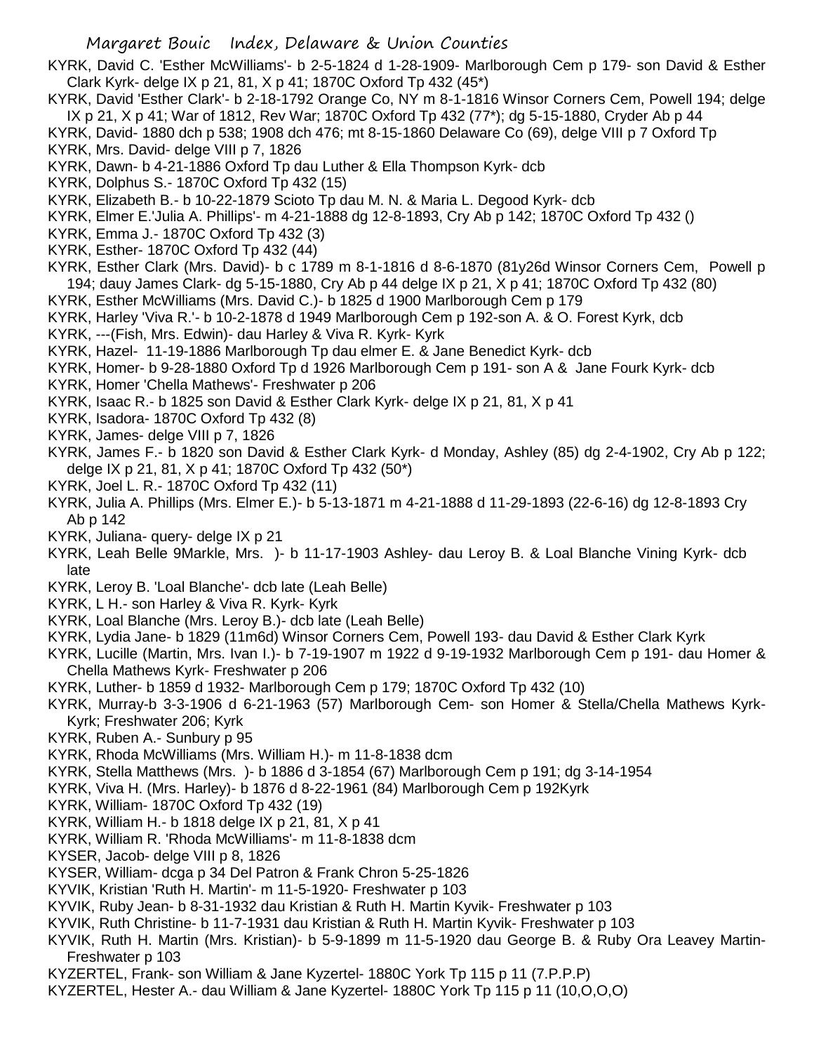KYRK, David C. 'Esther McWilliams'- b 2-5-1824 d 1-28-1909- Marlborough Cem p 179- son David & Esther Clark Kyrk- delge IX p 21, 81, X p 41; 1870C Oxford Tp 432 (45*)

KYRK, David 'Esther Clark'- b 2-18-1792 Orange Co, NY m 8-1-1816 Winsor Corners Cem, Powell 194; delge IX p 21, X p 41; War of 1812, Rev War; 1870C Oxford Tp 432 (77*); dg 5-15-1880, Cryder Ab p 44

KYRK, David- 1880 dch p 538; 1908 dch 476; mt 8-15-1860 Delaware Co (69), delge VIII p 7 Oxford Tp

KYRK, Mrs. David- delge VIII p 7, 1826

KYRK, Dawn- b 4-21-1886 Oxford Tp dau Luther & Ella Thompson Kyrk- dcb

KYRK, Dolphus S.- 1870C Oxford Tp 432 (15)

KYRK, Elizabeth B.- b 10-22-1879 Scioto Tp dau M. N. & Maria L. Degood Kyrk- dcb

KYRK, Elmer E.'Julia A. Phillips'- m 4-21-1888 dg 12-8-1893, Cry Ab p 142; 1870C Oxford Tp 432 ()

KYRK, Emma J.- 1870C Oxford Tp 432 (3)

KYRK, Esther- 1870C Oxford Tp 432 (44)

KYRK, Esther Clark (Mrs. David)- b c 1789 m 8-1-1816 d 8-6-1870 (81y26d Winsor Corners Cem, Powell p 194; dauy James Clark- dg 5-15-1880, Cry Ab p 44 delge IX p 21, X p 41; 1870C Oxford Tp 432 (80)

KYRK, Esther McWilliams (Mrs. David C.)- b 1825 d 1900 Marlborough Cem p 179

KYRK, Harley 'Viva R.'- b 10-2-1878 d 1949 Marlborough Cem p 192-son A. & O. Forest Kyrk, dcb

KYRK, ---(Fish, Mrs. Edwin)- dau Harley & Viva R. Kyrk- Kyrk

KYRK, Hazel- 11-19-1886 Marlborough Tp dau elmer E. & Jane Benedict Kyrk- dcb

KYRK, Homer- b 9-28-1880 Oxford Tp d 1926 Marlborough Cem p 191- son A & Jane Fourk Kyrk- dcb

KYRK, Homer 'Chella Mathews'- Freshwater p 206

KYRK, Isaac R.- b 1825 son David & Esther Clark Kyrk- delge IX p 21, 81, X p 41

KYRK, Isadora- 1870C Oxford Tp 432 (8)

KYRK, James- delge VIII p 7, 1826

KYRK, James F.- b 1820 son David & Esther Clark Kyrk- d Monday, Ashley (85) dg 2-4-1902, Cry Ab p 122; delge IX p 21, 81, X p 41; 1870C Oxford Tp 432 (50*)

KYRK, Joel L. R.- 1870C Oxford Tp 432 (11)

KYRK, Julia A. Phillips (Mrs. Elmer E.)- b 5-13-1871 m 4-21-1888 d 11-29-1893 (22-6-16) dg 12-8-1893 Cry Ab p 142

KYRK, Juliana- query- delge IX p 21

KYRK, Leah Belle 9Markle, Mrs. )- b 11-17-1903 Ashley- dau Leroy B. & Loal Blanche Vining Kyrk- dcb late

KYRK, Leroy B. 'Loal Blanche'- dcb late (Leah Belle)

KYRK, L H.- son Harley & Viva R. Kyrk- Kyrk

KYRK, Loal Blanche (Mrs. Leroy B.)- dcb late (Leah Belle)

KYRK, Lydia Jane- b 1829 (11m6d) Winsor Corners Cem, Powell 193- dau David & Esther Clark Kyrk

KYRK, Lucille (Martin, Mrs. Ivan I.)- b 7-19-1907 m 1922 d 9-19-1932 Marlborough Cem p 191- dau Homer & Chella Mathews Kyrk- Freshwater p 206

KYRK, Luther- b 1859 d 1932- Marlborough Cem p 179; 1870C Oxford Tp 432 (10)

KYRK, Murray-b 3-3-1906 d 6-21-1963 (57) Marlborough Cem- son Homer & Stella/Chella Mathews Kyrk- Kyrk; Freshwater 206; Kyrk

KYRK, Ruben A.- Sunbury p 95

KYRK, Rhoda McWilliams (Mrs. William H.)- m 11-8-1838 dcm

KYRK, Stella Matthews (Mrs. )- b 1886 d 3-1854 (67) Marlborough Cem p 191; dg 3-14-1954

KYRK, Viva H. (Mrs. Harley)- b 1876 d 8-22-1961 (84) Marlborough Cem p 192Kyrk

KYRK, William- 1870C Oxford Tp 432 (19)

KYRK, William H.- b 1818 delge IX p 21, 81, X p 41

KYRK, William R. 'Rhoda McWilliams'- m 11-8-1838 dcm

KYSER, Jacob- delge VIII p 8, 1826

KYSER, William- dcga p 34 Del Patron & Frank Chron 5-25-1826

KYVIK, Kristian 'Ruth H. Martin'- m 11-5-1920- Freshwater p 103

KYVIK, Ruby Jean- b 8-31-1932 dau Kristian & Ruth H. Martin Kyvik- Freshwater p 103

KYVIK, Ruth Christine- b 11-7-1931 dau Kristian & Ruth H. Martin Kyvik- Freshwater p 103

KYVIK, Ruth H. Martin (Mrs. Kristian)- b 5-9-1899 m 11-5-1920 dau George B. & Ruby Ora Leavey Martin- Freshwater p 103

KYZERTEL, Frank- son William & Jane Kyzertel- 1880C York Tp 115 p 11 (7.P.P.P)

KYZERTEL, Hester A.- dau William & Jane Kyzertel- 1880C York Tp 115 p 11 (10,O,O,O)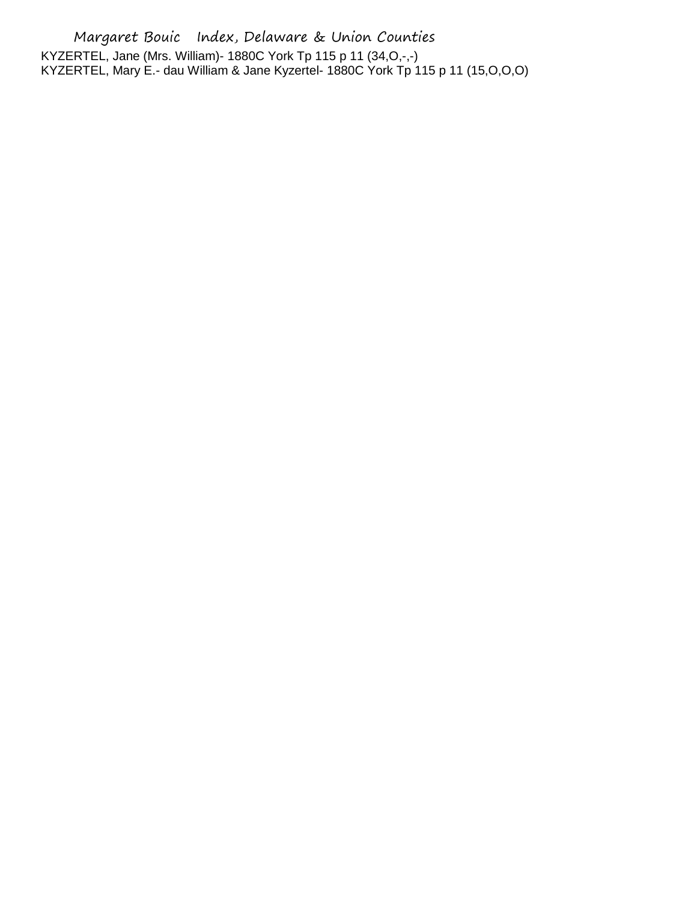KYZERTEL, Jane (Mrs. William)- 1880C York Tp 115 p 11 (34,O,-,-)
KYZERTEL, Mary E.- dau William & Jane Kyzertel- 1880C York Tp 115 p 11 (15,O,O,O)